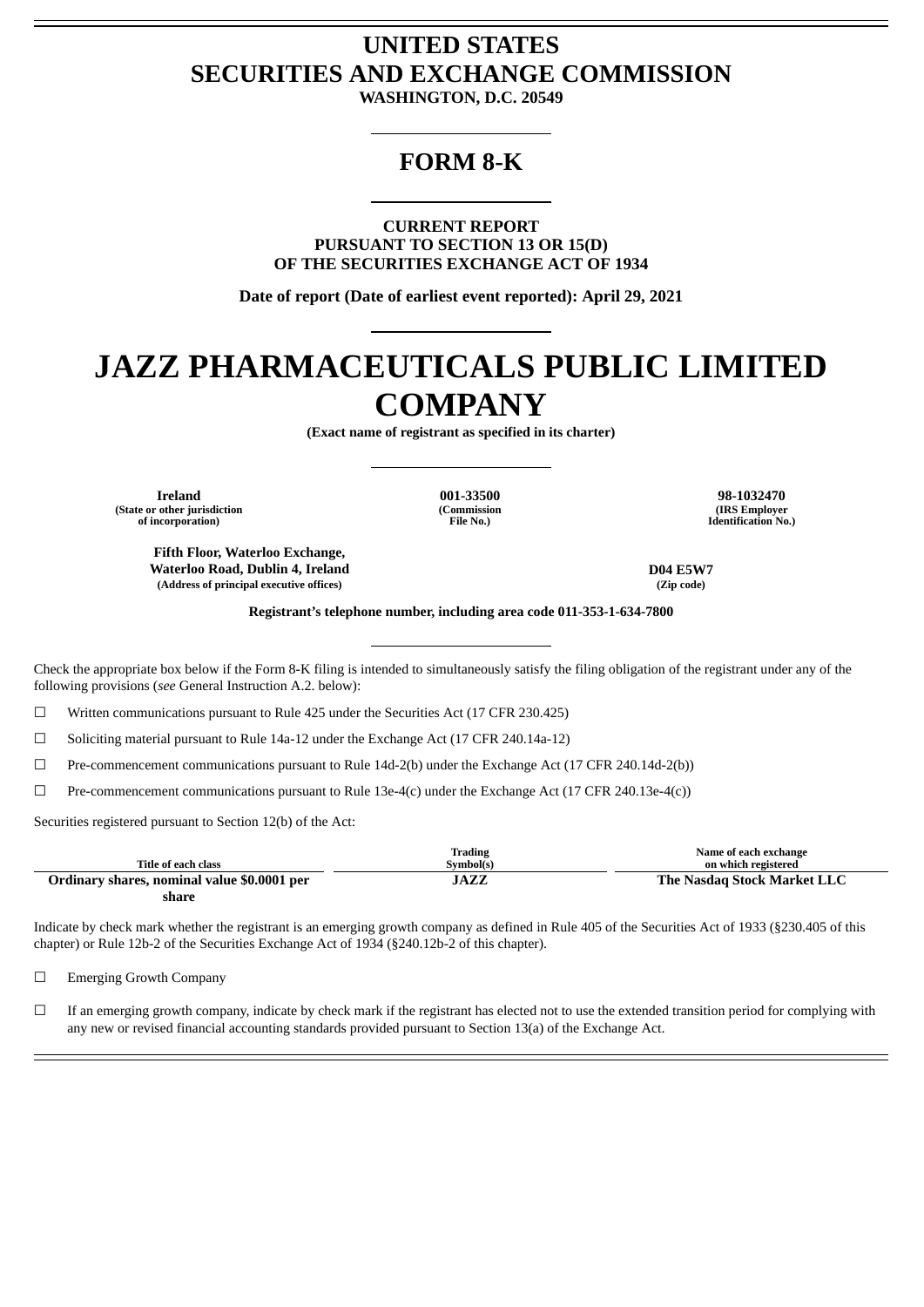# UNITED STATES
# SECURITIES AND EXCHANGE COMMISSION

**WASHINGTON, D.C. 20549**

---

## FORM 8-K

---

**CURRENT REPORT**
**PURSUANT TO SECTION 13 OR 15(D)**
**OF THE SECURITIES EXCHANGE ACT OF 1934**

**Date of report (Date of earliest event reported): April 29, 2021**

---

# JAZZ PHARMACEUTICALS PUBLIC LIMITED COMPANY

**(Exact name of registrant as specified in its charter)**

---

| Ireland | 001-33500 | 98-1032470 |
|---|---|---|
| (State or other jurisdiction of incorporation) | (Commission File No.) | (IRS Employer Identification No.) |

| Fifth Floor, Waterloo Exchange, Waterloo Road, Dublin 4, Ireland | D04 E5W7 |
|---|---|
| (Address of principal executive offices) | (Zip code) |

**Registrant's telephone number, including area code 011-353-1-634-7800**

---

Check the appropriate box below if the Form 8-K filing is intended to simultaneously satisfy the filing obligation of the registrant under any of the following provisions (*see* General Instruction A.2. below):

☐ Written communications pursuant to Rule 425 under the Securities Act (17 CFR 230.425)

☐ Soliciting material pursuant to Rule 14a-12 under the Exchange Act (17 CFR 240.14a-12)

☐ Pre-commencement communications pursuant to Rule 14d-2(b) under the Exchange Act (17 CFR 240.14d-2(b))

☐ Pre-commencement communications pursuant to Rule 13e-4(c) under the Exchange Act (17 CFR 240.13e-4(c))

Securities registered pursuant to Section 12(b) of the Act:

| Title of each class | Trading Symbol(s) | Name of each exchange on which registered |
|---|---|---|
| **Ordinary shares, nominal value $0.0001 per share** | **JAZZ** | **The Nasdaq Stock Market LLC** |

Indicate by check mark whether the registrant is an emerging growth company as defined in Rule 405 of the Securities Act of 1933 (§230.405 of this chapter) or Rule 12b-2 of the Securities Exchange Act of 1934 (§240.12b-2 of this chapter).

☐ Emerging Growth Company

☐ If an emerging growth company, indicate by check mark if the registrant has elected not to use the extended transition period for complying with any new or revised financial accounting standards provided pursuant to Section 13(a) of the Exchange Act.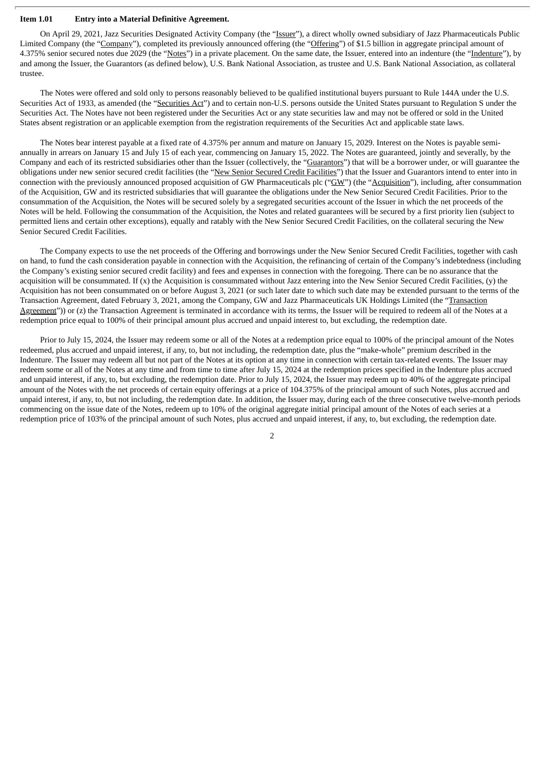**Item 1.01 Entry into a Material Definitive Agreement.**

On April 29, 2021, Jazz Securities Designated Activity Company (the "Issuer"), a direct wholly owned subsidiary of Jazz Pharmaceuticals Public Limited Company (the "Company"), completed its previously announced offering (the "Offering") of $1.5 billion in aggregate principal amount of 4.375% senior secured notes due 2029 (the "Notes") in a private placement. On the same date, the Issuer, entered into an indenture (the "Indenture"), by and among the Issuer, the Guarantors (as defined below), U.S. Bank National Association, as trustee and U.S. Bank National Association, as collateral trustee.

The Notes were offered and sold only to persons reasonably believed to be qualified institutional buyers pursuant to Rule 144A under the U.S. Securities Act of 1933, as amended (the "Securities Act") and to certain non-U.S. persons outside the United States pursuant to Regulation S under the Securities Act. The Notes have not been registered under the Securities Act or any state securities law and may not be offered or sold in the United States absent registration or an applicable exemption from the registration requirements of the Securities Act and applicable state laws.

The Notes bear interest payable at a fixed rate of 4.375% per annum and mature on January 15, 2029. Interest on the Notes is payable semi-annually in arrears on January 15 and July 15 of each year, commencing on January 15, 2022. The Notes are guaranteed, jointly and severally, by the Company and each of its restricted subsidiaries other than the Issuer (collectively, the "Guarantors") that will be a borrower under, or will guarantee the obligations under new senior secured credit facilities (the "New Senior Secured Credit Facilities") that the Issuer and Guarantors intend to enter into in connection with the previously announced proposed acquisition of GW Pharmaceuticals plc ("GW") (the "Acquisition"), including, after consummation of the Acquisition, GW and its restricted subsidiaries that will guarantee the obligations under the New Senior Secured Credit Facilities. Prior to the consummation of the Acquisition, the Notes will be secured solely by a segregated securities account of the Issuer in which the net proceeds of the Notes will be held. Following the consummation of the Acquisition, the Notes and related guarantees will be secured by a first priority lien (subject to permitted liens and certain other exceptions), equally and ratably with the New Senior Secured Credit Facilities, on the collateral securing the New Senior Secured Credit Facilities.

The Company expects to use the net proceeds of the Offering and borrowings under the New Senior Secured Credit Facilities, together with cash on hand, to fund the cash consideration payable in connection with the Acquisition, the refinancing of certain of the Company's indebtedness (including the Company's existing senior secured credit facility) and fees and expenses in connection with the foregoing. There can be no assurance that the acquisition will be consummated. If (x) the Acquisition is consummated without Jazz entering into the New Senior Secured Credit Facilities, (y) the Acquisition has not been consummated on or before August 3, 2021 (or such later date to which such date may be extended pursuant to the terms of the Transaction Agreement, dated February 3, 2021, among the Company, GW and Jazz Pharmaceuticals UK Holdings Limited (the "Transaction Agreement")) or (z) the Transaction Agreement is terminated in accordance with its terms, the Issuer will be required to redeem all of the Notes at a redemption price equal to 100% of their principal amount plus accrued and unpaid interest to, but excluding, the redemption date.

Prior to July 15, 2024, the Issuer may redeem some or all of the Notes at a redemption price equal to 100% of the principal amount of the Notes redeemed, plus accrued and unpaid interest, if any, to, but not including, the redemption date, plus the "make-whole" premium described in the Indenture. The Issuer may redeem all but not part of the Notes at its option at any time in connection with certain tax-related events. The Issuer may redeem some or all of the Notes at any time and from time to time after July 15, 2024 at the redemption prices specified in the Indenture plus accrued and unpaid interest, if any, to, but excluding, the redemption date. Prior to July 15, 2024, the Issuer may redeem up to 40% of the aggregate principal amount of the Notes with the net proceeds of certain equity offerings at a price of 104.375% of the principal amount of such Notes, plus accrued and unpaid interest, if any, to, but not including, the redemption date. In addition, the Issuer may, during each of the three consecutive twelve-month periods commencing on the issue date of the Notes, redeem up to 10% of the original aggregate initial principal amount of the Notes of each series at a redemption price of 103% of the principal amount of such Notes, plus accrued and unpaid interest, if any, to, but excluding, the redemption date.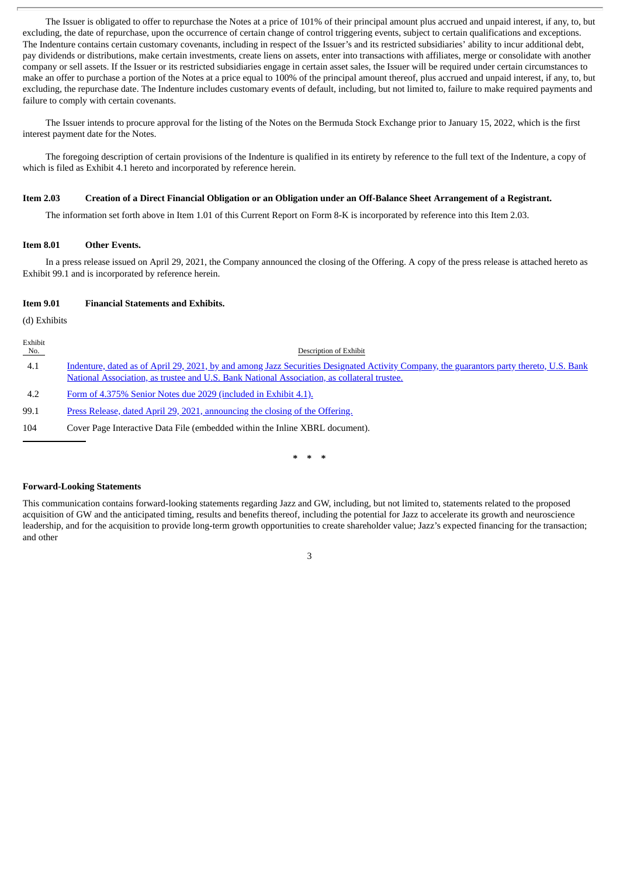The Issuer is obligated to offer to repurchase the Notes at a price of 101% of their principal amount plus accrued and unpaid interest, if any, to, but excluding, the date of repurchase, upon the occurrence of certain change of control triggering events, subject to certain qualifications and exceptions. The Indenture contains certain customary covenants, including in respect of the Issuer's and its restricted subsidiaries' ability to incur additional debt, pay dividends or distributions, make certain investments, create liens on assets, enter into transactions with affiliates, merge or consolidate with another company or sell assets. If the Issuer or its restricted subsidiaries engage in certain asset sales, the Issuer will be required under certain circumstances to make an offer to purchase a portion of the Notes at a price equal to 100% of the principal amount thereof, plus accrued and unpaid interest, if any, to, but excluding, the repurchase date. The Indenture includes customary events of default, including, but not limited to, failure to make required payments and failure to comply with certain covenants.

The Issuer intends to procure approval for the listing of the Notes on the Bermuda Stock Exchange prior to January 15, 2022, which is the first interest payment date for the Notes.

The foregoing description of certain provisions of the Indenture is qualified in its entirety by reference to the full text of the Indenture, a copy of which is filed as Exhibit 4.1 hereto and incorporated by reference herein.

**Item 2.03 Creation of a Direct Financial Obligation or an Obligation under an Off-Balance Sheet Arrangement of a Registrant.**

The information set forth above in Item 1.01 of this Current Report on Form 8-K is incorporated by reference into this Item 2.03.

**Item 8.01 Other Events.**

In a press release issued on April 29, 2021, the Company announced the closing of the Offering. A copy of the press release is attached hereto as Exhibit 99.1 and is incorporated by reference herein.

**Item 9.01 Financial Statements and Exhibits.**

(d) Exhibits

| Exhibit No. | Description of Exhibit |
|---|---|
| 4.1 | Indenture, dated as of April 29, 2021, by and among Jazz Securities Designated Activity Company, the guarantors party thereto, U.S. Bank National Association, as trustee and U.S. Bank National Association, as collateral trustee. |
| 4.2 | Form of 4.375% Senior Notes due 2029 (included in Exhibit 4.1). |
| 99.1 | Press Release, dated April 29, 2021, announcing the closing of the Offering. |
| 104 | Cover Page Interactive Data File (embedded within the Inline XBRL document). |

\* \* \*

**Forward-Looking Statements**

This communication contains forward-looking statements regarding Jazz and GW, including, but not limited to, statements related to the proposed acquisition of GW and the anticipated timing, results and benefits thereof, including the potential for Jazz to accelerate its growth and neuroscience leadership, and for the acquisition to provide long-term growth opportunities to create shareholder value; Jazz's expected financing for the transaction; and other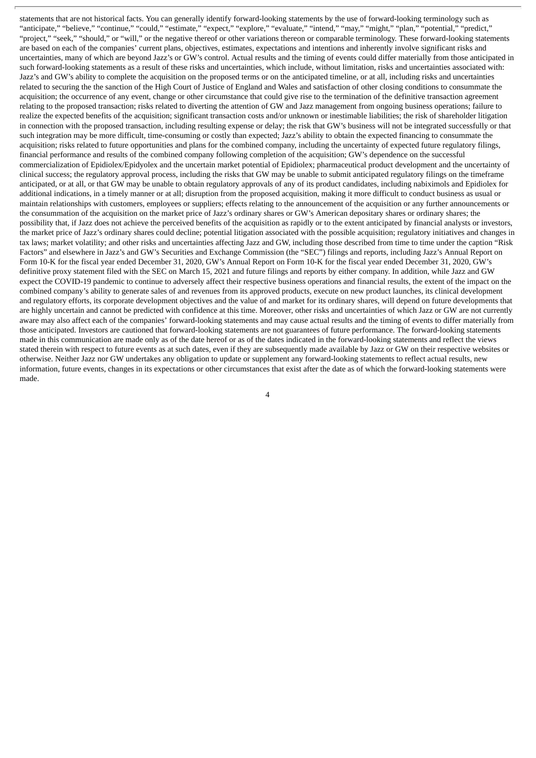statements that are not historical facts. You can generally identify forward-looking statements by the use of forward-looking terminology such as "anticipate," "believe," "continue," "could," "estimate," "expect," "explore," "evaluate," "intend," "may," "might," "plan," "potential," "predict," "project," "seek," "should," or "will," or the negative thereof or other variations thereon or comparable terminology. These forward-looking statements are based on each of the companies' current plans, objectives, estimates, expectations and intentions and inherently involve significant risks and uncertainties, many of which are beyond Jazz's or GW's control. Actual results and the timing of events could differ materially from those anticipated in such forward-looking statements as a result of these risks and uncertainties, which include, without limitation, risks and uncertainties associated with: Jazz's and GW's ability to complete the acquisition on the proposed terms or on the anticipated timeline, or at all, including risks and uncertainties related to securing the the sanction of the High Court of Justice of England and Wales and satisfaction of other closing conditions to consummate the acquisition; the occurrence of any event, change or other circumstance that could give rise to the termination of the definitive transaction agreement relating to the proposed transaction; risks related to diverting the attention of GW and Jazz management from ongoing business operations; failure to realize the expected benefits of the acquisition; significant transaction costs and/or unknown or inestimable liabilities; the risk of shareholder litigation in connection with the proposed transaction, including resulting expense or delay; the risk that GW's business will not be integrated successfully or that such integration may be more difficult, time-consuming or costly than expected; Jazz's ability to obtain the expected financing to consummate the acquisition; risks related to future opportunities and plans for the combined company, including the uncertainty of expected future regulatory filings, financial performance and results of the combined company following completion of the acquisition; GW's dependence on the successful commercialization of Epidiolex/Epidyolex and the uncertain market potential of Epidiolex; pharmaceutical product development and the uncertainty of clinical success; the regulatory approval process, including the risks that GW may be unable to submit anticipated regulatory filings on the timeframe anticipated, or at all, or that GW may be unable to obtain regulatory approvals of any of its product candidates, including nabiximols and Epidiolex for additional indications, in a timely manner or at all; disruption from the proposed acquisition, making it more difficult to conduct business as usual or maintain relationships with customers, employees or suppliers; effects relating to the announcement of the acquisition or any further announcements or the consummation of the acquisition on the market price of Jazz's ordinary shares or GW's American depositary shares or ordinary shares; the possibility that, if Jazz does not achieve the perceived benefits of the acquisition as rapidly or to the extent anticipated by financial analysts or investors, the market price of Jazz's ordinary shares could decline; potential litigation associated with the possible acquisition; regulatory initiatives and changes in tax laws; market volatility; and other risks and uncertainties affecting Jazz and GW, including those described from time to time under the caption "Risk Factors" and elsewhere in Jazz's and GW's Securities and Exchange Commission (the "SEC") filings and reports, including Jazz's Annual Report on Form 10-K for the fiscal year ended December 31, 2020, GW's Annual Report on Form 10-K for the fiscal year ended December 31, 2020, GW's definitive proxy statement filed with the SEC on March 15, 2021 and future filings and reports by either company. In addition, while Jazz and GW expect the COVID-19 pandemic to continue to adversely affect their respective business operations and financial results, the extent of the impact on the combined company's ability to generate sales of and revenues from its approved products, execute on new product launches, its clinical development and regulatory efforts, its corporate development objectives and the value of and market for its ordinary shares, will depend on future developments that are highly uncertain and cannot be predicted with confidence at this time. Moreover, other risks and uncertainties of which Jazz or GW are not currently aware may also affect each of the companies' forward-looking statements and may cause actual results and the timing of events to differ materially from those anticipated. Investors are cautioned that forward-looking statements are not guarantees of future performance. The forward-looking statements made in this communication are made only as of the date hereof or as of the dates indicated in the forward-looking statements and reflect the views stated therein with respect to future events as at such dates, even if they are subsequently made available by Jazz or GW on their respective websites or otherwise. Neither Jazz nor GW undertakes any obligation to update or supplement any forward-looking statements to reflect actual results, new information, future events, changes in its expectations or other circumstances that exist after the date as of which the forward-looking statements were made.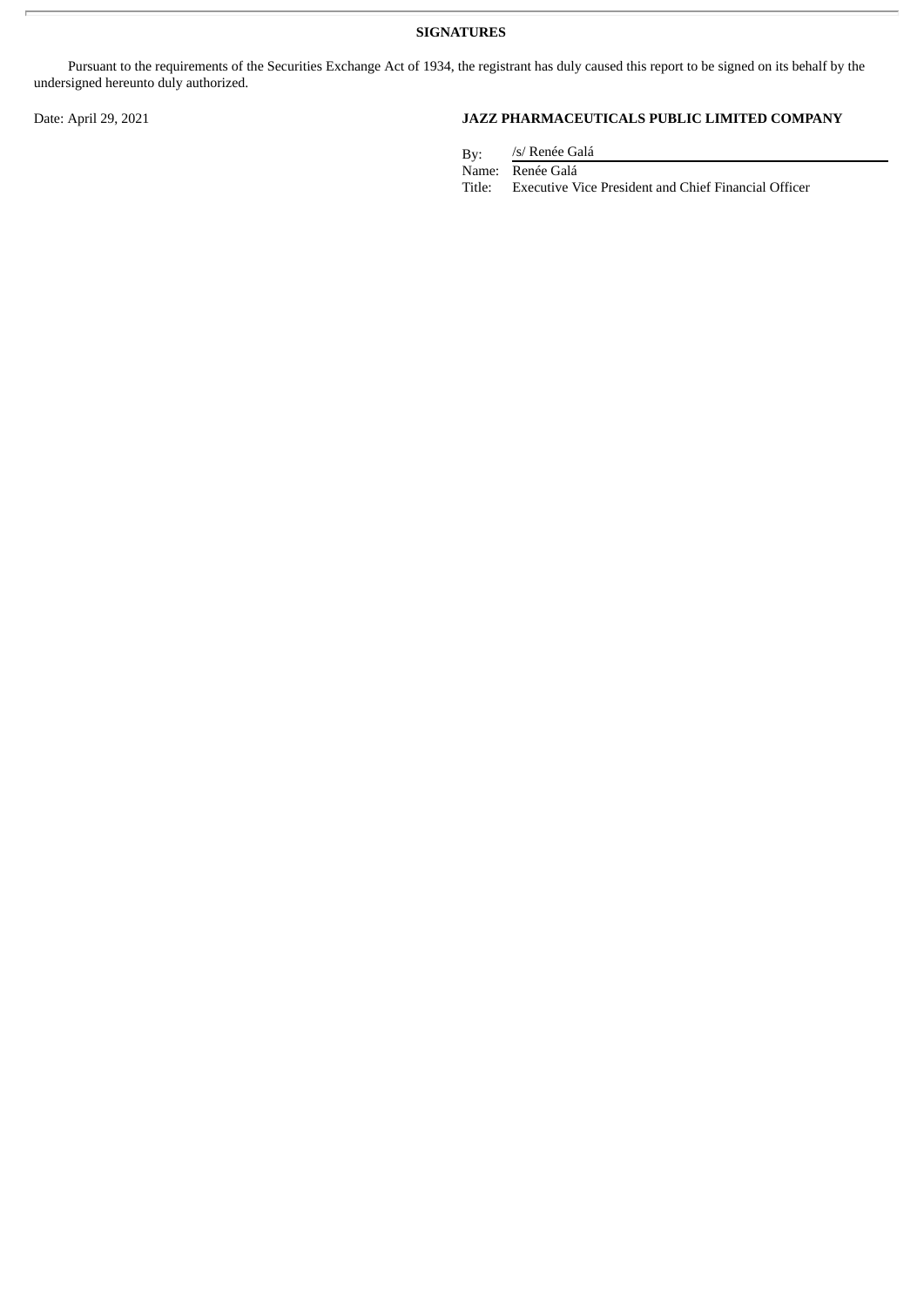**SIGNATURES**

Pursuant to the requirements of the Securities Exchange Act of 1934, the registrant has duly caused this report to be signed on its behalf by the undersigned hereunto duly authorized.

Date: April 29, 2021

**JAZZ PHARMACEUTICALS PUBLIC LIMITED COMPANY**

By: /s/ Renée Galá

Name: Renée Galá

Title: Executive Vice President and Chief Financial Officer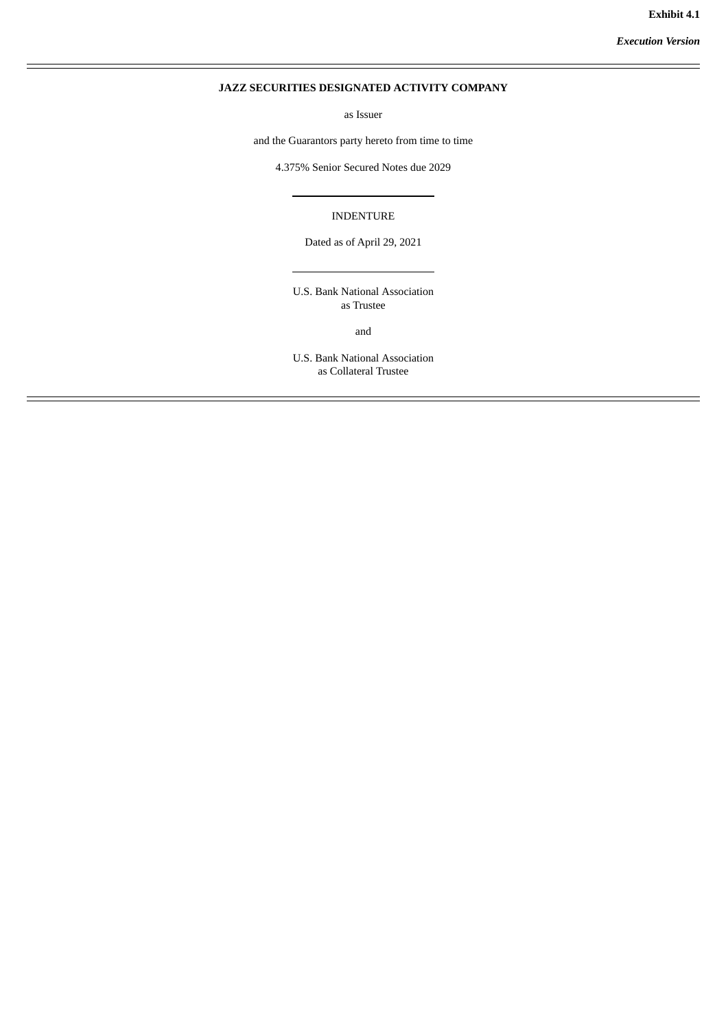**Exhibit 4.1**

***Execution Version***

---

**JAZZ SECURITIES DESIGNATED ACTIVITY COMPANY**

as Issuer

and the Guarantors party hereto from time to time

4.375% Senior Secured Notes due 2029

---

INDENTURE

Dated as of April 29, 2021

---

U.S. Bank National Association
as Trustee

and

U.S. Bank National Association
as Collateral Trustee

---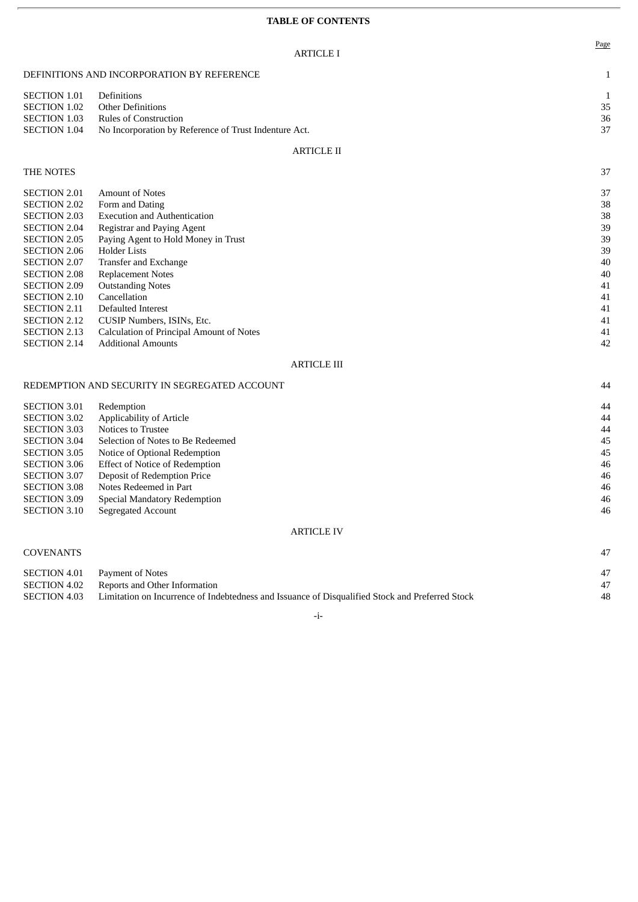**TABLE OF CONTENTS**

| | | Page |
|---|---|---|
| | ARTICLE I | |
| DEFINITIONS AND INCORPORATION BY REFERENCE | | 1 |
| SECTION 1.01 | Definitions | 1 |
| SECTION 1.02 | Other Definitions | 35 |
| SECTION 1.03 | Rules of Construction | 36 |
| SECTION 1.04 | No Incorporation by Reference of Trust Indenture Act. | 37 |
| | ARTICLE II | |
| THE NOTES | | 37 |
| SECTION 2.01 | Amount of Notes | 37 |
| SECTION 2.02 | Form and Dating | 38 |
| SECTION 2.03 | Execution and Authentication | 38 |
| SECTION 2.04 | Registrar and Paying Agent | 39 |
| SECTION 2.05 | Paying Agent to Hold Money in Trust | 39 |
| SECTION 2.06 | Holder Lists | 39 |
| SECTION 2.07 | Transfer and Exchange | 40 |
| SECTION 2.08 | Replacement Notes | 40 |
| SECTION 2.09 | Outstanding Notes | 41 |
| SECTION 2.10 | Cancellation | 41 |
| SECTION 2.11 | Defaulted Interest | 41 |
| SECTION 2.12 | CUSIP Numbers, ISINs, Etc. | 41 |
| SECTION 2.13 | Calculation of Principal Amount of Notes | 41 |
| SECTION 2.14 | Additional Amounts | 42 |
| | ARTICLE III | |
| REDEMPTION AND SECURITY IN SEGREGATED ACCOUNT | | 44 |
| SECTION 3.01 | Redemption | 44 |
| SECTION 3.02 | Applicability of Article | 44 |
| SECTION 3.03 | Notices to Trustee | 44 |
| SECTION 3.04 | Selection of Notes to Be Redeemed | 45 |
| SECTION 3.05 | Notice of Optional Redemption | 45 |
| SECTION 3.06 | Effect of Notice of Redemption | 46 |
| SECTION 3.07 | Deposit of Redemption Price | 46 |
| SECTION 3.08 | Notes Redeemed in Part | 46 |
| SECTION 3.09 | Special Mandatory Redemption | 46 |
| SECTION 3.10 | Segregated Account | 46 |
| | ARTICLE IV | |
| COVENANTS | | 47 |
| SECTION 4.01 | Payment of Notes | 47 |
| SECTION 4.02 | Reports and Other Information | 47 |
| SECTION 4.03 | Limitation on Incurrence of Indebtedness and Issuance of Disqualified Stock and Preferred Stock | 48 |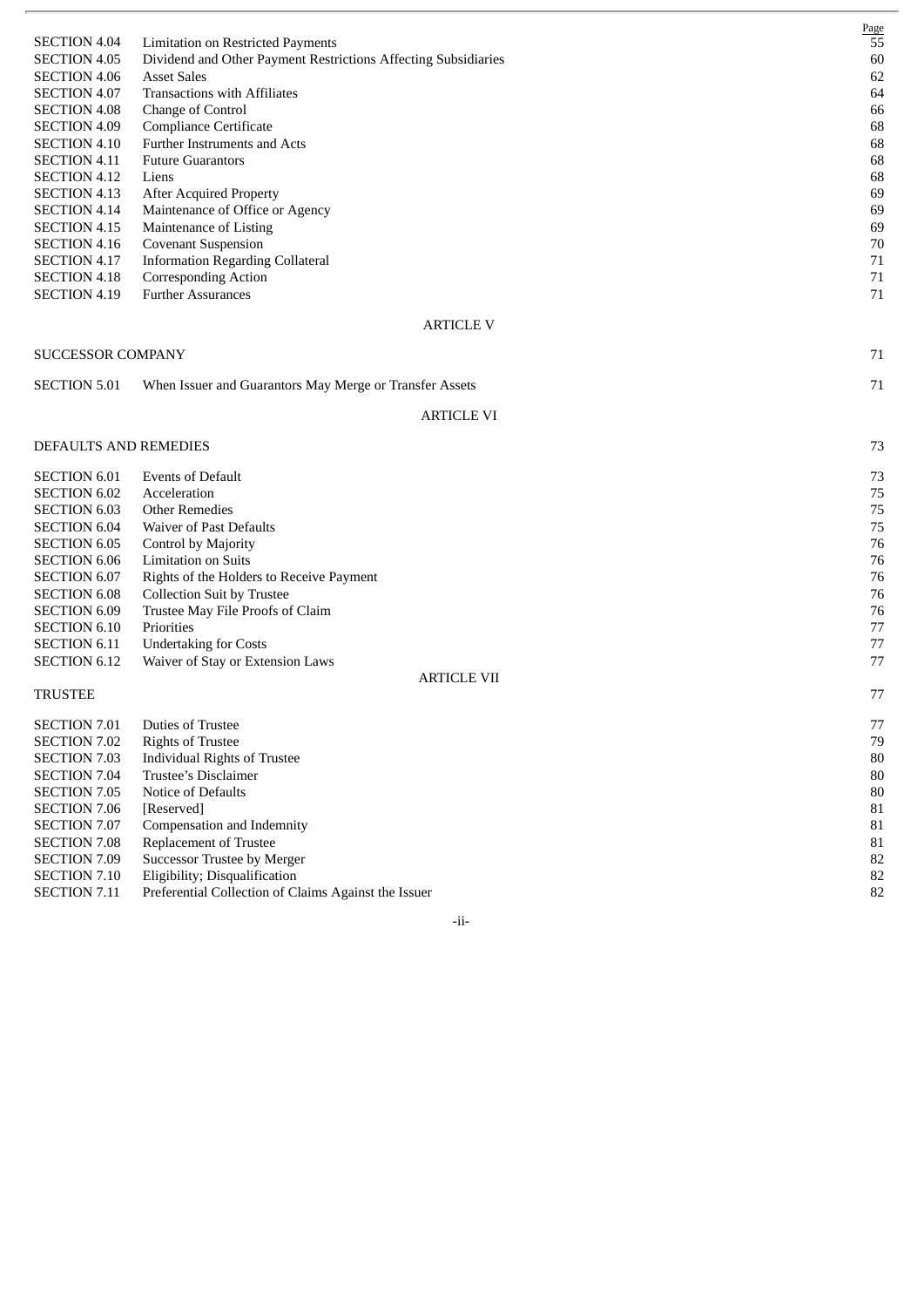| | | Page |
|---|---|---|
| SECTION 4.04 | Limitation on Restricted Payments | 55 |
| SECTION 4.05 | Dividend and Other Payment Restrictions Affecting Subsidiaries | 60 |
| SECTION 4.06 | Asset Sales | 62 |
| SECTION 4.07 | Transactions with Affiliates | 64 |
| SECTION 4.08 | Change of Control | 66 |
| SECTION 4.09 | Compliance Certificate | 68 |
| SECTION 4.10 | Further Instruments and Acts | 68 |
| SECTION 4.11 | Future Guarantors | 68 |
| SECTION 4.12 | Liens | 68 |
| SECTION 4.13 | After Acquired Property | 69 |
| SECTION 4.14 | Maintenance of Office or Agency | 69 |
| SECTION 4.15 | Maintenance of Listing | 69 |
| SECTION 4.16 | Covenant Suspension | 70 |
| SECTION 4.17 | Information Regarding Collateral | 71 |
| SECTION 4.18 | Corresponding Action | 71 |
| SECTION 4.19 | Further Assurances | 71 |

ARTICLE V

| | | |
|---|---|---|
| SUCCESSOR COMPANY | | 71 |
| SECTION 5.01 | When Issuer and Guarantors May Merge or Transfer Assets | 71 |

ARTICLE VI

| | | |
|---|---|---|
| DEFAULTS AND REMEDIES | | 73 |
| SECTION 6.01 | Events of Default | 73 |
| SECTION 6.02 | Acceleration | 75 |
| SECTION 6.03 | Other Remedies | 75 |
| SECTION 6.04 | Waiver of Past Defaults | 75 |
| SECTION 6.05 | Control by Majority | 76 |
| SECTION 6.06 | Limitation on Suits | 76 |
| SECTION 6.07 | Rights of the Holders to Receive Payment | 76 |
| SECTION 6.08 | Collection Suit by Trustee | 76 |
| SECTION 6.09 | Trustee May File Proofs of Claim | 76 |
| SECTION 6.10 | Priorities | 77 |
| SECTION 6.11 | Undertaking for Costs | 77 |
| SECTION 6.12 | Waiver of Stay or Extension Laws | 77 |

ARTICLE VII

| | | |
|---|---|---|
| TRUSTEE | | 77 |
| SECTION 7.01 | Duties of Trustee | 77 |
| SECTION 7.02 | Rights of Trustee | 79 |
| SECTION 7.03 | Individual Rights of Trustee | 80 |
| SECTION 7.04 | Trustee's Disclaimer | 80 |
| SECTION 7.05 | Notice of Defaults | 80 |
| SECTION 7.06 | [Reserved] | 81 |
| SECTION 7.07 | Compensation and Indemnity | 81 |
| SECTION 7.08 | Replacement of Trustee | 81 |
| SECTION 7.09 | Successor Trustee by Merger | 82 |
| SECTION 7.10 | Eligibility; Disqualification | 82 |
| SECTION 7.11 | Preferential Collection of Claims Against the Issuer | 82 |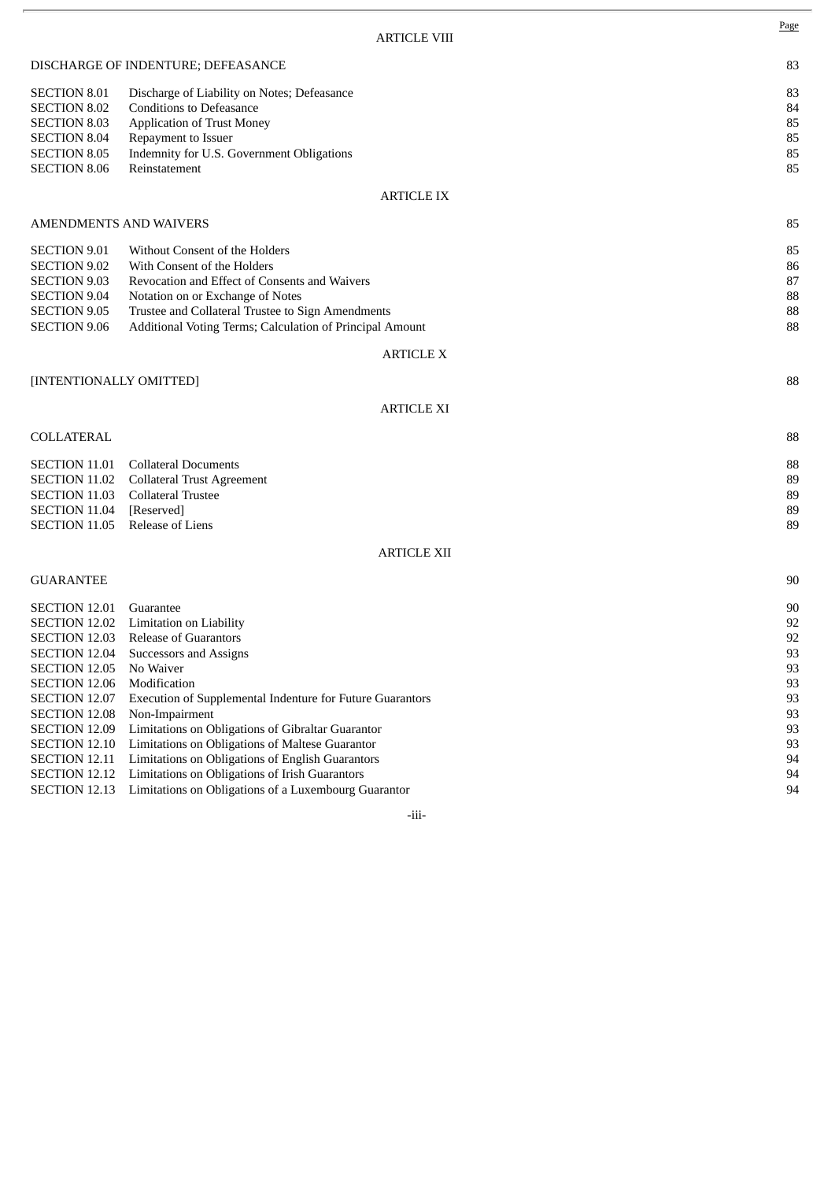| | | Page |
|---|---|---|
| | **ARTICLE VIII** | |
| DISCHARGE OF INDENTURE; DEFEASANCE | | 83 |
| SECTION 8.01 | Discharge of Liability on Notes; Defeasance | 83 |
| SECTION 8.02 | Conditions to Defeasance | 84 |
| SECTION 8.03 | Application of Trust Money | 85 |
| SECTION 8.04 | Repayment to Issuer | 85 |
| SECTION 8.05 | Indemnity for U.S. Government Obligations | 85 |
| SECTION 8.06 | Reinstatement | 85 |
| | **ARTICLE IX** | |
| AMENDMENTS AND WAIVERS | | 85 |
| SECTION 9.01 | Without Consent of the Holders | 85 |
| SECTION 9.02 | With Consent of the Holders | 86 |
| SECTION 9.03 | Revocation and Effect of Consents and Waivers | 87 |
| SECTION 9.04 | Notation on or Exchange of Notes | 88 |
| SECTION 9.05 | Trustee and Collateral Trustee to Sign Amendments | 88 |
| SECTION 9.06 | Additional Voting Terms; Calculation of Principal Amount | 88 |
| | **ARTICLE X** | |
| [INTENTIONALLY OMITTED] | | 88 |
| | **ARTICLE XI** | |
| COLLATERAL | | 88 |
| SECTION 11.01 | Collateral Documents | 88 |
| SECTION 11.02 | Collateral Trust Agreement | 89 |
| SECTION 11.03 | Collateral Trustee | 89 |
| SECTION 11.04 | [Reserved] | 89 |
| SECTION 11.05 | Release of Liens | 89 |
| | **ARTICLE XII** | |
| GUARANTEE | | 90 |
| SECTION 12.01 | Guarantee | 90 |
| SECTION 12.02 | Limitation on Liability | 92 |
| SECTION 12.03 | Release of Guarantors | 92 |
| SECTION 12.04 | Successors and Assigns | 93 |
| SECTION 12.05 | No Waiver | 93 |
| SECTION 12.06 | Modification | 93 |
| SECTION 12.07 | Execution of Supplemental Indenture for Future Guarantors | 93 |
| SECTION 12.08 | Non-Impairment | 93 |
| SECTION 12.09 | Limitations on Obligations of Gibraltar Guarantor | 93 |
| SECTION 12.10 | Limitations on Obligations of Maltese Guarantor | 93 |
| SECTION 12.11 | Limitations on Obligations of English Guarantors | 94 |
| SECTION 12.12 | Limitations on Obligations of Irish Guarantors | 94 |
| SECTION 12.13 | Limitations on Obligations of a Luxembourg Guarantor | 94 |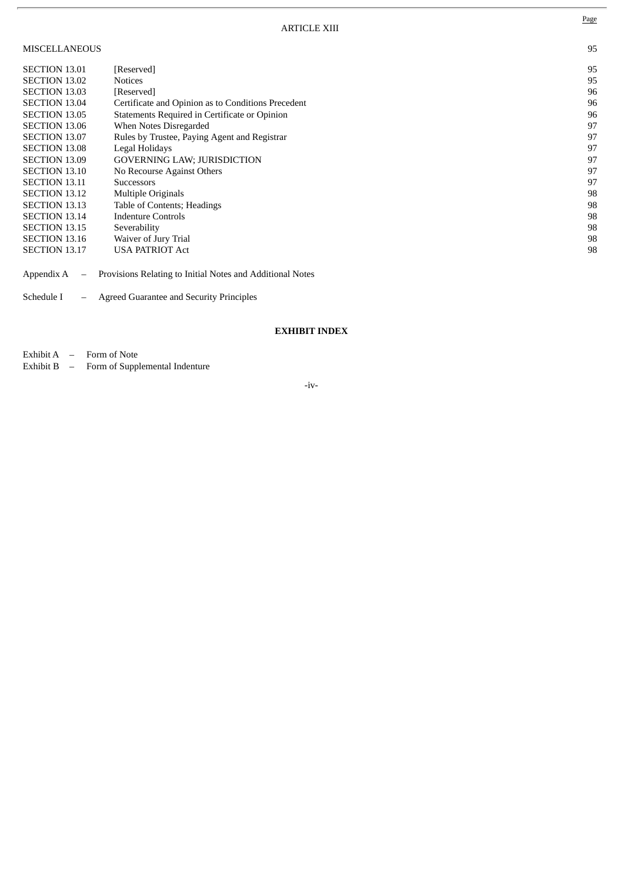| | | Page |
|---|---|---|
| | ARTICLE XIII | |
| MISCELLANEOUS | | 95 |
| SECTION 13.01 | [Reserved] | 95 |
| SECTION 13.02 | Notices | 95 |
| SECTION 13.03 | [Reserved] | 96 |
| SECTION 13.04 | Certificate and Opinion as to Conditions Precedent | 96 |
| SECTION 13.05 | Statements Required in Certificate or Opinion | 96 |
| SECTION 13.06 | When Notes Disregarded | 97 |
| SECTION 13.07 | Rules by Trustee, Paying Agent and Registrar | 97 |
| SECTION 13.08 | Legal Holidays | 97 |
| SECTION 13.09 | GOVERNING LAW; JURISDICTION | 97 |
| SECTION 13.10 | No Recourse Against Others | 97 |
| SECTION 13.11 | Successors | 97 |
| SECTION 13.12 | Multiple Originals | 98 |
| SECTION 13.13 | Table of Contents; Headings | 98 |
| SECTION 13.14 | Indenture Controls | 98 |
| SECTION 13.15 | Severability | 98 |
| SECTION 13.16 | Waiver of Jury Trial | 98 |
| SECTION 13.17 | USA PATRIOT Act | 98 |

Appendix A – Provisions Relating to Initial Notes and Additional Notes

Schedule I – Agreed Guarantee and Security Principles

**EXHIBIT INDEX**

Exhibit A – Form of Note
Exhibit B – Form of Supplemental Indenture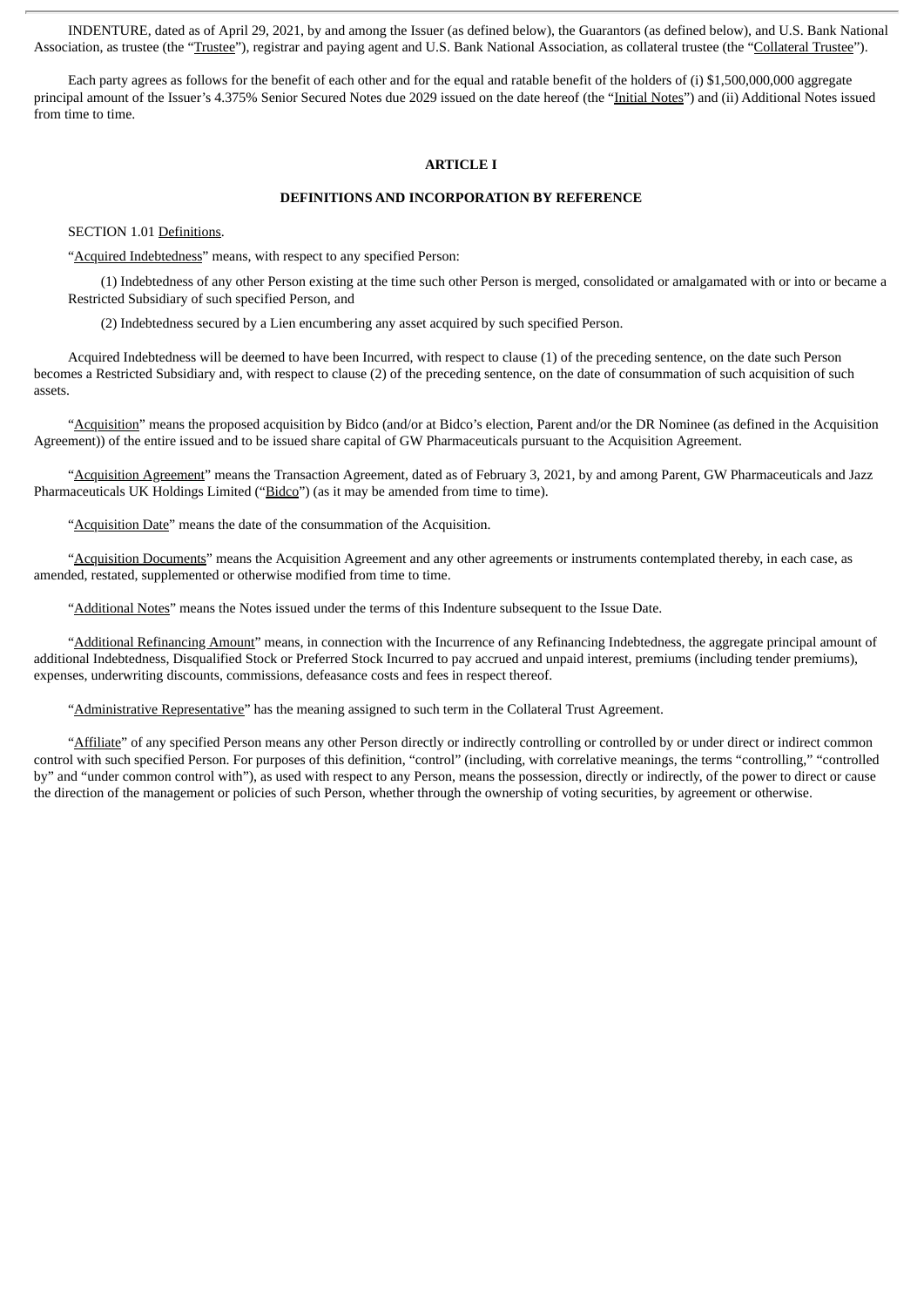INDENTURE, dated as of April 29, 2021, by and among the Issuer (as defined below), the Guarantors (as defined below), and U.S. Bank National Association, as trustee (the "Trustee"), registrar and paying agent and U.S. Bank National Association, as collateral trustee (the "Collateral Trustee").

Each party agrees as follows for the benefit of each other and for the equal and ratable benefit of the holders of (i) $1,500,000,000 aggregate principal amount of the Issuer's 4.375% Senior Secured Notes due 2029 issued on the date hereof (the "Initial Notes") and (ii) Additional Notes issued from time to time.

## ARTICLE I

## DEFINITIONS AND INCORPORATION BY REFERENCE

SECTION 1.01 Definitions.

"Acquired Indebtedness" means, with respect to any specified Person:

(1) Indebtedness of any other Person existing at the time such other Person is merged, consolidated or amalgamated with or into or became a Restricted Subsidiary of such specified Person, and

(2) Indebtedness secured by a Lien encumbering any asset acquired by such specified Person.

Acquired Indebtedness will be deemed to have been Incurred, with respect to clause (1) of the preceding sentence, on the date such Person becomes a Restricted Subsidiary and, with respect to clause (2) of the preceding sentence, on the date of consummation of such acquisition of such assets.

"Acquisition" means the proposed acquisition by Bidco (and/or at Bidco's election, Parent and/or the DR Nominee (as defined in the Acquisition Agreement)) of the entire issued and to be issued share capital of GW Pharmaceuticals pursuant to the Acquisition Agreement.

"Acquisition Agreement" means the Transaction Agreement, dated as of February 3, 2021, by and among Parent, GW Pharmaceuticals and Jazz Pharmaceuticals UK Holdings Limited ("Bidco") (as it may be amended from time to time).

"Acquisition Date" means the date of the consummation of the Acquisition.

"Acquisition Documents" means the Acquisition Agreement and any other agreements or instruments contemplated thereby, in each case, as amended, restated, supplemented or otherwise modified from time to time.

"Additional Notes" means the Notes issued under the terms of this Indenture subsequent to the Issue Date.

"Additional Refinancing Amount" means, in connection with the Incurrence of any Refinancing Indebtedness, the aggregate principal amount of additional Indebtedness, Disqualified Stock or Preferred Stock Incurred to pay accrued and unpaid interest, premiums (including tender premiums), expenses, underwriting discounts, commissions, defeasance costs and fees in respect thereof.

"Administrative Representative" has the meaning assigned to such term in the Collateral Trust Agreement.

"Affiliate" of any specified Person means any other Person directly or indirectly controlling or controlled by or under direct or indirect common control with such specified Person. For purposes of this definition, "control" (including, with correlative meanings, the terms "controlling," "controlled by" and "under common control with"), as used with respect to any Person, means the possession, directly or indirectly, of the power to direct or cause the direction of the management or policies of such Person, whether through the ownership of voting securities, by agreement or otherwise.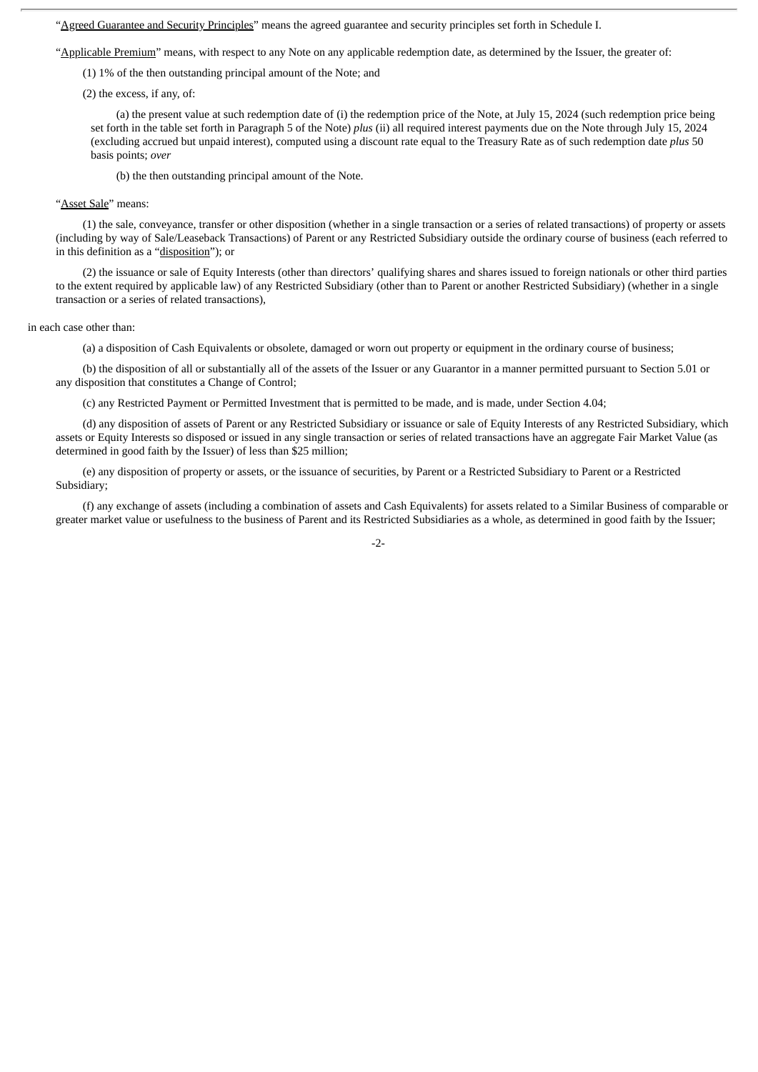"Agreed Guarantee and Security Principles" means the agreed guarantee and security principles set forth in Schedule I.

"Applicable Premium" means, with respect to any Note on any applicable redemption date, as determined by the Issuer, the greater of:

(1) 1% of the then outstanding principal amount of the Note; and

(2) the excess, if any, of:

(a) the present value at such redemption date of (i) the redemption price of the Note, at July 15, 2024 (such redemption price being set forth in the table set forth in Paragraph 5 of the Note) *plus* (ii) all required interest payments due on the Note through July 15, 2024 (excluding accrued but unpaid interest), computed using a discount rate equal to the Treasury Rate as of such redemption date *plus* 50 basis points; *over*

(b) the then outstanding principal amount of the Note.

"Asset Sale" means:

(1) the sale, conveyance, transfer or other disposition (whether in a single transaction or a series of related transactions) of property or assets (including by way of Sale/Leaseback Transactions) of Parent or any Restricted Subsidiary outside the ordinary course of business (each referred to in this definition as a "disposition"); or

(2) the issuance or sale of Equity Interests (other than directors' qualifying shares and shares issued to foreign nationals or other third parties to the extent required by applicable law) of any Restricted Subsidiary (other than to Parent or another Restricted Subsidiary) (whether in a single transaction or a series of related transactions),

in each case other than:

(a) a disposition of Cash Equivalents or obsolete, damaged or worn out property or equipment in the ordinary course of business;

(b) the disposition of all or substantially all of the assets of the Issuer or any Guarantor in a manner permitted pursuant to Section 5.01 or any disposition that constitutes a Change of Control;

(c) any Restricted Payment or Permitted Investment that is permitted to be made, and is made, under Section 4.04;

(d) any disposition of assets of Parent or any Restricted Subsidiary or issuance or sale of Equity Interests of any Restricted Subsidiary, which assets or Equity Interests so disposed or issued in any single transaction or series of related transactions have an aggregate Fair Market Value (as determined in good faith by the Issuer) of less than $25 million;

(e) any disposition of property or assets, or the issuance of securities, by Parent or a Restricted Subsidiary to Parent or a Restricted Subsidiary;

(f) any exchange of assets (including a combination of assets and Cash Equivalents) for assets related to a Similar Business of comparable or greater market value or usefulness to the business of Parent and its Restricted Subsidiaries as a whole, as determined in good faith by the Issuer;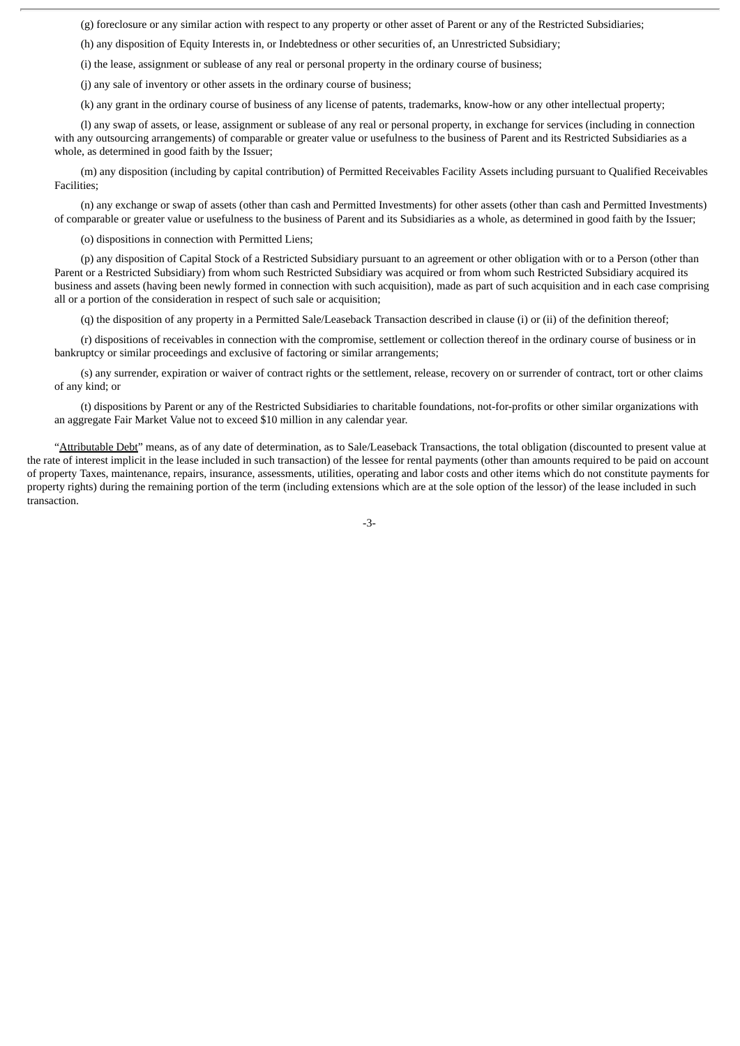(g) foreclosure or any similar action with respect to any property or other asset of Parent or any of the Restricted Subsidiaries;

(h) any disposition of Equity Interests in, or Indebtedness or other securities of, an Unrestricted Subsidiary;

(i) the lease, assignment or sublease of any real or personal property in the ordinary course of business;

(j) any sale of inventory or other assets in the ordinary course of business;

(k) any grant in the ordinary course of business of any license of patents, trademarks, know-how or any other intellectual property;

(l) any swap of assets, or lease, assignment or sublease of any real or personal property, in exchange for services (including in connection with any outsourcing arrangements) of comparable or greater value or usefulness to the business of Parent and its Restricted Subsidiaries as a whole, as determined in good faith by the Issuer;

(m) any disposition (including by capital contribution) of Permitted Receivables Facility Assets including pursuant to Qualified Receivables Facilities;

(n) any exchange or swap of assets (other than cash and Permitted Investments) for other assets (other than cash and Permitted Investments) of comparable or greater value or usefulness to the business of Parent and its Subsidiaries as a whole, as determined in good faith by the Issuer;

(o) dispositions in connection with Permitted Liens;

(p) any disposition of Capital Stock of a Restricted Subsidiary pursuant to an agreement or other obligation with or to a Person (other than Parent or a Restricted Subsidiary) from whom such Restricted Subsidiary was acquired or from whom such Restricted Subsidiary acquired its business and assets (having been newly formed in connection with such acquisition), made as part of such acquisition and in each case comprising all or a portion of the consideration in respect of such sale or acquisition;

(q) the disposition of any property in a Permitted Sale/Leaseback Transaction described in clause (i) or (ii) of the definition thereof;

(r) dispositions of receivables in connection with the compromise, settlement or collection thereof in the ordinary course of business or in bankruptcy or similar proceedings and exclusive of factoring or similar arrangements;

(s) any surrender, expiration or waiver of contract rights or the settlement, release, recovery on or surrender of contract, tort or other claims of any kind; or

(t) dispositions by Parent or any of the Restricted Subsidiaries to charitable foundations, not-for-profits or other similar organizations with an aggregate Fair Market Value not to exceed $10 million in any calendar year.

"Attributable Debt" means, as of any date of determination, as to Sale/Leaseback Transactions, the total obligation (discounted to present value at the rate of interest implicit in the lease included in such transaction) of the lessee for rental payments (other than amounts required to be paid on account of property Taxes, maintenance, repairs, insurance, assessments, utilities, operating and labor costs and other items which do not constitute payments for property rights) during the remaining portion of the term (including extensions which are at the sole option of the lessor) of the lease included in such transaction.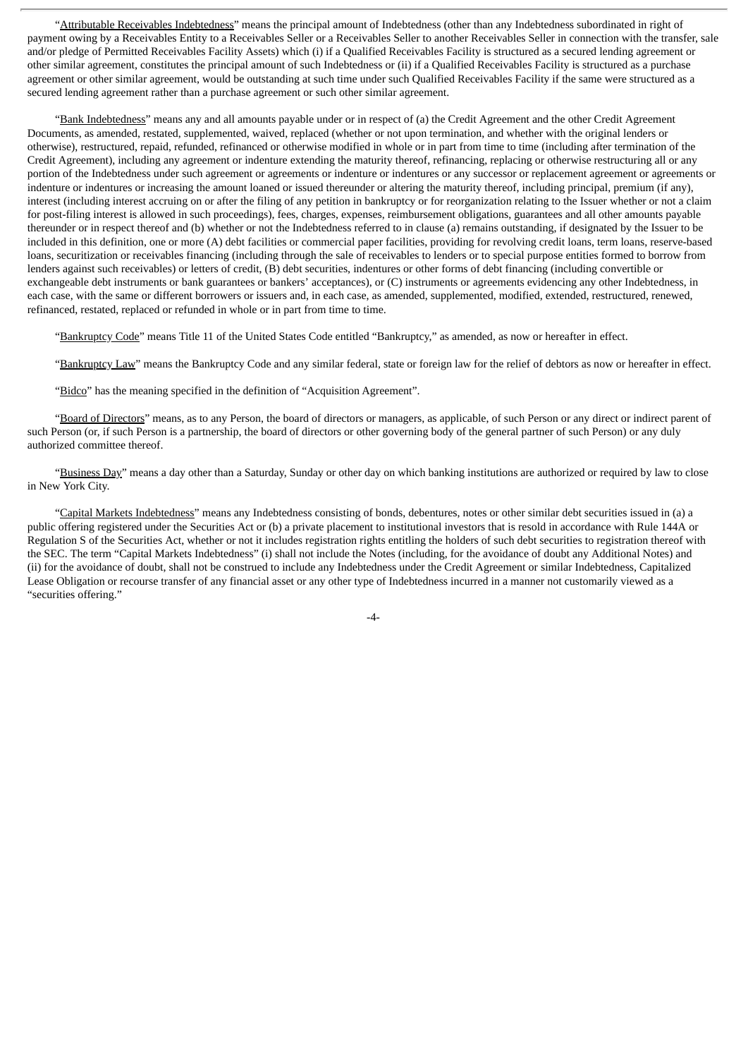"Attributable Receivables Indebtedness" means the principal amount of Indebtedness (other than any Indebtedness subordinated in right of payment owing by a Receivables Entity to a Receivables Seller or a Receivables Seller to another Receivables Seller in connection with the transfer, sale and/or pledge of Permitted Receivables Facility Assets) which (i) if a Qualified Receivables Facility is structured as a secured lending agreement or other similar agreement, constitutes the principal amount of such Indebtedness or (ii) if a Qualified Receivables Facility is structured as a purchase agreement or other similar agreement, would be outstanding at such time under such Qualified Receivables Facility if the same were structured as a secured lending agreement rather than a purchase agreement or such other similar agreement.

"Bank Indebtedness" means any and all amounts payable under or in respect of (a) the Credit Agreement and the other Credit Agreement Documents, as amended, restated, supplemented, waived, replaced (whether or not upon termination, and whether with the original lenders or otherwise), restructured, repaid, refunded, refinanced or otherwise modified in whole or in part from time to time (including after termination of the Credit Agreement), including any agreement or indenture extending the maturity thereof, refinancing, replacing or otherwise restructuring all or any portion of the Indebtedness under such agreement or agreements or indenture or indentures or any successor or replacement agreement or agreements or indenture or indentures or increasing the amount loaned or issued thereunder or altering the maturity thereof, including principal, premium (if any), interest (including interest accruing on or after the filing of any petition in bankruptcy or for reorganization relating to the Issuer whether or not a claim for post-filing interest is allowed in such proceedings), fees, charges, expenses, reimbursement obligations, guarantees and all other amounts payable thereunder or in respect thereof and (b) whether or not the Indebtedness referred to in clause (a) remains outstanding, if designated by the Issuer to be included in this definition, one or more (A) debt facilities or commercial paper facilities, providing for revolving credit loans, term loans, reserve-based loans, securitization or receivables financing (including through the sale of receivables to lenders or to special purpose entities formed to borrow from lenders against such receivables) or letters of credit, (B) debt securities, indentures or other forms of debt financing (including convertible or exchangeable debt instruments or bank guarantees or bankers' acceptances), or (C) instruments or agreements evidencing any other Indebtedness, in each case, with the same or different borrowers or issuers and, in each case, as amended, supplemented, modified, extended, restructured, renewed, refinanced, restated, replaced or refunded in whole or in part from time to time.

"Bankruptcy Code" means Title 11 of the United States Code entitled "Bankruptcy," as amended, as now or hereafter in effect.

"Bankruptcy Law" means the Bankruptcy Code and any similar federal, state or foreign law for the relief of debtors as now or hereafter in effect.

"Bidco" has the meaning specified in the definition of "Acquisition Agreement".

"Board of Directors" means, as to any Person, the board of directors or managers, as applicable, of such Person or any direct or indirect parent of such Person (or, if such Person is a partnership, the board of directors or other governing body of the general partner of such Person) or any duly authorized committee thereof.

"Business Day" means a day other than a Saturday, Sunday or other day on which banking institutions are authorized or required by law to close in New York City.

"Capital Markets Indebtedness" means any Indebtedness consisting of bonds, debentures, notes or other similar debt securities issued in (a) a public offering registered under the Securities Act or (b) a private placement to institutional investors that is resold in accordance with Rule 144A or Regulation S of the Securities Act, whether or not it includes registration rights entitling the holders of such debt securities to registration thereof with the SEC. The term "Capital Markets Indebtedness" (i) shall not include the Notes (including, for the avoidance of doubt any Additional Notes) and (ii) for the avoidance of doubt, shall not be construed to include any Indebtedness under the Credit Agreement or similar Indebtedness, Capitalized Lease Obligation or recourse transfer of any financial asset or any other type of Indebtedness incurred in a manner not customarily viewed as a "securities offering."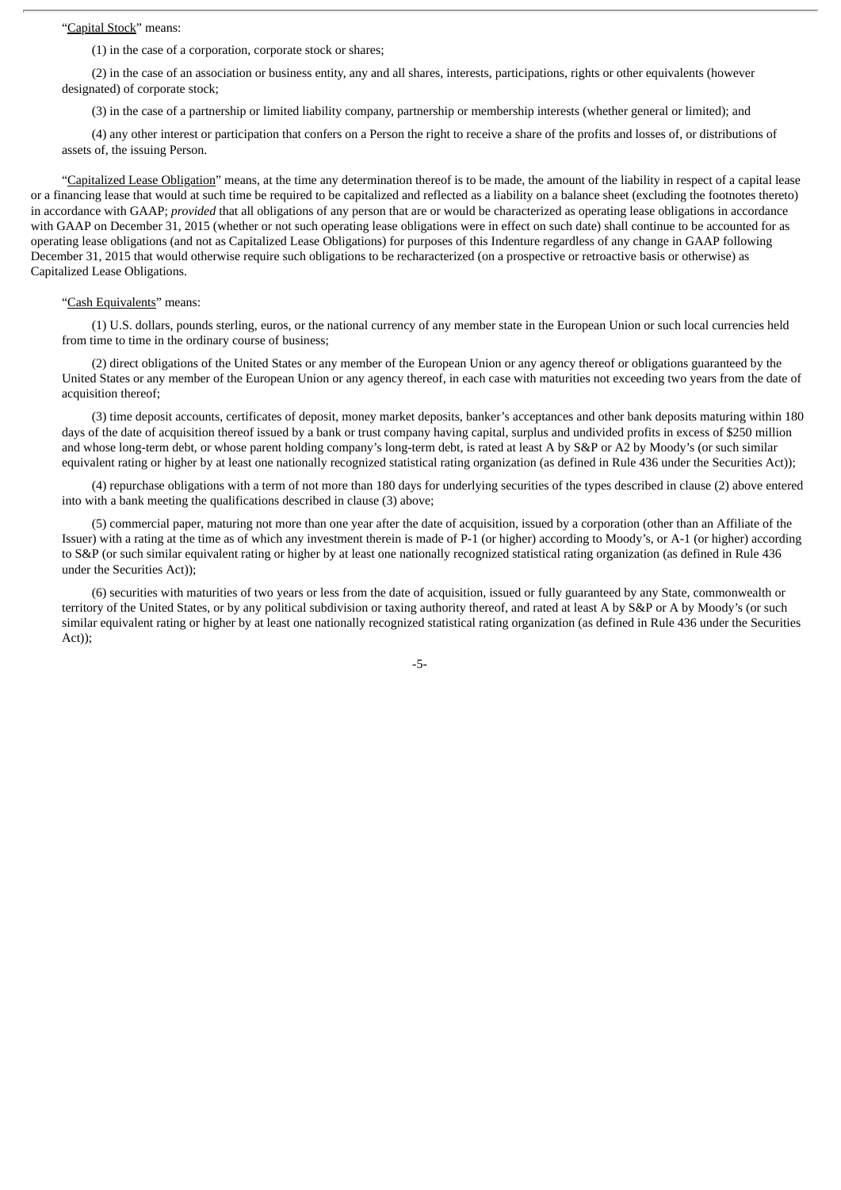"Capital Stock" means:

(1) in the case of a corporation, corporate stock or shares;

(2) in the case of an association or business entity, any and all shares, interests, participations, rights or other equivalents (however designated) of corporate stock;

(3) in the case of a partnership or limited liability company, partnership or membership interests (whether general or limited); and

(4) any other interest or participation that confers on a Person the right to receive a share of the profits and losses of, or distributions of assets of, the issuing Person.

"Capitalized Lease Obligation" means, at the time any determination thereof is to be made, the amount of the liability in respect of a capital lease or a financing lease that would at such time be required to be capitalized and reflected as a liability on a balance sheet (excluding the footnotes thereto) in accordance with GAAP; *provided* that all obligations of any person that are or would be characterized as operating lease obligations in accordance with GAAP on December 31, 2015 (whether or not such operating lease obligations were in effect on such date) shall continue to be accounted for as operating lease obligations (and not as Capitalized Lease Obligations) for purposes of this Indenture regardless of any change in GAAP following December 31, 2015 that would otherwise require such obligations to be recharacterized (on a prospective or retroactive basis or otherwise) as Capitalized Lease Obligations.

"Cash Equivalents" means:

(1) U.S. dollars, pounds sterling, euros, or the national currency of any member state in the European Union or such local currencies held from time to time in the ordinary course of business;

(2) direct obligations of the United States or any member of the European Union or any agency thereof or obligations guaranteed by the United States or any member of the European Union or any agency thereof, in each case with maturities not exceeding two years from the date of acquisition thereof;

(3) time deposit accounts, certificates of deposit, money market deposits, banker's acceptances and other bank deposits maturing within 180 days of the date of acquisition thereof issued by a bank or trust company having capital, surplus and undivided profits in excess of $250 million and whose long-term debt, or whose parent holding company's long-term debt, is rated at least A by S&P or A2 by Moody's (or such similar equivalent rating or higher by at least one nationally recognized statistical rating organization (as defined in Rule 436 under the Securities Act));

(4) repurchase obligations with a term of not more than 180 days for underlying securities of the types described in clause (2) above entered into with a bank meeting the qualifications described in clause (3) above;

(5) commercial paper, maturing not more than one year after the date of acquisition, issued by a corporation (other than an Affiliate of the Issuer) with a rating at the time as of which any investment therein is made of P-1 (or higher) according to Moody's, or A-1 (or higher) according to S&P (or such similar equivalent rating or higher by at least one nationally recognized statistical rating organization (as defined in Rule 436 under the Securities Act));

(6) securities with maturities of two years or less from the date of acquisition, issued or fully guaranteed by any State, commonwealth or territory of the United States, or by any political subdivision or taxing authority thereof, and rated at least A by S&P or A by Moody's (or such similar equivalent rating or higher by at least one nationally recognized statistical rating organization (as defined in Rule 436 under the Securities Act));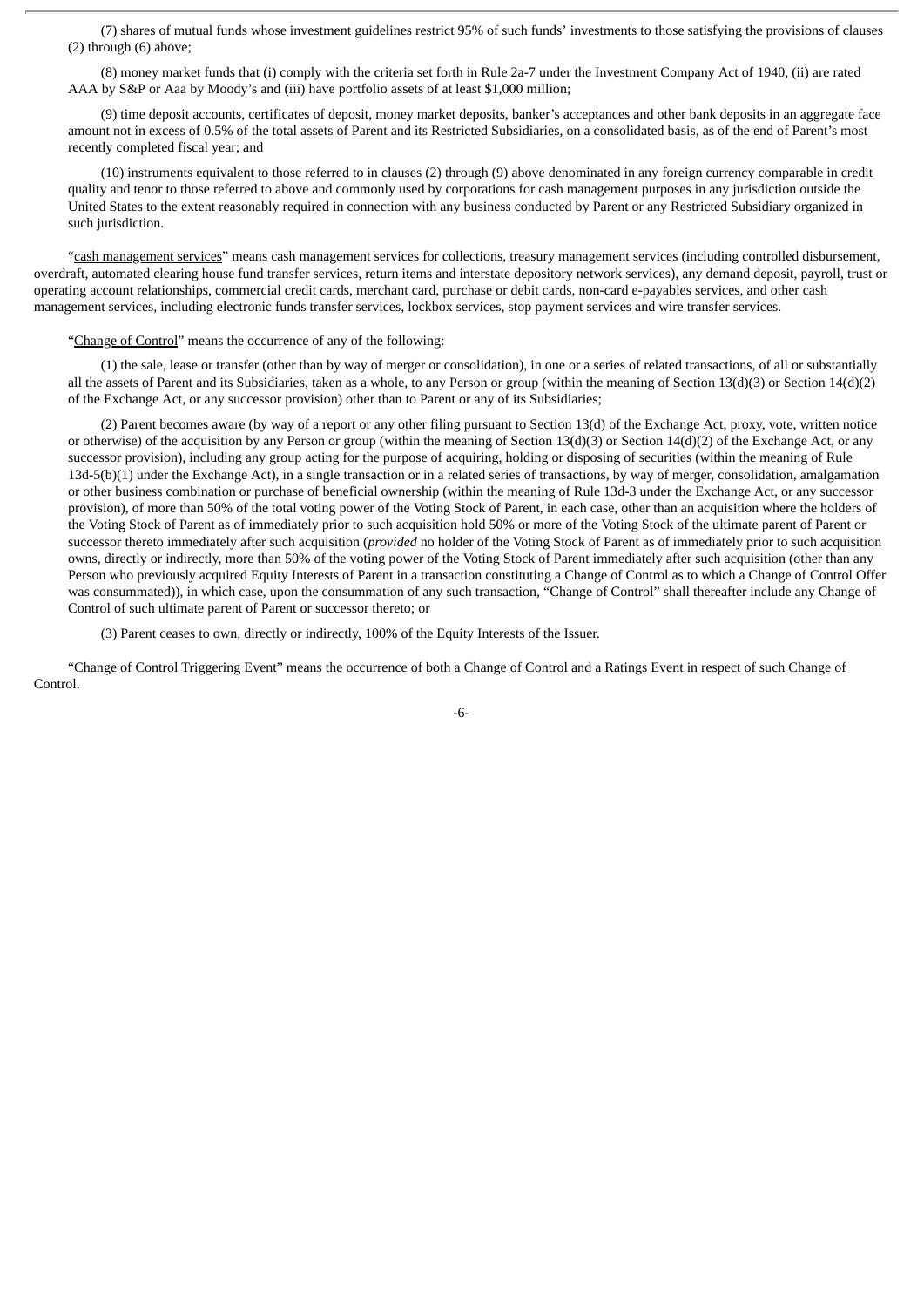(7) shares of mutual funds whose investment guidelines restrict 95% of such funds' investments to those satisfying the provisions of clauses (2) through (6) above;

(8) money market funds that (i) comply with the criteria set forth in Rule 2a-7 under the Investment Company Act of 1940, (ii) are rated AAA by S&P or Aaa by Moody's and (iii) have portfolio assets of at least $1,000 million;

(9) time deposit accounts, certificates of deposit, money market deposits, banker's acceptances and other bank deposits in an aggregate face amount not in excess of 0.5% of the total assets of Parent and its Restricted Subsidiaries, on a consolidated basis, as of the end of Parent's most recently completed fiscal year; and

(10) instruments equivalent to those referred to in clauses (2) through (9) above denominated in any foreign currency comparable in credit quality and tenor to those referred to above and commonly used by corporations for cash management purposes in any jurisdiction outside the United States to the extent reasonably required in connection with any business conducted by Parent or any Restricted Subsidiary organized in such jurisdiction.

"cash management services" means cash management services for collections, treasury management services (including controlled disbursement, overdraft, automated clearing house fund transfer services, return items and interstate depository network services), any demand deposit, payroll, trust or operating account relationships, commercial credit cards, merchant card, purchase or debit cards, non-card e-payables services, and other cash management services, including electronic funds transfer services, lockbox services, stop payment services and wire transfer services.

"Change of Control" means the occurrence of any of the following:

(1) the sale, lease or transfer (other than by way of merger or consolidation), in one or a series of related transactions, of all or substantially all the assets of Parent and its Subsidiaries, taken as a whole, to any Person or group (within the meaning of Section 13(d)(3) or Section 14(d)(2) of the Exchange Act, or any successor provision) other than to Parent or any of its Subsidiaries;

(2) Parent becomes aware (by way of a report or any other filing pursuant to Section 13(d) of the Exchange Act, proxy, vote, written notice or otherwise) of the acquisition by any Person or group (within the meaning of Section 13(d)(3) or Section 14(d)(2) of the Exchange Act, or any successor provision), including any group acting for the purpose of acquiring, holding or disposing of securities (within the meaning of Rule 13d-5(b)(1) under the Exchange Act), in a single transaction or in a related series of transactions, by way of merger, consolidation, amalgamation or other business combination or purchase of beneficial ownership (within the meaning of Rule 13d-3 under the Exchange Act, or any successor provision), of more than 50% of the total voting power of the Voting Stock of Parent, in each case, other than an acquisition where the holders of the Voting Stock of Parent as of immediately prior to such acquisition hold 50% or more of the Voting Stock of the ultimate parent of Parent or successor thereto immediately after such acquisition (*provided* no holder of the Voting Stock of Parent as of immediately prior to such acquisition owns, directly or indirectly, more than 50% of the voting power of the Voting Stock of Parent immediately after such acquisition (other than any Person who previously acquired Equity Interests of Parent in a transaction constituting a Change of Control as to which a Change of Control Offer was consummated)), in which case, upon the consummation of any such transaction, "Change of Control" shall thereafter include any Change of Control of such ultimate parent of Parent or successor thereto; or

(3) Parent ceases to own, directly or indirectly, 100% of the Equity Interests of the Issuer.

"Change of Control Triggering Event" means the occurrence of both a Change of Control and a Ratings Event in respect of such Change of Control.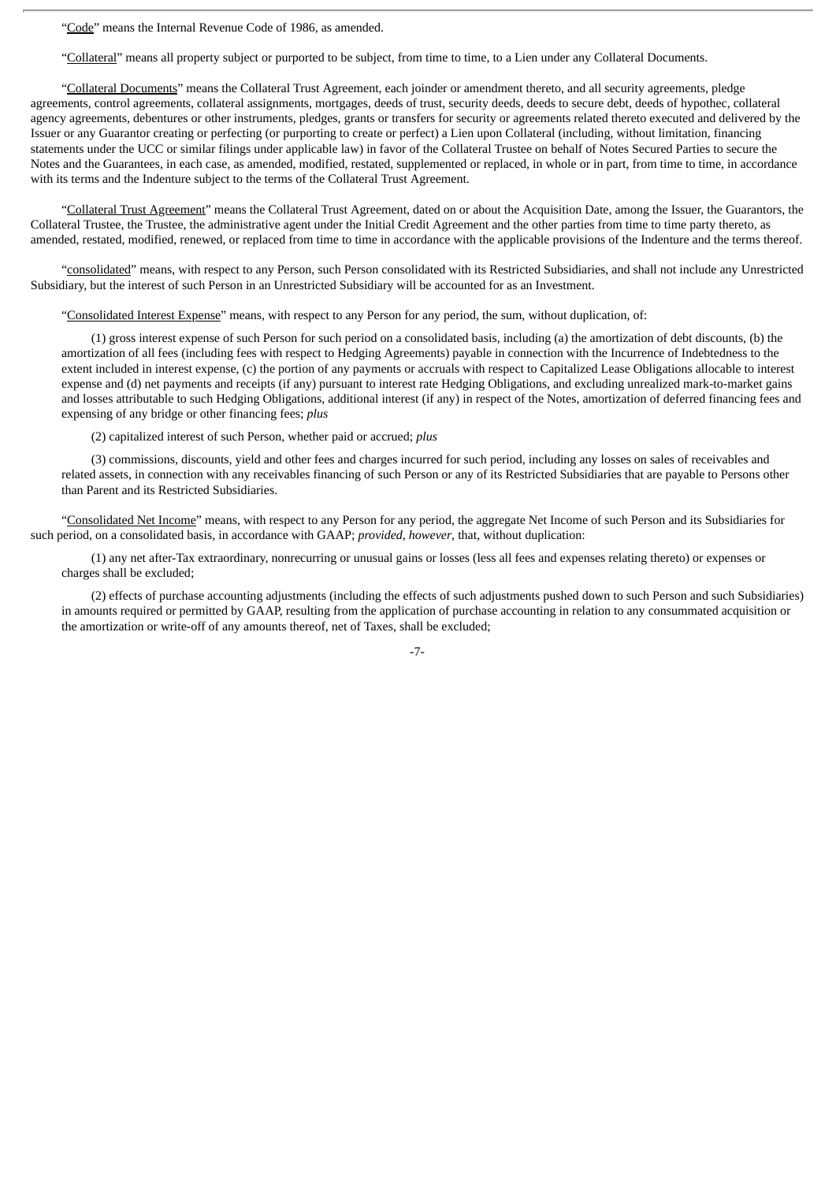"Code" means the Internal Revenue Code of 1986, as amended.

"Collateral" means all property subject or purported to be subject, from time to time, to a Lien under any Collateral Documents.

"Collateral Documents" means the Collateral Trust Agreement, each joinder or amendment thereto, and all security agreements, pledge agreements, control agreements, collateral assignments, mortgages, deeds of trust, security deeds, deeds to secure debt, deeds of hypothec, collateral agency agreements, debentures or other instruments, pledges, grants or transfers for security or agreements related thereto executed and delivered by the Issuer or any Guarantor creating or perfecting (or purporting to create or perfect) a Lien upon Collateral (including, without limitation, financing statements under the UCC or similar filings under applicable law) in favor of the Collateral Trustee on behalf of Notes Secured Parties to secure the Notes and the Guarantees, in each case, as amended, modified, restated, supplemented or replaced, in whole or in part, from time to time, in accordance with its terms and the Indenture subject to the terms of the Collateral Trust Agreement.

"Collateral Trust Agreement" means the Collateral Trust Agreement, dated on or about the Acquisition Date, among the Issuer, the Guarantors, the Collateral Trustee, the Trustee, the administrative agent under the Initial Credit Agreement and the other parties from time to time party thereto, as amended, restated, modified, renewed, or replaced from time to time in accordance with the applicable provisions of the Indenture and the terms thereof.

"consolidated" means, with respect to any Person, such Person consolidated with its Restricted Subsidiaries, and shall not include any Unrestricted Subsidiary, but the interest of such Person in an Unrestricted Subsidiary will be accounted for as an Investment.

"Consolidated Interest Expense" means, with respect to any Person for any period, the sum, without duplication, of:

(1) gross interest expense of such Person for such period on a consolidated basis, including (a) the amortization of debt discounts, (b) the amortization of all fees (including fees with respect to Hedging Agreements) payable in connection with the Incurrence of Indebtedness to the extent included in interest expense, (c) the portion of any payments or accruals with respect to Capitalized Lease Obligations allocable to interest expense and (d) net payments and receipts (if any) pursuant to interest rate Hedging Obligations, and excluding unrealized mark-to-market gains and losses attributable to such Hedging Obligations, additional interest (if any) in respect of the Notes, amortization of deferred financing fees and expensing of any bridge or other financing fees; *plus*

(2) capitalized interest of such Person, whether paid or accrued; *plus*

(3) commissions, discounts, yield and other fees and charges incurred for such period, including any losses on sales of receivables and related assets, in connection with any receivables financing of such Person or any of its Restricted Subsidiaries that are payable to Persons other than Parent and its Restricted Subsidiaries.

"Consolidated Net Income" means, with respect to any Person for any period, the aggregate Net Income of such Person and its Subsidiaries for such period, on a consolidated basis, in accordance with GAAP; *provided*, *however*, that, without duplication:

(1) any net after-Tax extraordinary, nonrecurring or unusual gains or losses (less all fees and expenses relating thereto) or expenses or charges shall be excluded;

(2) effects of purchase accounting adjustments (including the effects of such adjustments pushed down to such Person and such Subsidiaries) in amounts required or permitted by GAAP, resulting from the application of purchase accounting in relation to any consummated acquisition or the amortization or write-off of any amounts thereof, net of Taxes, shall be excluded;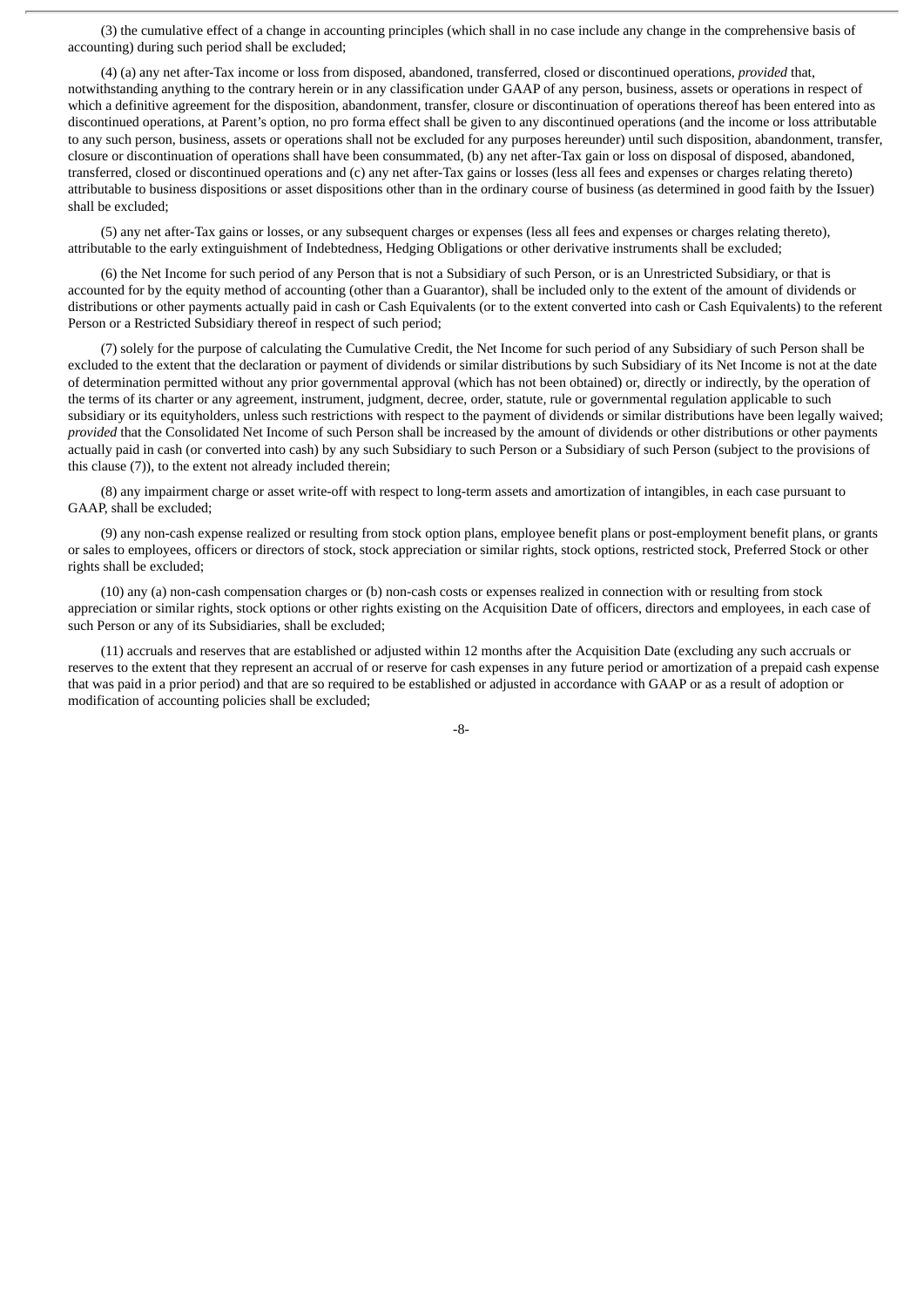(3) the cumulative effect of a change in accounting principles (which shall in no case include any change in the comprehensive basis of accounting) during such period shall be excluded;

(4) (a) any net after-Tax income or loss from disposed, abandoned, transferred, closed or discontinued operations, *provided* that, notwithstanding anything to the contrary herein or in any classification under GAAP of any person, business, assets or operations in respect of which a definitive agreement for the disposition, abandonment, transfer, closure or discontinuation of operations thereof has been entered into as discontinued operations, at Parent's option, no pro forma effect shall be given to any discontinued operations (and the income or loss attributable to any such person, business, assets or operations shall not be excluded for any purposes hereunder) until such disposition, abandonment, transfer, closure or discontinuation of operations shall have been consummated, (b) any net after-Tax gain or loss on disposal of disposed, abandoned, transferred, closed or discontinued operations and (c) any net after-Tax gains or losses (less all fees and expenses or charges relating thereto) attributable to business dispositions or asset dispositions other than in the ordinary course of business (as determined in good faith by the Issuer) shall be excluded;

(5) any net after-Tax gains or losses, or any subsequent charges or expenses (less all fees and expenses or charges relating thereto), attributable to the early extinguishment of Indebtedness, Hedging Obligations or other derivative instruments shall be excluded;

(6) the Net Income for such period of any Person that is not a Subsidiary of such Person, or is an Unrestricted Subsidiary, or that is accounted for by the equity method of accounting (other than a Guarantor), shall be included only to the extent of the amount of dividends or distributions or other payments actually paid in cash or Cash Equivalents (or to the extent converted into cash or Cash Equivalents) to the referent Person or a Restricted Subsidiary thereof in respect of such period;

(7) solely for the purpose of calculating the Cumulative Credit, the Net Income for such period of any Subsidiary of such Person shall be excluded to the extent that the declaration or payment of dividends or similar distributions by such Subsidiary of its Net Income is not at the date of determination permitted without any prior governmental approval (which has not been obtained) or, directly or indirectly, by the operation of the terms of its charter or any agreement, instrument, judgment, decree, order, statute, rule or governmental regulation applicable to such subsidiary or its equityholders, unless such restrictions with respect to the payment of dividends or similar distributions have been legally waived; *provided* that the Consolidated Net Income of such Person shall be increased by the amount of dividends or other distributions or other payments actually paid in cash (or converted into cash) by any such Subsidiary to such Person or a Subsidiary of such Person (subject to the provisions of this clause (7)), to the extent not already included therein;

(8) any impairment charge or asset write-off with respect to long-term assets and amortization of intangibles, in each case pursuant to GAAP, shall be excluded;

(9) any non-cash expense realized or resulting from stock option plans, employee benefit plans or post-employment benefit plans, or grants or sales to employees, officers or directors of stock, stock appreciation or similar rights, stock options, restricted stock, Preferred Stock or other rights shall be excluded;

(10) any (a) non-cash compensation charges or (b) non-cash costs or expenses realized in connection with or resulting from stock appreciation or similar rights, stock options or other rights existing on the Acquisition Date of officers, directors and employees, in each case of such Person or any of its Subsidiaries, shall be excluded;

(11) accruals and reserves that are established or adjusted within 12 months after the Acquisition Date (excluding any such accruals or reserves to the extent that they represent an accrual of or reserve for cash expenses in any future period or amortization of a prepaid cash expense that was paid in a prior period) and that are so required to be established or adjusted in accordance with GAAP or as a result of adoption or modification of accounting policies shall be excluded;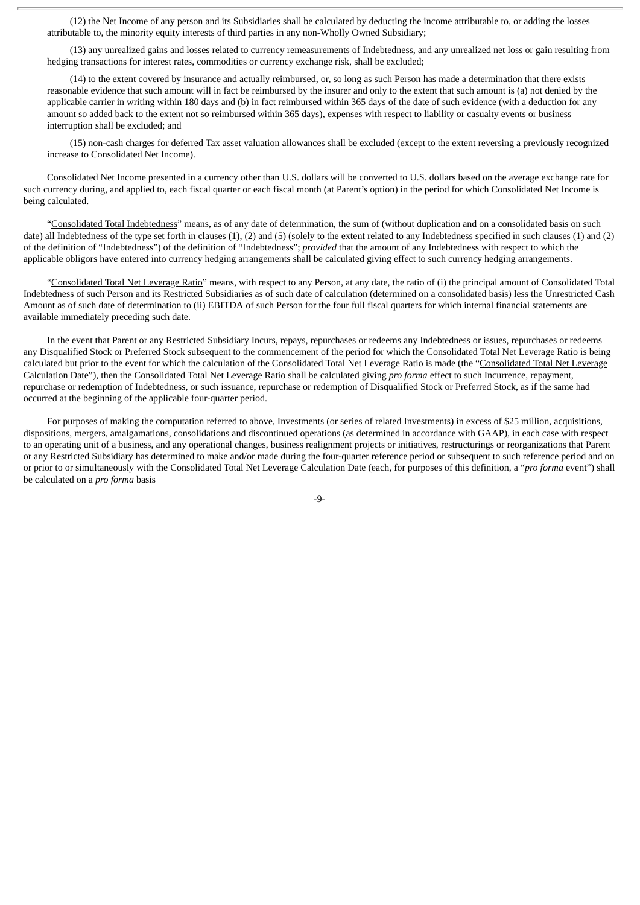(12) the Net Income of any person and its Subsidiaries shall be calculated by deducting the income attributable to, or adding the losses attributable to, the minority equity interests of third parties in any non-Wholly Owned Subsidiary;

(13) any unrealized gains and losses related to currency remeasurements of Indebtedness, and any unrealized net loss or gain resulting from hedging transactions for interest rates, commodities or currency exchange risk, shall be excluded;

(14) to the extent covered by insurance and actually reimbursed, or, so long as such Person has made a determination that there exists reasonable evidence that such amount will in fact be reimbursed by the insurer and only to the extent that such amount is (a) not denied by the applicable carrier in writing within 180 days and (b) in fact reimbursed within 365 days of the date of such evidence (with a deduction for any amount so added back to the extent not so reimbursed within 365 days), expenses with respect to liability or casualty events or business interruption shall be excluded; and

(15) non-cash charges for deferred Tax asset valuation allowances shall be excluded (except to the extent reversing a previously recognized increase to Consolidated Net Income).

Consolidated Net Income presented in a currency other than U.S. dollars will be converted to U.S. dollars based on the average exchange rate for such currency during, and applied to, each fiscal quarter or each fiscal month (at Parent's option) in the period for which Consolidated Net Income is being calculated.

"Consolidated Total Indebtedness" means, as of any date of determination, the sum of (without duplication and on a consolidated basis on such date) all Indebtedness of the type set forth in clauses (1), (2) and (5) (solely to the extent related to any Indebtedness specified in such clauses (1) and (2) of the definition of "Indebtedness") of the definition of "Indebtedness"; *provided* that the amount of any Indebtedness with respect to which the applicable obligors have entered into currency hedging arrangements shall be calculated giving effect to such currency hedging arrangements.

"Consolidated Total Net Leverage Ratio" means, with respect to any Person, at any date, the ratio of (i) the principal amount of Consolidated Total Indebtedness of such Person and its Restricted Subsidiaries as of such date of calculation (determined on a consolidated basis) less the Unrestricted Cash Amount as of such date of determination to (ii) EBITDA of such Person for the four full fiscal quarters for which internal financial statements are available immediately preceding such date.

In the event that Parent or any Restricted Subsidiary Incurs, repays, repurchases or redeems any Indebtedness or issues, repurchases or redeems any Disqualified Stock or Preferred Stock subsequent to the commencement of the period for which the Consolidated Total Net Leverage Ratio is being calculated but prior to the event for which the calculation of the Consolidated Total Net Leverage Ratio is made (the "Consolidated Total Net Leverage Calculation Date"), then the Consolidated Total Net Leverage Ratio shall be calculated giving *pro forma* effect to such Incurrence, repayment, repurchase or redemption of Indebtedness, or such issuance, repurchase or redemption of Disqualified Stock or Preferred Stock, as if the same had occurred at the beginning of the applicable four-quarter period.

For purposes of making the computation referred to above, Investments (or series of related Investments) in excess of $25 million, acquisitions, dispositions, mergers, amalgamations, consolidations and discontinued operations (as determined in accordance with GAAP), in each case with respect to an operating unit of a business, and any operational changes, business realignment projects or initiatives, restructurings or reorganizations that Parent or any Restricted Subsidiary has determined to make and/or made during the four-quarter reference period or subsequent to such reference period and on or prior to or simultaneously with the Consolidated Total Net Leverage Calculation Date (each, for purposes of this definition, a "*pro forma* event") shall be calculated on a *pro forma* basis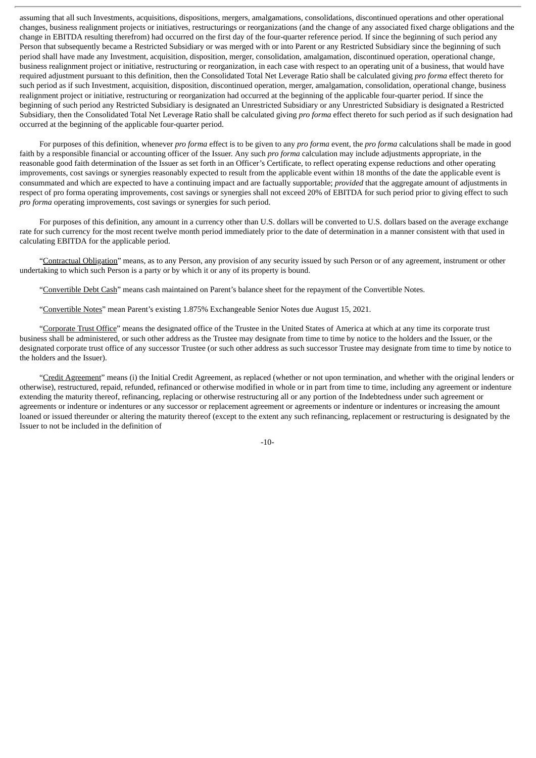assuming that all such Investments, acquisitions, dispositions, mergers, amalgamations, consolidations, discontinued operations and other operational changes, business realignment projects or initiatives, restructurings or reorganizations (and the change of any associated fixed charge obligations and the change in EBITDA resulting therefrom) had occurred on the first day of the four-quarter reference period. If since the beginning of such period any Person that subsequently became a Restricted Subsidiary or was merged with or into Parent or any Restricted Subsidiary since the beginning of such period shall have made any Investment, acquisition, disposition, merger, consolidation, amalgamation, discontinued operation, operational change, business realignment project or initiative, restructuring or reorganization, in each case with respect to an operating unit of a business, that would have required adjustment pursuant to this definition, then the Consolidated Total Net Leverage Ratio shall be calculated giving *pro forma* effect thereto for such period as if such Investment, acquisition, disposition, discontinued operation, merger, amalgamation, consolidation, operational change, business realignment project or initiative, restructuring or reorganization had occurred at the beginning of the applicable four-quarter period. If since the beginning of such period any Restricted Subsidiary is designated an Unrestricted Subsidiary or any Unrestricted Subsidiary is designated a Restricted Subsidiary, then the Consolidated Total Net Leverage Ratio shall be calculated giving *pro forma* effect thereto for such period as if such designation had occurred at the beginning of the applicable four-quarter period.

For purposes of this definition, whenever *pro forma* effect is to be given to any *pro forma* event, the *pro forma* calculations shall be made in good faith by a responsible financial or accounting officer of the Issuer. Any such *pro forma* calculation may include adjustments appropriate, in the reasonable good faith determination of the Issuer as set forth in an Officer's Certificate, to reflect operating expense reductions and other operating improvements, cost savings or synergies reasonably expected to result from the applicable event within 18 months of the date the applicable event is consummated and which are expected to have a continuing impact and are factually supportable; *provided* that the aggregate amount of adjustments in respect of pro forma operating improvements, cost savings or synergies shall not exceed 20% of EBITDA for such period prior to giving effect to such *pro forma* operating improvements, cost savings or synergies for such period.

For purposes of this definition, any amount in a currency other than U.S. dollars will be converted to U.S. dollars based on the average exchange rate for such currency for the most recent twelve month period immediately prior to the date of determination in a manner consistent with that used in calculating EBITDA for the applicable period.

"Contractual Obligation" means, as to any Person, any provision of any security issued by such Person or of any agreement, instrument or other undertaking to which such Person is a party or by which it or any of its property is bound.

"Convertible Debt Cash" means cash maintained on Parent's balance sheet for the repayment of the Convertible Notes.

"Convertible Notes" mean Parent's existing 1.875% Exchangeable Senior Notes due August 15, 2021.

"Corporate Trust Office" means the designated office of the Trustee in the United States of America at which at any time its corporate trust business shall be administered, or such other address as the Trustee may designate from time to time by notice to the holders and the Issuer, or the designated corporate trust office of any successor Trustee (or such other address as such successor Trustee may designate from time to time by notice to the holders and the Issuer).

"Credit Agreement" means (i) the Initial Credit Agreement, as replaced (whether or not upon termination, and whether with the original lenders or otherwise), restructured, repaid, refunded, refinanced or otherwise modified in whole or in part from time to time, including any agreement or indenture extending the maturity thereof, refinancing, replacing or otherwise restructuring all or any portion of the Indebtedness under such agreement or agreements or indenture or indentures or any successor or replacement agreement or agreements or indenture or indentures or increasing the amount loaned or issued thereunder or altering the maturity thereof (except to the extent any such refinancing, replacement or restructuring is designated by the Issuer to not be included in the definition of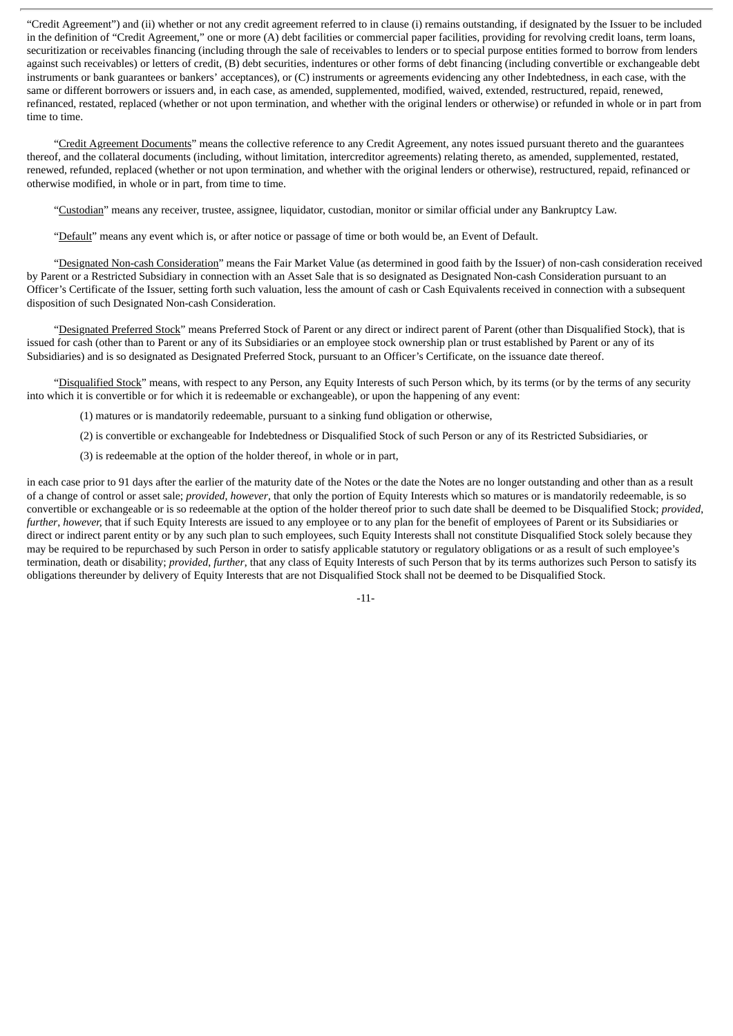"Credit Agreement") and (ii) whether or not any credit agreement referred to in clause (i) remains outstanding, if designated by the Issuer to be included in the definition of "Credit Agreement," one or more (A) debt facilities or commercial paper facilities, providing for revolving credit loans, term loans, securitization or receivables financing (including through the sale of receivables to lenders or to special purpose entities formed to borrow from lenders against such receivables) or letters of credit, (B) debt securities, indentures or other forms of debt financing (including convertible or exchangeable debt instruments or bank guarantees or bankers' acceptances), or (C) instruments or agreements evidencing any other Indebtedness, in each case, with the same or different borrowers or issuers and, in each case, as amended, supplemented, modified, waived, extended, restructured, repaid, renewed, refinanced, restated, replaced (whether or not upon termination, and whether with the original lenders or otherwise) or refunded in whole or in part from time to time.

"Credit Agreement Documents" means the collective reference to any Credit Agreement, any notes issued pursuant thereto and the guarantees thereof, and the collateral documents (including, without limitation, intercreditor agreements) relating thereto, as amended, supplemented, restated, renewed, refunded, replaced (whether or not upon termination, and whether with the original lenders or otherwise), restructured, repaid, refinanced or otherwise modified, in whole or in part, from time to time.

"Custodian" means any receiver, trustee, assignee, liquidator, custodian, monitor or similar official under any Bankruptcy Law.

"Default" means any event which is, or after notice or passage of time or both would be, an Event of Default.

"Designated Non-cash Consideration" means the Fair Market Value (as determined in good faith by the Issuer) of non-cash consideration received by Parent or a Restricted Subsidiary in connection with an Asset Sale that is so designated as Designated Non-cash Consideration pursuant to an Officer's Certificate of the Issuer, setting forth such valuation, less the amount of cash or Cash Equivalents received in connection with a subsequent disposition of such Designated Non-cash Consideration.

"Designated Preferred Stock" means Preferred Stock of Parent or any direct or indirect parent of Parent (other than Disqualified Stock), that is issued for cash (other than to Parent or any of its Subsidiaries or an employee stock ownership plan or trust established by Parent or any of its Subsidiaries) and is so designated as Designated Preferred Stock, pursuant to an Officer's Certificate, on the issuance date thereof.

"Disqualified Stock" means, with respect to any Person, any Equity Interests of such Person which, by its terms (or by the terms of any security into which it is convertible or for which it is redeemable or exchangeable), or upon the happening of any event:

(1) matures or is mandatorily redeemable, pursuant to a sinking fund obligation or otherwise,

(2) is convertible or exchangeable for Indebtedness or Disqualified Stock of such Person or any of its Restricted Subsidiaries, or

(3) is redeemable at the option of the holder thereof, in whole or in part,

in each case prior to 91 days after the earlier of the maturity date of the Notes or the date the Notes are no longer outstanding and other than as a result of a change of control or asset sale; *provided, however*, that only the portion of Equity Interests which so matures or is mandatorily redeemable, is so convertible or exchangeable or is so redeemable at the option of the holder thereof prior to such date shall be deemed to be Disqualified Stock; *provided, further, however,* that if such Equity Interests are issued to any employee or to any plan for the benefit of employees of Parent or its Subsidiaries or direct or indirect parent entity or by any such plan to such employees, such Equity Interests shall not constitute Disqualified Stock solely because they may be required to be repurchased by such Person in order to satisfy applicable statutory or regulatory obligations or as a result of such employee's termination, death or disability; *provided, further*, that any class of Equity Interests of such Person that by its terms authorizes such Person to satisfy its obligations thereunder by delivery of Equity Interests that are not Disqualified Stock shall not be deemed to be Disqualified Stock.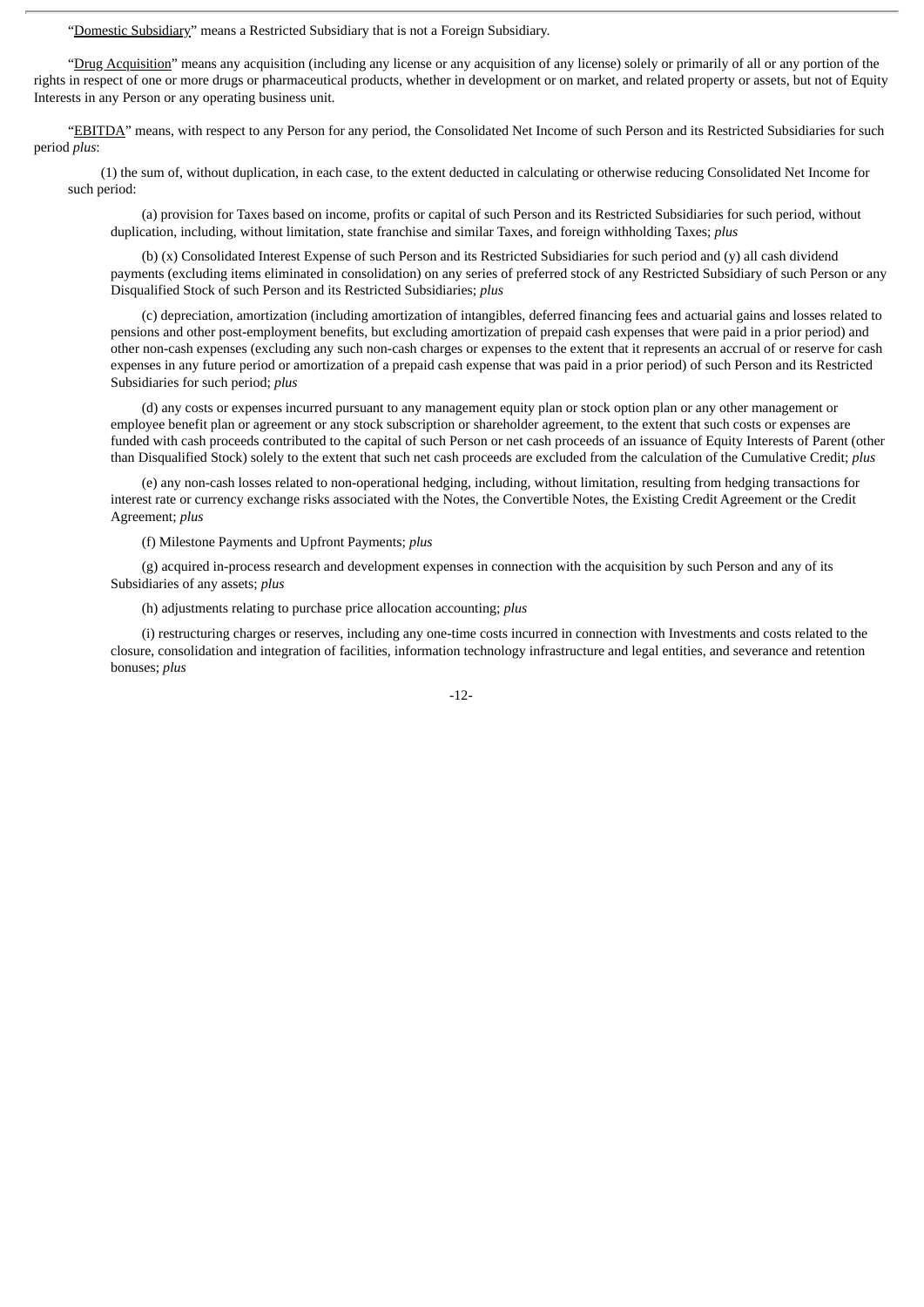"Domestic Subsidiary" means a Restricted Subsidiary that is not a Foreign Subsidiary.

"Drug Acquisition" means any acquisition (including any license or any acquisition of any license) solely or primarily of all or any portion of the rights in respect of one or more drugs or pharmaceutical products, whether in development or on market, and related property or assets, but not of Equity Interests in any Person or any operating business unit.

"EBITDA" means, with respect to any Person for any period, the Consolidated Net Income of such Person and its Restricted Subsidiaries for such period *plus*:

(1) the sum of, without duplication, in each case, to the extent deducted in calculating or otherwise reducing Consolidated Net Income for such period:

(a) provision for Taxes based on income, profits or capital of such Person and its Restricted Subsidiaries for such period, without duplication, including, without limitation, state franchise and similar Taxes, and foreign withholding Taxes; *plus*

(b) (x) Consolidated Interest Expense of such Person and its Restricted Subsidiaries for such period and (y) all cash dividend payments (excluding items eliminated in consolidation) on any series of preferred stock of any Restricted Subsidiary of such Person or any Disqualified Stock of such Person and its Restricted Subsidiaries; *plus*

(c) depreciation, amortization (including amortization of intangibles, deferred financing fees and actuarial gains and losses related to pensions and other post-employment benefits, but excluding amortization of prepaid cash expenses that were paid in a prior period) and other non-cash expenses (excluding any such non-cash charges or expenses to the extent that it represents an accrual of or reserve for cash expenses in any future period or amortization of a prepaid cash expense that was paid in a prior period) of such Person and its Restricted Subsidiaries for such period; *plus*

(d) any costs or expenses incurred pursuant to any management equity plan or stock option plan or any other management or employee benefit plan or agreement or any stock subscription or shareholder agreement, to the extent that such costs or expenses are funded with cash proceeds contributed to the capital of such Person or net cash proceeds of an issuance of Equity Interests of Parent (other than Disqualified Stock) solely to the extent that such net cash proceeds are excluded from the calculation of the Cumulative Credit; *plus*

(e) any non-cash losses related to non-operational hedging, including, without limitation, resulting from hedging transactions for interest rate or currency exchange risks associated with the Notes, the Convertible Notes, the Existing Credit Agreement or the Credit Agreement; *plus*

(f) Milestone Payments and Upfront Payments; *plus*

(g) acquired in-process research and development expenses in connection with the acquisition by such Person and any of its Subsidiaries of any assets; *plus*

(h) adjustments relating to purchase price allocation accounting; *plus*

(i) restructuring charges or reserves, including any one-time costs incurred in connection with Investments and costs related to the closure, consolidation and integration of facilities, information technology infrastructure and legal entities, and severance and retention bonuses; *plus*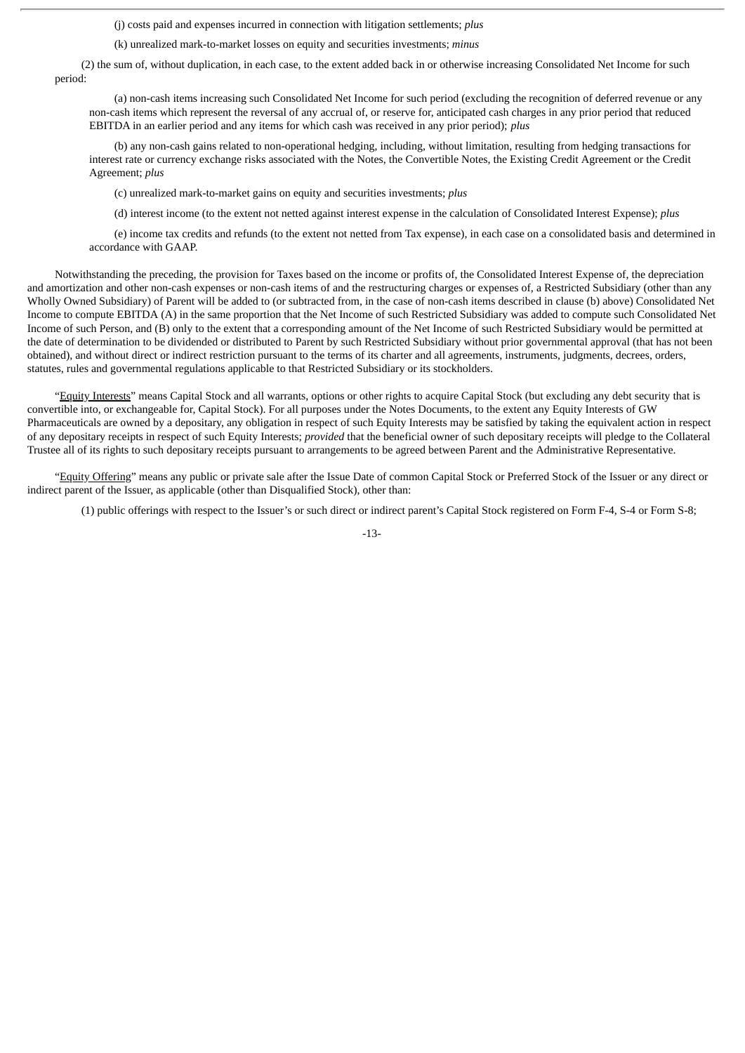(j) costs paid and expenses incurred in connection with litigation settlements; *plus*

(k) unrealized mark-to-market losses on equity and securities investments; *minus*

(2) the sum of, without duplication, in each case, to the extent added back in or otherwise increasing Consolidated Net Income for such period:

(a) non-cash items increasing such Consolidated Net Income for such period (excluding the recognition of deferred revenue or any non-cash items which represent the reversal of any accrual of, or reserve for, anticipated cash charges in any prior period that reduced EBITDA in an earlier period and any items for which cash was received in any prior period); *plus*

(b) any non-cash gains related to non-operational hedging, including, without limitation, resulting from hedging transactions for interest rate or currency exchange risks associated with the Notes, the Convertible Notes, the Existing Credit Agreement or the Credit Agreement; *plus*

(c) unrealized mark-to-market gains on equity and securities investments; *plus*

(d) interest income (to the extent not netted against interest expense in the calculation of Consolidated Interest Expense); *plus*

(e) income tax credits and refunds (to the extent not netted from Tax expense), in each case on a consolidated basis and determined in accordance with GAAP.

Notwithstanding the preceding, the provision for Taxes based on the income or profits of, the Consolidated Interest Expense of, the depreciation and amortization and other non-cash expenses or non-cash items of and the restructuring charges or expenses of, a Restricted Subsidiary (other than any Wholly Owned Subsidiary) of Parent will be added to (or subtracted from, in the case of non-cash items described in clause (b) above) Consolidated Net Income to compute EBITDA (A) in the same proportion that the Net Income of such Restricted Subsidiary was added to compute such Consolidated Net Income of such Person, and (B) only to the extent that a corresponding amount of the Net Income of such Restricted Subsidiary would be permitted at the date of determination to be dividended or distributed to Parent by such Restricted Subsidiary without prior governmental approval (that has not been obtained), and without direct or indirect restriction pursuant to the terms of its charter and all agreements, instruments, judgments, decrees, orders, statutes, rules and governmental regulations applicable to that Restricted Subsidiary or its stockholders.

"Equity Interests" means Capital Stock and all warrants, options or other rights to acquire Capital Stock (but excluding any debt security that is convertible into, or exchangeable for, Capital Stock). For all purposes under the Notes Documents, to the extent any Equity Interests of GW Pharmaceuticals are owned by a depositary, any obligation in respect of such Equity Interests may be satisfied by taking the equivalent action in respect of any depositary receipts in respect of such Equity Interests; *provided* that the beneficial owner of such depositary receipts will pledge to the Collateral Trustee all of its rights to such depositary receipts pursuant to arrangements to be agreed between Parent and the Administrative Representative.

"Equity Offering" means any public or private sale after the Issue Date of common Capital Stock or Preferred Stock of the Issuer or any direct or indirect parent of the Issuer, as applicable (other than Disqualified Stock), other than:

(1) public offerings with respect to the Issuer's or such direct or indirect parent's Capital Stock registered on Form F-4, S-4 or Form S-8;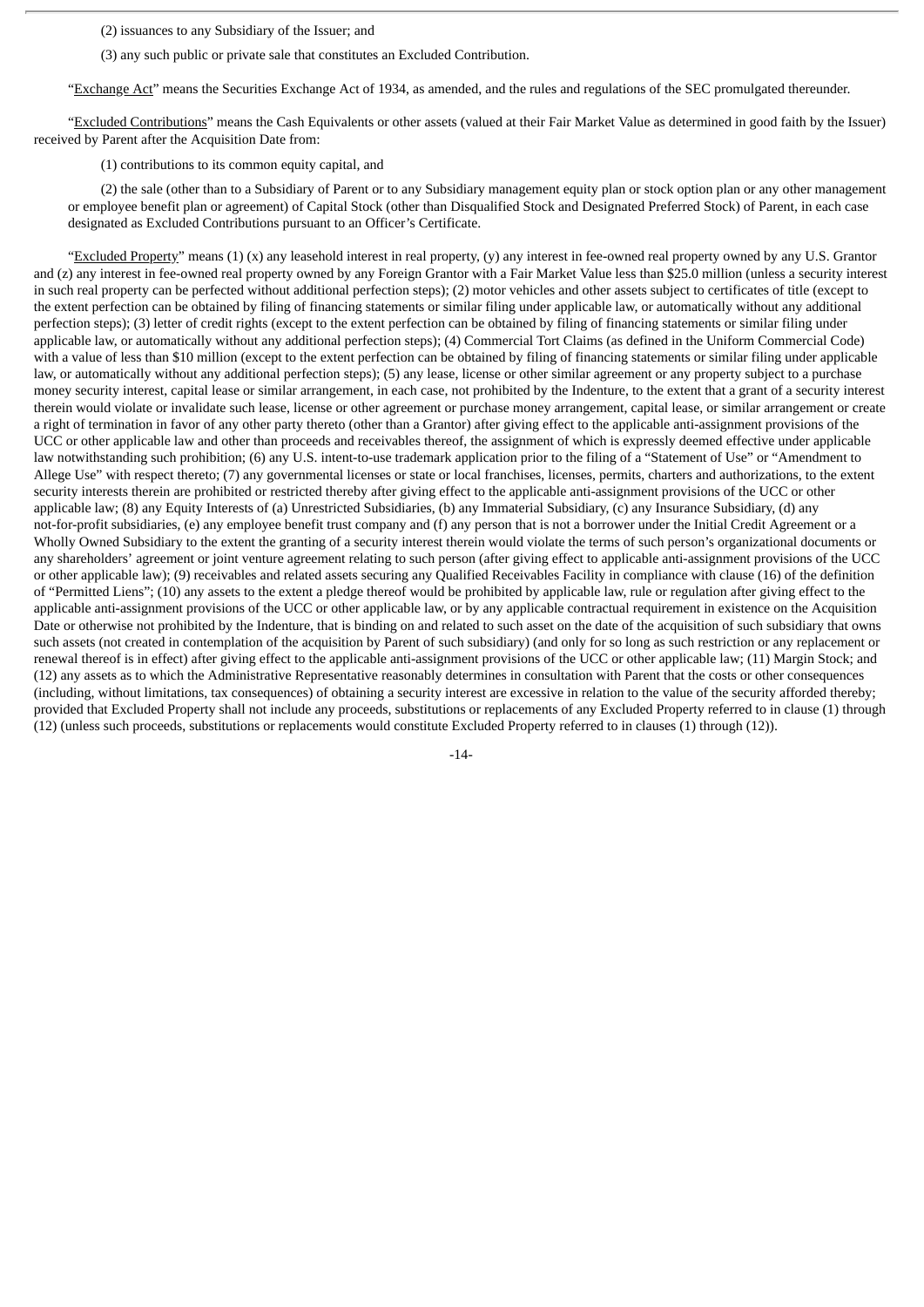(2) issuances to any Subsidiary of the Issuer; and

(3) any such public or private sale that constitutes an Excluded Contribution.

"Exchange Act" means the Securities Exchange Act of 1934, as amended, and the rules and regulations of the SEC promulgated thereunder.

"Excluded Contributions" means the Cash Equivalents or other assets (valued at their Fair Market Value as determined in good faith by the Issuer) received by Parent after the Acquisition Date from:

(1) contributions to its common equity capital, and

(2) the sale (other than to a Subsidiary of Parent or to any Subsidiary management equity plan or stock option plan or any other management or employee benefit plan or agreement) of Capital Stock (other than Disqualified Stock and Designated Preferred Stock) of Parent, in each case designated as Excluded Contributions pursuant to an Officer's Certificate.

"Excluded Property" means (1) (x) any leasehold interest in real property, (y) any interest in fee-owned real property owned by any U.S. Grantor and (z) any interest in fee-owned real property owned by any Foreign Grantor with a Fair Market Value less than $25.0 million (unless a security interest in such real property can be perfected without additional perfection steps); (2) motor vehicles and other assets subject to certificates of title (except to the extent perfection can be obtained by filing of financing statements or similar filing under applicable law, or automatically without any additional perfection steps); (3) letter of credit rights (except to the extent perfection can be obtained by filing of financing statements or similar filing under applicable law, or automatically without any additional perfection steps); (4) Commercial Tort Claims (as defined in the Uniform Commercial Code) with a value of less than $10 million (except to the extent perfection can be obtained by filing of financing statements or similar filing under applicable law, or automatically without any additional perfection steps); (5) any lease, license or other similar agreement or any property subject to a purchase money security interest, capital lease or similar arrangement, in each case, not prohibited by the Indenture, to the extent that a grant of a security interest therein would violate or invalidate such lease, license or other agreement or purchase money arrangement, capital lease, or similar arrangement or create a right of termination in favor of any other party thereto (other than a Grantor) after giving effect to the applicable anti-assignment provisions of the UCC or other applicable law and other than proceeds and receivables thereof, the assignment of which is expressly deemed effective under applicable law notwithstanding such prohibition; (6) any U.S. intent-to-use trademark application prior to the filing of a "Statement of Use" or "Amendment to Allege Use" with respect thereto; (7) any governmental licenses or state or local franchises, licenses, permits, charters and authorizations, to the extent security interests therein are prohibited or restricted thereby after giving effect to the applicable anti-assignment provisions of the UCC or other applicable law; (8) any Equity Interests of (a) Unrestricted Subsidiaries, (b) any Immaterial Subsidiary, (c) any Insurance Subsidiary, (d) any not-for-profit subsidiaries, (e) any employee benefit trust company and (f) any person that is not a borrower under the Initial Credit Agreement or a Wholly Owned Subsidiary to the extent the granting of a security interest therein would violate the terms of such person's organizational documents or any shareholders' agreement or joint venture agreement relating to such person (after giving effect to applicable anti-assignment provisions of the UCC or other applicable law); (9) receivables and related assets securing any Qualified Receivables Facility in compliance with clause (16) of the definition of "Permitted Liens"; (10) any assets to the extent a pledge thereof would be prohibited by applicable law, rule or regulation after giving effect to the applicable anti-assignment provisions of the UCC or other applicable law, or by any applicable contractual requirement in existence on the Acquisition Date or otherwise not prohibited by the Indenture, that is binding on and related to such asset on the date of the acquisition of such subsidiary that owns such assets (not created in contemplation of the acquisition by Parent of such subsidiary) (and only for so long as such restriction or any replacement or renewal thereof is in effect) after giving effect to the applicable anti-assignment provisions of the UCC or other applicable law; (11) Margin Stock; and (12) any assets as to which the Administrative Representative reasonably determines in consultation with Parent that the costs or other consequences (including, without limitations, tax consequences) of obtaining a security interest are excessive in relation to the value of the security afforded thereby; provided that Excluded Property shall not include any proceeds, substitutions or replacements of any Excluded Property referred to in clause (1) through (12) (unless such proceeds, substitutions or replacements would constitute Excluded Property referred to in clauses (1) through (12)).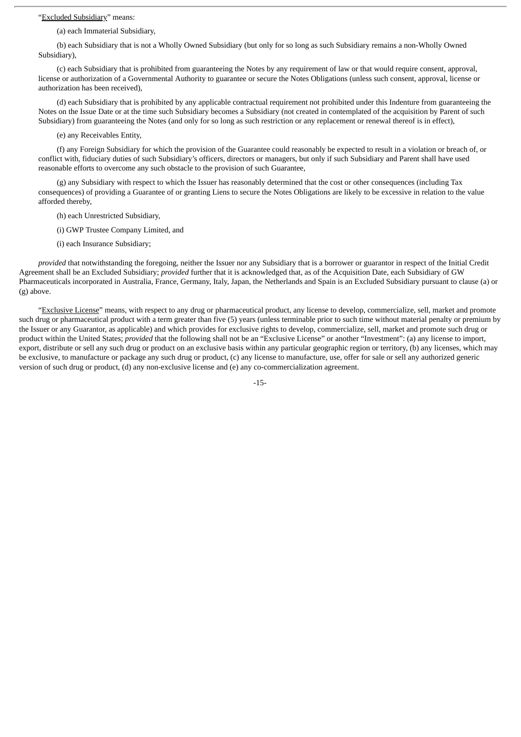"Excluded Subsidiary" means:

(a) each Immaterial Subsidiary,

(b) each Subsidiary that is not a Wholly Owned Subsidiary (but only for so long as such Subsidiary remains a non-Wholly Owned Subsidiary),

(c) each Subsidiary that is prohibited from guaranteeing the Notes by any requirement of law or that would require consent, approval, license or authorization of a Governmental Authority to guarantee or secure the Notes Obligations (unless such consent, approval, license or authorization has been received),

(d) each Subsidiary that is prohibited by any applicable contractual requirement not prohibited under this Indenture from guaranteeing the Notes on the Issue Date or at the time such Subsidiary becomes a Subsidiary (not created in contemplated of the acquisition by Parent of such Subsidiary) from guaranteeing the Notes (and only for so long as such restriction or any replacement or renewal thereof is in effect),

(e) any Receivables Entity,

(f) any Foreign Subsidiary for which the provision of the Guarantee could reasonably be expected to result in a violation or breach of, or conflict with, fiduciary duties of such Subsidiary's officers, directors or managers, but only if such Subsidiary and Parent shall have used reasonable efforts to overcome any such obstacle to the provision of such Guarantee,

(g) any Subsidiary with respect to which the Issuer has reasonably determined that the cost or other consequences (including Tax consequences) of providing a Guarantee of or granting Liens to secure the Notes Obligations are likely to be excessive in relation to the value afforded thereby,

(h) each Unrestricted Subsidiary,

(i) GWP Trustee Company Limited, and

(i) each Insurance Subsidiary;

*provided* that notwithstanding the foregoing, neither the Issuer nor any Subsidiary that is a borrower or guarantor in respect of the Initial Credit Agreement shall be an Excluded Subsidiary; *provided* further that it is acknowledged that, as of the Acquisition Date, each Subsidiary of GW Pharmaceuticals incorporated in Australia, France, Germany, Italy, Japan, the Netherlands and Spain is an Excluded Subsidiary pursuant to clause (a) or (g) above.

"Exclusive License" means, with respect to any drug or pharmaceutical product, any license to develop, commercialize, sell, market and promote such drug or pharmaceutical product with a term greater than five (5) years (unless terminable prior to such time without material penalty or premium by the Issuer or any Guarantor, as applicable) and which provides for exclusive rights to develop, commercialize, sell, market and promote such drug or product within the United States; *provided* that the following shall not be an "Exclusive License" or another "Investment": (a) any license to import, export, distribute or sell any such drug or product on an exclusive basis within any particular geographic region or territory, (b) any licenses, which may be exclusive, to manufacture or package any such drug or product, (c) any license to manufacture, use, offer for sale or sell any authorized generic version of such drug or product, (d) any non-exclusive license and (e) any co-commercialization agreement.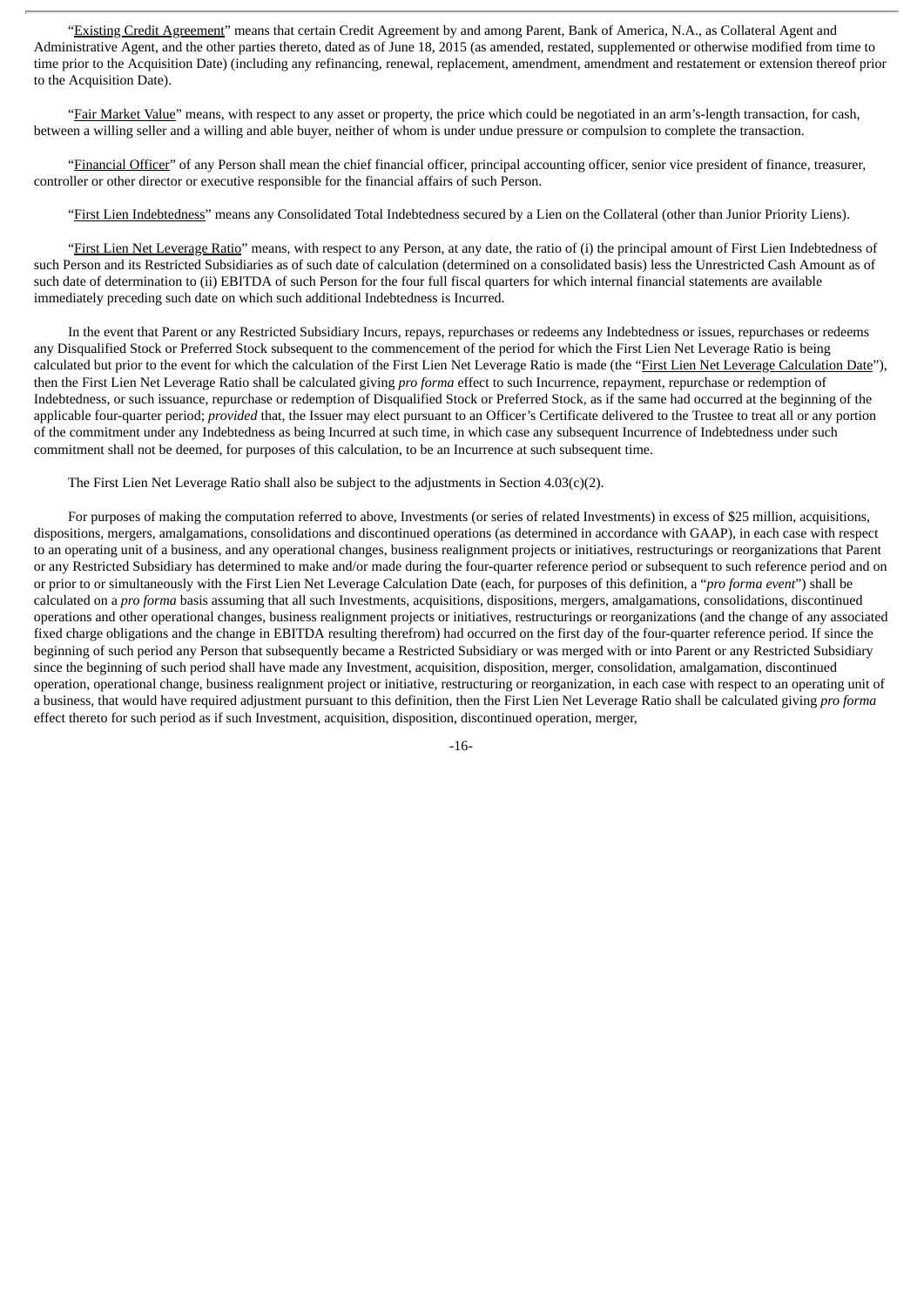"Existing Credit Agreement" means that certain Credit Agreement by and among Parent, Bank of America, N.A., as Collateral Agent and Administrative Agent, and the other parties thereto, dated as of June 18, 2015 (as amended, restated, supplemented or otherwise modified from time to time prior to the Acquisition Date) (including any refinancing, renewal, replacement, amendment, amendment and restatement or extension thereof prior to the Acquisition Date).

"Fair Market Value" means, with respect to any asset or property, the price which could be negotiated in an arm's-length transaction, for cash, between a willing seller and a willing and able buyer, neither of whom is under undue pressure or compulsion to complete the transaction.

"Financial Officer" of any Person shall mean the chief financial officer, principal accounting officer, senior vice president of finance, treasurer, controller or other director or executive responsible for the financial affairs of such Person.

"First Lien Indebtedness" means any Consolidated Total Indebtedness secured by a Lien on the Collateral (other than Junior Priority Liens).

"First Lien Net Leverage Ratio" means, with respect to any Person, at any date, the ratio of (i) the principal amount of First Lien Indebtedness of such Person and its Restricted Subsidiaries as of such date of calculation (determined on a consolidated basis) less the Unrestricted Cash Amount as of such date of determination to (ii) EBITDA of such Person for the four full fiscal quarters for which internal financial statements are available immediately preceding such date on which such additional Indebtedness is Incurred.

In the event that Parent or any Restricted Subsidiary Incurs, repays, repurchases or redeems any Indebtedness or issues, repurchases or redeems any Disqualified Stock or Preferred Stock subsequent to the commencement of the period for which the First Lien Net Leverage Ratio is being calculated but prior to the event for which the calculation of the First Lien Net Leverage Ratio is made (the "First Lien Net Leverage Calculation Date"), then the First Lien Net Leverage Ratio shall be calculated giving *pro forma* effect to such Incurrence, repayment, repurchase or redemption of Indebtedness, or such issuance, repurchase or redemption of Disqualified Stock or Preferred Stock, as if the same had occurred at the beginning of the applicable four-quarter period; *provided* that, the Issuer may elect pursuant to an Officer's Certificate delivered to the Trustee to treat all or any portion of the commitment under any Indebtedness as being Incurred at such time, in which case any subsequent Incurrence of Indebtedness under such commitment shall not be deemed, for purposes of this calculation, to be an Incurrence at such subsequent time.

The First Lien Net Leverage Ratio shall also be subject to the adjustments in Section 4.03(c)(2).

For purposes of making the computation referred to above, Investments (or series of related Investments) in excess of $25 million, acquisitions, dispositions, mergers, amalgamations, consolidations and discontinued operations (as determined in accordance with GAAP), in each case with respect to an operating unit of a business, and any operational changes, business realignment projects or initiatives, restructurings or reorganizations that Parent or any Restricted Subsidiary has determined to make and/or made during the four-quarter reference period or subsequent to such reference period and on or prior to or simultaneously with the First Lien Net Leverage Calculation Date (each, for purposes of this definition, a "*pro forma event*") shall be calculated on a *pro forma* basis assuming that all such Investments, acquisitions, dispositions, mergers, amalgamations, consolidations, discontinued operations and other operational changes, business realignment projects or initiatives, restructurings or reorganizations (and the change of any associated fixed charge obligations and the change in EBITDA resulting therefrom) had occurred on the first day of the four-quarter reference period. If since the beginning of such period any Person that subsequently became a Restricted Subsidiary or was merged with or into Parent or any Restricted Subsidiary since the beginning of such period shall have made any Investment, acquisition, disposition, merger, consolidation, amalgamation, discontinued operation, operational change, business realignment project or initiative, restructuring or reorganization, in each case with respect to an operating unit of a business, that would have required adjustment pursuant to this definition, then the First Lien Net Leverage Ratio shall be calculated giving *pro forma* effect thereto for such period as if such Investment, acquisition, disposition, discontinued operation, merger,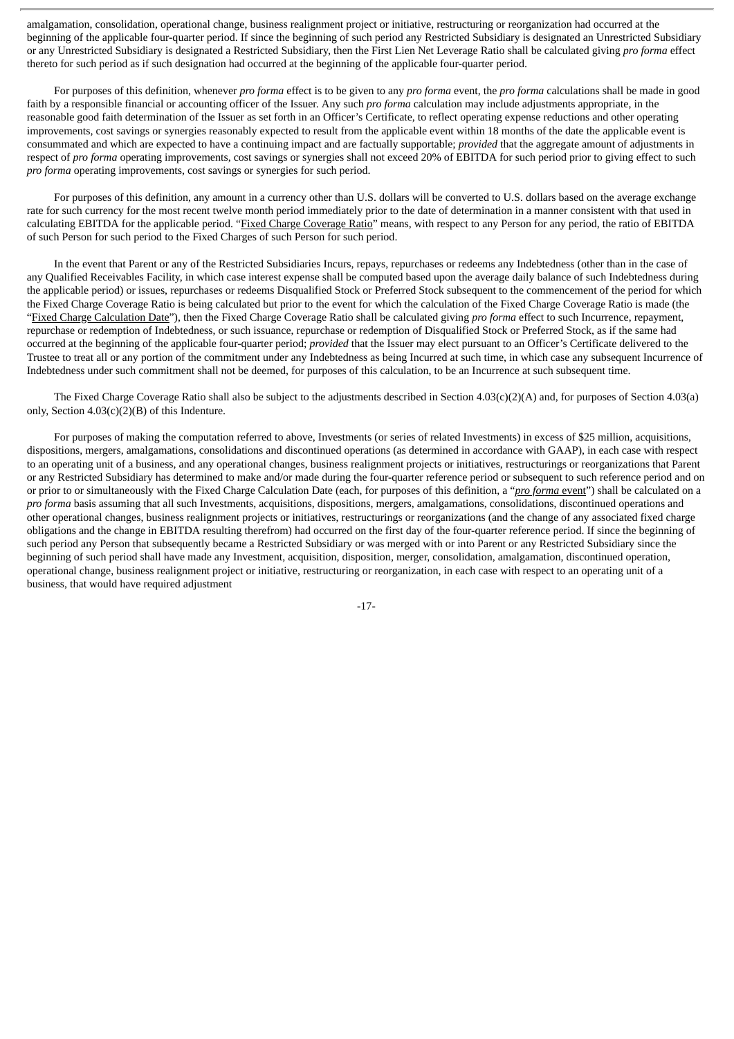amalgamation, consolidation, operational change, business realignment project or initiative, restructuring or reorganization had occurred at the beginning of the applicable four-quarter period. If since the beginning of such period any Restricted Subsidiary is designated an Unrestricted Subsidiary or any Unrestricted Subsidiary is designated a Restricted Subsidiary, then the First Lien Net Leverage Ratio shall be calculated giving *pro forma* effect thereto for such period as if such designation had occurred at the beginning of the applicable four-quarter period.

For purposes of this definition, whenever *pro forma* effect is to be given to any *pro forma* event, the *pro forma* calculations shall be made in good faith by a responsible financial or accounting officer of the Issuer. Any such *pro forma* calculation may include adjustments appropriate, in the reasonable good faith determination of the Issuer as set forth in an Officer's Certificate, to reflect operating expense reductions and other operating improvements, cost savings or synergies reasonably expected to result from the applicable event within 18 months of the date the applicable event is consummated and which are expected to have a continuing impact and are factually supportable; *provided* that the aggregate amount of adjustments in respect of *pro forma* operating improvements, cost savings or synergies shall not exceed 20% of EBITDA for such period prior to giving effect to such *pro forma* operating improvements, cost savings or synergies for such period.

For purposes of this definition, any amount in a currency other than U.S. dollars will be converted to U.S. dollars based on the average exchange rate for such currency for the most recent twelve month period immediately prior to the date of determination in a manner consistent with that used in calculating EBITDA for the applicable period. "Fixed Charge Coverage Ratio" means, with respect to any Person for any period, the ratio of EBITDA of such Person for such period to the Fixed Charges of such Person for such period.

In the event that Parent or any of the Restricted Subsidiaries Incurs, repays, repurchases or redeems any Indebtedness (other than in the case of any Qualified Receivables Facility, in which case interest expense shall be computed based upon the average daily balance of such Indebtedness during the applicable period) or issues, repurchases or redeems Disqualified Stock or Preferred Stock subsequent to the commencement of the period for which the Fixed Charge Coverage Ratio is being calculated but prior to the event for which the calculation of the Fixed Charge Coverage Ratio is made (the "Fixed Charge Calculation Date"), then the Fixed Charge Coverage Ratio shall be calculated giving *pro forma* effect to such Incurrence, repayment, repurchase or redemption of Indebtedness, or such issuance, repurchase or redemption of Disqualified Stock or Preferred Stock, as if the same had occurred at the beginning of the applicable four-quarter period; *provided* that the Issuer may elect pursuant to an Officer's Certificate delivered to the Trustee to treat all or any portion of the commitment under any Indebtedness as being Incurred at such time, in which case any subsequent Incurrence of Indebtedness under such commitment shall not be deemed, for purposes of this calculation, to be an Incurrence at such subsequent time.

The Fixed Charge Coverage Ratio shall also be subject to the adjustments described in Section 4.03(c)(2)(A) and, for purposes of Section 4.03(a) only, Section 4.03(c)(2)(B) of this Indenture.

For purposes of making the computation referred to above, Investments (or series of related Investments) in excess of $25 million, acquisitions, dispositions, mergers, amalgamations, consolidations and discontinued operations (as determined in accordance with GAAP), in each case with respect to an operating unit of a business, and any operational changes, business realignment projects or initiatives, restructurings or reorganizations that Parent or any Restricted Subsidiary has determined to make and/or made during the four-quarter reference period or subsequent to such reference period and on or prior to or simultaneously with the Fixed Charge Calculation Date (each, for purposes of this definition, a "*pro forma* event") shall be calculated on a *pro forma* basis assuming that all such Investments, acquisitions, dispositions, mergers, amalgamations, consolidations, discontinued operations and other operational changes, business realignment projects or initiatives, restructurings or reorganizations (and the change of any associated fixed charge obligations and the change in EBITDA resulting therefrom) had occurred on the first day of the four-quarter reference period. If since the beginning of such period any Person that subsequently became a Restricted Subsidiary or was merged with or into Parent or any Restricted Subsidiary since the beginning of such period shall have made any Investment, acquisition, disposition, merger, consolidation, amalgamation, discontinued operation, operational change, business realignment project or initiative, restructuring or reorganization, in each case with respect to an operating unit of a business, that would have required adjustment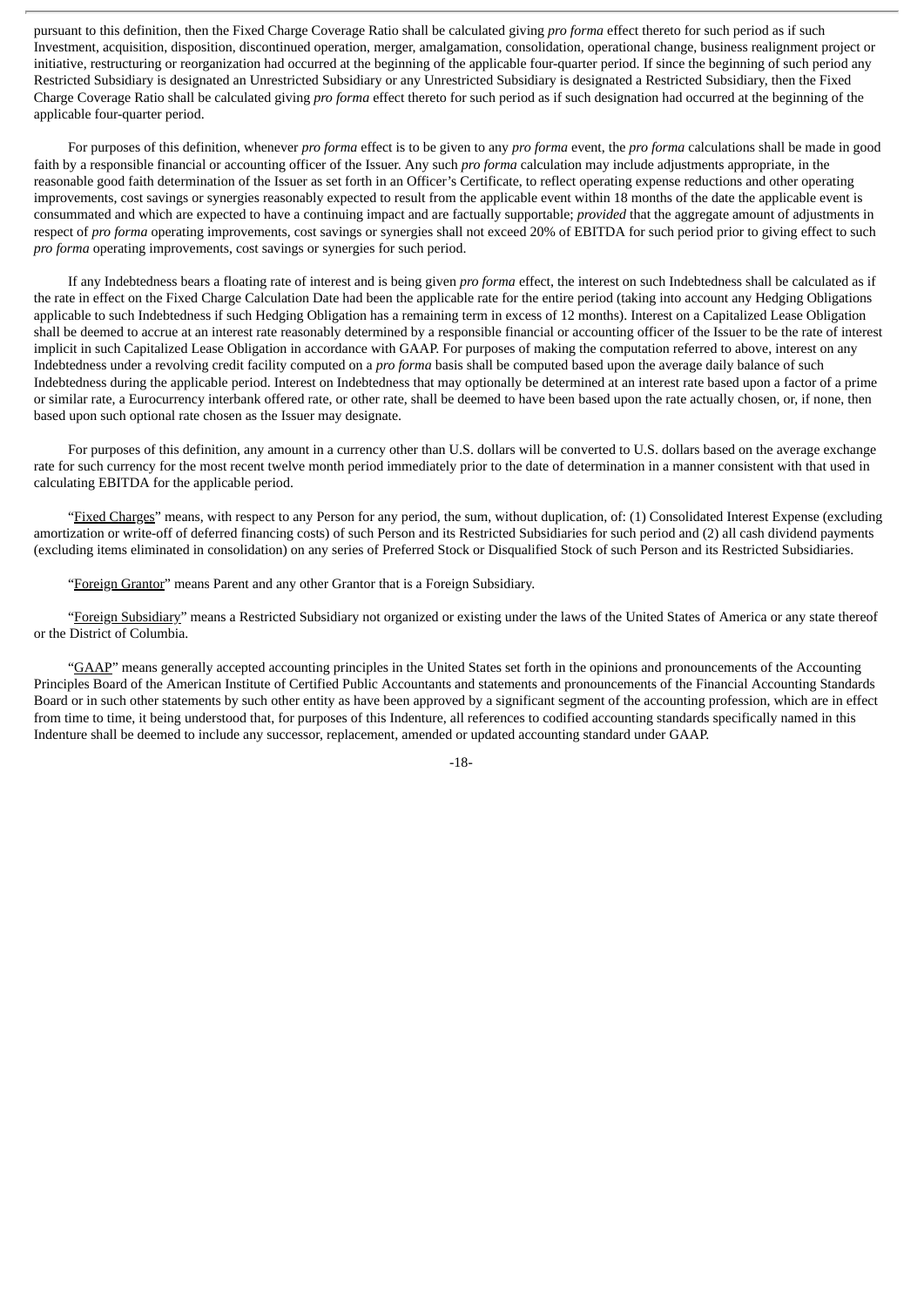pursuant to this definition, then the Fixed Charge Coverage Ratio shall be calculated giving *pro forma* effect thereto for such period as if such Investment, acquisition, disposition, discontinued operation, merger, amalgamation, consolidation, operational change, business realignment project or initiative, restructuring or reorganization had occurred at the beginning of the applicable four-quarter period. If since the beginning of such period any Restricted Subsidiary is designated an Unrestricted Subsidiary or any Unrestricted Subsidiary is designated a Restricted Subsidiary, then the Fixed Charge Coverage Ratio shall be calculated giving *pro forma* effect thereto for such period as if such designation had occurred at the beginning of the applicable four-quarter period.

For purposes of this definition, whenever *pro forma* effect is to be given to any *pro forma* event, the *pro forma* calculations shall be made in good faith by a responsible financial or accounting officer of the Issuer. Any such *pro forma* calculation may include adjustments appropriate, in the reasonable good faith determination of the Issuer as set forth in an Officer's Certificate, to reflect operating expense reductions and other operating improvements, cost savings or synergies reasonably expected to result from the applicable event within 18 months of the date the applicable event is consummated and which are expected to have a continuing impact and are factually supportable; *provided* that the aggregate amount of adjustments in respect of *pro forma* operating improvements, cost savings or synergies shall not exceed 20% of EBITDA for such period prior to giving effect to such *pro forma* operating improvements, cost savings or synergies for such period.

If any Indebtedness bears a floating rate of interest and is being given *pro forma* effect, the interest on such Indebtedness shall be calculated as if the rate in effect on the Fixed Charge Calculation Date had been the applicable rate for the entire period (taking into account any Hedging Obligations applicable to such Indebtedness if such Hedging Obligation has a remaining term in excess of 12 months). Interest on a Capitalized Lease Obligation shall be deemed to accrue at an interest rate reasonably determined by a responsible financial or accounting officer of the Issuer to be the rate of interest implicit in such Capitalized Lease Obligation in accordance with GAAP. For purposes of making the computation referred to above, interest on any Indebtedness under a revolving credit facility computed on a *pro forma* basis shall be computed based upon the average daily balance of such Indebtedness during the applicable period. Interest on Indebtedness that may optionally be determined at an interest rate based upon a factor of a prime or similar rate, a Eurocurrency interbank offered rate, or other rate, shall be deemed to have been based upon the rate actually chosen, or, if none, then based upon such optional rate chosen as the Issuer may designate.

For purposes of this definition, any amount in a currency other than U.S. dollars will be converted to U.S. dollars based on the average exchange rate for such currency for the most recent twelve month period immediately prior to the date of determination in a manner consistent with that used in calculating EBITDA for the applicable period.

"Fixed Charges" means, with respect to any Person for any period, the sum, without duplication, of: (1) Consolidated Interest Expense (excluding amortization or write-off of deferred financing costs) of such Person and its Restricted Subsidiaries for such period and (2) all cash dividend payments (excluding items eliminated in consolidation) on any series of Preferred Stock or Disqualified Stock of such Person and its Restricted Subsidiaries.

"Foreign Grantor" means Parent and any other Grantor that is a Foreign Subsidiary.

"Foreign Subsidiary" means a Restricted Subsidiary not organized or existing under the laws of the United States of America or any state thereof or the District of Columbia.

"GAAP" means generally accepted accounting principles in the United States set forth in the opinions and pronouncements of the Accounting Principles Board of the American Institute of Certified Public Accountants and statements and pronouncements of the Financial Accounting Standards Board or in such other statements by such other entity as have been approved by a significant segment of the accounting profession, which are in effect from time to time, it being understood that, for purposes of this Indenture, all references to codified accounting standards specifically named in this Indenture shall be deemed to include any successor, replacement, amended or updated accounting standard under GAAP.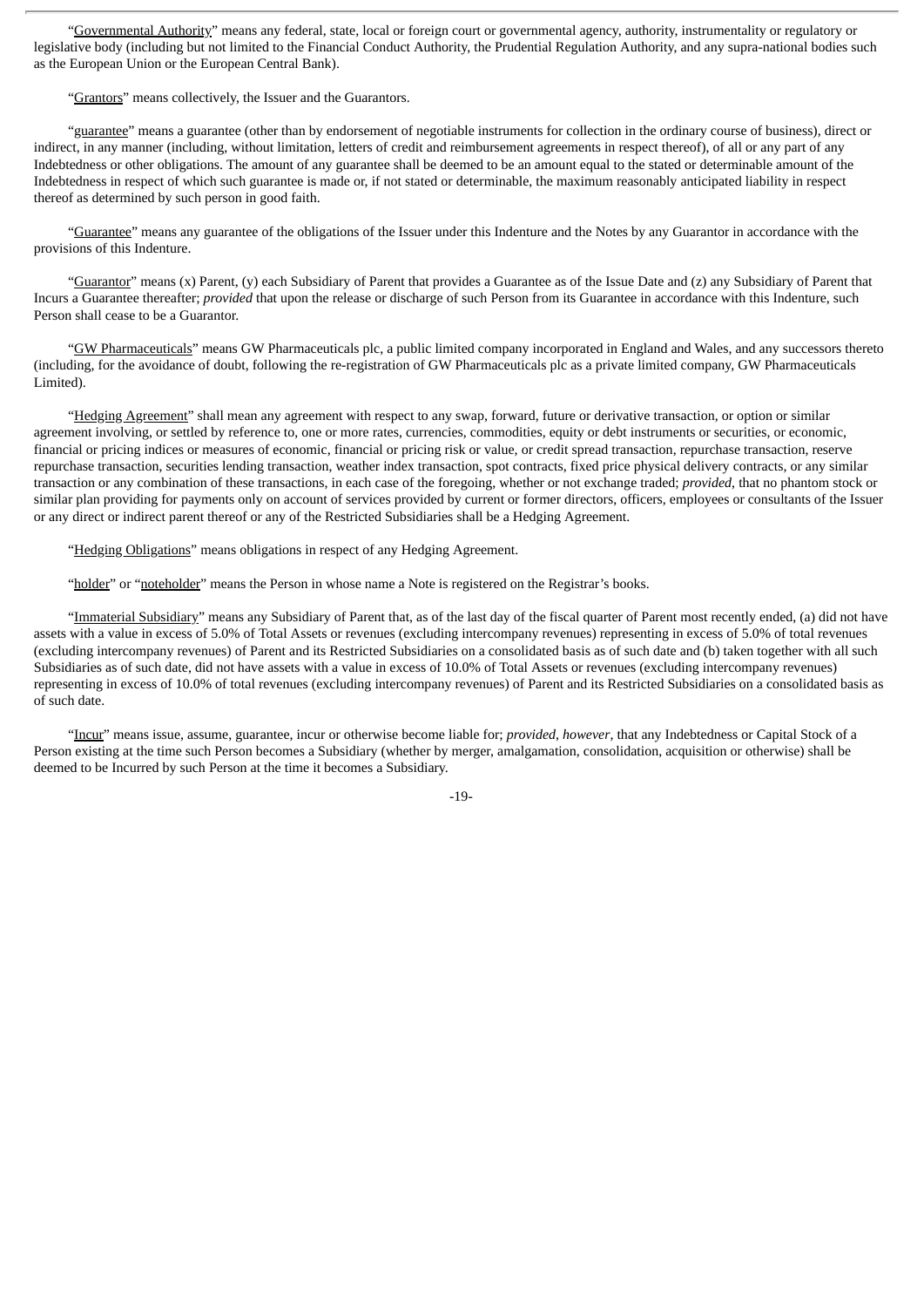"Governmental Authority" means any federal, state, local or foreign court or governmental agency, authority, instrumentality or regulatory or legislative body (including but not limited to the Financial Conduct Authority, the Prudential Regulation Authority, and any supra-national bodies such as the European Union or the European Central Bank).

"Grantors" means collectively, the Issuer and the Guarantors.

"guarantee" means a guarantee (other than by endorsement of negotiable instruments for collection in the ordinary course of business), direct or indirect, in any manner (including, without limitation, letters of credit and reimbursement agreements in respect thereof), of all or any part of any Indebtedness or other obligations. The amount of any guarantee shall be deemed to be an amount equal to the stated or determinable amount of the Indebtedness in respect of which such guarantee is made or, if not stated or determinable, the maximum reasonably anticipated liability in respect thereof as determined by such person in good faith.

"Guarantee" means any guarantee of the obligations of the Issuer under this Indenture and the Notes by any Guarantor in accordance with the provisions of this Indenture.

"Guarantor" means (x) Parent, (y) each Subsidiary of Parent that provides a Guarantee as of the Issue Date and (z) any Subsidiary of Parent that Incurs a Guarantee thereafter; *provided* that upon the release or discharge of such Person from its Guarantee in accordance with this Indenture, such Person shall cease to be a Guarantor.

"GW Pharmaceuticals" means GW Pharmaceuticals plc, a public limited company incorporated in England and Wales, and any successors thereto (including, for the avoidance of doubt, following the re-registration of GW Pharmaceuticals plc as a private limited company, GW Pharmaceuticals Limited).

"Hedging Agreement" shall mean any agreement with respect to any swap, forward, future or derivative transaction, or option or similar agreement involving, or settled by reference to, one or more rates, currencies, commodities, equity or debt instruments or securities, or economic, financial or pricing indices or measures of economic, financial or pricing risk or value, or credit spread transaction, repurchase transaction, reserve repurchase transaction, securities lending transaction, weather index transaction, spot contracts, fixed price physical delivery contracts, or any similar transaction or any combination of these transactions, in each case of the foregoing, whether or not exchange traded; *provided*, that no phantom stock or similar plan providing for payments only on account of services provided by current or former directors, officers, employees or consultants of the Issuer or any direct or indirect parent thereof or any of the Restricted Subsidiaries shall be a Hedging Agreement.

"Hedging Obligations" means obligations in respect of any Hedging Agreement.

"holder" or "noteholder" means the Person in whose name a Note is registered on the Registrar's books.

"Immaterial Subsidiary" means any Subsidiary of Parent that, as of the last day of the fiscal quarter of Parent most recently ended, (a) did not have assets with a value in excess of 5.0% of Total Assets or revenues (excluding intercompany revenues) representing in excess of 5.0% of total revenues (excluding intercompany revenues) of Parent and its Restricted Subsidiaries on a consolidated basis as of such date and (b) taken together with all such Subsidiaries as of such date, did not have assets with a value in excess of 10.0% of Total Assets or revenues (excluding intercompany revenues) representing in excess of 10.0% of total revenues (excluding intercompany revenues) of Parent and its Restricted Subsidiaries on a consolidated basis as of such date.

"Incur" means issue, assume, guarantee, incur or otherwise become liable for; *provided*, *however*, that any Indebtedness or Capital Stock of a Person existing at the time such Person becomes a Subsidiary (whether by merger, amalgamation, consolidation, acquisition or otherwise) shall be deemed to be Incurred by such Person at the time it becomes a Subsidiary.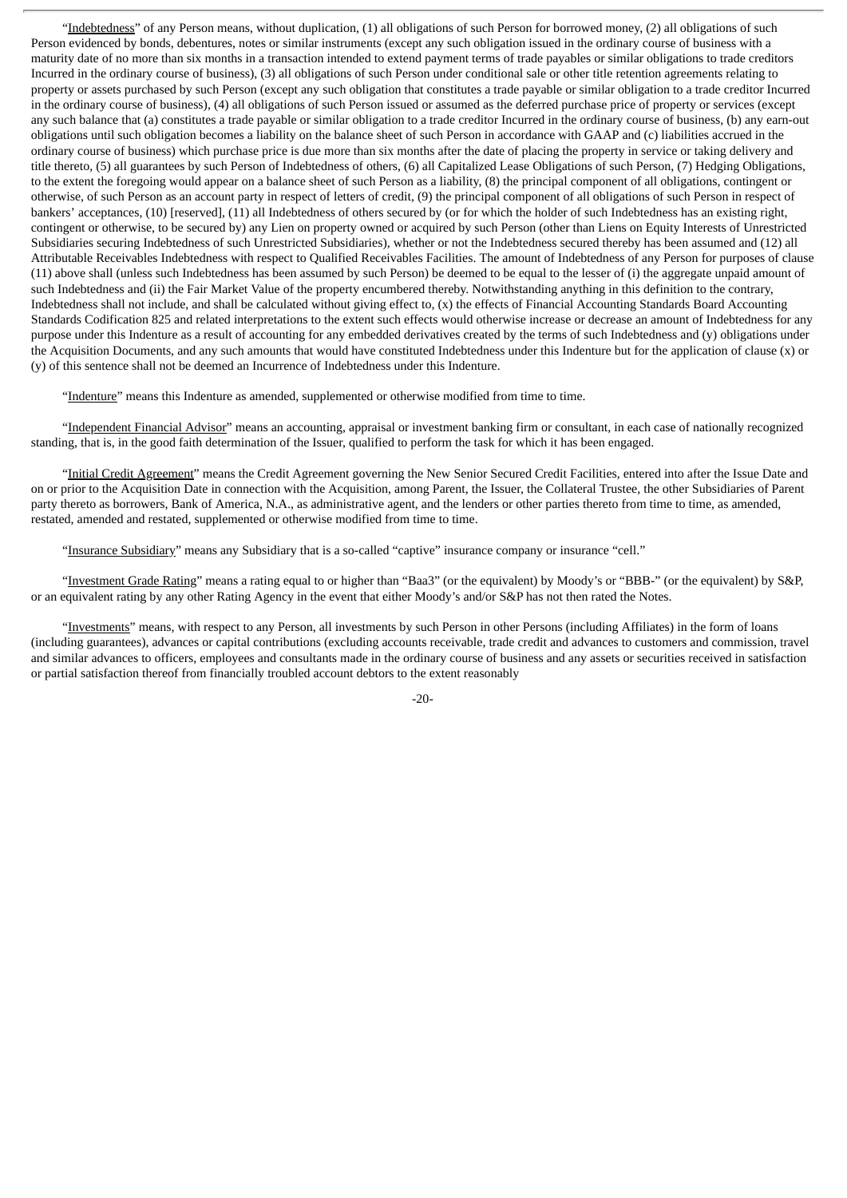"Indebtedness" of any Person means, without duplication, (1) all obligations of such Person for borrowed money, (2) all obligations of such Person evidenced by bonds, debentures, notes or similar instruments (except any such obligation issued in the ordinary course of business with a maturity date of no more than six months in a transaction intended to extend payment terms of trade payables or similar obligations to trade creditors Incurred in the ordinary course of business), (3) all obligations of such Person under conditional sale or other title retention agreements relating to property or assets purchased by such Person (except any such obligation that constitutes a trade payable or similar obligation to a trade creditor Incurred in the ordinary course of business), (4) all obligations of such Person issued or assumed as the deferred purchase price of property or services (except any such balance that (a) constitutes a trade payable or similar obligation to a trade creditor Incurred in the ordinary course of business, (b) any earn-out obligations until such obligation becomes a liability on the balance sheet of such Person in accordance with GAAP and (c) liabilities accrued in the ordinary course of business) which purchase price is due more than six months after the date of placing the property in service or taking delivery and title thereto, (5) all guarantees by such Person of Indebtedness of others, (6) all Capitalized Lease Obligations of such Person, (7) Hedging Obligations, to the extent the foregoing would appear on a balance sheet of such Person as a liability, (8) the principal component of all obligations, contingent or otherwise, of such Person as an account party in respect of letters of credit, (9) the principal component of all obligations of such Person in respect of bankers' acceptances, (10) [reserved], (11) all Indebtedness of others secured by (or for which the holder of such Indebtedness has an existing right, contingent or otherwise, to be secured by) any Lien on property owned or acquired by such Person (other than Liens on Equity Interests of Unrestricted Subsidiaries securing Indebtedness of such Unrestricted Subsidiaries), whether or not the Indebtedness secured thereby has been assumed and (12) all Attributable Receivables Indebtedness with respect to Qualified Receivables Facilities. The amount of Indebtedness of any Person for purposes of clause (11) above shall (unless such Indebtedness has been assumed by such Person) be deemed to be equal to the lesser of (i) the aggregate unpaid amount of such Indebtedness and (ii) the Fair Market Value of the property encumbered thereby. Notwithstanding anything in this definition to the contrary, Indebtedness shall not include, and shall be calculated without giving effect to, (x) the effects of Financial Accounting Standards Board Accounting Standards Codification 825 and related interpretations to the extent such effects would otherwise increase or decrease an amount of Indebtedness for any purpose under this Indenture as a result of accounting for any embedded derivatives created by the terms of such Indebtedness and (y) obligations under the Acquisition Documents, and any such amounts that would have constituted Indebtedness under this Indenture but for the application of clause (x) or (y) of this sentence shall not be deemed an Incurrence of Indebtedness under this Indenture.

"Indenture" means this Indenture as amended, supplemented or otherwise modified from time to time.

"Independent Financial Advisor" means an accounting, appraisal or investment banking firm or consultant, in each case of nationally recognized standing, that is, in the good faith determination of the Issuer, qualified to perform the task for which it has been engaged.

"Initial Credit Agreement" means the Credit Agreement governing the New Senior Secured Credit Facilities, entered into after the Issue Date and on or prior to the Acquisition Date in connection with the Acquisition, among Parent, the Issuer, the Collateral Trustee, the other Subsidiaries of Parent party thereto as borrowers, Bank of America, N.A., as administrative agent, and the lenders or other parties thereto from time to time, as amended, restated, amended and restated, supplemented or otherwise modified from time to time.

"Insurance Subsidiary" means any Subsidiary that is a so-called "captive" insurance company or insurance "cell."

"Investment Grade Rating" means a rating equal to or higher than "Baa3" (or the equivalent) by Moody's or "BBB-" (or the equivalent) by S&P, or an equivalent rating by any other Rating Agency in the event that either Moody's and/or S&P has not then rated the Notes.

"Investments" means, with respect to any Person, all investments by such Person in other Persons (including Affiliates) in the form of loans (including guarantees), advances or capital contributions (excluding accounts receivable, trade credit and advances to customers and commission, travel and similar advances to officers, employees and consultants made in the ordinary course of business and any assets or securities received in satisfaction or partial satisfaction thereof from financially troubled account debtors to the extent reasonably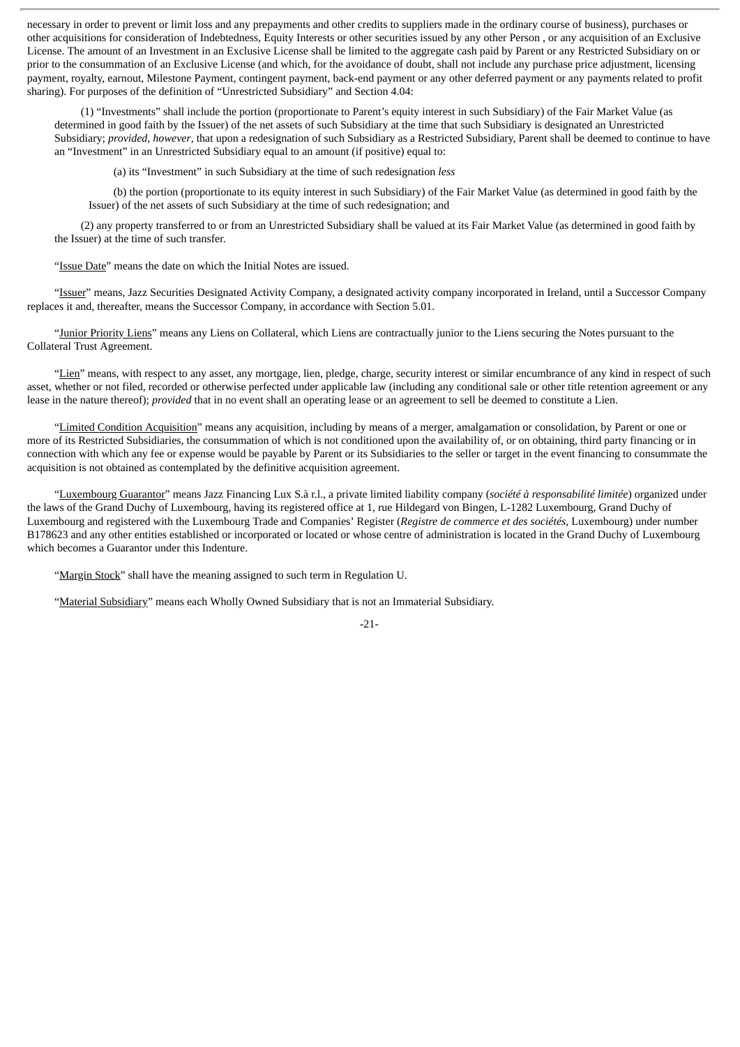necessary in order to prevent or limit loss and any prepayments and other credits to suppliers made in the ordinary course of business), purchases or other acquisitions for consideration of Indebtedness, Equity Interests or other securities issued by any other Person , or any acquisition of an Exclusive License. The amount of an Investment in an Exclusive License shall be limited to the aggregate cash paid by Parent or any Restricted Subsidiary on or prior to the consummation of an Exclusive License (and which, for the avoidance of doubt, shall not include any purchase price adjustment, licensing payment, royalty, earnout, Milestone Payment, contingent payment, back-end payment or any other deferred payment or any payments related to profit sharing). For purposes of the definition of "Unrestricted Subsidiary" and Section 4.04:

(1) "Investments" shall include the portion (proportionate to Parent's equity interest in such Subsidiary) of the Fair Market Value (as determined in good faith by the Issuer) of the net assets of such Subsidiary at the time that such Subsidiary is designated an Unrestricted Subsidiary; *provided*, *however*, that upon a redesignation of such Subsidiary as a Restricted Subsidiary, Parent shall be deemed to continue to have an "Investment" in an Unrestricted Subsidiary equal to an amount (if positive) equal to:

(a) its "Investment" in such Subsidiary at the time of such redesignation *less*

(b) the portion (proportionate to its equity interest in such Subsidiary) of the Fair Market Value (as determined in good faith by the Issuer) of the net assets of such Subsidiary at the time of such redesignation; and

(2) any property transferred to or from an Unrestricted Subsidiary shall be valued at its Fair Market Value (as determined in good faith by the Issuer) at the time of such transfer.

"Issue Date" means the date on which the Initial Notes are issued.

"Issuer" means, Jazz Securities Designated Activity Company, a designated activity company incorporated in Ireland, until a Successor Company replaces it and, thereafter, means the Successor Company, in accordance with Section 5.01.

"Junior Priority Liens" means any Liens on Collateral, which Liens are contractually junior to the Liens securing the Notes pursuant to the Collateral Trust Agreement.

"Lien" means, with respect to any asset, any mortgage, lien, pledge, charge, security interest or similar encumbrance of any kind in respect of such asset, whether or not filed, recorded or otherwise perfected under applicable law (including any conditional sale or other title retention agreement or any lease in the nature thereof); *provided* that in no event shall an operating lease or an agreement to sell be deemed to constitute a Lien.

"Limited Condition Acquisition" means any acquisition, including by means of a merger, amalgamation or consolidation, by Parent or one or more of its Restricted Subsidiaries, the consummation of which is not conditioned upon the availability of, or on obtaining, third party financing or in connection with which any fee or expense would be payable by Parent or its Subsidiaries to the seller or target in the event financing to consummate the acquisition is not obtained as contemplated by the definitive acquisition agreement.

"Luxembourg Guarantor" means Jazz Financing Lux S.à r.l., a private limited liability company (*société à responsabilité limitée*) organized under the laws of the Grand Duchy of Luxembourg, having its registered office at 1, rue Hildegard von Bingen, L-1282 Luxembourg, Grand Duchy of Luxembourg and registered with the Luxembourg Trade and Companies' Register (*Registre de commerce et des sociétés*, Luxembourg) under number B178623 and any other entities established or incorporated or located or whose centre of administration is located in the Grand Duchy of Luxembourg which becomes a Guarantor under this Indenture.

"Margin Stock" shall have the meaning assigned to such term in Regulation U.

"Material Subsidiary" means each Wholly Owned Subsidiary that is not an Immaterial Subsidiary.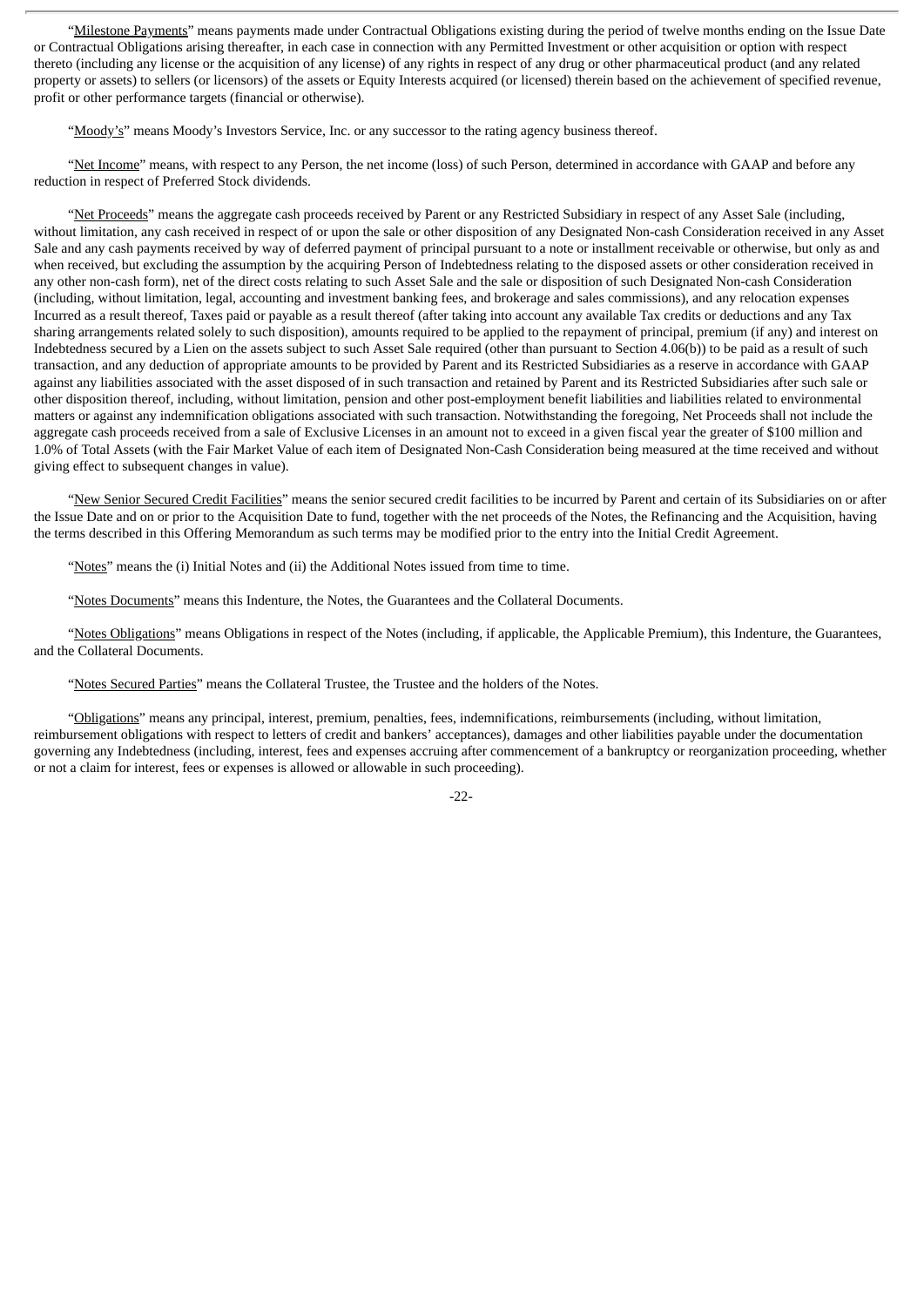"Milestone Payments" means payments made under Contractual Obligations existing during the period of twelve months ending on the Issue Date or Contractual Obligations arising thereafter, in each case in connection with any Permitted Investment or other acquisition or option with respect thereto (including any license or the acquisition of any license) of any rights in respect of any drug or other pharmaceutical product (and any related property or assets) to sellers (or licensors) of the assets or Equity Interests acquired (or licensed) therein based on the achievement of specified revenue, profit or other performance targets (financial or otherwise).

"Moody's" means Moody's Investors Service, Inc. or any successor to the rating agency business thereof.

"Net Income" means, with respect to any Person, the net income (loss) of such Person, determined in accordance with GAAP and before any reduction in respect of Preferred Stock dividends.

"Net Proceeds" means the aggregate cash proceeds received by Parent or any Restricted Subsidiary in respect of any Asset Sale (including, without limitation, any cash received in respect of or upon the sale or other disposition of any Designated Non-cash Consideration received in any Asset Sale and any cash payments received by way of deferred payment of principal pursuant to a note or installment receivable or otherwise, but only as and when received, but excluding the assumption by the acquiring Person of Indebtedness relating to the disposed assets or other consideration received in any other non-cash form), net of the direct costs relating to such Asset Sale and the sale or disposition of such Designated Non-cash Consideration (including, without limitation, legal, accounting and investment banking fees, and brokerage and sales commissions), and any relocation expenses Incurred as a result thereof, Taxes paid or payable as a result thereof (after taking into account any available Tax credits or deductions and any Tax sharing arrangements related solely to such disposition), amounts required to be applied to the repayment of principal, premium (if any) and interest on Indebtedness secured by a Lien on the assets subject to such Asset Sale required (other than pursuant to Section 4.06(b)) to be paid as a result of such transaction, and any deduction of appropriate amounts to be provided by Parent and its Restricted Subsidiaries as a reserve in accordance with GAAP against any liabilities associated with the asset disposed of in such transaction and retained by Parent and its Restricted Subsidiaries after such sale or other disposition thereof, including, without limitation, pension and other post-employment benefit liabilities and liabilities related to environmental matters or against any indemnification obligations associated with such transaction. Notwithstanding the foregoing, Net Proceeds shall not include the aggregate cash proceeds received from a sale of Exclusive Licenses in an amount not to exceed in a given fiscal year the greater of $100 million and 1.0% of Total Assets (with the Fair Market Value of each item of Designated Non-Cash Consideration being measured at the time received and without giving effect to subsequent changes in value).

"New Senior Secured Credit Facilities" means the senior secured credit facilities to be incurred by Parent and certain of its Subsidiaries on or after the Issue Date and on or prior to the Acquisition Date to fund, together with the net proceeds of the Notes, the Refinancing and the Acquisition, having the terms described in this Offering Memorandum as such terms may be modified prior to the entry into the Initial Credit Agreement.

"Notes" means the (i) Initial Notes and (ii) the Additional Notes issued from time to time.

"Notes Documents" means this Indenture, the Notes, the Guarantees and the Collateral Documents.

"Notes Obligations" means Obligations in respect of the Notes (including, if applicable, the Applicable Premium), this Indenture, the Guarantees, and the Collateral Documents.

"Notes Secured Parties" means the Collateral Trustee, the Trustee and the holders of the Notes.

"Obligations" means any principal, interest, premium, penalties, fees, indemnifications, reimbursements (including, without limitation, reimbursement obligations with respect to letters of credit and bankers' acceptances), damages and other liabilities payable under the documentation governing any Indebtedness (including, interest, fees and expenses accruing after commencement of a bankruptcy or reorganization proceeding, whether or not a claim for interest, fees or expenses is allowed or allowable in such proceeding).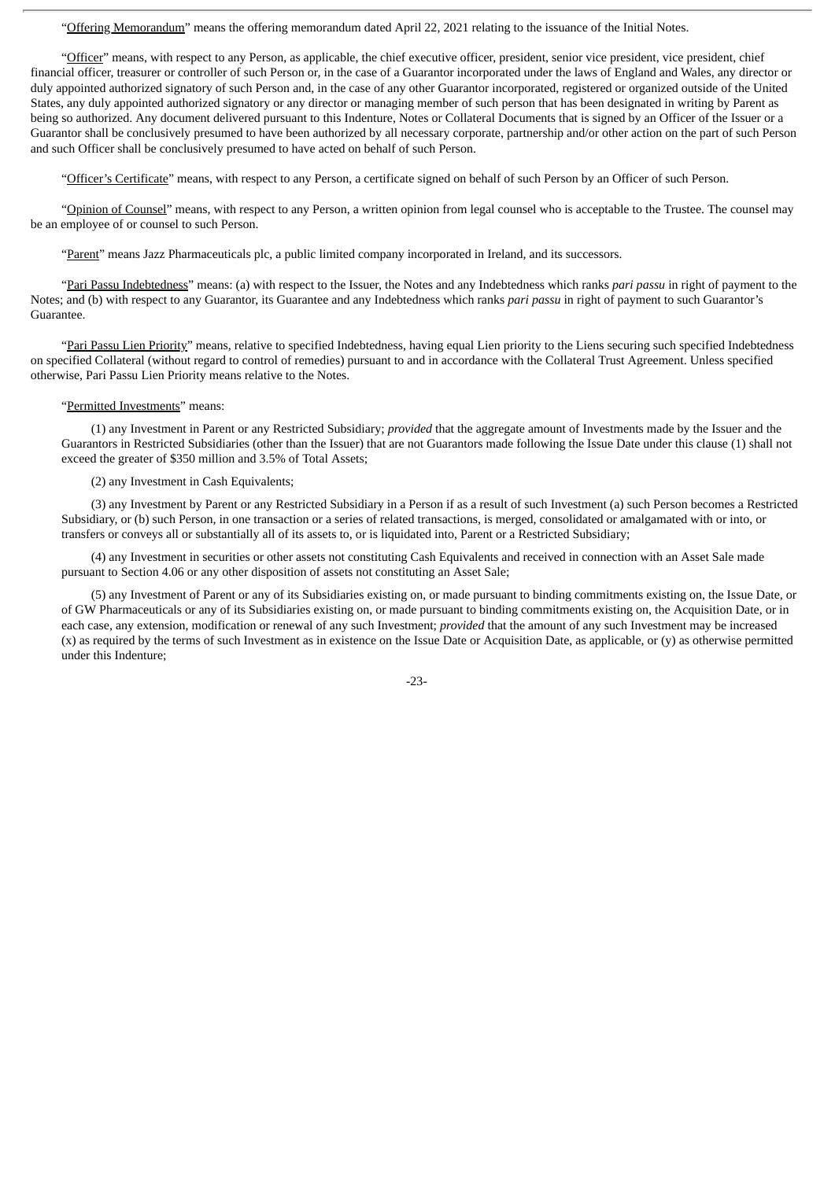"Offering Memorandum" means the offering memorandum dated April 22, 2021 relating to the issuance of the Initial Notes.

"Officer" means, with respect to any Person, as applicable, the chief executive officer, president, senior vice president, vice president, chief financial officer, treasurer or controller of such Person or, in the case of a Guarantor incorporated under the laws of England and Wales, any director or duly appointed authorized signatory of such Person and, in the case of any other Guarantor incorporated, registered or organized outside of the United States, any duly appointed authorized signatory or any director or managing member of such person that has been designated in writing by Parent as being so authorized. Any document delivered pursuant to this Indenture, Notes or Collateral Documents that is signed by an Officer of the Issuer or a Guarantor shall be conclusively presumed to have been authorized by all necessary corporate, partnership and/or other action on the part of such Person and such Officer shall be conclusively presumed to have acted on behalf of such Person.

"Officer's Certificate" means, with respect to any Person, a certificate signed on behalf of such Person by an Officer of such Person.

"Opinion of Counsel" means, with respect to any Person, a written opinion from legal counsel who is acceptable to the Trustee. The counsel may be an employee of or counsel to such Person.

"Parent" means Jazz Pharmaceuticals plc, a public limited company incorporated in Ireland, and its successors.

"Pari Passu Indebtedness" means: (a) with respect to the Issuer, the Notes and any Indebtedness which ranks *pari passu* in right of payment to the Notes; and (b) with respect to any Guarantor, its Guarantee and any Indebtedness which ranks *pari passu* in right of payment to such Guarantor's Guarantee.

"Pari Passu Lien Priority" means, relative to specified Indebtedness, having equal Lien priority to the Liens securing such specified Indebtedness on specified Collateral (without regard to control of remedies) pursuant to and in accordance with the Collateral Trust Agreement. Unless specified otherwise, Pari Passu Lien Priority means relative to the Notes.

"Permitted Investments" means:

(1) any Investment in Parent or any Restricted Subsidiary; *provided* that the aggregate amount of Investments made by the Issuer and the Guarantors in Restricted Subsidiaries (other than the Issuer) that are not Guarantors made following the Issue Date under this clause (1) shall not exceed the greater of $350 million and 3.5% of Total Assets;

(2) any Investment in Cash Equivalents;

(3) any Investment by Parent or any Restricted Subsidiary in a Person if as a result of such Investment (a) such Person becomes a Restricted Subsidiary, or (b) such Person, in one transaction or a series of related transactions, is merged, consolidated or amalgamated with or into, or transfers or conveys all or substantially all of its assets to, or is liquidated into, Parent or a Restricted Subsidiary;

(4) any Investment in securities or other assets not constituting Cash Equivalents and received in connection with an Asset Sale made pursuant to Section 4.06 or any other disposition of assets not constituting an Asset Sale;

(5) any Investment of Parent or any of its Subsidiaries existing on, or made pursuant to binding commitments existing on, the Issue Date, or of GW Pharmaceuticals or any of its Subsidiaries existing on, or made pursuant to binding commitments existing on, the Acquisition Date, or in each case, any extension, modification or renewal of any such Investment; *provided* that the amount of any such Investment may be increased (x) as required by the terms of such Investment as in existence on the Issue Date or Acquisition Date, as applicable, or (y) as otherwise permitted under this Indenture;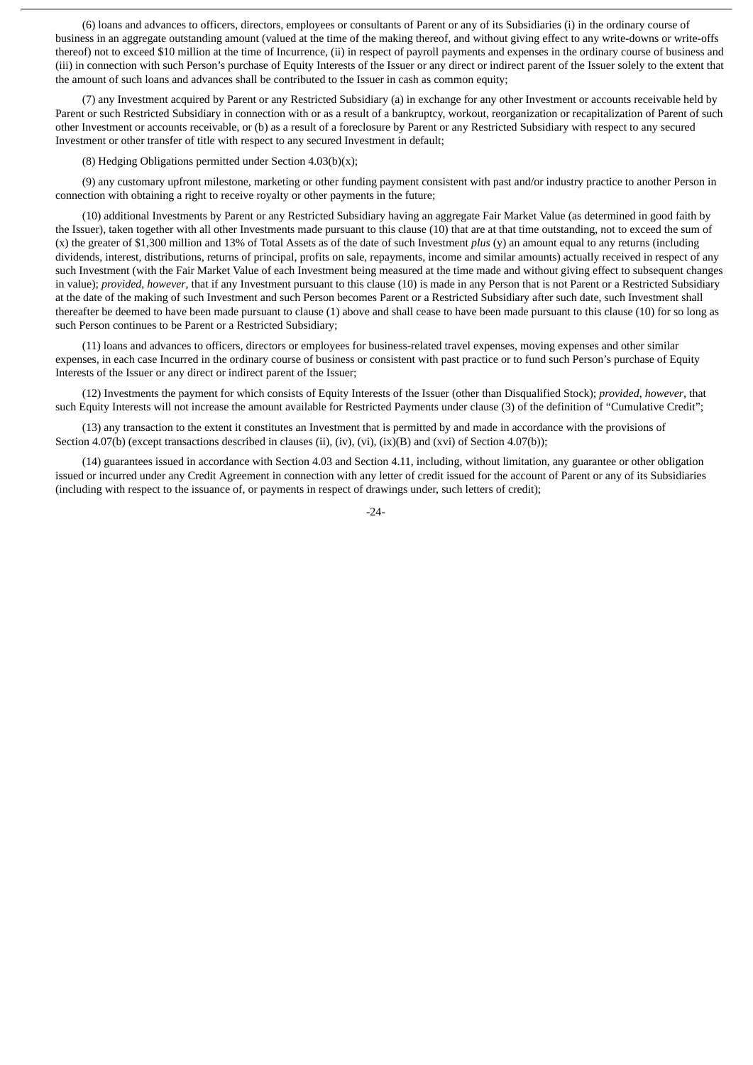(6) loans and advances to officers, directors, employees or consultants of Parent or any of its Subsidiaries (i) in the ordinary course of business in an aggregate outstanding amount (valued at the time of the making thereof, and without giving effect to any write-downs or write-offs thereof) not to exceed $10 million at the time of Incurrence, (ii) in respect of payroll payments and expenses in the ordinary course of business and (iii) in connection with such Person's purchase of Equity Interests of the Issuer or any direct or indirect parent of the Issuer solely to the extent that the amount of such loans and advances shall be contributed to the Issuer in cash as common equity;

(7) any Investment acquired by Parent or any Restricted Subsidiary (a) in exchange for any other Investment or accounts receivable held by Parent or such Restricted Subsidiary in connection with or as a result of a bankruptcy, workout, reorganization or recapitalization of Parent of such other Investment or accounts receivable, or (b) as a result of a foreclosure by Parent or any Restricted Subsidiary with respect to any secured Investment or other transfer of title with respect to any secured Investment in default;

(8) Hedging Obligations permitted under Section 4.03(b)(x);

(9) any customary upfront milestone, marketing or other funding payment consistent with past and/or industry practice to another Person in connection with obtaining a right to receive royalty or other payments in the future;

(10) additional Investments by Parent or any Restricted Subsidiary having an aggregate Fair Market Value (as determined in good faith by the Issuer), taken together with all other Investments made pursuant to this clause (10) that are at that time outstanding, not to exceed the sum of (x) the greater of $1,300 million and 13% of Total Assets as of the date of such Investment *plus* (y) an amount equal to any returns (including dividends, interest, distributions, returns of principal, profits on sale, repayments, income and similar amounts) actually received in respect of any such Investment (with the Fair Market Value of each Investment being measured at the time made and without giving effect to subsequent changes in value); *provided*, *however*, that if any Investment pursuant to this clause (10) is made in any Person that is not Parent or a Restricted Subsidiary at the date of the making of such Investment and such Person becomes Parent or a Restricted Subsidiary after such date, such Investment shall thereafter be deemed to have been made pursuant to clause (1) above and shall cease to have been made pursuant to this clause (10) for so long as such Person continues to be Parent or a Restricted Subsidiary;

(11) loans and advances to officers, directors or employees for business-related travel expenses, moving expenses and other similar expenses, in each case Incurred in the ordinary course of business or consistent with past practice or to fund such Person's purchase of Equity Interests of the Issuer or any direct or indirect parent of the Issuer;

(12) Investments the payment for which consists of Equity Interests of the Issuer (other than Disqualified Stock); *provided*, *however*, that such Equity Interests will not increase the amount available for Restricted Payments under clause (3) of the definition of "Cumulative Credit";

(13) any transaction to the extent it constitutes an Investment that is permitted by and made in accordance with the provisions of Section 4.07(b) (except transactions described in clauses (ii), (iv), (vi), (ix)(B) and (xvi) of Section 4.07(b));

(14) guarantees issued in accordance with Section 4.03 and Section 4.11, including, without limitation, any guarantee or other obligation issued or incurred under any Credit Agreement in connection with any letter of credit issued for the account of Parent or any of its Subsidiaries (including with respect to the issuance of, or payments in respect of drawings under, such letters of credit);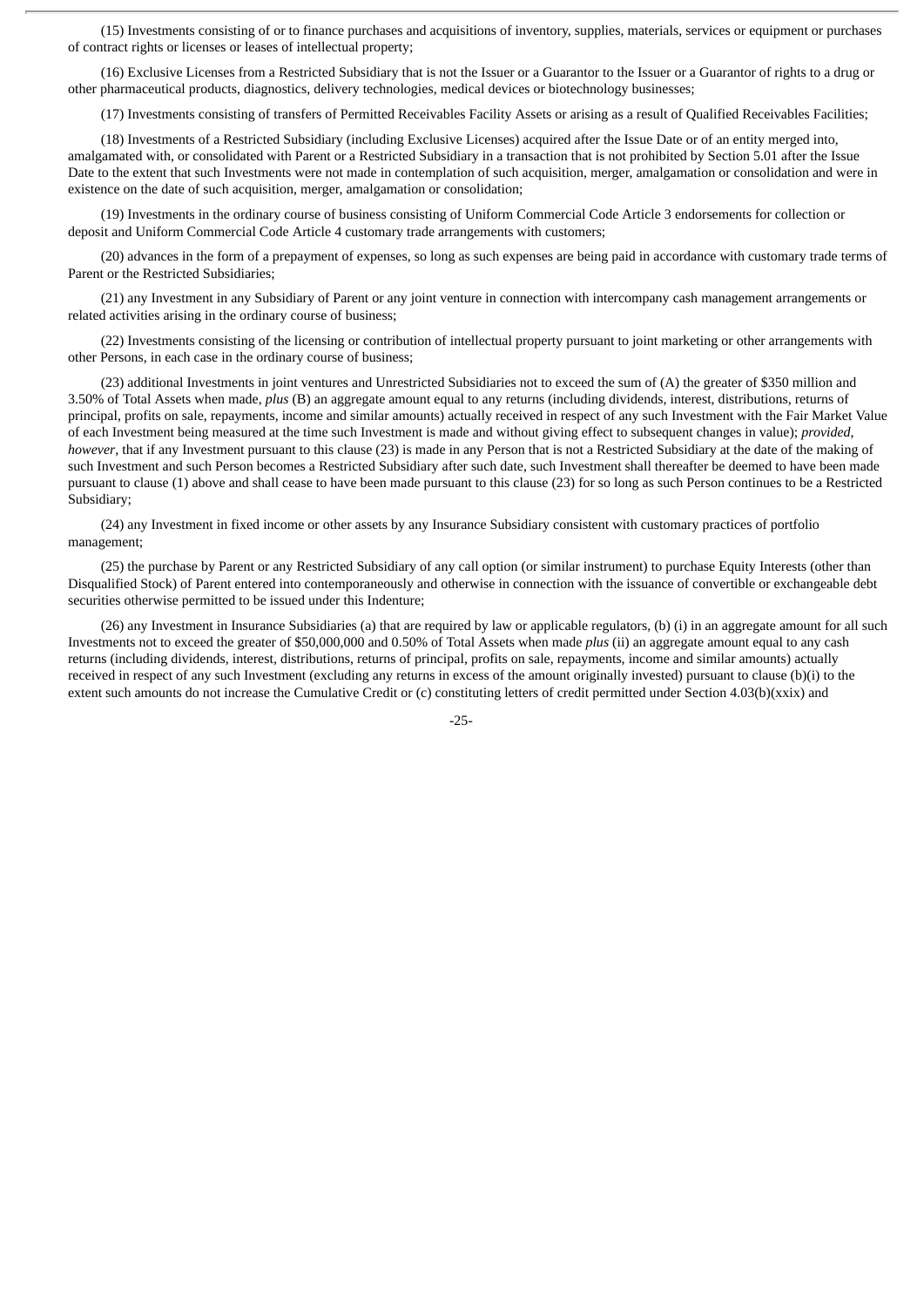(15) Investments consisting of or to finance purchases and acquisitions of inventory, supplies, materials, services or equipment or purchases of contract rights or licenses or leases of intellectual property;

(16) Exclusive Licenses from a Restricted Subsidiary that is not the Issuer or a Guarantor to the Issuer or a Guarantor of rights to a drug or other pharmaceutical products, diagnostics, delivery technologies, medical devices or biotechnology businesses;

(17) Investments consisting of transfers of Permitted Receivables Facility Assets or arising as a result of Qualified Receivables Facilities;

(18) Investments of a Restricted Subsidiary (including Exclusive Licenses) acquired after the Issue Date or of an entity merged into, amalgamated with, or consolidated with Parent or a Restricted Subsidiary in a transaction that is not prohibited by Section 5.01 after the Issue Date to the extent that such Investments were not made in contemplation of such acquisition, merger, amalgamation or consolidation and were in existence on the date of such acquisition, merger, amalgamation or consolidation;

(19) Investments in the ordinary course of business consisting of Uniform Commercial Code Article 3 endorsements for collection or deposit and Uniform Commercial Code Article 4 customary trade arrangements with customers;

(20) advances in the form of a prepayment of expenses, so long as such expenses are being paid in accordance with customary trade terms of Parent or the Restricted Subsidiaries;

(21) any Investment in any Subsidiary of Parent or any joint venture in connection with intercompany cash management arrangements or related activities arising in the ordinary course of business;

(22) Investments consisting of the licensing or contribution of intellectual property pursuant to joint marketing or other arrangements with other Persons, in each case in the ordinary course of business;

(23) additional Investments in joint ventures and Unrestricted Subsidiaries not to exceed the sum of (A) the greater of $350 million and 3.50% of Total Assets when made, *plus* (B) an aggregate amount equal to any returns (including dividends, interest, distributions, returns of principal, profits on sale, repayments, income and similar amounts) actually received in respect of any such Investment with the Fair Market Value of each Investment being measured at the time such Investment is made and without giving effect to subsequent changes in value); *provided, however*, that if any Investment pursuant to this clause (23) is made in any Person that is not a Restricted Subsidiary at the date of the making of such Investment and such Person becomes a Restricted Subsidiary after such date, such Investment shall thereafter be deemed to have been made pursuant to clause (1) above and shall cease to have been made pursuant to this clause (23) for so long as such Person continues to be a Restricted Subsidiary;

(24) any Investment in fixed income or other assets by any Insurance Subsidiary consistent with customary practices of portfolio management;

(25) the purchase by Parent or any Restricted Subsidiary of any call option (or similar instrument) to purchase Equity Interests (other than Disqualified Stock) of Parent entered into contemporaneously and otherwise in connection with the issuance of convertible or exchangeable debt securities otherwise permitted to be issued under this Indenture;

(26) any Investment in Insurance Subsidiaries (a) that are required by law or applicable regulators, (b) (i) in an aggregate amount for all such Investments not to exceed the greater of $50,000,000 and 0.50% of Total Assets when made *plus* (ii) an aggregate amount equal to any cash returns (including dividends, interest, distributions, returns of principal, profits on sale, repayments, income and similar amounts) actually received in respect of any such Investment (excluding any returns in excess of the amount originally invested) pursuant to clause (b)(i) to the extent such amounts do not increase the Cumulative Credit or (c) constituting letters of credit permitted under Section 4.03(b)(xxix) and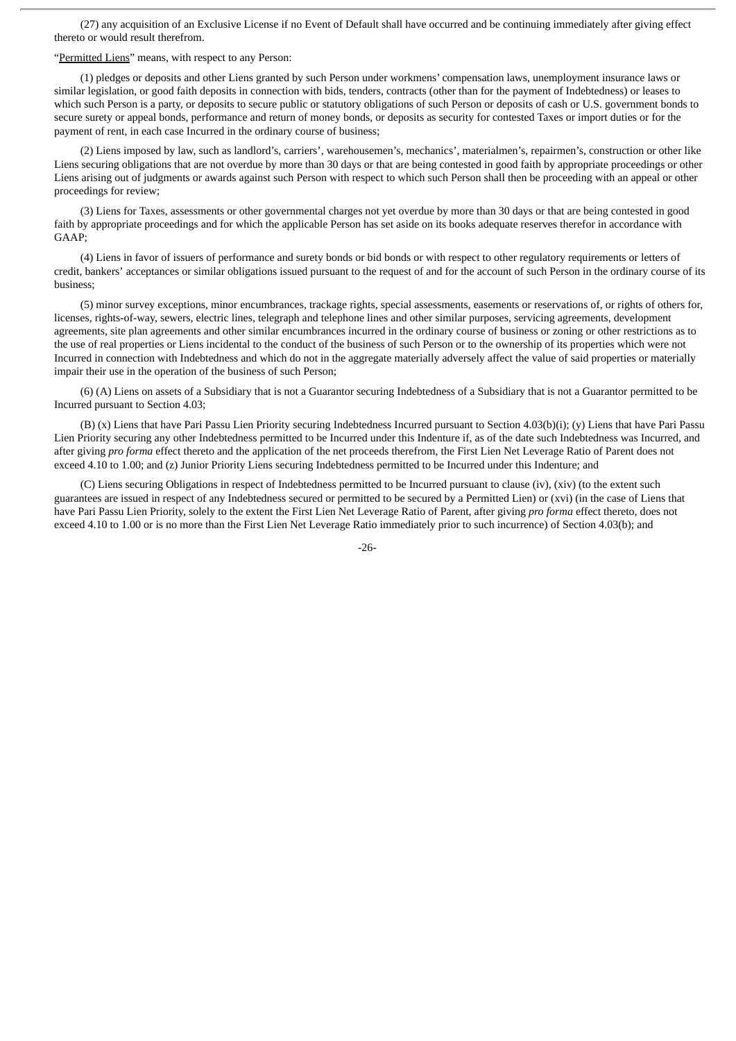(27) any acquisition of an Exclusive License if no Event of Default shall have occurred and be continuing immediately after giving effect thereto or would result therefrom.

"Permitted Liens" means, with respect to any Person:

(1) pledges or deposits and other Liens granted by such Person under workmens' compensation laws, unemployment insurance laws or similar legislation, or good faith deposits in connection with bids, tenders, contracts (other than for the payment of Indebtedness) or leases to which such Person is a party, or deposits to secure public or statutory obligations of such Person or deposits of cash or U.S. government bonds to secure surety or appeal bonds, performance and return of money bonds, or deposits as security for contested Taxes or import duties or for the payment of rent, in each case Incurred in the ordinary course of business;

(2) Liens imposed by law, such as landlord's, carriers', warehousemen's, mechanics', materialmen's, repairmen's, construction or other like Liens securing obligations that are not overdue by more than 30 days or that are being contested in good faith by appropriate proceedings or other Liens arising out of judgments or awards against such Person with respect to which such Person shall then be proceeding with an appeal or other proceedings for review;

(3) Liens for Taxes, assessments or other governmental charges not yet overdue by more than 30 days or that are being contested in good faith by appropriate proceedings and for which the applicable Person has set aside on its books adequate reserves therefor in accordance with GAAP;

(4) Liens in favor of issuers of performance and surety bonds or bid bonds or with respect to other regulatory requirements or letters of credit, bankers' acceptances or similar obligations issued pursuant to the request of and for the account of such Person in the ordinary course of its business;

(5) minor survey exceptions, minor encumbrances, trackage rights, special assessments, easements or reservations of, or rights of others for, licenses, rights-of-way, sewers, electric lines, telegraph and telephone lines and other similar purposes, servicing agreements, development agreements, site plan agreements and other similar encumbrances incurred in the ordinary course of business or zoning or other restrictions as to the use of real properties or Liens incidental to the conduct of the business of such Person or to the ownership of its properties which were not Incurred in connection with Indebtedness and which do not in the aggregate materially adversely affect the value of said properties or materially impair their use in the operation of the business of such Person;

(6) (A) Liens on assets of a Subsidiary that is not a Guarantor securing Indebtedness of a Subsidiary that is not a Guarantor permitted to be Incurred pursuant to Section 4.03;

(B) (x) Liens that have Pari Passu Lien Priority securing Indebtedness Incurred pursuant to Section 4.03(b)(i); (y) Liens that have Pari Passu Lien Priority securing any other Indebtedness permitted to be Incurred under this Indenture if, as of the date such Indebtedness was Incurred, and after giving *pro forma* effect thereto and the application of the net proceeds therefrom, the First Lien Net Leverage Ratio of Parent does not exceed 4.10 to 1.00; and (z) Junior Priority Liens securing Indebtedness permitted to be Incurred under this Indenture; and

(C) Liens securing Obligations in respect of Indebtedness permitted to be Incurred pursuant to clause (iv), (xiv) (to the extent such guarantees are issued in respect of any Indebtedness secured or permitted to be secured by a Permitted Lien) or (xvi) (in the case of Liens that have Pari Passu Lien Priority, solely to the extent the First Lien Net Leverage Ratio of Parent, after giving *pro forma* effect thereto, does not exceed 4.10 to 1.00 or is no more than the First Lien Net Leverage Ratio immediately prior to such incurrence) of Section 4.03(b); and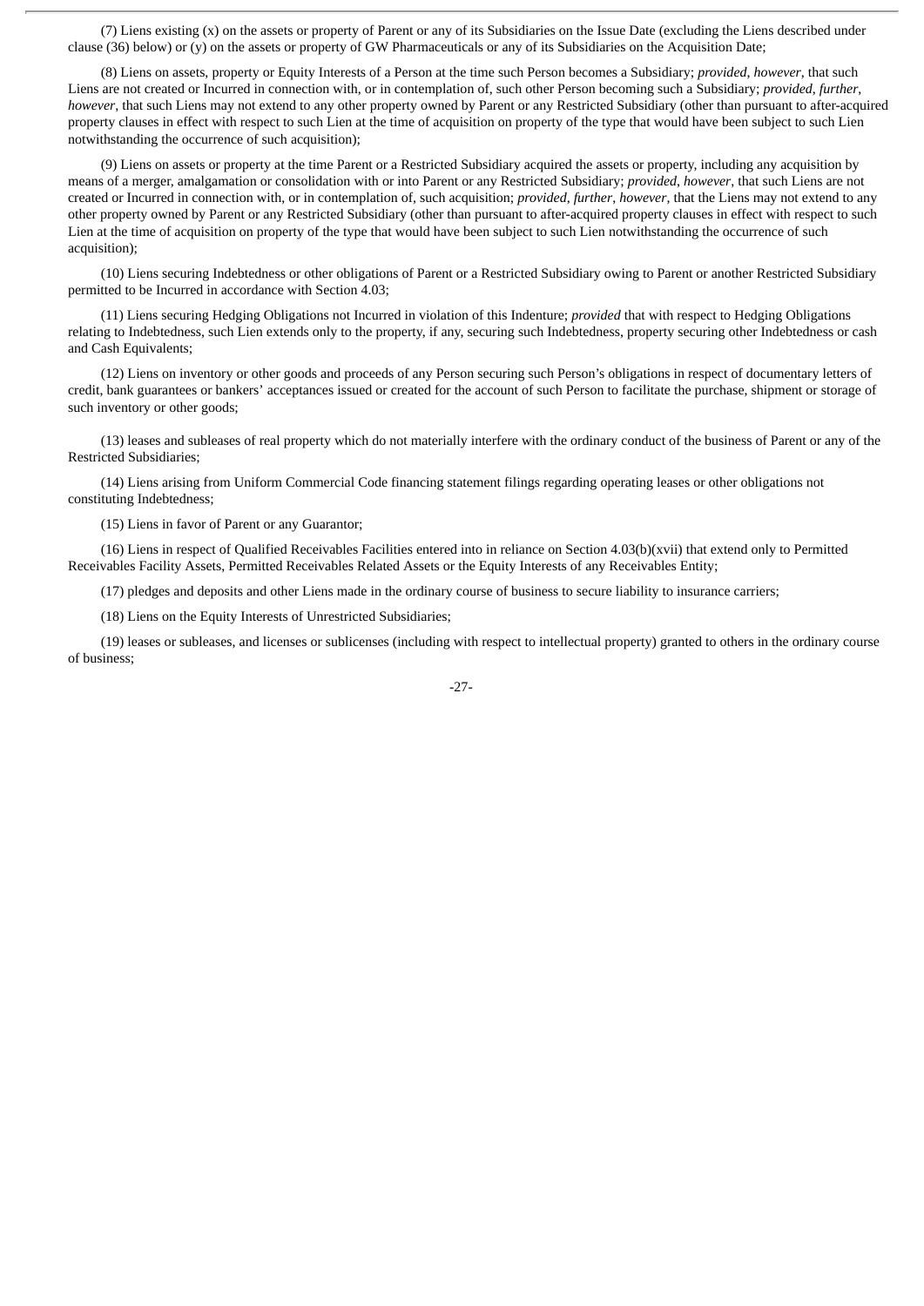(7) Liens existing (x) on the assets or property of Parent or any of its Subsidiaries on the Issue Date (excluding the Liens described under clause (36) below) or (y) on the assets or property of GW Pharmaceuticals or any of its Subsidiaries on the Acquisition Date;

(8) Liens on assets, property or Equity Interests of a Person at the time such Person becomes a Subsidiary; *provided, however*, that such Liens are not created or Incurred in connection with, or in contemplation of, such other Person becoming such a Subsidiary; *provided, further, however*, that such Liens may not extend to any other property owned by Parent or any Restricted Subsidiary (other than pursuant to after-acquired property clauses in effect with respect to such Lien at the time of acquisition on property of the type that would have been subject to such Lien notwithstanding the occurrence of such acquisition);

(9) Liens on assets or property at the time Parent or a Restricted Subsidiary acquired the assets or property, including any acquisition by means of a merger, amalgamation or consolidation with or into Parent or any Restricted Subsidiary; *provided, however*, that such Liens are not created or Incurred in connection with, or in contemplation of, such acquisition; *provided, further, however*, that the Liens may not extend to any other property owned by Parent or any Restricted Subsidiary (other than pursuant to after-acquired property clauses in effect with respect to such Lien at the time of acquisition on property of the type that would have been subject to such Lien notwithstanding the occurrence of such acquisition);

(10) Liens securing Indebtedness or other obligations of Parent or a Restricted Subsidiary owing to Parent or another Restricted Subsidiary permitted to be Incurred in accordance with Section 4.03;

(11) Liens securing Hedging Obligations not Incurred in violation of this Indenture; *provided* that with respect to Hedging Obligations relating to Indebtedness, such Lien extends only to the property, if any, securing such Indebtedness, property securing other Indebtedness or cash and Cash Equivalents;

(12) Liens on inventory or other goods and proceeds of any Person securing such Person's obligations in respect of documentary letters of credit, bank guarantees or bankers' acceptances issued or created for the account of such Person to facilitate the purchase, shipment or storage of such inventory or other goods;

(13) leases and subleases of real property which do not materially interfere with the ordinary conduct of the business of Parent or any of the Restricted Subsidiaries;

(14) Liens arising from Uniform Commercial Code financing statement filings regarding operating leases or other obligations not constituting Indebtedness;

(15) Liens in favor of Parent or any Guarantor;

(16) Liens in respect of Qualified Receivables Facilities entered into in reliance on Section 4.03(b)(xvii) that extend only to Permitted Receivables Facility Assets, Permitted Receivables Related Assets or the Equity Interests of any Receivables Entity;

(17) pledges and deposits and other Liens made in the ordinary course of business to secure liability to insurance carriers;

(18) Liens on the Equity Interests of Unrestricted Subsidiaries;

(19) leases or subleases, and licenses or sublicenses (including with respect to intellectual property) granted to others in the ordinary course of business;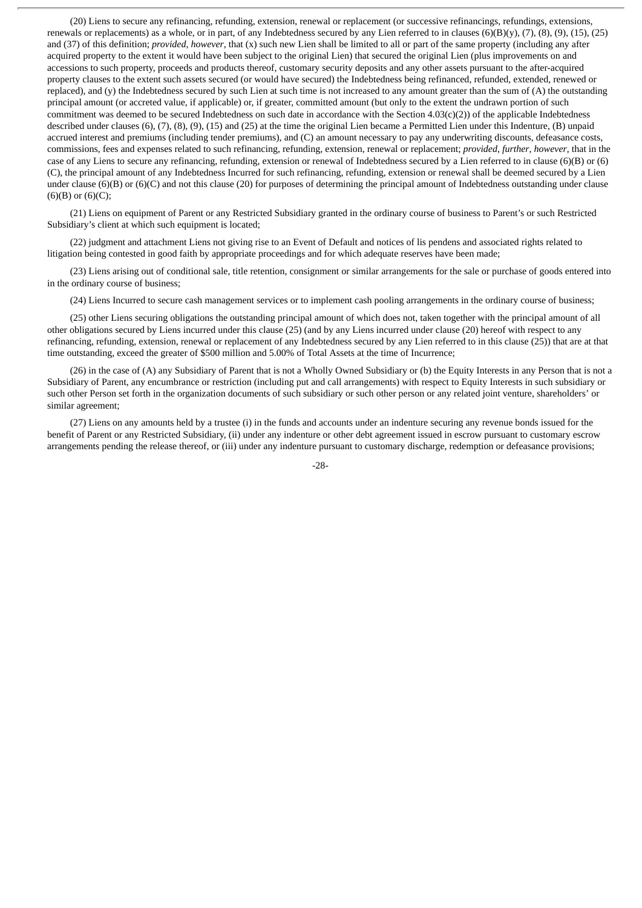(20) Liens to secure any refinancing, refunding, extension, renewal or replacement (or successive refinancings, refundings, extensions, renewals or replacements) as a whole, or in part, of any Indebtedness secured by any Lien referred to in clauses (6)(B)(y), (7), (8), (9), (15), (25) and (37) of this definition; *provided, however*, that (x) such new Lien shall be limited to all or part of the same property (including any after acquired property to the extent it would have been subject to the original Lien) that secured the original Lien (plus improvements on and accessions to such property, proceeds and products thereof, customary security deposits and any other assets pursuant to the after-acquired property clauses to the extent such assets secured (or would have secured) the Indebtedness being refinanced, refunded, extended, renewed or replaced), and (y) the Indebtedness secured by such Lien at such time is not increased to any amount greater than the sum of (A) the outstanding principal amount (or accreted value, if applicable) or, if greater, committed amount (but only to the extent the undrawn portion of such commitment was deemed to be secured Indebtedness on such date in accordance with the Section 4.03(c)(2)) of the applicable Indebtedness described under clauses (6), (7), (8), (9), (15) and (25) at the time the original Lien became a Permitted Lien under this Indenture, (B) unpaid accrued interest and premiums (including tender premiums), and (C) an amount necessary to pay any underwriting discounts, defeasance costs, commissions, fees and expenses related to such refinancing, refunding, extension, renewal or replacement; *provided*, *further*, *however*, that in the case of any Liens to secure any refinancing, refunding, extension or renewal of Indebtedness secured by a Lien referred to in clause (6)(B) or (6)(C), the principal amount of any Indebtedness Incurred for such refinancing, refunding, extension or renewal shall be deemed secured by a Lien under clause (6)(B) or (6)(C) and not this clause (20) for purposes of determining the principal amount of Indebtedness outstanding under clause (6)(B) or (6)(C);

(21) Liens on equipment of Parent or any Restricted Subsidiary granted in the ordinary course of business to Parent's or such Restricted Subsidiary's client at which such equipment is located;

(22) judgment and attachment Liens not giving rise to an Event of Default and notices of lis pendens and associated rights related to litigation being contested in good faith by appropriate proceedings and for which adequate reserves have been made;

(23) Liens arising out of conditional sale, title retention, consignment or similar arrangements for the sale or purchase of goods entered into in the ordinary course of business;

(24) Liens Incurred to secure cash management services or to implement cash pooling arrangements in the ordinary course of business;

(25) other Liens securing obligations the outstanding principal amount of which does not, taken together with the principal amount of all other obligations secured by Liens incurred under this clause (25) (and by any Liens incurred under clause (20) hereof with respect to any refinancing, refunding, extension, renewal or replacement of any Indebtedness secured by any Lien referred to in this clause (25)) that are at that time outstanding, exceed the greater of $500 million and 5.00% of Total Assets at the time of Incurrence;

(26) in the case of (A) any Subsidiary of Parent that is not a Wholly Owned Subsidiary or (b) the Equity Interests in any Person that is not a Subsidiary of Parent, any encumbrance or restriction (including put and call arrangements) with respect to Equity Interests in such subsidiary or such other Person set forth in the organization documents of such subsidiary or such other person or any related joint venture, shareholders' or similar agreement;

(27) Liens on any amounts held by a trustee (i) in the funds and accounts under an indenture securing any revenue bonds issued for the benefit of Parent or any Restricted Subsidiary, (ii) under any indenture or other debt agreement issued in escrow pursuant to customary escrow arrangements pending the release thereof, or (iii) under any indenture pursuant to customary discharge, redemption or defeasance provisions;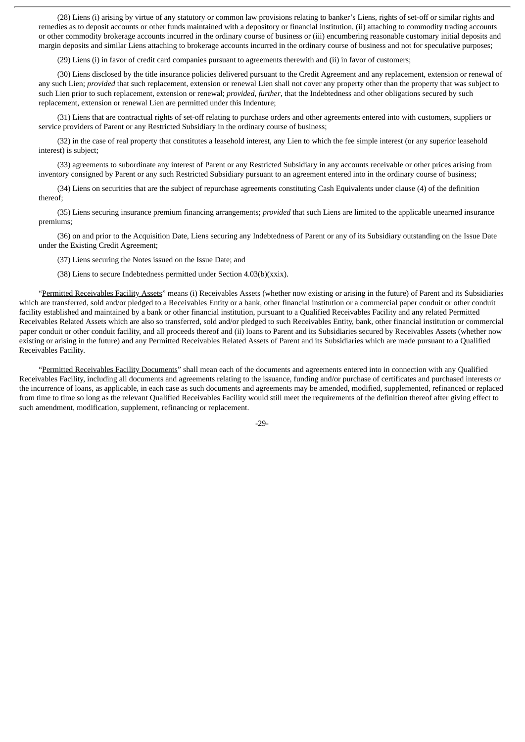(28) Liens (i) arising by virtue of any statutory or common law provisions relating to banker's Liens, rights of set-off or similar rights and remedies as to deposit accounts or other funds maintained with a depository or financial institution, (ii) attaching to commodity trading accounts or other commodity brokerage accounts incurred in the ordinary course of business or (iii) encumbering reasonable customary initial deposits and margin deposits and similar Liens attaching to brokerage accounts incurred in the ordinary course of business and not for speculative purposes;

(29) Liens (i) in favor of credit card companies pursuant to agreements therewith and (ii) in favor of customers;

(30) Liens disclosed by the title insurance policies delivered pursuant to the Credit Agreement and any replacement, extension or renewal of any such Lien; *provided* that such replacement, extension or renewal Lien shall not cover any property other than the property that was subject to such Lien prior to such replacement, extension or renewal; *provided*, *further*, that the Indebtedness and other obligations secured by such replacement, extension or renewal Lien are permitted under this Indenture;

(31) Liens that are contractual rights of set-off relating to purchase orders and other agreements entered into with customers, suppliers or service providers of Parent or any Restricted Subsidiary in the ordinary course of business;

(32) in the case of real property that constitutes a leasehold interest, any Lien to which the fee simple interest (or any superior leasehold interest) is subject;

(33) agreements to subordinate any interest of Parent or any Restricted Subsidiary in any accounts receivable or other prices arising from inventory consigned by Parent or any such Restricted Subsidiary pursuant to an agreement entered into in the ordinary course of business;

(34) Liens on securities that are the subject of repurchase agreements constituting Cash Equivalents under clause (4) of the definition thereof;

(35) Liens securing insurance premium financing arrangements; *provided* that such Liens are limited to the applicable unearned insurance premiums;

(36) on and prior to the Acquisition Date, Liens securing any Indebtedness of Parent or any of its Subsidiary outstanding on the Issue Date under the Existing Credit Agreement;

(37) Liens securing the Notes issued on the Issue Date; and

(38) Liens to secure Indebtedness permitted under Section 4.03(b)(xxix).

"Permitted Receivables Facility Assets" means (i) Receivables Assets (whether now existing or arising in the future) of Parent and its Subsidiaries which are transferred, sold and/or pledged to a Receivables Entity or a bank, other financial institution or a commercial paper conduit or other conduit facility established and maintained by a bank or other financial institution, pursuant to a Qualified Receivables Facility and any related Permitted Receivables Related Assets which are also so transferred, sold and/or pledged to such Receivables Entity, bank, other financial institution or commercial paper conduit or other conduit facility, and all proceeds thereof and (ii) loans to Parent and its Subsidiaries secured by Receivables Assets (whether now existing or arising in the future) and any Permitted Receivables Related Assets of Parent and its Subsidiaries which are made pursuant to a Qualified Receivables Facility.

"Permitted Receivables Facility Documents" shall mean each of the documents and agreements entered into in connection with any Qualified Receivables Facility, including all documents and agreements relating to the issuance, funding and/or purchase of certificates and purchased interests or the incurrence of loans, as applicable, in each case as such documents and agreements may be amended, modified, supplemented, refinanced or replaced from time to time so long as the relevant Qualified Receivables Facility would still meet the requirements of the definition thereof after giving effect to such amendment, modification, supplement, refinancing or replacement.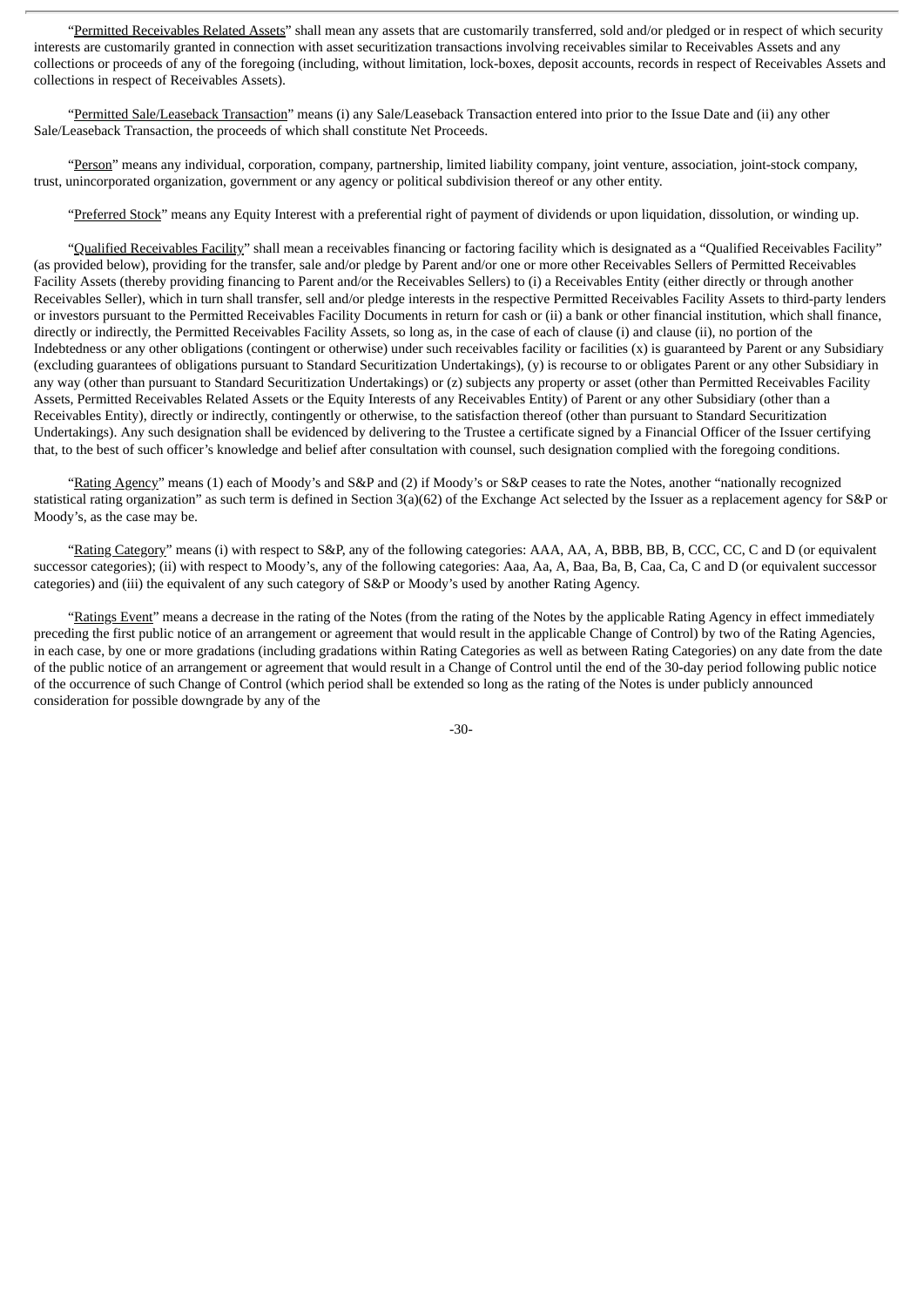"Permitted Receivables Related Assets" shall mean any assets that are customarily transferred, sold and/or pledged or in respect of which security interests are customarily granted in connection with asset securitization transactions involving receivables similar to Receivables Assets and any collections or proceeds of any of the foregoing (including, without limitation, lock-boxes, deposit accounts, records in respect of Receivables Assets and collections in respect of Receivables Assets).

"Permitted Sale/Leaseback Transaction" means (i) any Sale/Leaseback Transaction entered into prior to the Issue Date and (ii) any other Sale/Leaseback Transaction, the proceeds of which shall constitute Net Proceeds.

"Person" means any individual, corporation, company, partnership, limited liability company, joint venture, association, joint-stock company, trust, unincorporated organization, government or any agency or political subdivision thereof or any other entity.

"Preferred Stock" means any Equity Interest with a preferential right of payment of dividends or upon liquidation, dissolution, or winding up.

"Qualified Receivables Facility" shall mean a receivables financing or factoring facility which is designated as a "Qualified Receivables Facility" (as provided below), providing for the transfer, sale and/or pledge by Parent and/or one or more other Receivables Sellers of Permitted Receivables Facility Assets (thereby providing financing to Parent and/or the Receivables Sellers) to (i) a Receivables Entity (either directly or through another Receivables Seller), which in turn shall transfer, sell and/or pledge interests in the respective Permitted Receivables Facility Assets to third-party lenders or investors pursuant to the Permitted Receivables Facility Documents in return for cash or (ii) a bank or other financial institution, which shall finance, directly or indirectly, the Permitted Receivables Facility Assets, so long as, in the case of each of clause (i) and clause (ii), no portion of the Indebtedness or any other obligations (contingent or otherwise) under such receivables facility or facilities (x) is guaranteed by Parent or any Subsidiary (excluding guarantees of obligations pursuant to Standard Securitization Undertakings), (y) is recourse to or obligates Parent or any other Subsidiary in any way (other than pursuant to Standard Securitization Undertakings) or (z) subjects any property or asset (other than Permitted Receivables Facility Assets, Permitted Receivables Related Assets or the Equity Interests of any Receivables Entity) of Parent or any other Subsidiary (other than a Receivables Entity), directly or indirectly, contingently or otherwise, to the satisfaction thereof (other than pursuant to Standard Securitization Undertakings). Any such designation shall be evidenced by delivering to the Trustee a certificate signed by a Financial Officer of the Issuer certifying that, to the best of such officer's knowledge and belief after consultation with counsel, such designation complied with the foregoing conditions.

"Rating Agency" means (1) each of Moody's and S&P and (2) if Moody's or S&P ceases to rate the Notes, another "nationally recognized statistical rating organization" as such term is defined in Section 3(a)(62) of the Exchange Act selected by the Issuer as a replacement agency for S&P or Moody's, as the case may be.

"Rating Category" means (i) with respect to S&P, any of the following categories: AAA, AA, A, BBB, BB, B, CCC, CC, C and D (or equivalent successor categories); (ii) with respect to Moody's, any of the following categories: Aaa, Aa, A, Baa, Ba, B, Caa, Ca, C and D (or equivalent successor categories) and (iii) the equivalent of any such category of S&P or Moody's used by another Rating Agency.

"Ratings Event" means a decrease in the rating of the Notes (from the rating of the Notes by the applicable Rating Agency in effect immediately preceding the first public notice of an arrangement or agreement that would result in the applicable Change of Control) by two of the Rating Agencies, in each case, by one or more gradations (including gradations within Rating Categories as well as between Rating Categories) on any date from the date of the public notice of an arrangement or agreement that would result in a Change of Control until the end of the 30-day period following public notice of the occurrence of such Change of Control (which period shall be extended so long as the rating of the Notes is under publicly announced consideration for possible downgrade by any of the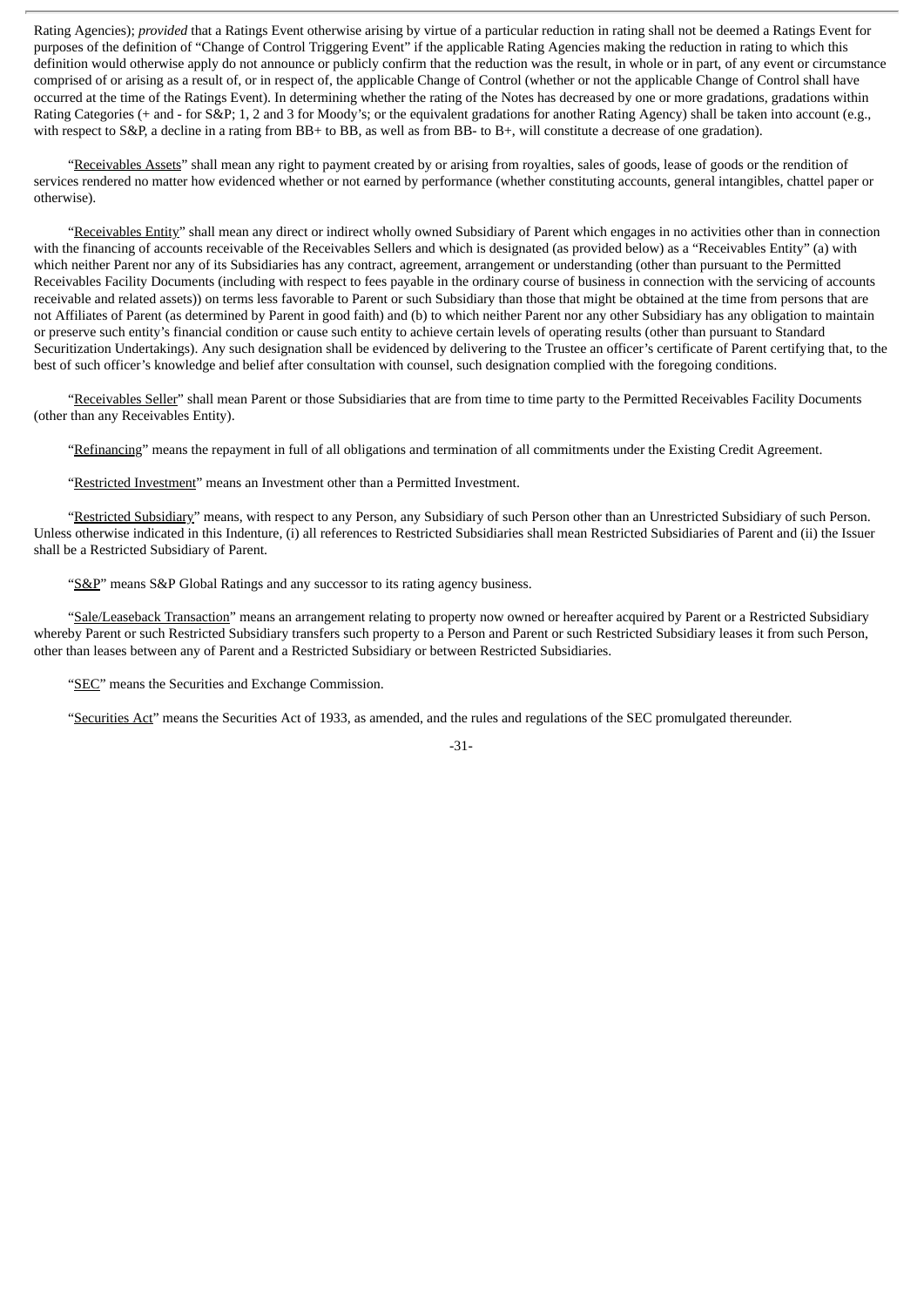Rating Agencies); *provided* that a Ratings Event otherwise arising by virtue of a particular reduction in rating shall not be deemed a Ratings Event for purposes of the definition of "Change of Control Triggering Event" if the applicable Rating Agencies making the reduction in rating to which this definition would otherwise apply do not announce or publicly confirm that the reduction was the result, in whole or in part, of any event or circumstance comprised of or arising as a result of, or in respect of, the applicable Change of Control (whether or not the applicable Change of Control shall have occurred at the time of the Ratings Event). In determining whether the rating of the Notes has decreased by one or more gradations, gradations within Rating Categories (+ and - for S&P; 1, 2 and 3 for Moody's; or the equivalent gradations for another Rating Agency) shall be taken into account (e.g., with respect to S&P, a decline in a rating from BB+ to BB, as well as from BB- to B+, will constitute a decrease of one gradation).

"Receivables Assets" shall mean any right to payment created by or arising from royalties, sales of goods, lease of goods or the rendition of services rendered no matter how evidenced whether or not earned by performance (whether constituting accounts, general intangibles, chattel paper or otherwise).

"Receivables Entity" shall mean any direct or indirect wholly owned Subsidiary of Parent which engages in no activities other than in connection with the financing of accounts receivable of the Receivables Sellers and which is designated (as provided below) as a "Receivables Entity" (a) with which neither Parent nor any of its Subsidiaries has any contract, agreement, arrangement or understanding (other than pursuant to the Permitted Receivables Facility Documents (including with respect to fees payable in the ordinary course of business in connection with the servicing of accounts receivable and related assets)) on terms less favorable to Parent or such Subsidiary than those that might be obtained at the time from persons that are not Affiliates of Parent (as determined by Parent in good faith) and (b) to which neither Parent nor any other Subsidiary has any obligation to maintain or preserve such entity's financial condition or cause such entity to achieve certain levels of operating results (other than pursuant to Standard Securitization Undertakings). Any such designation shall be evidenced by delivering to the Trustee an officer's certificate of Parent certifying that, to the best of such officer's knowledge and belief after consultation with counsel, such designation complied with the foregoing conditions.

"Receivables Seller" shall mean Parent or those Subsidiaries that are from time to time party to the Permitted Receivables Facility Documents (other than any Receivables Entity).

"Refinancing" means the repayment in full of all obligations and termination of all commitments under the Existing Credit Agreement.

"Restricted Investment" means an Investment other than a Permitted Investment.

"Restricted Subsidiary" means, with respect to any Person, any Subsidiary of such Person other than an Unrestricted Subsidiary of such Person. Unless otherwise indicated in this Indenture, (i) all references to Restricted Subsidiaries shall mean Restricted Subsidiaries of Parent and (ii) the Issuer shall be a Restricted Subsidiary of Parent.

"S&P" means S&P Global Ratings and any successor to its rating agency business.

"Sale/Leaseback Transaction" means an arrangement relating to property now owned or hereafter acquired by Parent or a Restricted Subsidiary whereby Parent or such Restricted Subsidiary transfers such property to a Person and Parent or such Restricted Subsidiary leases it from such Person, other than leases between any of Parent and a Restricted Subsidiary or between Restricted Subsidiaries.

"SEC" means the Securities and Exchange Commission.

"Securities Act" means the Securities Act of 1933, as amended, and the rules and regulations of the SEC promulgated thereunder.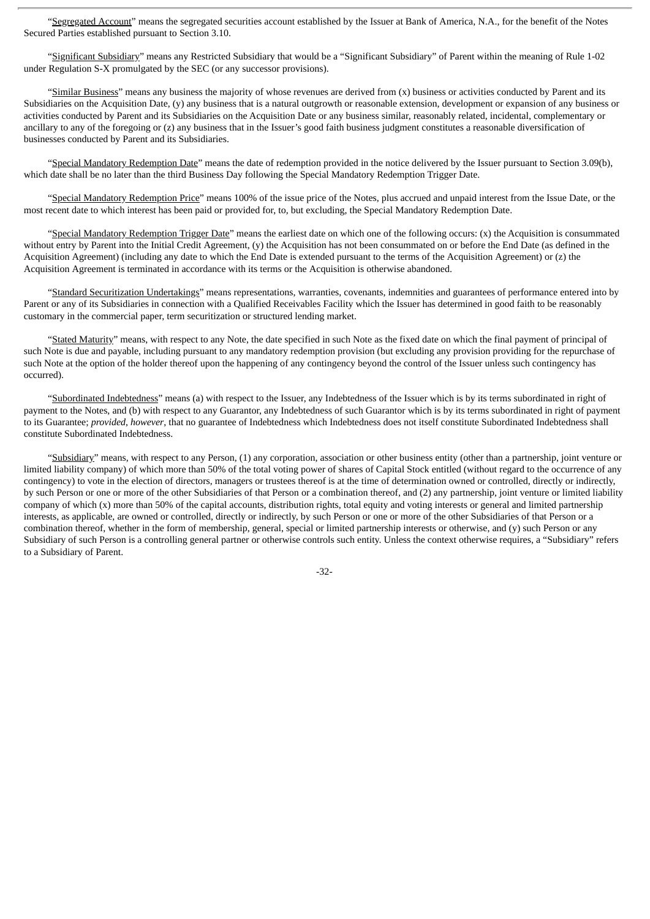"Segregated Account" means the segregated securities account established by the Issuer at Bank of America, N.A., for the benefit of the Notes Secured Parties established pursuant to Section 3.10.

"Significant Subsidiary" means any Restricted Subsidiary that would be a "Significant Subsidiary" of Parent within the meaning of Rule 1-02 under Regulation S-X promulgated by the SEC (or any successor provisions).

"Similar Business" means any business the majority of whose revenues are derived from (x) business or activities conducted by Parent and its Subsidiaries on the Acquisition Date, (y) any business that is a natural outgrowth or reasonable extension, development or expansion of any business or activities conducted by Parent and its Subsidiaries on the Acquisition Date or any business similar, reasonably related, incidental, complementary or ancillary to any of the foregoing or (z) any business that in the Issuer's good faith business judgment constitutes a reasonable diversification of businesses conducted by Parent and its Subsidiaries.

"Special Mandatory Redemption Date" means the date of redemption provided in the notice delivered by the Issuer pursuant to Section 3.09(b), which date shall be no later than the third Business Day following the Special Mandatory Redemption Trigger Date.

"Special Mandatory Redemption Price" means 100% of the issue price of the Notes, plus accrued and unpaid interest from the Issue Date, or the most recent date to which interest has been paid or provided for, to, but excluding, the Special Mandatory Redemption Date.

"Special Mandatory Redemption Trigger Date" means the earliest date on which one of the following occurs: (x) the Acquisition is consummated without entry by Parent into the Initial Credit Agreement, (y) the Acquisition has not been consummated on or before the End Date (as defined in the Acquisition Agreement) (including any date to which the End Date is extended pursuant to the terms of the Acquisition Agreement) or (z) the Acquisition Agreement is terminated in accordance with its terms or the Acquisition is otherwise abandoned.

"Standard Securitization Undertakings" means representations, warranties, covenants, indemnities and guarantees of performance entered into by Parent or any of its Subsidiaries in connection with a Qualified Receivables Facility which the Issuer has determined in good faith to be reasonably customary in the commercial paper, term securitization or structured lending market.

"Stated Maturity" means, with respect to any Note, the date specified in such Note as the fixed date on which the final payment of principal of such Note is due and payable, including pursuant to any mandatory redemption provision (but excluding any provision providing for the repurchase of such Note at the option of the holder thereof upon the happening of any contingency beyond the control of the Issuer unless such contingency has occurred).

"Subordinated Indebtedness" means (a) with respect to the Issuer, any Indebtedness of the Issuer which is by its terms subordinated in right of payment to the Notes, and (b) with respect to any Guarantor, any Indebtedness of such Guarantor which is by its terms subordinated in right of payment to its Guarantee; *provided*, *however*, that no guarantee of Indebtedness which Indebtedness does not itself constitute Subordinated Indebtedness shall constitute Subordinated Indebtedness.

"Subsidiary" means, with respect to any Person, (1) any corporation, association or other business entity (other than a partnership, joint venture or limited liability company) of which more than 50% of the total voting power of shares of Capital Stock entitled (without regard to the occurrence of any contingency) to vote in the election of directors, managers or trustees thereof is at the time of determination owned or controlled, directly or indirectly, by such Person or one or more of the other Subsidiaries of that Person or a combination thereof, and (2) any partnership, joint venture or limited liability company of which (x) more than 50% of the capital accounts, distribution rights, total equity and voting interests or general and limited partnership interests, as applicable, are owned or controlled, directly or indirectly, by such Person or one or more of the other Subsidiaries of that Person or a combination thereof, whether in the form of membership, general, special or limited partnership interests or otherwise, and (y) such Person or any Subsidiary of such Person is a controlling general partner or otherwise controls such entity. Unless the context otherwise requires, a "Subsidiary" refers to a Subsidiary of Parent.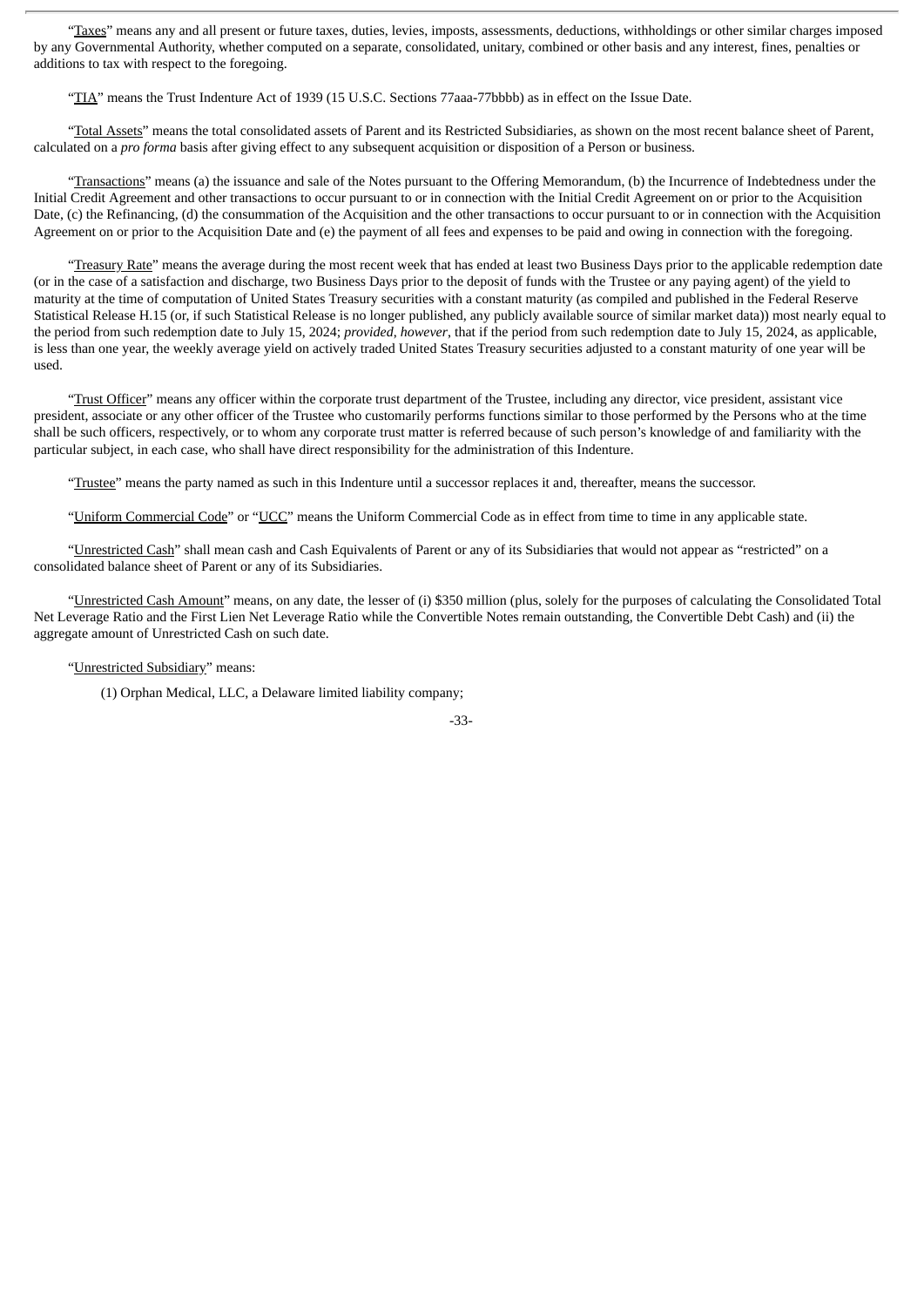"Taxes" means any and all present or future taxes, duties, levies, imposts, assessments, deductions, withholdings or other similar charges imposed by any Governmental Authority, whether computed on a separate, consolidated, unitary, combined or other basis and any interest, fines, penalties or additions to tax with respect to the foregoing.

"TIA" means the Trust Indenture Act of 1939 (15 U.S.C. Sections 77aaa-77bbbb) as in effect on the Issue Date.

"Total Assets" means the total consolidated assets of Parent and its Restricted Subsidiaries, as shown on the most recent balance sheet of Parent, calculated on a *pro forma* basis after giving effect to any subsequent acquisition or disposition of a Person or business.

"Transactions" means (a) the issuance and sale of the Notes pursuant to the Offering Memorandum, (b) the Incurrence of Indebtedness under the Initial Credit Agreement and other transactions to occur pursuant to or in connection with the Initial Credit Agreement on or prior to the Acquisition Date, (c) the Refinancing, (d) the consummation of the Acquisition and the other transactions to occur pursuant to or in connection with the Acquisition Agreement on or prior to the Acquisition Date and (e) the payment of all fees and expenses to be paid and owing in connection with the foregoing.

"Treasury Rate" means the average during the most recent week that has ended at least two Business Days prior to the applicable redemption date (or in the case of a satisfaction and discharge, two Business Days prior to the deposit of funds with the Trustee or any paying agent) of the yield to maturity at the time of computation of United States Treasury securities with a constant maturity (as compiled and published in the Federal Reserve Statistical Release H.15 (or, if such Statistical Release is no longer published, any publicly available source of similar market data)) most nearly equal to the period from such redemption date to July 15, 2024; *provided, however*, that if the period from such redemption date to July 15, 2024, as applicable, is less than one year, the weekly average yield on actively traded United States Treasury securities adjusted to a constant maturity of one year will be used.

"Trust Officer" means any officer within the corporate trust department of the Trustee, including any director, vice president, assistant vice president, associate or any other officer of the Trustee who customarily performs functions similar to those performed by the Persons who at the time shall be such officers, respectively, or to whom any corporate trust matter is referred because of such person's knowledge of and familiarity with the particular subject, in each case, who shall have direct responsibility for the administration of this Indenture.

"Trustee" means the party named as such in this Indenture until a successor replaces it and, thereafter, means the successor.

"Uniform Commercial Code" or "UCC" means the Uniform Commercial Code as in effect from time to time in any applicable state.

"Unrestricted Cash" shall mean cash and Cash Equivalents of Parent or any of its Subsidiaries that would not appear as "restricted" on a consolidated balance sheet of Parent or any of its Subsidiaries.

"Unrestricted Cash Amount" means, on any date, the lesser of (i) $350 million (plus, solely for the purposes of calculating the Consolidated Total Net Leverage Ratio and the First Lien Net Leverage Ratio while the Convertible Notes remain outstanding, the Convertible Debt Cash) and (ii) the aggregate amount of Unrestricted Cash on such date.

"Unrestricted Subsidiary" means:

(1) Orphan Medical, LLC, a Delaware limited liability company;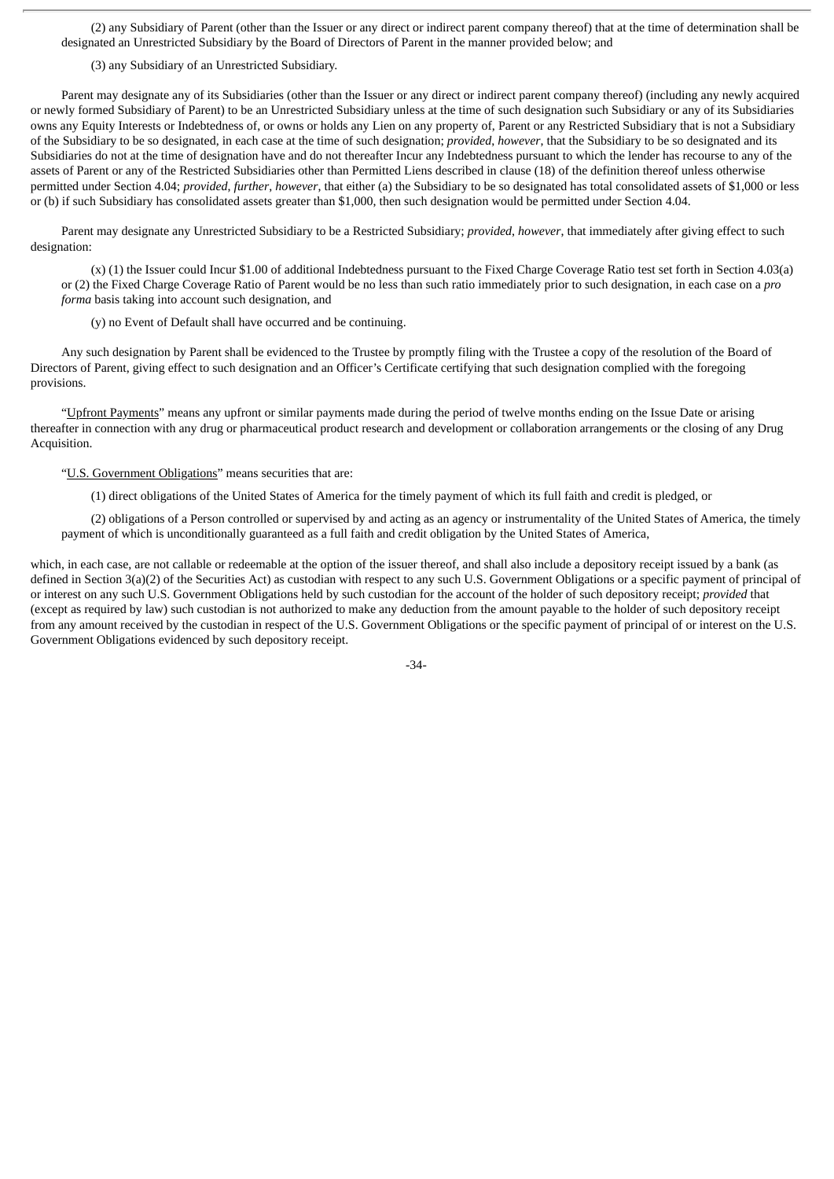(2) any Subsidiary of Parent (other than the Issuer or any direct or indirect parent company thereof) that at the time of determination shall be designated an Unrestricted Subsidiary by the Board of Directors of Parent in the manner provided below; and

(3) any Subsidiary of an Unrestricted Subsidiary.

Parent may designate any of its Subsidiaries (other than the Issuer or any direct or indirect parent company thereof) (including any newly acquired or newly formed Subsidiary of Parent) to be an Unrestricted Subsidiary unless at the time of such designation such Subsidiary or any of its Subsidiaries owns any Equity Interests or Indebtedness of, or owns or holds any Lien on any property of, Parent or any Restricted Subsidiary that is not a Subsidiary of the Subsidiary to be so designated, in each case at the time of such designation; *provided*, *however*, that the Subsidiary to be so designated and its Subsidiaries do not at the time of designation have and do not thereafter Incur any Indebtedness pursuant to which the lender has recourse to any of the assets of Parent or any of the Restricted Subsidiaries other than Permitted Liens described in clause (18) of the definition thereof unless otherwise permitted under Section 4.04; *provided*, *further*, *however*, that either (a) the Subsidiary to be so designated has total consolidated assets of $1,000 or less or (b) if such Subsidiary has consolidated assets greater than $1,000, then such designation would be permitted under Section 4.04.

Parent may designate any Unrestricted Subsidiary to be a Restricted Subsidiary; *provided*, *however*, that immediately after giving effect to such designation:

(x) (1) the Issuer could Incur $1.00 of additional Indebtedness pursuant to the Fixed Charge Coverage Ratio test set forth in Section 4.03(a) or (2) the Fixed Charge Coverage Ratio of Parent would be no less than such ratio immediately prior to such designation, in each case on a *pro forma* basis taking into account such designation, and

(y) no Event of Default shall have occurred and be continuing.

Any such designation by Parent shall be evidenced to the Trustee by promptly filing with the Trustee a copy of the resolution of the Board of Directors of Parent, giving effect to such designation and an Officer's Certificate certifying that such designation complied with the foregoing provisions.

"Upfront Payments" means any upfront or similar payments made during the period of twelve months ending on the Issue Date or arising thereafter in connection with any drug or pharmaceutical product research and development or collaboration arrangements or the closing of any Drug Acquisition.

"U.S. Government Obligations" means securities that are:

(1) direct obligations of the United States of America for the timely payment of which its full faith and credit is pledged, or

(2) obligations of a Person controlled or supervised by and acting as an agency or instrumentality of the United States of America, the timely payment of which is unconditionally guaranteed as a full faith and credit obligation by the United States of America,

which, in each case, are not callable or redeemable at the option of the issuer thereof, and shall also include a depository receipt issued by a bank (as defined in Section 3(a)(2) of the Securities Act) as custodian with respect to any such U.S. Government Obligations or a specific payment of principal of or interest on any such U.S. Government Obligations held by such custodian for the account of the holder of such depository receipt; *provided* that (except as required by law) such custodian is not authorized to make any deduction from the amount payable to the holder of such depository receipt from any amount received by the custodian in respect of the U.S. Government Obligations or the specific payment of principal of or interest on the U.S. Government Obligations evidenced by such depository receipt.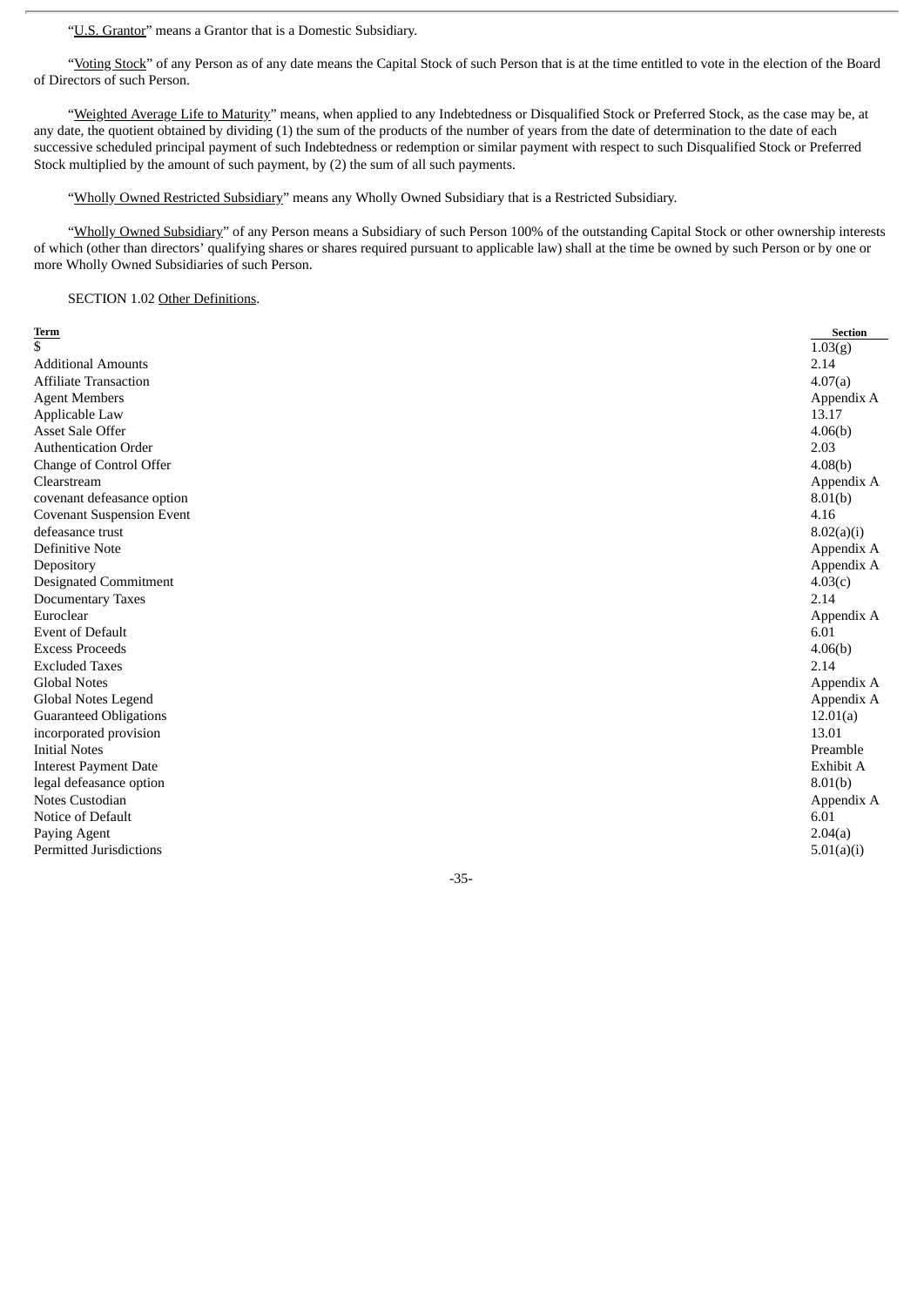"U.S. Grantor" means a Grantor that is a Domestic Subsidiary.

"Voting Stock" of any Person as of any date means the Capital Stock of such Person that is at the time entitled to vote in the election of the Board of Directors of such Person.

"Weighted Average Life to Maturity" means, when applied to any Indebtedness or Disqualified Stock or Preferred Stock, as the case may be, at any date, the quotient obtained by dividing (1) the sum of the products of the number of years from the date of determination to the date of each successive scheduled principal payment of such Indebtedness or redemption or similar payment with respect to such Disqualified Stock or Preferred Stock multiplied by the amount of such payment, by (2) the sum of all such payments.

"Wholly Owned Restricted Subsidiary" means any Wholly Owned Subsidiary that is a Restricted Subsidiary.

"Wholly Owned Subsidiary" of any Person means a Subsidiary of such Person 100% of the outstanding Capital Stock or other ownership interests of which (other than directors' qualifying shares or shares required pursuant to applicable law) shall at the time be owned by such Person or by one or more Wholly Owned Subsidiaries of such Person.

SECTION 1.02 Other Definitions.

| Term | Section |
|---|---|
| $ | 1.03(g) |
| Additional Amounts | 2.14 |
| Affiliate Transaction | 4.07(a) |
| Agent Members | Appendix A |
| Applicable Law | 13.17 |
| Asset Sale Offer | 4.06(b) |
| Authentication Order | 2.03 |
| Change of Control Offer | 4.08(b) |
| Clearstream | Appendix A |
| covenant defeasance option | 8.01(b) |
| Covenant Suspension Event | 4.16 |
| defeasance trust | 8.02(a)(i) |
| Definitive Note | Appendix A |
| Depository | Appendix A |
| Designated Commitment | 4.03(c) |
| Documentary Taxes | 2.14 |
| Euroclear | Appendix A |
| Event of Default | 6.01 |
| Excess Proceeds | 4.06(b) |
| Excluded Taxes | 2.14 |
| Global Notes | Appendix A |
| Global Notes Legend | Appendix A |
| Guaranteed Obligations | 12.01(a) |
| incorporated provision | 13.01 |
| Initial Notes | Preamble |
| Interest Payment Date | Exhibit A |
| legal defeasance option | 8.01(b) |
| Notes Custodian | Appendix A |
| Notice of Default | 6.01 |
| Paying Agent | 2.04(a) |
| Permitted Jurisdictions | 5.01(a)(i) |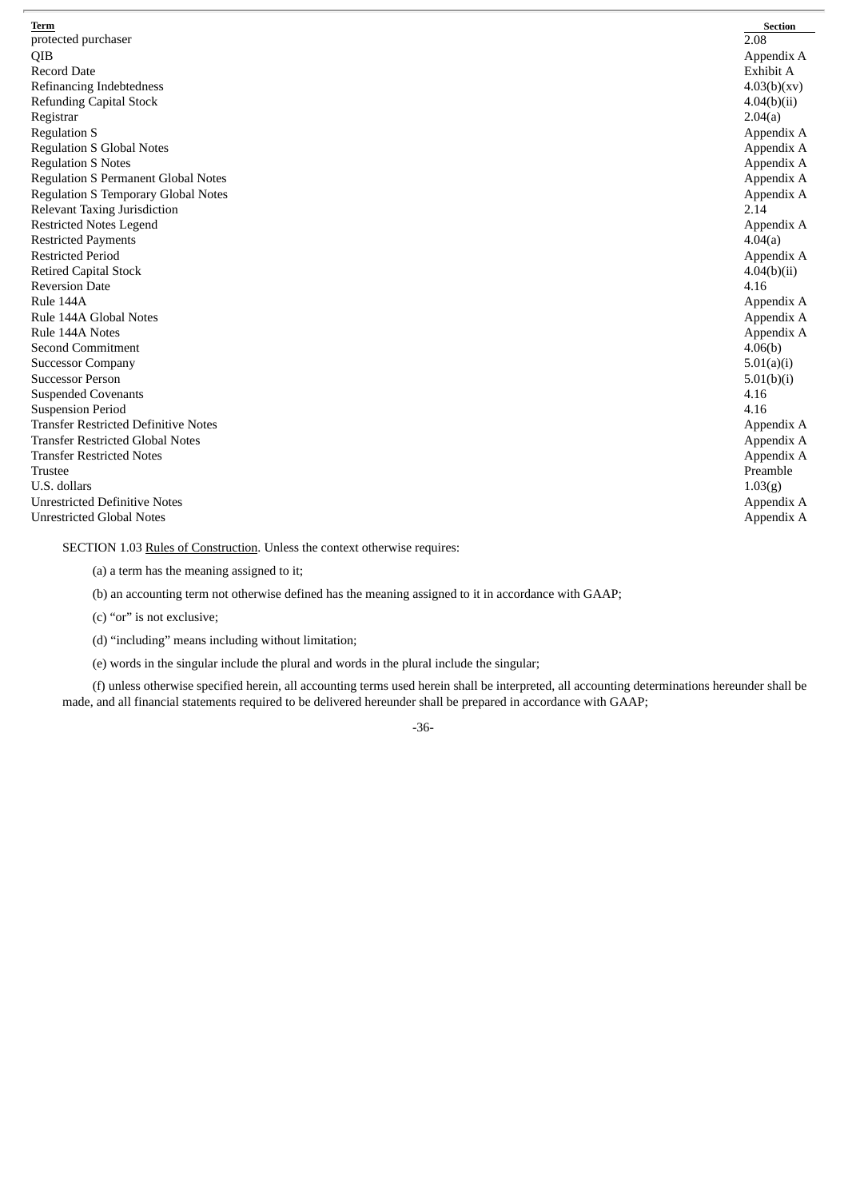| Term | Section |
| --- | --- |
| protected purchaser | 2.08 |
| QIB | Appendix A |
| Record Date | Exhibit A |
| Refinancing Indebtedness | 4.03(b)(xv) |
| Refunding Capital Stock | 4.04(b)(ii) |
| Registrar | 2.04(a) |
| Regulation S | Appendix A |
| Regulation S Global Notes | Appendix A |
| Regulation S Notes | Appendix A |
| Regulation S Permanent Global Notes | Appendix A |
| Regulation S Temporary Global Notes | Appendix A |
| Relevant Taxing Jurisdiction | 2.14 |
| Restricted Notes Legend | Appendix A |
| Restricted Payments | 4.04(a) |
| Restricted Period | Appendix A |
| Retired Capital Stock | 4.04(b)(ii) |
| Reversion Date | 4.16 |
| Rule 144A | Appendix A |
| Rule 144A Global Notes | Appendix A |
| Rule 144A Notes | Appendix A |
| Second Commitment | 4.06(b) |
| Successor Company | 5.01(a)(i) |
| Successor Person | 5.01(b)(i) |
| Suspended Covenants | 4.16 |
| Suspension Period | 4.16 |
| Transfer Restricted Definitive Notes | Appendix A |
| Transfer Restricted Global Notes | Appendix A |
| Transfer Restricted Notes | Appendix A |
| Trustee | Preamble |
| U.S. dollars | 1.03(g) |
| Unrestricted Definitive Notes | Appendix A |
| Unrestricted Global Notes | Appendix A |

SECTION 1.03 Rules of Construction. Unless the context otherwise requires:

(a) a term has the meaning assigned to it;

(b) an accounting term not otherwise defined has the meaning assigned to it in accordance with GAAP;

(c) "or" is not exclusive;

(d) "including" means including without limitation;

(e) words in the singular include the plural and words in the plural include the singular;

(f) unless otherwise specified herein, all accounting terms used herein shall be interpreted, all accounting determinations hereunder shall be made, and all financial statements required to be delivered hereunder shall be prepared in accordance with GAAP;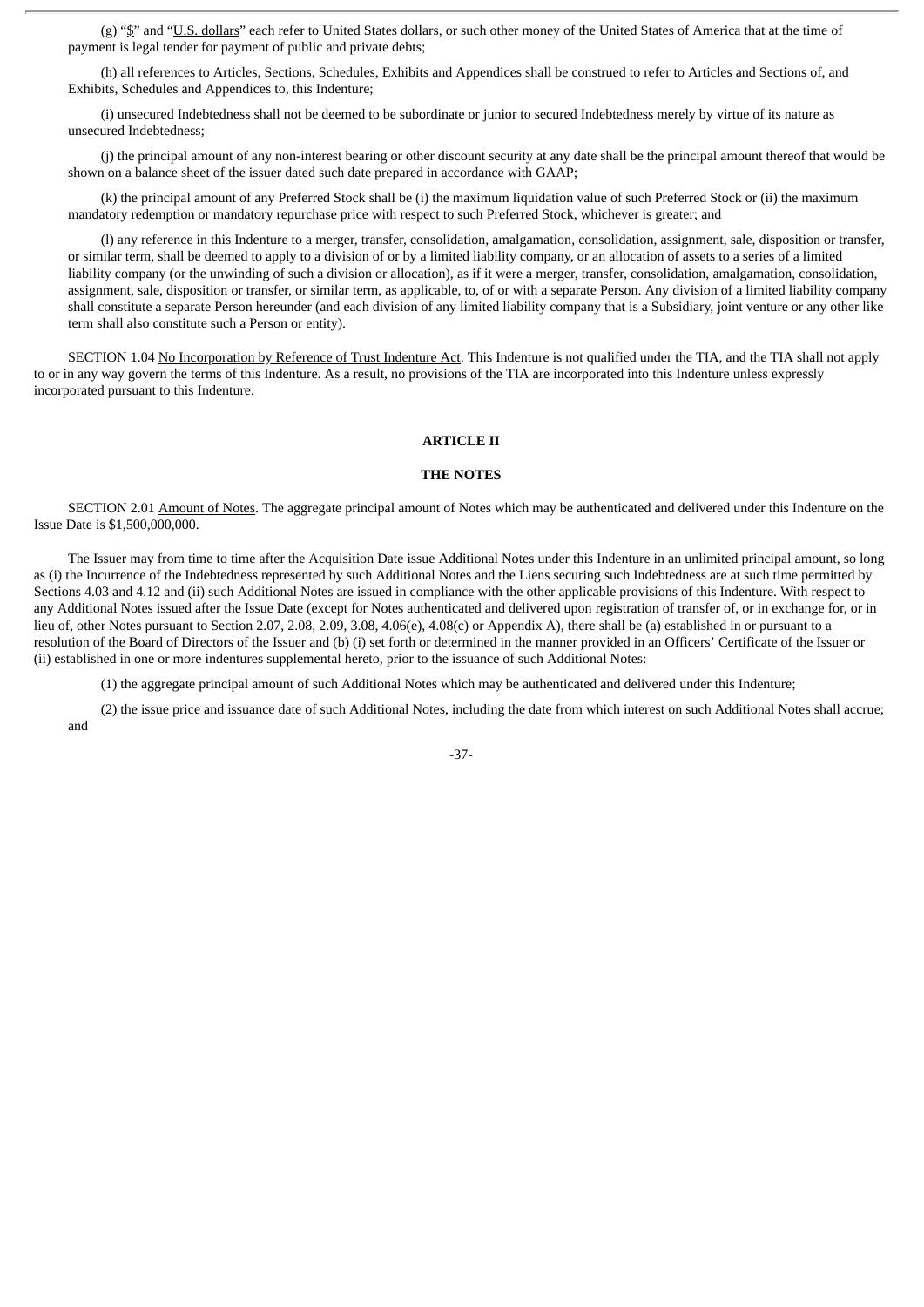(g) "$" and "U.S. dollars" each refer to United States dollars, or such other money of the United States of America that at the time of payment is legal tender for payment of public and private debts;

(h) all references to Articles, Sections, Schedules, Exhibits and Appendices shall be construed to refer to Articles and Sections of, and Exhibits, Schedules and Appendices to, this Indenture;

(i) unsecured Indebtedness shall not be deemed to be subordinate or junior to secured Indebtedness merely by virtue of its nature as unsecured Indebtedness;

(j) the principal amount of any non-interest bearing or other discount security at any date shall be the principal amount thereof that would be shown on a balance sheet of the issuer dated such date prepared in accordance with GAAP;

(k) the principal amount of any Preferred Stock shall be (i) the maximum liquidation value of such Preferred Stock or (ii) the maximum mandatory redemption or mandatory repurchase price with respect to such Preferred Stock, whichever is greater; and

(l) any reference in this Indenture to a merger, transfer, consolidation, amalgamation, consolidation, assignment, sale, disposition or transfer, or similar term, shall be deemed to apply to a division of or by a limited liability company, or an allocation of assets to a series of a limited liability company (or the unwinding of such a division or allocation), as if it were a merger, transfer, consolidation, amalgamation, consolidation, assignment, sale, disposition or transfer, or similar term, as applicable, to, of or with a separate Person. Any division of a limited liability company shall constitute a separate Person hereunder (and each division of any limited liability company that is a Subsidiary, joint venture or any other like term shall also constitute such a Person or entity).

SECTION 1.04 No Incorporation by Reference of Trust Indenture Act. This Indenture is not qualified under the TIA, and the TIA shall not apply to or in any way govern the terms of this Indenture. As a result, no provisions of the TIA are incorporated into this Indenture unless expressly incorporated pursuant to this Indenture.

## ARTICLE II

## THE NOTES

SECTION 2.01 Amount of Notes. The aggregate principal amount of Notes which may be authenticated and delivered under this Indenture on the Issue Date is $1,500,000,000.

The Issuer may from time to time after the Acquisition Date issue Additional Notes under this Indenture in an unlimited principal amount, so long as (i) the Incurrence of the Indebtedness represented by such Additional Notes and the Liens securing such Indebtedness are at such time permitted by Sections 4.03 and 4.12 and (ii) such Additional Notes are issued in compliance with the other applicable provisions of this Indenture. With respect to any Additional Notes issued after the Issue Date (except for Notes authenticated and delivered upon registration of transfer of, or in exchange for, or in lieu of, other Notes pursuant to Section 2.07, 2.08, 2.09, 3.08, 4.06(e), 4.08(c) or Appendix A), there shall be (a) established in or pursuant to a resolution of the Board of Directors of the Issuer and (b) (i) set forth or determined in the manner provided in an Officers' Certificate of the Issuer or (ii) established in one or more indentures supplemental hereto, prior to the issuance of such Additional Notes:

(1) the aggregate principal amount of such Additional Notes which may be authenticated and delivered under this Indenture;

(2) the issue price and issuance date of such Additional Notes, including the date from which interest on such Additional Notes shall accrue; and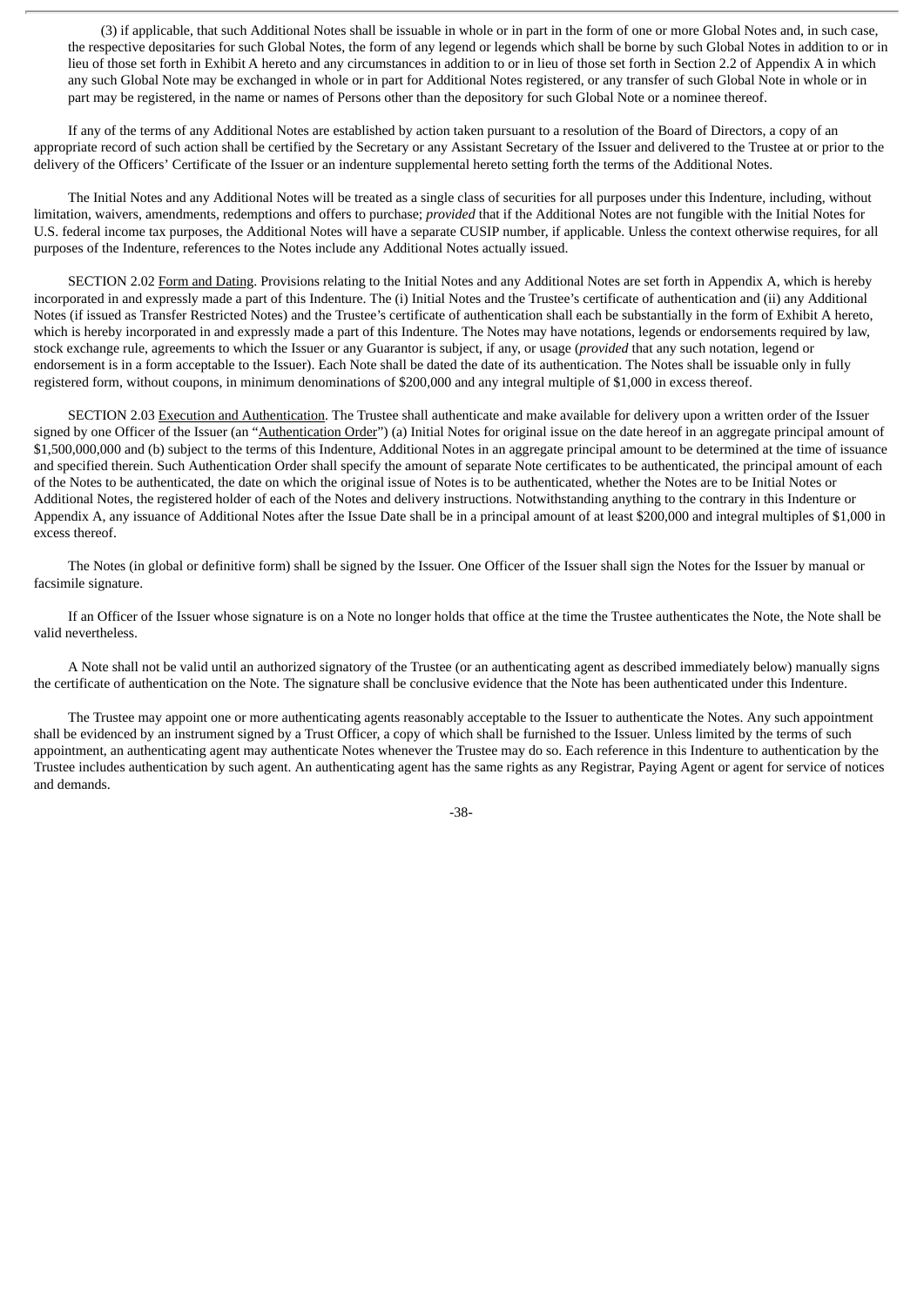(3) if applicable, that such Additional Notes shall be issuable in whole or in part in the form of one or more Global Notes and, in such case, the respective depositaries for such Global Notes, the form of any legend or legends which shall be borne by such Global Notes in addition to or in lieu of those set forth in Exhibit A hereto and any circumstances in addition to or in lieu of those set forth in Section 2.2 of Appendix A in which any such Global Note may be exchanged in whole or in part for Additional Notes registered, or any transfer of such Global Note in whole or in part may be registered, in the name or names of Persons other than the depository for such Global Note or a nominee thereof.

If any of the terms of any Additional Notes are established by action taken pursuant to a resolution of the Board of Directors, a copy of an appropriate record of such action shall be certified by the Secretary or any Assistant Secretary of the Issuer and delivered to the Trustee at or prior to the delivery of the Officers' Certificate of the Issuer or an indenture supplemental hereto setting forth the terms of the Additional Notes.

The Initial Notes and any Additional Notes will be treated as a single class of securities for all purposes under this Indenture, including, without limitation, waivers, amendments, redemptions and offers to purchase; *provided* that if the Additional Notes are not fungible with the Initial Notes for U.S. federal income tax purposes, the Additional Notes will have a separate CUSIP number, if applicable. Unless the context otherwise requires, for all purposes of the Indenture, references to the Notes include any Additional Notes actually issued.

SECTION 2.02 Form and Dating. Provisions relating to the Initial Notes and any Additional Notes are set forth in Appendix A, which is hereby incorporated in and expressly made a part of this Indenture. The (i) Initial Notes and the Trustee's certificate of authentication and (ii) any Additional Notes (if issued as Transfer Restricted Notes) and the Trustee's certificate of authentication shall each be substantially in the form of Exhibit A hereto, which is hereby incorporated in and expressly made a part of this Indenture. The Notes may have notations, legends or endorsements required by law, stock exchange rule, agreements to which the Issuer or any Guarantor is subject, if any, or usage (*provided* that any such notation, legend or endorsement is in a form acceptable to the Issuer). Each Note shall be dated the date of its authentication. The Notes shall be issuable only in fully registered form, without coupons, in minimum denominations of $200,000 and any integral multiple of $1,000 in excess thereof.

SECTION 2.03 Execution and Authentication. The Trustee shall authenticate and make available for delivery upon a written order of the Issuer signed by one Officer of the Issuer (an "Authentication Order") (a) Initial Notes for original issue on the date hereof in an aggregate principal amount of $1,500,000,000 and (b) subject to the terms of this Indenture, Additional Notes in an aggregate principal amount to be determined at the time of issuance and specified therein. Such Authentication Order shall specify the amount of separate Note certificates to be authenticated, the principal amount of each of the Notes to be authenticated, the date on which the original issue of Notes is to be authenticated, whether the Notes are to be Initial Notes or Additional Notes, the registered holder of each of the Notes and delivery instructions. Notwithstanding anything to the contrary in this Indenture or Appendix A, any issuance of Additional Notes after the Issue Date shall be in a principal amount of at least $200,000 and integral multiples of $1,000 in excess thereof.

The Notes (in global or definitive form) shall be signed by the Issuer. One Officer of the Issuer shall sign the Notes for the Issuer by manual or facsimile signature.

If an Officer of the Issuer whose signature is on a Note no longer holds that office at the time the Trustee authenticates the Note, the Note shall be valid nevertheless.

A Note shall not be valid until an authorized signatory of the Trustee (or an authenticating agent as described immediately below) manually signs the certificate of authentication on the Note. The signature shall be conclusive evidence that the Note has been authenticated under this Indenture.

The Trustee may appoint one or more authenticating agents reasonably acceptable to the Issuer to authenticate the Notes. Any such appointment shall be evidenced by an instrument signed by a Trust Officer, a copy of which shall be furnished to the Issuer. Unless limited by the terms of such appointment, an authenticating agent may authenticate Notes whenever the Trustee may do so. Each reference in this Indenture to authentication by the Trustee includes authentication by such agent. An authenticating agent has the same rights as any Registrar, Paying Agent or agent for service of notices and demands.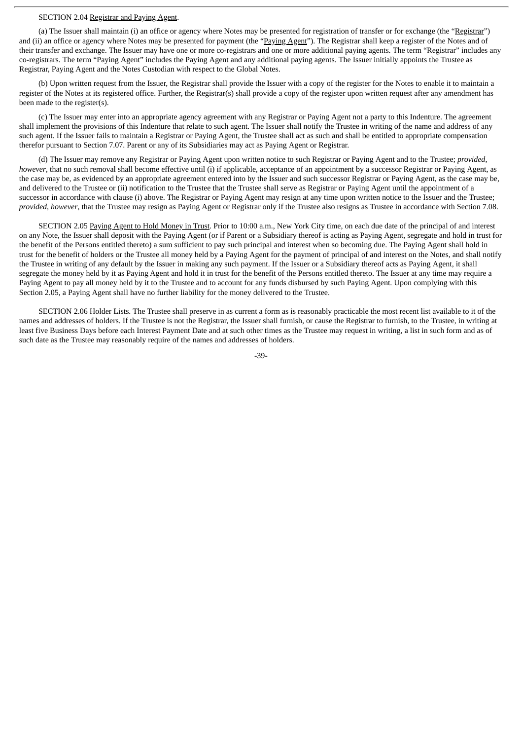SECTION 2.04 Registrar and Paying Agent.

(a) The Issuer shall maintain (i) an office or agency where Notes may be presented for registration of transfer or for exchange (the "Registrar") and (ii) an office or agency where Notes may be presented for payment (the "Paying Agent"). The Registrar shall keep a register of the Notes and of their transfer and exchange. The Issuer may have one or more co-registrars and one or more additional paying agents. The term "Registrar" includes any co-registrars. The term "Paying Agent" includes the Paying Agent and any additional paying agents. The Issuer initially appoints the Trustee as Registrar, Paying Agent and the Notes Custodian with respect to the Global Notes.

(b) Upon written request from the Issuer, the Registrar shall provide the Issuer with a copy of the register for the Notes to enable it to maintain a register of the Notes at its registered office. Further, the Registrar(s) shall provide a copy of the register upon written request after any amendment has been made to the register(s).

(c) The Issuer may enter into an appropriate agency agreement with any Registrar or Paying Agent not a party to this Indenture. The agreement shall implement the provisions of this Indenture that relate to such agent. The Issuer shall notify the Trustee in writing of the name and address of any such agent. If the Issuer fails to maintain a Registrar or Paying Agent, the Trustee shall act as such and shall be entitled to appropriate compensation therefor pursuant to Section 7.07. Parent or any of its Subsidiaries may act as Paying Agent or Registrar.

(d) The Issuer may remove any Registrar or Paying Agent upon written notice to such Registrar or Paying Agent and to the Trustee; *provided*, *however*, that no such removal shall become effective until (i) if applicable, acceptance of an appointment by a successor Registrar or Paying Agent, as the case may be, as evidenced by an appropriate agreement entered into by the Issuer and such successor Registrar or Paying Agent, as the case may be, and delivered to the Trustee or (ii) notification to the Trustee that the Trustee shall serve as Registrar or Paying Agent until the appointment of a successor in accordance with clause (i) above. The Registrar or Paying Agent may resign at any time upon written notice to the Issuer and the Trustee; *provided*, *however*, that the Trustee may resign as Paying Agent or Registrar only if the Trustee also resigns as Trustee in accordance with Section 7.08.

SECTION 2.05 Paying Agent to Hold Money in Trust. Prior to 10:00 a.m., New York City time, on each due date of the principal of and interest on any Note, the Issuer shall deposit with the Paying Agent (or if Parent or a Subsidiary thereof is acting as Paying Agent, segregate and hold in trust for the benefit of the Persons entitled thereto) a sum sufficient to pay such principal and interest when so becoming due. The Paying Agent shall hold in trust for the benefit of holders or the Trustee all money held by a Paying Agent for the payment of principal of and interest on the Notes, and shall notify the Trustee in writing of any default by the Issuer in making any such payment. If the Issuer or a Subsidiary thereof acts as Paying Agent, it shall segregate the money held by it as Paying Agent and hold it in trust for the benefit of the Persons entitled thereto. The Issuer at any time may require a Paying Agent to pay all money held by it to the Trustee and to account for any funds disbursed by such Paying Agent. Upon complying with this Section 2.05, a Paying Agent shall have no further liability for the money delivered to the Trustee.

SECTION 2.06 Holder Lists. The Trustee shall preserve in as current a form as is reasonably practicable the most recent list available to it of the names and addresses of holders. If the Trustee is not the Registrar, the Issuer shall furnish, or cause the Registrar to furnish, to the Trustee, in writing at least five Business Days before each Interest Payment Date and at such other times as the Trustee may request in writing, a list in such form and as of such date as the Trustee may reasonably require of the names and addresses of holders.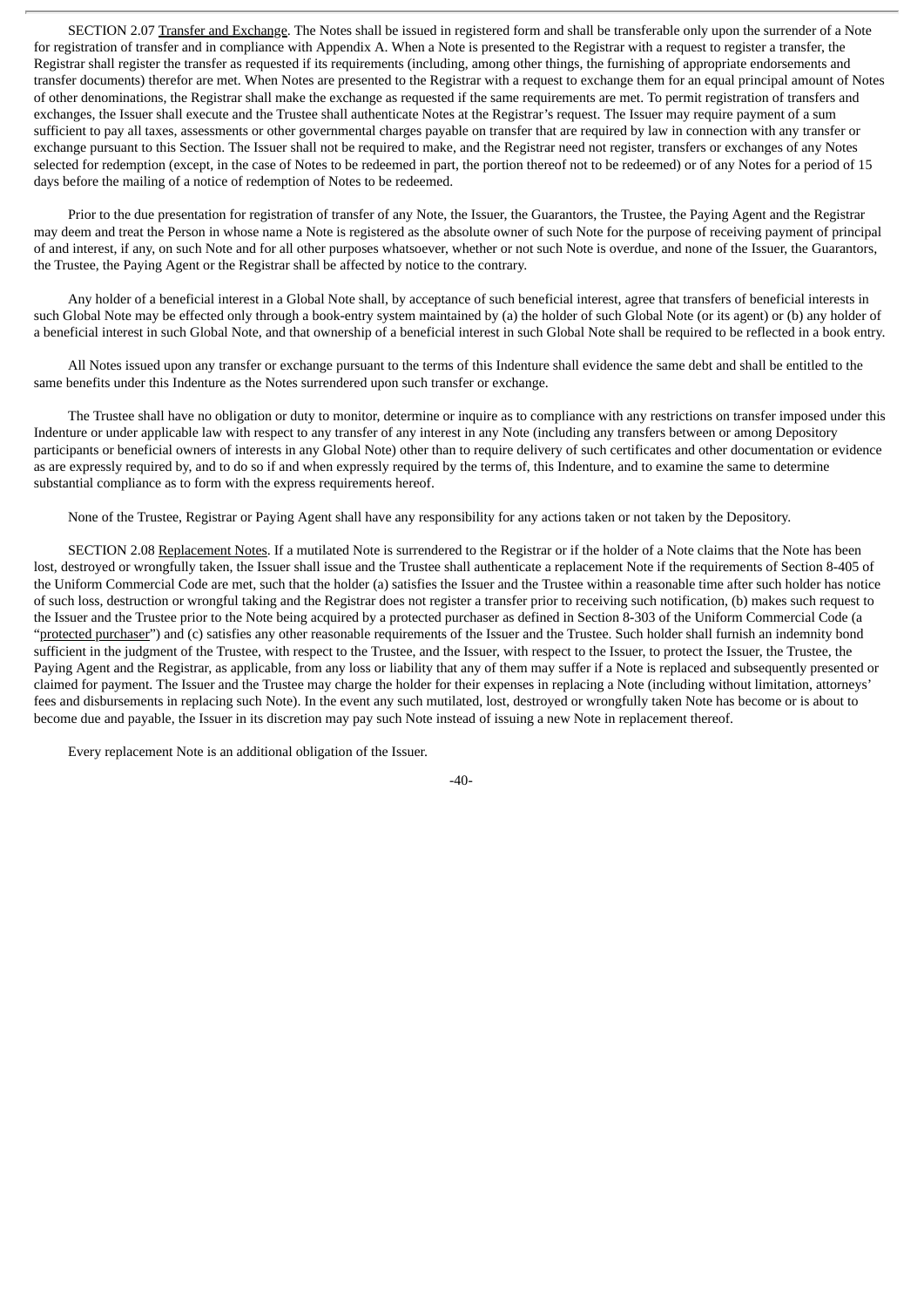SECTION 2.07 Transfer and Exchange. The Notes shall be issued in registered form and shall be transferable only upon the surrender of a Note for registration of transfer and in compliance with Appendix A. When a Note is presented to the Registrar with a request to register a transfer, the Registrar shall register the transfer as requested if its requirements (including, among other things, the furnishing of appropriate endorsements and transfer documents) therefor are met. When Notes are presented to the Registrar with a request to exchange them for an equal principal amount of Notes of other denominations, the Registrar shall make the exchange as requested if the same requirements are met. To permit registration of transfers and exchanges, the Issuer shall execute and the Trustee shall authenticate Notes at the Registrar's request. The Issuer may require payment of a sum sufficient to pay all taxes, assessments or other governmental charges payable on transfer that are required by law in connection with any transfer or exchange pursuant to this Section. The Issuer shall not be required to make, and the Registrar need not register, transfers or exchanges of any Notes selected for redemption (except, in the case of Notes to be redeemed in part, the portion thereof not to be redeemed) or of any Notes for a period of 15 days before the mailing of a notice of redemption of Notes to be redeemed.

Prior to the due presentation for registration of transfer of any Note, the Issuer, the Guarantors, the Trustee, the Paying Agent and the Registrar may deem and treat the Person in whose name a Note is registered as the absolute owner of such Note for the purpose of receiving payment of principal of and interest, if any, on such Note and for all other purposes whatsoever, whether or not such Note is overdue, and none of the Issuer, the Guarantors, the Trustee, the Paying Agent or the Registrar shall be affected by notice to the contrary.

Any holder of a beneficial interest in a Global Note shall, by acceptance of such beneficial interest, agree that transfers of beneficial interests in such Global Note may be effected only through a book-entry system maintained by (a) the holder of such Global Note (or its agent) or (b) any holder of a beneficial interest in such Global Note, and that ownership of a beneficial interest in such Global Note shall be required to be reflected in a book entry.

All Notes issued upon any transfer or exchange pursuant to the terms of this Indenture shall evidence the same debt and shall be entitled to the same benefits under this Indenture as the Notes surrendered upon such transfer or exchange.

The Trustee shall have no obligation or duty to monitor, determine or inquire as to compliance with any restrictions on transfer imposed under this Indenture or under applicable law with respect to any transfer of any interest in any Note (including any transfers between or among Depository participants or beneficial owners of interests in any Global Note) other than to require delivery of such certificates and other documentation or evidence as are expressly required by, and to do so if and when expressly required by the terms of, this Indenture, and to examine the same to determine substantial compliance as to form with the express requirements hereof.

None of the Trustee, Registrar or Paying Agent shall have any responsibility for any actions taken or not taken by the Depository.

SECTION 2.08 Replacement Notes. If a mutilated Note is surrendered to the Registrar or if the holder of a Note claims that the Note has been lost, destroyed or wrongfully taken, the Issuer shall issue and the Trustee shall authenticate a replacement Note if the requirements of Section 8-405 of the Uniform Commercial Code are met, such that the holder (a) satisfies the Issuer and the Trustee within a reasonable time after such holder has notice of such loss, destruction or wrongful taking and the Registrar does not register a transfer prior to receiving such notification, (b) makes such request to the Issuer and the Trustee prior to the Note being acquired by a protected purchaser as defined in Section 8-303 of the Uniform Commercial Code (a "protected purchaser") and (c) satisfies any other reasonable requirements of the Issuer and the Trustee. Such holder shall furnish an indemnity bond sufficient in the judgment of the Trustee, with respect to the Trustee, and the Issuer, with respect to the Issuer, to protect the Issuer, the Trustee, the Paying Agent and the Registrar, as applicable, from any loss or liability that any of them may suffer if a Note is replaced and subsequently presented or claimed for payment. The Issuer and the Trustee may charge the holder for their expenses in replacing a Note (including without limitation, attorneys' fees and disbursements in replacing such Note). In the event any such mutilated, lost, destroyed or wrongfully taken Note has become or is about to become due and payable, the Issuer in its discretion may pay such Note instead of issuing a new Note in replacement thereof.

Every replacement Note is an additional obligation of the Issuer.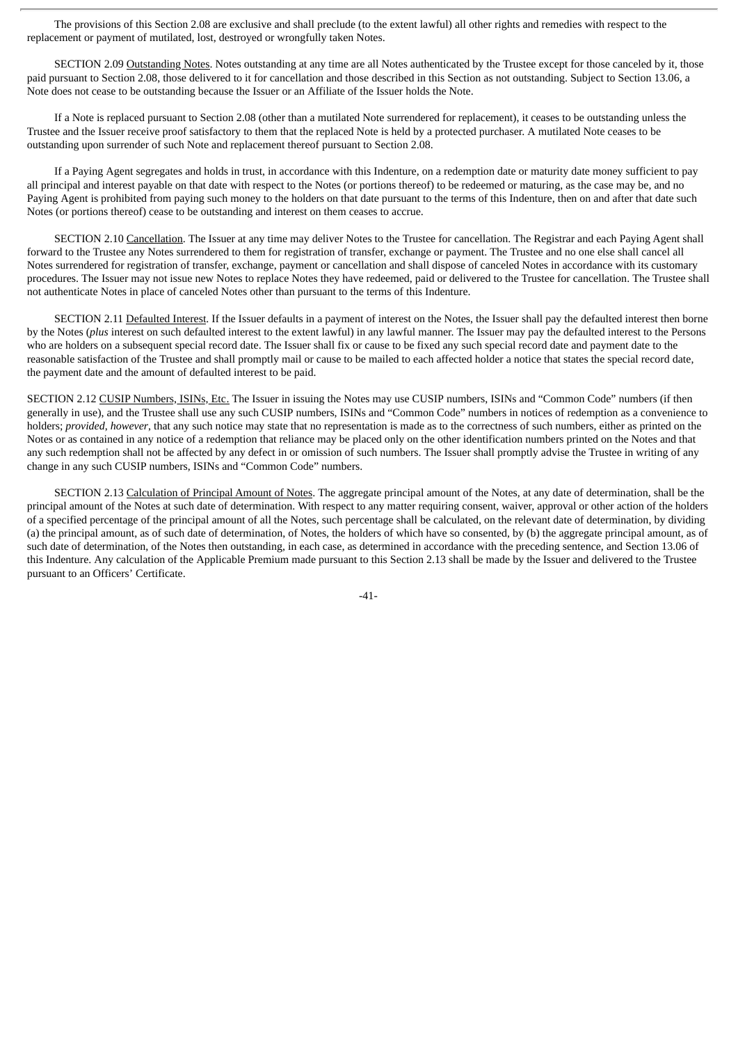The provisions of this Section 2.08 are exclusive and shall preclude (to the extent lawful) all other rights and remedies with respect to the replacement or payment of mutilated, lost, destroyed or wrongfully taken Notes.

SECTION 2.09 Outstanding Notes. Notes outstanding at any time are all Notes authenticated by the Trustee except for those canceled by it, those paid pursuant to Section 2.08, those delivered to it for cancellation and those described in this Section as not outstanding. Subject to Section 13.06, a Note does not cease to be outstanding because the Issuer or an Affiliate of the Issuer holds the Note.

If a Note is replaced pursuant to Section 2.08 (other than a mutilated Note surrendered for replacement), it ceases to be outstanding unless the Trustee and the Issuer receive proof satisfactory to them that the replaced Note is held by a protected purchaser. A mutilated Note ceases to be outstanding upon surrender of such Note and replacement thereof pursuant to Section 2.08.

If a Paying Agent segregates and holds in trust, in accordance with this Indenture, on a redemption date or maturity date money sufficient to pay all principal and interest payable on that date with respect to the Notes (or portions thereof) to be redeemed or maturing, as the case may be, and no Paying Agent is prohibited from paying such money to the holders on that date pursuant to the terms of this Indenture, then on and after that date such Notes (or portions thereof) cease to be outstanding and interest on them ceases to accrue.

SECTION 2.10 Cancellation. The Issuer at any time may deliver Notes to the Trustee for cancellation. The Registrar and each Paying Agent shall forward to the Trustee any Notes surrendered to them for registration of transfer, exchange or payment. The Trustee and no one else shall cancel all Notes surrendered for registration of transfer, exchange, payment or cancellation and shall dispose of canceled Notes in accordance with its customary procedures. The Issuer may not issue new Notes to replace Notes they have redeemed, paid or delivered to the Trustee for cancellation. The Trustee shall not authenticate Notes in place of canceled Notes other than pursuant to the terms of this Indenture.

SECTION 2.11 Defaulted Interest. If the Issuer defaults in a payment of interest on the Notes, the Issuer shall pay the defaulted interest then borne by the Notes (*plus* interest on such defaulted interest to the extent lawful) in any lawful manner. The Issuer may pay the defaulted interest to the Persons who are holders on a subsequent special record date. The Issuer shall fix or cause to be fixed any such special record date and payment date to the reasonable satisfaction of the Trustee and shall promptly mail or cause to be mailed to each affected holder a notice that states the special record date, the payment date and the amount of defaulted interest to be paid.

SECTION 2.12 CUSIP Numbers, ISINs, Etc. The Issuer in issuing the Notes may use CUSIP numbers, ISINs and "Common Code" numbers (if then generally in use), and the Trustee shall use any such CUSIP numbers, ISINs and "Common Code" numbers in notices of redemption as a convenience to holders; *provided*, *however*, that any such notice may state that no representation is made as to the correctness of such numbers, either as printed on the Notes or as contained in any notice of a redemption that reliance may be placed only on the other identification numbers printed on the Notes and that any such redemption shall not be affected by any defect in or omission of such numbers. The Issuer shall promptly advise the Trustee in writing of any change in any such CUSIP numbers, ISINs and "Common Code" numbers.

SECTION 2.13 Calculation of Principal Amount of Notes. The aggregate principal amount of the Notes, at any date of determination, shall be the principal amount of the Notes at such date of determination. With respect to any matter requiring consent, waiver, approval or other action of the holders of a specified percentage of the principal amount of all the Notes, such percentage shall be calculated, on the relevant date of determination, by dividing (a) the principal amount, as of such date of determination, of Notes, the holders of which have so consented, by (b) the aggregate principal amount, as of such date of determination, of the Notes then outstanding, in each case, as determined in accordance with the preceding sentence, and Section 13.06 of this Indenture. Any calculation of the Applicable Premium made pursuant to this Section 2.13 shall be made by the Issuer and delivered to the Trustee pursuant to an Officers' Certificate.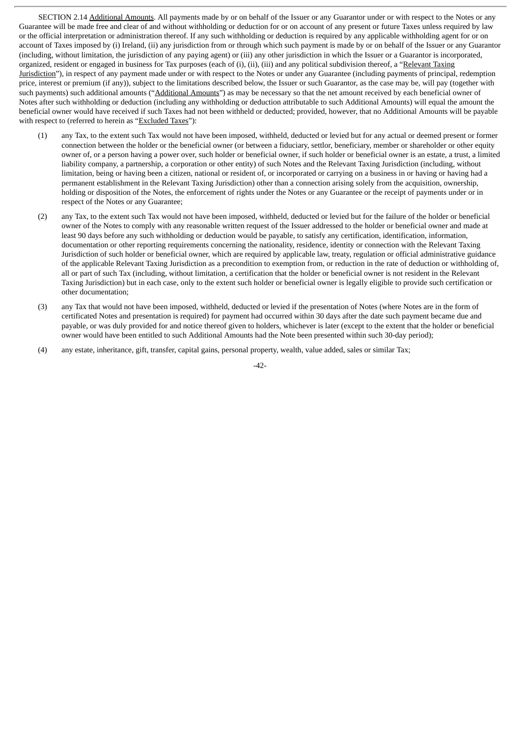SECTION 2.14 Additional Amounts. All payments made by or on behalf of the Issuer or any Guarantor under or with respect to the Notes or any Guarantee will be made free and clear of and without withholding or deduction for or on account of any present or future Taxes unless required by law or the official interpretation or administration thereof. If any such withholding or deduction is required by any applicable withholding agent for or on account of Taxes imposed by (i) Ireland, (ii) any jurisdiction from or through which such payment is made by or on behalf of the Issuer or any Guarantor (including, without limitation, the jurisdiction of any paying agent) or (iii) any other jurisdiction in which the Issuer or a Guarantor is incorporated, organized, resident or engaged in business for Tax purposes (each of (i), (ii), (iii) and any political subdivision thereof, a "Relevant Taxing Jurisdiction"), in respect of any payment made under or with respect to the Notes or under any Guarantee (including payments of principal, redemption price, interest or premium (if any)), subject to the limitations described below, the Issuer or such Guarantor, as the case may be, will pay (together with such payments) such additional amounts ("Additional Amounts") as may be necessary so that the net amount received by each beneficial owner of Notes after such withholding or deduction (including any withholding or deduction attributable to such Additional Amounts) will equal the amount the beneficial owner would have received if such Taxes had not been withheld or deducted; provided, however, that no Additional Amounts will be payable with respect to (referred to herein as "Excluded Taxes"):

(1) any Tax, to the extent such Tax would not have been imposed, withheld, deducted or levied but for any actual or deemed present or former connection between the holder or the beneficial owner (or between a fiduciary, settlor, beneficiary, member or shareholder or other equity owner of, or a person having a power over, such holder or beneficial owner, if such holder or beneficial owner is an estate, a trust, a limited liability company, a partnership, a corporation or other entity) of such Notes and the Relevant Taxing Jurisdiction (including, without limitation, being or having been a citizen, national or resident of, or incorporated or carrying on a business in or having or having had a permanent establishment in the Relevant Taxing Jurisdiction) other than a connection arising solely from the acquisition, ownership, holding or disposition of the Notes, the enforcement of rights under the Notes or any Guarantee or the receipt of payments under or in respect of the Notes or any Guarantee;

(2) any Tax, to the extent such Tax would not have been imposed, withheld, deducted or levied but for the failure of the holder or beneficial owner of the Notes to comply with any reasonable written request of the Issuer addressed to the holder or beneficial owner and made at least 90 days before any such withholding or deduction would be payable, to satisfy any certification, identification, information, documentation or other reporting requirements concerning the nationality, residence, identity or connection with the Relevant Taxing Jurisdiction of such holder or beneficial owner, which are required by applicable law, treaty, regulation or official administrative guidance of the applicable Relevant Taxing Jurisdiction as a precondition to exemption from, or reduction in the rate of deduction or withholding of, all or part of such Tax (including, without limitation, a certification that the holder or beneficial owner is not resident in the Relevant Taxing Jurisdiction) but in each case, only to the extent such holder or beneficial owner is legally eligible to provide such certification or other documentation;

(3) any Tax that would not have been imposed, withheld, deducted or levied if the presentation of Notes (where Notes are in the form of certificated Notes and presentation is required) for payment had occurred within 30 days after the date such payment became due and payable, or was duly provided for and notice thereof given to holders, whichever is later (except to the extent that the holder or beneficial owner would have been entitled to such Additional Amounts had the Note been presented within such 30-day period);

(4) any estate, inheritance, gift, transfer, capital gains, personal property, wealth, value added, sales or similar Tax;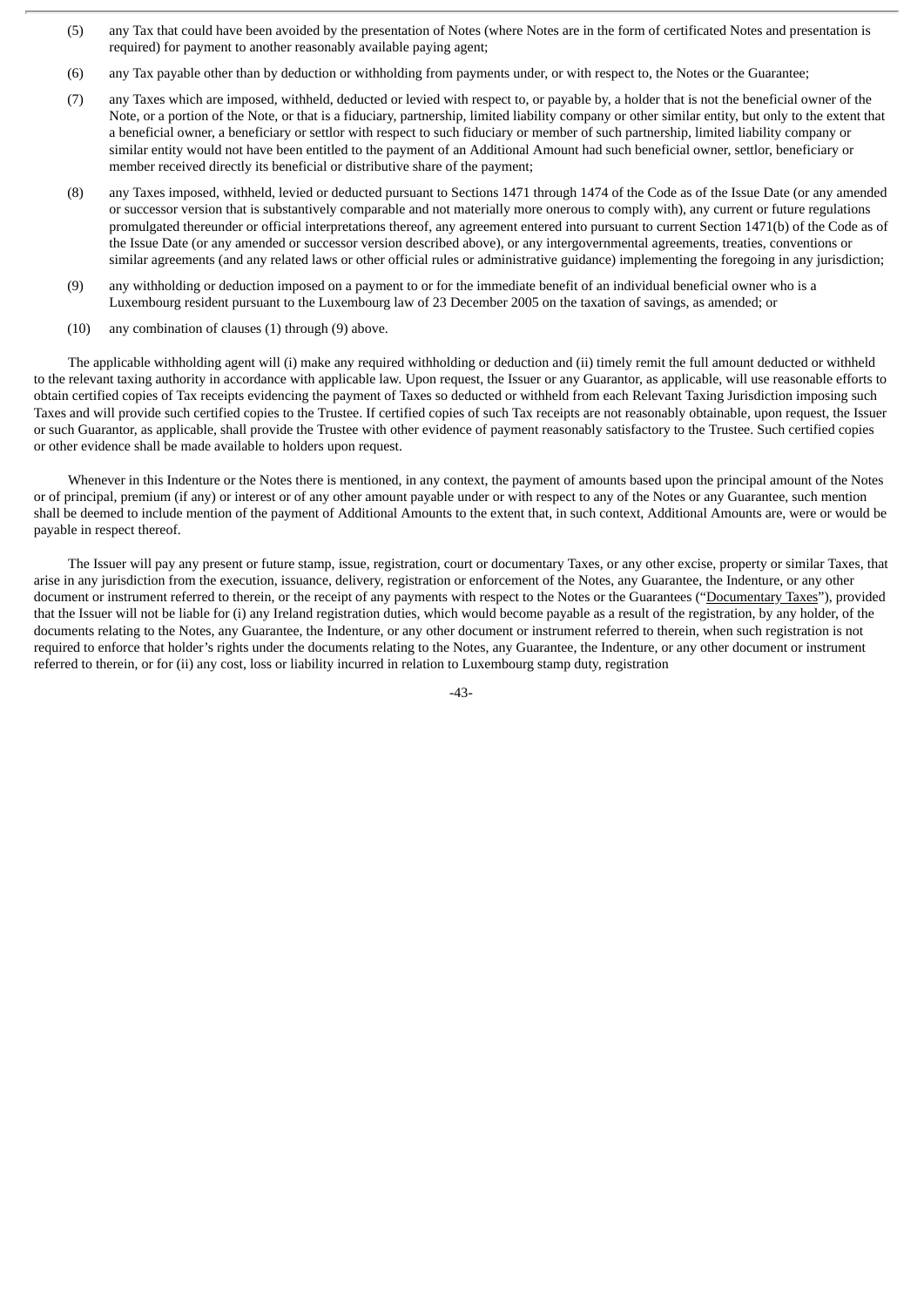(5) any Tax that could have been avoided by the presentation of Notes (where Notes are in the form of certificated Notes and presentation is required) for payment to another reasonably available paying agent;

(6) any Tax payable other than by deduction or withholding from payments under, or with respect to, the Notes or the Guarantee;

(7) any Taxes which are imposed, withheld, deducted or levied with respect to, or payable by, a holder that is not the beneficial owner of the Note, or a portion of the Note, or that is a fiduciary, partnership, limited liability company or other similar entity, but only to the extent that a beneficial owner, a beneficiary or settlor with respect to such fiduciary or member of such partnership, limited liability company or similar entity would not have been entitled to the payment of an Additional Amount had such beneficial owner, settlor, beneficiary or member received directly its beneficial or distributive share of the payment;

(8) any Taxes imposed, withheld, levied or deducted pursuant to Sections 1471 through 1474 of the Code as of the Issue Date (or any amended or successor version that is substantively comparable and not materially more onerous to comply with), any current or future regulations promulgated thereunder or official interpretations thereof, any agreement entered into pursuant to current Section 1471(b) of the Code as of the Issue Date (or any amended or successor version described above), or any intergovernmental agreements, treaties, conventions or similar agreements (and any related laws or other official rules or administrative guidance) implementing the foregoing in any jurisdiction;

(9) any withholding or deduction imposed on a payment to or for the immediate benefit of an individual beneficial owner who is a Luxembourg resident pursuant to the Luxembourg law of 23 December 2005 on the taxation of savings, as amended; or

(10) any combination of clauses (1) through (9) above.

The applicable withholding agent will (i) make any required withholding or deduction and (ii) timely remit the full amount deducted or withheld to the relevant taxing authority in accordance with applicable law. Upon request, the Issuer or any Guarantor, as applicable, will use reasonable efforts to obtain certified copies of Tax receipts evidencing the payment of Taxes so deducted or withheld from each Relevant Taxing Jurisdiction imposing such Taxes and will provide such certified copies to the Trustee. If certified copies of such Tax receipts are not reasonably obtainable, upon request, the Issuer or such Guarantor, as applicable, shall provide the Trustee with other evidence of payment reasonably satisfactory to the Trustee. Such certified copies or other evidence shall be made available to holders upon request.

Whenever in this Indenture or the Notes there is mentioned, in any context, the payment of amounts based upon the principal amount of the Notes or of principal, premium (if any) or interest or of any other amount payable under or with respect to any of the Notes or any Guarantee, such mention shall be deemed to include mention of the payment of Additional Amounts to the extent that, in such context, Additional Amounts are, were or would be payable in respect thereof.

The Issuer will pay any present or future stamp, issue, registration, court or documentary Taxes, or any other excise, property or similar Taxes, that arise in any jurisdiction from the execution, issuance, delivery, registration or enforcement of the Notes, any Guarantee, the Indenture, or any other document or instrument referred to therein, or the receipt of any payments with respect to the Notes or the Guarantees ("Documentary Taxes"), provided that the Issuer will not be liable for (i) any Ireland registration duties, which would become payable as a result of the registration, by any holder, of the documents relating to the Notes, any Guarantee, the Indenture, or any other document or instrument referred to therein, when such registration is not required to enforce that holder's rights under the documents relating to the Notes, any Guarantee, the Indenture, or any other document or instrument referred to therein, or for (ii) any cost, loss or liability incurred in relation to Luxembourg stamp duty, registration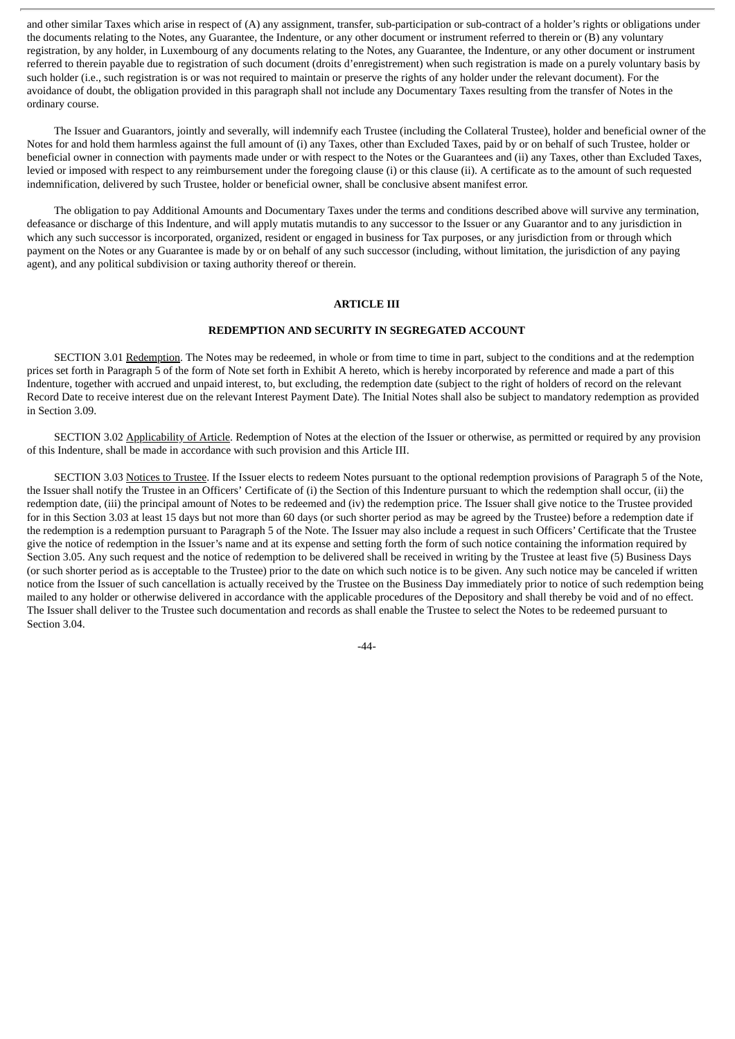and other similar Taxes which arise in respect of (A) any assignment, transfer, sub-participation or sub-contract of a holder's rights or obligations under the documents relating to the Notes, any Guarantee, the Indenture, or any other document or instrument referred to therein or (B) any voluntary registration, by any holder, in Luxembourg of any documents relating to the Notes, any Guarantee, the Indenture, or any other document or instrument referred to therein payable due to registration of such document (droits d'enregistrement) when such registration is made on a purely voluntary basis by such holder (i.e., such registration is or was not required to maintain or preserve the rights of any holder under the relevant document). For the avoidance of doubt, the obligation provided in this paragraph shall not include any Documentary Taxes resulting from the transfer of Notes in the ordinary course.

The Issuer and Guarantors, jointly and severally, will indemnify each Trustee (including the Collateral Trustee), holder and beneficial owner of the Notes for and hold them harmless against the full amount of (i) any Taxes, other than Excluded Taxes, paid by or on behalf of such Trustee, holder or beneficial owner in connection with payments made under or with respect to the Notes or the Guarantees and (ii) any Taxes, other than Excluded Taxes, levied or imposed with respect to any reimbursement under the foregoing clause (i) or this clause (ii). A certificate as to the amount of such requested indemnification, delivered by such Trustee, holder or beneficial owner, shall be conclusive absent manifest error.

The obligation to pay Additional Amounts and Documentary Taxes under the terms and conditions described above will survive any termination, defeasance or discharge of this Indenture, and will apply mutatis mutandis to any successor to the Issuer or any Guarantor and to any jurisdiction in which any such successor is incorporated, organized, resident or engaged in business for Tax purposes, or any jurisdiction from or through which payment on the Notes or any Guarantee is made by or on behalf of any such successor (including, without limitation, the jurisdiction of any paying agent), and any political subdivision or taxing authority thereof or therein.

## ARTICLE III

## REDEMPTION AND SECURITY IN SEGREGATED ACCOUNT

SECTION 3.01 Redemption. The Notes may be redeemed, in whole or from time to time in part, subject to the conditions and at the redemption prices set forth in Paragraph 5 of the form of Note set forth in Exhibit A hereto, which is hereby incorporated by reference and made a part of this Indenture, together with accrued and unpaid interest, to, but excluding, the redemption date (subject to the right of holders of record on the relevant Record Date to receive interest due on the relevant Interest Payment Date). The Initial Notes shall also be subject to mandatory redemption as provided in Section 3.09.

SECTION 3.02 Applicability of Article. Redemption of Notes at the election of the Issuer or otherwise, as permitted or required by any provision of this Indenture, shall be made in accordance with such provision and this Article III.

SECTION 3.03 Notices to Trustee. If the Issuer elects to redeem Notes pursuant to the optional redemption provisions of Paragraph 5 of the Note, the Issuer shall notify the Trustee in an Officers' Certificate of (i) the Section of this Indenture pursuant to which the redemption shall occur, (ii) the redemption date, (iii) the principal amount of Notes to be redeemed and (iv) the redemption price. The Issuer shall give notice to the Trustee provided for in this Section 3.03 at least 15 days but not more than 60 days (or such shorter period as may be agreed by the Trustee) before a redemption date if the redemption is a redemption pursuant to Paragraph 5 of the Note. The Issuer may also include a request in such Officers' Certificate that the Trustee give the notice of redemption in the Issuer's name and at its expense and setting forth the form of such notice containing the information required by Section 3.05. Any such request and the notice of redemption to be delivered shall be received in writing by the Trustee at least five (5) Business Days (or such shorter period as is acceptable to the Trustee) prior to the date on which such notice is to be given. Any such notice may be canceled if written notice from the Issuer of such cancellation is actually received by the Trustee on the Business Day immediately prior to notice of such redemption being mailed to any holder or otherwise delivered in accordance with the applicable procedures of the Depository and shall thereby be void and of no effect. The Issuer shall deliver to the Trustee such documentation and records as shall enable the Trustee to select the Notes to be redeemed pursuant to Section 3.04.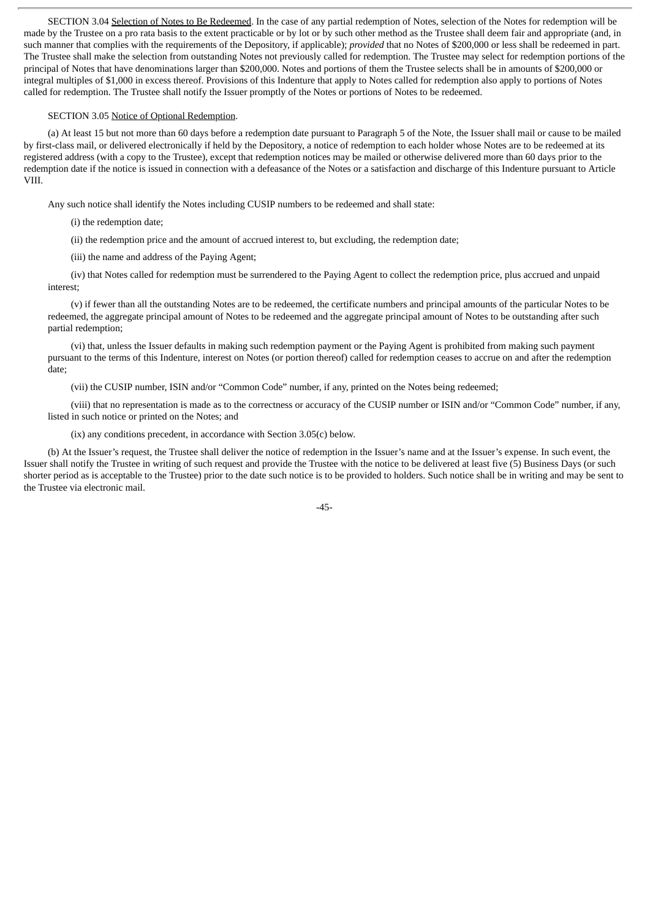SECTION 3.04 Selection of Notes to Be Redeemed. In the case of any partial redemption of Notes, selection of the Notes for redemption will be made by the Trustee on a pro rata basis to the extent practicable or by lot or by such other method as the Trustee shall deem fair and appropriate (and, in such manner that complies with the requirements of the Depository, if applicable); *provided* that no Notes of $200,000 or less shall be redeemed in part. The Trustee shall make the selection from outstanding Notes not previously called for redemption. The Trustee may select for redemption portions of the principal of Notes that have denominations larger than $200,000. Notes and portions of them the Trustee selects shall be in amounts of $200,000 or integral multiples of $1,000 in excess thereof. Provisions of this Indenture that apply to Notes called for redemption also apply to portions of Notes called for redemption. The Trustee shall notify the Issuer promptly of the Notes or portions of Notes to be redeemed.

SECTION 3.05 Notice of Optional Redemption.

(a) At least 15 but not more than 60 days before a redemption date pursuant to Paragraph 5 of the Note, the Issuer shall mail or cause to be mailed by first-class mail, or delivered electronically if held by the Depository, a notice of redemption to each holder whose Notes are to be redeemed at its registered address (with a copy to the Trustee), except that redemption notices may be mailed or otherwise delivered more than 60 days prior to the redemption date if the notice is issued in connection with a defeasance of the Notes or a satisfaction and discharge of this Indenture pursuant to Article VIII.

Any such notice shall identify the Notes including CUSIP numbers to be redeemed and shall state:

(i) the redemption date;

(ii) the redemption price and the amount of accrued interest to, but excluding, the redemption date;

(iii) the name and address of the Paying Agent;

(iv) that Notes called for redemption must be surrendered to the Paying Agent to collect the redemption price, plus accrued and unpaid interest;

(v) if fewer than all the outstanding Notes are to be redeemed, the certificate numbers and principal amounts of the particular Notes to be redeemed, the aggregate principal amount of Notes to be redeemed and the aggregate principal amount of Notes to be outstanding after such partial redemption;

(vi) that, unless the Issuer defaults in making such redemption payment or the Paying Agent is prohibited from making such payment pursuant to the terms of this Indenture, interest on Notes (or portion thereof) called for redemption ceases to accrue on and after the redemption date;

(vii) the CUSIP number, ISIN and/or "Common Code" number, if any, printed on the Notes being redeemed;

(viii) that no representation is made as to the correctness or accuracy of the CUSIP number or ISIN and/or "Common Code" number, if any, listed in such notice or printed on the Notes; and

(ix) any conditions precedent, in accordance with Section 3.05(c) below.

(b) At the Issuer's request, the Trustee shall deliver the notice of redemption in the Issuer's name and at the Issuer's expense. In such event, the Issuer shall notify the Trustee in writing of such request and provide the Trustee with the notice to be delivered at least five (5) Business Days (or such shorter period as is acceptable to the Trustee) prior to the date such notice is to be provided to holders. Such notice shall be in writing and may be sent to the Trustee via electronic mail.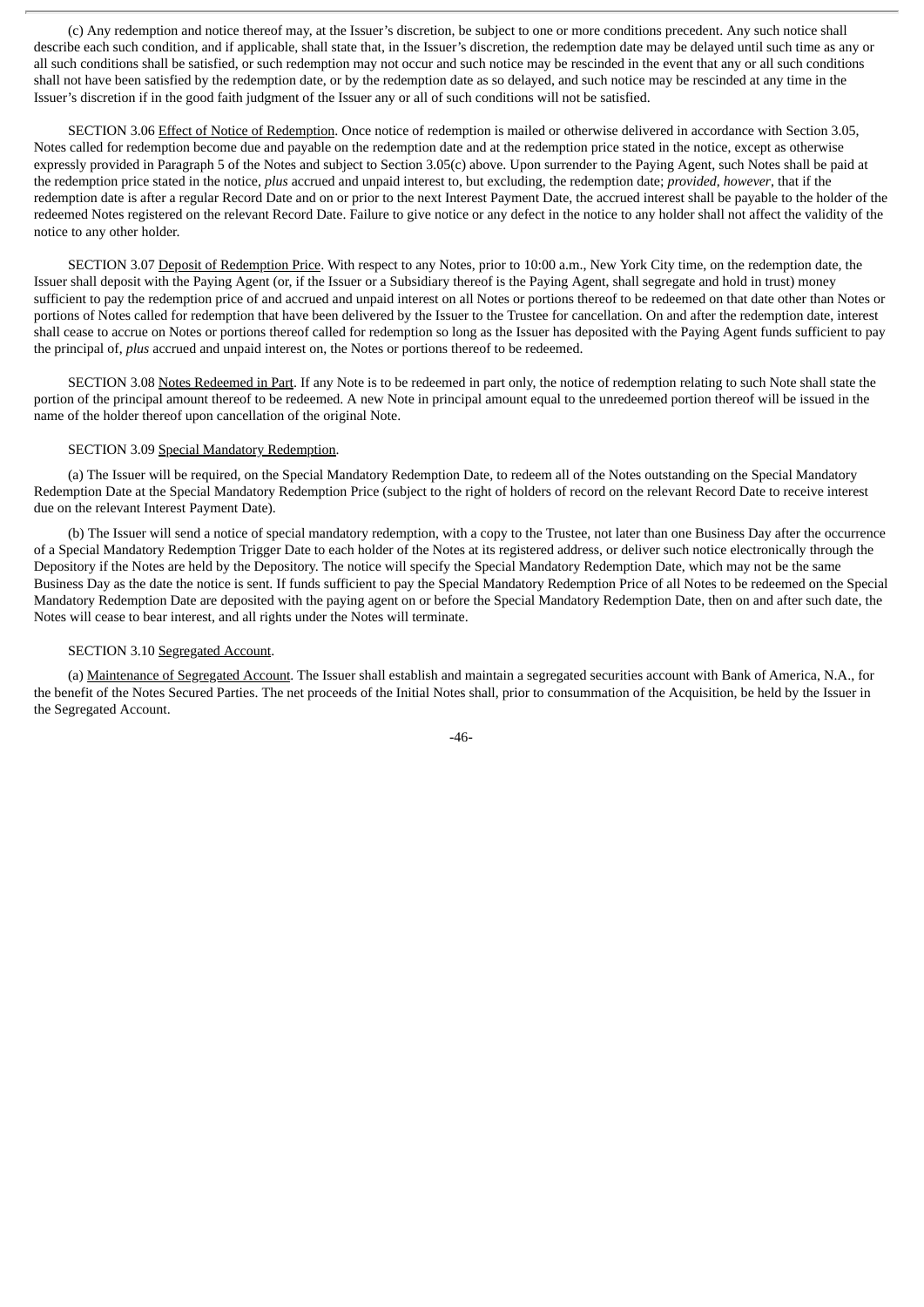(c) Any redemption and notice thereof may, at the Issuer's discretion, be subject to one or more conditions precedent. Any such notice shall describe each such condition, and if applicable, shall state that, in the Issuer's discretion, the redemption date may be delayed until such time as any or all such conditions shall be satisfied, or such redemption may not occur and such notice may be rescinded in the event that any or all such conditions shall not have been satisfied by the redemption date, or by the redemption date as so delayed, and such notice may be rescinded at any time in the Issuer's discretion if in the good faith judgment of the Issuer any or all of such conditions will not be satisfied.

SECTION 3.06 Effect of Notice of Redemption. Once notice of redemption is mailed or otherwise delivered in accordance with Section 3.05, Notes called for redemption become due and payable on the redemption date and at the redemption price stated in the notice, except as otherwise expressly provided in Paragraph 5 of the Notes and subject to Section 3.05(c) above. Upon surrender to the Paying Agent, such Notes shall be paid at the redemption price stated in the notice, *plus* accrued and unpaid interest to, but excluding, the redemption date; *provided*, *however*, that if the redemption date is after a regular Record Date and on or prior to the next Interest Payment Date, the accrued interest shall be payable to the holder of the redeemed Notes registered on the relevant Record Date. Failure to give notice or any defect in the notice to any holder shall not affect the validity of the notice to any other holder.

SECTION 3.07 Deposit of Redemption Price. With respect to any Notes, prior to 10:00 a.m., New York City time, on the redemption date, the Issuer shall deposit with the Paying Agent (or, if the Issuer or a Subsidiary thereof is the Paying Agent, shall segregate and hold in trust) money sufficient to pay the redemption price of and accrued and unpaid interest on all Notes or portions thereof to be redeemed on that date other than Notes or portions of Notes called for redemption that have been delivered by the Issuer to the Trustee for cancellation. On and after the redemption date, interest shall cease to accrue on Notes or portions thereof called for redemption so long as the Issuer has deposited with the Paying Agent funds sufficient to pay the principal of, *plus* accrued and unpaid interest on, the Notes or portions thereof to be redeemed.

SECTION 3.08 Notes Redeemed in Part. If any Note is to be redeemed in part only, the notice of redemption relating to such Note shall state the portion of the principal amount thereof to be redeemed. A new Note in principal amount equal to the unredeemed portion thereof will be issued in the name of the holder thereof upon cancellation of the original Note.

SECTION 3.09 Special Mandatory Redemption.

(a) The Issuer will be required, on the Special Mandatory Redemption Date, to redeem all of the Notes outstanding on the Special Mandatory Redemption Date at the Special Mandatory Redemption Price (subject to the right of holders of record on the relevant Record Date to receive interest due on the relevant Interest Payment Date).

(b) The Issuer will send a notice of special mandatory redemption, with a copy to the Trustee, not later than one Business Day after the occurrence of a Special Mandatory Redemption Trigger Date to each holder of the Notes at its registered address, or deliver such notice electronically through the Depository if the Notes are held by the Depository. The notice will specify the Special Mandatory Redemption Date, which may not be the same Business Day as the date the notice is sent. If funds sufficient to pay the Special Mandatory Redemption Price of all Notes to be redeemed on the Special Mandatory Redemption Date are deposited with the paying agent on or before the Special Mandatory Redemption Date, then on and after such date, the Notes will cease to bear interest, and all rights under the Notes will terminate.

SECTION 3.10 Segregated Account.

(a) Maintenance of Segregated Account. The Issuer shall establish and maintain a segregated securities account with Bank of America, N.A., for the benefit of the Notes Secured Parties. The net proceeds of the Initial Notes shall, prior to consummation of the Acquisition, be held by the Issuer in the Segregated Account.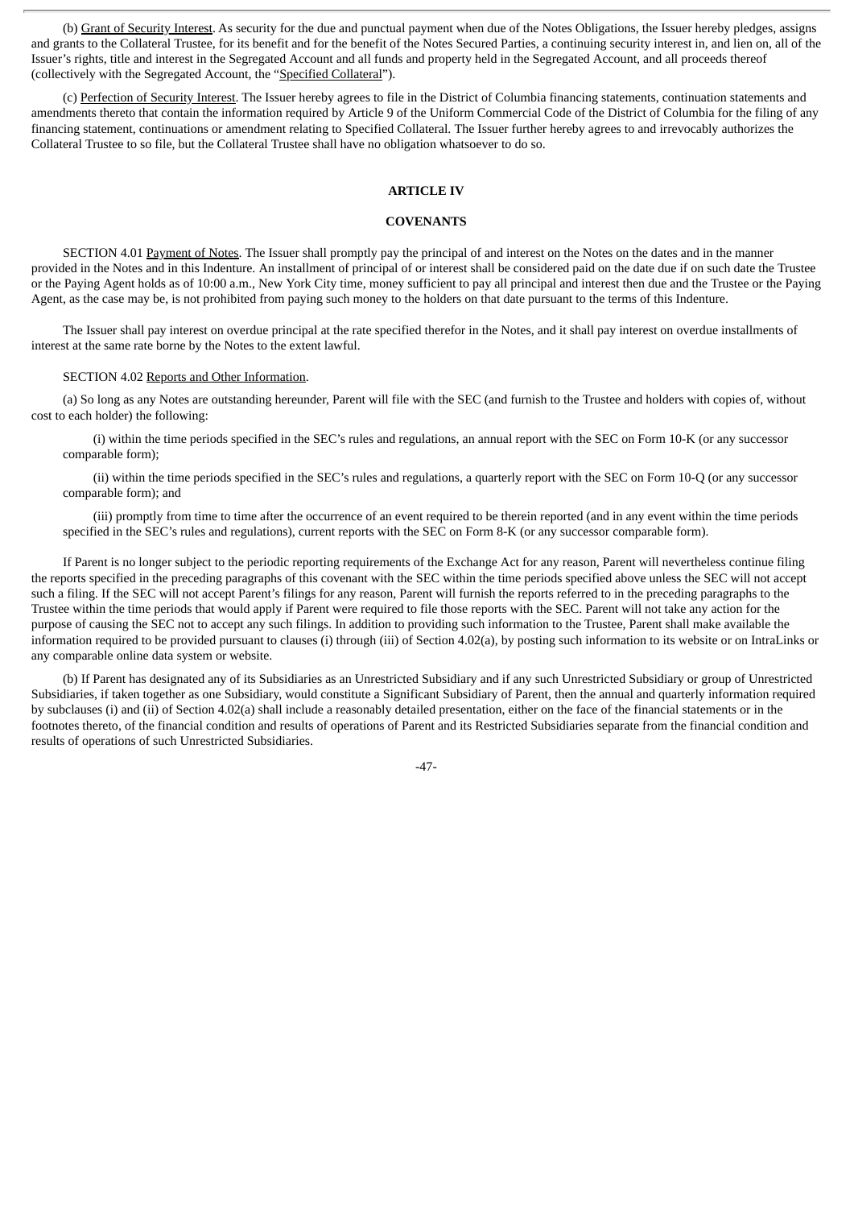(b) Grant of Security Interest. As security for the due and punctual payment when due of the Notes Obligations, the Issuer hereby pledges, assigns and grants to the Collateral Trustee, for its benefit and for the benefit of the Notes Secured Parties, a continuing security interest in, and lien on, all of the Issuer's rights, title and interest in the Segregated Account and all funds and property held in the Segregated Account, and all proceeds thereof (collectively with the Segregated Account, the "Specified Collateral").

(c) Perfection of Security Interest. The Issuer hereby agrees to file in the District of Columbia financing statements, continuation statements and amendments thereto that contain the information required by Article 9 of the Uniform Commercial Code of the District of Columbia for the filing of any financing statement, continuations or amendment relating to Specified Collateral. The Issuer further hereby agrees to and irrevocably authorizes the Collateral Trustee to so file, but the Collateral Trustee shall have no obligation whatsoever to do so.

## ARTICLE IV

## COVENANTS

SECTION 4.01 Payment of Notes. The Issuer shall promptly pay the principal of and interest on the Notes on the dates and in the manner provided in the Notes and in this Indenture. An installment of principal of or interest shall be considered paid on the date due if on such date the Trustee or the Paying Agent holds as of 10:00 a.m., New York City time, money sufficient to pay all principal and interest then due and the Trustee or the Paying Agent, as the case may be, is not prohibited from paying such money to the holders on that date pursuant to the terms of this Indenture.

The Issuer shall pay interest on overdue principal at the rate specified therefor in the Notes, and it shall pay interest on overdue installments of interest at the same rate borne by the Notes to the extent lawful.

SECTION 4.02 Reports and Other Information.

(a) So long as any Notes are outstanding hereunder, Parent will file with the SEC (and furnish to the Trustee and holders with copies of, without cost to each holder) the following:

(i) within the time periods specified in the SEC's rules and regulations, an annual report with the SEC on Form 10-K (or any successor comparable form);

(ii) within the time periods specified in the SEC's rules and regulations, a quarterly report with the SEC on Form 10-Q (or any successor comparable form); and

(iii) promptly from time to time after the occurrence of an event required to be therein reported (and in any event within the time periods specified in the SEC's rules and regulations), current reports with the SEC on Form 8-K (or any successor comparable form).

If Parent is no longer subject to the periodic reporting requirements of the Exchange Act for any reason, Parent will nevertheless continue filing the reports specified in the preceding paragraphs of this covenant with the SEC within the time periods specified above unless the SEC will not accept such a filing. If the SEC will not accept Parent's filings for any reason, Parent will furnish the reports referred to in the preceding paragraphs to the Trustee within the time periods that would apply if Parent were required to file those reports with the SEC. Parent will not take any action for the purpose of causing the SEC not to accept any such filings. In addition to providing such information to the Trustee, Parent shall make available the information required to be provided pursuant to clauses (i) through (iii) of Section 4.02(a), by posting such information to its website or on IntraLinks or any comparable online data system or website.

(b) If Parent has designated any of its Subsidiaries as an Unrestricted Subsidiary and if any such Unrestricted Subsidiary or group of Unrestricted Subsidiaries, if taken together as one Subsidiary, would constitute a Significant Subsidiary of Parent, then the annual and quarterly information required by subclauses (i) and (ii) of Section 4.02(a) shall include a reasonably detailed presentation, either on the face of the financial statements or in the footnotes thereto, of the financial condition and results of operations of Parent and its Restricted Subsidiaries separate from the financial condition and results of operations of such Unrestricted Subsidiaries.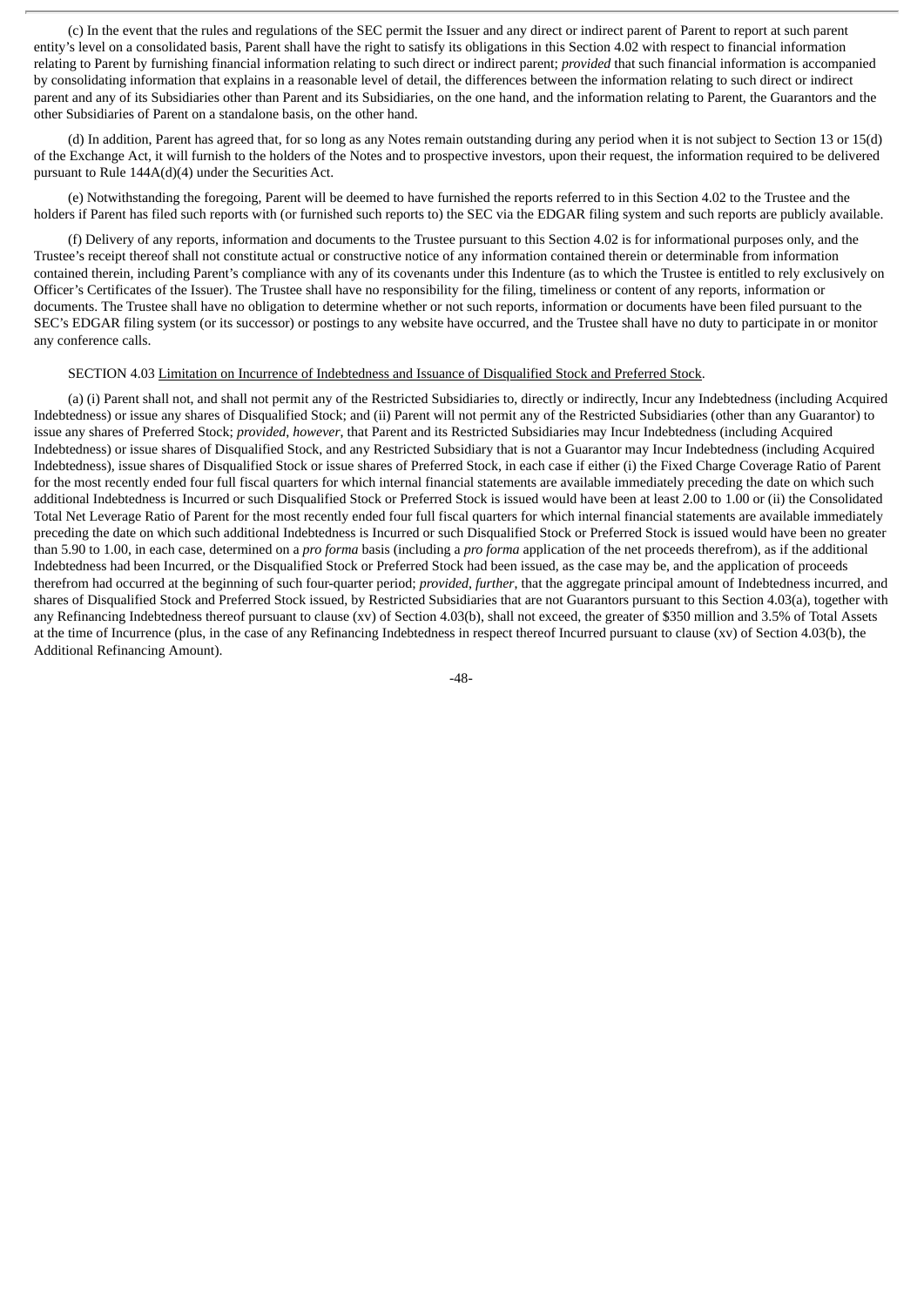(c) In the event that the rules and regulations of the SEC permit the Issuer and any direct or indirect parent of Parent to report at such parent entity's level on a consolidated basis, Parent shall have the right to satisfy its obligations in this Section 4.02 with respect to financial information relating to Parent by furnishing financial information relating to such direct or indirect parent; *provided* that such financial information is accompanied by consolidating information that explains in a reasonable level of detail, the differences between the information relating to such direct or indirect parent and any of its Subsidiaries other than Parent and its Subsidiaries, on the one hand, and the information relating to Parent, the Guarantors and the other Subsidiaries of Parent on a standalone basis, on the other hand.

(d) In addition, Parent has agreed that, for so long as any Notes remain outstanding during any period when it is not subject to Section 13 or 15(d) of the Exchange Act, it will furnish to the holders of the Notes and to prospective investors, upon their request, the information required to be delivered pursuant to Rule 144A(d)(4) under the Securities Act.

(e) Notwithstanding the foregoing, Parent will be deemed to have furnished the reports referred to in this Section 4.02 to the Trustee and the holders if Parent has filed such reports with (or furnished such reports to) the SEC via the EDGAR filing system and such reports are publicly available.

(f) Delivery of any reports, information and documents to the Trustee pursuant to this Section 4.02 is for informational purposes only, and the Trustee's receipt thereof shall not constitute actual or constructive notice of any information contained therein or determinable from information contained therein, including Parent's compliance with any of its covenants under this Indenture (as to which the Trustee is entitled to rely exclusively on Officer's Certificates of the Issuer). The Trustee shall have no responsibility for the filing, timeliness or content of any reports, information or documents. The Trustee shall have no obligation to determine whether or not such reports, information or documents have been filed pursuant to the SEC's EDGAR filing system (or its successor) or postings to any website have occurred, and the Trustee shall have no duty to participate in or monitor any conference calls.

SECTION 4.03 Limitation on Incurrence of Indebtedness and Issuance of Disqualified Stock and Preferred Stock.

(a) (i) Parent shall not, and shall not permit any of the Restricted Subsidiaries to, directly or indirectly, Incur any Indebtedness (including Acquired Indebtedness) or issue any shares of Disqualified Stock; and (ii) Parent will not permit any of the Restricted Subsidiaries (other than any Guarantor) to issue any shares of Preferred Stock; *provided, however,* that Parent and its Restricted Subsidiaries may Incur Indebtedness (including Acquired Indebtedness) or issue shares of Disqualified Stock, and any Restricted Subsidiary that is not a Guarantor may Incur Indebtedness (including Acquired Indebtedness), issue shares of Disqualified Stock or issue shares of Preferred Stock, in each case if either (i) the Fixed Charge Coverage Ratio of Parent for the most recently ended four full fiscal quarters for which internal financial statements are available immediately preceding the date on which such additional Indebtedness is Incurred or such Disqualified Stock or Preferred Stock is issued would have been at least 2.00 to 1.00 or (ii) the Consolidated Total Net Leverage Ratio of Parent for the most recently ended four full fiscal quarters for which internal financial statements are available immediately preceding the date on which such additional Indebtedness is Incurred or such Disqualified Stock or Preferred Stock is issued would have been no greater than 5.90 to 1.00, in each case, determined on a *pro forma* basis (including a *pro forma* application of the net proceeds therefrom), as if the additional Indebtedness had been Incurred, or the Disqualified Stock or Preferred Stock had been issued, as the case may be, and the application of proceeds therefrom had occurred at the beginning of such four-quarter period; *provided, further*, that the aggregate principal amount of Indebtedness incurred, and shares of Disqualified Stock and Preferred Stock issued, by Restricted Subsidiaries that are not Guarantors pursuant to this Section 4.03(a), together with any Refinancing Indebtedness thereof pursuant to clause (xv) of Section 4.03(b), shall not exceed, the greater of $350 million and 3.5% of Total Assets at the time of Incurrence (plus, in the case of any Refinancing Indebtedness in respect thereof Incurred pursuant to clause (xv) of Section 4.03(b), the Additional Refinancing Amount).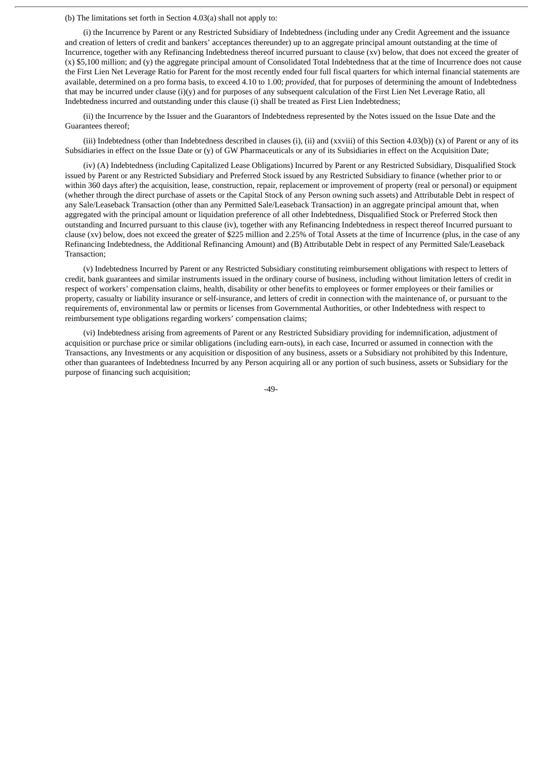(b) The limitations set forth in Section 4.03(a) shall not apply to:

(i) the Incurrence by Parent or any Restricted Subsidiary of Indebtedness (including under any Credit Agreement and the issuance and creation of letters of credit and bankers' acceptances thereunder) up to an aggregate principal amount outstanding at the time of Incurrence, together with any Refinancing Indebtedness thereof incurred pursuant to clause (xv) below, that does not exceed the greater of (x) $5,100 million; and (y) the aggregate principal amount of Consolidated Total Indebtedness that at the time of Incurrence does not cause the First Lien Net Leverage Ratio for Parent for the most recently ended four full fiscal quarters for which internal financial statements are available, determined on a pro forma basis, to exceed 4.10 to 1.00; *provided*, that for purposes of determining the amount of Indebtedness that may be incurred under clause (i)(y) and for purposes of any subsequent calculation of the First Lien Net Leverage Ratio, all Indebtedness incurred and outstanding under this clause (i) shall be treated as First Lien Indebtedness;

(ii) the Incurrence by the Issuer and the Guarantors of Indebtedness represented by the Notes issued on the Issue Date and the Guarantees thereof;

(iii) Indebtedness (other than Indebtedness described in clauses (i), (ii) and (xxviii) of this Section 4.03(b)) (x) of Parent or any of its Subsidiaries in effect on the Issue Date or (y) of GW Pharmaceuticals or any of its Subsidiaries in effect on the Acquisition Date;

(iv) (A) Indebtedness (including Capitalized Lease Obligations) Incurred by Parent or any Restricted Subsidiary, Disqualified Stock issued by Parent or any Restricted Subsidiary and Preferred Stock issued by any Restricted Subsidiary to finance (whether prior to or within 360 days after) the acquisition, lease, construction, repair, replacement or improvement of property (real or personal) or equipment (whether through the direct purchase of assets or the Capital Stock of any Person owning such assets) and Attributable Debt in respect of any Sale/Leaseback Transaction (other than any Permitted Sale/Leaseback Transaction) in an aggregate principal amount that, when aggregated with the principal amount or liquidation preference of all other Indebtedness, Disqualified Stock or Preferred Stock then outstanding and Incurred pursuant to this clause (iv), together with any Refinancing Indebtedness in respect thereof Incurred pursuant to clause (xv) below, does not exceed the greater of $225 million and 2.25% of Total Assets at the time of Incurrence (plus, in the case of any Refinancing Indebtedness, the Additional Refinancing Amount) and (B) Attributable Debt in respect of any Permitted Sale/Leaseback Transaction;

(v) Indebtedness Incurred by Parent or any Restricted Subsidiary constituting reimbursement obligations with respect to letters of credit, bank guarantees and similar instruments issued in the ordinary course of business, including without limitation letters of credit in respect of workers' compensation claims, health, disability or other benefits to employees or former employees or their families or property, casualty or liability insurance or self-insurance, and letters of credit in connection with the maintenance of, or pursuant to the requirements of, environmental law or permits or licenses from Governmental Authorities, or other Indebtedness with respect to reimbursement type obligations regarding workers' compensation claims;

(vi) Indebtedness arising from agreements of Parent or any Restricted Subsidiary providing for indemnification, adjustment of acquisition or purchase price or similar obligations (including earn-outs), in each case, Incurred or assumed in connection with the Transactions, any Investments or any acquisition or disposition of any business, assets or a Subsidiary not prohibited by this Indenture, other than guarantees of Indebtedness Incurred by any Person acquiring all or any portion of such business, assets or Subsidiary for the purpose of financing such acquisition;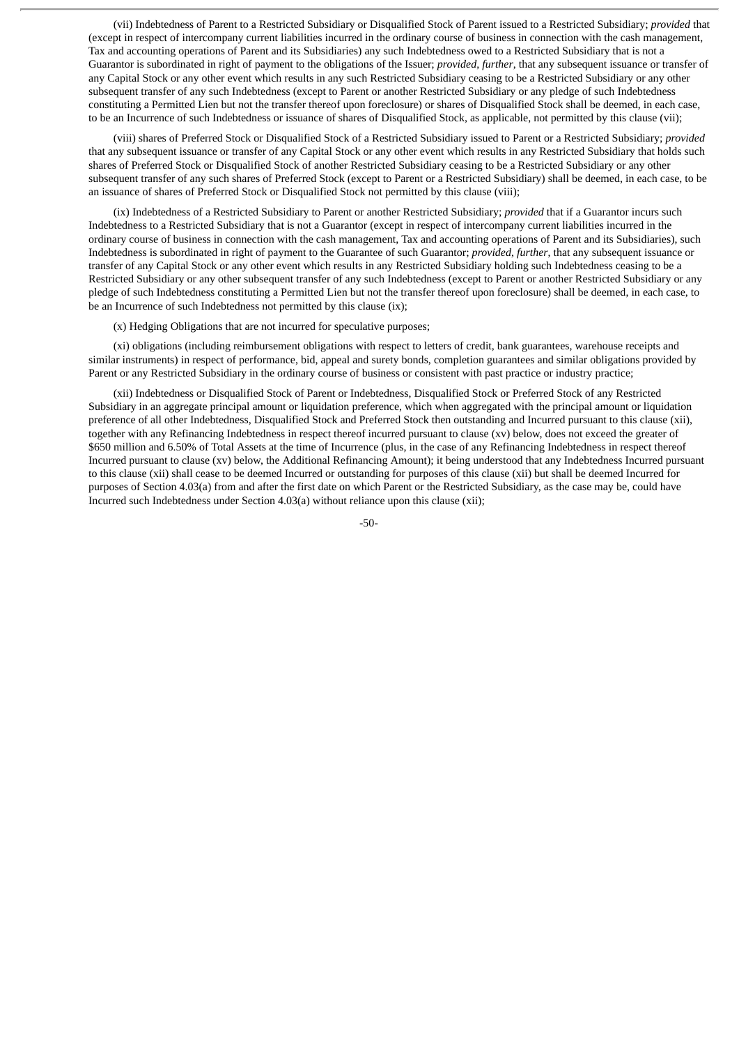(vii) Indebtedness of Parent to a Restricted Subsidiary or Disqualified Stock of Parent issued to a Restricted Subsidiary; *provided* that (except in respect of intercompany current liabilities incurred in the ordinary course of business in connection with the cash management, Tax and accounting operations of Parent and its Subsidiaries) any such Indebtedness owed to a Restricted Subsidiary that is not a Guarantor is subordinated in right of payment to the obligations of the Issuer; *provided*, *further*, that any subsequent issuance or transfer of any Capital Stock or any other event which results in any such Restricted Subsidiary ceasing to be a Restricted Subsidiary or any other subsequent transfer of any such Indebtedness (except to Parent or another Restricted Subsidiary or any pledge of such Indebtedness constituting a Permitted Lien but not the transfer thereof upon foreclosure) or shares of Disqualified Stock shall be deemed, in each case, to be an Incurrence of such Indebtedness or issuance of shares of Disqualified Stock, as applicable, not permitted by this clause (vii);

(viii) shares of Preferred Stock or Disqualified Stock of a Restricted Subsidiary issued to Parent or a Restricted Subsidiary; *provided* that any subsequent issuance or transfer of any Capital Stock or any other event which results in any Restricted Subsidiary that holds such shares of Preferred Stock or Disqualified Stock of another Restricted Subsidiary ceasing to be a Restricted Subsidiary or any other subsequent transfer of any such shares of Preferred Stock (except to Parent or a Restricted Subsidiary) shall be deemed, in each case, to be an issuance of shares of Preferred Stock or Disqualified Stock not permitted by this clause (viii);

(ix) Indebtedness of a Restricted Subsidiary to Parent or another Restricted Subsidiary; *provided* that if a Guarantor incurs such Indebtedness to a Restricted Subsidiary that is not a Guarantor (except in respect of intercompany current liabilities incurred in the ordinary course of business in connection with the cash management, Tax and accounting operations of Parent and its Subsidiaries), such Indebtedness is subordinated in right of payment to the Guarantee of such Guarantor; *provided*, *further*, that any subsequent issuance or transfer of any Capital Stock or any other event which results in any Restricted Subsidiary holding such Indebtedness ceasing to be a Restricted Subsidiary or any other subsequent transfer of any such Indebtedness (except to Parent or another Restricted Subsidiary or any pledge of such Indebtedness constituting a Permitted Lien but not the transfer thereof upon foreclosure) shall be deemed, in each case, to be an Incurrence of such Indebtedness not permitted by this clause (ix);

(x) Hedging Obligations that are not incurred for speculative purposes;

(xi) obligations (including reimbursement obligations with respect to letters of credit, bank guarantees, warehouse receipts and similar instruments) in respect of performance, bid, appeal and surety bonds, completion guarantees and similar obligations provided by Parent or any Restricted Subsidiary in the ordinary course of business or consistent with past practice or industry practice;

(xii) Indebtedness or Disqualified Stock of Parent or Indebtedness, Disqualified Stock or Preferred Stock of any Restricted Subsidiary in an aggregate principal amount or liquidation preference, which when aggregated with the principal amount or liquidation preference of all other Indebtedness, Disqualified Stock and Preferred Stock then outstanding and Incurred pursuant to this clause (xii), together with any Refinancing Indebtedness in respect thereof incurred pursuant to clause (xv) below, does not exceed the greater of $650 million and 6.50% of Total Assets at the time of Incurrence (plus, in the case of any Refinancing Indebtedness in respect thereof Incurred pursuant to clause (xv) below, the Additional Refinancing Amount); it being understood that any Indebtedness Incurred pursuant to this clause (xii) shall cease to be deemed Incurred or outstanding for purposes of this clause (xii) but shall be deemed Incurred for purposes of Section 4.03(a) from and after the first date on which Parent or the Restricted Subsidiary, as the case may be, could have Incurred such Indebtedness under Section 4.03(a) without reliance upon this clause (xii);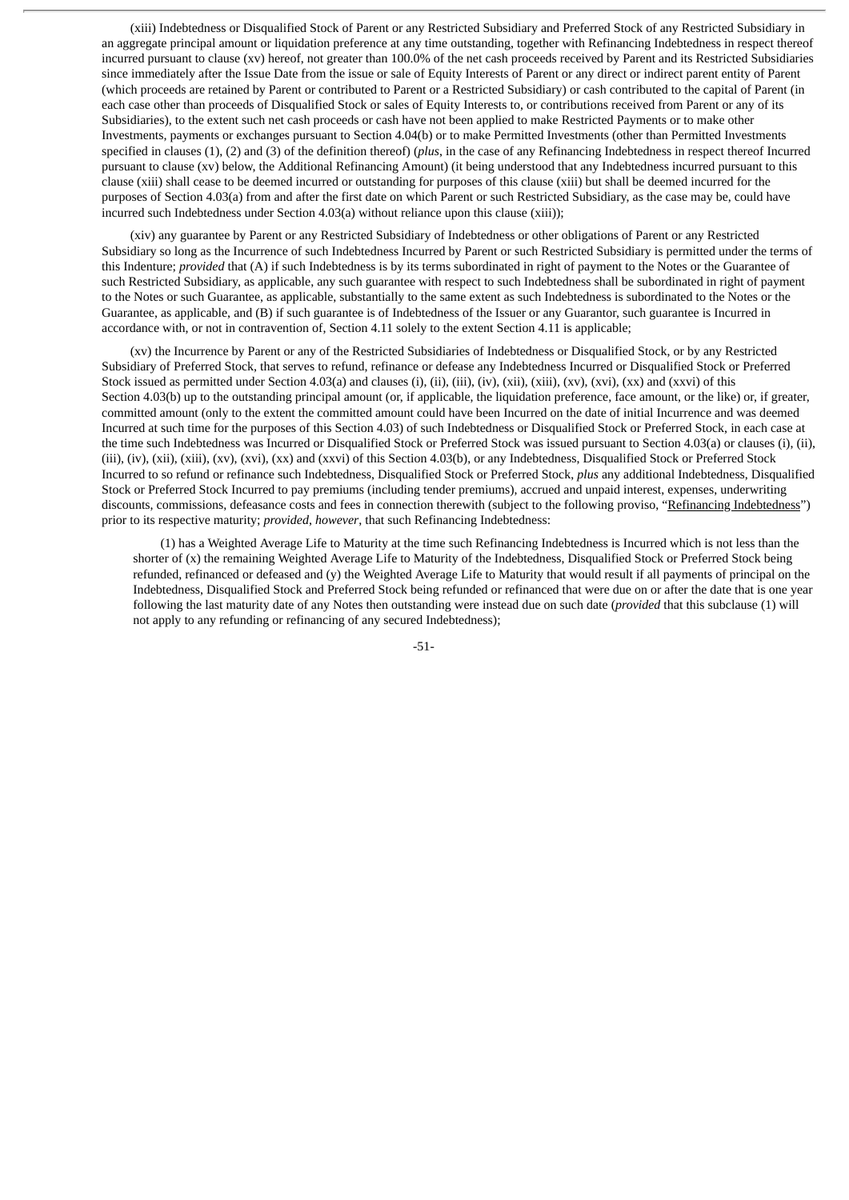(xiii) Indebtedness or Disqualified Stock of Parent or any Restricted Subsidiary and Preferred Stock of any Restricted Subsidiary in an aggregate principal amount or liquidation preference at any time outstanding, together with Refinancing Indebtedness in respect thereof incurred pursuant to clause (xv) hereof, not greater than 100.0% of the net cash proceeds received by Parent and its Restricted Subsidiaries since immediately after the Issue Date from the issue or sale of Equity Interests of Parent or any direct or indirect parent entity of Parent (which proceeds are retained by Parent or contributed to Parent or a Restricted Subsidiary) or cash contributed to the capital of Parent (in each case other than proceeds of Disqualified Stock or sales of Equity Interests to, or contributions received from Parent or any of its Subsidiaries), to the extent such net cash proceeds or cash have not been applied to make Restricted Payments or to make other Investments, payments or exchanges pursuant to Section 4.04(b) or to make Permitted Investments (other than Permitted Investments specified in clauses (1), (2) and (3) of the definition thereof) (*plus*, in the case of any Refinancing Indebtedness in respect thereof Incurred pursuant to clause (xv) below, the Additional Refinancing Amount) (it being understood that any Indebtedness incurred pursuant to this clause (xiii) shall cease to be deemed incurred or outstanding for purposes of this clause (xiii) but shall be deemed incurred for the purposes of Section 4.03(a) from and after the first date on which Parent or such Restricted Subsidiary, as the case may be, could have incurred such Indebtedness under Section 4.03(a) without reliance upon this clause (xiii));

(xiv) any guarantee by Parent or any Restricted Subsidiary of Indebtedness or other obligations of Parent or any Restricted Subsidiary so long as the Incurrence of such Indebtedness Incurred by Parent or such Restricted Subsidiary is permitted under the terms of this Indenture; *provided* that (A) if such Indebtedness is by its terms subordinated in right of payment to the Notes or the Guarantee of such Restricted Subsidiary, as applicable, any such guarantee with respect to such Indebtedness shall be subordinated in right of payment to the Notes or such Guarantee, as applicable, substantially to the same extent as such Indebtedness is subordinated to the Notes or the Guarantee, as applicable, and (B) if such guarantee is of Indebtedness of the Issuer or any Guarantor, such guarantee is Incurred in accordance with, or not in contravention of, Section 4.11 solely to the extent Section 4.11 is applicable;

(xv) the Incurrence by Parent or any of the Restricted Subsidiaries of Indebtedness or Disqualified Stock, or by any Restricted Subsidiary of Preferred Stock, that serves to refund, refinance or defease any Indebtedness Incurred or Disqualified Stock or Preferred Stock issued as permitted under Section 4.03(a) and clauses (i), (ii), (iii), (iv), (xii), (xiii), (xv), (xvi), (xx) and (xxvi) of this Section 4.03(b) up to the outstanding principal amount (or, if applicable, the liquidation preference, face amount, or the like) or, if greater, committed amount (only to the extent the committed amount could have been Incurred on the date of initial Incurrence and was deemed Incurred at such time for the purposes of this Section 4.03) of such Indebtedness or Disqualified Stock or Preferred Stock, in each case at the time such Indebtedness was Incurred or Disqualified Stock or Preferred Stock was issued pursuant to Section 4.03(a) or clauses (i), (ii), (iii), (iv), (xii), (xiii), (xv), (xvi), (xx) and (xxvi) of this Section 4.03(b), or any Indebtedness, Disqualified Stock or Preferred Stock Incurred to so refund or refinance such Indebtedness, Disqualified Stock or Preferred Stock, *plus* any additional Indebtedness, Disqualified Stock or Preferred Stock Incurred to pay premiums (including tender premiums), accrued and unpaid interest, expenses, underwriting discounts, commissions, defeasance costs and fees in connection therewith (subject to the following proviso, "Refinancing Indebtedness") prior to its respective maturity; *provided*, *however*, that such Refinancing Indebtedness:

(1) has a Weighted Average Life to Maturity at the time such Refinancing Indebtedness is Incurred which is not less than the shorter of (x) the remaining Weighted Average Life to Maturity of the Indebtedness, Disqualified Stock or Preferred Stock being refunded, refinanced or defeased and (y) the Weighted Average Life to Maturity that would result if all payments of principal on the Indebtedness, Disqualified Stock and Preferred Stock being refunded or refinanced that were due on or after the date that is one year following the last maturity date of any Notes then outstanding were instead due on such date (*provided* that this subclause (1) will not apply to any refunding or refinancing of any secured Indebtedness);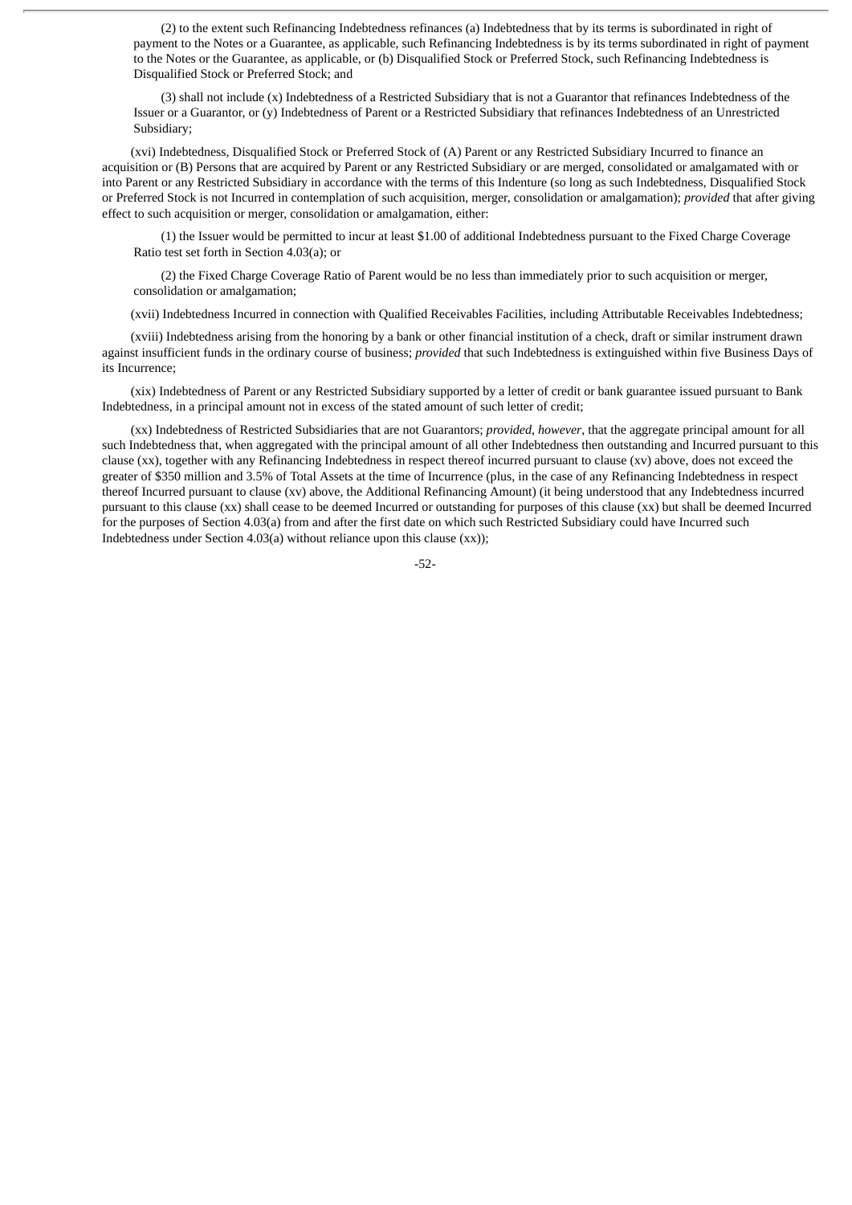(2) to the extent such Refinancing Indebtedness refinances (a) Indebtedness that by its terms is subordinated in right of payment to the Notes or a Guarantee, as applicable, such Refinancing Indebtedness is by its terms subordinated in right of payment to the Notes or the Guarantee, as applicable, or (b) Disqualified Stock or Preferred Stock, such Refinancing Indebtedness is Disqualified Stock or Preferred Stock; and

(3) shall not include (x) Indebtedness of a Restricted Subsidiary that is not a Guarantor that refinances Indebtedness of the Issuer or a Guarantor, or (y) Indebtedness of Parent or a Restricted Subsidiary that refinances Indebtedness of an Unrestricted Subsidiary;

(xvi) Indebtedness, Disqualified Stock or Preferred Stock of (A) Parent or any Restricted Subsidiary Incurred to finance an acquisition or (B) Persons that are acquired by Parent or any Restricted Subsidiary or are merged, consolidated or amalgamated with or into Parent or any Restricted Subsidiary in accordance with the terms of this Indenture (so long as such Indebtedness, Disqualified Stock or Preferred Stock is not Incurred in contemplation of such acquisition, merger, consolidation or amalgamation); *provided* that after giving effect to such acquisition or merger, consolidation or amalgamation, either:

(1) the Issuer would be permitted to incur at least $1.00 of additional Indebtedness pursuant to the Fixed Charge Coverage Ratio test set forth in Section 4.03(a); or

(2) the Fixed Charge Coverage Ratio of Parent would be no less than immediately prior to such acquisition or merger, consolidation or amalgamation;

(xvii) Indebtedness Incurred in connection with Qualified Receivables Facilities, including Attributable Receivables Indebtedness;

(xviii) Indebtedness arising from the honoring by a bank or other financial institution of a check, draft or similar instrument drawn against insufficient funds in the ordinary course of business; *provided* that such Indebtedness is extinguished within five Business Days of its Incurrence;

(xix) Indebtedness of Parent or any Restricted Subsidiary supported by a letter of credit or bank guarantee issued pursuant to Bank Indebtedness, in a principal amount not in excess of the stated amount of such letter of credit;

(xx) Indebtedness of Restricted Subsidiaries that are not Guarantors; *provided*, *however*, that the aggregate principal amount for all such Indebtedness that, when aggregated with the principal amount of all other Indebtedness then outstanding and Incurred pursuant to this clause (xx), together with any Refinancing Indebtedness in respect thereof incurred pursuant to clause (xv) above, does not exceed the greater of $350 million and 3.5% of Total Assets at the time of Incurrence (plus, in the case of any Refinancing Indebtedness in respect thereof Incurred pursuant to clause (xv) above, the Additional Refinancing Amount) (it being understood that any Indebtedness incurred pursuant to this clause (xx) shall cease to be deemed Incurred or outstanding for purposes of this clause (xx) but shall be deemed Incurred for the purposes of Section 4.03(a) from and after the first date on which such Restricted Subsidiary could have Incurred such Indebtedness under Section 4.03(a) without reliance upon this clause (xx));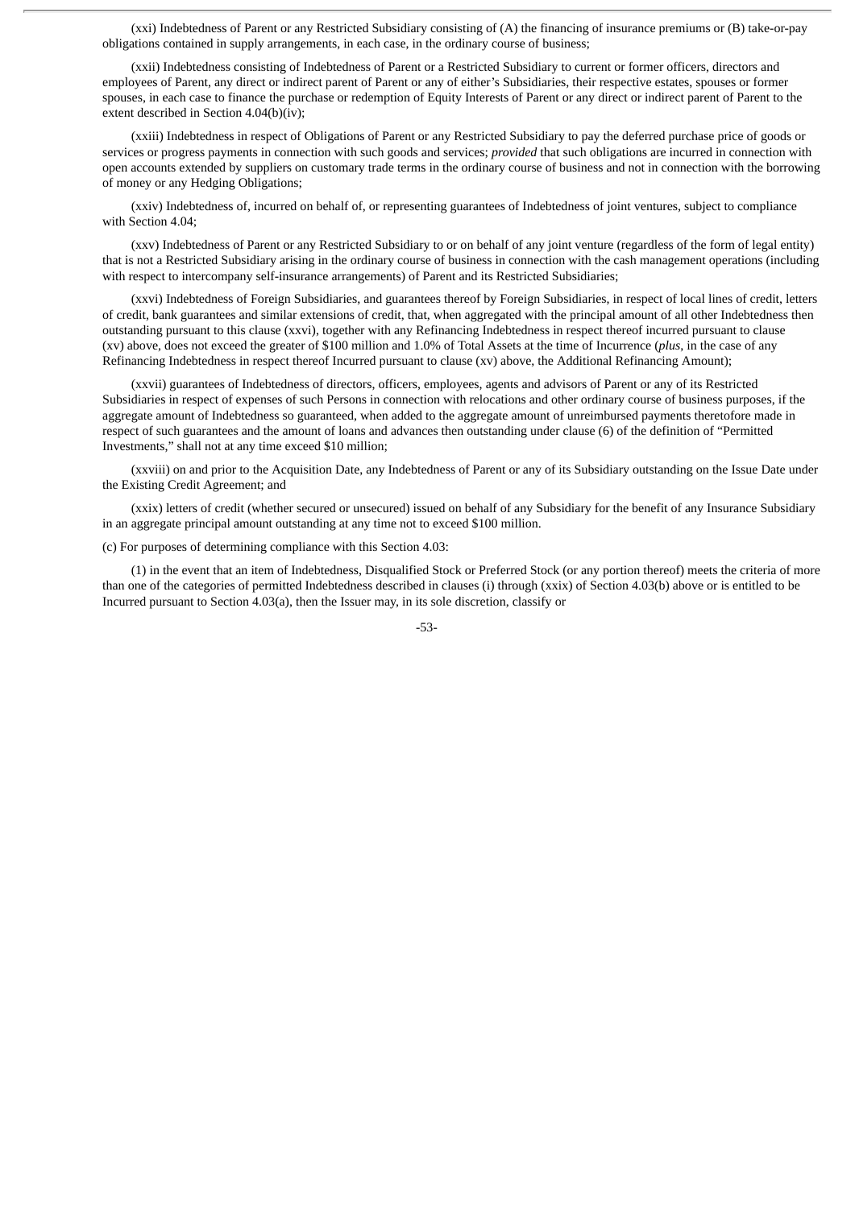(xxi) Indebtedness of Parent or any Restricted Subsidiary consisting of (A) the financing of insurance premiums or (B) take-or-pay obligations contained in supply arrangements, in each case, in the ordinary course of business;

(xxii) Indebtedness consisting of Indebtedness of Parent or a Restricted Subsidiary to current or former officers, directors and employees of Parent, any direct or indirect parent of Parent or any of either's Subsidiaries, their respective estates, spouses or former spouses, in each case to finance the purchase or redemption of Equity Interests of Parent or any direct or indirect parent of Parent to the extent described in Section 4.04(b)(iv);

(xxiii) Indebtedness in respect of Obligations of Parent or any Restricted Subsidiary to pay the deferred purchase price of goods or services or progress payments in connection with such goods and services; *provided* that such obligations are incurred in connection with open accounts extended by suppliers on customary trade terms in the ordinary course of business and not in connection with the borrowing of money or any Hedging Obligations;

(xxiv) Indebtedness of, incurred on behalf of, or representing guarantees of Indebtedness of joint ventures, subject to compliance with Section 4.04;

(xxv) Indebtedness of Parent or any Restricted Subsidiary to or on behalf of any joint venture (regardless of the form of legal entity) that is not a Restricted Subsidiary arising in the ordinary course of business in connection with the cash management operations (including with respect to intercompany self-insurance arrangements) of Parent and its Restricted Subsidiaries;

(xxvi) Indebtedness of Foreign Subsidiaries, and guarantees thereof by Foreign Subsidiaries, in respect of local lines of credit, letters of credit, bank guarantees and similar extensions of credit, that, when aggregated with the principal amount of all other Indebtedness then outstanding pursuant to this clause (xxvi), together with any Refinancing Indebtedness in respect thereof incurred pursuant to clause (xv) above, does not exceed the greater of $100 million and 1.0% of Total Assets at the time of Incurrence (*plus*, in the case of any Refinancing Indebtedness in respect thereof Incurred pursuant to clause (xv) above, the Additional Refinancing Amount);

(xxvii) guarantees of Indebtedness of directors, officers, employees, agents and advisors of Parent or any of its Restricted Subsidiaries in respect of expenses of such Persons in connection with relocations and other ordinary course of business purposes, if the aggregate amount of Indebtedness so guaranteed, when added to the aggregate amount of unreimbursed payments theretofore made in respect of such guarantees and the amount of loans and advances then outstanding under clause (6) of the definition of "Permitted Investments," shall not at any time exceed $10 million;

(xxviii) on and prior to the Acquisition Date, any Indebtedness of Parent or any of its Subsidiary outstanding on the Issue Date under the Existing Credit Agreement; and

(xxix) letters of credit (whether secured or unsecured) issued on behalf of any Subsidiary for the benefit of any Insurance Subsidiary in an aggregate principal amount outstanding at any time not to exceed $100 million.

(c) For purposes of determining compliance with this Section 4.03:

(1) in the event that an item of Indebtedness, Disqualified Stock or Preferred Stock (or any portion thereof) meets the criteria of more than one of the categories of permitted Indebtedness described in clauses (i) through (xxix) of Section 4.03(b) above or is entitled to be Incurred pursuant to Section 4.03(a), then the Issuer may, in its sole discretion, classify or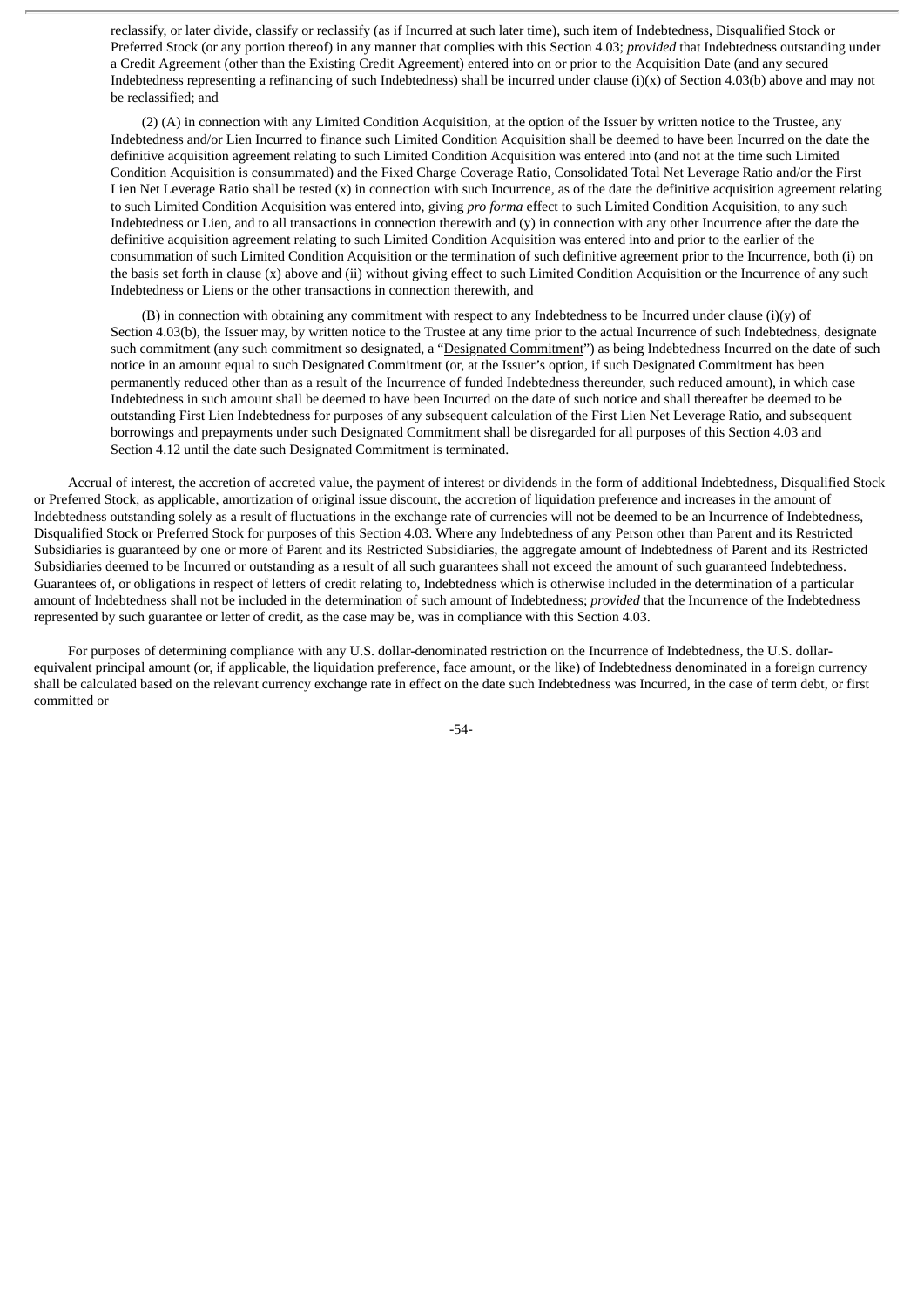reclassify, or later divide, classify or reclassify (as if Incurred at such later time), such item of Indebtedness, Disqualified Stock or Preferred Stock (or any portion thereof) in any manner that complies with this Section 4.03; *provided* that Indebtedness outstanding under a Credit Agreement (other than the Existing Credit Agreement) entered into on or prior to the Acquisition Date (and any secured Indebtedness representing a refinancing of such Indebtedness) shall be incurred under clause (i)(x) of Section 4.03(b) above and may not be reclassified; and

(2) (A) in connection with any Limited Condition Acquisition, at the option of the Issuer by written notice to the Trustee, any Indebtedness and/or Lien Incurred to finance such Limited Condition Acquisition shall be deemed to have been Incurred on the date the definitive acquisition agreement relating to such Limited Condition Acquisition was entered into (and not at the time such Limited Condition Acquisition is consummated) and the Fixed Charge Coverage Ratio, Consolidated Total Net Leverage Ratio and/or the First Lien Net Leverage Ratio shall be tested (x) in connection with such Incurrence, as of the date the definitive acquisition agreement relating to such Limited Condition Acquisition was entered into, giving *pro forma* effect to such Limited Condition Acquisition, to any such Indebtedness or Lien, and to all transactions in connection therewith and (y) in connection with any other Incurrence after the date the definitive acquisition agreement relating to such Limited Condition Acquisition was entered into and prior to the earlier of the consummation of such Limited Condition Acquisition or the termination of such definitive agreement prior to the Incurrence, both (i) on the basis set forth in clause (x) above and (ii) without giving effect to such Limited Condition Acquisition or the Incurrence of any such Indebtedness or Liens or the other transactions in connection therewith, and

(B) in connection with obtaining any commitment with respect to any Indebtedness to be Incurred under clause (i)(y) of Section 4.03(b), the Issuer may, by written notice to the Trustee at any time prior to the actual Incurrence of such Indebtedness, designate such commitment (any such commitment so designated, a "Designated Commitment") as being Indebtedness Incurred on the date of such notice in an amount equal to such Designated Commitment (or, at the Issuer's option, if such Designated Commitment has been permanently reduced other than as a result of the Incurrence of funded Indebtedness thereunder, such reduced amount), in which case Indebtedness in such amount shall be deemed to have been Incurred on the date of such notice and shall thereafter be deemed to be outstanding First Lien Indebtedness for purposes of any subsequent calculation of the First Lien Net Leverage Ratio, and subsequent borrowings and prepayments under such Designated Commitment shall be disregarded for all purposes of this Section 4.03 and Section 4.12 until the date such Designated Commitment is terminated.

Accrual of interest, the accretion of accreted value, the payment of interest or dividends in the form of additional Indebtedness, Disqualified Stock or Preferred Stock, as applicable, amortization of original issue discount, the accretion of liquidation preference and increases in the amount of Indebtedness outstanding solely as a result of fluctuations in the exchange rate of currencies will not be deemed to be an Incurrence of Indebtedness, Disqualified Stock or Preferred Stock for purposes of this Section 4.03. Where any Indebtedness of any Person other than Parent and its Restricted Subsidiaries is guaranteed by one or more of Parent and its Restricted Subsidiaries, the aggregate amount of Indebtedness of Parent and its Restricted Subsidiaries deemed to be Incurred or outstanding as a result of all such guarantees shall not exceed the amount of such guaranteed Indebtedness. Guarantees of, or obligations in respect of letters of credit relating to, Indebtedness which is otherwise included in the determination of a particular amount of Indebtedness shall not be included in the determination of such amount of Indebtedness; *provided* that the Incurrence of the Indebtedness represented by such guarantee or letter of credit, as the case may be, was in compliance with this Section 4.03.

For purposes of determining compliance with any U.S. dollar-denominated restriction on the Incurrence of Indebtedness, the U.S. dollar-equivalent principal amount (or, if applicable, the liquidation preference, face amount, or the like) of Indebtedness denominated in a foreign currency shall be calculated based on the relevant currency exchange rate in effect on the date such Indebtedness was Incurred, in the case of term debt, or first committed or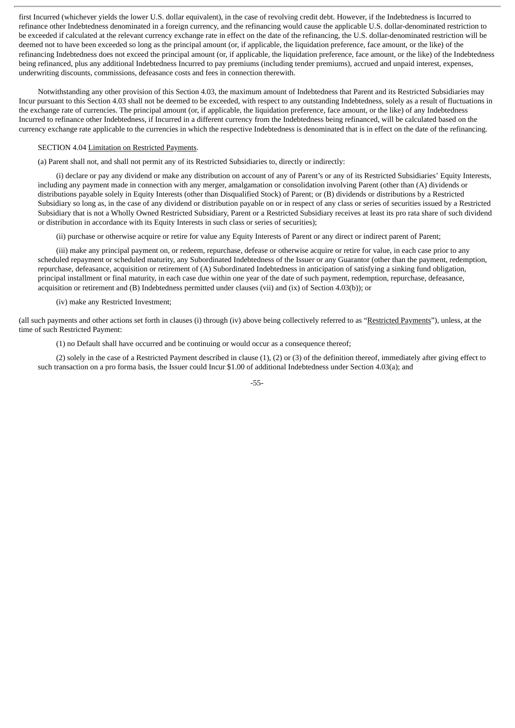first Incurred (whichever yields the lower U.S. dollar equivalent), in the case of revolving credit debt. However, if the Indebtedness is Incurred to refinance other Indebtedness denominated in a foreign currency, and the refinancing would cause the applicable U.S. dollar-denominated restriction to be exceeded if calculated at the relevant currency exchange rate in effect on the date of the refinancing, the U.S. dollar-denominated restriction will be deemed not to have been exceeded so long as the principal amount (or, if applicable, the liquidation preference, face amount, or the like) of the refinancing Indebtedness does not exceed the principal amount (or, if applicable, the liquidation preference, face amount, or the like) of the Indebtedness being refinanced, plus any additional Indebtedness Incurred to pay premiums (including tender premiums), accrued and unpaid interest, expenses, underwriting discounts, commissions, defeasance costs and fees in connection therewith.

Notwithstanding any other provision of this Section 4.03, the maximum amount of Indebtedness that Parent and its Restricted Subsidiaries may Incur pursuant to this Section 4.03 shall not be deemed to be exceeded, with respect to any outstanding Indebtedness, solely as a result of fluctuations in the exchange rate of currencies. The principal amount (or, if applicable, the liquidation preference, face amount, or the like) of any Indebtedness Incurred to refinance other Indebtedness, if Incurred in a different currency from the Indebtedness being refinanced, will be calculated based on the currency exchange rate applicable to the currencies in which the respective Indebtedness is denominated that is in effect on the date of the refinancing.

SECTION 4.04 Limitation on Restricted Payments.

(a) Parent shall not, and shall not permit any of its Restricted Subsidiaries to, directly or indirectly:

(i) declare or pay any dividend or make any distribution on account of any of Parent's or any of its Restricted Subsidiaries' Equity Interests, including any payment made in connection with any merger, amalgamation or consolidation involving Parent (other than (A) dividends or distributions payable solely in Equity Interests (other than Disqualified Stock) of Parent; or (B) dividends or distributions by a Restricted Subsidiary so long as, in the case of any dividend or distribution payable on or in respect of any class or series of securities issued by a Restricted Subsidiary that is not a Wholly Owned Restricted Subsidiary, Parent or a Restricted Subsidiary receives at least its pro rata share of such dividend or distribution in accordance with its Equity Interests in such class or series of securities);

(ii) purchase or otherwise acquire or retire for value any Equity Interests of Parent or any direct or indirect parent of Parent;

(iii) make any principal payment on, or redeem, repurchase, defease or otherwise acquire or retire for value, in each case prior to any scheduled repayment or scheduled maturity, any Subordinated Indebtedness of the Issuer or any Guarantor (other than the payment, redemption, repurchase, defeasance, acquisition or retirement of (A) Subordinated Indebtedness in anticipation of satisfying a sinking fund obligation, principal installment or final maturity, in each case due within one year of the date of such payment, redemption, repurchase, defeasance, acquisition or retirement and (B) Indebtedness permitted under clauses (vii) and (ix) of Section 4.03(b)); or

(iv) make any Restricted Investment;

(all such payments and other actions set forth in clauses (i) through (iv) above being collectively referred to as "Restricted Payments"), unless, at the time of such Restricted Payment:

(1) no Default shall have occurred and be continuing or would occur as a consequence thereof;

(2) solely in the case of a Restricted Payment described in clause (1), (2) or (3) of the definition thereof, immediately after giving effect to such transaction on a pro forma basis, the Issuer could Incur $1.00 of additional Indebtedness under Section 4.03(a); and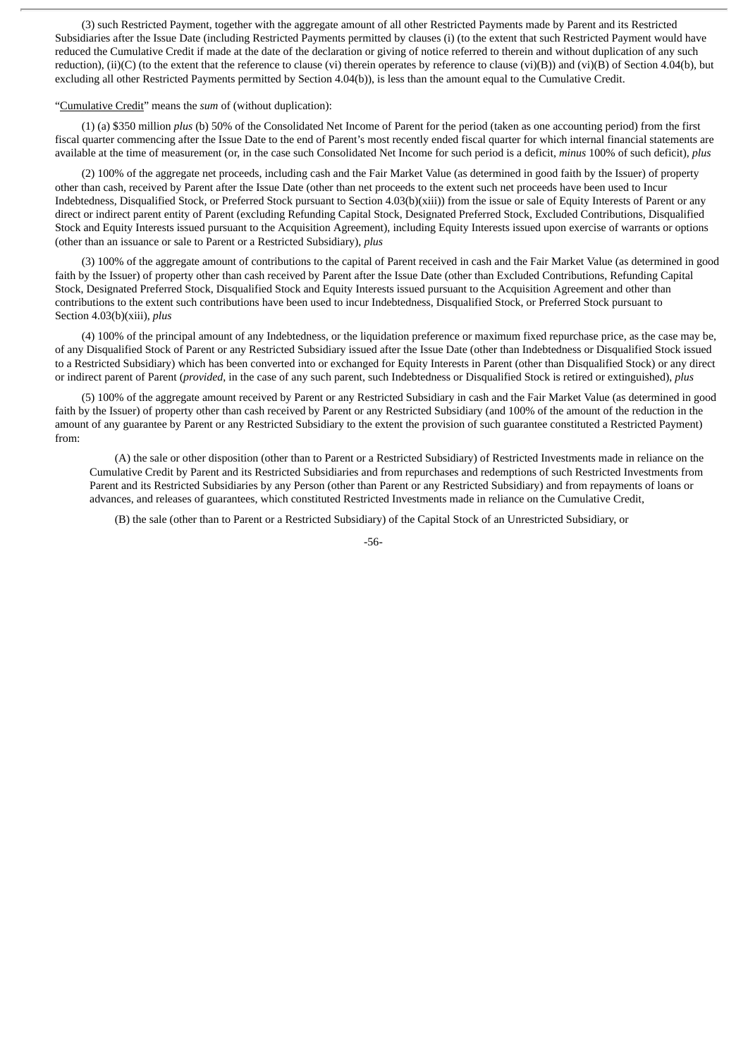(3) such Restricted Payment, together with the aggregate amount of all other Restricted Payments made by Parent and its Restricted Subsidiaries after the Issue Date (including Restricted Payments permitted by clauses (i) (to the extent that such Restricted Payment would have reduced the Cumulative Credit if made at the date of the declaration or giving of notice referred to therein and without duplication of any such reduction), (ii)(C) (to the extent that the reference to clause (vi) therein operates by reference to clause (vi)(B)) and (vi)(B) of Section 4.04(b), but excluding all other Restricted Payments permitted by Section 4.04(b)), is less than the amount equal to the Cumulative Credit.

"Cumulative Credit" means the *sum* of (without duplication):

(1) (a) $350 million *plus* (b) 50% of the Consolidated Net Income of Parent for the period (taken as one accounting period) from the first fiscal quarter commencing after the Issue Date to the end of Parent's most recently ended fiscal quarter for which internal financial statements are available at the time of measurement (or, in the case such Consolidated Net Income for such period is a deficit, *minus* 100% of such deficit), *plus*

(2) 100% of the aggregate net proceeds, including cash and the Fair Market Value (as determined in good faith by the Issuer) of property other than cash, received by Parent after the Issue Date (other than net proceeds to the extent such net proceeds have been used to Incur Indebtedness, Disqualified Stock, or Preferred Stock pursuant to Section 4.03(b)(xiii)) from the issue or sale of Equity Interests of Parent or any direct or indirect parent entity of Parent (excluding Refunding Capital Stock, Designated Preferred Stock, Excluded Contributions, Disqualified Stock and Equity Interests issued pursuant to the Acquisition Agreement), including Equity Interests issued upon exercise of warrants or options (other than an issuance or sale to Parent or a Restricted Subsidiary), *plus*

(3) 100% of the aggregate amount of contributions to the capital of Parent received in cash and the Fair Market Value (as determined in good faith by the Issuer) of property other than cash received by Parent after the Issue Date (other than Excluded Contributions, Refunding Capital Stock, Designated Preferred Stock, Disqualified Stock and Equity Interests issued pursuant to the Acquisition Agreement and other than contributions to the extent such contributions have been used to incur Indebtedness, Disqualified Stock, or Preferred Stock pursuant to Section 4.03(b)(xiii), *plus*

(4) 100% of the principal amount of any Indebtedness, or the liquidation preference or maximum fixed repurchase price, as the case may be, of any Disqualified Stock of Parent or any Restricted Subsidiary issued after the Issue Date (other than Indebtedness or Disqualified Stock issued to a Restricted Subsidiary) which has been converted into or exchanged for Equity Interests in Parent (other than Disqualified Stock) or any direct or indirect parent of Parent (*provided*, in the case of any such parent, such Indebtedness or Disqualified Stock is retired or extinguished), *plus*

(5) 100% of the aggregate amount received by Parent or any Restricted Subsidiary in cash and the Fair Market Value (as determined in good faith by the Issuer) of property other than cash received by Parent or any Restricted Subsidiary (and 100% of the amount of the reduction in the amount of any guarantee by Parent or any Restricted Subsidiary to the extent the provision of such guarantee constituted a Restricted Payment) from:

(A) the sale or other disposition (other than to Parent or a Restricted Subsidiary) of Restricted Investments made in reliance on the Cumulative Credit by Parent and its Restricted Subsidiaries and from repurchases and redemptions of such Restricted Investments from Parent and its Restricted Subsidiaries by any Person (other than Parent or any Restricted Subsidiary) and from repayments of loans or advances, and releases of guarantees, which constituted Restricted Investments made in reliance on the Cumulative Credit,

(B) the sale (other than to Parent or a Restricted Subsidiary) of the Capital Stock of an Unrestricted Subsidiary, or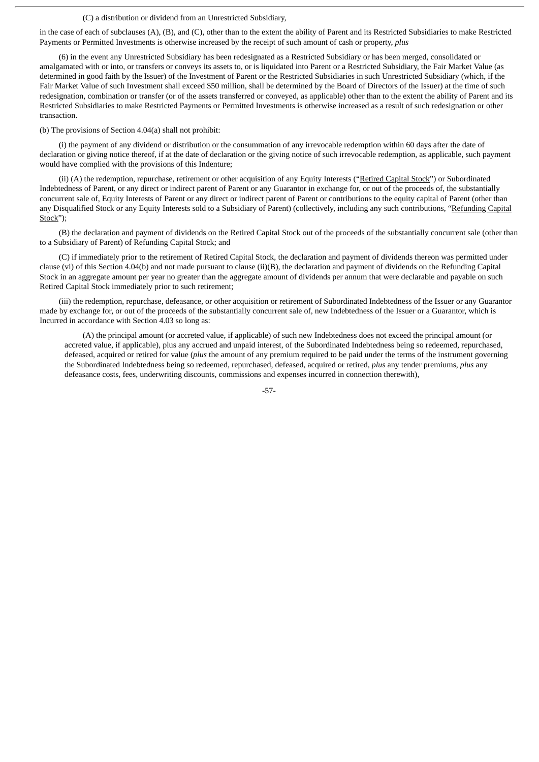(C) a distribution or dividend from an Unrestricted Subsidiary,

in the case of each of subclauses (A), (B), and (C), other than to the extent the ability of Parent and its Restricted Subsidiaries to make Restricted Payments or Permitted Investments is otherwise increased by the receipt of such amount of cash or property, *plus*

(6) in the event any Unrestricted Subsidiary has been redesignated as a Restricted Subsidiary or has been merged, consolidated or amalgamated with or into, or transfers or conveys its assets to, or is liquidated into Parent or a Restricted Subsidiary, the Fair Market Value (as determined in good faith by the Issuer) of the Investment of Parent or the Restricted Subsidiaries in such Unrestricted Subsidiary (which, if the Fair Market Value of such Investment shall exceed $50 million, shall be determined by the Board of Directors of the Issuer) at the time of such redesignation, combination or transfer (or of the assets transferred or conveyed, as applicable) other than to the extent the ability of Parent and its Restricted Subsidiaries to make Restricted Payments or Permitted Investments is otherwise increased as a result of such redesignation or other transaction.

(b) The provisions of Section 4.04(a) shall not prohibit:

(i) the payment of any dividend or distribution or the consummation of any irrevocable redemption within 60 days after the date of declaration or giving notice thereof, if at the date of declaration or the giving notice of such irrevocable redemption, as applicable, such payment would have complied with the provisions of this Indenture;

(ii) (A) the redemption, repurchase, retirement or other acquisition of any Equity Interests ("Retired Capital Stock") or Subordinated Indebtedness of Parent, or any direct or indirect parent of Parent or any Guarantor in exchange for, or out of the proceeds of, the substantially concurrent sale of, Equity Interests of Parent or any direct or indirect parent of Parent or contributions to the equity capital of Parent (other than any Disqualified Stock or any Equity Interests sold to a Subsidiary of Parent) (collectively, including any such contributions, "Refunding Capital Stock");

(B) the declaration and payment of dividends on the Retired Capital Stock out of the proceeds of the substantially concurrent sale (other than to a Subsidiary of Parent) of Refunding Capital Stock; and

(C) if immediately prior to the retirement of Retired Capital Stock, the declaration and payment of dividends thereon was permitted under clause (vi) of this Section 4.04(b) and not made pursuant to clause (ii)(B), the declaration and payment of dividends on the Refunding Capital Stock in an aggregate amount per year no greater than the aggregate amount of dividends per annum that were declarable and payable on such Retired Capital Stock immediately prior to such retirement;

(iii) the redemption, repurchase, defeasance, or other acquisition or retirement of Subordinated Indebtedness of the Issuer or any Guarantor made by exchange for, or out of the proceeds of the substantially concurrent sale of, new Indebtedness of the Issuer or a Guarantor, which is Incurred in accordance with Section 4.03 so long as:

(A) the principal amount (or accreted value, if applicable) of such new Indebtedness does not exceed the principal amount (or accreted value, if applicable), plus any accrued and unpaid interest, of the Subordinated Indebtedness being so redeemed, repurchased, defeased, acquired or retired for value (*plus* the amount of any premium required to be paid under the terms of the instrument governing the Subordinated Indebtedness being so redeemed, repurchased, defeased, acquired or retired, *plus* any tender premiums, *plus* any defeasance costs, fees, underwriting discounts, commissions and expenses incurred in connection therewith),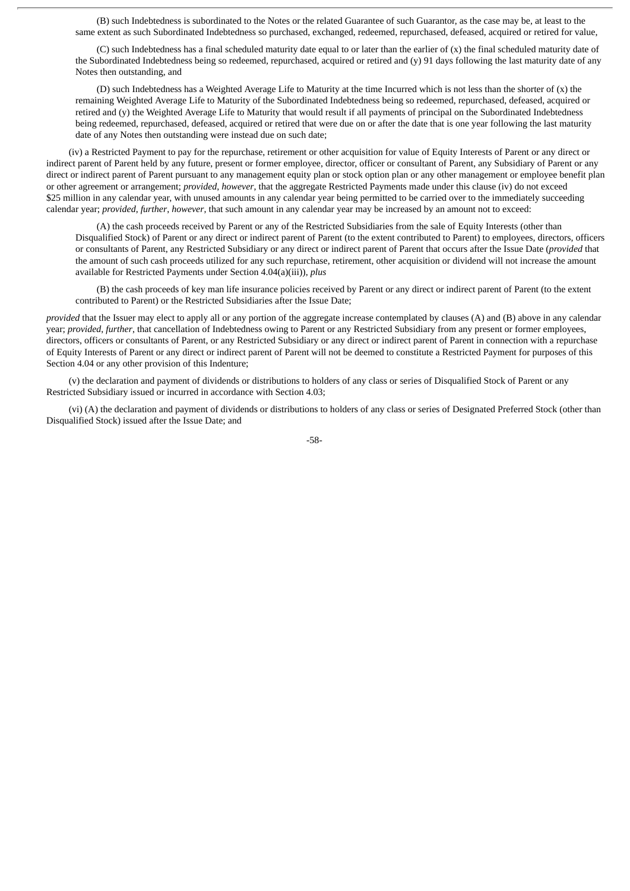(B) such Indebtedness is subordinated to the Notes or the related Guarantee of such Guarantor, as the case may be, at least to the same extent as such Subordinated Indebtedness so purchased, exchanged, redeemed, repurchased, defeased, acquired or retired for value,

(C) such Indebtedness has a final scheduled maturity date equal to or later than the earlier of (x) the final scheduled maturity date of the Subordinated Indebtedness being so redeemed, repurchased, acquired or retired and (y) 91 days following the last maturity date of any Notes then outstanding, and

(D) such Indebtedness has a Weighted Average Life to Maturity at the time Incurred which is not less than the shorter of (x) the remaining Weighted Average Life to Maturity of the Subordinated Indebtedness being so redeemed, repurchased, defeased, acquired or retired and (y) the Weighted Average Life to Maturity that would result if all payments of principal on the Subordinated Indebtedness being redeemed, repurchased, defeased, acquired or retired that were due on or after the date that is one year following the last maturity date of any Notes then outstanding were instead due on such date;

(iv) a Restricted Payment to pay for the repurchase, retirement or other acquisition for value of Equity Interests of Parent or any direct or indirect parent of Parent held by any future, present or former employee, director, officer or consultant of Parent, any Subsidiary of Parent or any direct or indirect parent of Parent pursuant to any management equity plan or stock option plan or any other management or employee benefit plan or other agreement or arrangement; *provided*, *however*, that the aggregate Restricted Payments made under this clause (iv) do not exceed $25 million in any calendar year, with unused amounts in any calendar year being permitted to be carried over to the immediately succeeding calendar year; *provided*, *further*, *however*, that such amount in any calendar year may be increased by an amount not to exceed:

(A) the cash proceeds received by Parent or any of the Restricted Subsidiaries from the sale of Equity Interests (other than Disqualified Stock) of Parent or any direct or indirect parent of Parent (to the extent contributed to Parent) to employees, directors, officers or consultants of Parent, any Restricted Subsidiary or any direct or indirect parent of Parent that occurs after the Issue Date (*provided* that the amount of such cash proceeds utilized for any such repurchase, retirement, other acquisition or dividend will not increase the amount available for Restricted Payments under Section 4.04(a)(iii)), *plus*

(B) the cash proceeds of key man life insurance policies received by Parent or any direct or indirect parent of Parent (to the extent contributed to Parent) or the Restricted Subsidiaries after the Issue Date;

*provided* that the Issuer may elect to apply all or any portion of the aggregate increase contemplated by clauses (A) and (B) above in any calendar year; *provided*, *further*, that cancellation of Indebtedness owing to Parent or any Restricted Subsidiary from any present or former employees, directors, officers or consultants of Parent, or any Restricted Subsidiary or any direct or indirect parent of Parent in connection with a repurchase of Equity Interests of Parent or any direct or indirect parent of Parent will not be deemed to constitute a Restricted Payment for purposes of this Section 4.04 or any other provision of this Indenture;

(v) the declaration and payment of dividends or distributions to holders of any class or series of Disqualified Stock of Parent or any Restricted Subsidiary issued or incurred in accordance with Section 4.03;

(vi) (A) the declaration and payment of dividends or distributions to holders of any class or series of Designated Preferred Stock (other than Disqualified Stock) issued after the Issue Date; and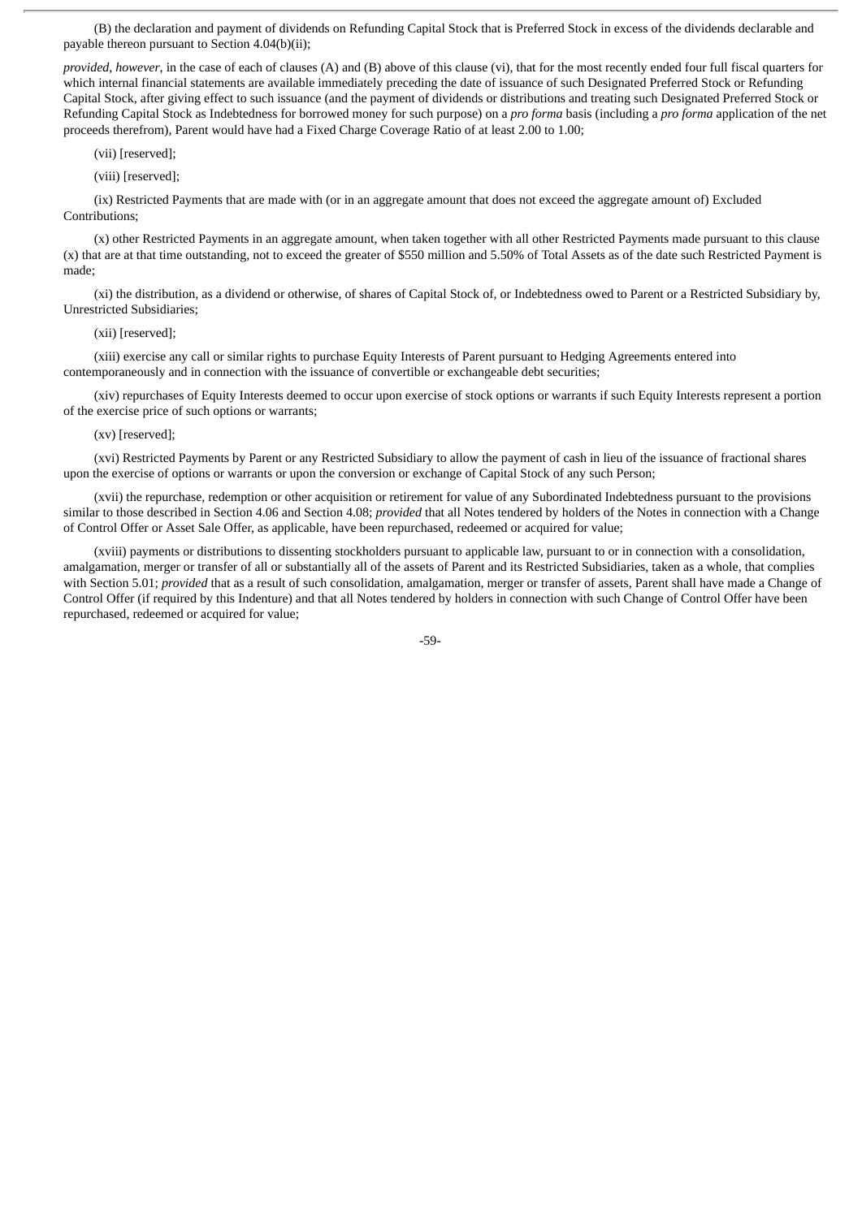(B) the declaration and payment of dividends on Refunding Capital Stock that is Preferred Stock in excess of the dividends declarable and payable thereon pursuant to Section 4.04(b)(ii);

*provided*, *however*, in the case of each of clauses (A) and (B) above of this clause (vi), that for the most recently ended four full fiscal quarters for which internal financial statements are available immediately preceding the date of issuance of such Designated Preferred Stock or Refunding Capital Stock, after giving effect to such issuance (and the payment of dividends or distributions and treating such Designated Preferred Stock or Refunding Capital Stock as Indebtedness for borrowed money for such purpose) on a *pro forma* basis (including a *pro forma* application of the net proceeds therefrom), Parent would have had a Fixed Charge Coverage Ratio of at least 2.00 to 1.00;

(vii) [reserved];

(viii) [reserved];

(ix) Restricted Payments that are made with (or in an aggregate amount that does not exceed the aggregate amount of) Excluded Contributions;

(x) other Restricted Payments in an aggregate amount, when taken together with all other Restricted Payments made pursuant to this clause (x) that are at that time outstanding, not to exceed the greater of $550 million and 5.50% of Total Assets as of the date such Restricted Payment is made;

(xi) the distribution, as a dividend or otherwise, of shares of Capital Stock of, or Indebtedness owed to Parent or a Restricted Subsidiary by, Unrestricted Subsidiaries;

(xii) [reserved];

(xiii) exercise any call or similar rights to purchase Equity Interests of Parent pursuant to Hedging Agreements entered into contemporaneously and in connection with the issuance of convertible or exchangeable debt securities;

(xiv) repurchases of Equity Interests deemed to occur upon exercise of stock options or warrants if such Equity Interests represent a portion of the exercise price of such options or warrants;

(xv) [reserved];

(xvi) Restricted Payments by Parent or any Restricted Subsidiary to allow the payment of cash in lieu of the issuance of fractional shares upon the exercise of options or warrants or upon the conversion or exchange of Capital Stock of any such Person;

(xvii) the repurchase, redemption or other acquisition or retirement for value of any Subordinated Indebtedness pursuant to the provisions similar to those described in Section 4.06 and Section 4.08; *provided* that all Notes tendered by holders of the Notes in connection with a Change of Control Offer or Asset Sale Offer, as applicable, have been repurchased, redeemed or acquired for value;

(xviii) payments or distributions to dissenting stockholders pursuant to applicable law, pursuant to or in connection with a consolidation, amalgamation, merger or transfer of all or substantially all of the assets of Parent and its Restricted Subsidiaries, taken as a whole, that complies with Section 5.01; *provided* that as a result of such consolidation, amalgamation, merger or transfer of assets, Parent shall have made a Change of Control Offer (if required by this Indenture) and that all Notes tendered by holders in connection with such Change of Control Offer have been repurchased, redeemed or acquired for value;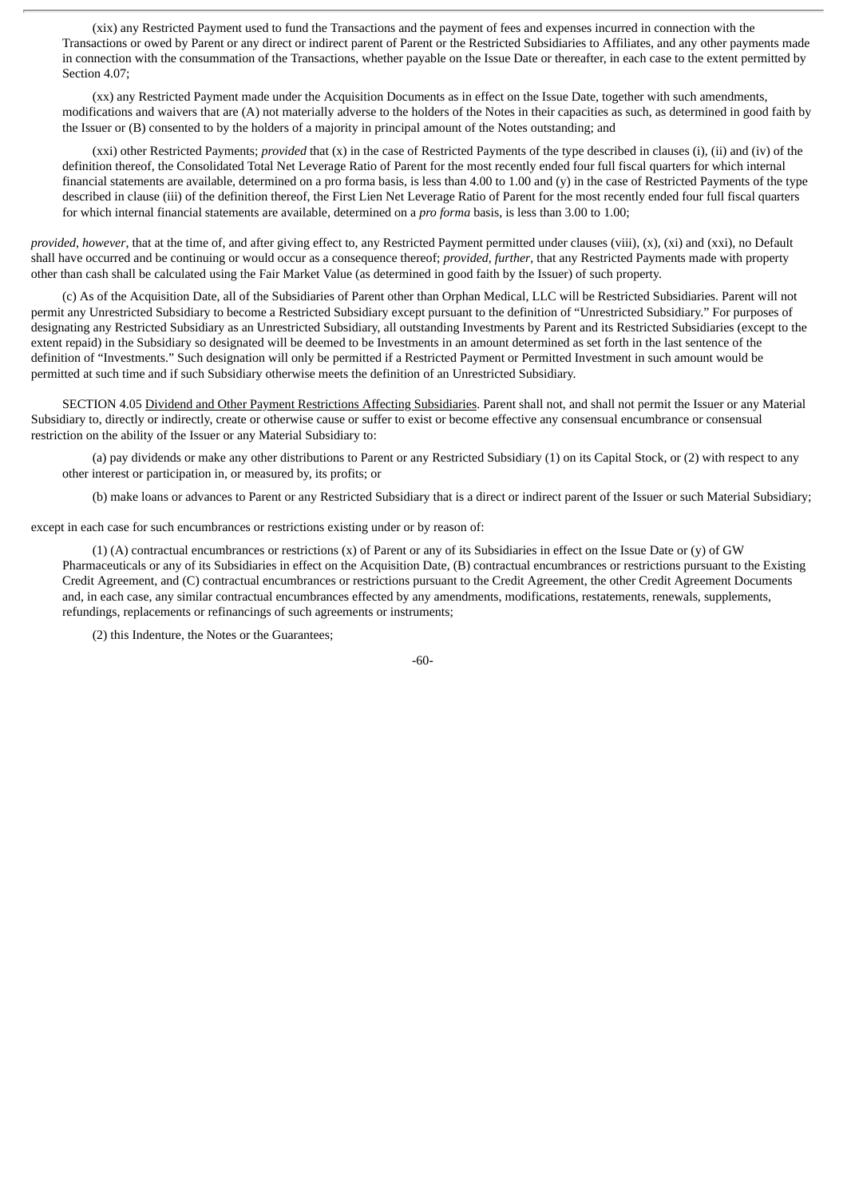(xix) any Restricted Payment used to fund the Transactions and the payment of fees and expenses incurred in connection with the Transactions or owed by Parent or any direct or indirect parent of Parent or the Restricted Subsidiaries to Affiliates, and any other payments made in connection with the consummation of the Transactions, whether payable on the Issue Date or thereafter, in each case to the extent permitted by Section 4.07;

(xx) any Restricted Payment made under the Acquisition Documents as in effect on the Issue Date, together with such amendments, modifications and waivers that are (A) not materially adverse to the holders of the Notes in their capacities as such, as determined in good faith by the Issuer or (B) consented to by the holders of a majority in principal amount of the Notes outstanding; and

(xxi) other Restricted Payments; *provided* that (x) in the case of Restricted Payments of the type described in clauses (i), (ii) and (iv) of the definition thereof, the Consolidated Total Net Leverage Ratio of Parent for the most recently ended four full fiscal quarters for which internal financial statements are available, determined on a pro forma basis, is less than 4.00 to 1.00 and (y) in the case of Restricted Payments of the type described in clause (iii) of the definition thereof, the First Lien Net Leverage Ratio of Parent for the most recently ended four full fiscal quarters for which internal financial statements are available, determined on a *pro forma* basis, is less than 3.00 to 1.00;

*provided*, *however*, that at the time of, and after giving effect to, any Restricted Payment permitted under clauses (viii), (x), (xi) and (xxi), no Default shall have occurred and be continuing or would occur as a consequence thereof; *provided*, *further*, that any Restricted Payments made with property other than cash shall be calculated using the Fair Market Value (as determined in good faith by the Issuer) of such property.

(c) As of the Acquisition Date, all of the Subsidiaries of Parent other than Orphan Medical, LLC will be Restricted Subsidiaries. Parent will not permit any Unrestricted Subsidiary to become a Restricted Subsidiary except pursuant to the definition of "Unrestricted Subsidiary." For purposes of designating any Restricted Subsidiary as an Unrestricted Subsidiary, all outstanding Investments by Parent and its Restricted Subsidiaries (except to the extent repaid) in the Subsidiary so designated will be deemed to be Investments in an amount determined as set forth in the last sentence of the definition of "Investments." Such designation will only be permitted if a Restricted Payment or Permitted Investment in such amount would be permitted at such time and if such Subsidiary otherwise meets the definition of an Unrestricted Subsidiary.

SECTION 4.05 Dividend and Other Payment Restrictions Affecting Subsidiaries. Parent shall not, and shall not permit the Issuer or any Material Subsidiary to, directly or indirectly, create or otherwise cause or suffer to exist or become effective any consensual encumbrance or consensual restriction on the ability of the Issuer or any Material Subsidiary to:

(a) pay dividends or make any other distributions to Parent or any Restricted Subsidiary (1) on its Capital Stock, or (2) with respect to any other interest or participation in, or measured by, its profits; or

(b) make loans or advances to Parent or any Restricted Subsidiary that is a direct or indirect parent of the Issuer or such Material Subsidiary;

except in each case for such encumbrances or restrictions existing under or by reason of:

(1) (A) contractual encumbrances or restrictions (x) of Parent or any of its Subsidiaries in effect on the Issue Date or (y) of GW Pharmaceuticals or any of its Subsidiaries in effect on the Acquisition Date, (B) contractual encumbrances or restrictions pursuant to the Existing Credit Agreement, and (C) contractual encumbrances or restrictions pursuant to the Credit Agreement, the other Credit Agreement Documents and, in each case, any similar contractual encumbrances effected by any amendments, modifications, restatements, renewals, supplements, refundings, replacements or refinancings of such agreements or instruments;

(2) this Indenture, the Notes or the Guarantees;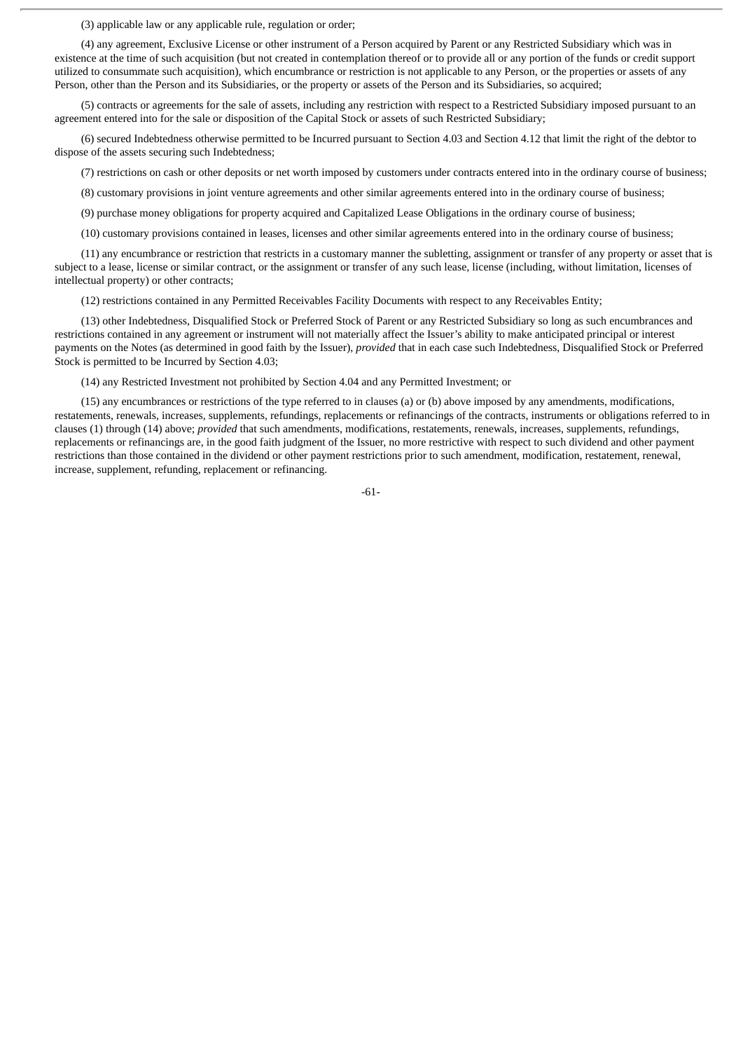(3) applicable law or any applicable rule, regulation or order;

(4) any agreement, Exclusive License or other instrument of a Person acquired by Parent or any Restricted Subsidiary which was in existence at the time of such acquisition (but not created in contemplation thereof or to provide all or any portion of the funds or credit support utilized to consummate such acquisition), which encumbrance or restriction is not applicable to any Person, or the properties or assets of any Person, other than the Person and its Subsidiaries, or the property or assets of the Person and its Subsidiaries, so acquired;

(5) contracts or agreements for the sale of assets, including any restriction with respect to a Restricted Subsidiary imposed pursuant to an agreement entered into for the sale or disposition of the Capital Stock or assets of such Restricted Subsidiary;

(6) secured Indebtedness otherwise permitted to be Incurred pursuant to Section 4.03 and Section 4.12 that limit the right of the debtor to dispose of the assets securing such Indebtedness;

(7) restrictions on cash or other deposits or net worth imposed by customers under contracts entered into in the ordinary course of business;

(8) customary provisions in joint venture agreements and other similar agreements entered into in the ordinary course of business;

(9) purchase money obligations for property acquired and Capitalized Lease Obligations in the ordinary course of business;

(10) customary provisions contained in leases, licenses and other similar agreements entered into in the ordinary course of business;

(11) any encumbrance or restriction that restricts in a customary manner the subletting, assignment or transfer of any property or asset that is subject to a lease, license or similar contract, or the assignment or transfer of any such lease, license (including, without limitation, licenses of intellectual property) or other contracts;

(12) restrictions contained in any Permitted Receivables Facility Documents with respect to any Receivables Entity;

(13) other Indebtedness, Disqualified Stock or Preferred Stock of Parent or any Restricted Subsidiary so long as such encumbrances and restrictions contained in any agreement or instrument will not materially affect the Issuer's ability to make anticipated principal or interest payments on the Notes (as determined in good faith by the Issuer), *provided* that in each case such Indebtedness, Disqualified Stock or Preferred Stock is permitted to be Incurred by Section 4.03;

(14) any Restricted Investment not prohibited by Section 4.04 and any Permitted Investment; or

(15) any encumbrances or restrictions of the type referred to in clauses (a) or (b) above imposed by any amendments, modifications, restatements, renewals, increases, supplements, refundings, replacements or refinancings of the contracts, instruments or obligations referred to in clauses (1) through (14) above; *provided* that such amendments, modifications, restatements, renewals, increases, supplements, refundings, replacements or refinancings are, in the good faith judgment of the Issuer, no more restrictive with respect to such dividend and other payment restrictions than those contained in the dividend or other payment restrictions prior to such amendment, modification, restatement, renewal, increase, supplement, refunding, replacement or refinancing.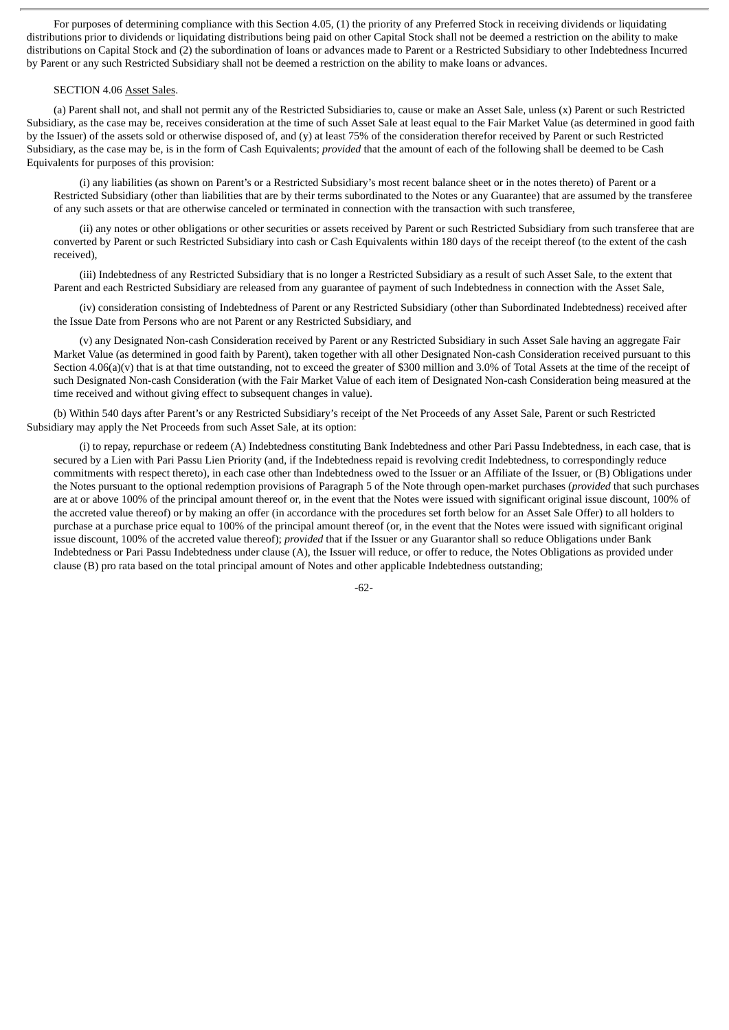For purposes of determining compliance with this Section 4.05, (1) the priority of any Preferred Stock in receiving dividends or liquidating distributions prior to dividends or liquidating distributions being paid on other Capital Stock shall not be deemed a restriction on the ability to make distributions on Capital Stock and (2) the subordination of loans or advances made to Parent or a Restricted Subsidiary to other Indebtedness Incurred by Parent or any such Restricted Subsidiary shall not be deemed a restriction on the ability to make loans or advances.

SECTION 4.06 Asset Sales.

(a) Parent shall not, and shall not permit any of the Restricted Subsidiaries to, cause or make an Asset Sale, unless (x) Parent or such Restricted Subsidiary, as the case may be, receives consideration at the time of such Asset Sale at least equal to the Fair Market Value (as determined in good faith by the Issuer) of the assets sold or otherwise disposed of, and (y) at least 75% of the consideration therefor received by Parent or such Restricted Subsidiary, as the case may be, is in the form of Cash Equivalents; *provided* that the amount of each of the following shall be deemed to be Cash Equivalents for purposes of this provision:

(i) any liabilities (as shown on Parent's or a Restricted Subsidiary's most recent balance sheet or in the notes thereto) of Parent or a Restricted Subsidiary (other than liabilities that are by their terms subordinated to the Notes or any Guarantee) that are assumed by the transferee of any such assets or that are otherwise canceled or terminated in connection with the transaction with such transferee,

(ii) any notes or other obligations or other securities or assets received by Parent or such Restricted Subsidiary from such transferee that are converted by Parent or such Restricted Subsidiary into cash or Cash Equivalents within 180 days of the receipt thereof (to the extent of the cash received),

(iii) Indebtedness of any Restricted Subsidiary that is no longer a Restricted Subsidiary as a result of such Asset Sale, to the extent that Parent and each Restricted Subsidiary are released from any guarantee of payment of such Indebtedness in connection with the Asset Sale,

(iv) consideration consisting of Indebtedness of Parent or any Restricted Subsidiary (other than Subordinated Indebtedness) received after the Issue Date from Persons who are not Parent or any Restricted Subsidiary, and

(v) any Designated Non-cash Consideration received by Parent or any Restricted Subsidiary in such Asset Sale having an aggregate Fair Market Value (as determined in good faith by Parent), taken together with all other Designated Non-cash Consideration received pursuant to this Section 4.06(a)(v) that is at that time outstanding, not to exceed the greater of $300 million and 3.0% of Total Assets at the time of the receipt of such Designated Non-cash Consideration (with the Fair Market Value of each item of Designated Non-cash Consideration being measured at the time received and without giving effect to subsequent changes in value).

(b) Within 540 days after Parent's or any Restricted Subsidiary's receipt of the Net Proceeds of any Asset Sale, Parent or such Restricted Subsidiary may apply the Net Proceeds from such Asset Sale, at its option:

(i) to repay, repurchase or redeem (A) Indebtedness constituting Bank Indebtedness and other Pari Passu Indebtedness, in each case, that is secured by a Lien with Pari Passu Lien Priority (and, if the Indebtedness repaid is revolving credit Indebtedness, to correspondingly reduce commitments with respect thereto), in each case other than Indebtedness owed to the Issuer or an Affiliate of the Issuer, or (B) Obligations under the Notes pursuant to the optional redemption provisions of Paragraph 5 of the Note through open-market purchases (*provided* that such purchases are at or above 100% of the principal amount thereof or, in the event that the Notes were issued with significant original issue discount, 100% of the accreted value thereof) or by making an offer (in accordance with the procedures set forth below for an Asset Sale Offer) to all holders to purchase at a purchase price equal to 100% of the principal amount thereof (or, in the event that the Notes were issued with significant original issue discount, 100% of the accreted value thereof); *provided* that if the Issuer or any Guarantor shall so reduce Obligations under Bank Indebtedness or Pari Passu Indebtedness under clause (A), the Issuer will reduce, or offer to reduce, the Notes Obligations as provided under clause (B) pro rata based on the total principal amount of Notes and other applicable Indebtedness outstanding;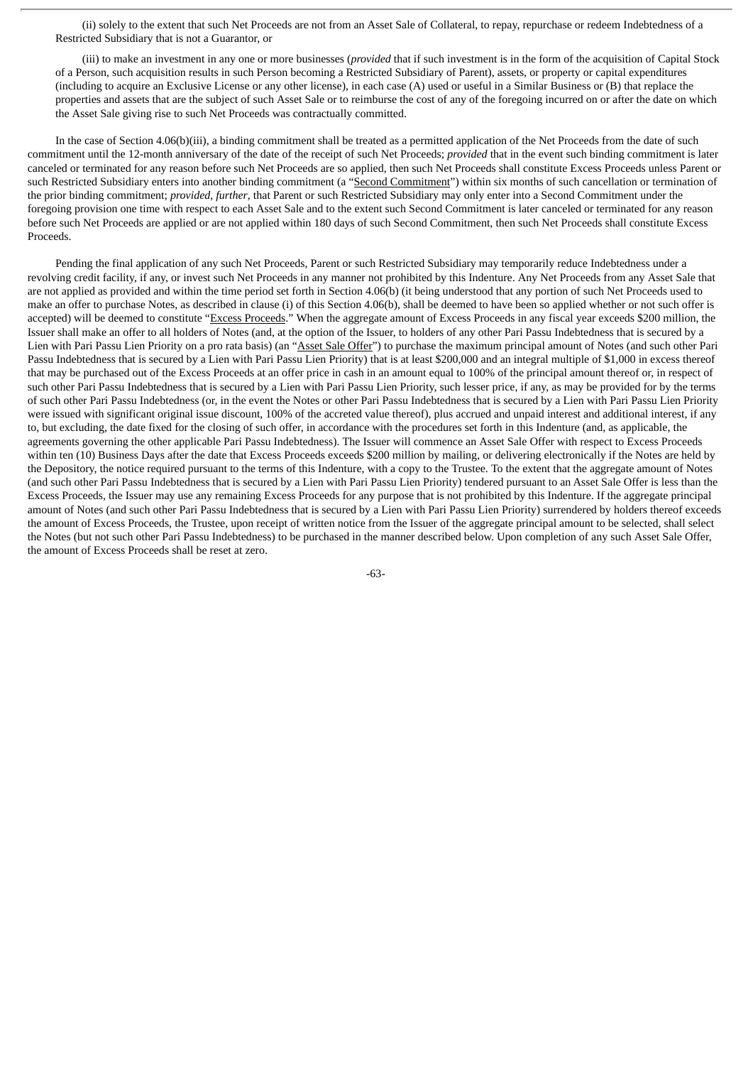(ii) solely to the extent that such Net Proceeds are not from an Asset Sale of Collateral, to repay, repurchase or redeem Indebtedness of a Restricted Subsidiary that is not a Guarantor, or

(iii) to make an investment in any one or more businesses (*provided* that if such investment is in the form of the acquisition of Capital Stock of a Person, such acquisition results in such Person becoming a Restricted Subsidiary of Parent), assets, or property or capital expenditures (including to acquire an Exclusive License or any other license), in each case (A) used or useful in a Similar Business or (B) that replace the properties and assets that are the subject of such Asset Sale or to reimburse the cost of any of the foregoing incurred on or after the date on which the Asset Sale giving rise to such Net Proceeds was contractually committed.

In the case of Section 4.06(b)(iii), a binding commitment shall be treated as a permitted application of the Net Proceeds from the date of such commitment until the 12-month anniversary of the date of the receipt of such Net Proceeds; *provided* that in the event such binding commitment is later canceled or terminated for any reason before such Net Proceeds are so applied, then such Net Proceeds shall constitute Excess Proceeds unless Parent or such Restricted Subsidiary enters into another binding commitment (a "Second Commitment") within six months of such cancellation or termination of the prior binding commitment; *provided*, *further*, that Parent or such Restricted Subsidiary may only enter into a Second Commitment under the foregoing provision one time with respect to each Asset Sale and to the extent such Second Commitment is later canceled or terminated for any reason before such Net Proceeds are applied or are not applied within 180 days of such Second Commitment, then such Net Proceeds shall constitute Excess Proceeds.

Pending the final application of any such Net Proceeds, Parent or such Restricted Subsidiary may temporarily reduce Indebtedness under a revolving credit facility, if any, or invest such Net Proceeds in any manner not prohibited by this Indenture. Any Net Proceeds from any Asset Sale that are not applied as provided and within the time period set forth in Section 4.06(b) (it being understood that any portion of such Net Proceeds used to make an offer to purchase Notes, as described in clause (i) of this Section 4.06(b), shall be deemed to have been so applied whether or not such offer is accepted) will be deemed to constitute "Excess Proceeds." When the aggregate amount of Excess Proceeds in any fiscal year exceeds $200 million, the Issuer shall make an offer to all holders of Notes (and, at the option of the Issuer, to holders of any other Pari Passu Indebtedness that is secured by a Lien with Pari Passu Lien Priority on a pro rata basis) (an "Asset Sale Offer") to purchase the maximum principal amount of Notes (and such other Pari Passu Indebtedness that is secured by a Lien with Pari Passu Lien Priority) that is at least $200,000 and an integral multiple of $1,000 in excess thereof that may be purchased out of the Excess Proceeds at an offer price in cash in an amount equal to 100% of the principal amount thereof or, in respect of such other Pari Passu Indebtedness that is secured by a Lien with Pari Passu Lien Priority, such lesser price, if any, as may be provided for by the terms of such other Pari Passu Indebtedness (or, in the event the Notes or other Pari Passu Indebtedness that is secured by a Lien with Pari Passu Lien Priority were issued with significant original issue discount, 100% of the accreted value thereof), plus accrued and unpaid interest and additional interest, if any to, but excluding, the date fixed for the closing of such offer, in accordance with the procedures set forth in this Indenture (and, as applicable, the agreements governing the other applicable Pari Passu Indebtedness). The Issuer will commence an Asset Sale Offer with respect to Excess Proceeds within ten (10) Business Days after the date that Excess Proceeds exceeds $200 million by mailing, or delivering electronically if the Notes are held by the Depository, the notice required pursuant to the terms of this Indenture, with a copy to the Trustee. To the extent that the aggregate amount of Notes (and such other Pari Passu Indebtedness that is secured by a Lien with Pari Passu Lien Priority) tendered pursuant to an Asset Sale Offer is less than the Excess Proceeds, the Issuer may use any remaining Excess Proceeds for any purpose that is not prohibited by this Indenture. If the aggregate principal amount of Notes (and such other Pari Passu Indebtedness that is secured by a Lien with Pari Passu Lien Priority) surrendered by holders thereof exceeds the amount of Excess Proceeds, the Trustee, upon receipt of written notice from the Issuer of the aggregate principal amount to be selected, shall select the Notes (but not such other Pari Passu Indebtedness) to be purchased in the manner described below. Upon completion of any such Asset Sale Offer, the amount of Excess Proceeds shall be reset at zero.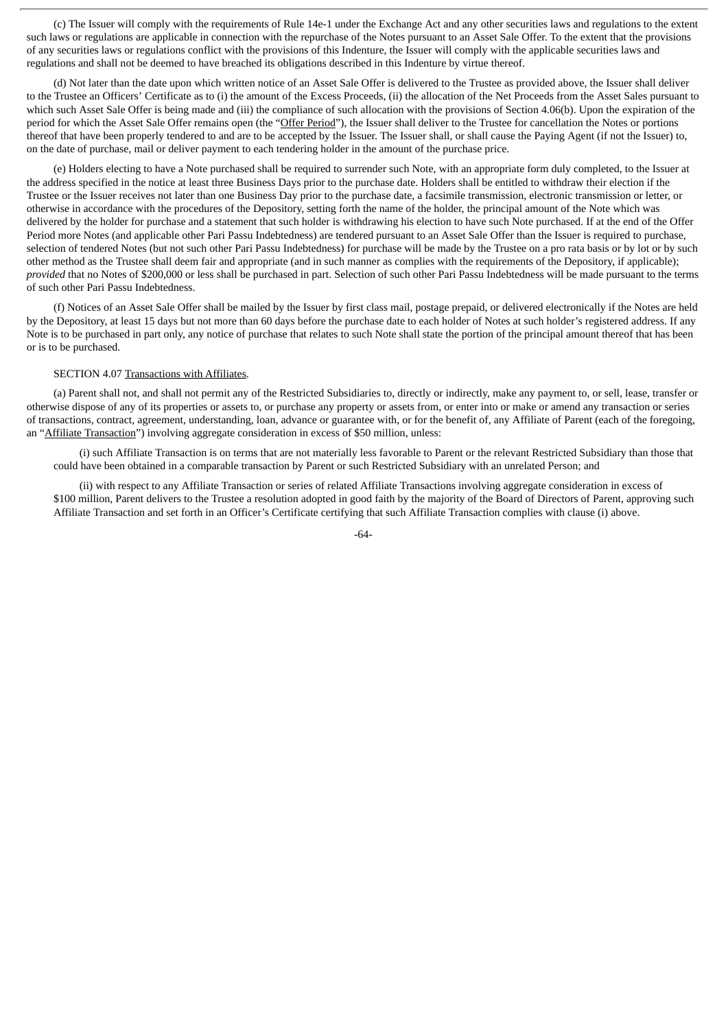(c) The Issuer will comply with the requirements of Rule 14e-1 under the Exchange Act and any other securities laws and regulations to the extent such laws or regulations are applicable in connection with the repurchase of the Notes pursuant to an Asset Sale Offer. To the extent that the provisions of any securities laws or regulations conflict with the provisions of this Indenture, the Issuer will comply with the applicable securities laws and regulations and shall not be deemed to have breached its obligations described in this Indenture by virtue thereof.

(d) Not later than the date upon which written notice of an Asset Sale Offer is delivered to the Trustee as provided above, the Issuer shall deliver to the Trustee an Officers' Certificate as to (i) the amount of the Excess Proceeds, (ii) the allocation of the Net Proceeds from the Asset Sales pursuant to which such Asset Sale Offer is being made and (iii) the compliance of such allocation with the provisions of Section 4.06(b). Upon the expiration of the period for which the Asset Sale Offer remains open (the "Offer Period"), the Issuer shall deliver to the Trustee for cancellation the Notes or portions thereof that have been properly tendered to and are to be accepted by the Issuer. The Issuer shall, or shall cause the Paying Agent (if not the Issuer) to, on the date of purchase, mail or deliver payment to each tendering holder in the amount of the purchase price.

(e) Holders electing to have a Note purchased shall be required to surrender such Note, with an appropriate form duly completed, to the Issuer at the address specified in the notice at least three Business Days prior to the purchase date. Holders shall be entitled to withdraw their election if the Trustee or the Issuer receives not later than one Business Day prior to the purchase date, a facsimile transmission, electronic transmission or letter, or otherwise in accordance with the procedures of the Depository, setting forth the name of the holder, the principal amount of the Note which was delivered by the holder for purchase and a statement that such holder is withdrawing his election to have such Note purchased. If at the end of the Offer Period more Notes (and applicable other Pari Passu Indebtedness) are tendered pursuant to an Asset Sale Offer than the Issuer is required to purchase, selection of tendered Notes (but not such other Pari Passu Indebtedness) for purchase will be made by the Trustee on a pro rata basis or by lot or by such other method as the Trustee shall deem fair and appropriate (and in such manner as complies with the requirements of the Depository, if applicable); *provided* that no Notes of $200,000 or less shall be purchased in part. Selection of such other Pari Passu Indebtedness will be made pursuant to the terms of such other Pari Passu Indebtedness.

(f) Notices of an Asset Sale Offer shall be mailed by the Issuer by first class mail, postage prepaid, or delivered electronically if the Notes are held by the Depository, at least 15 days but not more than 60 days before the purchase date to each holder of Notes at such holder's registered address. If any Note is to be purchased in part only, any notice of purchase that relates to such Note shall state the portion of the principal amount thereof that has been or is to be purchased.

SECTION 4.07 Transactions with Affiliates.

(a) Parent shall not, and shall not permit any of the Restricted Subsidiaries to, directly or indirectly, make any payment to, or sell, lease, transfer or otherwise dispose of any of its properties or assets to, or purchase any property or assets from, or enter into or make or amend any transaction or series of transactions, contract, agreement, understanding, loan, advance or guarantee with, or for the benefit of, any Affiliate of Parent (each of the foregoing, an "Affiliate Transaction") involving aggregate consideration in excess of $50 million, unless:

(i) such Affiliate Transaction is on terms that are not materially less favorable to Parent or the relevant Restricted Subsidiary than those that could have been obtained in a comparable transaction by Parent or such Restricted Subsidiary with an unrelated Person; and

(ii) with respect to any Affiliate Transaction or series of related Affiliate Transactions involving aggregate consideration in excess of $100 million, Parent delivers to the Trustee a resolution adopted in good faith by the majority of the Board of Directors of Parent, approving such Affiliate Transaction and set forth in an Officer's Certificate certifying that such Affiliate Transaction complies with clause (i) above.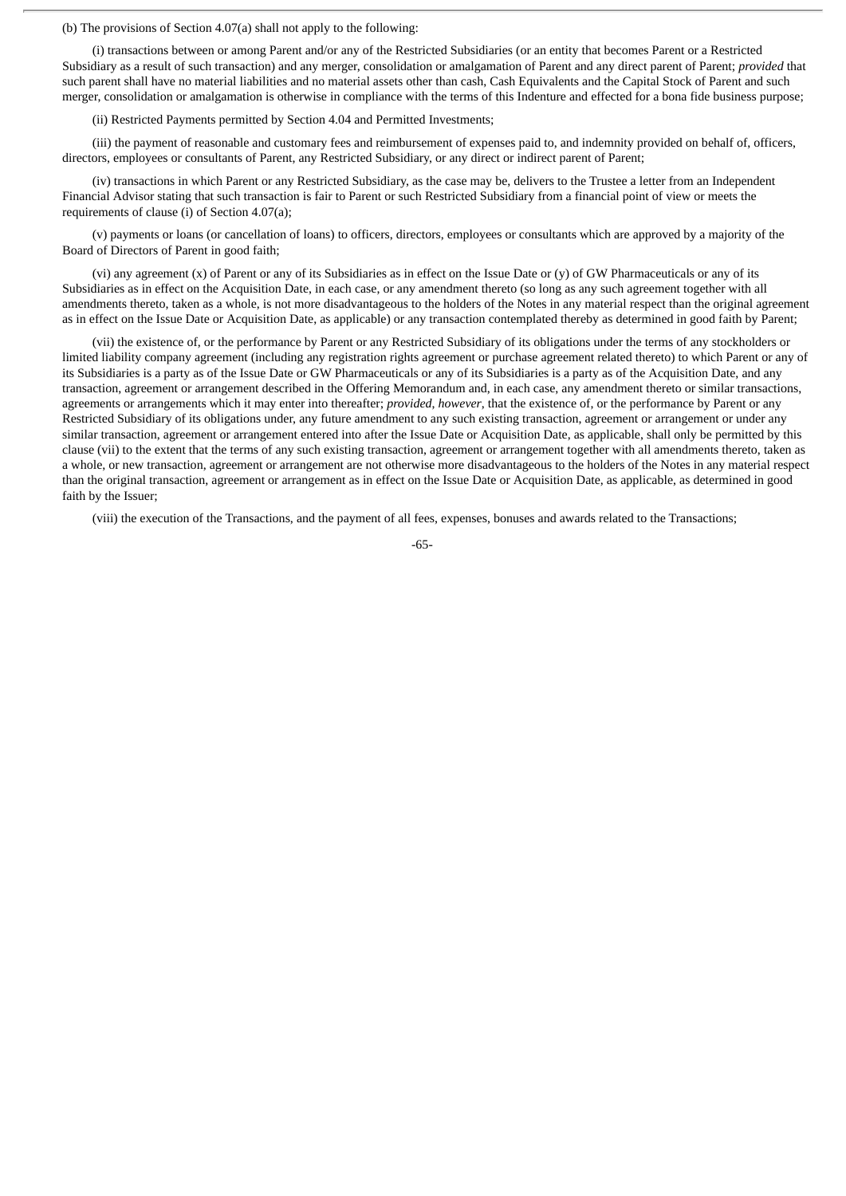(b) The provisions of Section 4.07(a) shall not apply to the following:

(i) transactions between or among Parent and/or any of the Restricted Subsidiaries (or an entity that becomes Parent or a Restricted Subsidiary as a result of such transaction) and any merger, consolidation or amalgamation of Parent and any direct parent of Parent; *provided* that such parent shall have no material liabilities and no material assets other than cash, Cash Equivalents and the Capital Stock of Parent and such merger, consolidation or amalgamation is otherwise in compliance with the terms of this Indenture and effected for a bona fide business purpose;

(ii) Restricted Payments permitted by Section 4.04 and Permitted Investments;

(iii) the payment of reasonable and customary fees and reimbursement of expenses paid to, and indemnity provided on behalf of, officers, directors, employees or consultants of Parent, any Restricted Subsidiary, or any direct or indirect parent of Parent;

(iv) transactions in which Parent or any Restricted Subsidiary, as the case may be, delivers to the Trustee a letter from an Independent Financial Advisor stating that such transaction is fair to Parent or such Restricted Subsidiary from a financial point of view or meets the requirements of clause (i) of Section 4.07(a);

(v) payments or loans (or cancellation of loans) to officers, directors, employees or consultants which are approved by a majority of the Board of Directors of Parent in good faith;

(vi) any agreement (x) of Parent or any of its Subsidiaries as in effect on the Issue Date or (y) of GW Pharmaceuticals or any of its Subsidiaries as in effect on the Acquisition Date, in each case, or any amendment thereto (so long as any such agreement together with all amendments thereto, taken as a whole, is not more disadvantageous to the holders of the Notes in any material respect than the original agreement as in effect on the Issue Date or Acquisition Date, as applicable) or any transaction contemplated thereby as determined in good faith by Parent;

(vii) the existence of, or the performance by Parent or any Restricted Subsidiary of its obligations under the terms of any stockholders or limited liability company agreement (including any registration rights agreement or purchase agreement related thereto) to which Parent or any of its Subsidiaries is a party as of the Issue Date or GW Pharmaceuticals or any of its Subsidiaries is a party as of the Acquisition Date, and any transaction, agreement or arrangement described in the Offering Memorandum and, in each case, any amendment thereto or similar transactions, agreements or arrangements which it may enter into thereafter; *provided*, *however*, that the existence of, or the performance by Parent or any Restricted Subsidiary of its obligations under, any future amendment to any such existing transaction, agreement or arrangement or under any similar transaction, agreement or arrangement entered into after the Issue Date or Acquisition Date, as applicable, shall only be permitted by this clause (vii) to the extent that the terms of any such existing transaction, agreement or arrangement together with all amendments thereto, taken as a whole, or new transaction, agreement or arrangement are not otherwise more disadvantageous to the holders of the Notes in any material respect than the original transaction, agreement or arrangement as in effect on the Issue Date or Acquisition Date, as applicable, as determined in good faith by the Issuer;

(viii) the execution of the Transactions, and the payment of all fees, expenses, bonuses and awards related to the Transactions;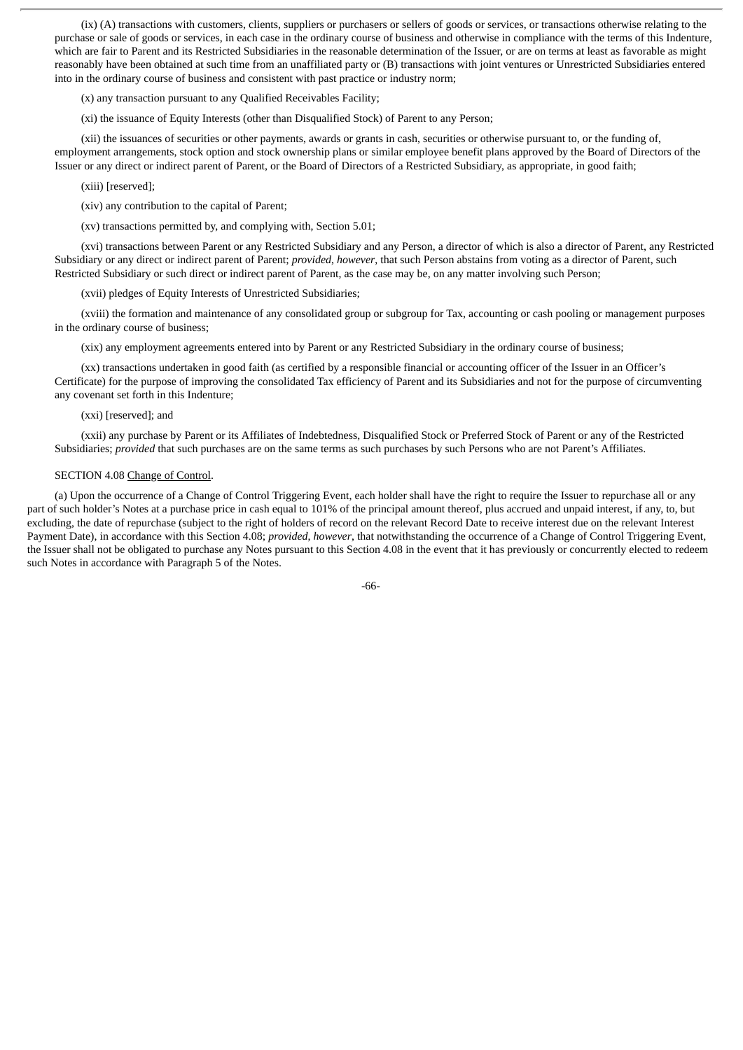(ix) (A) transactions with customers, clients, suppliers or purchasers or sellers of goods or services, or transactions otherwise relating to the purchase or sale of goods or services, in each case in the ordinary course of business and otherwise in compliance with the terms of this Indenture, which are fair to Parent and its Restricted Subsidiaries in the reasonable determination of the Issuer, or are on terms at least as favorable as might reasonably have been obtained at such time from an unaffiliated party or (B) transactions with joint ventures or Unrestricted Subsidiaries entered into in the ordinary course of business and consistent with past practice or industry norm;

(x) any transaction pursuant to any Qualified Receivables Facility;

(xi) the issuance of Equity Interests (other than Disqualified Stock) of Parent to any Person;

(xii) the issuances of securities or other payments, awards or grants in cash, securities or otherwise pursuant to, or the funding of, employment arrangements, stock option and stock ownership plans or similar employee benefit plans approved by the Board of Directors of the Issuer or any direct or indirect parent of Parent, or the Board of Directors of a Restricted Subsidiary, as appropriate, in good faith;

(xiii) [reserved];

(xiv) any contribution to the capital of Parent;

(xv) transactions permitted by, and complying with, Section 5.01;

(xvi) transactions between Parent or any Restricted Subsidiary and any Person, a director of which is also a director of Parent, any Restricted Subsidiary or any direct or indirect parent of Parent; *provided*, *however*, that such Person abstains from voting as a director of Parent, such Restricted Subsidiary or such direct or indirect parent of Parent, as the case may be, on any matter involving such Person;

(xvii) pledges of Equity Interests of Unrestricted Subsidiaries;

(xviii) the formation and maintenance of any consolidated group or subgroup for Tax, accounting or cash pooling or management purposes in the ordinary course of business;

(xix) any employment agreements entered into by Parent or any Restricted Subsidiary in the ordinary course of business;

(xx) transactions undertaken in good faith (as certified by a responsible financial or accounting officer of the Issuer in an Officer's Certificate) for the purpose of improving the consolidated Tax efficiency of Parent and its Subsidiaries and not for the purpose of circumventing any covenant set forth in this Indenture;

(xxi) [reserved]; and

(xxii) any purchase by Parent or its Affiliates of Indebtedness, Disqualified Stock or Preferred Stock of Parent or any of the Restricted Subsidiaries; *provided* that such purchases are on the same terms as such purchases by such Persons who are not Parent's Affiliates.

SECTION 4.08 Change of Control.

(a) Upon the occurrence of a Change of Control Triggering Event, each holder shall have the right to require the Issuer to repurchase all or any part of such holder's Notes at a purchase price in cash equal to 101% of the principal amount thereof, plus accrued and unpaid interest, if any, to, but excluding, the date of repurchase (subject to the right of holders of record on the relevant Record Date to receive interest due on the relevant Interest Payment Date), in accordance with this Section 4.08; *provided*, *however*, that notwithstanding the occurrence of a Change of Control Triggering Event, the Issuer shall not be obligated to purchase any Notes pursuant to this Section 4.08 in the event that it has previously or concurrently elected to redeem such Notes in accordance with Paragraph 5 of the Notes.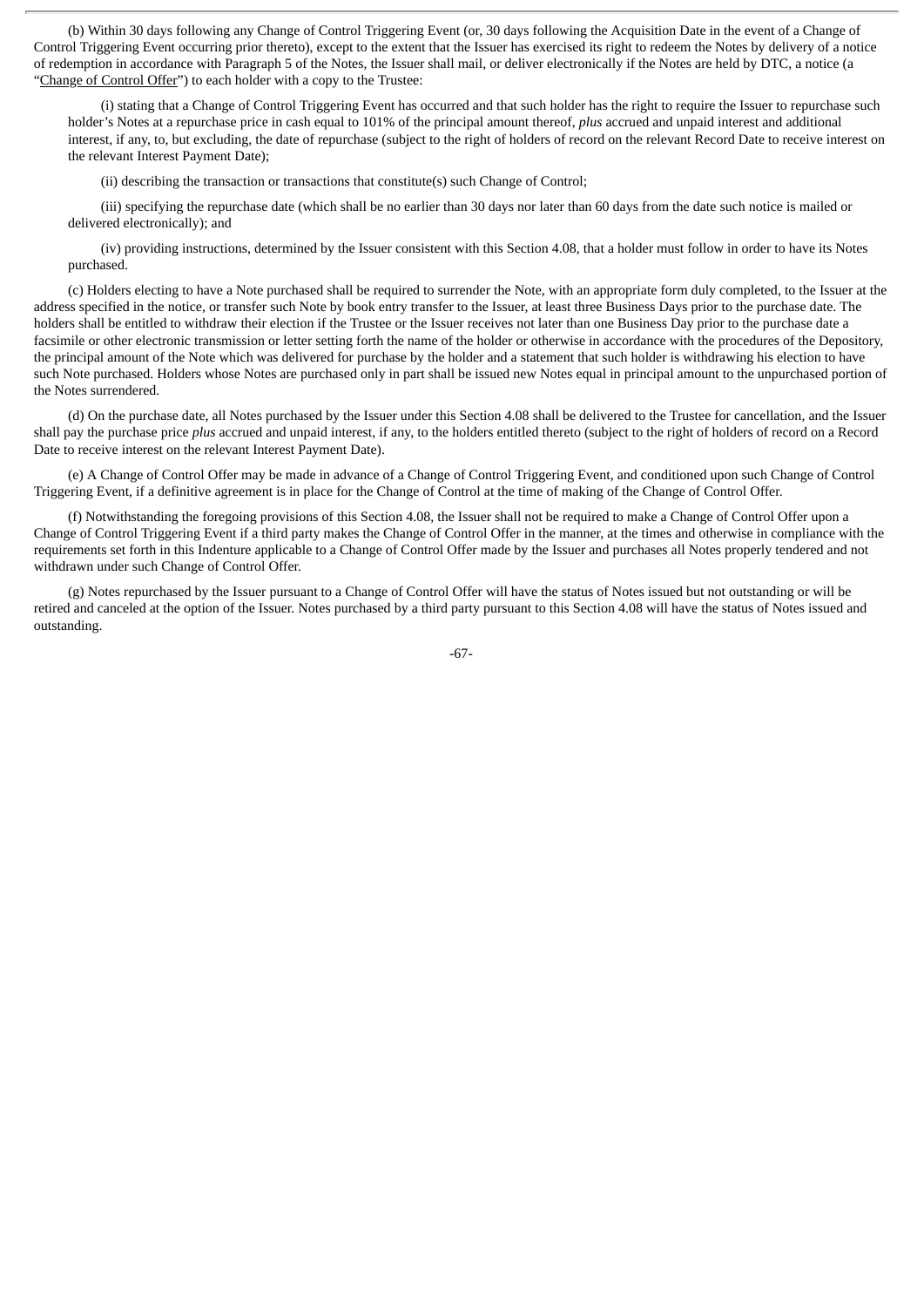(b) Within 30 days following any Change of Control Triggering Event (or, 30 days following the Acquisition Date in the event of a Change of Control Triggering Event occurring prior thereto), except to the extent that the Issuer has exercised its right to redeem the Notes by delivery of a notice of redemption in accordance with Paragraph 5 of the Notes, the Issuer shall mail, or deliver electronically if the Notes are held by DTC, a notice (a "Change of Control Offer") to each holder with a copy to the Trustee:

(i) stating that a Change of Control Triggering Event has occurred and that such holder has the right to require the Issuer to repurchase such holder's Notes at a repurchase price in cash equal to 101% of the principal amount thereof, *plus* accrued and unpaid interest and additional interest, if any, to, but excluding, the date of repurchase (subject to the right of holders of record on the relevant Record Date to receive interest on the relevant Interest Payment Date);

(ii) describing the transaction or transactions that constitute(s) such Change of Control;

(iii) specifying the repurchase date (which shall be no earlier than 30 days nor later than 60 days from the date such notice is mailed or delivered electronically); and

(iv) providing instructions, determined by the Issuer consistent with this Section 4.08, that a holder must follow in order to have its Notes purchased.

(c) Holders electing to have a Note purchased shall be required to surrender the Note, with an appropriate form duly completed, to the Issuer at the address specified in the notice, or transfer such Note by book entry transfer to the Issuer, at least three Business Days prior to the purchase date. The holders shall be entitled to withdraw their election if the Trustee or the Issuer receives not later than one Business Day prior to the purchase date a facsimile or other electronic transmission or letter setting forth the name of the holder or otherwise in accordance with the procedures of the Depository, the principal amount of the Note which was delivered for purchase by the holder and a statement that such holder is withdrawing his election to have such Note purchased. Holders whose Notes are purchased only in part shall be issued new Notes equal in principal amount to the unpurchased portion of the Notes surrendered.

(d) On the purchase date, all Notes purchased by the Issuer under this Section 4.08 shall be delivered to the Trustee for cancellation, and the Issuer shall pay the purchase price *plus* accrued and unpaid interest, if any, to the holders entitled thereto (subject to the right of holders of record on a Record Date to receive interest on the relevant Interest Payment Date).

(e) A Change of Control Offer may be made in advance of a Change of Control Triggering Event, and conditioned upon such Change of Control Triggering Event, if a definitive agreement is in place for the Change of Control at the time of making of the Change of Control Offer.

(f) Notwithstanding the foregoing provisions of this Section 4.08, the Issuer shall not be required to make a Change of Control Offer upon a Change of Control Triggering Event if a third party makes the Change of Control Offer in the manner, at the times and otherwise in compliance with the requirements set forth in this Indenture applicable to a Change of Control Offer made by the Issuer and purchases all Notes properly tendered and not withdrawn under such Change of Control Offer.

(g) Notes repurchased by the Issuer pursuant to a Change of Control Offer will have the status of Notes issued but not outstanding or will be retired and canceled at the option of the Issuer. Notes purchased by a third party pursuant to this Section 4.08 will have the status of Notes issued and outstanding.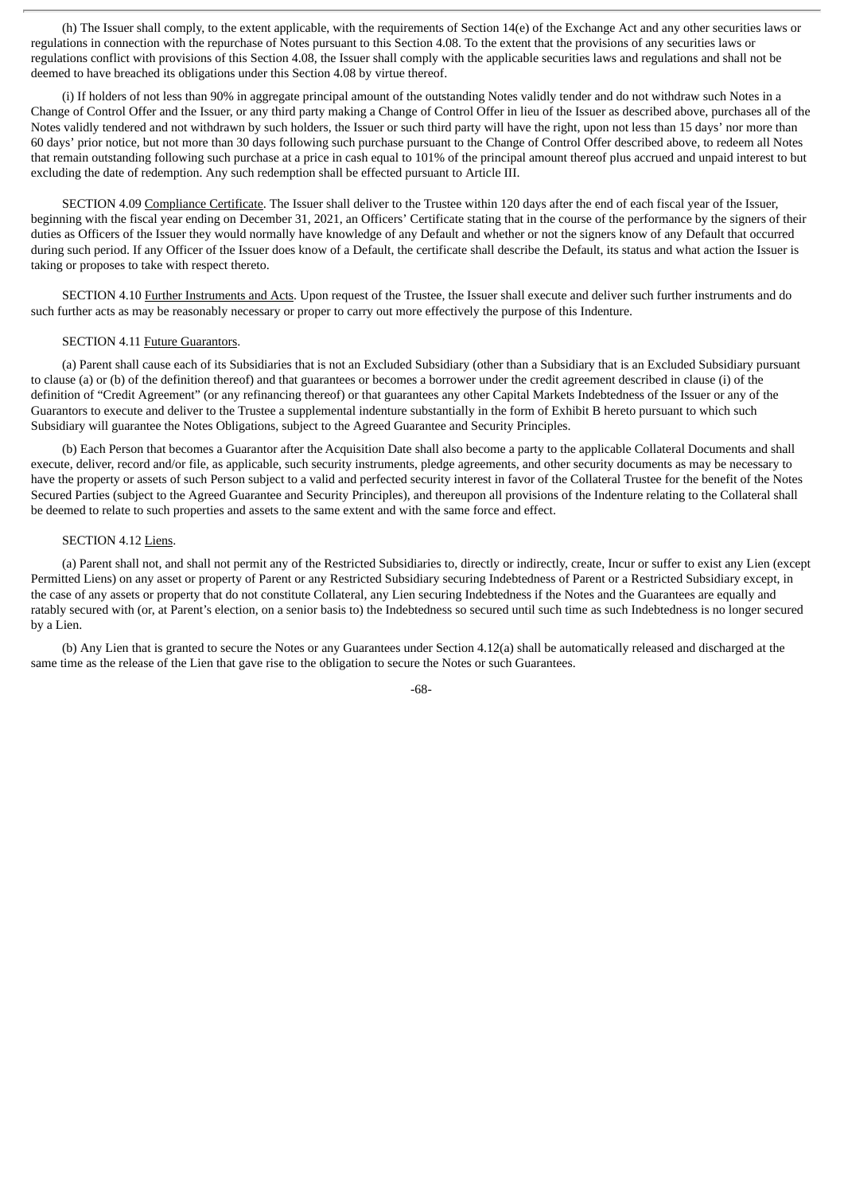(h) The Issuer shall comply, to the extent applicable, with the requirements of Section 14(e) of the Exchange Act and any other securities laws or regulations in connection with the repurchase of Notes pursuant to this Section 4.08. To the extent that the provisions of any securities laws or regulations conflict with provisions of this Section 4.08, the Issuer shall comply with the applicable securities laws and regulations and shall not be deemed to have breached its obligations under this Section 4.08 by virtue thereof.

(i) If holders of not less than 90% in aggregate principal amount of the outstanding Notes validly tender and do not withdraw such Notes in a Change of Control Offer and the Issuer, or any third party making a Change of Control Offer in lieu of the Issuer as described above, purchases all of the Notes validly tendered and not withdrawn by such holders, the Issuer or such third party will have the right, upon not less than 15 days' nor more than 60 days' prior notice, but not more than 30 days following such purchase pursuant to the Change of Control Offer described above, to redeem all Notes that remain outstanding following such purchase at a price in cash equal to 101% of the principal amount thereof plus accrued and unpaid interest to but excluding the date of redemption. Any such redemption shall be effected pursuant to Article III.

SECTION 4.09 Compliance Certificate. The Issuer shall deliver to the Trustee within 120 days after the end of each fiscal year of the Issuer, beginning with the fiscal year ending on December 31, 2021, an Officers' Certificate stating that in the course of the performance by the signers of their duties as Officers of the Issuer they would normally have knowledge of any Default and whether or not the signers know of any Default that occurred during such period. If any Officer of the Issuer does know of a Default, the certificate shall describe the Default, its status and what action the Issuer is taking or proposes to take with respect thereto.

SECTION 4.10 Further Instruments and Acts. Upon request of the Trustee, the Issuer shall execute and deliver such further instruments and do such further acts as may be reasonably necessary or proper to carry out more effectively the purpose of this Indenture.

SECTION 4.11 Future Guarantors.

(a) Parent shall cause each of its Subsidiaries that is not an Excluded Subsidiary (other than a Subsidiary that is an Excluded Subsidiary pursuant to clause (a) or (b) of the definition thereof) and that guarantees or becomes a borrower under the credit agreement described in clause (i) of the definition of "Credit Agreement" (or any refinancing thereof) or that guarantees any other Capital Markets Indebtedness of the Issuer or any of the Guarantors to execute and deliver to the Trustee a supplemental indenture substantially in the form of Exhibit B hereto pursuant to which such Subsidiary will guarantee the Notes Obligations, subject to the Agreed Guarantee and Security Principles.

(b) Each Person that becomes a Guarantor after the Acquisition Date shall also become a party to the applicable Collateral Documents and shall execute, deliver, record and/or file, as applicable, such security instruments, pledge agreements, and other security documents as may be necessary to have the property or assets of such Person subject to a valid and perfected security interest in favor of the Collateral Trustee for the benefit of the Notes Secured Parties (subject to the Agreed Guarantee and Security Principles), and thereupon all provisions of the Indenture relating to the Collateral shall be deemed to relate to such properties and assets to the same extent and with the same force and effect.

SECTION 4.12 Liens.

(a) Parent shall not, and shall not permit any of the Restricted Subsidiaries to, directly or indirectly, create, Incur or suffer to exist any Lien (except Permitted Liens) on any asset or property of Parent or any Restricted Subsidiary securing Indebtedness of Parent or a Restricted Subsidiary except, in the case of any assets or property that do not constitute Collateral, any Lien securing Indebtedness if the Notes and the Guarantees are equally and ratably secured with (or, at Parent's election, on a senior basis to) the Indebtedness so secured until such time as such Indebtedness is no longer secured by a Lien.

(b) Any Lien that is granted to secure the Notes or any Guarantees under Section 4.12(a) shall be automatically released and discharged at the same time as the release of the Lien that gave rise to the obligation to secure the Notes or such Guarantees.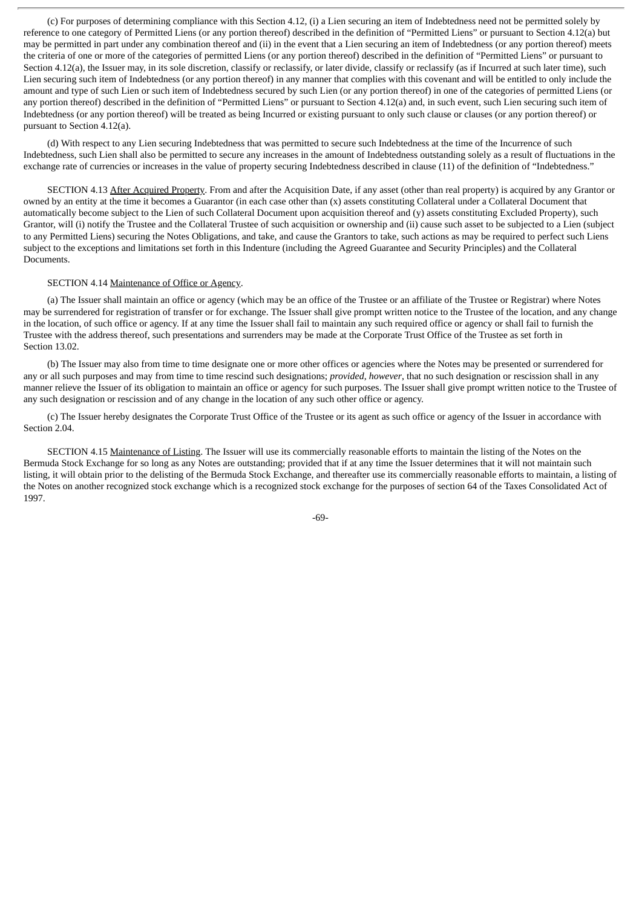(c) For purposes of determining compliance with this Section 4.12, (i) a Lien securing an item of Indebtedness need not be permitted solely by reference to one category of Permitted Liens (or any portion thereof) described in the definition of "Permitted Liens" or pursuant to Section 4.12(a) but may be permitted in part under any combination thereof and (ii) in the event that a Lien securing an item of Indebtedness (or any portion thereof) meets the criteria of one or more of the categories of permitted Liens (or any portion thereof) described in the definition of "Permitted Liens" or pursuant to Section 4.12(a), the Issuer may, in its sole discretion, classify or reclassify, or later divide, classify or reclassify (as if Incurred at such later time), such Lien securing such item of Indebtedness (or any portion thereof) in any manner that complies with this covenant and will be entitled to only include the amount and type of such Lien or such item of Indebtedness secured by such Lien (or any portion thereof) in one of the categories of permitted Liens (or any portion thereof) described in the definition of "Permitted Liens" or pursuant to Section 4.12(a) and, in such event, such Lien securing such item of Indebtedness (or any portion thereof) will be treated as being Incurred or existing pursuant to only such clause or clauses (or any portion thereof) or pursuant to Section 4.12(a).

(d) With respect to any Lien securing Indebtedness that was permitted to secure such Indebtedness at the time of the Incurrence of such Indebtedness, such Lien shall also be permitted to secure any increases in the amount of Indebtedness outstanding solely as a result of fluctuations in the exchange rate of currencies or increases in the value of property securing Indebtedness described in clause (11) of the definition of "Indebtedness."

SECTION 4.13 After Acquired Property. From and after the Acquisition Date, if any asset (other than real property) is acquired by any Grantor or owned by an entity at the time it becomes a Guarantor (in each case other than (x) assets constituting Collateral under a Collateral Document that automatically become subject to the Lien of such Collateral Document upon acquisition thereof and (y) assets constituting Excluded Property), such Grantor, will (i) notify the Trustee and the Collateral Trustee of such acquisition or ownership and (ii) cause such asset to be subjected to a Lien (subject to any Permitted Liens) securing the Notes Obligations, and take, and cause the Grantors to take, such actions as may be required to perfect such Liens subject to the exceptions and limitations set forth in this Indenture (including the Agreed Guarantee and Security Principles) and the Collateral Documents.

SECTION 4.14 Maintenance of Office or Agency.

(a) The Issuer shall maintain an office or agency (which may be an office of the Trustee or an affiliate of the Trustee or Registrar) where Notes may be surrendered for registration of transfer or for exchange. The Issuer shall give prompt written notice to the Trustee of the location, and any change in the location, of such office or agency. If at any time the Issuer shall fail to maintain any such required office or agency or shall fail to furnish the Trustee with the address thereof, such presentations and surrenders may be made at the Corporate Trust Office of the Trustee as set forth in Section 13.02.

(b) The Issuer may also from time to time designate one or more other offices or agencies where the Notes may be presented or surrendered for any or all such purposes and may from time to time rescind such designations; *provided*, *however*, that no such designation or rescission shall in any manner relieve the Issuer of its obligation to maintain an office or agency for such purposes. The Issuer shall give prompt written notice to the Trustee of any such designation or rescission and of any change in the location of any such other office or agency.

(c) The Issuer hereby designates the Corporate Trust Office of the Trustee or its agent as such office or agency of the Issuer in accordance with Section 2.04.

SECTION 4.15 Maintenance of Listing. The Issuer will use its commercially reasonable efforts to maintain the listing of the Notes on the Bermuda Stock Exchange for so long as any Notes are outstanding; provided that if at any time the Issuer determines that it will not maintain such listing, it will obtain prior to the delisting of the Bermuda Stock Exchange, and thereafter use its commercially reasonable efforts to maintain, a listing of the Notes on another recognized stock exchange which is a recognized stock exchange for the purposes of section 64 of the Taxes Consolidated Act of 1997.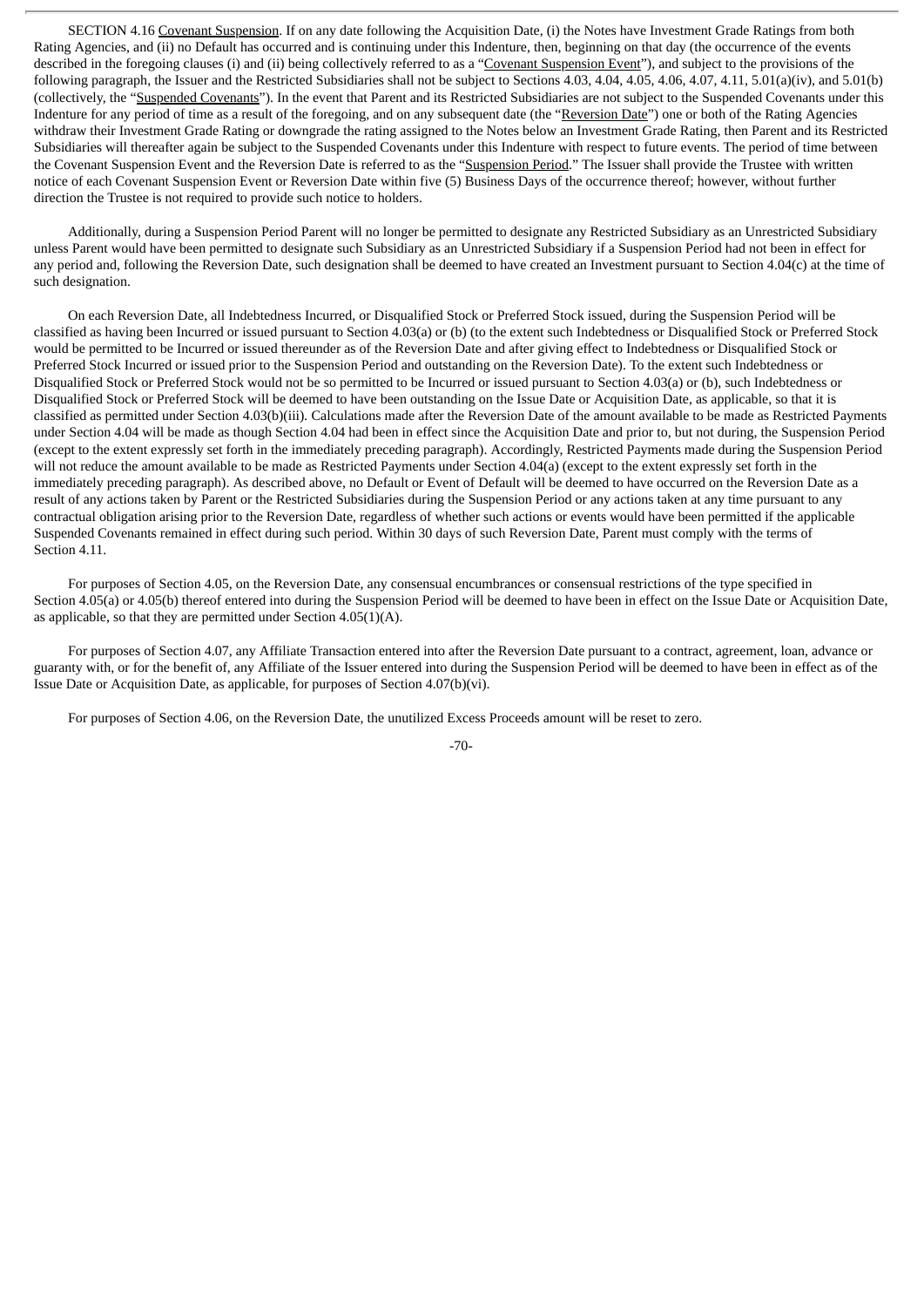SECTION 4.16 Covenant Suspension. If on any date following the Acquisition Date, (i) the Notes have Investment Grade Ratings from both Rating Agencies, and (ii) no Default has occurred and is continuing under this Indenture, then, beginning on that day (the occurrence of the events described in the foregoing clauses (i) and (ii) being collectively referred to as a "Covenant Suspension Event"), and subject to the provisions of the following paragraph, the Issuer and the Restricted Subsidiaries shall not be subject to Sections 4.03, 4.04, 4.05, 4.06, 4.07, 4.11, 5.01(a)(iv), and 5.01(b) (collectively, the "Suspended Covenants"). In the event that Parent and its Restricted Subsidiaries are not subject to the Suspended Covenants under this Indenture for any period of time as a result of the foregoing, and on any subsequent date (the "Reversion Date") one or both of the Rating Agencies withdraw their Investment Grade Rating or downgrade the rating assigned to the Notes below an Investment Grade Rating, then Parent and its Restricted Subsidiaries will thereafter again be subject to the Suspended Covenants under this Indenture with respect to future events. The period of time between the Covenant Suspension Event and the Reversion Date is referred to as the "Suspension Period." The Issuer shall provide the Trustee with written notice of each Covenant Suspension Event or Reversion Date within five (5) Business Days of the occurrence thereof; however, without further direction the Trustee is not required to provide such notice to holders.

Additionally, during a Suspension Period Parent will no longer be permitted to designate any Restricted Subsidiary as an Unrestricted Subsidiary unless Parent would have been permitted to designate such Subsidiary as an Unrestricted Subsidiary if a Suspension Period had not been in effect for any period and, following the Reversion Date, such designation shall be deemed to have created an Investment pursuant to Section 4.04(c) at the time of such designation.

On each Reversion Date, all Indebtedness Incurred, or Disqualified Stock or Preferred Stock issued, during the Suspension Period will be classified as having been Incurred or issued pursuant to Section 4.03(a) or (b) (to the extent such Indebtedness or Disqualified Stock or Preferred Stock would be permitted to be Incurred or issued thereunder as of the Reversion Date and after giving effect to Indebtedness or Disqualified Stock or Preferred Stock Incurred or issued prior to the Suspension Period and outstanding on the Reversion Date). To the extent such Indebtedness or Disqualified Stock or Preferred Stock would not be so permitted to be Incurred or issued pursuant to Section 4.03(a) or (b), such Indebtedness or Disqualified Stock or Preferred Stock will be deemed to have been outstanding on the Issue Date or Acquisition Date, as applicable, so that it is classified as permitted under Section 4.03(b)(iii). Calculations made after the Reversion Date of the amount available to be made as Restricted Payments under Section 4.04 will be made as though Section 4.04 had been in effect since the Acquisition Date and prior to, but not during, the Suspension Period (except to the extent expressly set forth in the immediately preceding paragraph). Accordingly, Restricted Payments made during the Suspension Period will not reduce the amount available to be made as Restricted Payments under Section 4.04(a) (except to the extent expressly set forth in the immediately preceding paragraph). As described above, no Default or Event of Default will be deemed to have occurred on the Reversion Date as a result of any actions taken by Parent or the Restricted Subsidiaries during the Suspension Period or any actions taken at any time pursuant to any contractual obligation arising prior to the Reversion Date, regardless of whether such actions or events would have been permitted if the applicable Suspended Covenants remained in effect during such period. Within 30 days of such Reversion Date, Parent must comply with the terms of Section 4.11.

For purposes of Section 4.05, on the Reversion Date, any consensual encumbrances or consensual restrictions of the type specified in Section 4.05(a) or 4.05(b) thereof entered into during the Suspension Period will be deemed to have been in effect on the Issue Date or Acquisition Date, as applicable, so that they are permitted under Section 4.05(1)(A).

For purposes of Section 4.07, any Affiliate Transaction entered into after the Reversion Date pursuant to a contract, agreement, loan, advance or guaranty with, or for the benefit of, any Affiliate of the Issuer entered into during the Suspension Period will be deemed to have been in effect as of the Issue Date or Acquisition Date, as applicable, for purposes of Section 4.07(b)(vi).

For purposes of Section 4.06, on the Reversion Date, the unutilized Excess Proceeds amount will be reset to zero.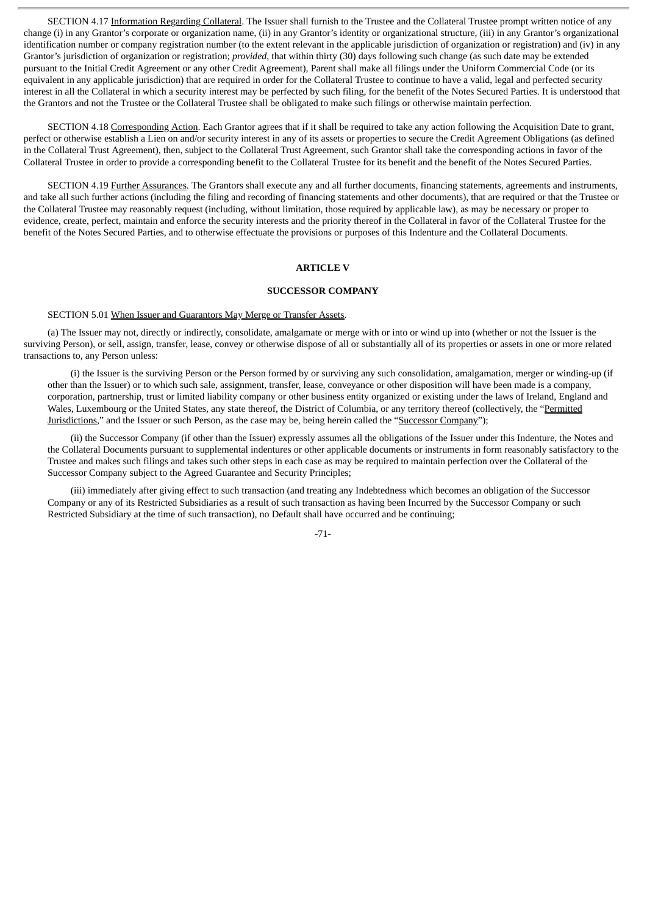SECTION 4.17 Information Regarding Collateral. The Issuer shall furnish to the Trustee and the Collateral Trustee prompt written notice of any change (i) in any Grantor's corporate or organization name, (ii) in any Grantor's identity or organizational structure, (iii) in any Grantor's organizational identification number or company registration number (to the extent relevant in the applicable jurisdiction of organization or registration) and (iv) in any Grantor's jurisdiction of organization or registration; *provided*, that within thirty (30) days following such change (as such date may be extended pursuant to the Initial Credit Agreement or any other Credit Agreement), Parent shall make all filings under the Uniform Commercial Code (or its equivalent in any applicable jurisdiction) that are required in order for the Collateral Trustee to continue to have a valid, legal and perfected security interest in all the Collateral in which a security interest may be perfected by such filing, for the benefit of the Notes Secured Parties. It is understood that the Grantors and not the Trustee or the Collateral Trustee shall be obligated to make such filings or otherwise maintain perfection.

SECTION 4.18 Corresponding Action. Each Grantor agrees that if it shall be required to take any action following the Acquisition Date to grant, perfect or otherwise establish a Lien on and/or security interest in any of its assets or properties to secure the Credit Agreement Obligations (as defined in the Collateral Trust Agreement), then, subject to the Collateral Trust Agreement, such Grantor shall take the corresponding actions in favor of the Collateral Trustee in order to provide a corresponding benefit to the Collateral Trustee for its benefit and the benefit of the Notes Secured Parties.

SECTION 4.19 Further Assurances. The Grantors shall execute any and all further documents, financing statements, agreements and instruments, and take all such further actions (including the filing and recording of financing statements and other documents), that are required or that the Trustee or the Collateral Trustee may reasonably request (including, without limitation, those required by applicable law), as may be necessary or proper to evidence, create, perfect, maintain and enforce the security interests and the priority thereof in the Collateral in favor of the Collateral Trustee for the benefit of the Notes Secured Parties, and to otherwise effectuate the provisions or purposes of this Indenture and the Collateral Documents.

## ARTICLE V

## SUCCESSOR COMPANY

SECTION 5.01 When Issuer and Guarantors May Merge or Transfer Assets.

(a) The Issuer may not, directly or indirectly, consolidate, amalgamate or merge with or into or wind up into (whether or not the Issuer is the surviving Person), or sell, assign, transfer, lease, convey or otherwise dispose of all or substantially all of its properties or assets in one or more related transactions to, any Person unless:

(i) the Issuer is the surviving Person or the Person formed by or surviving any such consolidation, amalgamation, merger or winding-up (if other than the Issuer) or to which such sale, assignment, transfer, lease, conveyance or other disposition will have been made is a company, corporation, partnership, trust or limited liability company or other business entity organized or existing under the laws of Ireland, England and Wales, Luxembourg or the United States, any state thereof, the District of Columbia, or any territory thereof (collectively, the "Permitted Jurisdictions," and the Issuer or such Person, as the case may be, being herein called the "Successor Company");

(ii) the Successor Company (if other than the Issuer) expressly assumes all the obligations of the Issuer under this Indenture, the Notes and the Collateral Documents pursuant to supplemental indentures or other applicable documents or instruments in form reasonably satisfactory to the Trustee and makes such filings and takes such other steps in each case as may be required to maintain perfection over the Collateral of the Successor Company subject to the Agreed Guarantee and Security Principles;

(iii) immediately after giving effect to such transaction (and treating any Indebtedness which becomes an obligation of the Successor Company or any of its Restricted Subsidiaries as a result of such transaction as having been Incurred by the Successor Company or such Restricted Subsidiary at the time of such transaction), no Default shall have occurred and be continuing;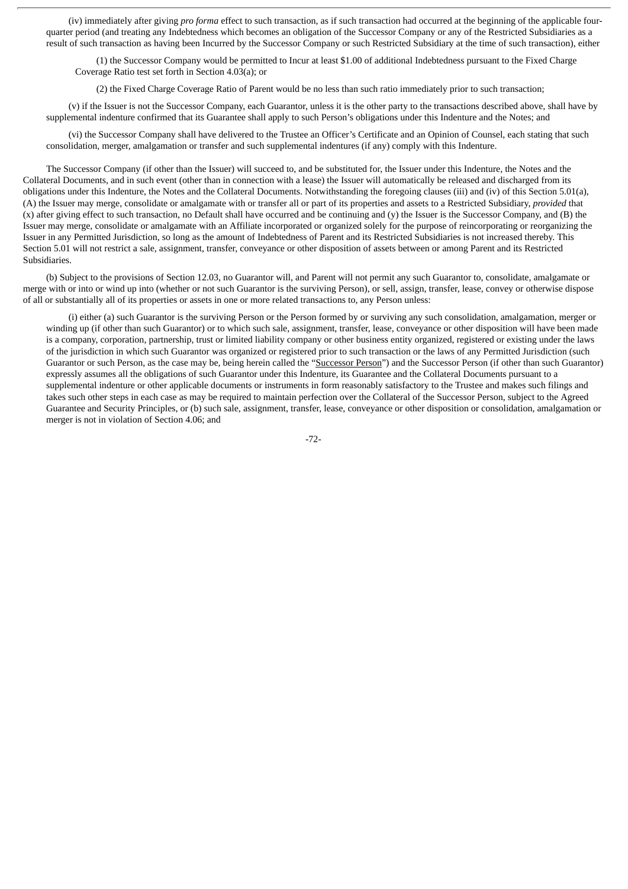(iv) immediately after giving *pro forma* effect to such transaction, as if such transaction had occurred at the beginning of the applicable four-quarter period (and treating any Indebtedness which becomes an obligation of the Successor Company or any of the Restricted Subsidiaries as a result of such transaction as having been Incurred by the Successor Company or such Restricted Subsidiary at the time of such transaction), either

(1) the Successor Company would be permitted to Incur at least $1.00 of additional Indebtedness pursuant to the Fixed Charge Coverage Ratio test set forth in Section 4.03(a); or

(2) the Fixed Charge Coverage Ratio of Parent would be no less than such ratio immediately prior to such transaction;

(v) if the Issuer is not the Successor Company, each Guarantor, unless it is the other party to the transactions described above, shall have by supplemental indenture confirmed that its Guarantee shall apply to such Person's obligations under this Indenture and the Notes; and

(vi) the Successor Company shall have delivered to the Trustee an Officer's Certificate and an Opinion of Counsel, each stating that such consolidation, merger, amalgamation or transfer and such supplemental indentures (if any) comply with this Indenture.

The Successor Company (if other than the Issuer) will succeed to, and be substituted for, the Issuer under this Indenture, the Notes and the Collateral Documents, and in such event (other than in connection with a lease) the Issuer will automatically be released and discharged from its obligations under this Indenture, the Notes and the Collateral Documents. Notwithstanding the foregoing clauses (iii) and (iv) of this Section 5.01(a), (A) the Issuer may merge, consolidate or amalgamate with or transfer all or part of its properties and assets to a Restricted Subsidiary, *provided* that (x) after giving effect to such transaction, no Default shall have occurred and be continuing and (y) the Issuer is the Successor Company, and (B) the Issuer may merge, consolidate or amalgamate with an Affiliate incorporated or organized solely for the purpose of reincorporating or reorganizing the Issuer in any Permitted Jurisdiction, so long as the amount of Indebtedness of Parent and its Restricted Subsidiaries is not increased thereby. This Section 5.01 will not restrict a sale, assignment, transfer, conveyance or other disposition of assets between or among Parent and its Restricted Subsidiaries.

(b) Subject to the provisions of Section 12.03, no Guarantor will, and Parent will not permit any such Guarantor to, consolidate, amalgamate or merge with or into or wind up into (whether or not such Guarantor is the surviving Person), or sell, assign, transfer, lease, convey or otherwise dispose of all or substantially all of its properties or assets in one or more related transactions to, any Person unless:

(i) either (a) such Guarantor is the surviving Person or the Person formed by or surviving any such consolidation, amalgamation, merger or winding up (if other than such Guarantor) or to which such sale, assignment, transfer, lease, conveyance or other disposition will have been made is a company, corporation, partnership, trust or limited liability company or other business entity organized, registered or existing under the laws of the jurisdiction in which such Guarantor was organized or registered prior to such transaction or the laws of any Permitted Jurisdiction (such Guarantor or such Person, as the case may be, being herein called the "Successor Person") and the Successor Person (if other than such Guarantor) expressly assumes all the obligations of such Guarantor under this Indenture, its Guarantee and the Collateral Documents pursuant to a supplemental indenture or other applicable documents or instruments in form reasonably satisfactory to the Trustee and makes such filings and takes such other steps in each case as may be required to maintain perfection over the Collateral of the Successor Person, subject to the Agreed Guarantee and Security Principles, or (b) such sale, assignment, transfer, lease, conveyance or other disposition or consolidation, amalgamation or merger is not in violation of Section 4.06; and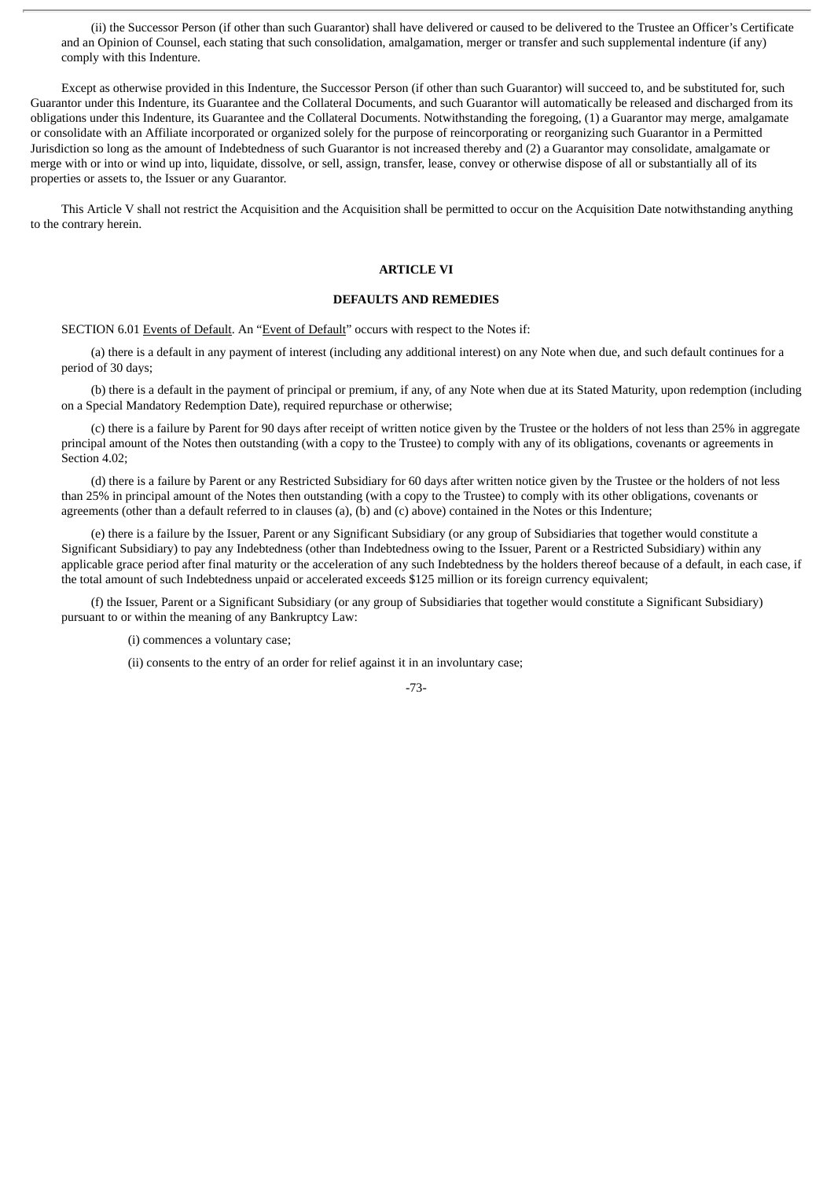(ii) the Successor Person (if other than such Guarantor) shall have delivered or caused to be delivered to the Trustee an Officer's Certificate and an Opinion of Counsel, each stating that such consolidation, amalgamation, merger or transfer and such supplemental indenture (if any) comply with this Indenture.

Except as otherwise provided in this Indenture, the Successor Person (if other than such Guarantor) will succeed to, and be substituted for, such Guarantor under this Indenture, its Guarantee and the Collateral Documents, and such Guarantor will automatically be released and discharged from its obligations under this Indenture, its Guarantee and the Collateral Documents. Notwithstanding the foregoing, (1) a Guarantor may merge, amalgamate or consolidate with an Affiliate incorporated or organized solely for the purpose of reincorporating or reorganizing such Guarantor in a Permitted Jurisdiction so long as the amount of Indebtedness of such Guarantor is not increased thereby and (2) a Guarantor may consolidate, amalgamate or merge with or into or wind up into, liquidate, dissolve, or sell, assign, transfer, lease, convey or otherwise dispose of all or substantially all of its properties or assets to, the Issuer or any Guarantor.

This Article V shall not restrict the Acquisition and the Acquisition shall be permitted to occur on the Acquisition Date notwithstanding anything to the contrary herein.

## ARTICLE VI

## DEFAULTS AND REMEDIES

SECTION 6.01 Events of Default. An "Event of Default" occurs with respect to the Notes if:

(a) there is a default in any payment of interest (including any additional interest) on any Note when due, and such default continues for a period of 30 days;

(b) there is a default in the payment of principal or premium, if any, of any Note when due at its Stated Maturity, upon redemption (including on a Special Mandatory Redemption Date), required repurchase or otherwise;

(c) there is a failure by Parent for 90 days after receipt of written notice given by the Trustee or the holders of not less than 25% in aggregate principal amount of the Notes then outstanding (with a copy to the Trustee) to comply with any of its obligations, covenants or agreements in Section 4.02;

(d) there is a failure by Parent or any Restricted Subsidiary for 60 days after written notice given by the Trustee or the holders of not less than 25% in principal amount of the Notes then outstanding (with a copy to the Trustee) to comply with its other obligations, covenants or agreements (other than a default referred to in clauses (a), (b) and (c) above) contained in the Notes or this Indenture;

(e) there is a failure by the Issuer, Parent or any Significant Subsidiary (or any group of Subsidiaries that together would constitute a Significant Subsidiary) to pay any Indebtedness (other than Indebtedness owing to the Issuer, Parent or a Restricted Subsidiary) within any applicable grace period after final maturity or the acceleration of any such Indebtedness by the holders thereof because of a default, in each case, if the total amount of such Indebtedness unpaid or accelerated exceeds $125 million or its foreign currency equivalent;

(f) the Issuer, Parent or a Significant Subsidiary (or any group of Subsidiaries that together would constitute a Significant Subsidiary) pursuant to or within the meaning of any Bankruptcy Law:

(i) commences a voluntary case;

(ii) consents to the entry of an order for relief against it in an involuntary case;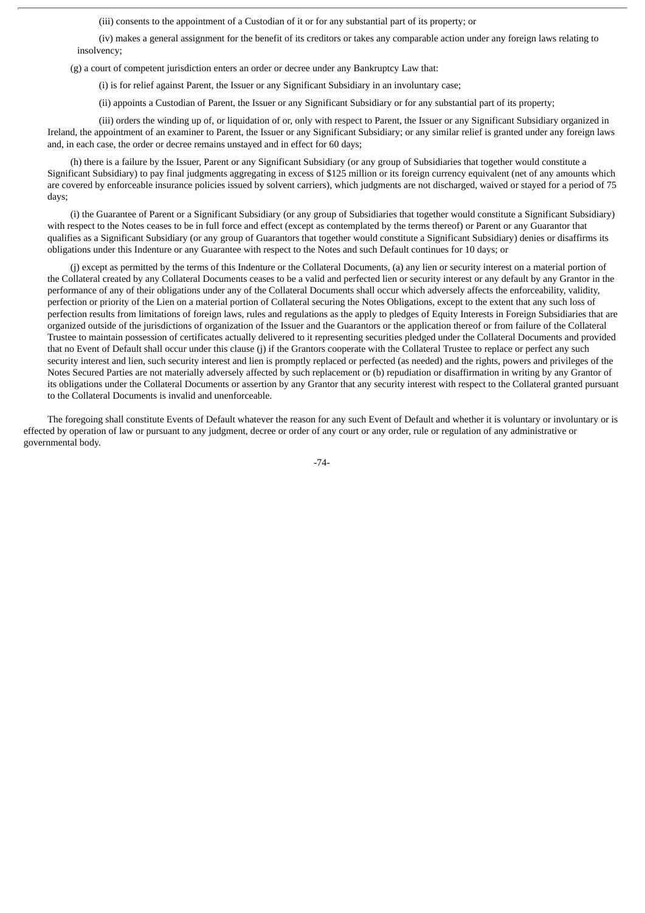(iii) consents to the appointment of a Custodian of it or for any substantial part of its property; or

(iv) makes a general assignment for the benefit of its creditors or takes any comparable action under any foreign laws relating to insolvency;

(g) a court of competent jurisdiction enters an order or decree under any Bankruptcy Law that:

(i) is for relief against Parent, the Issuer or any Significant Subsidiary in an involuntary case;

(ii) appoints a Custodian of Parent, the Issuer or any Significant Subsidiary or for any substantial part of its property;

(iii) orders the winding up of, or liquidation of or, only with respect to Parent, the Issuer or any Significant Subsidiary organized in Ireland, the appointment of an examiner to Parent, the Issuer or any Significant Subsidiary; or any similar relief is granted under any foreign laws and, in each case, the order or decree remains unstayed and in effect for 60 days;

(h) there is a failure by the Issuer, Parent or any Significant Subsidiary (or any group of Subsidiaries that together would constitute a Significant Subsidiary) to pay final judgments aggregating in excess of $125 million or its foreign currency equivalent (net of any amounts which are covered by enforceable insurance policies issued by solvent carriers), which judgments are not discharged, waived or stayed for a period of 75 days;

(i) the Guarantee of Parent or a Significant Subsidiary (or any group of Subsidiaries that together would constitute a Significant Subsidiary) with respect to the Notes ceases to be in full force and effect (except as contemplated by the terms thereof) or Parent or any Guarantor that qualifies as a Significant Subsidiary (or any group of Guarantors that together would constitute a Significant Subsidiary) denies or disaffirms its obligations under this Indenture or any Guarantee with respect to the Notes and such Default continues for 10 days; or

(j) except as permitted by the terms of this Indenture or the Collateral Documents, (a) any lien or security interest on a material portion of the Collateral created by any Collateral Documents ceases to be a valid and perfected lien or security interest or any default by any Grantor in the performance of any of their obligations under any of the Collateral Documents shall occur which adversely affects the enforceability, validity, perfection or priority of the Lien on a material portion of Collateral securing the Notes Obligations, except to the extent that any such loss of perfection results from limitations of foreign laws, rules and regulations as the apply to pledges of Equity Interests in Foreign Subsidiaries that are organized outside of the jurisdictions of organization of the Issuer and the Guarantors or the application thereof or from failure of the Collateral Trustee to maintain possession of certificates actually delivered to it representing securities pledged under the Collateral Documents and provided that no Event of Default shall occur under this clause (j) if the Grantors cooperate with the Collateral Trustee to replace or perfect any such security interest and lien, such security interest and lien is promptly replaced or perfected (as needed) and the rights, powers and privileges of the Notes Secured Parties are not materially adversely affected by such replacement or (b) repudiation or disaffirmation in writing by any Grantor of its obligations under the Collateral Documents or assertion by any Grantor that any security interest with respect to the Collateral granted pursuant to the Collateral Documents is invalid and unenforceable.

The foregoing shall constitute Events of Default whatever the reason for any such Event of Default and whether it is voluntary or involuntary or is effected by operation of law or pursuant to any judgment, decree or order of any court or any order, rule or regulation of any administrative or governmental body.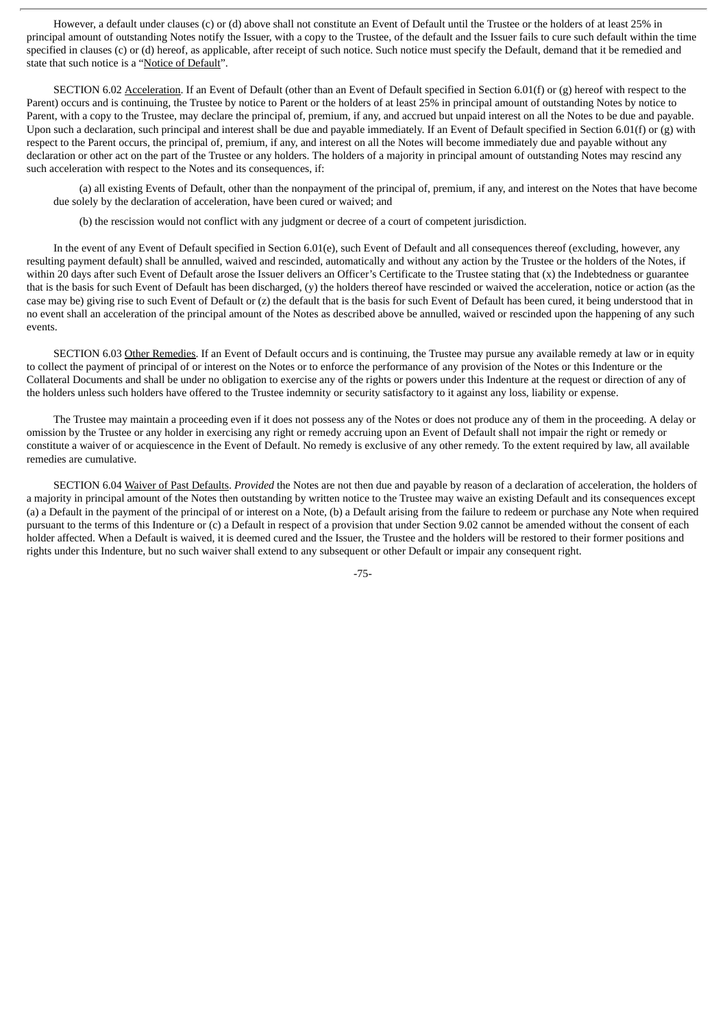However, a default under clauses (c) or (d) above shall not constitute an Event of Default until the Trustee or the holders of at least 25% in principal amount of outstanding Notes notify the Issuer, with a copy to the Trustee, of the default and the Issuer fails to cure such default within the time specified in clauses (c) or (d) hereof, as applicable, after receipt of such notice. Such notice must specify the Default, demand that it be remedied and state that such notice is a "Notice of Default".

SECTION 6.02 Acceleration. If an Event of Default (other than an Event of Default specified in Section 6.01(f) or (g) hereof with respect to the Parent) occurs and is continuing, the Trustee by notice to Parent or the holders of at least 25% in principal amount of outstanding Notes by notice to Parent, with a copy to the Trustee, may declare the principal of, premium, if any, and accrued but unpaid interest on all the Notes to be due and payable. Upon such a declaration, such principal and interest shall be due and payable immediately. If an Event of Default specified in Section 6.01(f) or (g) with respect to the Parent occurs, the principal of, premium, if any, and interest on all the Notes will become immediately due and payable without any declaration or other act on the part of the Trustee or any holders. The holders of a majority in principal amount of outstanding Notes may rescind any such acceleration with respect to the Notes and its consequences, if:

(a) all existing Events of Default, other than the nonpayment of the principal of, premium, if any, and interest on the Notes that have become due solely by the declaration of acceleration, have been cured or waived; and

(b) the rescission would not conflict with any judgment or decree of a court of competent jurisdiction.

In the event of any Event of Default specified in Section 6.01(e), such Event of Default and all consequences thereof (excluding, however, any resulting payment default) shall be annulled, waived and rescinded, automatically and without any action by the Trustee or the holders of the Notes, if within 20 days after such Event of Default arose the Issuer delivers an Officer's Certificate to the Trustee stating that (x) the Indebtedness or guarantee that is the basis for such Event of Default has been discharged, (y) the holders thereof have rescinded or waived the acceleration, notice or action (as the case may be) giving rise to such Event of Default or (z) the default that is the basis for such Event of Default has been cured, it being understood that in no event shall an acceleration of the principal amount of the Notes as described above be annulled, waived or rescinded upon the happening of any such events.

SECTION 6.03 Other Remedies. If an Event of Default occurs and is continuing, the Trustee may pursue any available remedy at law or in equity to collect the payment of principal of or interest on the Notes or to enforce the performance of any provision of the Notes or this Indenture or the Collateral Documents and shall be under no obligation to exercise any of the rights or powers under this Indenture at the request or direction of any of the holders unless such holders have offered to the Trustee indemnity or security satisfactory to it against any loss, liability or expense.

The Trustee may maintain a proceeding even if it does not possess any of the Notes or does not produce any of them in the proceeding. A delay or omission by the Trustee or any holder in exercising any right or remedy accruing upon an Event of Default shall not impair the right or remedy or constitute a waiver of or acquiescence in the Event of Default. No remedy is exclusive of any other remedy. To the extent required by law, all available remedies are cumulative.

SECTION 6.04 Waiver of Past Defaults. *Provided* the Notes are not then due and payable by reason of a declaration of acceleration, the holders of a majority in principal amount of the Notes then outstanding by written notice to the Trustee may waive an existing Default and its consequences except (a) a Default in the payment of the principal of or interest on a Note, (b) a Default arising from the failure to redeem or purchase any Note when required pursuant to the terms of this Indenture or (c) a Default in respect of a provision that under Section 9.02 cannot be amended without the consent of each holder affected. When a Default is waived, it is deemed cured and the Issuer, the Trustee and the holders will be restored to their former positions and rights under this Indenture, but no such waiver shall extend to any subsequent or other Default or impair any consequent right.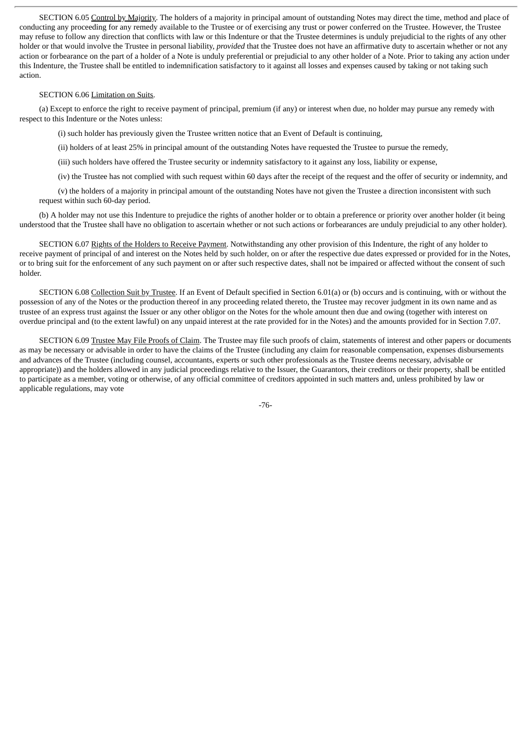SECTION 6.05 Control by Majority. The holders of a majority in principal amount of outstanding Notes may direct the time, method and place of conducting any proceeding for any remedy available to the Trustee or of exercising any trust or power conferred on the Trustee. However, the Trustee may refuse to follow any direction that conflicts with law or this Indenture or that the Trustee determines is unduly prejudicial to the rights of any other holder or that would involve the Trustee in personal liability, *provided* that the Trustee does not have an affirmative duty to ascertain whether or not any action or forbearance on the part of a holder of a Note is unduly preferential or prejudicial to any other holder of a Note. Prior to taking any action under this Indenture, the Trustee shall be entitled to indemnification satisfactory to it against all losses and expenses caused by taking or not taking such action.

SECTION 6.06 Limitation on Suits.

(a) Except to enforce the right to receive payment of principal, premium (if any) or interest when due, no holder may pursue any remedy with respect to this Indenture or the Notes unless:

(i) such holder has previously given the Trustee written notice that an Event of Default is continuing,

(ii) holders of at least 25% in principal amount of the outstanding Notes have requested the Trustee to pursue the remedy,

(iii) such holders have offered the Trustee security or indemnity satisfactory to it against any loss, liability or expense,

(iv) the Trustee has not complied with such request within 60 days after the receipt of the request and the offer of security or indemnity, and

(v) the holders of a majority in principal amount of the outstanding Notes have not given the Trustee a direction inconsistent with such request within such 60-day period.

(b) A holder may not use this Indenture to prejudice the rights of another holder or to obtain a preference or priority over another holder (it being understood that the Trustee shall have no obligation to ascertain whether or not such actions or forbearances are unduly prejudicial to any other holder).

SECTION 6.07 Rights of the Holders to Receive Payment. Notwithstanding any other provision of this Indenture, the right of any holder to receive payment of principal of and interest on the Notes held by such holder, on or after the respective due dates expressed or provided for in the Notes, or to bring suit for the enforcement of any such payment on or after such respective dates, shall not be impaired or affected without the consent of such holder.

SECTION 6.08 Collection Suit by Trustee. If an Event of Default specified in Section 6.01(a) or (b) occurs and is continuing, with or without the possession of any of the Notes or the production thereof in any proceeding related thereto, the Trustee may recover judgment in its own name and as trustee of an express trust against the Issuer or any other obligor on the Notes for the whole amount then due and owing (together with interest on overdue principal and (to the extent lawful) on any unpaid interest at the rate provided for in the Notes) and the amounts provided for in Section 7.07.

SECTION 6.09 Trustee May File Proofs of Claim. The Trustee may file such proofs of claim, statements of interest and other papers or documents as may be necessary or advisable in order to have the claims of the Trustee (including any claim for reasonable compensation, expenses disbursements and advances of the Trustee (including counsel, accountants, experts or such other professionals as the Trustee deems necessary, advisable or appropriate)) and the holders allowed in any judicial proceedings relative to the Issuer, the Guarantors, their creditors or their property, shall be entitled to participate as a member, voting or otherwise, of any official committee of creditors appointed in such matters and, unless prohibited by law or applicable regulations, may vote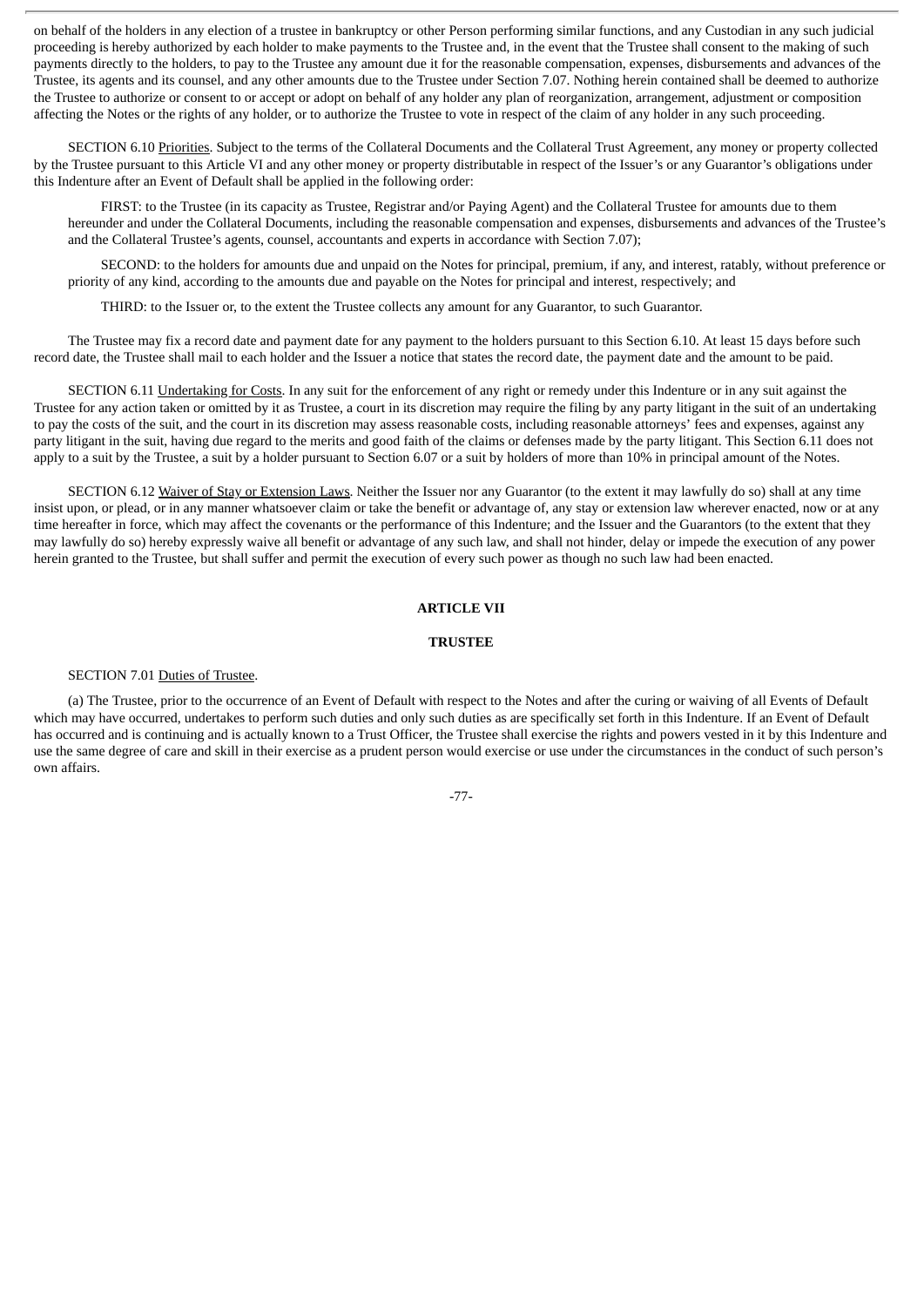on behalf of the holders in any election of a trustee in bankruptcy or other Person performing similar functions, and any Custodian in any such judicial proceeding is hereby authorized by each holder to make payments to the Trustee and, in the event that the Trustee shall consent to the making of such payments directly to the holders, to pay to the Trustee any amount due it for the reasonable compensation, expenses, disbursements and advances of the Trustee, its agents and its counsel, and any other amounts due to the Trustee under Section 7.07. Nothing herein contained shall be deemed to authorize the Trustee to authorize or consent to or accept or adopt on behalf of any holder any plan of reorganization, arrangement, adjustment or composition affecting the Notes or the rights of any holder, or to authorize the Trustee to vote in respect of the claim of any holder in any such proceeding.

SECTION 6.10 Priorities. Subject to the terms of the Collateral Documents and the Collateral Trust Agreement, any money or property collected by the Trustee pursuant to this Article VI and any other money or property distributable in respect of the Issuer's or any Guarantor's obligations under this Indenture after an Event of Default shall be applied in the following order:

FIRST: to the Trustee (in its capacity as Trustee, Registrar and/or Paying Agent) and the Collateral Trustee for amounts due to them hereunder and under the Collateral Documents, including the reasonable compensation and expenses, disbursements and advances of the Trustee's and the Collateral Trustee's agents, counsel, accountants and experts in accordance with Section 7.07);

SECOND: to the holders for amounts due and unpaid on the Notes for principal, premium, if any, and interest, ratably, without preference or priority of any kind, according to the amounts due and payable on the Notes for principal and interest, respectively; and

THIRD: to the Issuer or, to the extent the Trustee collects any amount for any Guarantor, to such Guarantor.

The Trustee may fix a record date and payment date for any payment to the holders pursuant to this Section 6.10. At least 15 days before such record date, the Trustee shall mail to each holder and the Issuer a notice that states the record date, the payment date and the amount to be paid.

SECTION 6.11 Undertaking for Costs. In any suit for the enforcement of any right or remedy under this Indenture or in any suit against the Trustee for any action taken or omitted by it as Trustee, a court in its discretion may require the filing by any party litigant in the suit of an undertaking to pay the costs of the suit, and the court in its discretion may assess reasonable costs, including reasonable attorneys' fees and expenses, against any party litigant in the suit, having due regard to the merits and good faith of the claims or defenses made by the party litigant. This Section 6.11 does not apply to a suit by the Trustee, a suit by a holder pursuant to Section 6.07 or a suit by holders of more than 10% in principal amount of the Notes.

SECTION 6.12 Waiver of Stay or Extension Laws. Neither the Issuer nor any Guarantor (to the extent it may lawfully do so) shall at any time insist upon, or plead, or in any manner whatsoever claim or take the benefit or advantage of, any stay or extension law wherever enacted, now or at any time hereafter in force, which may affect the covenants or the performance of this Indenture; and the Issuer and the Guarantors (to the extent that they may lawfully do so) hereby expressly waive all benefit or advantage of any such law, and shall not hinder, delay or impede the execution of any power herein granted to the Trustee, but shall suffer and permit the execution of every such power as though no such law had been enacted.

## ARTICLE VII

## TRUSTEE

SECTION 7.01 Duties of Trustee.

(a) The Trustee, prior to the occurrence of an Event of Default with respect to the Notes and after the curing or waiving of all Events of Default which may have occurred, undertakes to perform such duties and only such duties as are specifically set forth in this Indenture. If an Event of Default has occurred and is continuing and is actually known to a Trust Officer, the Trustee shall exercise the rights and powers vested in it by this Indenture and use the same degree of care and skill in their exercise as a prudent person would exercise or use under the circumstances in the conduct of such person's own affairs.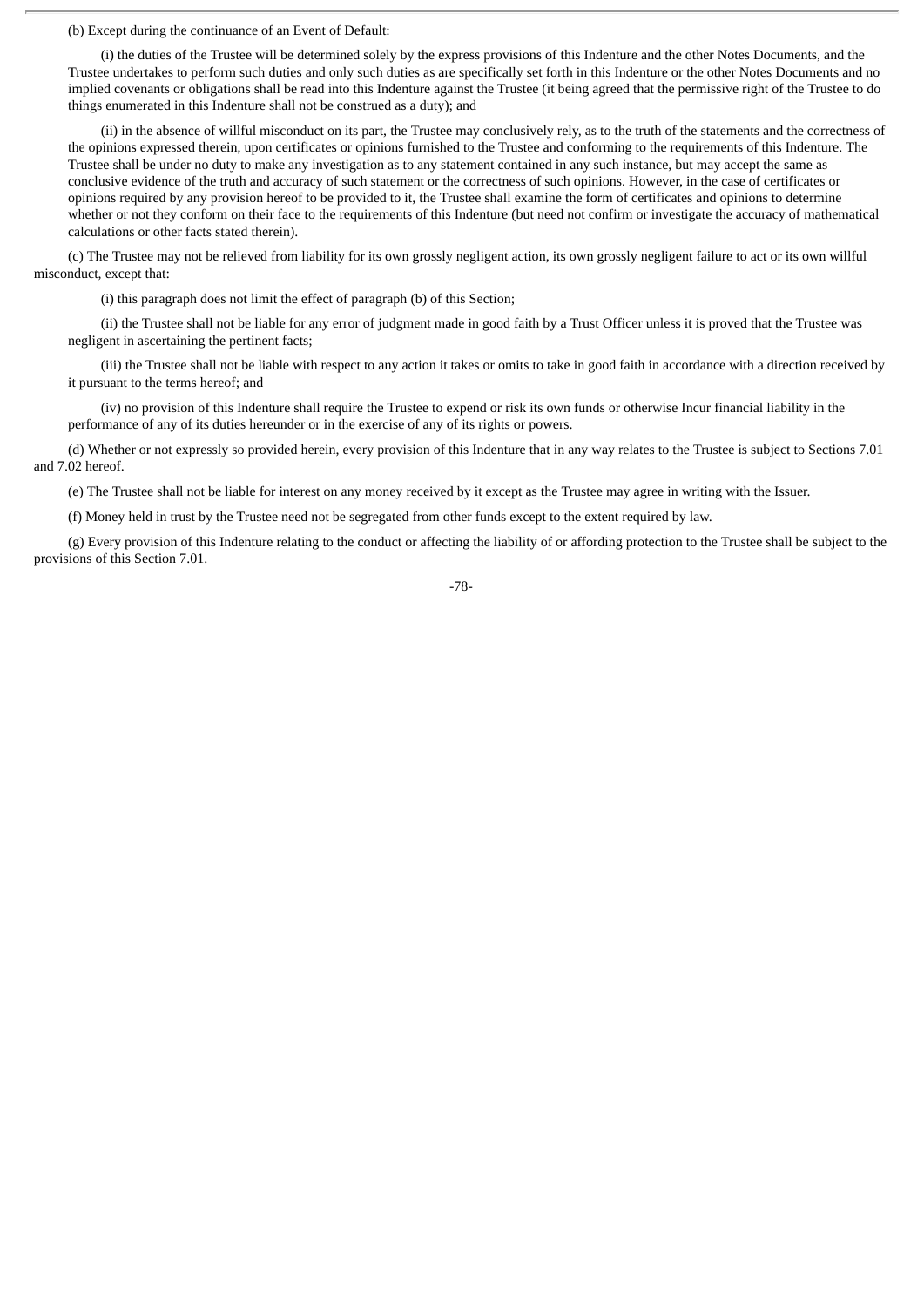(b) Except during the continuance of an Event of Default:

(i) the duties of the Trustee will be determined solely by the express provisions of this Indenture and the other Notes Documents, and the Trustee undertakes to perform such duties and only such duties as are specifically set forth in this Indenture or the other Notes Documents and no implied covenants or obligations shall be read into this Indenture against the Trustee (it being agreed that the permissive right of the Trustee to do things enumerated in this Indenture shall not be construed as a duty); and

(ii) in the absence of willful misconduct on its part, the Trustee may conclusively rely, as to the truth of the statements and the correctness of the opinions expressed therein, upon certificates or opinions furnished to the Trustee and conforming to the requirements of this Indenture. The Trustee shall be under no duty to make any investigation as to any statement contained in any such instance, but may accept the same as conclusive evidence of the truth and accuracy of such statement or the correctness of such opinions. However, in the case of certificates or opinions required by any provision hereof to be provided to it, the Trustee shall examine the form of certificates and opinions to determine whether or not they conform on their face to the requirements of this Indenture (but need not confirm or investigate the accuracy of mathematical calculations or other facts stated therein).

(c) The Trustee may not be relieved from liability for its own grossly negligent action, its own grossly negligent failure to act or its own willful misconduct, except that:

(i) this paragraph does not limit the effect of paragraph (b) of this Section;

(ii) the Trustee shall not be liable for any error of judgment made in good faith by a Trust Officer unless it is proved that the Trustee was negligent in ascertaining the pertinent facts;

(iii) the Trustee shall not be liable with respect to any action it takes or omits to take in good faith in accordance with a direction received by it pursuant to the terms hereof; and

(iv) no provision of this Indenture shall require the Trustee to expend or risk its own funds or otherwise Incur financial liability in the performance of any of its duties hereunder or in the exercise of any of its rights or powers.

(d) Whether or not expressly so provided herein, every provision of this Indenture that in any way relates to the Trustee is subject to Sections 7.01 and 7.02 hereof.

(e) The Trustee shall not be liable for interest on any money received by it except as the Trustee may agree in writing with the Issuer.

(f) Money held in trust by the Trustee need not be segregated from other funds except to the extent required by law.

(g) Every provision of this Indenture relating to the conduct or affecting the liability of or affording protection to the Trustee shall be subject to the provisions of this Section 7.01.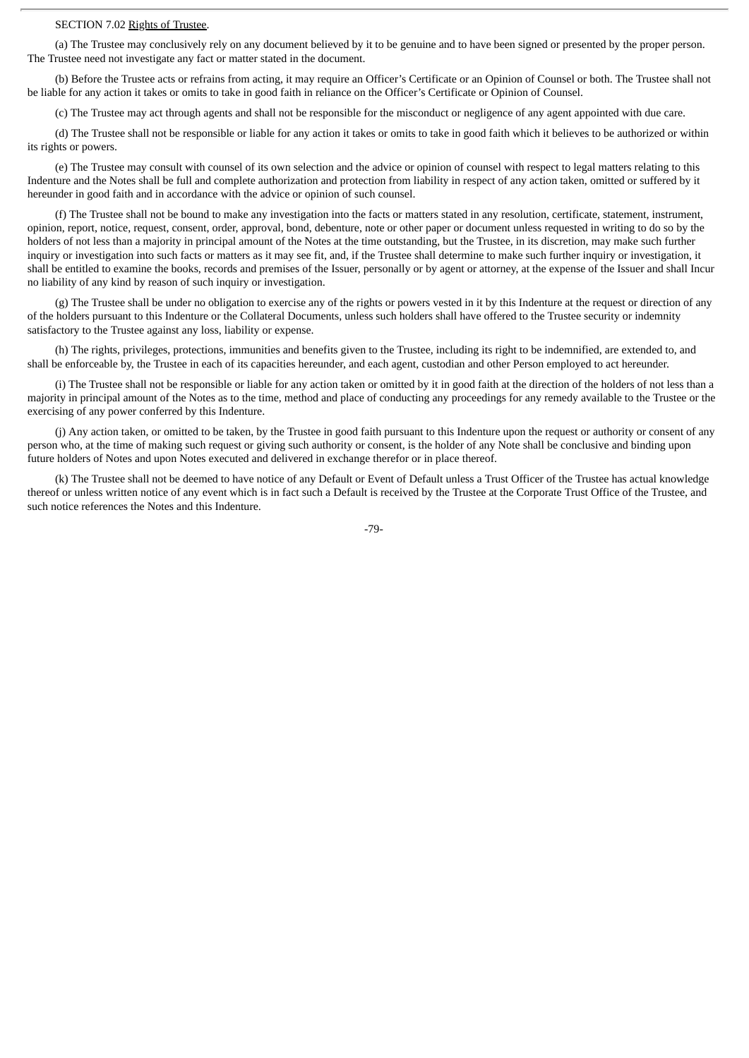SECTION 7.02 Rights of Trustee.

(a) The Trustee may conclusively rely on any document believed by it to be genuine and to have been signed or presented by the proper person. The Trustee need not investigate any fact or matter stated in the document.

(b) Before the Trustee acts or refrains from acting, it may require an Officer's Certificate or an Opinion of Counsel or both. The Trustee shall not be liable for any action it takes or omits to take in good faith in reliance on the Officer's Certificate or Opinion of Counsel.

(c) The Trustee may act through agents and shall not be responsible for the misconduct or negligence of any agent appointed with due care.

(d) The Trustee shall not be responsible or liable for any action it takes or omits to take in good faith which it believes to be authorized or within its rights or powers.

(e) The Trustee may consult with counsel of its own selection and the advice or opinion of counsel with respect to legal matters relating to this Indenture and the Notes shall be full and complete authorization and protection from liability in respect of any action taken, omitted or suffered by it hereunder in good faith and in accordance with the advice or opinion of such counsel.

(f) The Trustee shall not be bound to make any investigation into the facts or matters stated in any resolution, certificate, statement, instrument, opinion, report, notice, request, consent, order, approval, bond, debenture, note or other paper or document unless requested in writing to do so by the holders of not less than a majority in principal amount of the Notes at the time outstanding, but the Trustee, in its discretion, may make such further inquiry or investigation into such facts or matters as it may see fit, and, if the Trustee shall determine to make such further inquiry or investigation, it shall be entitled to examine the books, records and premises of the Issuer, personally or by agent or attorney, at the expense of the Issuer and shall Incur no liability of any kind by reason of such inquiry or investigation.

(g) The Trustee shall be under no obligation to exercise any of the rights or powers vested in it by this Indenture at the request or direction of any of the holders pursuant to this Indenture or the Collateral Documents, unless such holders shall have offered to the Trustee security or indemnity satisfactory to the Trustee against any loss, liability or expense.

(h) The rights, privileges, protections, immunities and benefits given to the Trustee, including its right to be indemnified, are extended to, and shall be enforceable by, the Trustee in each of its capacities hereunder, and each agent, custodian and other Person employed to act hereunder.

(i) The Trustee shall not be responsible or liable for any action taken or omitted by it in good faith at the direction of the holders of not less than a majority in principal amount of the Notes as to the time, method and place of conducting any proceedings for any remedy available to the Trustee or the exercising of any power conferred by this Indenture.

(j) Any action taken, or omitted to be taken, by the Trustee in good faith pursuant to this Indenture upon the request or authority or consent of any person who, at the time of making such request or giving such authority or consent, is the holder of any Note shall be conclusive and binding upon future holders of Notes and upon Notes executed and delivered in exchange therefor or in place thereof.

(k) The Trustee shall not be deemed to have notice of any Default or Event of Default unless a Trust Officer of the Trustee has actual knowledge thereof or unless written notice of any event which is in fact such a Default is received by the Trustee at the Corporate Trust Office of the Trustee, and such notice references the Notes and this Indenture.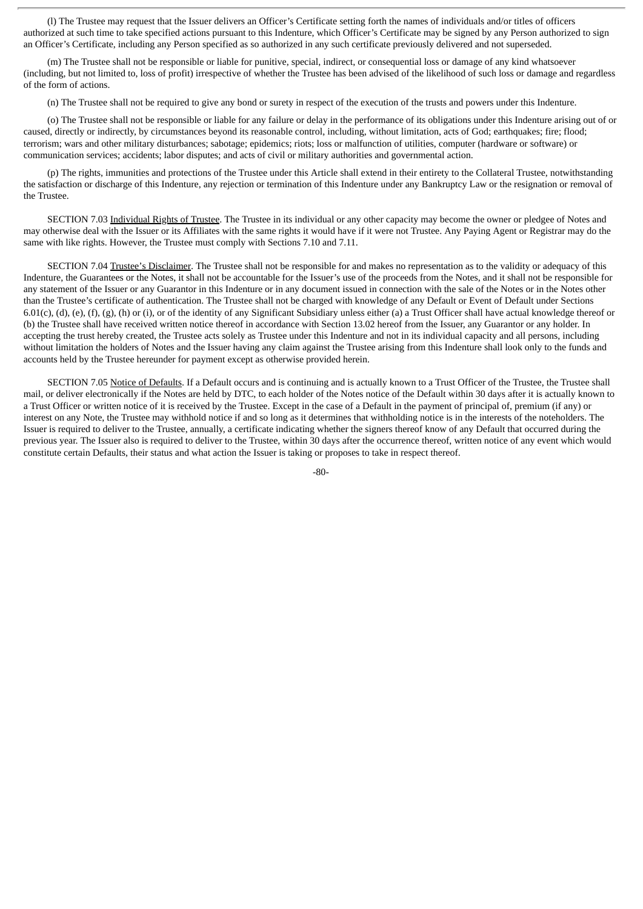(l) The Trustee may request that the Issuer delivers an Officer's Certificate setting forth the names of individuals and/or titles of officers authorized at such time to take specified actions pursuant to this Indenture, which Officer's Certificate may be signed by any Person authorized to sign an Officer's Certificate, including any Person specified as so authorized in any such certificate previously delivered and not superseded.

(m) The Trustee shall not be responsible or liable for punitive, special, indirect, or consequential loss or damage of any kind whatsoever (including, but not limited to, loss of profit) irrespective of whether the Trustee has been advised of the likelihood of such loss or damage and regardless of the form of actions.

(n) The Trustee shall not be required to give any bond or surety in respect of the execution of the trusts and powers under this Indenture.

(o) The Trustee shall not be responsible or liable for any failure or delay in the performance of its obligations under this Indenture arising out of or caused, directly or indirectly, by circumstances beyond its reasonable control, including, without limitation, acts of God; earthquakes; fire; flood; terrorism; wars and other military disturbances; sabotage; epidemics; riots; loss or malfunction of utilities, computer (hardware or software) or communication services; accidents; labor disputes; and acts of civil or military authorities and governmental action.

(p) The rights, immunities and protections of the Trustee under this Article shall extend in their entirety to the Collateral Trustee, notwithstanding the satisfaction or discharge of this Indenture, any rejection or termination of this Indenture under any Bankruptcy Law or the resignation or removal of the Trustee.

SECTION 7.03 Individual Rights of Trustee. The Trustee in its individual or any other capacity may become the owner or pledgee of Notes and may otherwise deal with the Issuer or its Affiliates with the same rights it would have if it were not Trustee. Any Paying Agent or Registrar may do the same with like rights. However, the Trustee must comply with Sections 7.10 and 7.11.

SECTION 7.04 Trustee's Disclaimer. The Trustee shall not be responsible for and makes no representation as to the validity or adequacy of this Indenture, the Guarantees or the Notes, it shall not be accountable for the Issuer's use of the proceeds from the Notes, and it shall not be responsible for any statement of the Issuer or any Guarantor in this Indenture or in any document issued in connection with the sale of the Notes or in the Notes other than the Trustee's certificate of authentication. The Trustee shall not be charged with knowledge of any Default or Event of Default under Sections 6.01(c), (d), (e), (f), (g), (h) or (i), or of the identity of any Significant Subsidiary unless either (a) a Trust Officer shall have actual knowledge thereof or (b) the Trustee shall have received written notice thereof in accordance with Section 13.02 hereof from the Issuer, any Guarantor or any holder. In accepting the trust hereby created, the Trustee acts solely as Trustee under this Indenture and not in its individual capacity and all persons, including without limitation the holders of Notes and the Issuer having any claim against the Trustee arising from this Indenture shall look only to the funds and accounts held by the Trustee hereunder for payment except as otherwise provided herein.

SECTION 7.05 Notice of Defaults. If a Default occurs and is continuing and is actually known to a Trust Officer of the Trustee, the Trustee shall mail, or deliver electronically if the Notes are held by DTC, to each holder of the Notes notice of the Default within 30 days after it is actually known to a Trust Officer or written notice of it is received by the Trustee. Except in the case of a Default in the payment of principal of, premium (if any) or interest on any Note, the Trustee may withhold notice if and so long as it determines that withholding notice is in the interests of the noteholders. The Issuer is required to deliver to the Trustee, annually, a certificate indicating whether the signers thereof know of any Default that occurred during the previous year. The Issuer also is required to deliver to the Trustee, within 30 days after the occurrence thereof, written notice of any event which would constitute certain Defaults, their status and what action the Issuer is taking or proposes to take in respect thereof.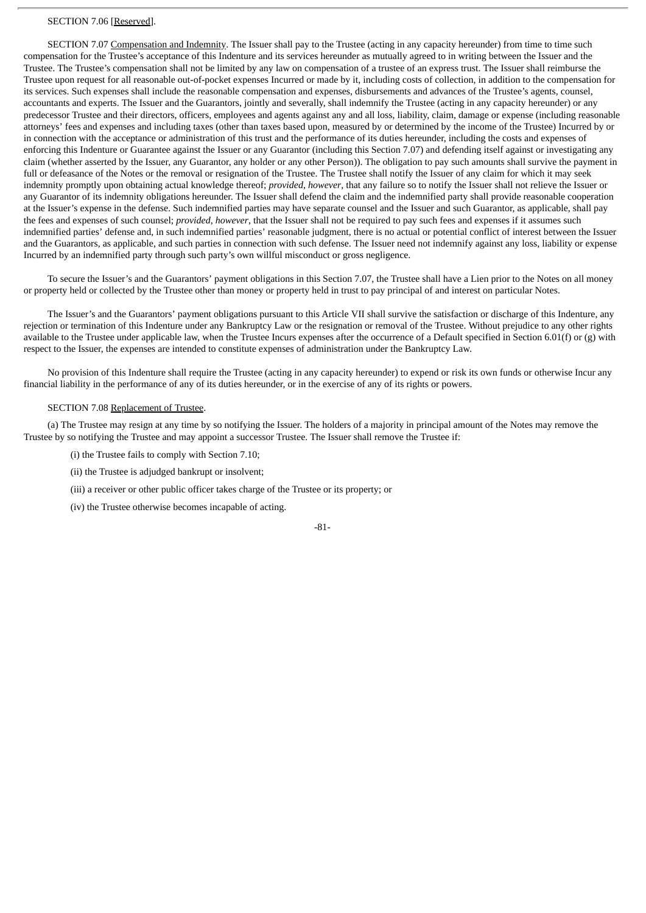SECTION 7.06 [Reserved].

SECTION 7.07 Compensation and Indemnity. The Issuer shall pay to the Trustee (acting in any capacity hereunder) from time to time such compensation for the Trustee's acceptance of this Indenture and its services hereunder as mutually agreed to in writing between the Issuer and the Trustee. The Trustee's compensation shall not be limited by any law on compensation of a trustee of an express trust. The Issuer shall reimburse the Trustee upon request for all reasonable out-of-pocket expenses Incurred or made by it, including costs of collection, in addition to the compensation for its services. Such expenses shall include the reasonable compensation and expenses, disbursements and advances of the Trustee's agents, counsel, accountants and experts. The Issuer and the Guarantors, jointly and severally, shall indemnify the Trustee (acting in any capacity hereunder) or any predecessor Trustee and their directors, officers, employees and agents against any and all loss, liability, claim, damage or expense (including reasonable attorneys' fees and expenses and including taxes (other than taxes based upon, measured by or determined by the income of the Trustee) Incurred by or in connection with the acceptance or administration of this trust and the performance of its duties hereunder, including the costs and expenses of enforcing this Indenture or Guarantee against the Issuer or any Guarantor (including this Section 7.07) and defending itself against or investigating any claim (whether asserted by the Issuer, any Guarantor, any holder or any other Person)). The obligation to pay such amounts shall survive the payment in full or defeasance of the Notes or the removal or resignation of the Trustee. The Trustee shall notify the Issuer of any claim for which it may seek indemnity promptly upon obtaining actual knowledge thereof; *provided*, *however*, that any failure so to notify the Issuer shall not relieve the Issuer or any Guarantor of its indemnity obligations hereunder. The Issuer shall defend the claim and the indemnified party shall provide reasonable cooperation at the Issuer's expense in the defense. Such indemnified parties may have separate counsel and the Issuer and such Guarantor, as applicable, shall pay the fees and expenses of such counsel; *provided*, *however*, that the Issuer shall not be required to pay such fees and expenses if it assumes such indemnified parties' defense and, in such indemnified parties' reasonable judgment, there is no actual or potential conflict of interest between the Issuer and the Guarantors, as applicable, and such parties in connection with such defense. The Issuer need not indemnify against any loss, liability or expense Incurred by an indemnified party through such party's own willful misconduct or gross negligence.

To secure the Issuer's and the Guarantors' payment obligations in this Section 7.07, the Trustee shall have a Lien prior to the Notes on all money or property held or collected by the Trustee other than money or property held in trust to pay principal of and interest on particular Notes.

The Issuer's and the Guarantors' payment obligations pursuant to this Article VII shall survive the satisfaction or discharge of this Indenture, any rejection or termination of this Indenture under any Bankruptcy Law or the resignation or removal of the Trustee. Without prejudice to any other rights available to the Trustee under applicable law, when the Trustee Incurs expenses after the occurrence of a Default specified in Section 6.01(f) or (g) with respect to the Issuer, the expenses are intended to constitute expenses of administration under the Bankruptcy Law.

No provision of this Indenture shall require the Trustee (acting in any capacity hereunder) to expend or risk its own funds or otherwise Incur any financial liability in the performance of any of its duties hereunder, or in the exercise of any of its rights or powers.

SECTION 7.08 Replacement of Trustee.

(a) The Trustee may resign at any time by so notifying the Issuer. The holders of a majority in principal amount of the Notes may remove the Trustee by so notifying the Trustee and may appoint a successor Trustee. The Issuer shall remove the Trustee if:

(i) the Trustee fails to comply with Section 7.10;

(ii) the Trustee is adjudged bankrupt or insolvent;

(iii) a receiver or other public officer takes charge of the Trustee or its property; or

(iv) the Trustee otherwise becomes incapable of acting.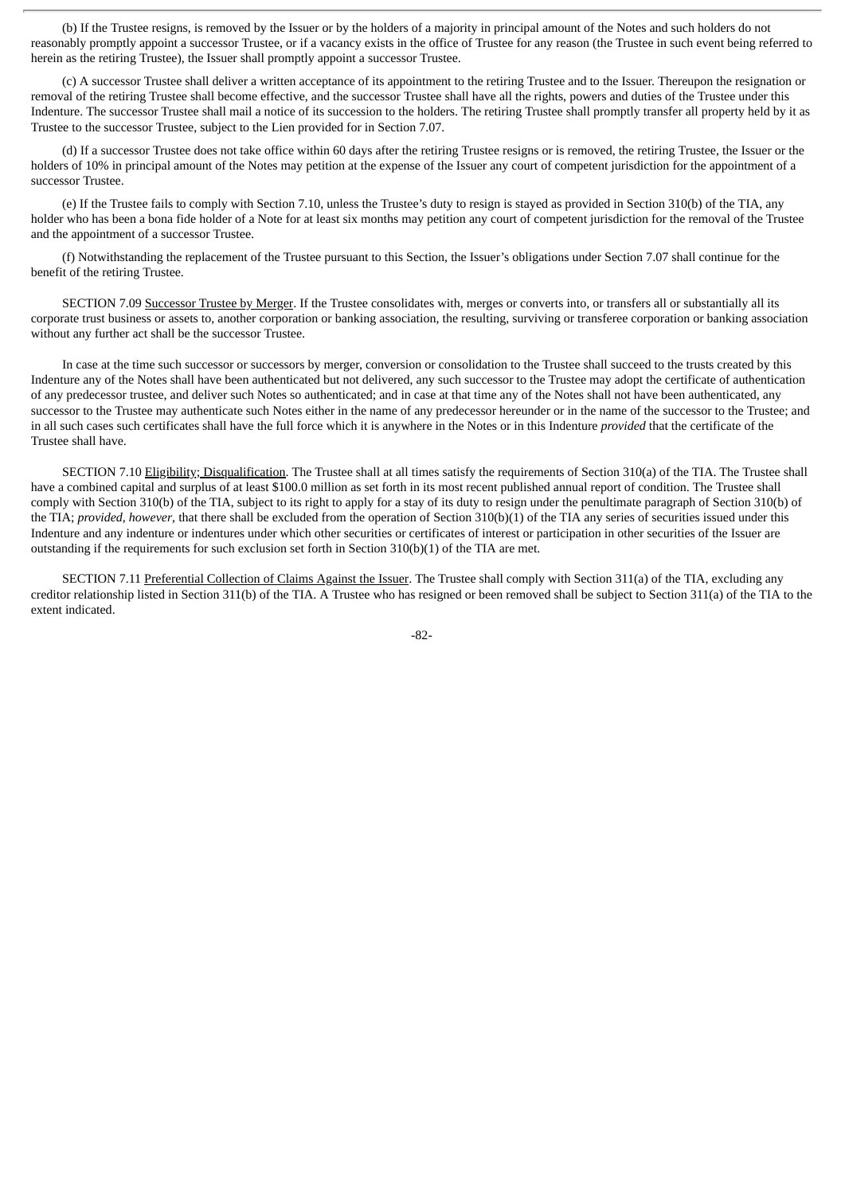(b) If the Trustee resigns, is removed by the Issuer or by the holders of a majority in principal amount of the Notes and such holders do not reasonably promptly appoint a successor Trustee, or if a vacancy exists in the office of Trustee for any reason (the Trustee in such event being referred to herein as the retiring Trustee), the Issuer shall promptly appoint a successor Trustee.

(c) A successor Trustee shall deliver a written acceptance of its appointment to the retiring Trustee and to the Issuer. Thereupon the resignation or removal of the retiring Trustee shall become effective, and the successor Trustee shall have all the rights, powers and duties of the Trustee under this Indenture. The successor Trustee shall mail a notice of its succession to the holders. The retiring Trustee shall promptly transfer all property held by it as Trustee to the successor Trustee, subject to the Lien provided for in Section 7.07.

(d) If a successor Trustee does not take office within 60 days after the retiring Trustee resigns or is removed, the retiring Trustee, the Issuer or the holders of 10% in principal amount of the Notes may petition at the expense of the Issuer any court of competent jurisdiction for the appointment of a successor Trustee.

(e) If the Trustee fails to comply with Section 7.10, unless the Trustee's duty to resign is stayed as provided in Section 310(b) of the TIA, any holder who has been a bona fide holder of a Note for at least six months may petition any court of competent jurisdiction for the removal of the Trustee and the appointment of a successor Trustee.

(f) Notwithstanding the replacement of the Trustee pursuant to this Section, the Issuer's obligations under Section 7.07 shall continue for the benefit of the retiring Trustee.

SECTION 7.09 Successor Trustee by Merger. If the Trustee consolidates with, merges or converts into, or transfers all or substantially all its corporate trust business or assets to, another corporation or banking association, the resulting, surviving or transferee corporation or banking association without any further act shall be the successor Trustee.

In case at the time such successor or successors by merger, conversion or consolidation to the Trustee shall succeed to the trusts created by this Indenture any of the Notes shall have been authenticated but not delivered, any such successor to the Trustee may adopt the certificate of authentication of any predecessor trustee, and deliver such Notes so authenticated; and in case at that time any of the Notes shall not have been authenticated, any successor to the Trustee may authenticate such Notes either in the name of any predecessor hereunder or in the name of the successor to the Trustee; and in all such cases such certificates shall have the full force which it is anywhere in the Notes or in this Indenture *provided* that the certificate of the Trustee shall have.

SECTION 7.10 Eligibility; Disqualification. The Trustee shall at all times satisfy the requirements of Section 310(a) of the TIA. The Trustee shall have a combined capital and surplus of at least $100.0 million as set forth in its most recent published annual report of condition. The Trustee shall comply with Section 310(b) of the TIA, subject to its right to apply for a stay of its duty to resign under the penultimate paragraph of Section 310(b) of the TIA; *provided*, *however*, that there shall be excluded from the operation of Section 310(b)(1) of the TIA any series of securities issued under this Indenture and any indenture or indentures under which other securities or certificates of interest or participation in other securities of the Issuer are outstanding if the requirements for such exclusion set forth in Section 310(b)(1) of the TIA are met.

SECTION 7.11 Preferential Collection of Claims Against the Issuer. The Trustee shall comply with Section 311(a) of the TIA, excluding any creditor relationship listed in Section 311(b) of the TIA. A Trustee who has resigned or been removed shall be subject to Section 311(a) of the TIA to the extent indicated.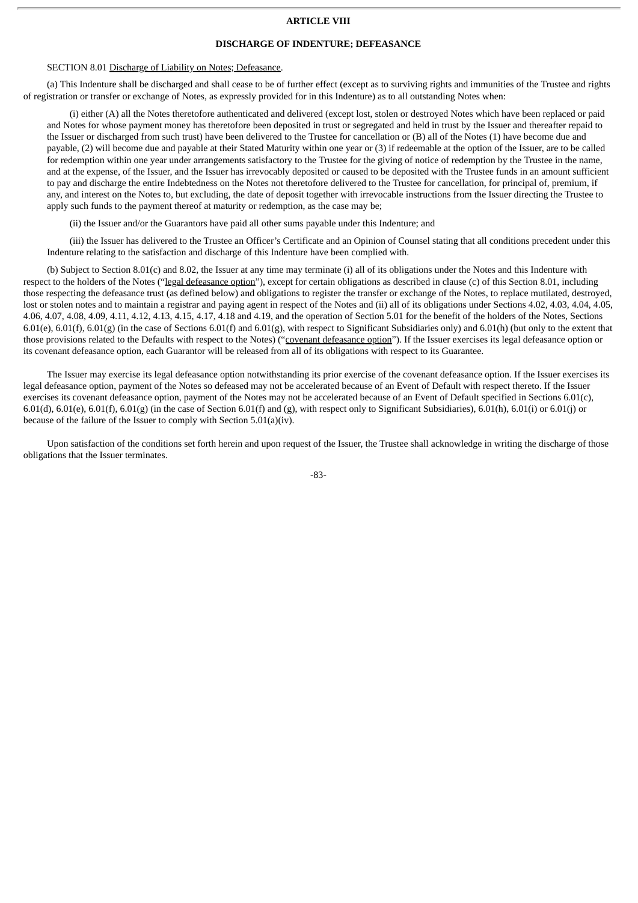# ARTICLE VIII

## DISCHARGE OF INDENTURE; DEFEASANCE

SECTION 8.01 Discharge of Liability on Notes; Defeasance.

(a) This Indenture shall be discharged and shall cease to be of further effect (except as to surviving rights and immunities of the Trustee and rights of registration or transfer or exchange of Notes, as expressly provided for in this Indenture) as to all outstanding Notes when:

(i) either (A) all the Notes theretofore authenticated and delivered (except lost, stolen or destroyed Notes which have been replaced or paid and Notes for whose payment money has theretofore been deposited in trust or segregated and held in trust by the Issuer and thereafter repaid to the Issuer or discharged from such trust) have been delivered to the Trustee for cancellation or (B) all of the Notes (1) have become due and payable, (2) will become due and payable at their Stated Maturity within one year or (3) if redeemable at the option of the Issuer, are to be called for redemption within one year under arrangements satisfactory to the Trustee for the giving of notice of redemption by the Trustee in the name, and at the expense, of the Issuer, and the Issuer has irrevocably deposited or caused to be deposited with the Trustee funds in an amount sufficient to pay and discharge the entire Indebtedness on the Notes not theretofore delivered to the Trustee for cancellation, for principal of, premium, if any, and interest on the Notes to, but excluding, the date of deposit together with irrevocable instructions from the Issuer directing the Trustee to apply such funds to the payment thereof at maturity or redemption, as the case may be;

(ii) the Issuer and/or the Guarantors have paid all other sums payable under this Indenture; and

(iii) the Issuer has delivered to the Trustee an Officer's Certificate and an Opinion of Counsel stating that all conditions precedent under this Indenture relating to the satisfaction and discharge of this Indenture have been complied with.

(b) Subject to Section 8.01(c) and 8.02, the Issuer at any time may terminate (i) all of its obligations under the Notes and this Indenture with respect to the holders of the Notes ("legal defeasance option"), except for certain obligations as described in clause (c) of this Section 8.01, including those respecting the defeasance trust (as defined below) and obligations to register the transfer or exchange of the Notes, to replace mutilated, destroyed, lost or stolen notes and to maintain a registrar and paying agent in respect of the Notes and (ii) all of its obligations under Sections 4.02, 4.03, 4.04, 4.05, 4.06, 4.07, 4.08, 4.09, 4.11, 4.12, 4.13, 4.15, 4.17, 4.18 and 4.19, and the operation of Section 5.01 for the benefit of the holders of the Notes, Sections 6.01(e), 6.01(f), 6.01(g) (in the case of Sections 6.01(f) and 6.01(g), with respect to Significant Subsidiaries only) and 6.01(h) (but only to the extent that those provisions related to the Defaults with respect to the Notes) ("covenant defeasance option"). If the Issuer exercises its legal defeasance option or its covenant defeasance option, each Guarantor will be released from all of its obligations with respect to its Guarantee.

The Issuer may exercise its legal defeasance option notwithstanding its prior exercise of the covenant defeasance option. If the Issuer exercises its legal defeasance option, payment of the Notes so defeased may not be accelerated because of an Event of Default with respect thereto. If the Issuer exercises its covenant defeasance option, payment of the Notes may not be accelerated because of an Event of Default specified in Sections 6.01(c), 6.01(d), 6.01(e), 6.01(f), 6.01(g) (in the case of Section 6.01(f) and (g), with respect only to Significant Subsidiaries), 6.01(h), 6.01(i) or 6.01(j) or because of the failure of the Issuer to comply with Section 5.01(a)(iv).

Upon satisfaction of the conditions set forth herein and upon request of the Issuer, the Trustee shall acknowledge in writing the discharge of those obligations that the Issuer terminates.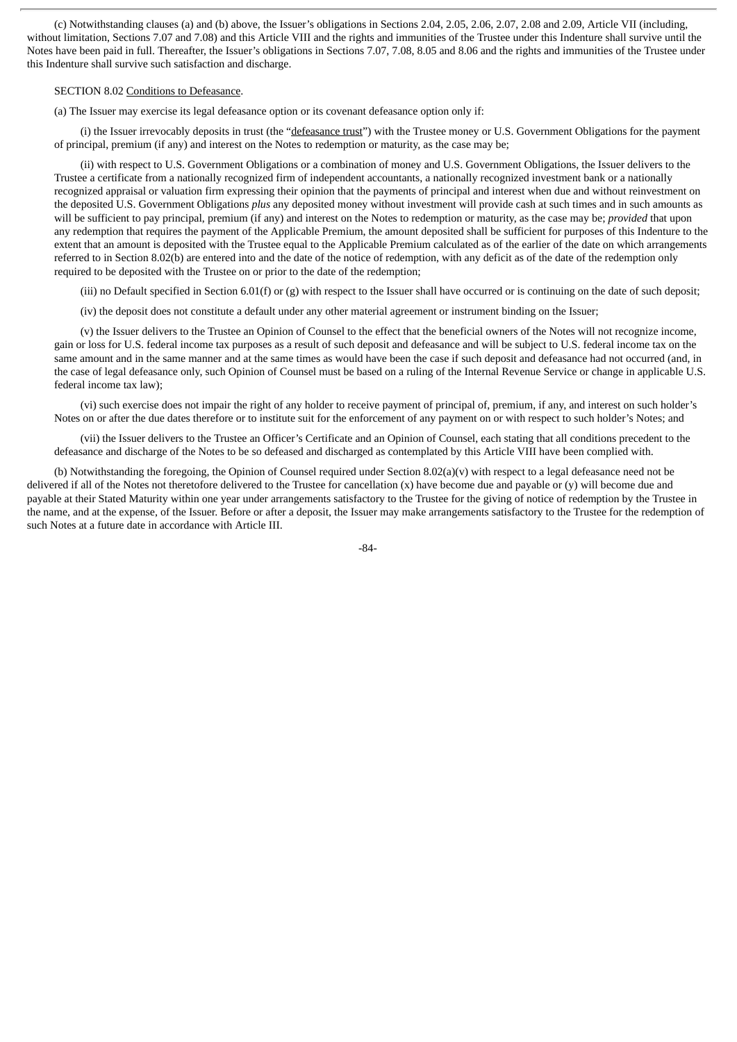(c) Notwithstanding clauses (a) and (b) above, the Issuer's obligations in Sections 2.04, 2.05, 2.06, 2.07, 2.08 and 2.09, Article VII (including, without limitation, Sections 7.07 and 7.08) and this Article VIII and the rights and immunities of the Trustee under this Indenture shall survive until the Notes have been paid in full. Thereafter, the Issuer's obligations in Sections 7.07, 7.08, 8.05 and 8.06 and the rights and immunities of the Trustee under this Indenture shall survive such satisfaction and discharge.

SECTION 8.02 Conditions to Defeasance.

(a) The Issuer may exercise its legal defeasance option or its covenant defeasance option only if:

(i) the Issuer irrevocably deposits in trust (the "defeasance trust") with the Trustee money or U.S. Government Obligations for the payment of principal, premium (if any) and interest on the Notes to redemption or maturity, as the case may be;

(ii) with respect to U.S. Government Obligations or a combination of money and U.S. Government Obligations, the Issuer delivers to the Trustee a certificate from a nationally recognized firm of independent accountants, a nationally recognized investment bank or a nationally recognized appraisal or valuation firm expressing their opinion that the payments of principal and interest when due and without reinvestment on the deposited U.S. Government Obligations *plus* any deposited money without investment will provide cash at such times and in such amounts as will be sufficient to pay principal, premium (if any) and interest on the Notes to redemption or maturity, as the case may be; *provided* that upon any redemption that requires the payment of the Applicable Premium, the amount deposited shall be sufficient for purposes of this Indenture to the extent that an amount is deposited with the Trustee equal to the Applicable Premium calculated as of the earlier of the date on which arrangements referred to in Section 8.02(b) are entered into and the date of the notice of redemption, with any deficit as of the date of the redemption only required to be deposited with the Trustee on or prior to the date of the redemption;

(iii) no Default specified in Section 6.01(f) or (g) with respect to the Issuer shall have occurred or is continuing on the date of such deposit;

(iv) the deposit does not constitute a default under any other material agreement or instrument binding on the Issuer;

(v) the Issuer delivers to the Trustee an Opinion of Counsel to the effect that the beneficial owners of the Notes will not recognize income, gain or loss for U.S. federal income tax purposes as a result of such deposit and defeasance and will be subject to U.S. federal income tax on the same amount and in the same manner and at the same times as would have been the case if such deposit and defeasance had not occurred (and, in the case of legal defeasance only, such Opinion of Counsel must be based on a ruling of the Internal Revenue Service or change in applicable U.S. federal income tax law);

(vi) such exercise does not impair the right of any holder to receive payment of principal of, premium, if any, and interest on such holder's Notes on or after the due dates therefore or to institute suit for the enforcement of any payment on or with respect to such holder's Notes; and

(vii) the Issuer delivers to the Trustee an Officer's Certificate and an Opinion of Counsel, each stating that all conditions precedent to the defeasance and discharge of the Notes to be so defeased and discharged as contemplated by this Article VIII have been complied with.

(b) Notwithstanding the foregoing, the Opinion of Counsel required under Section 8.02(a)(v) with respect to a legal defeasance need not be delivered if all of the Notes not theretofore delivered to the Trustee for cancellation (x) have become due and payable or (y) will become due and payable at their Stated Maturity within one year under arrangements satisfactory to the Trustee for the giving of notice of redemption by the Trustee in the name, and at the expense, of the Issuer. Before or after a deposit, the Issuer may make arrangements satisfactory to the Trustee for the redemption of such Notes at a future date in accordance with Article III.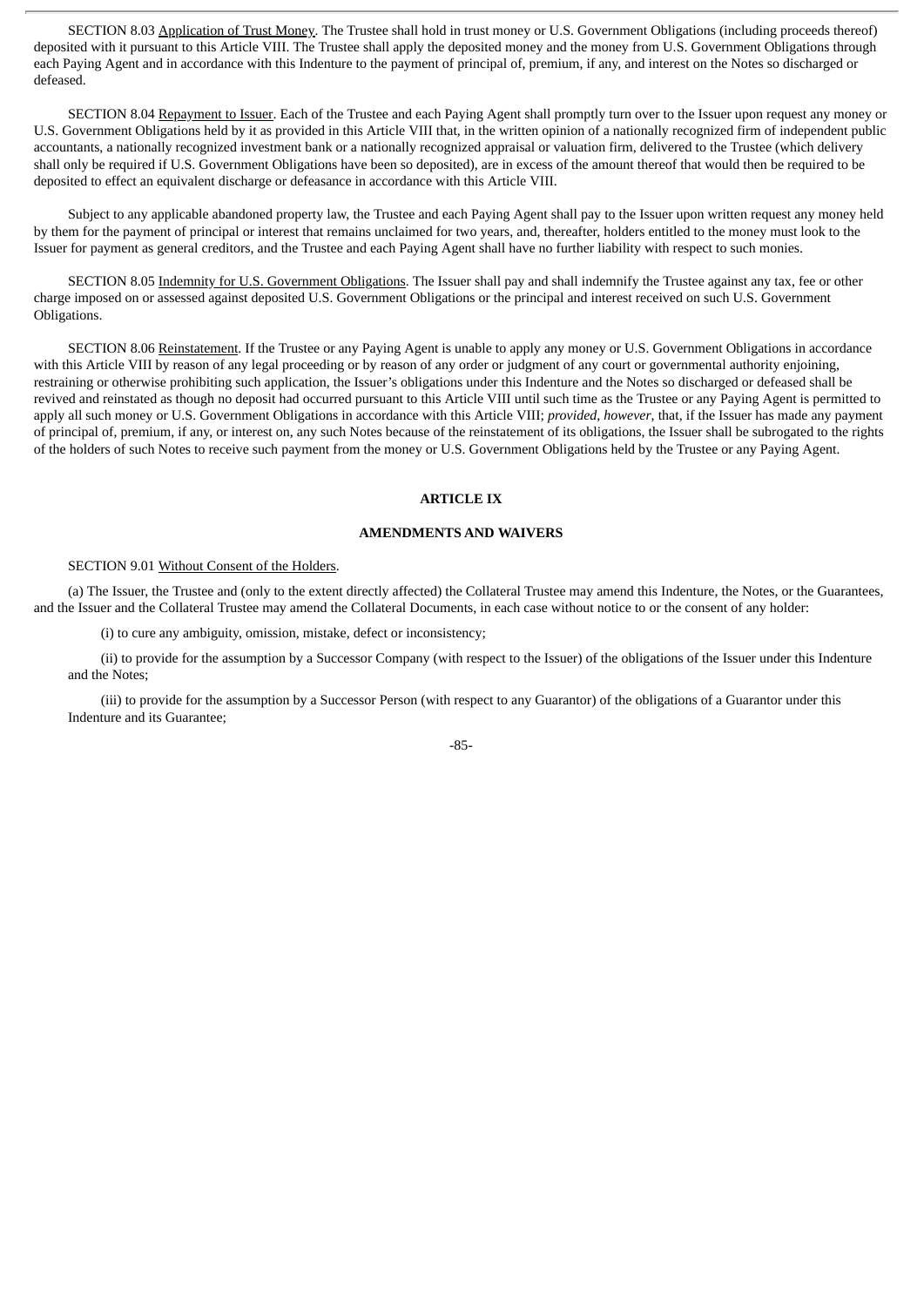SECTION 8.03 Application of Trust Money. The Trustee shall hold in trust money or U.S. Government Obligations (including proceeds thereof) deposited with it pursuant to this Article VIII. The Trustee shall apply the deposited money and the money from U.S. Government Obligations through each Paying Agent and in accordance with this Indenture to the payment of principal of, premium, if any, and interest on the Notes so discharged or defeased.

SECTION 8.04 Repayment to Issuer. Each of the Trustee and each Paying Agent shall promptly turn over to the Issuer upon request any money or U.S. Government Obligations held by it as provided in this Article VIII that, in the written opinion of a nationally recognized firm of independent public accountants, a nationally recognized investment bank or a nationally recognized appraisal or valuation firm, delivered to the Trustee (which delivery shall only be required if U.S. Government Obligations have been so deposited), are in excess of the amount thereof that would then be required to be deposited to effect an equivalent discharge or defeasance in accordance with this Article VIII.

Subject to any applicable abandoned property law, the Trustee and each Paying Agent shall pay to the Issuer upon written request any money held by them for the payment of principal or interest that remains unclaimed for two years, and, thereafter, holders entitled to the money must look to the Issuer for payment as general creditors, and the Trustee and each Paying Agent shall have no further liability with respect to such monies.

SECTION 8.05 Indemnity for U.S. Government Obligations. The Issuer shall pay and shall indemnify the Trustee against any tax, fee or other charge imposed on or assessed against deposited U.S. Government Obligations or the principal and interest received on such U.S. Government Obligations.

SECTION 8.06 Reinstatement. If the Trustee or any Paying Agent is unable to apply any money or U.S. Government Obligations in accordance with this Article VIII by reason of any legal proceeding or by reason of any order or judgment of any court or governmental authority enjoining, restraining or otherwise prohibiting such application, the Issuer's obligations under this Indenture and the Notes so discharged or defeased shall be revived and reinstated as though no deposit had occurred pursuant to this Article VIII until such time as the Trustee or any Paying Agent is permitted to apply all such money or U.S. Government Obligations in accordance with this Article VIII; *provided*, *however*, that, if the Issuer has made any payment of principal of, premium, if any, or interest on, any such Notes because of the reinstatement of its obligations, the Issuer shall be subrogated to the rights of the holders of such Notes to receive such payment from the money or U.S. Government Obligations held by the Trustee or any Paying Agent.

**ARTICLE IX**

**AMENDMENTS AND WAIVERS**

SECTION 9.01 Without Consent of the Holders.

(a) The Issuer, the Trustee and (only to the extent directly affected) the Collateral Trustee may amend this Indenture, the Notes, or the Guarantees, and the Issuer and the Collateral Trustee may amend the Collateral Documents, in each case without notice to or the consent of any holder:

(i) to cure any ambiguity, omission, mistake, defect or inconsistency;

(ii) to provide for the assumption by a Successor Company (with respect to the Issuer) of the obligations of the Issuer under this Indenture and the Notes;

(iii) to provide for the assumption by a Successor Person (with respect to any Guarantor) of the obligations of a Guarantor under this Indenture and its Guarantee;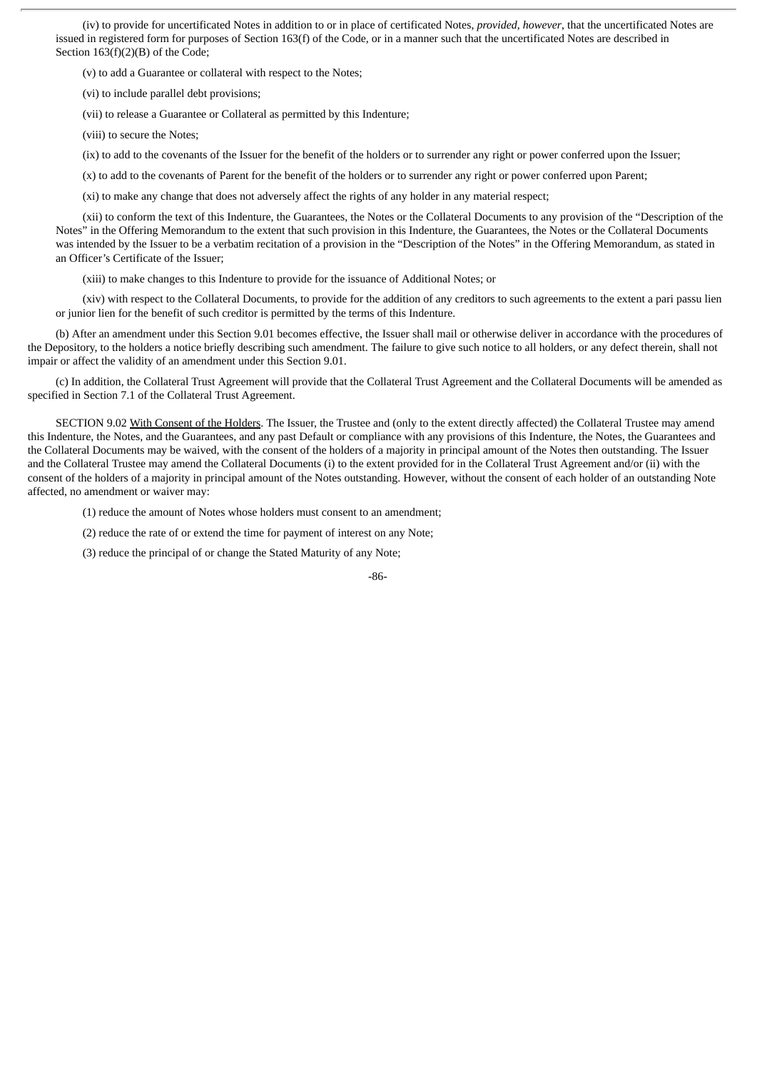(iv) to provide for uncertificated Notes in addition to or in place of certificated Notes, *provided*, *however*, that the uncertificated Notes are issued in registered form for purposes of Section 163(f) of the Code, or in a manner such that the uncertificated Notes are described in Section 163(f)(2)(B) of the Code;

(v) to add a Guarantee or collateral with respect to the Notes;

(vi) to include parallel debt provisions;

(vii) to release a Guarantee or Collateral as permitted by this Indenture;

(viii) to secure the Notes;

(ix) to add to the covenants of the Issuer for the benefit of the holders or to surrender any right or power conferred upon the Issuer;

(x) to add to the covenants of Parent for the benefit of the holders or to surrender any right or power conferred upon Parent;

(xi) to make any change that does not adversely affect the rights of any holder in any material respect;

(xii) to conform the text of this Indenture, the Guarantees, the Notes or the Collateral Documents to any provision of the "Description of the Notes" in the Offering Memorandum to the extent that such provision in this Indenture, the Guarantees, the Notes or the Collateral Documents was intended by the Issuer to be a verbatim recitation of a provision in the "Description of the Notes" in the Offering Memorandum, as stated in an Officer's Certificate of the Issuer;

(xiii) to make changes to this Indenture to provide for the issuance of Additional Notes; or

(xiv) with respect to the Collateral Documents, to provide for the addition of any creditors to such agreements to the extent a pari passu lien or junior lien for the benefit of such creditor is permitted by the terms of this Indenture.

(b) After an amendment under this Section 9.01 becomes effective, the Issuer shall mail or otherwise deliver in accordance with the procedures of the Depository, to the holders a notice briefly describing such amendment. The failure to give such notice to all holders, or any defect therein, shall not impair or affect the validity of an amendment under this Section 9.01.

(c) In addition, the Collateral Trust Agreement will provide that the Collateral Trust Agreement and the Collateral Documents will be amended as specified in Section 7.1 of the Collateral Trust Agreement.

SECTION 9.02 With Consent of the Holders. The Issuer, the Trustee and (only to the extent directly affected) the Collateral Trustee may amend this Indenture, the Notes, and the Guarantees, and any past Default or compliance with any provisions of this Indenture, the Notes, the Guarantees and the Collateral Documents may be waived, with the consent of the holders of a majority in principal amount of the Notes then outstanding. The Issuer and the Collateral Trustee may amend the Collateral Documents (i) to the extent provided for in the Collateral Trust Agreement and/or (ii) with the consent of the holders of a majority in principal amount of the Notes outstanding. However, without the consent of each holder of an outstanding Note affected, no amendment or waiver may:

(1) reduce the amount of Notes whose holders must consent to an amendment;

(2) reduce the rate of or extend the time for payment of interest on any Note;

(3) reduce the principal of or change the Stated Maturity of any Note;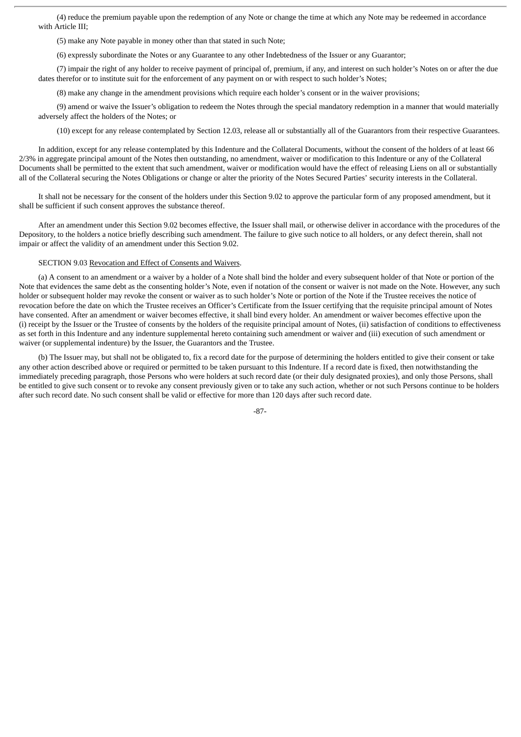(4) reduce the premium payable upon the redemption of any Note or change the time at which any Note may be redeemed in accordance with Article III;

(5) make any Note payable in money other than that stated in such Note;

(6) expressly subordinate the Notes or any Guarantee to any other Indebtedness of the Issuer or any Guarantor;

(7) impair the right of any holder to receive payment of principal of, premium, if any, and interest on such holder's Notes on or after the due dates therefor or to institute suit for the enforcement of any payment on or with respect to such holder's Notes;

(8) make any change in the amendment provisions which require each holder's consent or in the waiver provisions;

(9) amend or waive the Issuer's obligation to redeem the Notes through the special mandatory redemption in a manner that would materially adversely affect the holders of the Notes; or

(10) except for any release contemplated by Section 12.03, release all or substantially all of the Guarantors from their respective Guarantees.

In addition, except for any release contemplated by this Indenture and the Collateral Documents, without the consent of the holders of at least 66 2/3% in aggregate principal amount of the Notes then outstanding, no amendment, waiver or modification to this Indenture or any of the Collateral Documents shall be permitted to the extent that such amendment, waiver or modification would have the effect of releasing Liens on all or substantially all of the Collateral securing the Notes Obligations or change or alter the priority of the Notes Secured Parties' security interests in the Collateral.

It shall not be necessary for the consent of the holders under this Section 9.02 to approve the particular form of any proposed amendment, but it shall be sufficient if such consent approves the substance thereof.

After an amendment under this Section 9.02 becomes effective, the Issuer shall mail, or otherwise deliver in accordance with the procedures of the Depository, to the holders a notice briefly describing such amendment. The failure to give such notice to all holders, or any defect therein, shall not impair or affect the validity of an amendment under this Section 9.02.

SECTION 9.03 Revocation and Effect of Consents and Waivers.

(a) A consent to an amendment or a waiver by a holder of a Note shall bind the holder and every subsequent holder of that Note or portion of the Note that evidences the same debt as the consenting holder's Note, even if notation of the consent or waiver is not made on the Note. However, any such holder or subsequent holder may revoke the consent or waiver as to such holder's Note or portion of the Note if the Trustee receives the notice of revocation before the date on which the Trustee receives an Officer's Certificate from the Issuer certifying that the requisite principal amount of Notes have consented. After an amendment or waiver becomes effective, it shall bind every holder. An amendment or waiver becomes effective upon the (i) receipt by the Issuer or the Trustee of consents by the holders of the requisite principal amount of Notes, (ii) satisfaction of conditions to effectiveness as set forth in this Indenture and any indenture supplemental hereto containing such amendment or waiver and (iii) execution of such amendment or waiver (or supplemental indenture) by the Issuer, the Guarantors and the Trustee.

(b) The Issuer may, but shall not be obligated to, fix a record date for the purpose of determining the holders entitled to give their consent or take any other action described above or required or permitted to be taken pursuant to this Indenture. If a record date is fixed, then notwithstanding the immediately preceding paragraph, those Persons who were holders at such record date (or their duly designated proxies), and only those Persons, shall be entitled to give such consent or to revoke any consent previously given or to take any such action, whether or not such Persons continue to be holders after such record date. No such consent shall be valid or effective for more than 120 days after such record date.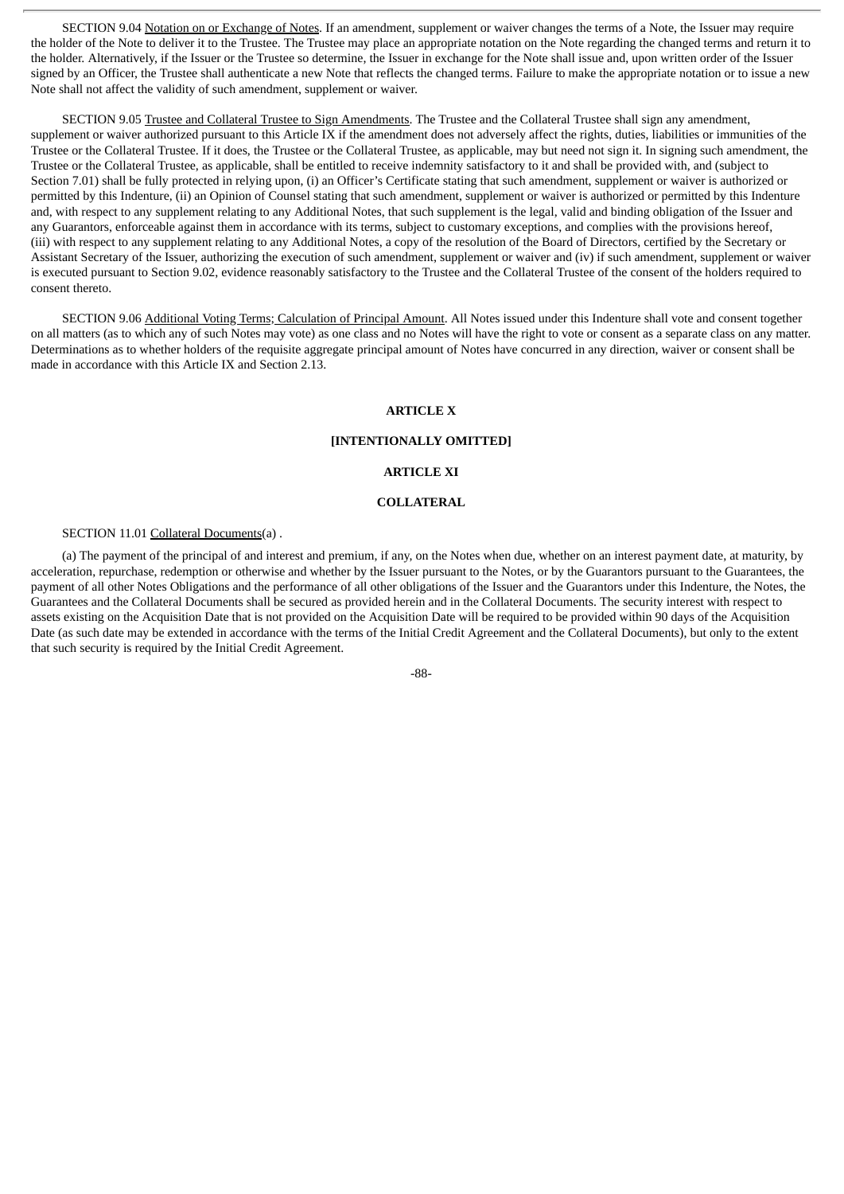SECTION 9.04 Notation on or Exchange of Notes. If an amendment, supplement or waiver changes the terms of a Note, the Issuer may require the holder of the Note to deliver it to the Trustee. The Trustee may place an appropriate notation on the Note regarding the changed terms and return it to the holder. Alternatively, if the Issuer or the Trustee so determine, the Issuer in exchange for the Note shall issue and, upon written order of the Issuer signed by an Officer, the Trustee shall authenticate a new Note that reflects the changed terms. Failure to make the appropriate notation or to issue a new Note shall not affect the validity of such amendment, supplement or waiver.

SECTION 9.05 Trustee and Collateral Trustee to Sign Amendments. The Trustee and the Collateral Trustee shall sign any amendment, supplement or waiver authorized pursuant to this Article IX if the amendment does not adversely affect the rights, duties, liabilities or immunities of the Trustee or the Collateral Trustee. If it does, the Trustee or the Collateral Trustee, as applicable, may but need not sign it. In signing such amendment, the Trustee or the Collateral Trustee, as applicable, shall be entitled to receive indemnity satisfactory to it and shall be provided with, and (subject to Section 7.01) shall be fully protected in relying upon, (i) an Officer's Certificate stating that such amendment, supplement or waiver is authorized or permitted by this Indenture, (ii) an Opinion of Counsel stating that such amendment, supplement or waiver is authorized or permitted by this Indenture and, with respect to any supplement relating to any Additional Notes, that such supplement is the legal, valid and binding obligation of the Issuer and any Guarantors, enforceable against them in accordance with its terms, subject to customary exceptions, and complies with the provisions hereof, (iii) with respect to any supplement relating to any Additional Notes, a copy of the resolution of the Board of Directors, certified by the Secretary or Assistant Secretary of the Issuer, authorizing the execution of such amendment, supplement or waiver and (iv) if such amendment, supplement or waiver is executed pursuant to Section 9.02, evidence reasonably satisfactory to the Trustee and the Collateral Trustee of the consent of the holders required to consent thereto.

SECTION 9.06 Additional Voting Terms; Calculation of Principal Amount. All Notes issued under this Indenture shall vote and consent together on all matters (as to which any of such Notes may vote) as one class and no Notes will have the right to vote or consent as a separate class on any matter. Determinations as to whether holders of the requisite aggregate principal amount of Notes have concurred in any direction, waiver or consent shall be made in accordance with this Article IX and Section 2.13.

## ARTICLE X

## [INTENTIONALLY OMITTED]

## ARTICLE XI

## COLLATERAL

SECTION 11.01 Collateral Documents(a) .

(a) The payment of the principal of and interest and premium, if any, on the Notes when due, whether on an interest payment date, at maturity, by acceleration, repurchase, redemption or otherwise and whether by the Issuer pursuant to the Notes, or by the Guarantors pursuant to the Guarantees, the payment of all other Notes Obligations and the performance of all other obligations of the Issuer and the Guarantors under this Indenture, the Notes, the Guarantees and the Collateral Documents shall be secured as provided herein and in the Collateral Documents. The security interest with respect to assets existing on the Acquisition Date that is not provided on the Acquisition Date will be required to be provided within 90 days of the Acquisition Date (as such date may be extended in accordance with the terms of the Initial Credit Agreement and the Collateral Documents), but only to the extent that such security is required by the Initial Credit Agreement.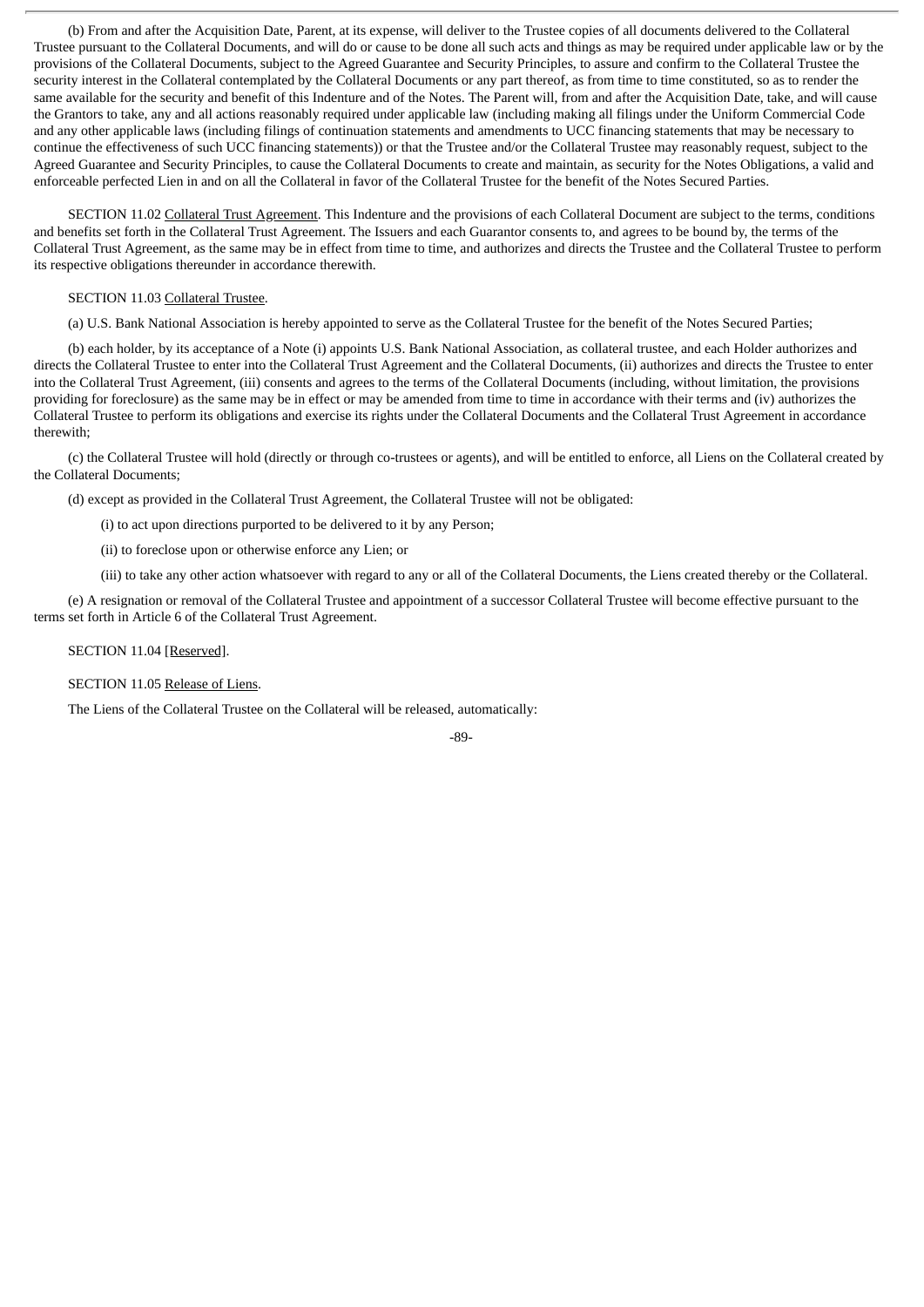(b) From and after the Acquisition Date, Parent, at its expense, will deliver to the Trustee copies of all documents delivered to the Collateral Trustee pursuant to the Collateral Documents, and will do or cause to be done all such acts and things as may be required under applicable law or by the provisions of the Collateral Documents, subject to the Agreed Guarantee and Security Principles, to assure and confirm to the Collateral Trustee the security interest in the Collateral contemplated by the Collateral Documents or any part thereof, as from time to time constituted, so as to render the same available for the security and benefit of this Indenture and of the Notes. The Parent will, from and after the Acquisition Date, take, and will cause the Grantors to take, any and all actions reasonably required under applicable law (including making all filings under the Uniform Commercial Code and any other applicable laws (including filings of continuation statements and amendments to UCC financing statements that may be necessary to continue the effectiveness of such UCC financing statements)) or that the Trustee and/or the Collateral Trustee may reasonably request, subject to the Agreed Guarantee and Security Principles, to cause the Collateral Documents to create and maintain, as security for the Notes Obligations, a valid and enforceable perfected Lien in and on all the Collateral in favor of the Collateral Trustee for the benefit of the Notes Secured Parties.

SECTION 11.02 Collateral Trust Agreement. This Indenture and the provisions of each Collateral Document are subject to the terms, conditions and benefits set forth in the Collateral Trust Agreement. The Issuers and each Guarantor consents to, and agrees to be bound by, the terms of the Collateral Trust Agreement, as the same may be in effect from time to time, and authorizes and directs the Trustee and the Collateral Trustee to perform its respective obligations thereunder in accordance therewith.

SECTION 11.03 Collateral Trustee.

(a) U.S. Bank National Association is hereby appointed to serve as the Collateral Trustee for the benefit of the Notes Secured Parties;

(b) each holder, by its acceptance of a Note (i) appoints U.S. Bank National Association, as collateral trustee, and each Holder authorizes and directs the Collateral Trustee to enter into the Collateral Trust Agreement and the Collateral Documents, (ii) authorizes and directs the Trustee to enter into the Collateral Trust Agreement, (iii) consents and agrees to the terms of the Collateral Documents (including, without limitation, the provisions providing for foreclosure) as the same may be in effect or may be amended from time to time in accordance with their terms and (iv) authorizes the Collateral Trustee to perform its obligations and exercise its rights under the Collateral Documents and the Collateral Trust Agreement in accordance therewith;

(c) the Collateral Trustee will hold (directly or through co-trustees or agents), and will be entitled to enforce, all Liens on the Collateral created by the Collateral Documents;

(d) except as provided in the Collateral Trust Agreement, the Collateral Trustee will not be obligated:

(i) to act upon directions purported to be delivered to it by any Person;

(ii) to foreclose upon or otherwise enforce any Lien; or

(iii) to take any other action whatsoever with regard to any or all of the Collateral Documents, the Liens created thereby or the Collateral.

(e) A resignation or removal of the Collateral Trustee and appointment of a successor Collateral Trustee will become effective pursuant to the terms set forth in Article 6 of the Collateral Trust Agreement.

SECTION 11.04 [Reserved].

SECTION 11.05 Release of Liens.

The Liens of the Collateral Trustee on the Collateral will be released, automatically: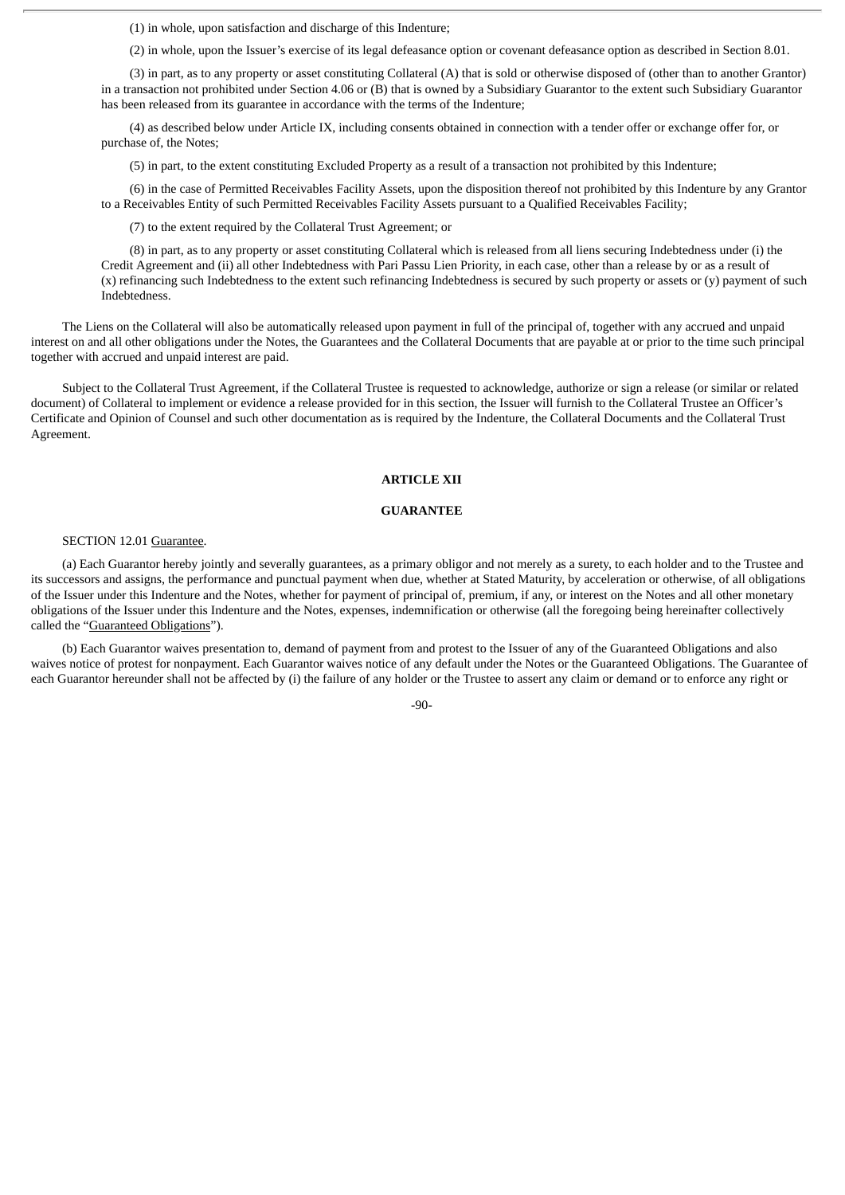(1) in whole, upon satisfaction and discharge of this Indenture;

(2) in whole, upon the Issuer's exercise of its legal defeasance option or covenant defeasance option as described in Section 8.01.

(3) in part, as to any property or asset constituting Collateral (A) that is sold or otherwise disposed of (other than to another Grantor) in a transaction not prohibited under Section 4.06 or (B) that is owned by a Subsidiary Guarantor to the extent such Subsidiary Guarantor has been released from its guarantee in accordance with the terms of the Indenture;

(4) as described below under Article IX, including consents obtained in connection with a tender offer or exchange offer for, or purchase of, the Notes;

(5) in part, to the extent constituting Excluded Property as a result of a transaction not prohibited by this Indenture;

(6) in the case of Permitted Receivables Facility Assets, upon the disposition thereof not prohibited by this Indenture by any Grantor to a Receivables Entity of such Permitted Receivables Facility Assets pursuant to a Qualified Receivables Facility;

(7) to the extent required by the Collateral Trust Agreement; or

(8) in part, as to any property or asset constituting Collateral which is released from all liens securing Indebtedness under (i) the Credit Agreement and (ii) all other Indebtedness with Pari Passu Lien Priority, in each case, other than a release by or as a result of (x) refinancing such Indebtedness to the extent such refinancing Indebtedness is secured by such property or assets or (y) payment of such Indebtedness.

The Liens on the Collateral will also be automatically released upon payment in full of the principal of, together with any accrued and unpaid interest on and all other obligations under the Notes, the Guarantees and the Collateral Documents that are payable at or prior to the time such principal together with accrued and unpaid interest are paid.

Subject to the Collateral Trust Agreement, if the Collateral Trustee is requested to acknowledge, authorize or sign a release (or similar or related document) of Collateral to implement or evidence a release provided for in this section, the Issuer will furnish to the Collateral Trustee an Officer's Certificate and Opinion of Counsel and such other documentation as is required by the Indenture, the Collateral Documents and the Collateral Trust Agreement.

## ARTICLE XII

## GUARANTEE

SECTION 12.01 Guarantee.

(a) Each Guarantor hereby jointly and severally guarantees, as a primary obligor and not merely as a surety, to each holder and to the Trustee and its successors and assigns, the performance and punctual payment when due, whether at Stated Maturity, by acceleration or otherwise, of all obligations of the Issuer under this Indenture and the Notes, whether for payment of principal of, premium, if any, or interest on the Notes and all other monetary obligations of the Issuer under this Indenture and the Notes, expenses, indemnification or otherwise (all the foregoing being hereinafter collectively called the "Guaranteed Obligations").

(b) Each Guarantor waives presentation to, demand of payment from and protest to the Issuer of any of the Guaranteed Obligations and also waives notice of protest for nonpayment. Each Guarantor waives notice of any default under the Notes or the Guaranteed Obligations. The Guarantee of each Guarantor hereunder shall not be affected by (i) the failure of any holder or the Trustee to assert any claim or demand or to enforce any right or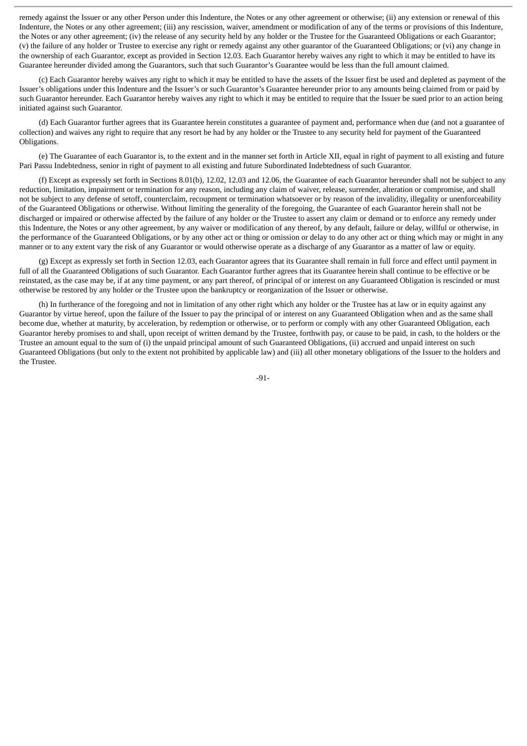remedy against the Issuer or any other Person under this Indenture, the Notes or any other agreement or otherwise; (ii) any extension or renewal of this Indenture, the Notes or any other agreement; (iii) any rescission, waiver, amendment or modification of any of the terms or provisions of this Indenture, the Notes or any other agreement; (iv) the release of any security held by any holder or the Trustee for the Guaranteed Obligations or each Guarantor; (v) the failure of any holder or Trustee to exercise any right or remedy against any other guarantor of the Guaranteed Obligations; or (vi) any change in the ownership of each Guarantor, except as provided in Section 12.03. Each Guarantor hereby waives any right to which it may be entitled to have its Guarantee hereunder divided among the Guarantors, such that such Guarantor's Guarantee would be less than the full amount claimed.

(c) Each Guarantor hereby waives any right to which it may be entitled to have the assets of the Issuer first be used and depleted as payment of the Issuer's obligations under this Indenture and the Issuer's or such Guarantor's Guarantee hereunder prior to any amounts being claimed from or paid by such Guarantor hereunder. Each Guarantor hereby waives any right to which it may be entitled to require that the Issuer be sued prior to an action being initiated against such Guarantor.

(d) Each Guarantor further agrees that its Guarantee herein constitutes a guarantee of payment and, performance when due (and not a guarantee of collection) and waives any right to require that any resort be had by any holder or the Trustee to any security held for payment of the Guaranteed Obligations.

(e) The Guarantee of each Guarantor is, to the extent and in the manner set forth in Article XII, equal in right of payment to all existing and future Pari Passu Indebtedness, senior in right of payment to all existing and future Subordinated Indebtedness of such Guarantor.

(f) Except as expressly set forth in Sections 8.01(b), 12.02, 12.03 and 12.06, the Guarantee of each Guarantor hereunder shall not be subject to any reduction, limitation, impairment or termination for any reason, including any claim of waiver, release, surrender, alteration or compromise, and shall not be subject to any defense of setoff, counterclaim, recoupment or termination whatsoever or by reason of the invalidity, illegality or unenforceability of the Guaranteed Obligations or otherwise. Without limiting the generality of the foregoing, the Guarantee of each Guarantor herein shall not be discharged or impaired or otherwise affected by the failure of any holder or the Trustee to assert any claim or demand or to enforce any remedy under this Indenture, the Notes or any other agreement, by any waiver or modification of any thereof, by any default, failure or delay, willful or otherwise, in the performance of the Guaranteed Obligations, or by any other act or thing or omission or delay to do any other act or thing which may or might in any manner or to any extent vary the risk of any Guarantor or would otherwise operate as a discharge of any Guarantor as a matter of law or equity.

(g) Except as expressly set forth in Section 12.03, each Guarantor agrees that its Guarantee shall remain in full force and effect until payment in full of all the Guaranteed Obligations of such Guarantor. Each Guarantor further agrees that its Guarantee herein shall continue to be effective or be reinstated, as the case may be, if at any time payment, or any part thereof, of principal of or interest on any Guaranteed Obligation is rescinded or must otherwise be restored by any holder or the Trustee upon the bankruptcy or reorganization of the Issuer or otherwise.

(h) In furtherance of the foregoing and not in limitation of any other right which any holder or the Trustee has at law or in equity against any Guarantor by virtue hereof, upon the failure of the Issuer to pay the principal of or interest on any Guaranteed Obligation when and as the same shall become due, whether at maturity, by acceleration, by redemption or otherwise, or to perform or comply with any other Guaranteed Obligation, each Guarantor hereby promises to and shall, upon receipt of written demand by the Trustee, forthwith pay, or cause to be paid, in cash, to the holders or the Trustee an amount equal to the sum of (i) the unpaid principal amount of such Guaranteed Obligations, (ii) accrued and unpaid interest on such Guaranteed Obligations (but only to the extent not prohibited by applicable law) and (iii) all other monetary obligations of the Issuer to the holders and the Trustee.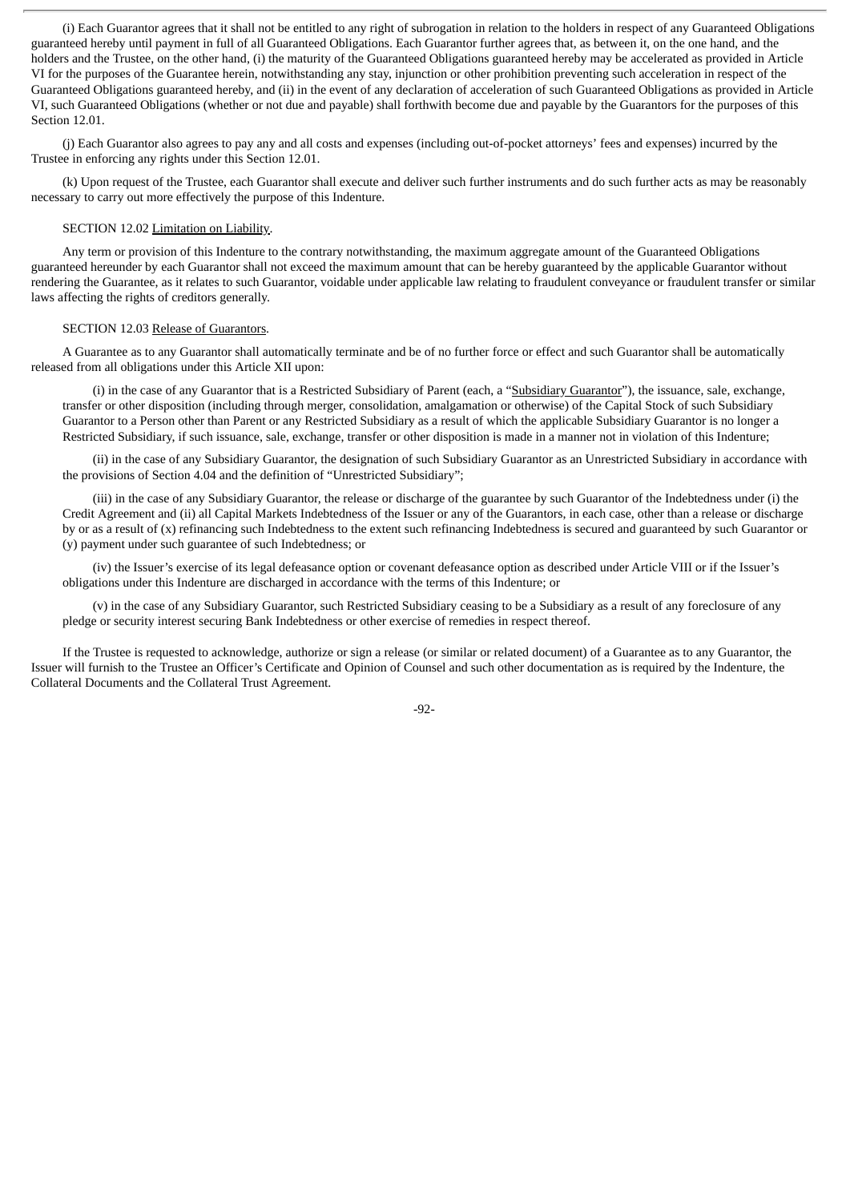(i) Each Guarantor agrees that it shall not be entitled to any right of subrogation in relation to the holders in respect of any Guaranteed Obligations guaranteed hereby until payment in full of all Guaranteed Obligations. Each Guarantor further agrees that, as between it, on the one hand, and the holders and the Trustee, on the other hand, (i) the maturity of the Guaranteed Obligations guaranteed hereby may be accelerated as provided in Article VI for the purposes of the Guarantee herein, notwithstanding any stay, injunction or other prohibition preventing such acceleration in respect of the Guaranteed Obligations guaranteed hereby, and (ii) in the event of any declaration of acceleration of such Guaranteed Obligations as provided in Article VI, such Guaranteed Obligations (whether or not due and payable) shall forthwith become due and payable by the Guarantors for the purposes of this Section 12.01.

(j) Each Guarantor also agrees to pay any and all costs and expenses (including out-of-pocket attorneys' fees and expenses) incurred by the Trustee in enforcing any rights under this Section 12.01.

(k) Upon request of the Trustee, each Guarantor shall execute and deliver such further instruments and do such further acts as may be reasonably necessary to carry out more effectively the purpose of this Indenture.

SECTION 12.02 Limitation on Liability.

Any term or provision of this Indenture to the contrary notwithstanding, the maximum aggregate amount of the Guaranteed Obligations guaranteed hereunder by each Guarantor shall not exceed the maximum amount that can be hereby guaranteed by the applicable Guarantor without rendering the Guarantee, as it relates to such Guarantor, voidable under applicable law relating to fraudulent conveyance or fraudulent transfer or similar laws affecting the rights of creditors generally.

SECTION 12.03 Release of Guarantors.

A Guarantee as to any Guarantor shall automatically terminate and be of no further force or effect and such Guarantor shall be automatically released from all obligations under this Article XII upon:

(i) in the case of any Guarantor that is a Restricted Subsidiary of Parent (each, a "Subsidiary Guarantor"), the issuance, sale, exchange, transfer or other disposition (including through merger, consolidation, amalgamation or otherwise) of the Capital Stock of such Subsidiary Guarantor to a Person other than Parent or any Restricted Subsidiary as a result of which the applicable Subsidiary Guarantor is no longer a Restricted Subsidiary, if such issuance, sale, exchange, transfer or other disposition is made in a manner not in violation of this Indenture;

(ii) in the case of any Subsidiary Guarantor, the designation of such Subsidiary Guarantor as an Unrestricted Subsidiary in accordance with the provisions of Section 4.04 and the definition of "Unrestricted Subsidiary";

(iii) in the case of any Subsidiary Guarantor, the release or discharge of the guarantee by such Guarantor of the Indebtedness under (i) the Credit Agreement and (ii) all Capital Markets Indebtedness of the Issuer or any of the Guarantors, in each case, other than a release or discharge by or as a result of (x) refinancing such Indebtedness to the extent such refinancing Indebtedness is secured and guaranteed by such Guarantor or (y) payment under such guarantee of such Indebtedness; or

(iv) the Issuer's exercise of its legal defeasance option or covenant defeasance option as described under Article VIII or if the Issuer's obligations under this Indenture are discharged in accordance with the terms of this Indenture; or

(v) in the case of any Subsidiary Guarantor, such Restricted Subsidiary ceasing to be a Subsidiary as a result of any foreclosure of any pledge or security interest securing Bank Indebtedness or other exercise of remedies in respect thereof.

If the Trustee is requested to acknowledge, authorize or sign a release (or similar or related document) of a Guarantee as to any Guarantor, the Issuer will furnish to the Trustee an Officer's Certificate and Opinion of Counsel and such other documentation as is required by the Indenture, the Collateral Documents and the Collateral Trust Agreement.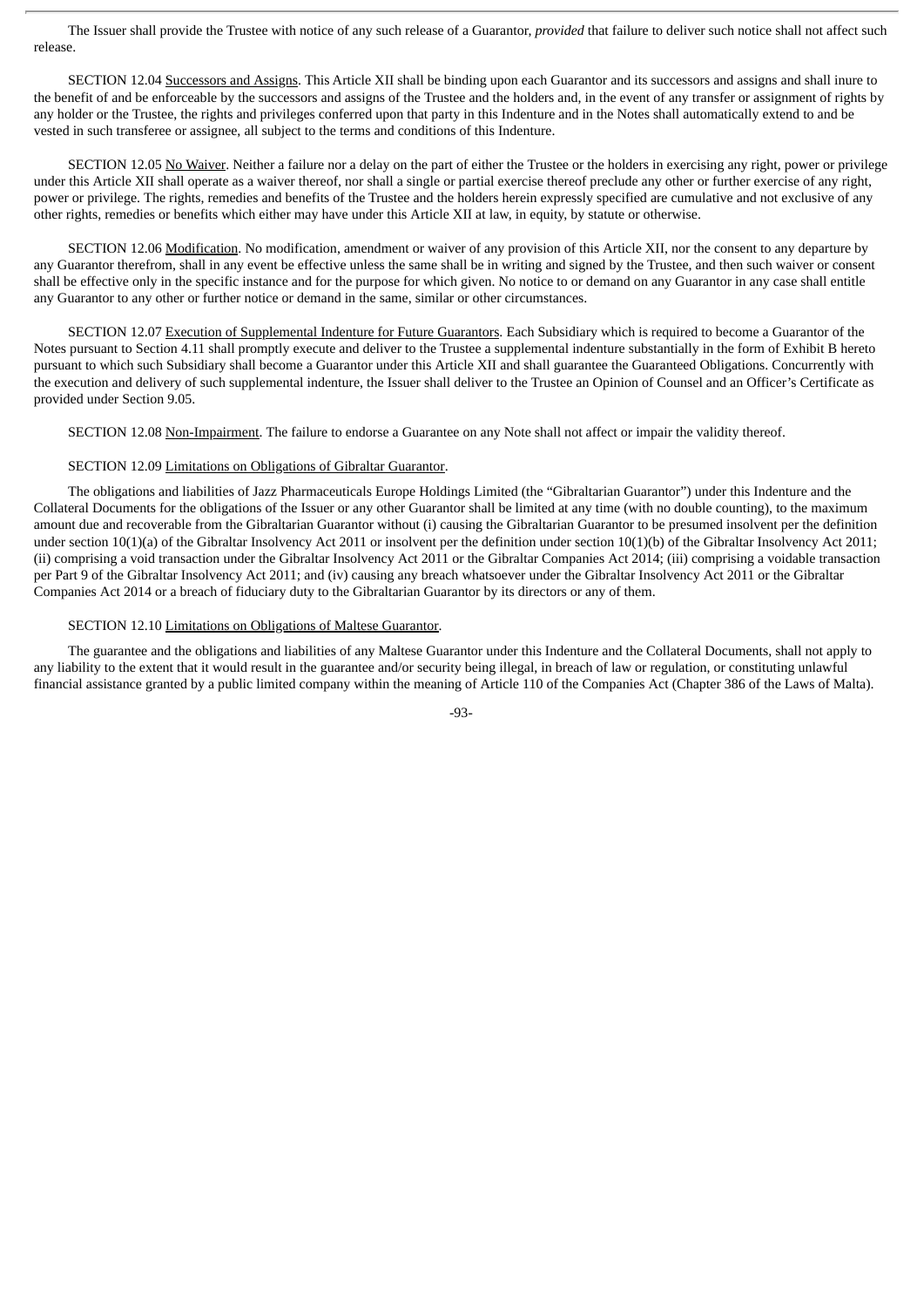The Issuer shall provide the Trustee with notice of any such release of a Guarantor, *provided* that failure to deliver such notice shall not affect such release.

SECTION 12.04 Successors and Assigns. This Article XII shall be binding upon each Guarantor and its successors and assigns and shall inure to the benefit of and be enforceable by the successors and assigns of the Trustee and the holders and, in the event of any transfer or assignment of rights by any holder or the Trustee, the rights and privileges conferred upon that party in this Indenture and in the Notes shall automatically extend to and be vested in such transferee or assignee, all subject to the terms and conditions of this Indenture.

SECTION 12.05 No Waiver. Neither a failure nor a delay on the part of either the Trustee or the holders in exercising any right, power or privilege under this Article XII shall operate as a waiver thereof, nor shall a single or partial exercise thereof preclude any other or further exercise of any right, power or privilege. The rights, remedies and benefits of the Trustee and the holders herein expressly specified are cumulative and not exclusive of any other rights, remedies or benefits which either may have under this Article XII at law, in equity, by statute or otherwise.

SECTION 12.06 Modification. No modification, amendment or waiver of any provision of this Article XII, nor the consent to any departure by any Guarantor therefrom, shall in any event be effective unless the same shall be in writing and signed by the Trustee, and then such waiver or consent shall be effective only in the specific instance and for the purpose for which given. No notice to or demand on any Guarantor in any case shall entitle any Guarantor to any other or further notice or demand in the same, similar or other circumstances.

SECTION 12.07 Execution of Supplemental Indenture for Future Guarantors. Each Subsidiary which is required to become a Guarantor of the Notes pursuant to Section 4.11 shall promptly execute and deliver to the Trustee a supplemental indenture substantially in the form of Exhibit B hereto pursuant to which such Subsidiary shall become a Guarantor under this Article XII and shall guarantee the Guaranteed Obligations. Concurrently with the execution and delivery of such supplemental indenture, the Issuer shall deliver to the Trustee an Opinion of Counsel and an Officer's Certificate as provided under Section 9.05.

SECTION 12.08 Non-Impairment. The failure to endorse a Guarantee on any Note shall not affect or impair the validity thereof.

SECTION 12.09 Limitations on Obligations of Gibraltar Guarantor.

The obligations and liabilities of Jazz Pharmaceuticals Europe Holdings Limited (the "Gibraltarian Guarantor") under this Indenture and the Collateral Documents for the obligations of the Issuer or any other Guarantor shall be limited at any time (with no double counting), to the maximum amount due and recoverable from the Gibraltarian Guarantor without (i) causing the Gibraltarian Guarantor to be presumed insolvent per the definition under section 10(1)(a) of the Gibraltar Insolvency Act 2011 or insolvent per the definition under section 10(1)(b) of the Gibraltar Insolvency Act 2011; (ii) comprising a void transaction under the Gibraltar Insolvency Act 2011 or the Gibraltar Companies Act 2014; (iii) comprising a voidable transaction per Part 9 of the Gibraltar Insolvency Act 2011; and (iv) causing any breach whatsoever under the Gibraltar Insolvency Act 2011 or the Gibraltar Companies Act 2014 or a breach of fiduciary duty to the Gibraltarian Guarantor by its directors or any of them.

SECTION 12.10 Limitations on Obligations of Maltese Guarantor.

The guarantee and the obligations and liabilities of any Maltese Guarantor under this Indenture and the Collateral Documents, shall not apply to any liability to the extent that it would result in the guarantee and/or security being illegal, in breach of law or regulation, or constituting unlawful financial assistance granted by a public limited company within the meaning of Article 110 of the Companies Act (Chapter 386 of the Laws of Malta).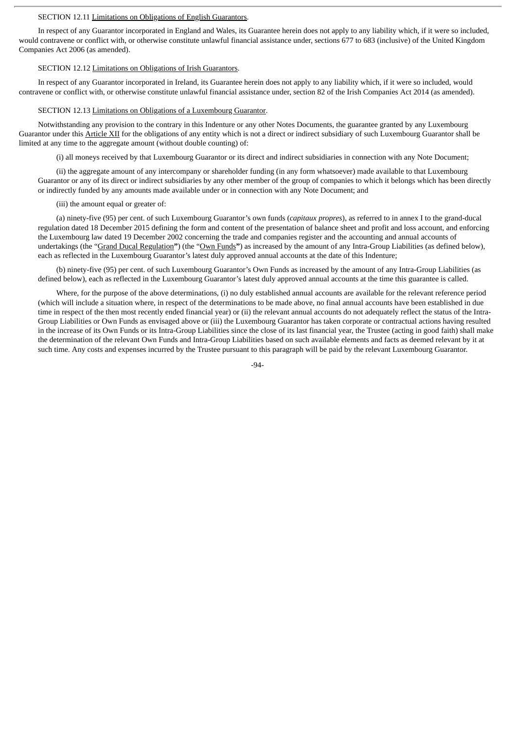SECTION 12.11 Limitations on Obligations of English Guarantors.

In respect of any Guarantor incorporated in England and Wales, its Guarantee herein does not apply to any liability which, if it were so included, would contravene or conflict with, or otherwise constitute unlawful financial assistance under, sections 677 to 683 (inclusive) of the United Kingdom Companies Act 2006 (as amended).

SECTION 12.12 Limitations on Obligations of Irish Guarantors.

In respect of any Guarantor incorporated in Ireland, its Guarantee herein does not apply to any liability which, if it were so included, would contravene or conflict with, or otherwise constitute unlawful financial assistance under, section 82 of the Irish Companies Act 2014 (as amended).

SECTION 12.13 Limitations on Obligations of a Luxembourg Guarantor.

Notwithstanding any provision to the contrary in this Indenture or any other Notes Documents, the guarantee granted by any Luxembourg Guarantor under this Article XII for the obligations of any entity which is not a direct or indirect subsidiary of such Luxembourg Guarantor shall be limited at any time to the aggregate amount (without double counting) of:

(i) all moneys received by that Luxembourg Guarantor or its direct and indirect subsidiaries in connection with any Note Document;

(ii) the aggregate amount of any intercompany or shareholder funding (in any form whatsoever) made available to that Luxembourg Guarantor or any of its direct or indirect subsidiaries by any other member of the group of companies to which it belongs which has been directly or indirectly funded by any amounts made available under or in connection with any Note Document; and

(iii) the amount equal or greater of:

(a) ninety-five (95) per cent. of such Luxembourg Guarantor's own funds (*capitaux propres*), as referred to in annex I to the grand-ducal regulation dated 18 December 2015 defining the form and content of the presentation of balance sheet and profit and loss account, and enforcing the Luxembourg law dated 19 December 2002 concerning the trade and companies register and the accounting and annual accounts of undertakings (the "Grand Ducal Regulation") (the "Own Funds") as increased by the amount of any Intra-Group Liabilities (as defined below), each as reflected in the Luxembourg Guarantor's latest duly approved annual accounts at the date of this Indenture;

(b) ninety-five (95) per cent. of such Luxembourg Guarantor's Own Funds as increased by the amount of any Intra-Group Liabilities (as defined below), each as reflected in the Luxembourg Guarantor's latest duly approved annual accounts at the time this guarantee is called.

Where, for the purpose of the above determinations, (i) no duly established annual accounts are available for the relevant reference period (which will include a situation where, in respect of the determinations to be made above, no final annual accounts have been established in due time in respect of the then most recently ended financial year) or (ii) the relevant annual accounts do not adequately reflect the status of the Intra-Group Liabilities or Own Funds as envisaged above or (iii) the Luxembourg Guarantor has taken corporate or contractual actions having resulted in the increase of its Own Funds or its Intra-Group Liabilities since the close of its last financial year, the Trustee (acting in good faith) shall make the determination of the relevant Own Funds and Intra-Group Liabilities based on such available elements and facts as deemed relevant by it at such time. Any costs and expenses incurred by the Trustee pursuant to this paragraph will be paid by the relevant Luxembourg Guarantor.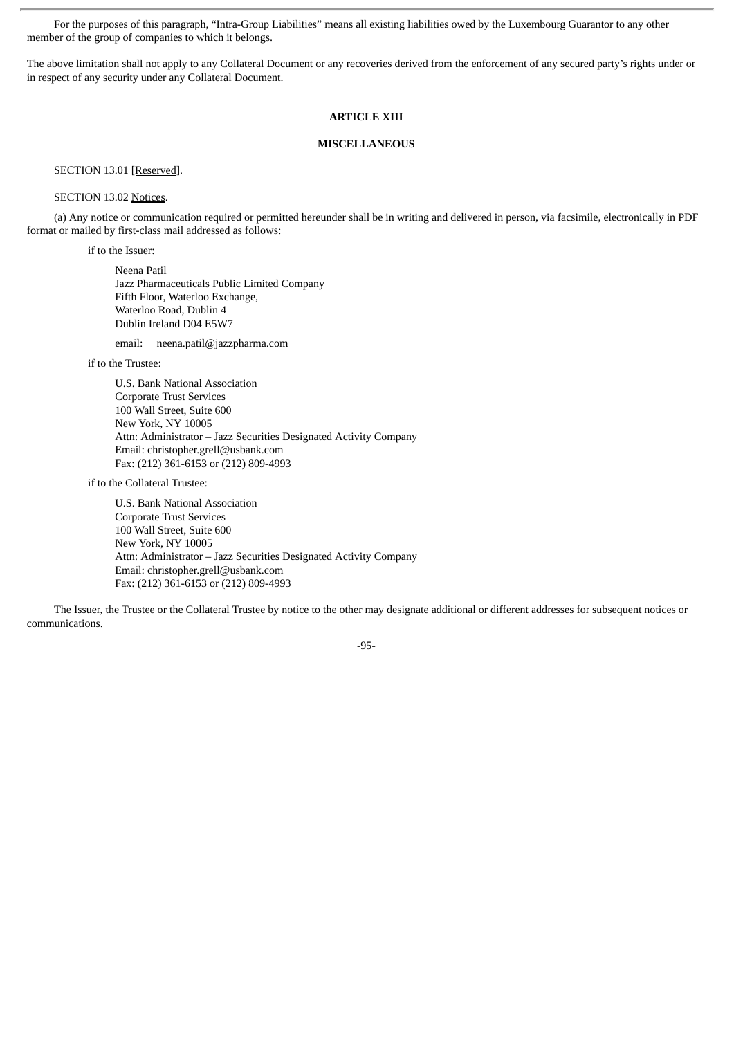For the purposes of this paragraph, "Intra-Group Liabilities" means all existing liabilities owed by the Luxembourg Guarantor to any other member of the group of companies to which it belongs.

The above limitation shall not apply to any Collateral Document or any recoveries derived from the enforcement of any secured party's rights under or in respect of any security under any Collateral Document.

## ARTICLE XIII

## MISCELLANEOUS

SECTION 13.01 [Reserved].

SECTION 13.02 Notices.

(a) Any notice or communication required or permitted hereunder shall be in writing and delivered in person, via facsimile, electronically in PDF format or mailed by first-class mail addressed as follows:

if to the Issuer:

Neena Patil
Jazz Pharmaceuticals Public Limited Company
Fifth Floor, Waterloo Exchange,
Waterloo Road, Dublin 4
Dublin Ireland D04 E5W7

email: neena.patil@jazzpharma.com

if to the Trustee:

U.S. Bank National Association
Corporate Trust Services
100 Wall Street, Suite 600
New York, NY 10005
Attn: Administrator – Jazz Securities Designated Activity Company
Email: christopher.grell@usbank.com
Fax: (212) 361-6153 or (212) 809-4993

if to the Collateral Trustee:

U.S. Bank National Association
Corporate Trust Services
100 Wall Street, Suite 600
New York, NY 10005
Attn: Administrator – Jazz Securities Designated Activity Company
Email: christopher.grell@usbank.com
Fax: (212) 361-6153 or (212) 809-4993

The Issuer, the Trustee or the Collateral Trustee by notice to the other may designate additional or different addresses for subsequent notices or communications.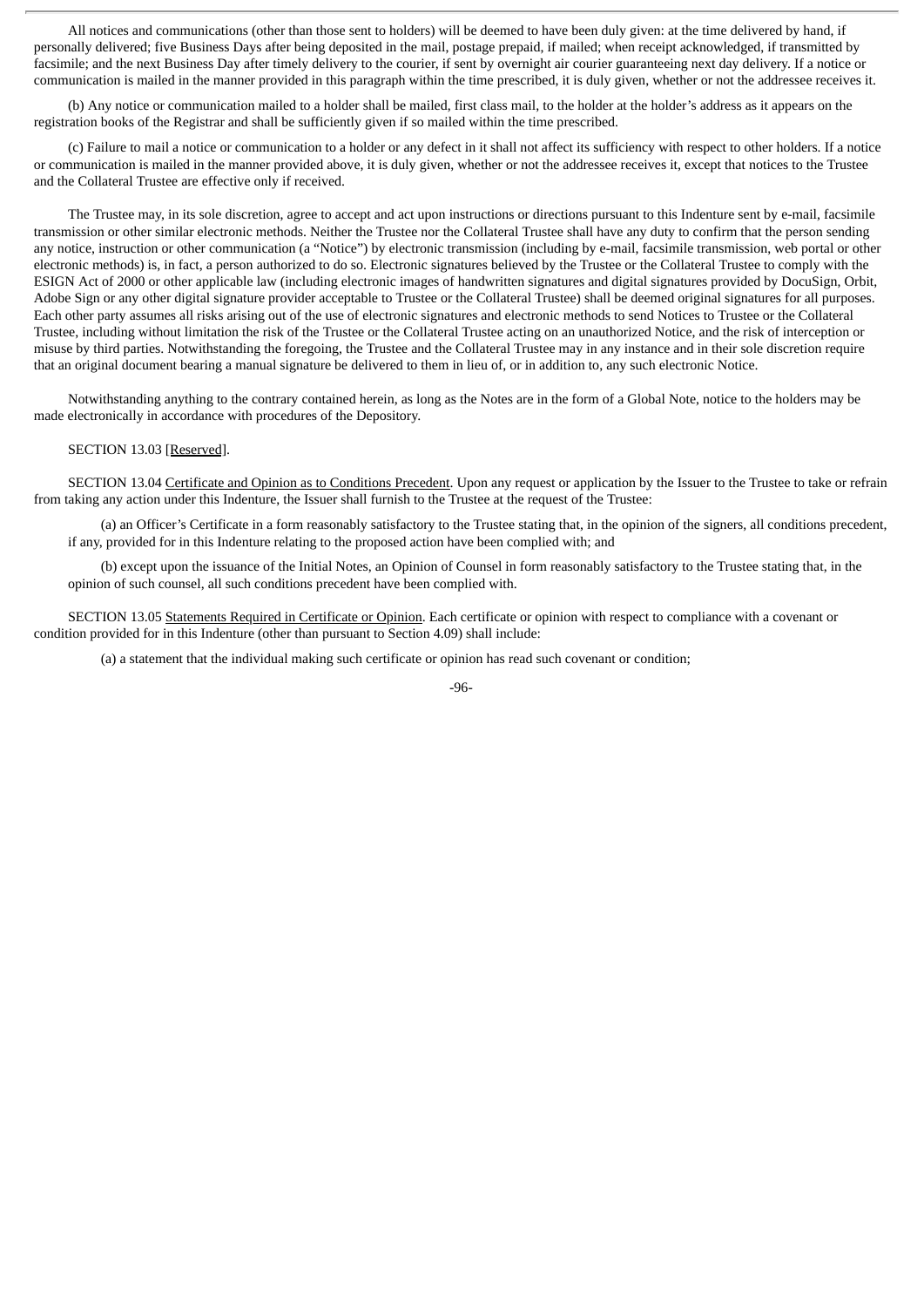All notices and communications (other than those sent to holders) will be deemed to have been duly given: at the time delivered by hand, if personally delivered; five Business Days after being deposited in the mail, postage prepaid, if mailed; when receipt acknowledged, if transmitted by facsimile; and the next Business Day after timely delivery to the courier, if sent by overnight air courier guaranteeing next day delivery. If a notice or communication is mailed in the manner provided in this paragraph within the time prescribed, it is duly given, whether or not the addressee receives it.

(b) Any notice or communication mailed to a holder shall be mailed, first class mail, to the holder at the holder's address as it appears on the registration books of the Registrar and shall be sufficiently given if so mailed within the time prescribed.

(c) Failure to mail a notice or communication to a holder or any defect in it shall not affect its sufficiency with respect to other holders. If a notice or communication is mailed in the manner provided above, it is duly given, whether or not the addressee receives it, except that notices to the Trustee and the Collateral Trustee are effective only if received.

The Trustee may, in its sole discretion, agree to accept and act upon instructions or directions pursuant to this Indenture sent by e-mail, facsimile transmission or other similar electronic methods. Neither the Trustee nor the Collateral Trustee shall have any duty to confirm that the person sending any notice, instruction or other communication (a "Notice") by electronic transmission (including by e-mail, facsimile transmission, web portal or other electronic methods) is, in fact, a person authorized to do so. Electronic signatures believed by the Trustee or the Collateral Trustee to comply with the ESIGN Act of 2000 or other applicable law (including electronic images of handwritten signatures and digital signatures provided by DocuSign, Orbit, Adobe Sign or any other digital signature provider acceptable to Trustee or the Collateral Trustee) shall be deemed original signatures for all purposes. Each other party assumes all risks arising out of the use of electronic signatures and electronic methods to send Notices to Trustee or the Collateral Trustee, including without limitation the risk of the Trustee or the Collateral Trustee acting on an unauthorized Notice, and the risk of interception or misuse by third parties. Notwithstanding the foregoing, the Trustee and the Collateral Trustee may in any instance and in their sole discretion require that an original document bearing a manual signature be delivered to them in lieu of, or in addition to, any such electronic Notice.

Notwithstanding anything to the contrary contained herein, as long as the Notes are in the form of a Global Note, notice to the holders may be made electronically in accordance with procedures of the Depository.

SECTION 13.03 [Reserved].

SECTION 13.04 Certificate and Opinion as to Conditions Precedent. Upon any request or application by the Issuer to the Trustee to take or refrain from taking any action under this Indenture, the Issuer shall furnish to the Trustee at the request of the Trustee:

(a) an Officer's Certificate in a form reasonably satisfactory to the Trustee stating that, in the opinion of the signers, all conditions precedent, if any, provided for in this Indenture relating to the proposed action have been complied with; and

(b) except upon the issuance of the Initial Notes, an Opinion of Counsel in form reasonably satisfactory to the Trustee stating that, in the opinion of such counsel, all such conditions precedent have been complied with.

SECTION 13.05 Statements Required in Certificate or Opinion. Each certificate or opinion with respect to compliance with a covenant or condition provided for in this Indenture (other than pursuant to Section 4.09) shall include:

(a) a statement that the individual making such certificate or opinion has read such covenant or condition;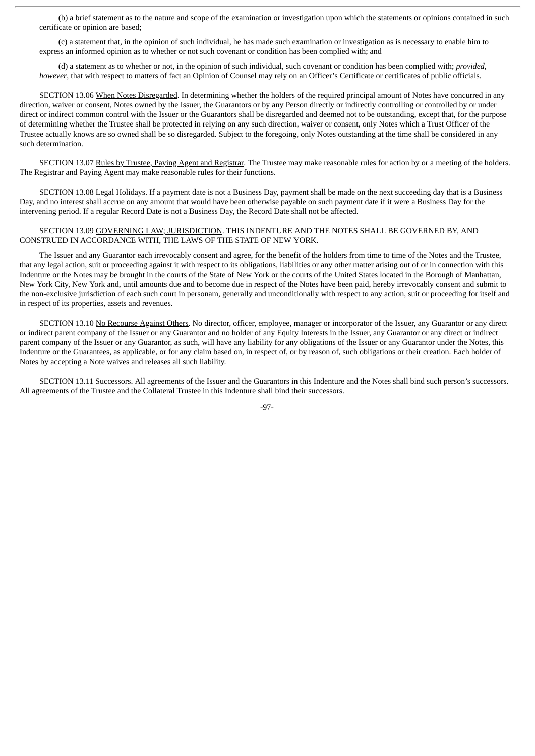(b) a brief statement as to the nature and scope of the examination or investigation upon which the statements or opinions contained in such certificate or opinion are based;

(c) a statement that, in the opinion of such individual, he has made such examination or investigation as is necessary to enable him to express an informed opinion as to whether or not such covenant or condition has been complied with; and

(d) a statement as to whether or not, in the opinion of such individual, such covenant or condition has been complied with; *provided, however*, that with respect to matters of fact an Opinion of Counsel may rely on an Officer's Certificate or certificates of public officials.

SECTION 13.06 When Notes Disregarded. In determining whether the holders of the required principal amount of Notes have concurred in any direction, waiver or consent, Notes owned by the Issuer, the Guarantors or by any Person directly or indirectly controlling or controlled by or under direct or indirect common control with the Issuer or the Guarantors shall be disregarded and deemed not to be outstanding, except that, for the purpose of determining whether the Trustee shall be protected in relying on any such direction, waiver or consent, only Notes which a Trust Officer of the Trustee actually knows are so owned shall be so disregarded. Subject to the foregoing, only Notes outstanding at the time shall be considered in any such determination.

SECTION 13.07 Rules by Trustee, Paying Agent and Registrar. The Trustee may make reasonable rules for action by or a meeting of the holders. The Registrar and Paying Agent may make reasonable rules for their functions.

SECTION 13.08 Legal Holidays. If a payment date is not a Business Day, payment shall be made on the next succeeding day that is a Business Day, and no interest shall accrue on any amount that would have been otherwise payable on such payment date if it were a Business Day for the intervening period. If a regular Record Date is not a Business Day, the Record Date shall not be affected.

SECTION 13.09 GOVERNING LAW; JURISDICTION. THIS INDENTURE AND THE NOTES SHALL BE GOVERNED BY, AND CONSTRUED IN ACCORDANCE WITH, THE LAWS OF THE STATE OF NEW YORK.

The Issuer and any Guarantor each irrevocably consent and agree, for the benefit of the holders from time to time of the Notes and the Trustee, that any legal action, suit or proceeding against it with respect to its obligations, liabilities or any other matter arising out of or in connection with this Indenture or the Notes may be brought in the courts of the State of New York or the courts of the United States located in the Borough of Manhattan, New York City, New York and, until amounts due and to become due in respect of the Notes have been paid, hereby irrevocably consent and submit to the non-exclusive jurisdiction of each such court in personam, generally and unconditionally with respect to any action, suit or proceeding for itself and in respect of its properties, assets and revenues.

SECTION 13.10 No Recourse Against Others. No director, officer, employee, manager or incorporator of the Issuer, any Guarantor or any direct or indirect parent company of the Issuer or any Guarantor and no holder of any Equity Interests in the Issuer, any Guarantor or any direct or indirect parent company of the Issuer or any Guarantor, as such, will have any liability for any obligations of the Issuer or any Guarantor under the Notes, this Indenture or the Guarantees, as applicable, or for any claim based on, in respect of, or by reason of, such obligations or their creation. Each holder of Notes by accepting a Note waives and releases all such liability.

SECTION 13.11 Successors. All agreements of the Issuer and the Guarantors in this Indenture and the Notes shall bind such person's successors. All agreements of the Trustee and the Collateral Trustee in this Indenture shall bind their successors.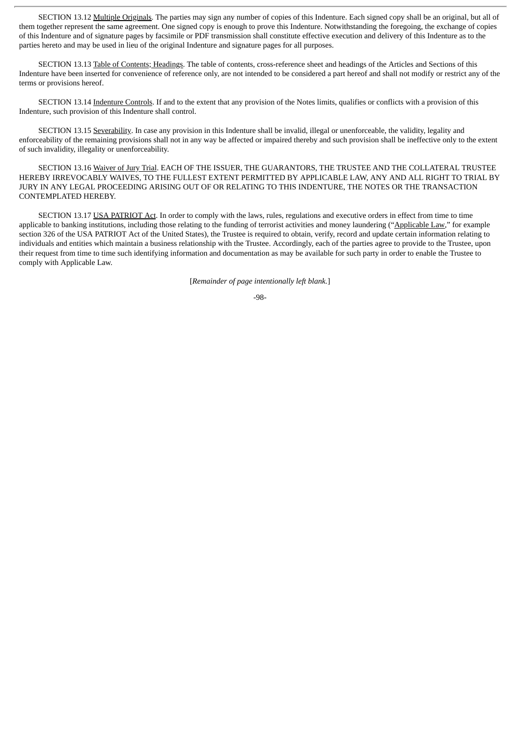SECTION 13.12 Multiple Originals. The parties may sign any number of copies of this Indenture. Each signed copy shall be an original, but all of them together represent the same agreement. One signed copy is enough to prove this Indenture. Notwithstanding the foregoing, the exchange of copies of this Indenture and of signature pages by facsimile or PDF transmission shall constitute effective execution and delivery of this Indenture as to the parties hereto and may be used in lieu of the original Indenture and signature pages for all purposes.

SECTION 13.13 Table of Contents; Headings. The table of contents, cross-reference sheet and headings of the Articles and Sections of this Indenture have been inserted for convenience of reference only, are not intended to be considered a part hereof and shall not modify or restrict any of the terms or provisions hereof.

SECTION 13.14 Indenture Controls. If and to the extent that any provision of the Notes limits, qualifies or conflicts with a provision of this Indenture, such provision of this Indenture shall control.

SECTION 13.15 Severability. In case any provision in this Indenture shall be invalid, illegal or unenforceable, the validity, legality and enforceability of the remaining provisions shall not in any way be affected or impaired thereby and such provision shall be ineffective only to the extent of such invalidity, illegality or unenforceability.

SECTION 13.16 Waiver of Jury Trial. EACH OF THE ISSUER, THE GUARANTORS, THE TRUSTEE AND THE COLLATERAL TRUSTEE HEREBY IRREVOCABLY WAIVES, TO THE FULLEST EXTENT PERMITTED BY APPLICABLE LAW, ANY AND ALL RIGHT TO TRIAL BY JURY IN ANY LEGAL PROCEEDING ARISING OUT OF OR RELATING TO THIS INDENTURE, THE NOTES OR THE TRANSACTION CONTEMPLATED HEREBY.

SECTION 13.17 USA PATRIOT Act. In order to comply with the laws, rules, regulations and executive orders in effect from time to time applicable to banking institutions, including those relating to the funding of terrorist activities and money laundering ("Applicable Law," for example section 326 of the USA PATRIOT Act of the United States), the Trustee is required to obtain, verify, record and update certain information relating to individuals and entities which maintain a business relationship with the Trustee. Accordingly, each of the parties agree to provide to the Trustee, upon their request from time to time such identifying information and documentation as may be available for such party in order to enable the Trustee to comply with Applicable Law.

[*Remainder of page intentionally left blank.*]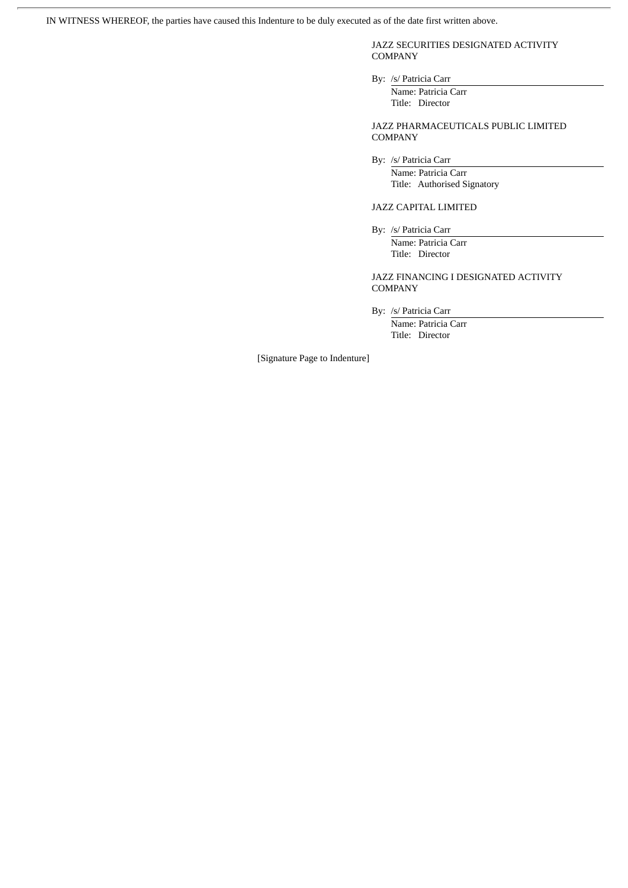IN WITNESS WHEREOF, the parties have caused this Indenture to be duly executed as of the date first written above.

JAZZ SECURITIES DESIGNATED ACTIVITY COMPANY

By: /s/ Patricia Carr
Name: Patricia Carr
Title: Director

JAZZ PHARMACEUTICALS PUBLIC LIMITED COMPANY

By: /s/ Patricia Carr
Name: Patricia Carr
Title: Authorised Signatory

JAZZ CAPITAL LIMITED

By: /s/ Patricia Carr
Name: Patricia Carr
Title: Director

JAZZ FINANCING I DESIGNATED ACTIVITY COMPANY

By: /s/ Patricia Carr
Name: Patricia Carr
Title: Director

[Signature Page to Indenture]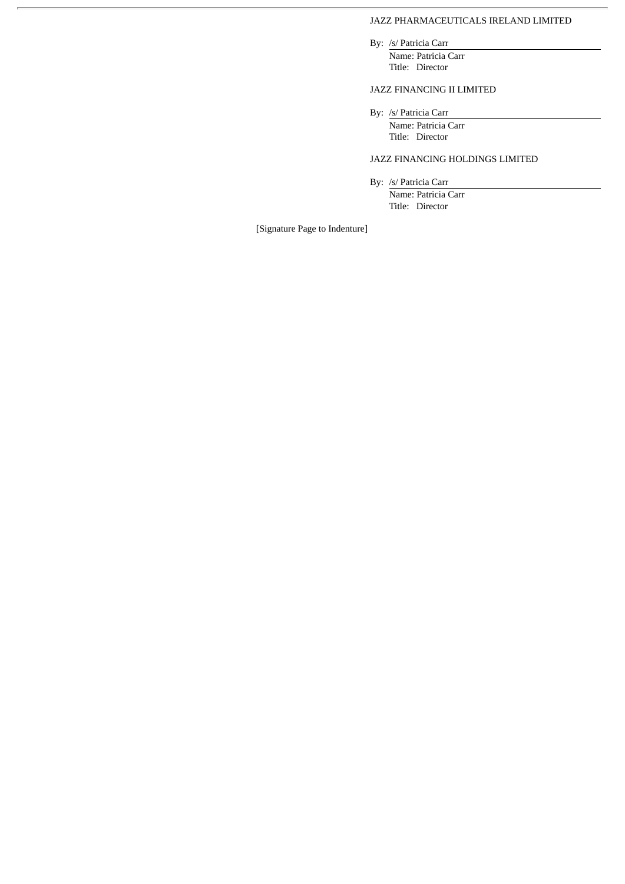JAZZ PHARMACEUTICALS IRELAND LIMITED

By: /s/ Patricia Carr
Name: Patricia Carr
Title: Director

JAZZ FINANCING II LIMITED

By: /s/ Patricia Carr
Name: Patricia Carr
Title: Director

JAZZ FINANCING HOLDINGS LIMITED

By: /s/ Patricia Carr
Name: Patricia Carr
Title: Director

[Signature Page to Indenture]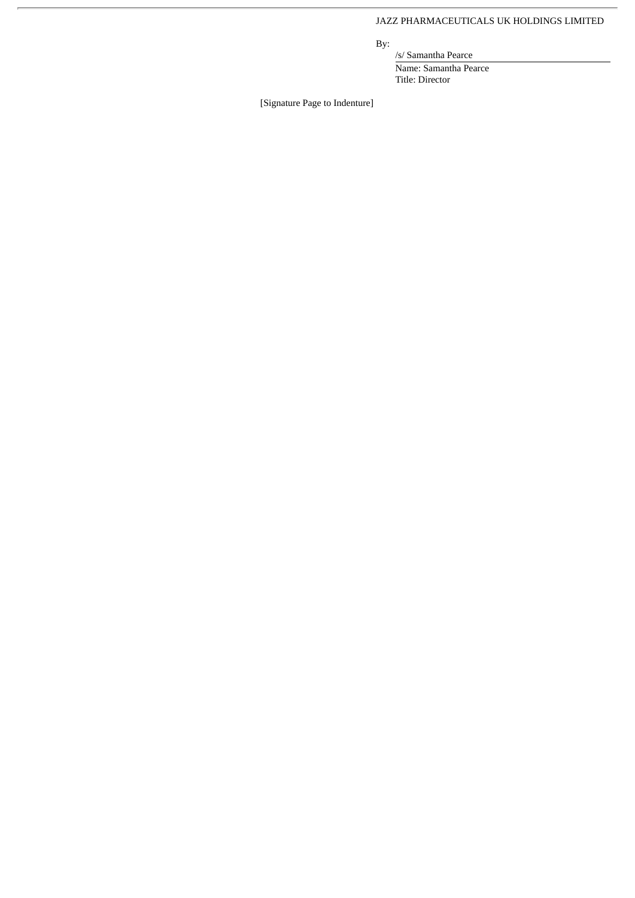JAZZ PHARMACEUTICALS UK HOLDINGS LIMITED

By:

/s/ Samantha Pearce

Name: Samantha Pearce

Title: Director

[Signature Page to Indenture]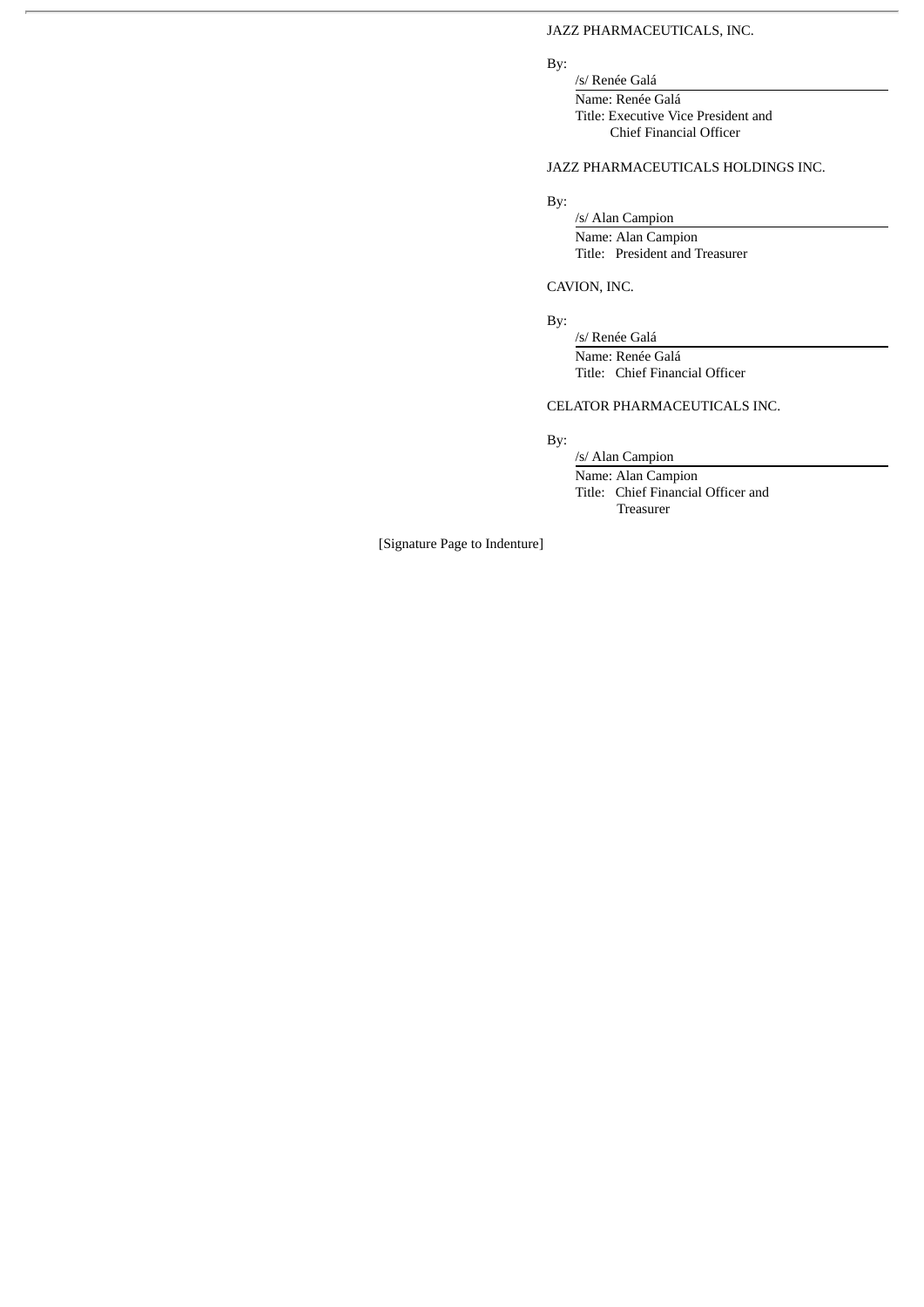JAZZ PHARMACEUTICALS, INC.

By: /s/ Renée Galá

Name: Renée Galá

Title: Executive Vice President and Chief Financial Officer

JAZZ PHARMACEUTICALS HOLDINGS INC.

By: /s/ Alan Campion

Name: Alan Campion

Title: President and Treasurer

CAVION, INC.

By: /s/ Renée Galá

Name: Renée Galá

Title: Chief Financial Officer

CELATOR PHARMACEUTICALS INC.

By: /s/ Alan Campion

Name: Alan Campion

Title: Chief Financial Officer and Treasurer

[Signature Page to Indenture]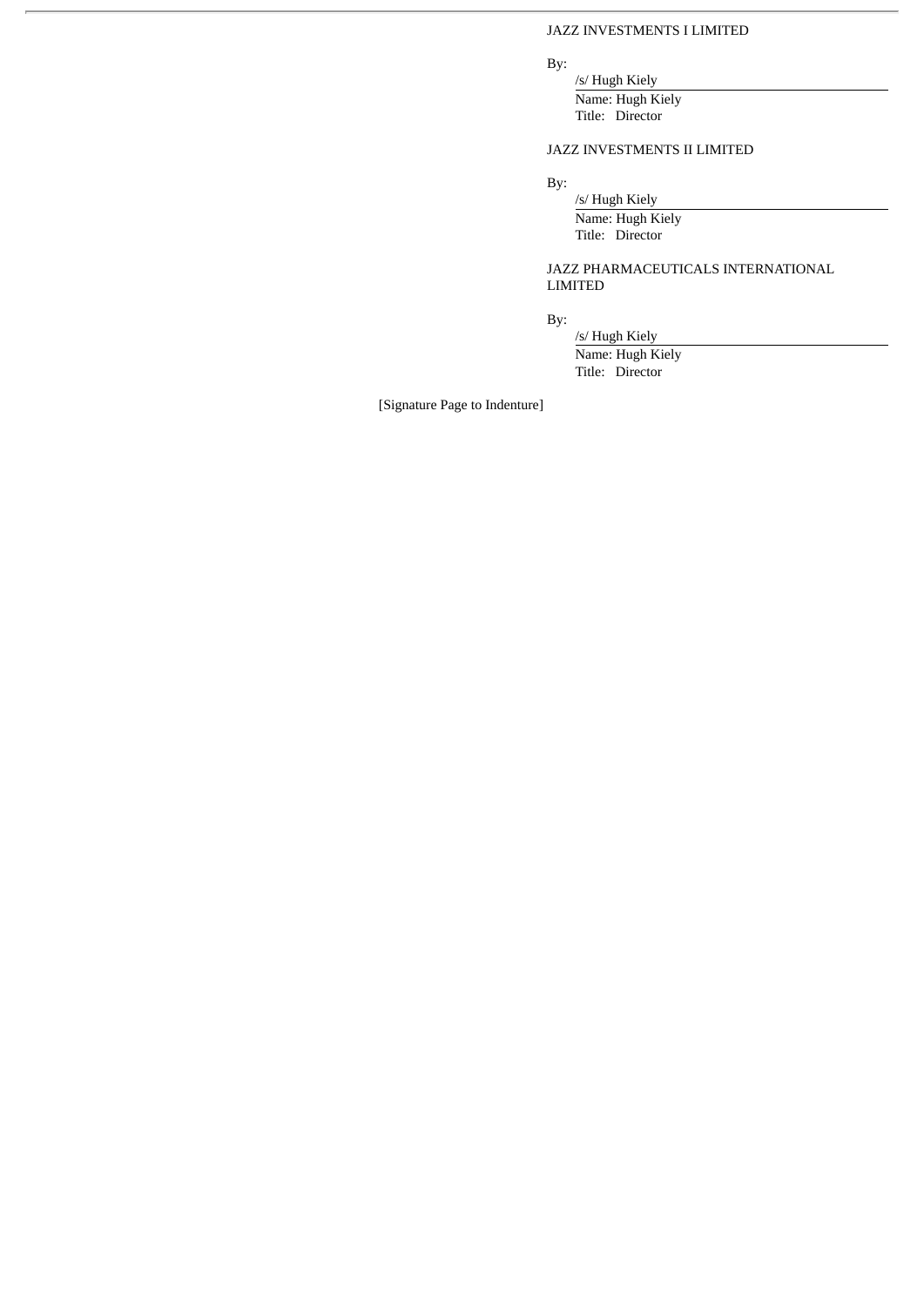JAZZ INVESTMENTS I LIMITED

By:

/s/ Hugh Kiely

Name: Hugh Kiely

Title: Director

JAZZ INVESTMENTS II LIMITED

By:

/s/ Hugh Kiely

Name: Hugh Kiely

Title: Director

JAZZ PHARMACEUTICALS INTERNATIONAL LIMITED

By:

/s/ Hugh Kiely

Name: Hugh Kiely

Title: Director

[Signature Page to Indenture]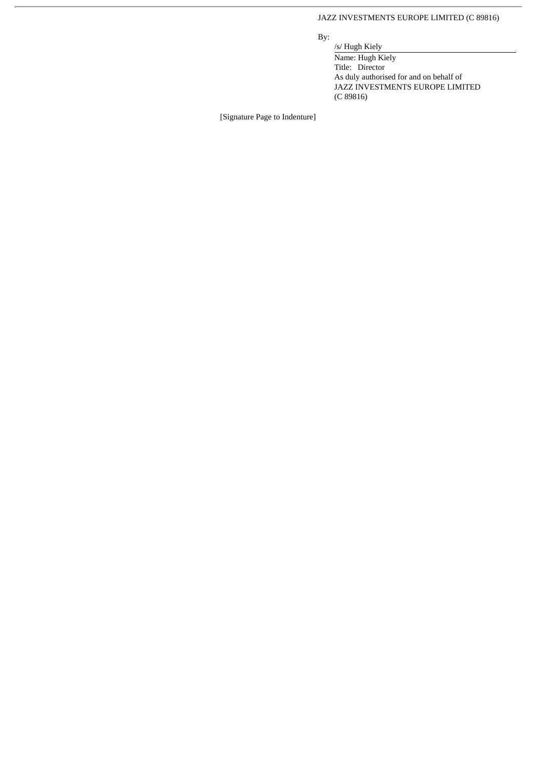JAZZ INVESTMENTS EUROPE LIMITED (C 89816)

By:

/s/ Hugh Kiely

Name: Hugh Kiely
Title: Director
As duly authorised for and on behalf of
JAZZ INVESTMENTS EUROPE LIMITED
(C 89816)

[Signature Page to Indenture]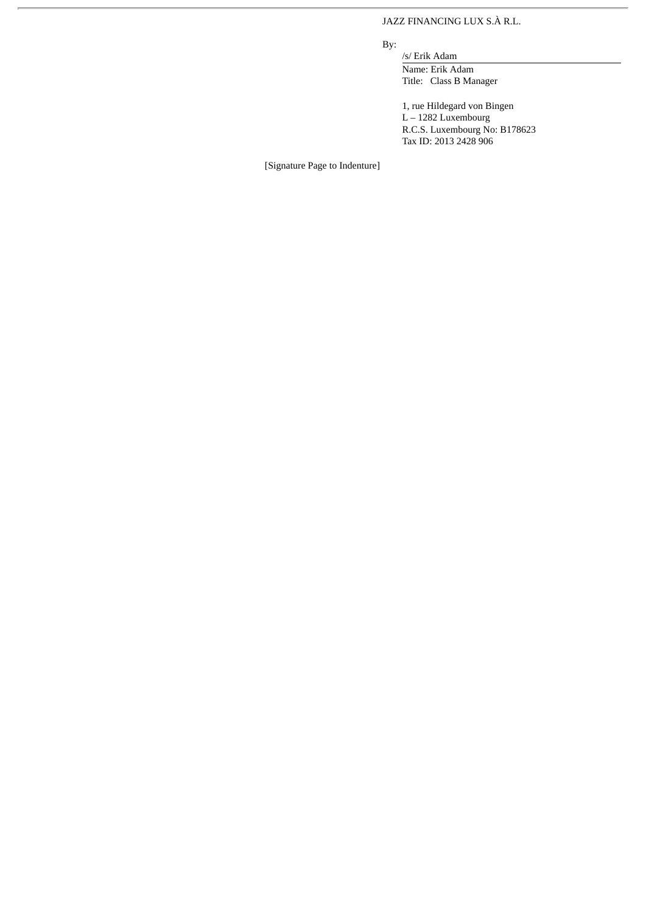JAZZ FINANCING LUX S.À R.L.

By:

/s/ Erik Adam

Name: Erik Adam

Title: Class B Manager

1, rue Hildegard von Bingen

L – 1282 Luxembourg

R.C.S. Luxembourg No: B178623

Tax ID: 2013 2428 906

[Signature Page to Indenture]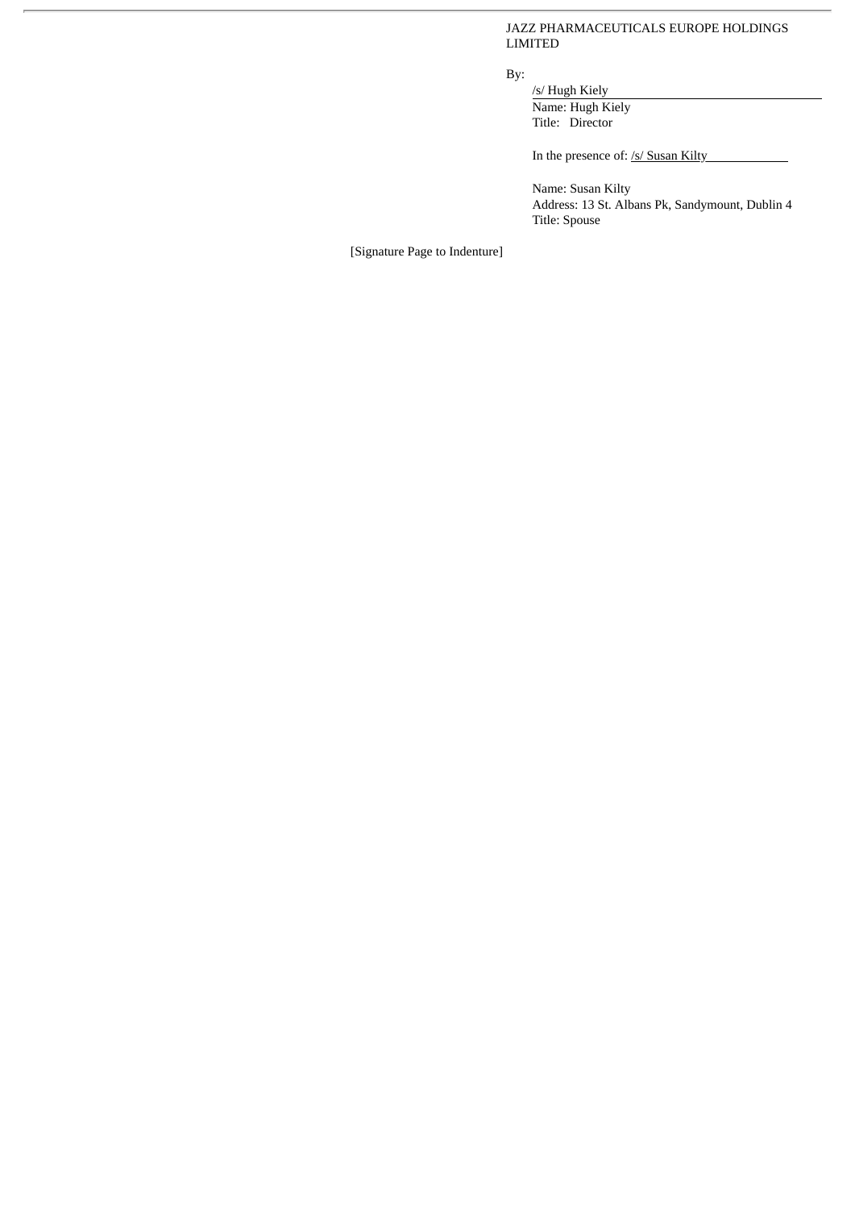JAZZ PHARMACEUTICALS EUROPE HOLDINGS LIMITED

By:

/s/ Hugh Kiely

Name: Hugh Kiely

Title: Director

In the presence of: /s/ Susan Kilty

Name: Susan Kilty

Address: 13 St. Albans Pk, Sandymount, Dublin 4

Title: Spouse

[Signature Page to Indenture]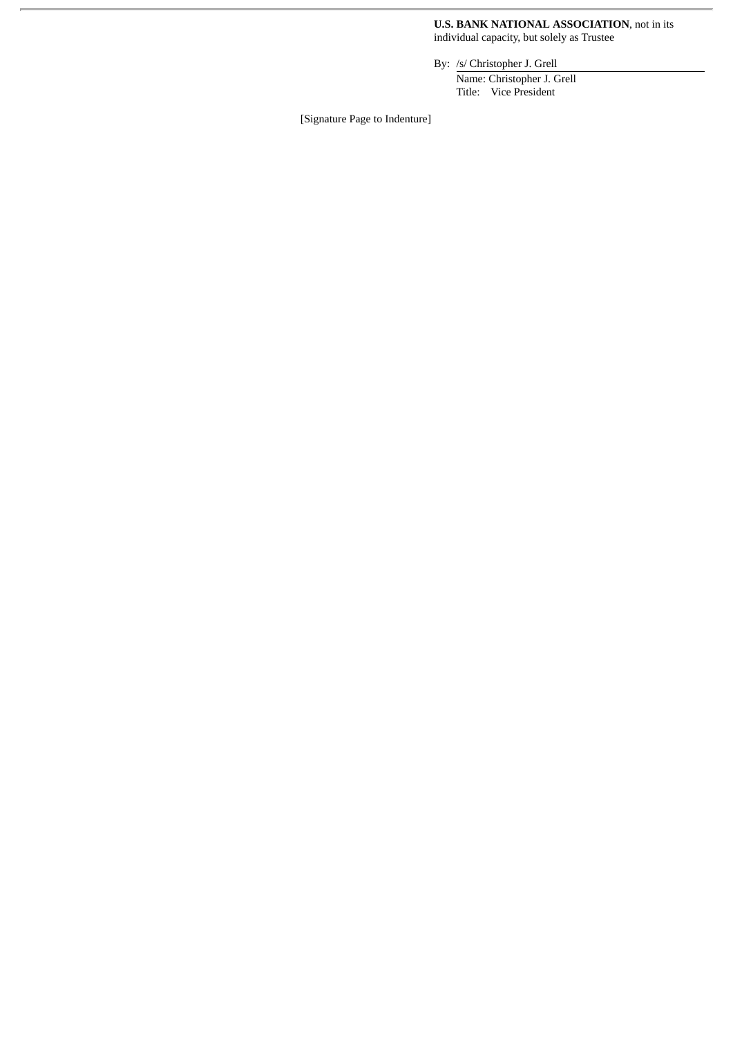**U.S. BANK NATIONAL ASSOCIATION**, not in its individual capacity, but solely as Trustee

By: /s/ Christopher J. Grell

Name: Christopher J. Grell

Title: Vice President

[Signature Page to Indenture]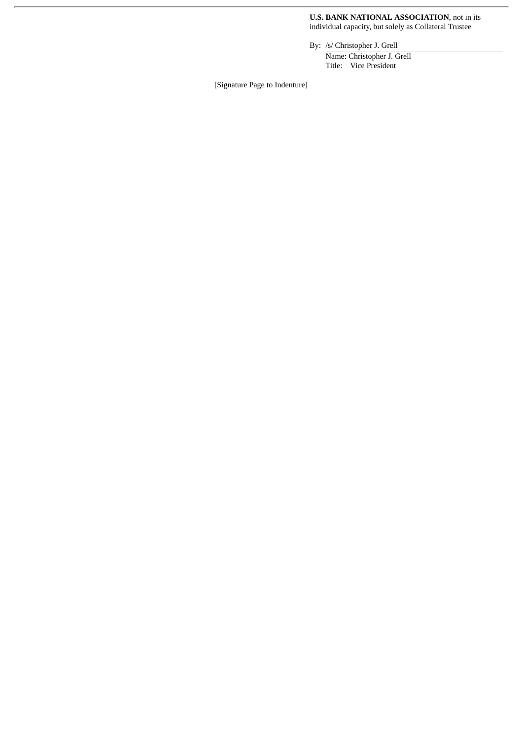**U.S. BANK NATIONAL ASSOCIATION**, not in its individual capacity, but solely as Collateral Trustee

By: /s/ Christopher J. Grell
Name: Christopher J. Grell
Title: Vice President

[Signature Page to Indenture]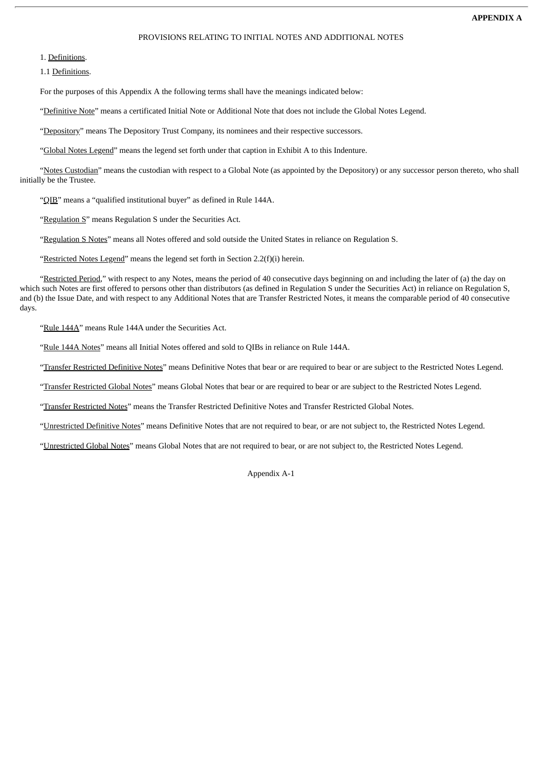**APPENDIX A**

PROVISIONS RELATING TO INITIAL NOTES AND ADDITIONAL NOTES

1. Definitions.

1.1 Definitions.

For the purposes of this Appendix A the following terms shall have the meanings indicated below:

"Definitive Note" means a certificated Initial Note or Additional Note that does not include the Global Notes Legend.

"Depository" means The Depository Trust Company, its nominees and their respective successors.

"Global Notes Legend" means the legend set forth under that caption in Exhibit A to this Indenture.

"Notes Custodian" means the custodian with respect to a Global Note (as appointed by the Depository) or any successor person thereto, who shall initially be the Trustee.

"QIB" means a "qualified institutional buyer" as defined in Rule 144A.

"Regulation S" means Regulation S under the Securities Act.

"Regulation S Notes" means all Notes offered and sold outside the United States in reliance on Regulation S.

"Restricted Notes Legend" means the legend set forth in Section 2.2(f)(i) herein.

"Restricted Period," with respect to any Notes, means the period of 40 consecutive days beginning on and including the later of (a) the day on which such Notes are first offered to persons other than distributors (as defined in Regulation S under the Securities Act) in reliance on Regulation S, and (b) the Issue Date, and with respect to any Additional Notes that are Transfer Restricted Notes, it means the comparable period of 40 consecutive days.

"Rule 144A" means Rule 144A under the Securities Act.

"Rule 144A Notes" means all Initial Notes offered and sold to QIBs in reliance on Rule 144A.

"Transfer Restricted Definitive Notes" means Definitive Notes that bear or are required to bear or are subject to the Restricted Notes Legend.

"Transfer Restricted Global Notes" means Global Notes that bear or are required to bear or are subject to the Restricted Notes Legend.

"Transfer Restricted Notes" means the Transfer Restricted Definitive Notes and Transfer Restricted Global Notes.

"Unrestricted Definitive Notes" means Definitive Notes that are not required to bear, or are not subject to, the Restricted Notes Legend.

"Unrestricted Global Notes" means Global Notes that are not required to bear, or are not subject to, the Restricted Notes Legend.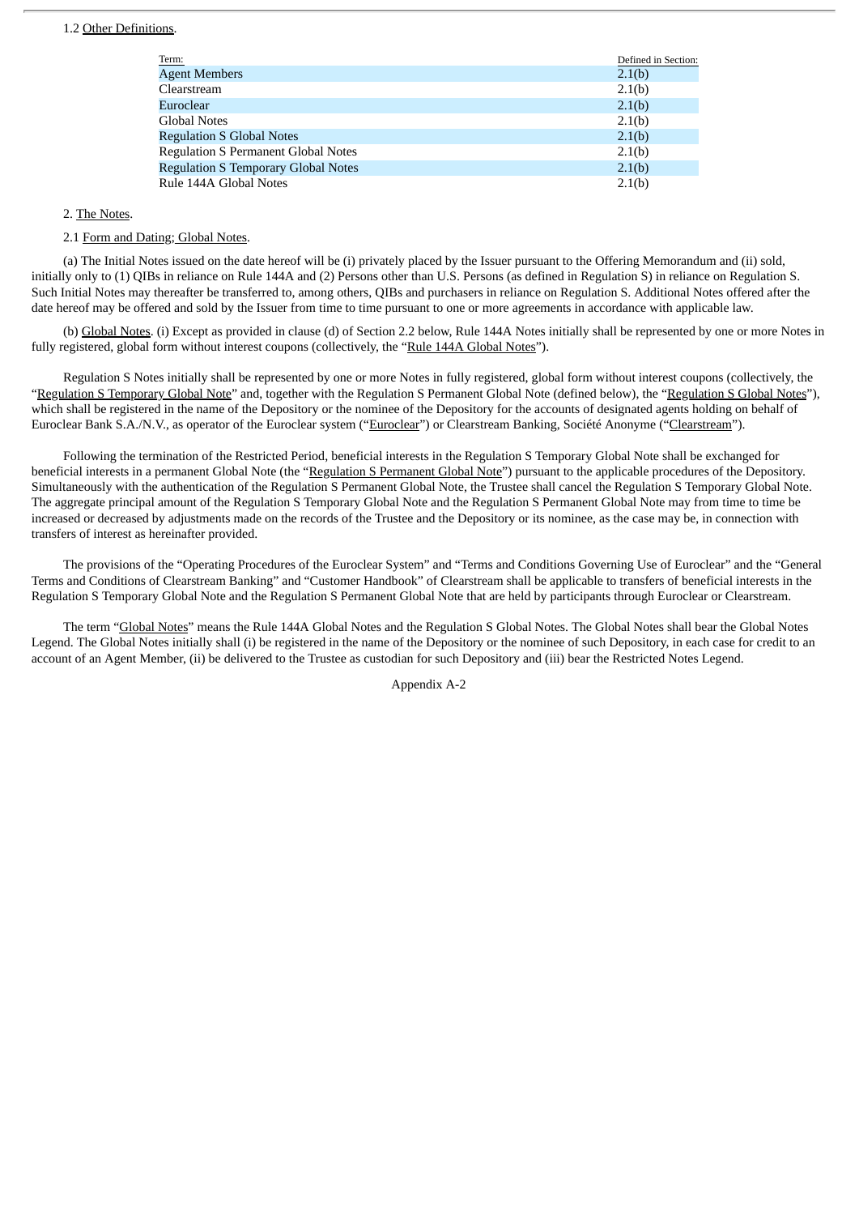1.2 Other Definitions.

| Term: | Defined in Section: |
|---|---|
| Agent Members | 2.1(b) |
| Clearstream | 2.1(b) |
| Euroclear | 2.1(b) |
| Global Notes | 2.1(b) |
| Regulation S Global Notes | 2.1(b) |
| Regulation S Permanent Global Notes | 2.1(b) |
| Regulation S Temporary Global Notes | 2.1(b) |
| Rule 144A Global Notes | 2.1(b) |

2. The Notes.

2.1 Form and Dating; Global Notes.

(a) The Initial Notes issued on the date hereof will be (i) privately placed by the Issuer pursuant to the Offering Memorandum and (ii) sold, initially only to (1) QIBs in reliance on Rule 144A and (2) Persons other than U.S. Persons (as defined in Regulation S) in reliance on Regulation S. Such Initial Notes may thereafter be transferred to, among others, QIBs and purchasers in reliance on Regulation S. Additional Notes offered after the date hereof may be offered and sold by the Issuer from time to time pursuant to one or more agreements in accordance with applicable law.

(b) Global Notes. (i) Except as provided in clause (d) of Section 2.2 below, Rule 144A Notes initially shall be represented by one or more Notes in fully registered, global form without interest coupons (collectively, the "Rule 144A Global Notes").

Regulation S Notes initially shall be represented by one or more Notes in fully registered, global form without interest coupons (collectively, the "Regulation S Temporary Global Note" and, together with the Regulation S Permanent Global Note (defined below), the "Regulation S Global Notes"), which shall be registered in the name of the Depository or the nominee of the Depository for the accounts of designated agents holding on behalf of Euroclear Bank S.A./N.V., as operator of the Euroclear system ("Euroclear") or Clearstream Banking, Société Anonyme ("Clearstream").

Following the termination of the Restricted Period, beneficial interests in the Regulation S Temporary Global Note shall be exchanged for beneficial interests in a permanent Global Note (the "Regulation S Permanent Global Note") pursuant to the applicable procedures of the Depository. Simultaneously with the authentication of the Regulation S Permanent Global Note, the Trustee shall cancel the Regulation S Temporary Global Note. The aggregate principal amount of the Regulation S Temporary Global Note and the Regulation S Permanent Global Note may from time to time be increased or decreased by adjustments made on the records of the Trustee and the Depository or its nominee, as the case may be, in connection with transfers of interest as hereinafter provided.

The provisions of the "Operating Procedures of the Euroclear System" and "Terms and Conditions Governing Use of Euroclear" and the "General Terms and Conditions of Clearstream Banking" and "Customer Handbook" of Clearstream shall be applicable to transfers of beneficial interests in the Regulation S Temporary Global Note and the Regulation S Permanent Global Note that are held by participants through Euroclear or Clearstream.

The term "Global Notes" means the Rule 144A Global Notes and the Regulation S Global Notes. The Global Notes shall bear the Global Notes Legend. The Global Notes initially shall (i) be registered in the name of the Depository or the nominee of such Depository, in each case for credit to an account of an Agent Member, (ii) be delivered to the Trustee as custodian for such Depository and (iii) bear the Restricted Notes Legend.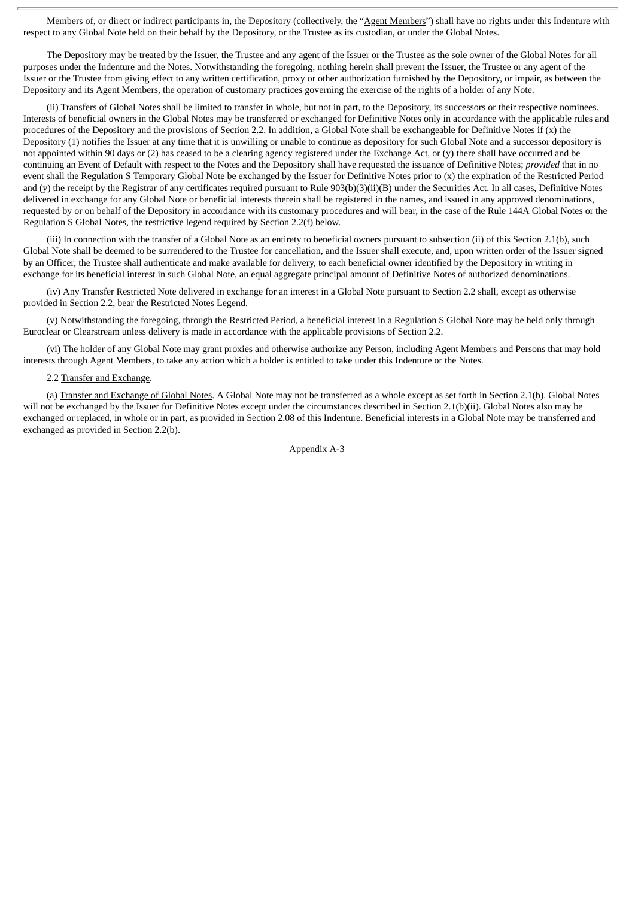Members of, or direct or indirect participants in, the Depository (collectively, the "Agent Members") shall have no rights under this Indenture with respect to any Global Note held on their behalf by the Depository, or the Trustee as its custodian, or under the Global Notes.

The Depository may be treated by the Issuer, the Trustee and any agent of the Issuer or the Trustee as the sole owner of the Global Notes for all purposes under the Indenture and the Notes. Notwithstanding the foregoing, nothing herein shall prevent the Issuer, the Trustee or any agent of the Issuer or the Trustee from giving effect to any written certification, proxy or other authorization furnished by the Depository, or impair, as between the Depository and its Agent Members, the operation of customary practices governing the exercise of the rights of a holder of any Note.

(ii) Transfers of Global Notes shall be limited to transfer in whole, but not in part, to the Depository, its successors or their respective nominees. Interests of beneficial owners in the Global Notes may be transferred or exchanged for Definitive Notes only in accordance with the applicable rules and procedures of the Depository and the provisions of Section 2.2. In addition, a Global Note shall be exchangeable for Definitive Notes if (x) the Depository (1) notifies the Issuer at any time that it is unwilling or unable to continue as depository for such Global Note and a successor depository is not appointed within 90 days or (2) has ceased to be a clearing agency registered under the Exchange Act, or (y) there shall have occurred and be continuing an Event of Default with respect to the Notes and the Depository shall have requested the issuance of Definitive Notes; *provided* that in no event shall the Regulation S Temporary Global Note be exchanged by the Issuer for Definitive Notes prior to (x) the expiration of the Restricted Period and (y) the receipt by the Registrar of any certificates required pursuant to Rule 903(b)(3)(ii)(B) under the Securities Act. In all cases, Definitive Notes delivered in exchange for any Global Note or beneficial interests therein shall be registered in the names, and issued in any approved denominations, requested by or on behalf of the Depository in accordance with its customary procedures and will bear, in the case of the Rule 144A Global Notes or the Regulation S Global Notes, the restrictive legend required by Section 2.2(f) below.

(iii) In connection with the transfer of a Global Note as an entirety to beneficial owners pursuant to subsection (ii) of this Section 2.1(b), such Global Note shall be deemed to be surrendered to the Trustee for cancellation, and the Issuer shall execute, and, upon written order of the Issuer signed by an Officer, the Trustee shall authenticate and make available for delivery, to each beneficial owner identified by the Depository in writing in exchange for its beneficial interest in such Global Note, an equal aggregate principal amount of Definitive Notes of authorized denominations.

(iv) Any Transfer Restricted Note delivered in exchange for an interest in a Global Note pursuant to Section 2.2 shall, except as otherwise provided in Section 2.2, bear the Restricted Notes Legend.

(v) Notwithstanding the foregoing, through the Restricted Period, a beneficial interest in a Regulation S Global Note may be held only through Euroclear or Clearstream unless delivery is made in accordance with the applicable provisions of Section 2.2.

(vi) The holder of any Global Note may grant proxies and otherwise authorize any Person, including Agent Members and Persons that may hold interests through Agent Members, to take any action which a holder is entitled to take under this Indenture or the Notes.

2.2 Transfer and Exchange.

(a) Transfer and Exchange of Global Notes. A Global Note may not be transferred as a whole except as set forth in Section 2.1(b). Global Notes will not be exchanged by the Issuer for Definitive Notes except under the circumstances described in Section 2.1(b)(ii). Global Notes also may be exchanged or replaced, in whole or in part, as provided in Section 2.08 of this Indenture. Beneficial interests in a Global Note may be transferred and exchanged as provided in Section 2.2(b).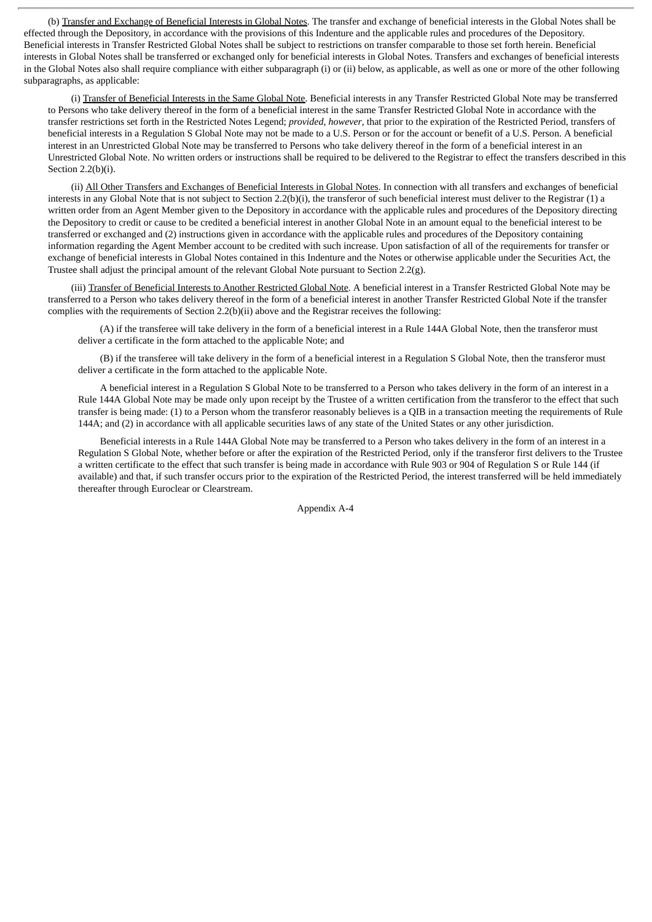(b) Transfer and Exchange of Beneficial Interests in Global Notes. The transfer and exchange of beneficial interests in the Global Notes shall be effected through the Depository, in accordance with the provisions of this Indenture and the applicable rules and procedures of the Depository. Beneficial interests in Transfer Restricted Global Notes shall be subject to restrictions on transfer comparable to those set forth herein. Beneficial interests in Global Notes shall be transferred or exchanged only for beneficial interests in Global Notes. Transfers and exchanges of beneficial interests in the Global Notes also shall require compliance with either subparagraph (i) or (ii) below, as applicable, as well as one or more of the other following subparagraphs, as applicable:

(i) Transfer of Beneficial Interests in the Same Global Note. Beneficial interests in any Transfer Restricted Global Note may be transferred to Persons who take delivery thereof in the form of a beneficial interest in the same Transfer Restricted Global Note in accordance with the transfer restrictions set forth in the Restricted Notes Legend; *provided, however,* that prior to the expiration of the Restricted Period, transfers of beneficial interests in a Regulation S Global Note may not be made to a U.S. Person or for the account or benefit of a U.S. Person. A beneficial interest in an Unrestricted Global Note may be transferred to Persons who take delivery thereof in the form of a beneficial interest in an Unrestricted Global Note. No written orders or instructions shall be required to be delivered to the Registrar to effect the transfers described in this Section 2.2(b)(i).

(ii) All Other Transfers and Exchanges of Beneficial Interests in Global Notes. In connection with all transfers and exchanges of beneficial interests in any Global Note that is not subject to Section 2.2(b)(i), the transferor of such beneficial interest must deliver to the Registrar (1) a written order from an Agent Member given to the Depository in accordance with the applicable rules and procedures of the Depository directing the Depository to credit or cause to be credited a beneficial interest in another Global Note in an amount equal to the beneficial interest to be transferred or exchanged and (2) instructions given in accordance with the applicable rules and procedures of the Depository containing information regarding the Agent Member account to be credited with such increase. Upon satisfaction of all of the requirements for transfer or exchange of beneficial interests in Global Notes contained in this Indenture and the Notes or otherwise applicable under the Securities Act, the Trustee shall adjust the principal amount of the relevant Global Note pursuant to Section 2.2(g).

(iii) Transfer of Beneficial Interests to Another Restricted Global Note. A beneficial interest in a Transfer Restricted Global Note may be transferred to a Person who takes delivery thereof in the form of a beneficial interest in another Transfer Restricted Global Note if the transfer complies with the requirements of Section 2.2(b)(ii) above and the Registrar receives the following:

(A) if the transferee will take delivery in the form of a beneficial interest in a Rule 144A Global Note, then the transferor must deliver a certificate in the form attached to the applicable Note; and

(B) if the transferee will take delivery in the form of a beneficial interest in a Regulation S Global Note, then the transferor must deliver a certificate in the form attached to the applicable Note.

A beneficial interest in a Regulation S Global Note to be transferred to a Person who takes delivery in the form of an interest in a Rule 144A Global Note may be made only upon receipt by the Trustee of a written certification from the transferor to the effect that such transfer is being made: (1) to a Person whom the transferor reasonably believes is a QIB in a transaction meeting the requirements of Rule 144A; and (2) in accordance with all applicable securities laws of any state of the United States or any other jurisdiction.

Beneficial interests in a Rule 144A Global Note may be transferred to a Person who takes delivery in the form of an interest in a Regulation S Global Note, whether before or after the expiration of the Restricted Period, only if the transferor first delivers to the Trustee a written certificate to the effect that such transfer is being made in accordance with Rule 903 or 904 of Regulation S or Rule 144 (if available) and that, if such transfer occurs prior to the expiration of the Restricted Period, the interest transferred will be held immediately thereafter through Euroclear or Clearstream.

Appendix A-4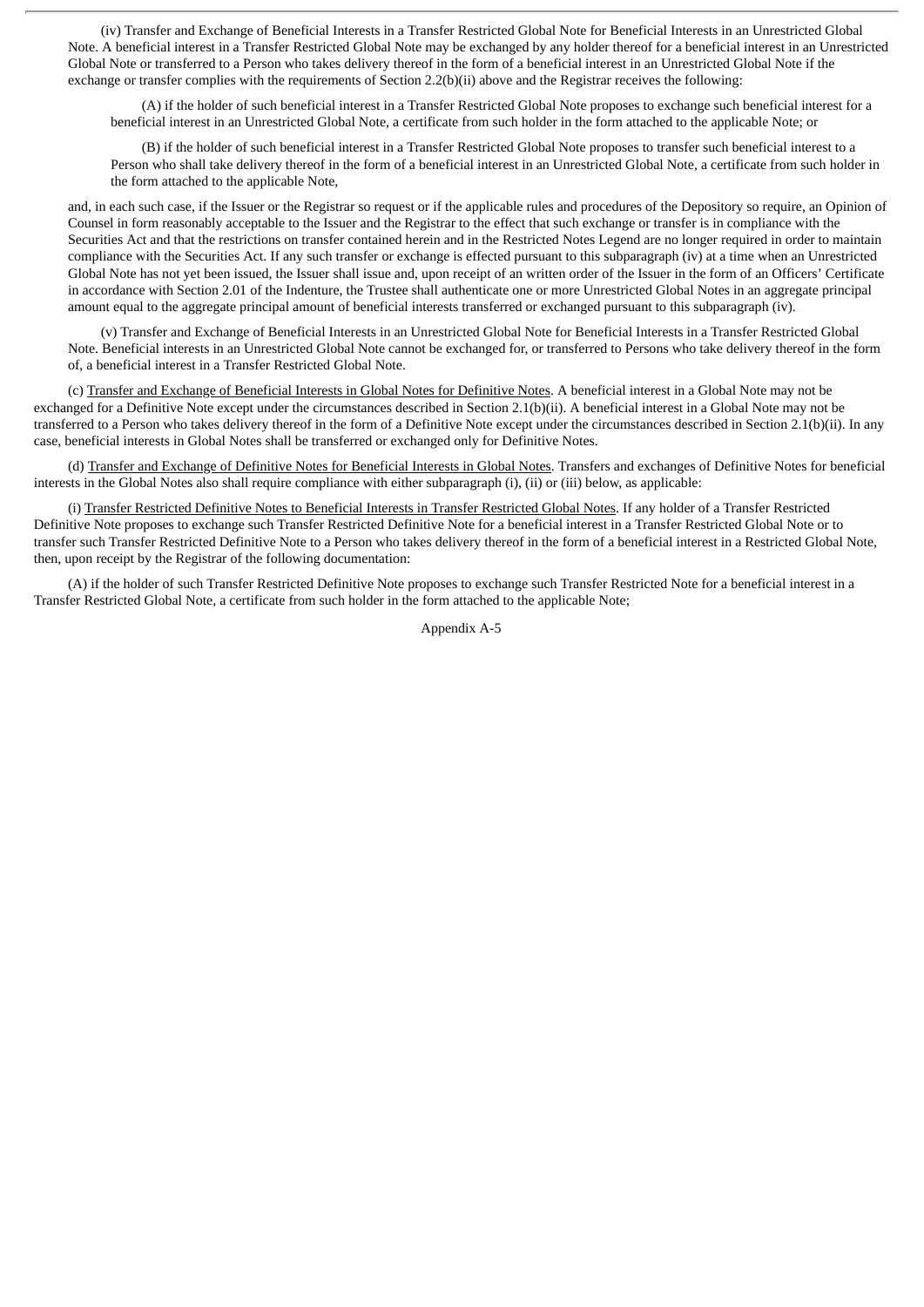(iv) Transfer and Exchange of Beneficial Interests in a Transfer Restricted Global Note for Beneficial Interests in an Unrestricted Global Note. A beneficial interest in a Transfer Restricted Global Note may be exchanged by any holder thereof for a beneficial interest in an Unrestricted Global Note or transferred to a Person who takes delivery thereof in the form of a beneficial interest in an Unrestricted Global Note if the exchange or transfer complies with the requirements of Section 2.2(b)(ii) above and the Registrar receives the following:

(A) if the holder of such beneficial interest in a Transfer Restricted Global Note proposes to exchange such beneficial interest for a beneficial interest in an Unrestricted Global Note, a certificate from such holder in the form attached to the applicable Note; or

(B) if the holder of such beneficial interest in a Transfer Restricted Global Note proposes to transfer such beneficial interest to a Person who shall take delivery thereof in the form of a beneficial interest in an Unrestricted Global Note, a certificate from such holder in the form attached to the applicable Note,

and, in each such case, if the Issuer or the Registrar so request or if the applicable rules and procedures of the Depository so require, an Opinion of Counsel in form reasonably acceptable to the Issuer and the Registrar to the effect that such exchange or transfer is in compliance with the Securities Act and that the restrictions on transfer contained herein and in the Restricted Notes Legend are no longer required in order to maintain compliance with the Securities Act. If any such transfer or exchange is effected pursuant to this subparagraph (iv) at a time when an Unrestricted Global Note has not yet been issued, the Issuer shall issue and, upon receipt of an written order of the Issuer in the form of an Officers' Certificate in accordance with Section 2.01 of the Indenture, the Trustee shall authenticate one or more Unrestricted Global Notes in an aggregate principal amount equal to the aggregate principal amount of beneficial interests transferred or exchanged pursuant to this subparagraph (iv).

(v) Transfer and Exchange of Beneficial Interests in an Unrestricted Global Note for Beneficial Interests in a Transfer Restricted Global Note. Beneficial interests in an Unrestricted Global Note cannot be exchanged for, or transferred to Persons who take delivery thereof in the form of, a beneficial interest in a Transfer Restricted Global Note.

(c) Transfer and Exchange of Beneficial Interests in Global Notes for Definitive Notes. A beneficial interest in a Global Note may not be exchanged for a Definitive Note except under the circumstances described in Section 2.1(b)(ii). A beneficial interest in a Global Note may not be transferred to a Person who takes delivery thereof in the form of a Definitive Note except under the circumstances described in Section 2.1(b)(ii). In any case, beneficial interests in Global Notes shall be transferred or exchanged only for Definitive Notes.

(d) Transfer and Exchange of Definitive Notes for Beneficial Interests in Global Notes. Transfers and exchanges of Definitive Notes for beneficial interests in the Global Notes also shall require compliance with either subparagraph (i), (ii) or (iii) below, as applicable:

(i) Transfer Restricted Definitive Notes to Beneficial Interests in Transfer Restricted Global Notes. If any holder of a Transfer Restricted Definitive Note proposes to exchange such Transfer Restricted Definitive Note for a beneficial interest in a Transfer Restricted Global Note or to transfer such Transfer Restricted Definitive Note to a Person who takes delivery thereof in the form of a beneficial interest in a Restricted Global Note, then, upon receipt by the Registrar of the following documentation:

(A) if the holder of such Transfer Restricted Definitive Note proposes to exchange such Transfer Restricted Note for a beneficial interest in a Transfer Restricted Global Note, a certificate from such holder in the form attached to the applicable Note;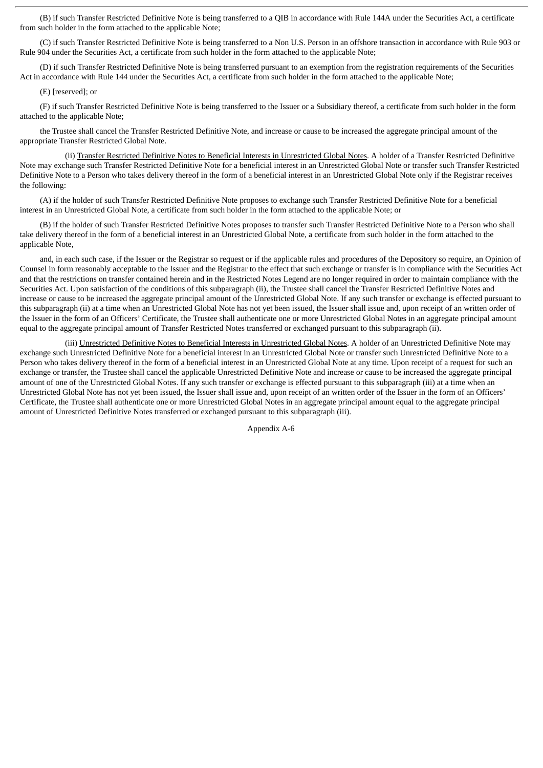(B) if such Transfer Restricted Definitive Note is being transferred to a QIB in accordance with Rule 144A under the Securities Act, a certificate from such holder in the form attached to the applicable Note;

(C) if such Transfer Restricted Definitive Note is being transferred to a Non U.S. Person in an offshore transaction in accordance with Rule 903 or Rule 904 under the Securities Act, a certificate from such holder in the form attached to the applicable Note;

(D) if such Transfer Restricted Definitive Note is being transferred pursuant to an exemption from the registration requirements of the Securities Act in accordance with Rule 144 under the Securities Act, a certificate from such holder in the form attached to the applicable Note;

(E) [reserved]; or

(F) if such Transfer Restricted Definitive Note is being transferred to the Issuer or a Subsidiary thereof, a certificate from such holder in the form attached to the applicable Note;

the Trustee shall cancel the Transfer Restricted Definitive Note, and increase or cause to be increased the aggregate principal amount of the appropriate Transfer Restricted Global Note.

(ii) Transfer Restricted Definitive Notes to Beneficial Interests in Unrestricted Global Notes. A holder of a Transfer Restricted Definitive Note may exchange such Transfer Restricted Definitive Note for a beneficial interest in an Unrestricted Global Note or transfer such Transfer Restricted Definitive Note to a Person who takes delivery thereof in the form of a beneficial interest in an Unrestricted Global Note only if the Registrar receives the following:

(A) if the holder of such Transfer Restricted Definitive Note proposes to exchange such Transfer Restricted Definitive Note for a beneficial interest in an Unrestricted Global Note, a certificate from such holder in the form attached to the applicable Note; or

(B) if the holder of such Transfer Restricted Definitive Notes proposes to transfer such Transfer Restricted Definitive Note to a Person who shall take delivery thereof in the form of a beneficial interest in an Unrestricted Global Note, a certificate from such holder in the form attached to the applicable Note,

and, in each such case, if the Issuer or the Registrar so request or if the applicable rules and procedures of the Depository so require, an Opinion of Counsel in form reasonably acceptable to the Issuer and the Registrar to the effect that such exchange or transfer is in compliance with the Securities Act and that the restrictions on transfer contained herein and in the Restricted Notes Legend are no longer required in order to maintain compliance with the Securities Act. Upon satisfaction of the conditions of this subparagraph (ii), the Trustee shall cancel the Transfer Restricted Definitive Notes and increase or cause to be increased the aggregate principal amount of the Unrestricted Global Note. If any such transfer or exchange is effected pursuant to this subparagraph (ii) at a time when an Unrestricted Global Note has not yet been issued, the Issuer shall issue and, upon receipt of an written order of the Issuer in the form of an Officers' Certificate, the Trustee shall authenticate one or more Unrestricted Global Notes in an aggregate principal amount equal to the aggregate principal amount of Transfer Restricted Notes transferred or exchanged pursuant to this subparagraph (ii).

(iii) Unrestricted Definitive Notes to Beneficial Interests in Unrestricted Global Notes. A holder of an Unrestricted Definitive Note may exchange such Unrestricted Definitive Note for a beneficial interest in an Unrestricted Global Note or transfer such Unrestricted Definitive Note to a Person who takes delivery thereof in the form of a beneficial interest in an Unrestricted Global Note at any time. Upon receipt of a request for such an exchange or transfer, the Trustee shall cancel the applicable Unrestricted Definitive Note and increase or cause to be increased the aggregate principal amount of one of the Unrestricted Global Notes. If any such transfer or exchange is effected pursuant to this subparagraph (iii) at a time when an Unrestricted Global Note has not yet been issued, the Issuer shall issue and, upon receipt of an written order of the Issuer in the form of an Officers' Certificate, the Trustee shall authenticate one or more Unrestricted Global Notes in an aggregate principal amount equal to the aggregate principal amount of Unrestricted Definitive Notes transferred or exchanged pursuant to this subparagraph (iii).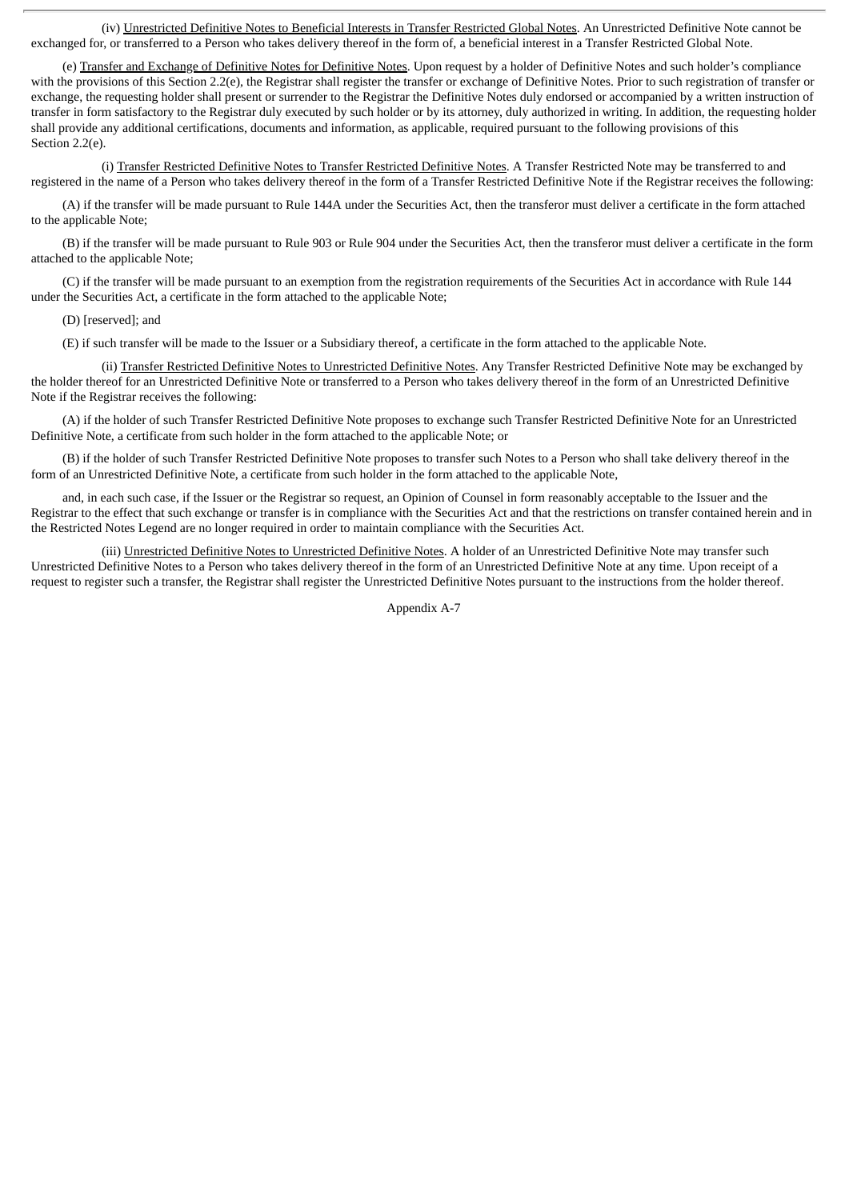(iv) Unrestricted Definitive Notes to Beneficial Interests in Transfer Restricted Global Notes. An Unrestricted Definitive Note cannot be exchanged for, or transferred to a Person who takes delivery thereof in the form of, a beneficial interest in a Transfer Restricted Global Note.

(e) Transfer and Exchange of Definitive Notes for Definitive Notes. Upon request by a holder of Definitive Notes and such holder's compliance with the provisions of this Section 2.2(e), the Registrar shall register the transfer or exchange of Definitive Notes. Prior to such registration of transfer or exchange, the requesting holder shall present or surrender to the Registrar the Definitive Notes duly endorsed or accompanied by a written instruction of transfer in form satisfactory to the Registrar duly executed by such holder or by its attorney, duly authorized in writing. In addition, the requesting holder shall provide any additional certifications, documents and information, as applicable, required pursuant to the following provisions of this Section 2.2(e).

(i) Transfer Restricted Definitive Notes to Transfer Restricted Definitive Notes. A Transfer Restricted Note may be transferred to and registered in the name of a Person who takes delivery thereof in the form of a Transfer Restricted Definitive Note if the Registrar receives the following:

(A) if the transfer will be made pursuant to Rule 144A under the Securities Act, then the transferor must deliver a certificate in the form attached to the applicable Note;

(B) if the transfer will be made pursuant to Rule 903 or Rule 904 under the Securities Act, then the transferor must deliver a certificate in the form attached to the applicable Note;

(C) if the transfer will be made pursuant to an exemption from the registration requirements of the Securities Act in accordance with Rule 144 under the Securities Act, a certificate in the form attached to the applicable Note;

(D) [reserved]; and

(E) if such transfer will be made to the Issuer or a Subsidiary thereof, a certificate in the form attached to the applicable Note.

(ii) Transfer Restricted Definitive Notes to Unrestricted Definitive Notes. Any Transfer Restricted Definitive Note may be exchanged by the holder thereof for an Unrestricted Definitive Note or transferred to a Person who takes delivery thereof in the form of an Unrestricted Definitive Note if the Registrar receives the following:

(A) if the holder of such Transfer Restricted Definitive Note proposes to exchange such Transfer Restricted Definitive Note for an Unrestricted Definitive Note, a certificate from such holder in the form attached to the applicable Note; or

(B) if the holder of such Transfer Restricted Definitive Note proposes to transfer such Notes to a Person who shall take delivery thereof in the form of an Unrestricted Definitive Note, a certificate from such holder in the form attached to the applicable Note,

and, in each such case, if the Issuer or the Registrar so request, an Opinion of Counsel in form reasonably acceptable to the Issuer and the Registrar to the effect that such exchange or transfer is in compliance with the Securities Act and that the restrictions on transfer contained herein and in the Restricted Notes Legend are no longer required in order to maintain compliance with the Securities Act.

(iii) Unrestricted Definitive Notes to Unrestricted Definitive Notes. A holder of an Unrestricted Definitive Note may transfer such Unrestricted Definitive Notes to a Person who takes delivery thereof in the form of an Unrestricted Definitive Note at any time. Upon receipt of a request to register such a transfer, the Registrar shall register the Unrestricted Definitive Notes pursuant to the instructions from the holder thereof.

Appendix A-7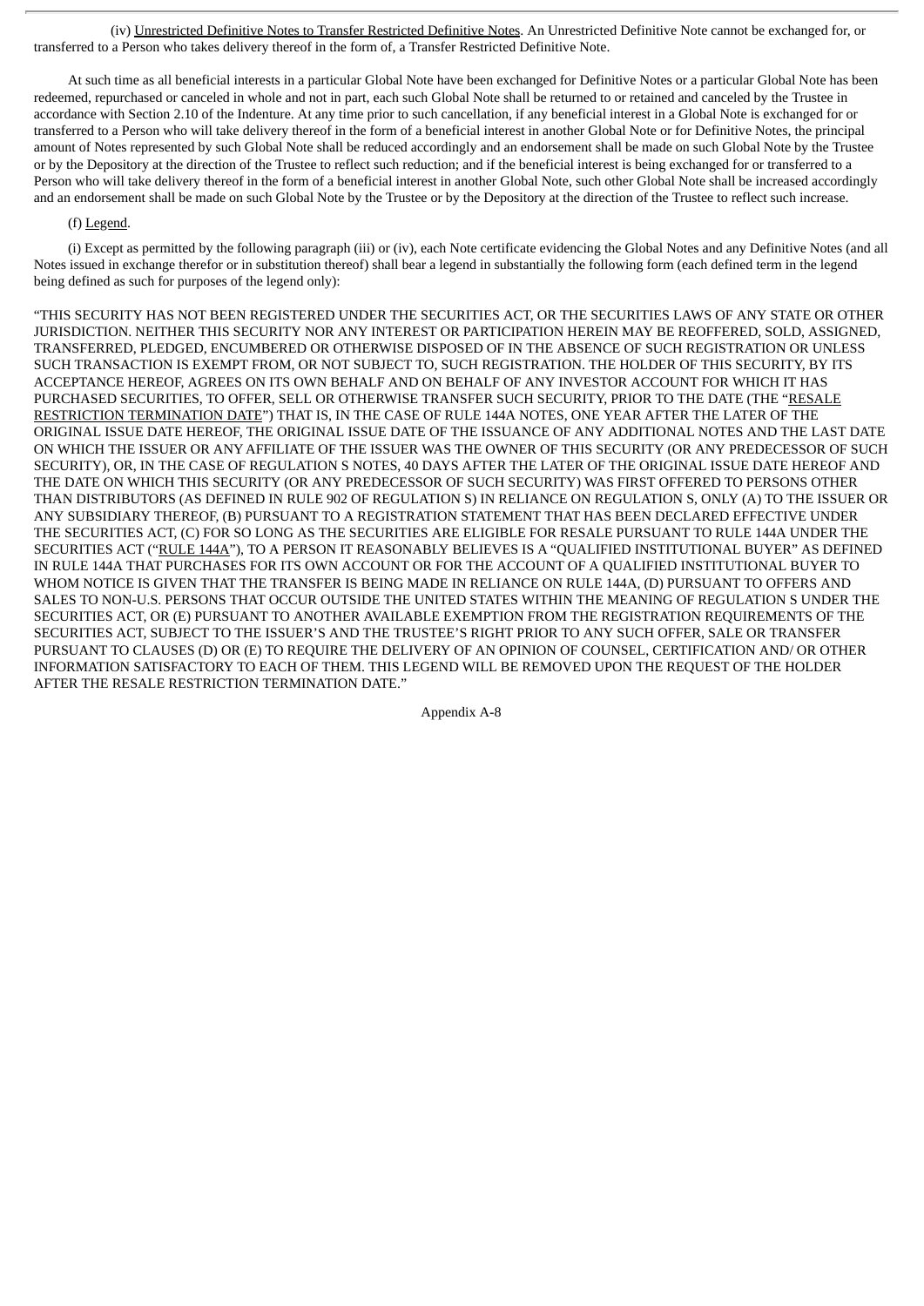(iv) Unrestricted Definitive Notes to Transfer Restricted Definitive Notes. An Unrestricted Definitive Note cannot be exchanged for, or transferred to a Person who takes delivery thereof in the form of, a Transfer Restricted Definitive Note.

At such time as all beneficial interests in a particular Global Note have been exchanged for Definitive Notes or a particular Global Note has been redeemed, repurchased or canceled in whole and not in part, each such Global Note shall be returned to or retained and canceled by the Trustee in accordance with Section 2.10 of the Indenture. At any time prior to such cancellation, if any beneficial interest in a Global Note is exchanged for or transferred to a Person who will take delivery thereof in the form of a beneficial interest in another Global Note or for Definitive Notes, the principal amount of Notes represented by such Global Note shall be reduced accordingly and an endorsement shall be made on such Global Note by the Trustee or by the Depository at the direction of the Trustee to reflect such reduction; and if the beneficial interest is being exchanged for or transferred to a Person who will take delivery thereof in the form of a beneficial interest in another Global Note, such other Global Note shall be increased accordingly and an endorsement shall be made on such Global Note by the Trustee or by the Depository at the direction of the Trustee to reflect such increase.

(f) Legend.

(i) Except as permitted by the following paragraph (iii) or (iv), each Note certificate evidencing the Global Notes and any Definitive Notes (and all Notes issued in exchange therefor or in substitution thereof) shall bear a legend in substantially the following form (each defined term in the legend being defined as such for purposes of the legend only):

"THIS SECURITY HAS NOT BEEN REGISTERED UNDER THE SECURITIES ACT, OR THE SECURITIES LAWS OF ANY STATE OR OTHER JURISDICTION. NEITHER THIS SECURITY NOR ANY INTEREST OR PARTICIPATION HEREIN MAY BE REOFFERED, SOLD, ASSIGNED, TRANSFERRED, PLEDGED, ENCUMBERED OR OTHERWISE DISPOSED OF IN THE ABSENCE OF SUCH REGISTRATION OR UNLESS SUCH TRANSACTION IS EXEMPT FROM, OR NOT SUBJECT TO, SUCH REGISTRATION. THE HOLDER OF THIS SECURITY, BY ITS ACCEPTANCE HEREOF, AGREES ON ITS OWN BEHALF AND ON BEHALF OF ANY INVESTOR ACCOUNT FOR WHICH IT HAS PURCHASED SECURITIES, TO OFFER, SELL OR OTHERWISE TRANSFER SUCH SECURITY, PRIOR TO THE DATE (THE "RESALE RESTRICTION TERMINATION DATE") THAT IS, IN THE CASE OF RULE 144A NOTES, ONE YEAR AFTER THE LATER OF THE ORIGINAL ISSUE DATE HEREOF, THE ORIGINAL ISSUE DATE OF THE ISSUANCE OF ANY ADDITIONAL NOTES AND THE LAST DATE ON WHICH THE ISSUER OR ANY AFFILIATE OF THE ISSUER WAS THE OWNER OF THIS SECURITY (OR ANY PREDECESSOR OF SUCH SECURITY), OR, IN THE CASE OF REGULATION S NOTES, 40 DAYS AFTER THE LATER OF THE ORIGINAL ISSUE DATE HEREOF AND THE DATE ON WHICH THIS SECURITY (OR ANY PREDECESSOR OF SUCH SECURITY) WAS FIRST OFFERED TO PERSONS OTHER THAN DISTRIBUTORS (AS DEFINED IN RULE 902 OF REGULATION S) IN RELIANCE ON REGULATION S, ONLY (A) TO THE ISSUER OR ANY SUBSIDIARY THEREOF, (B) PURSUANT TO A REGISTRATION STATEMENT THAT HAS BEEN DECLARED EFFECTIVE UNDER THE SECURITIES ACT, (C) FOR SO LONG AS THE SECURITIES ARE ELIGIBLE FOR RESALE PURSUANT TO RULE 144A UNDER THE SECURITIES ACT ("RULE 144A"), TO A PERSON IT REASONABLY BELIEVES IS A "QUALIFIED INSTITUTIONAL BUYER" AS DEFINED IN RULE 144A THAT PURCHASES FOR ITS OWN ACCOUNT OR FOR THE ACCOUNT OF A QUALIFIED INSTITUTIONAL BUYER TO WHOM NOTICE IS GIVEN THAT THE TRANSFER IS BEING MADE IN RELIANCE ON RULE 144A, (D) PURSUANT TO OFFERS AND SALES TO NON-U.S. PERSONS THAT OCCUR OUTSIDE THE UNITED STATES WITHIN THE MEANING OF REGULATION S UNDER THE SECURITIES ACT, OR (E) PURSUANT TO ANOTHER AVAILABLE EXEMPTION FROM THE REGISTRATION REQUIREMENTS OF THE SECURITIES ACT, SUBJECT TO THE ISSUER'S AND THE TRUSTEE'S RIGHT PRIOR TO ANY SUCH OFFER, SALE OR TRANSFER PURSUANT TO CLAUSES (D) OR (E) TO REQUIRE THE DELIVERY OF AN OPINION OF COUNSEL, CERTIFICATION AND/ OR OTHER INFORMATION SATISFACTORY TO EACH OF THEM. THIS LEGEND WILL BE REMOVED UPON THE REQUEST OF THE HOLDER AFTER THE RESALE RESTRICTION TERMINATION DATE."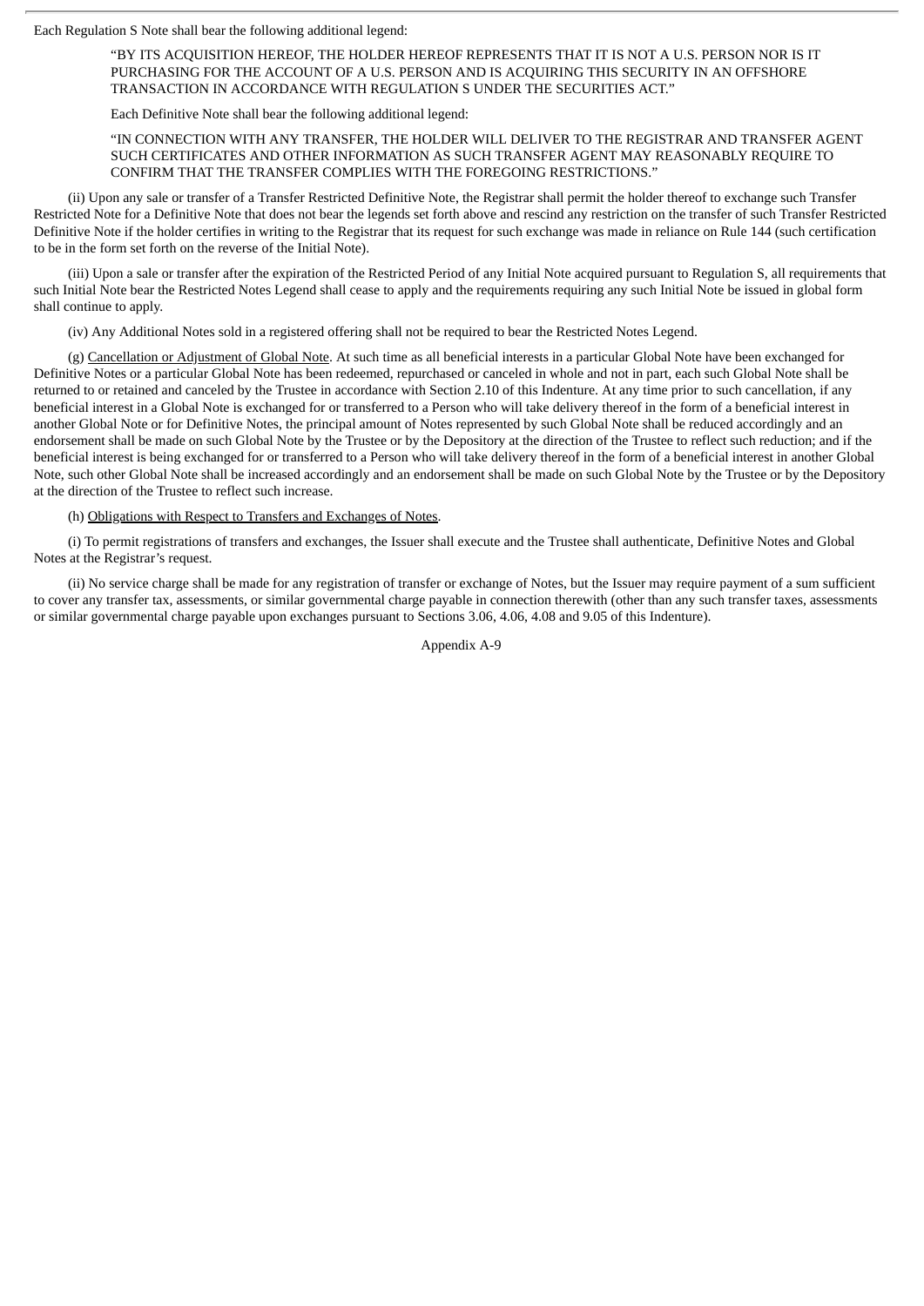Each Regulation S Note shall bear the following additional legend:

> "BY ITS ACQUISITION HEREOF, THE HOLDER HEREOF REPRESENTS THAT IT IS NOT A U.S. PERSON NOR IS IT PURCHASING FOR THE ACCOUNT OF A U.S. PERSON AND IS ACQUIRING THIS SECURITY IN AN OFFSHORE TRANSACTION IN ACCORDANCE WITH REGULATION S UNDER THE SECURITIES ACT."

Each Definitive Note shall bear the following additional legend:

> "IN CONNECTION WITH ANY TRANSFER, THE HOLDER WILL DELIVER TO THE REGISTRAR AND TRANSFER AGENT SUCH CERTIFICATES AND OTHER INFORMATION AS SUCH TRANSFER AGENT MAY REASONABLY REQUIRE TO CONFIRM THAT THE TRANSFER COMPLIES WITH THE FOREGOING RESTRICTIONS."

(ii) Upon any sale or transfer of a Transfer Restricted Definitive Note, the Registrar shall permit the holder thereof to exchange such Transfer Restricted Note for a Definitive Note that does not bear the legends set forth above and rescind any restriction on the transfer of such Transfer Restricted Definitive Note if the holder certifies in writing to the Registrar that its request for such exchange was made in reliance on Rule 144 (such certification to be in the form set forth on the reverse of the Initial Note).

(iii) Upon a sale or transfer after the expiration of the Restricted Period of any Initial Note acquired pursuant to Regulation S, all requirements that such Initial Note bear the Restricted Notes Legend shall cease to apply and the requirements requiring any such Initial Note be issued in global form shall continue to apply.

(iv) Any Additional Notes sold in a registered offering shall not be required to bear the Restricted Notes Legend.

(g) Cancellation or Adjustment of Global Note. At such time as all beneficial interests in a particular Global Note have been exchanged for Definitive Notes or a particular Global Note has been redeemed, repurchased or canceled in whole and not in part, each such Global Note shall be returned to or retained and canceled by the Trustee in accordance with Section 2.10 of this Indenture. At any time prior to such cancellation, if any beneficial interest in a Global Note is exchanged for or transferred to a Person who will take delivery thereof in the form of a beneficial interest in another Global Note or for Definitive Notes, the principal amount of Notes represented by such Global Note shall be reduced accordingly and an endorsement shall be made on such Global Note by the Trustee or by the Depository at the direction of the Trustee to reflect such reduction; and if the beneficial interest is being exchanged for or transferred to a Person who will take delivery thereof in the form of a beneficial interest in another Global Note, such other Global Note shall be increased accordingly and an endorsement shall be made on such Global Note by the Trustee or by the Depository at the direction of the Trustee to reflect such increase.

(h) Obligations with Respect to Transfers and Exchanges of Notes.

(i) To permit registrations of transfers and exchanges, the Issuer shall execute and the Trustee shall authenticate, Definitive Notes and Global Notes at the Registrar's request.

(ii) No service charge shall be made for any registration of transfer or exchange of Notes, but the Issuer may require payment of a sum sufficient to cover any transfer tax, assessments, or similar governmental charge payable in connection therewith (other than any such transfer taxes, assessments or similar governmental charge payable upon exchanges pursuant to Sections 3.06, 4.06, 4.08 and 9.05 of this Indenture).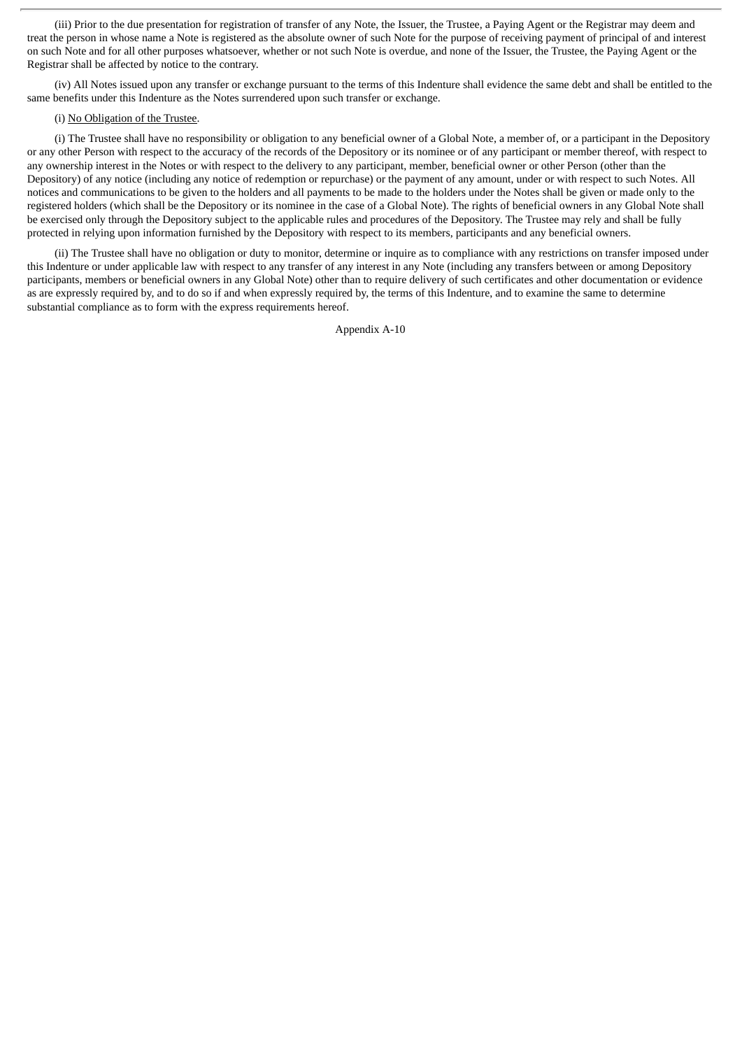(iii) Prior to the due presentation for registration of transfer of any Note, the Issuer, the Trustee, a Paying Agent or the Registrar may deem and treat the person in whose name a Note is registered as the absolute owner of such Note for the purpose of receiving payment of principal of and interest on such Note and for all other purposes whatsoever, whether or not such Note is overdue, and none of the Issuer, the Trustee, the Paying Agent or the Registrar shall be affected by notice to the contrary.

(iv) All Notes issued upon any transfer or exchange pursuant to the terms of this Indenture shall evidence the same debt and shall be entitled to the same benefits under this Indenture as the Notes surrendered upon such transfer or exchange.

(i) No Obligation of the Trustee.

(i) The Trustee shall have no responsibility or obligation to any beneficial owner of a Global Note, a member of, or a participant in the Depository or any other Person with respect to the accuracy of the records of the Depository or its nominee or of any participant or member thereof, with respect to any ownership interest in the Notes or with respect to the delivery to any participant, member, beneficial owner or other Person (other than the Depository) of any notice (including any notice of redemption or repurchase) or the payment of any amount, under or with respect to such Notes. All notices and communications to be given to the holders and all payments to be made to the holders under the Notes shall be given or made only to the registered holders (which shall be the Depository or its nominee in the case of a Global Note). The rights of beneficial owners in any Global Note shall be exercised only through the Depository subject to the applicable rules and procedures of the Depository. The Trustee may rely and shall be fully protected in relying upon information furnished by the Depository with respect to its members, participants and any beneficial owners.

(ii) The Trustee shall have no obligation or duty to monitor, determine or inquire as to compliance with any restrictions on transfer imposed under this Indenture or under applicable law with respect to any transfer of any interest in any Note (including any transfers between or among Depository participants, members or beneficial owners in any Global Note) other than to require delivery of such certificates and other documentation or evidence as are expressly required by, and to do so if and when expressly required by, the terms of this Indenture, and to examine the same to determine substantial compliance as to form with the express requirements hereof.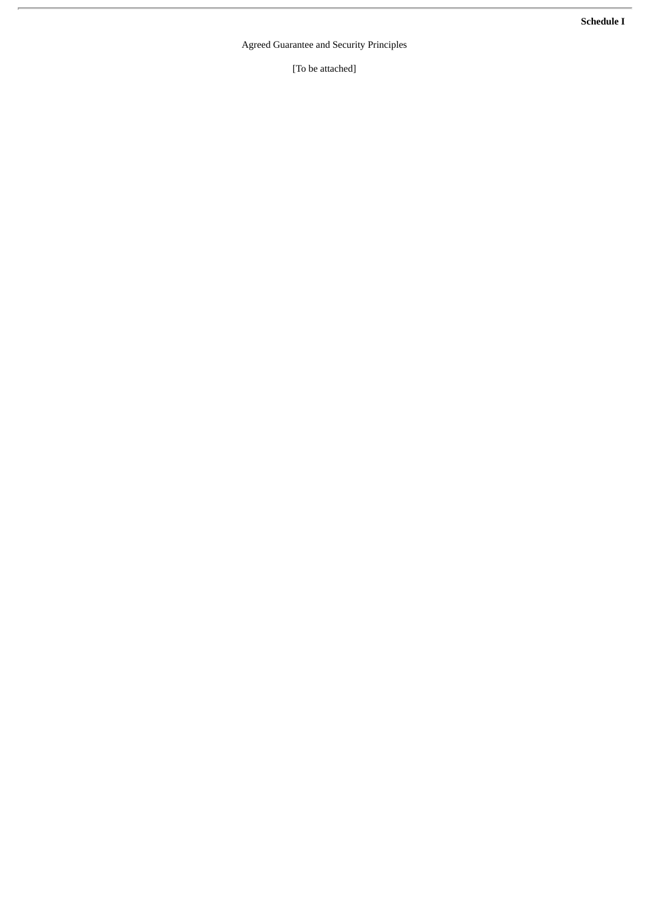**Schedule I**

Agreed Guarantee and Security Principles

[To be attached]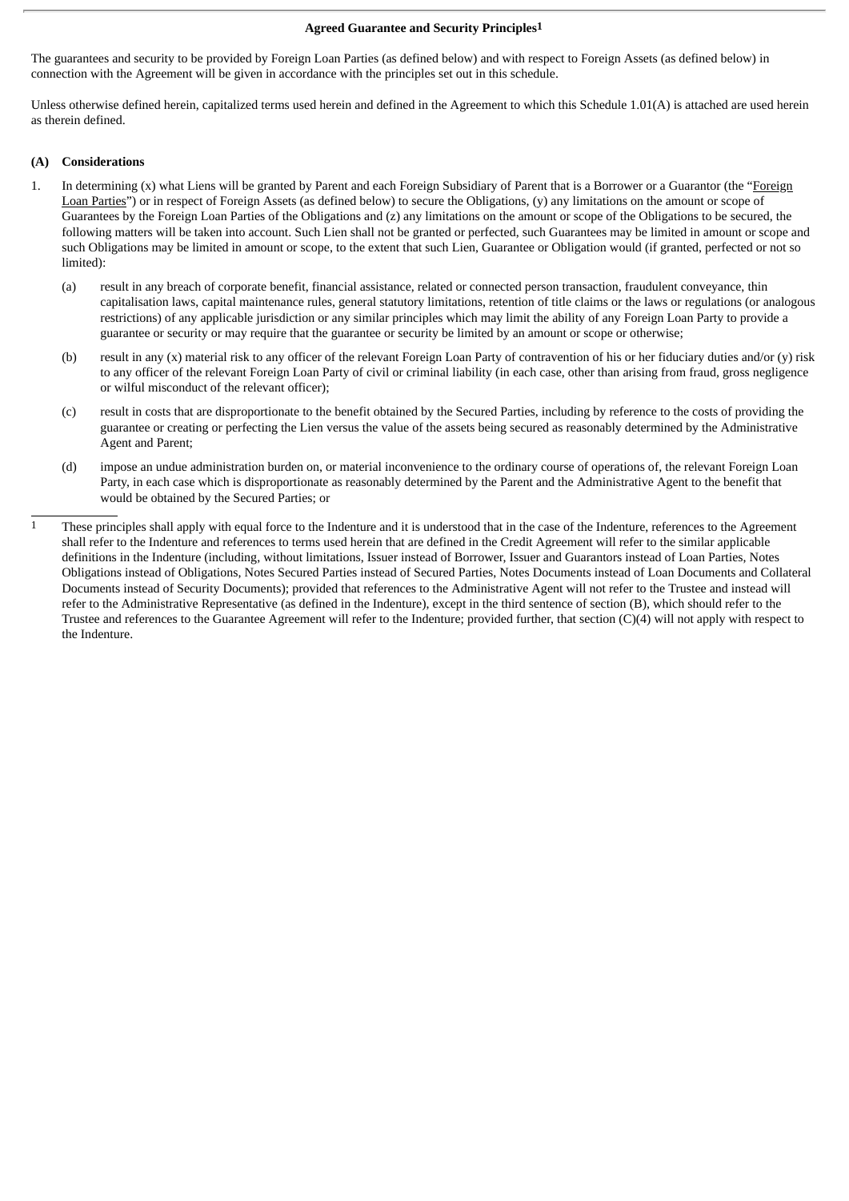**Agreed Guarantee and Security Principles**[1]

The guarantees and security to be provided by Foreign Loan Parties (as defined below) and with respect to Foreign Assets (as defined below) in connection with the Agreement will be given in accordance with the principles set out in this schedule.

Unless otherwise defined herein, capitalized terms used herein and defined in the Agreement to which this Schedule 1.01(A) is attached are used herein as therein defined.

**(A) Considerations**

1. In determining (x) what Liens will be granted by Parent and each Foreign Subsidiary of Parent that is a Borrower or a Guarantor (the "Foreign Loan Parties") or in respect of Foreign Assets (as defined below) to secure the Obligations, (y) any limitations on the amount or scope of Guarantees by the Foreign Loan Parties of the Obligations and (z) any limitations on the amount or scope of the Obligations to be secured, the following matters will be taken into account. Such Lien shall not be granted or perfected, such Guarantees may be limited in amount or scope and such Obligations may be limited in amount or scope, to the extent that such Lien, Guarantee or Obligation would (if granted, perfected or not so limited):

   (a) result in any breach of corporate benefit, financial assistance, related or connected person transaction, fraudulent conveyance, thin capitalisation laws, capital maintenance rules, general statutory limitations, retention of title claims or the laws or regulations (or analogous restrictions) of any applicable jurisdiction or any similar principles which may limit the ability of any Foreign Loan Party to provide a guarantee or security or may require that the guarantee or security be limited by an amount or scope or otherwise;

   (b) result in any (x) material risk to any officer of the relevant Foreign Loan Party of contravention of his or her fiduciary duties and/or (y) risk to any officer of the relevant Foreign Loan Party of civil or criminal liability (in each case, other than arising from fraud, gross negligence or wilful misconduct of the relevant officer);

   (c) result in costs that are disproportionate to the benefit obtained by the Secured Parties, including by reference to the costs of providing the guarantee or creating or perfecting the Lien versus the value of the assets being secured as reasonably determined by the Administrative Agent and Parent;

   (d) impose an undue administration burden on, or material inconvenience to the ordinary course of operations of, the relevant Foreign Loan Party, in each case which is disproportionate as reasonably determined by the Parent and the Administrative Agent to the benefit that would be obtained by the Secured Parties; or

---

[1] These principles shall apply with equal force to the Indenture and it is understood that in the case of the Indenture, references to the Agreement shall refer to the Indenture and references to terms used herein that are defined in the Credit Agreement will refer to the similar applicable definitions in the Indenture (including, without limitations, Issuer instead of Borrower, Issuer and Guarantors instead of Loan Parties, Notes Obligations instead of Obligations, Notes Secured Parties instead of Secured Parties, Notes Documents instead of Loan Documents and Collateral Documents instead of Security Documents); provided that references to the Administrative Agent will not refer to the Trustee and instead will refer to the Administrative Representative (as defined in the Indenture), except in the third sentence of section (B), which should refer to the Trustee and references to the Guarantee Agreement will refer to the Indenture; provided further, that section (C)(4) will not apply with respect to the Indenture.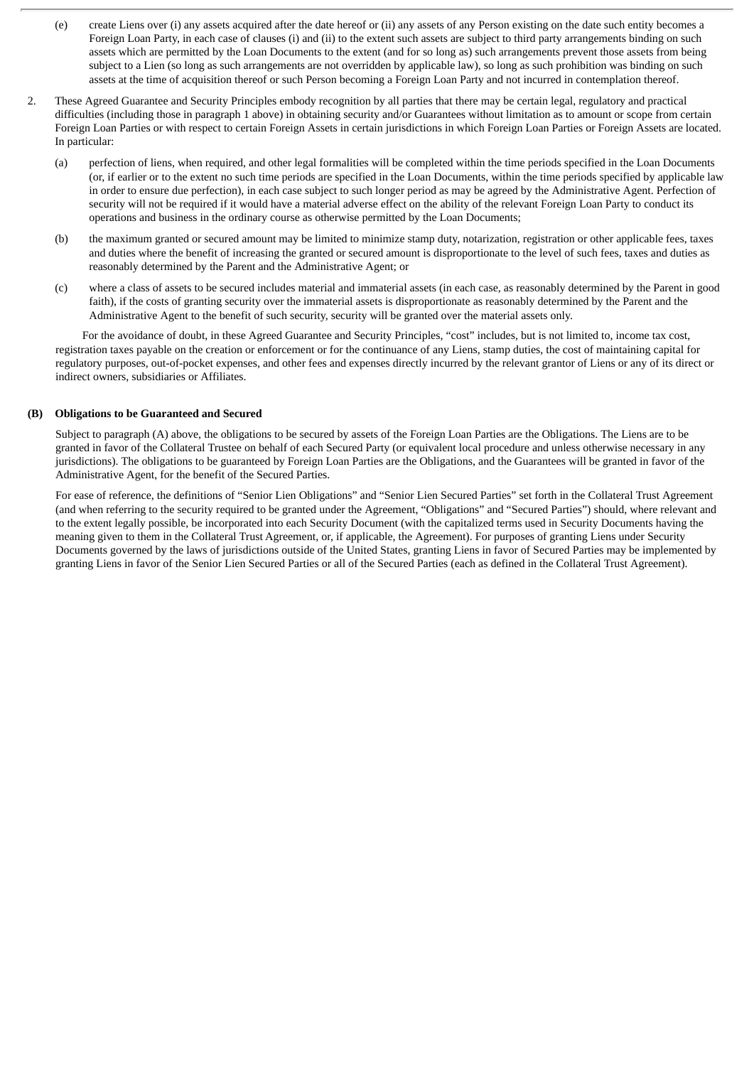(e) create Liens over (i) any assets acquired after the date hereof or (ii) any assets of any Person existing on the date such entity becomes a Foreign Loan Party, in each case of clauses (i) and (ii) to the extent such assets are subject to third party arrangements binding on such assets which are permitted by the Loan Documents to the extent (and for so long as) such arrangements prevent those assets from being subject to a Lien (so long as such arrangements are not overridden by applicable law), so long as such prohibition was binding on such assets at the time of acquisition thereof or such Person becoming a Foreign Loan Party and not incurred in contemplation thereof.

2. These Agreed Guarantee and Security Principles embody recognition by all parties that there may be certain legal, regulatory and practical difficulties (including those in paragraph 1 above) in obtaining security and/or Guarantees without limitation as to amount or scope from certain Foreign Loan Parties or with respect to certain Foreign Assets in certain jurisdictions in which Foreign Loan Parties or Foreign Assets are located. In particular:

(a) perfection of liens, when required, and other legal formalities will be completed within the time periods specified in the Loan Documents (or, if earlier or to the extent no such time periods are specified in the Loan Documents, within the time periods specified by applicable law in order to ensure due perfection), in each case subject to such longer period as may be agreed by the Administrative Agent. Perfection of security will not be required if it would have a material adverse effect on the ability of the relevant Foreign Loan Party to conduct its operations and business in the ordinary course as otherwise permitted by the Loan Documents;

(b) the maximum granted or secured amount may be limited to minimize stamp duty, notarization, registration or other applicable fees, taxes and duties where the benefit of increasing the granted or secured amount is disproportionate to the level of such fees, taxes and duties as reasonably determined by the Parent and the Administrative Agent; or

(c) where a class of assets to be secured includes material and immaterial assets (in each case, as reasonably determined by the Parent in good faith), if the costs of granting security over the immaterial assets is disproportionate as reasonably determined by the Parent and the Administrative Agent to the benefit of such security, security will be granted over the material assets only.

For the avoidance of doubt, in these Agreed Guarantee and Security Principles, "cost" includes, but is not limited to, income tax cost, registration taxes payable on the creation or enforcement or for the continuance of any Liens, stamp duties, the cost of maintaining capital for regulatory purposes, out-of-pocket expenses, and other fees and expenses directly incurred by the relevant grantor of Liens or any of its direct or indirect owners, subsidiaries or Affiliates.

**(B) Obligations to be Guaranteed and Secured**

Subject to paragraph (A) above, the obligations to be secured by assets of the Foreign Loan Parties are the Obligations. The Liens are to be granted in favor of the Collateral Trustee on behalf of each Secured Party (or equivalent local procedure and unless otherwise necessary in any jurisdictions). The obligations to be guaranteed by Foreign Loan Parties are the Obligations, and the Guarantees will be granted in favor of the Administrative Agent, for the benefit of the Secured Parties.

For ease of reference, the definitions of "Senior Lien Obligations" and "Senior Lien Secured Parties" set forth in the Collateral Trust Agreement (and when referring to the security required to be granted under the Agreement, "Obligations" and "Secured Parties") should, where relevant and to the extent legally possible, be incorporated into each Security Document (with the capitalized terms used in Security Documents having the meaning given to them in the Collateral Trust Agreement, or, if applicable, the Agreement). For purposes of granting Liens under Security Documents governed by the laws of jurisdictions outside of the United States, granting Liens in favor of Secured Parties may be implemented by granting Liens in favor of the Senior Lien Secured Parties or all of the Secured Parties (each as defined in the Collateral Trust Agreement).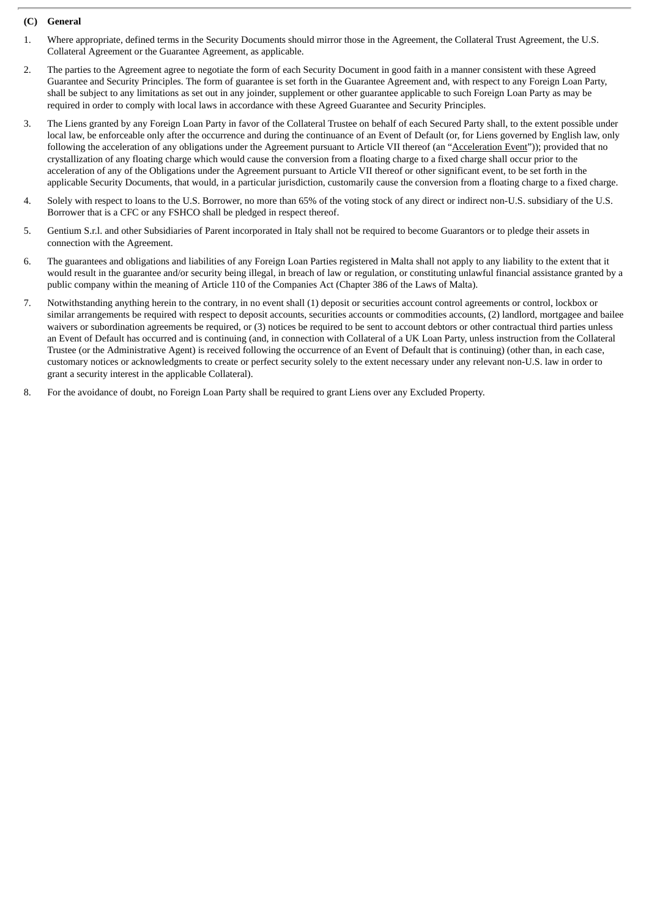**(C) General**

1. Where appropriate, defined terms in the Security Documents should mirror those in the Agreement, the Collateral Trust Agreement, the U.S. Collateral Agreement or the Guarantee Agreement, as applicable.

2. The parties to the Agreement agree to negotiate the form of each Security Document in good faith in a manner consistent with these Agreed Guarantee and Security Principles. The form of guarantee is set forth in the Guarantee Agreement and, with respect to any Foreign Loan Party, shall be subject to any limitations as set out in any joinder, supplement or other guarantee applicable to such Foreign Loan Party as may be required in order to comply with local laws in accordance with these Agreed Guarantee and Security Principles.

3. The Liens granted by any Foreign Loan Party in favor of the Collateral Trustee on behalf of each Secured Party shall, to the extent possible under local law, be enforceable only after the occurrence and during the continuance of an Event of Default (or, for Liens governed by English law, only following the acceleration of any obligations under the Agreement pursuant to Article VII thereof (an "Acceleration Event")); provided that no crystallization of any floating charge which would cause the conversion from a floating charge to a fixed charge shall occur prior to the acceleration of any of the Obligations under the Agreement pursuant to Article VII thereof or other significant event, to be set forth in the applicable Security Documents, that would, in a particular jurisdiction, customarily cause the conversion from a floating charge to a fixed charge.

4. Solely with respect to loans to the U.S. Borrower, no more than 65% of the voting stock of any direct or indirect non-U.S. subsidiary of the U.S. Borrower that is a CFC or any FSHCO shall be pledged in respect thereof.

5. Gentium S.r.l. and other Subsidiaries of Parent incorporated in Italy shall not be required to become Guarantors or to pledge their assets in connection with the Agreement.

6. The guarantees and obligations and liabilities of any Foreign Loan Parties registered in Malta shall not apply to any liability to the extent that it would result in the guarantee and/or security being illegal, in breach of law or regulation, or constituting unlawful financial assistance granted by a public company within the meaning of Article 110 of the Companies Act (Chapter 386 of the Laws of Malta).

7. Notwithstanding anything herein to the contrary, in no event shall (1) deposit or securities account control agreements or control, lockbox or similar arrangements be required with respect to deposit accounts, securities accounts or commodities accounts, (2) landlord, mortgagee and bailee waivers or subordination agreements be required, or (3) notices be required to be sent to account debtors or other contractual third parties unless an Event of Default has occurred and is continuing (and, in connection with Collateral of a UK Loan Party, unless instruction from the Collateral Trustee (or the Administrative Agent) is received following the occurrence of an Event of Default that is continuing) (other than, in each case, customary notices or acknowledgments to create or perfect security solely to the extent necessary under any relevant non-U.S. law in order to grant a security interest in the applicable Collateral).

8. For the avoidance of doubt, no Foreign Loan Party shall be required to grant Liens over any Excluded Property.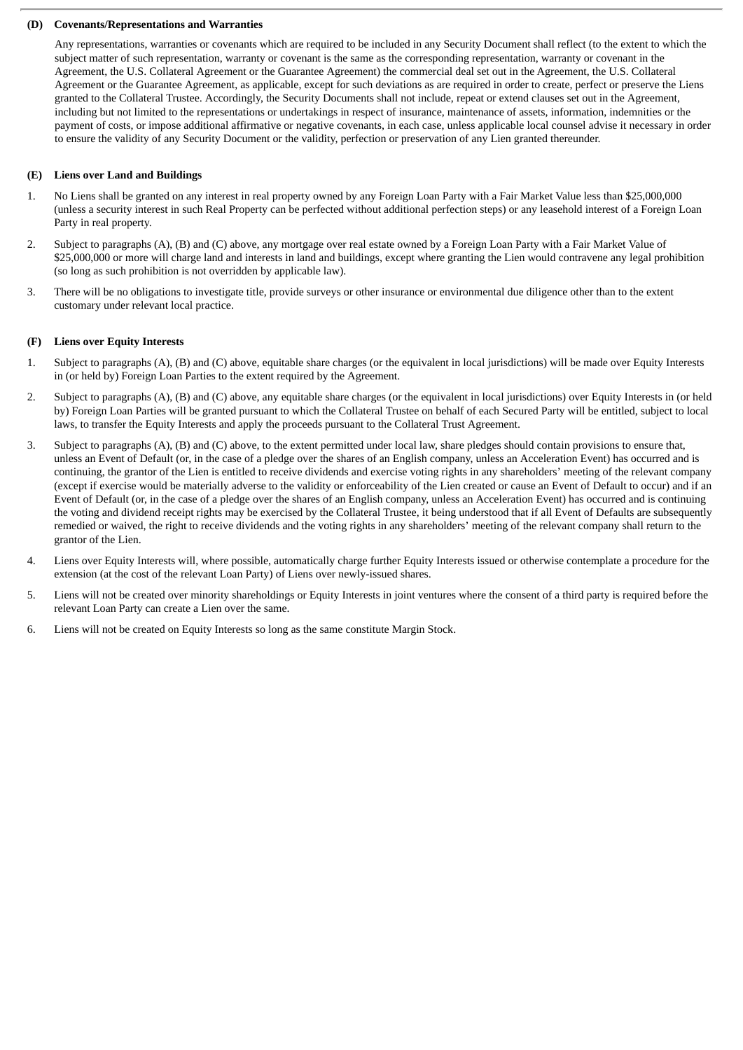**(D) Covenants/Representations and Warranties**

Any representations, warranties or covenants which are required to be included in any Security Document shall reflect (to the extent to which the subject matter of such representation, warranty or covenant is the same as the corresponding representation, warranty or covenant in the Agreement, the U.S. Collateral Agreement or the Guarantee Agreement) the commercial deal set out in the Agreement, the U.S. Collateral Agreement or the Guarantee Agreement, as applicable, except for such deviations as are required in order to create, perfect or preserve the Liens granted to the Collateral Trustee. Accordingly, the Security Documents shall not include, repeat or extend clauses set out in the Agreement, including but not limited to the representations or undertakings in respect of insurance, maintenance of assets, information, indemnities or the payment of costs, or impose additional affirmative or negative covenants, in each case, unless applicable local counsel advise it necessary in order to ensure the validity of any Security Document or the validity, perfection or preservation of any Lien granted thereunder.

**(E) Liens over Land and Buildings**

1. No Liens shall be granted on any interest in real property owned by any Foreign Loan Party with a Fair Market Value less than $25,000,000 (unless a security interest in such Real Property can be perfected without additional perfection steps) or any leasehold interest of a Foreign Loan Party in real property.
2. Subject to paragraphs (A), (B) and (C) above, any mortgage over real estate owned by a Foreign Loan Party with a Fair Market Value of $25,000,000 or more will charge land and interests in land and buildings, except where granting the Lien would contravene any legal prohibition (so long as such prohibition is not overridden by applicable law).
3. There will be no obligations to investigate title, provide surveys or other insurance or environmental due diligence other than to the extent customary under relevant local practice.

**(F) Liens over Equity Interests**

1. Subject to paragraphs (A), (B) and (C) above, equitable share charges (or the equivalent in local jurisdictions) will be made over Equity Interests in (or held by) Foreign Loan Parties to the extent required by the Agreement.
2. Subject to paragraphs (A), (B) and (C) above, any equitable share charges (or the equivalent in local jurisdictions) over Equity Interests in (or held by) Foreign Loan Parties will be granted pursuant to which the Collateral Trustee on behalf of each Secured Party will be entitled, subject to local laws, to transfer the Equity Interests and apply the proceeds pursuant to the Collateral Trust Agreement.
3. Subject to paragraphs (A), (B) and (C) above, to the extent permitted under local law, share pledges should contain provisions to ensure that, unless an Event of Default (or, in the case of a pledge over the shares of an English company, unless an Acceleration Event) has occurred and is continuing, the grantor of the Lien is entitled to receive dividends and exercise voting rights in any shareholders' meeting of the relevant company (except if exercise would be materially adverse to the validity or enforceability of the Lien created or cause an Event of Default to occur) and if an Event of Default (or, in the case of a pledge over the shares of an English company, unless an Acceleration Event) has occurred and is continuing the voting and dividend receipt rights may be exercised by the Collateral Trustee, it being understood that if all Event of Defaults are subsequently remedied or waived, the right to receive dividends and the voting rights in any shareholders' meeting of the relevant company shall return to the grantor of the Lien.
4. Liens over Equity Interests will, where possible, automatically charge further Equity Interests issued or otherwise contemplate a procedure for the extension (at the cost of the relevant Loan Party) of Liens over newly-issued shares.
5. Liens will not be created over minority shareholdings or Equity Interests in joint ventures where the consent of a third party is required before the relevant Loan Party can create a Lien over the same.
6. Liens will not be created on Equity Interests so long as the same constitute Margin Stock.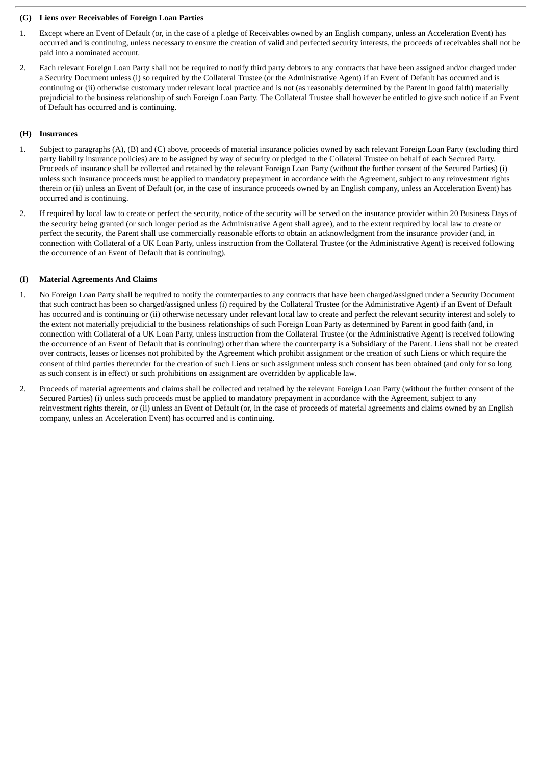**(G) Liens over Receivables of Foreign Loan Parties**

1. Except where an Event of Default (or, in the case of a pledge of Receivables owned by an English company, unless an Acceleration Event) has occurred and is continuing, unless necessary to ensure the creation of valid and perfected security interests, the proceeds of receivables shall not be paid into a nominated account.

2. Each relevant Foreign Loan Party shall not be required to notify third party debtors to any contracts that have been assigned and/or charged under a Security Document unless (i) so required by the Collateral Trustee (or the Administrative Agent) if an Event of Default has occurred and is continuing or (ii) otherwise customary under relevant local practice and is not (as reasonably determined by the Parent in good faith) materially prejudicial to the business relationship of such Foreign Loan Party. The Collateral Trustee shall however be entitled to give such notice if an Event of Default has occurred and is continuing.

**(H) Insurances**

1. Subject to paragraphs (A), (B) and (C) above, proceeds of material insurance policies owned by each relevant Foreign Loan Party (excluding third party liability insurance policies) are to be assigned by way of security or pledged to the Collateral Trustee on behalf of each Secured Party. Proceeds of insurance shall be collected and retained by the relevant Foreign Loan Party (without the further consent of the Secured Parties) (i) unless such insurance proceeds must be applied to mandatory prepayment in accordance with the Agreement, subject to any reinvestment rights therein or (ii) unless an Event of Default (or, in the case of insurance proceeds owned by an English company, unless an Acceleration Event) has occurred and is continuing.

2. If required by local law to create or perfect the security, notice of the security will be served on the insurance provider within 20 Business Days of the security being granted (or such longer period as the Administrative Agent shall agree), and to the extent required by local law to create or perfect the security, the Parent shall use commercially reasonable efforts to obtain an acknowledgment from the insurance provider (and, in connection with Collateral of a UK Loan Party, unless instruction from the Collateral Trustee (or the Administrative Agent) is received following the occurrence of an Event of Default that is continuing).

**(I) Material Agreements And Claims**

1. No Foreign Loan Party shall be required to notify the counterparties to any contracts that have been charged/assigned under a Security Document that such contract has been so charged/assigned unless (i) required by the Collateral Trustee (or the Administrative Agent) if an Event of Default has occurred and is continuing or (ii) otherwise necessary under relevant local law to create and perfect the relevant security interest and solely to the extent not materially prejudicial to the business relationships of such Foreign Loan Party as determined by Parent in good faith (and, in connection with Collateral of a UK Loan Party, unless instruction from the Collateral Trustee (or the Administrative Agent) is received following the occurrence of an Event of Default that is continuing) other than where the counterparty is a Subsidiary of the Parent. Liens shall not be created over contracts, leases or licenses not prohibited by the Agreement which prohibit assignment or the creation of such Liens or which require the consent of third parties thereunder for the creation of such Liens or such assignment unless such consent has been obtained (and only for so long as such consent is in effect) or such prohibitions on assignment are overridden by applicable law.

2. Proceeds of material agreements and claims shall be collected and retained by the relevant Foreign Loan Party (without the further consent of the Secured Parties) (i) unless such proceeds must be applied to mandatory prepayment in accordance with the Agreement, subject to any reinvestment rights therein, or (ii) unless an Event of Default (or, in the case of proceeds of material agreements and claims owned by an English company, unless an Acceleration Event) has occurred and is continuing.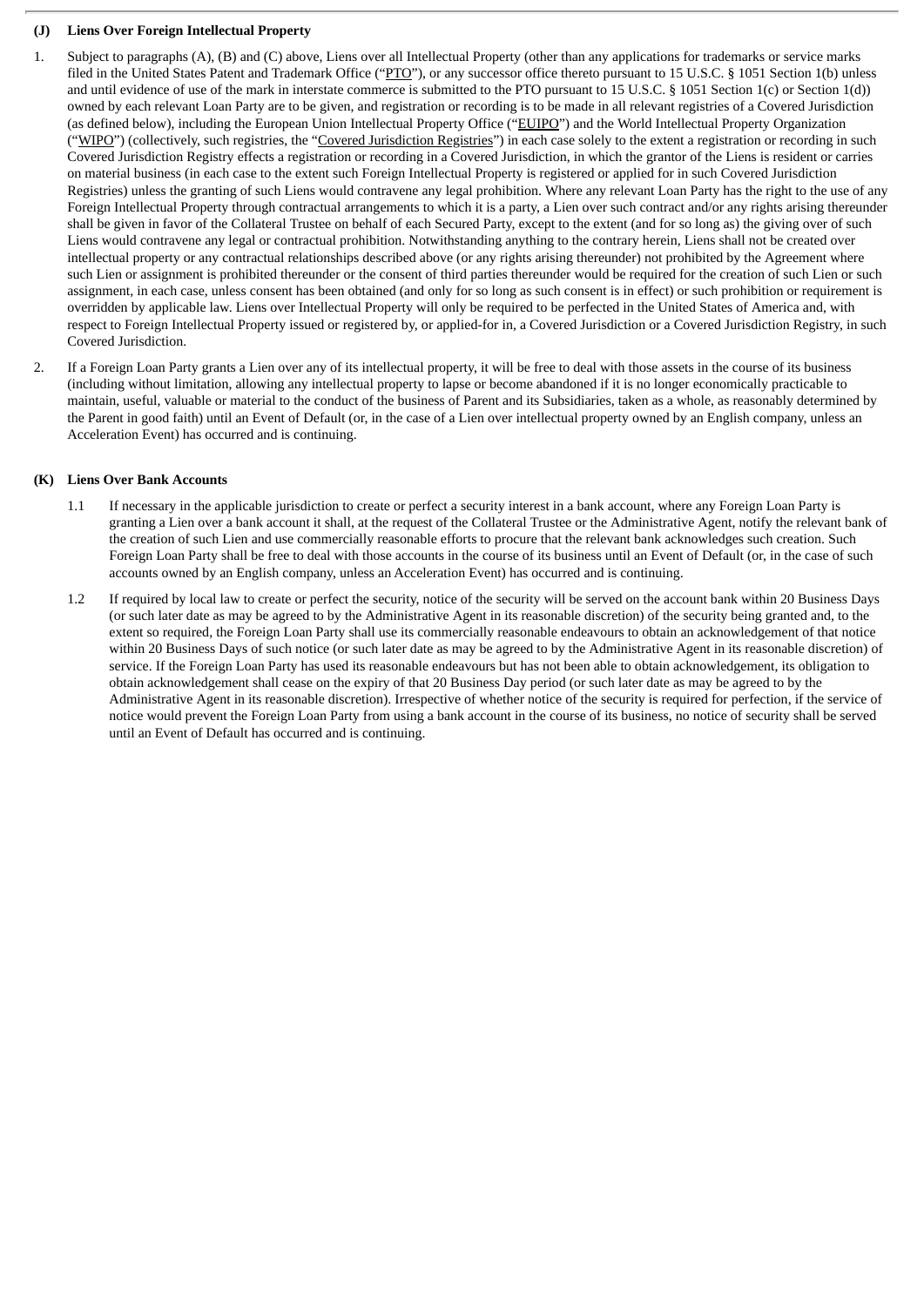**(J) Liens Over Foreign Intellectual Property**

1. Subject to paragraphs (A), (B) and (C) above, Liens over all Intellectual Property (other than any applications for trademarks or service marks filed in the United States Patent and Trademark Office ("PTO"), or any successor office thereto pursuant to 15 U.S.C. § 1051 Section 1(b) unless and until evidence of use of the mark in interstate commerce is submitted to the PTO pursuant to 15 U.S.C. § 1051 Section 1(c) or Section 1(d)) owned by each relevant Loan Party are to be given, and registration or recording is to be made in all relevant registries of a Covered Jurisdiction (as defined below), including the European Union Intellectual Property Office ("EUIPO") and the World Intellectual Property Organization ("WIPO") (collectively, such registries, the "Covered Jurisdiction Registries") in each case solely to the extent a registration or recording in such Covered Jurisdiction Registry effects a registration or recording in a Covered Jurisdiction, in which the grantor of the Liens is resident or carries on material business (in each case to the extent such Foreign Intellectual Property is registered or applied for in such Covered Jurisdiction Registries) unless the granting of such Liens would contravene any legal prohibition. Where any relevant Loan Party has the right to the use of any Foreign Intellectual Property through contractual arrangements to which it is a party, a Lien over such contract and/or any rights arising thereunder shall be given in favor of the Collateral Trustee on behalf of each Secured Party, except to the extent (and for so long as) the giving over of such Liens would contravene any legal or contractual prohibition. Notwithstanding anything to the contrary herein, Liens shall not be created over intellectual property or any contractual relationships described above (or any rights arising thereunder) not prohibited by the Agreement where such Lien or assignment is prohibited thereunder or the consent of third parties thereunder would be required for the creation of such Lien or such assignment, in each case, unless consent has been obtained (and only for so long as such consent is in effect) or such prohibition or requirement is overridden by applicable law. Liens over Intellectual Property will only be required to be perfected in the United States of America and, with respect to Foreign Intellectual Property issued or registered by, or applied-for in, a Covered Jurisdiction or a Covered Jurisdiction Registry, in such Covered Jurisdiction.

2. If a Foreign Loan Party grants a Lien over any of its intellectual property, it will be free to deal with those assets in the course of its business (including without limitation, allowing any intellectual property to lapse or become abandoned if it is no longer economically practicable to maintain, useful, valuable or material to the conduct of the business of Parent and its Subsidiaries, taken as a whole, as reasonably determined by the Parent in good faith) until an Event of Default (or, in the case of a Lien over intellectual property owned by an English company, unless an Acceleration Event) has occurred and is continuing.

**(K) Liens Over Bank Accounts**

1.1 If necessary in the applicable jurisdiction to create or perfect a security interest in a bank account, where any Foreign Loan Party is granting a Lien over a bank account it shall, at the request of the Collateral Trustee or the Administrative Agent, notify the relevant bank of the creation of such Lien and use commercially reasonable efforts to procure that the relevant bank acknowledges such creation. Such Foreign Loan Party shall be free to deal with those accounts in the course of its business until an Event of Default (or, in the case of such accounts owned by an English company, unless an Acceleration Event) has occurred and is continuing.

1.2 If required by local law to create or perfect the security, notice of the security will be served on the account bank within 20 Business Days (or such later date as may be agreed to by the Administrative Agent in its reasonable discretion) of the security being granted and, to the extent so required, the Foreign Loan Party shall use its commercially reasonable endeavours to obtain an acknowledgement of that notice within 20 Business Days of such notice (or such later date as may be agreed to by the Administrative Agent in its reasonable discretion) of service. If the Foreign Loan Party has used its reasonable endeavours but has not been able to obtain acknowledgement, its obligation to obtain acknowledgement shall cease on the expiry of that 20 Business Day period (or such later date as may be agreed to by the Administrative Agent in its reasonable discretion). Irrespective of whether notice of the security is required for perfection, if the service of notice would prevent the Foreign Loan Party from using a bank account in the course of its business, no notice of security shall be served until an Event of Default has occurred and is continuing.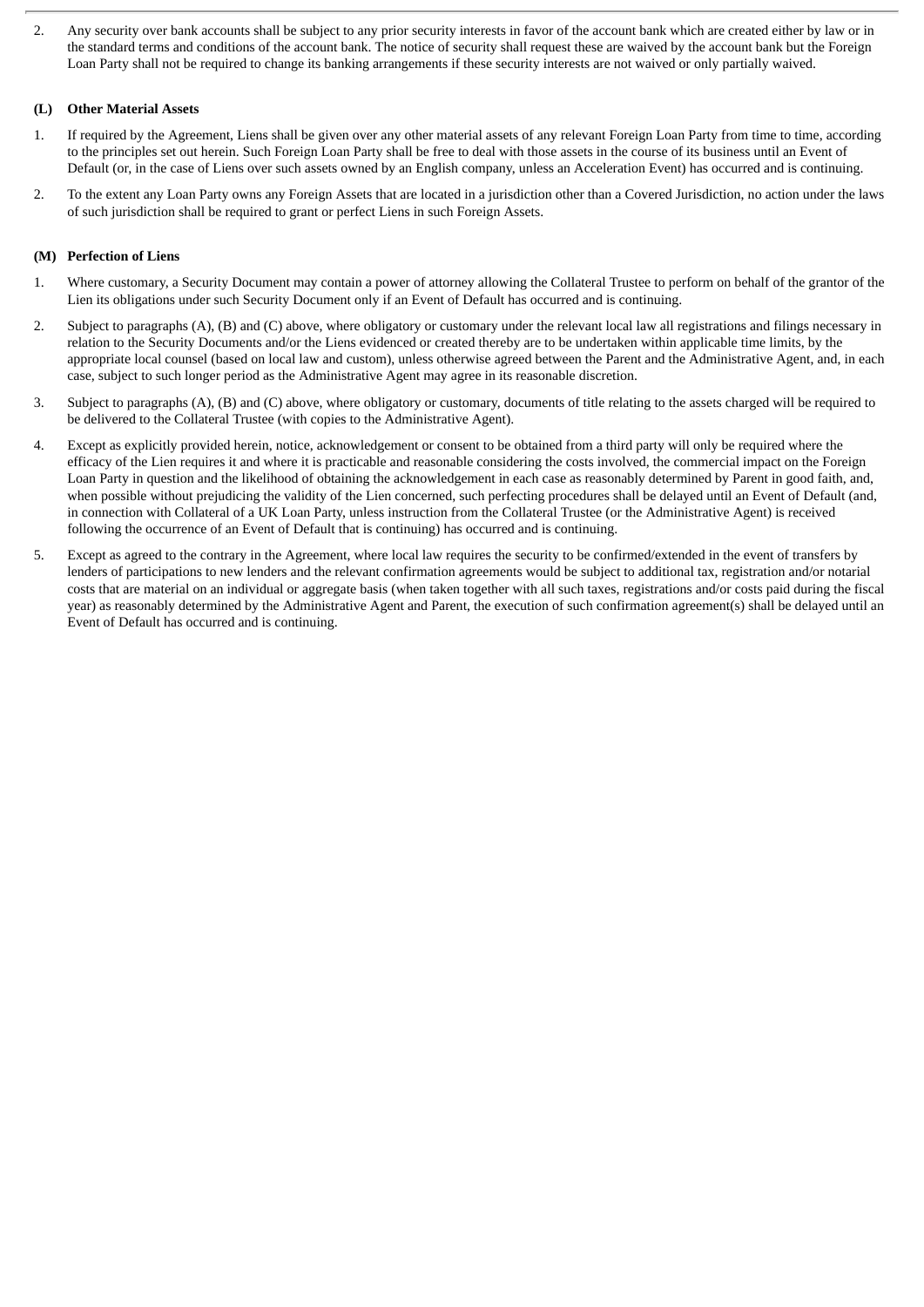2. Any security over bank accounts shall be subject to any prior security interests in favor of the account bank which are created either by law or in the standard terms and conditions of the account bank. The notice of security shall request these are waived by the account bank but the Foreign Loan Party shall not be required to change its banking arrangements if these security interests are not waived or only partially waived.

**(L) Other Material Assets**

1. If required by the Agreement, Liens shall be given over any other material assets of any relevant Foreign Loan Party from time to time, according to the principles set out herein. Such Foreign Loan Party shall be free to deal with those assets in the course of its business until an Event of Default (or, in the case of Liens over such assets owned by an English company, unless an Acceleration Event) has occurred and is continuing.

2. To the extent any Loan Party owns any Foreign Assets that are located in a jurisdiction other than a Covered Jurisdiction, no action under the laws of such jurisdiction shall be required to grant or perfect Liens in such Foreign Assets.

**(M) Perfection of Liens**

1. Where customary, a Security Document may contain a power of attorney allowing the Collateral Trustee to perform on behalf of the grantor of the Lien its obligations under such Security Document only if an Event of Default has occurred and is continuing.

2. Subject to paragraphs (A), (B) and (C) above, where obligatory or customary under the relevant local law all registrations and filings necessary in relation to the Security Documents and/or the Liens evidenced or created thereby are to be undertaken within applicable time limits, by the appropriate local counsel (based on local law and custom), unless otherwise agreed between the Parent and the Administrative Agent, and, in each case, subject to such longer period as the Administrative Agent may agree in its reasonable discretion.

3. Subject to paragraphs (A), (B) and (C) above, where obligatory or customary, documents of title relating to the assets charged will be required to be delivered to the Collateral Trustee (with copies to the Administrative Agent).

4. Except as explicitly provided herein, notice, acknowledgement or consent to be obtained from a third party will only be required where the efficacy of the Lien requires it and where it is practicable and reasonable considering the costs involved, the commercial impact on the Foreign Loan Party in question and the likelihood of obtaining the acknowledgement in each case as reasonably determined by Parent in good faith, and, when possible without prejudicing the validity of the Lien concerned, such perfecting procedures shall be delayed until an Event of Default (and, in connection with Collateral of a UK Loan Party, unless instruction from the Collateral Trustee (or the Administrative Agent) is received following the occurrence of an Event of Default that is continuing) has occurred and is continuing.

5. Except as agreed to the contrary in the Agreement, where local law requires the security to be confirmed/extended in the event of transfers by lenders of participations to new lenders and the relevant confirmation agreements would be subject to additional tax, registration and/or notarial costs that are material on an individual or aggregate basis (when taken together with all such taxes, registrations and/or costs paid during the fiscal year) as reasonably determined by the Administrative Agent and Parent, the execution of such confirmation agreement(s) shall be delayed until an Event of Default has occurred and is continuing.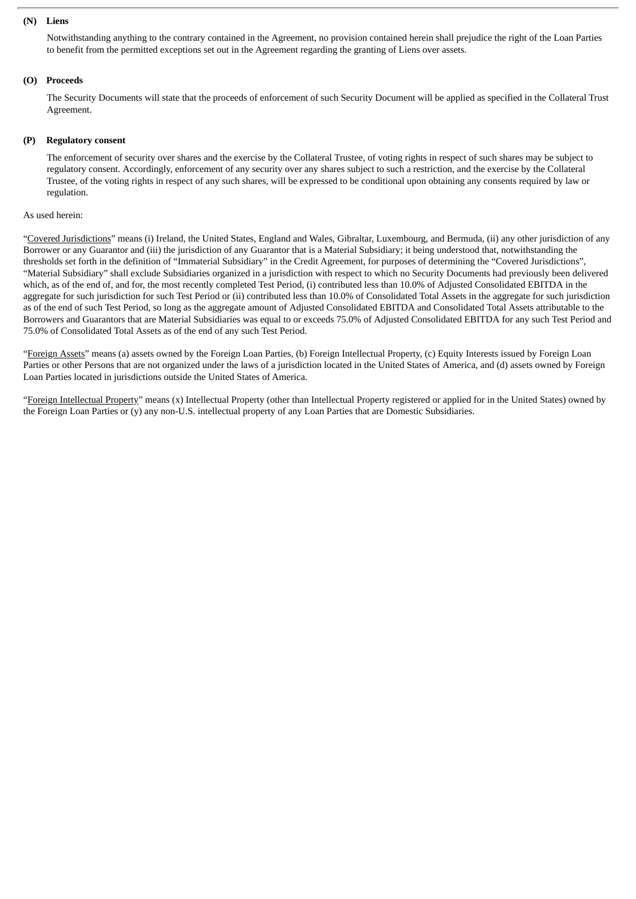**(N) Liens**

Notwithstanding anything to the contrary contained in the Agreement, no provision contained herein shall prejudice the right of the Loan Parties to benefit from the permitted exceptions set out in the Agreement regarding the granting of Liens over assets.

**(O) Proceeds**

The Security Documents will state that the proceeds of enforcement of such Security Document will be applied as specified in the Collateral Trust Agreement.

**(P) Regulatory consent**

The enforcement of security over shares and the exercise by the Collateral Trustee, of voting rights in respect of such shares may be subject to regulatory consent. Accordingly, enforcement of any security over any shares subject to such a restriction, and the exercise by the Collateral Trustee, of the voting rights in respect of any such shares, will be expressed to be conditional upon obtaining any consents required by law or regulation.

As used herein:

"Covered Jurisdictions" means (i) Ireland, the United States, England and Wales, Gibraltar, Luxembourg, and Bermuda, (ii) any other jurisdiction of any Borrower or any Guarantor and (iii) the jurisdiction of any Guarantor that is a Material Subsidiary; it being understood that, notwithstanding the thresholds set forth in the definition of "Immaterial Subsidiary" in the Credit Agreement, for purposes of determining the "Covered Jurisdictions", "Material Subsidiary" shall exclude Subsidiaries organized in a jurisdiction with respect to which no Security Documents had previously been delivered which, as of the end of, and for, the most recently completed Test Period, (i) contributed less than 10.0% of Adjusted Consolidated EBITDA in the aggregate for such jurisdiction for such Test Period or (ii) contributed less than 10.0% of Consolidated Total Assets in the aggregate for such jurisdiction as of the end of such Test Period, so long as the aggregate amount of Adjusted Consolidated EBITDA and Consolidated Total Assets attributable to the Borrowers and Guarantors that are Material Subsidiaries was equal to or exceeds 75.0% of Adjusted Consolidated EBITDA for any such Test Period and 75.0% of Consolidated Total Assets as of the end of any such Test Period.

"Foreign Assets" means (a) assets owned by the Foreign Loan Parties, (b) Foreign Intellectual Property, (c) Equity Interests issued by Foreign Loan Parties or other Persons that are not organized under the laws of a jurisdiction located in the United States of America, and (d) assets owned by Foreign Loan Parties located in jurisdictions outside the United States of America.

"Foreign Intellectual Property" means (x) Intellectual Property (other than Intellectual Property registered or applied for in the United States) owned by the Foreign Loan Parties or (y) any non-U.S. intellectual property of any Loan Parties that are Domestic Subsidiaries.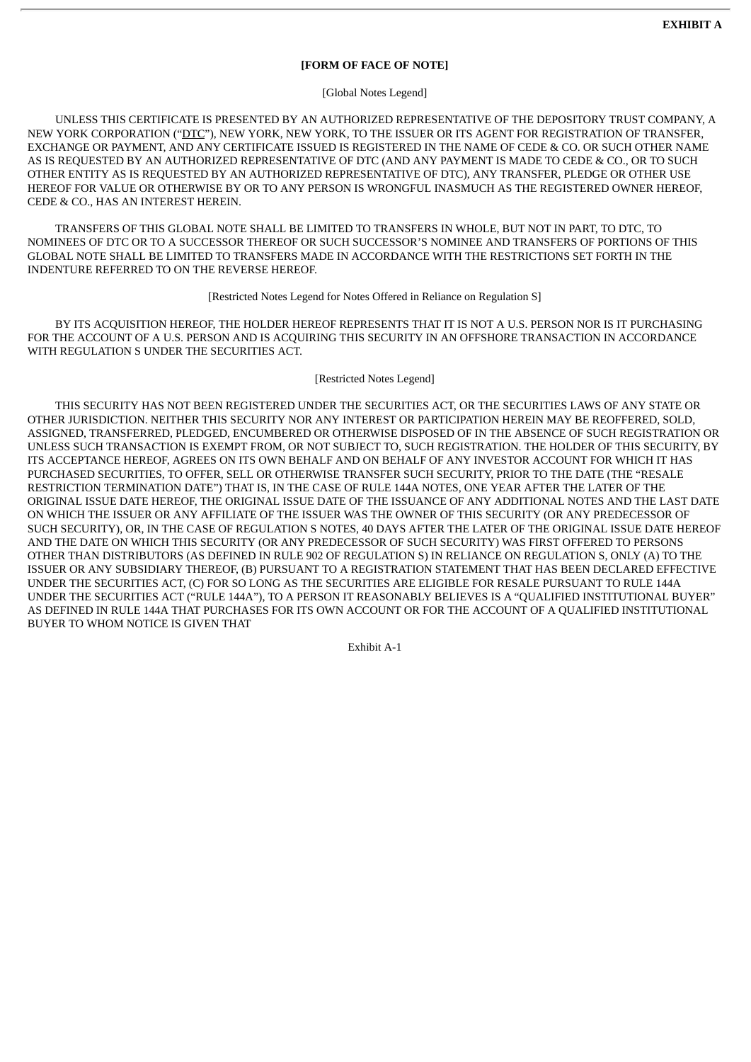**EXHIBIT A**

**[FORM OF FACE OF NOTE]**

[Global Notes Legend]

UNLESS THIS CERTIFICATE IS PRESENTED BY AN AUTHORIZED REPRESENTATIVE OF THE DEPOSITORY TRUST COMPANY, A NEW YORK CORPORATION ("DTC"), NEW YORK, NEW YORK, TO THE ISSUER OR ITS AGENT FOR REGISTRATION OF TRANSFER, EXCHANGE OR PAYMENT, AND ANY CERTIFICATE ISSUED IS REGISTERED IN THE NAME OF CEDE & CO. OR SUCH OTHER NAME AS IS REQUESTED BY AN AUTHORIZED REPRESENTATIVE OF DTC (AND ANY PAYMENT IS MADE TO CEDE & CO., OR TO SUCH OTHER ENTITY AS IS REQUESTED BY AN AUTHORIZED REPRESENTATIVE OF DTC), ANY TRANSFER, PLEDGE OR OTHER USE HEREOF FOR VALUE OR OTHERWISE BY OR TO ANY PERSON IS WRONGFUL INASMUCH AS THE REGISTERED OWNER HEREOF, CEDE & CO., HAS AN INTEREST HEREIN.

TRANSFERS OF THIS GLOBAL NOTE SHALL BE LIMITED TO TRANSFERS IN WHOLE, BUT NOT IN PART, TO DTC, TO NOMINEES OF DTC OR TO A SUCCESSOR THEREOF OR SUCH SUCCESSOR'S NOMINEE AND TRANSFERS OF PORTIONS OF THIS GLOBAL NOTE SHALL BE LIMITED TO TRANSFERS MADE IN ACCORDANCE WITH THE RESTRICTIONS SET FORTH IN THE INDENTURE REFERRED TO ON THE REVERSE HEREOF.

[Restricted Notes Legend for Notes Offered in Reliance on Regulation S]

BY ITS ACQUISITION HEREOF, THE HOLDER HEREOF REPRESENTS THAT IT IS NOT A U.S. PERSON NOR IS IT PURCHASING FOR THE ACCOUNT OF A U.S. PERSON AND IS ACQUIRING THIS SECURITY IN AN OFFSHORE TRANSACTION IN ACCORDANCE WITH REGULATION S UNDER THE SECURITIES ACT.

[Restricted Notes Legend]

THIS SECURITY HAS NOT BEEN REGISTERED UNDER THE SECURITIES ACT, OR THE SECURITIES LAWS OF ANY STATE OR OTHER JURISDICTION. NEITHER THIS SECURITY NOR ANY INTEREST OR PARTICIPATION HEREIN MAY BE REOFFERED, SOLD, ASSIGNED, TRANSFERRED, PLEDGED, ENCUMBERED OR OTHERWISE DISPOSED OF IN THE ABSENCE OF SUCH REGISTRATION OR UNLESS SUCH TRANSACTION IS EXEMPT FROM, OR NOT SUBJECT TO, SUCH REGISTRATION. THE HOLDER OF THIS SECURITY, BY ITS ACCEPTANCE HEREOF, AGREES ON ITS OWN BEHALF AND ON BEHALF OF ANY INVESTOR ACCOUNT FOR WHICH IT HAS PURCHASED SECURITIES, TO OFFER, SELL OR OTHERWISE TRANSFER SUCH SECURITY, PRIOR TO THE DATE (THE "RESALE RESTRICTION TERMINATION DATE") THAT IS, IN THE CASE OF RULE 144A NOTES, ONE YEAR AFTER THE LATER OF THE ORIGINAL ISSUE DATE HEREOF, THE ORIGINAL ISSUE DATE OF THE ISSUANCE OF ANY ADDITIONAL NOTES AND THE LAST DATE ON WHICH THE ISSUER OR ANY AFFILIATE OF THE ISSUER WAS THE OWNER OF THIS SECURITY (OR ANY PREDECESSOR OF SUCH SECURITY), OR, IN THE CASE OF REGULATION S NOTES, 40 DAYS AFTER THE LATER OF THE ORIGINAL ISSUE DATE HEREOF AND THE DATE ON WHICH THIS SECURITY (OR ANY PREDECESSOR OF SUCH SECURITY) WAS FIRST OFFERED TO PERSONS OTHER THAN DISTRIBUTORS (AS DEFINED IN RULE 902 OF REGULATION S) IN RELIANCE ON REGULATION S, ONLY (A) TO THE ISSUER OR ANY SUBSIDIARY THEREOF, (B) PURSUANT TO A REGISTRATION STATEMENT THAT HAS BEEN DECLARED EFFECTIVE UNDER THE SECURITIES ACT, (C) FOR SO LONG AS THE SECURITIES ARE ELIGIBLE FOR RESALE PURSUANT TO RULE 144A UNDER THE SECURITIES ACT ("RULE 144A"), TO A PERSON IT REASONABLY BELIEVES IS A "QUALIFIED INSTITUTIONAL BUYER" AS DEFINED IN RULE 144A THAT PURCHASES FOR ITS OWN ACCOUNT OR FOR THE ACCOUNT OF A QUALIFIED INSTITUTIONAL BUYER TO WHOM NOTICE IS GIVEN THAT

Exhibit A-1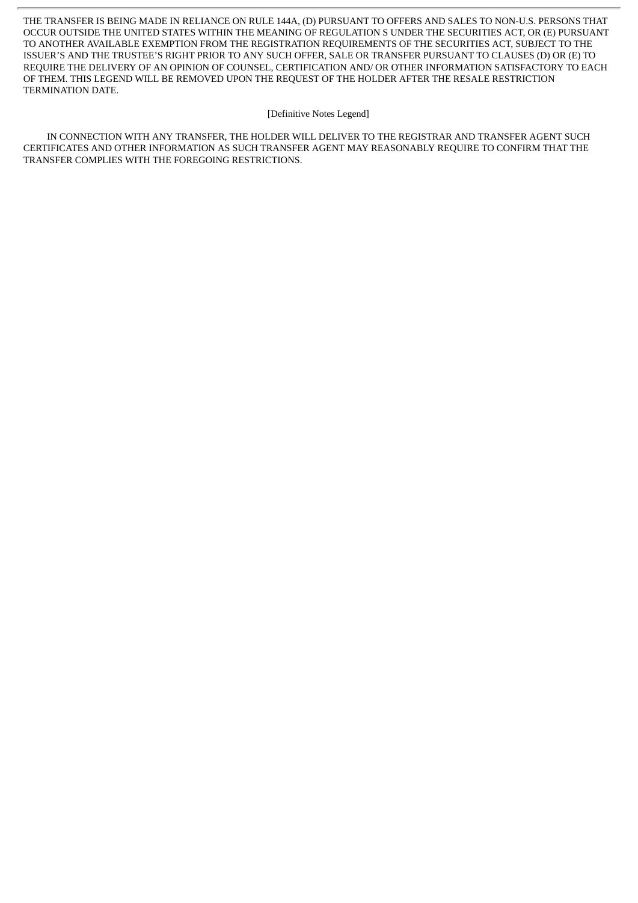THE TRANSFER IS BEING MADE IN RELIANCE ON RULE 144A, (D) PURSUANT TO OFFERS AND SALES TO NON-U.S. PERSONS THAT OCCUR OUTSIDE THE UNITED STATES WITHIN THE MEANING OF REGULATION S UNDER THE SECURITIES ACT, OR (E) PURSUANT TO ANOTHER AVAILABLE EXEMPTION FROM THE REGISTRATION REQUIREMENTS OF THE SECURITIES ACT, SUBJECT TO THE ISSUER'S AND THE TRUSTEE'S RIGHT PRIOR TO ANY SUCH OFFER, SALE OR TRANSFER PURSUANT TO CLAUSES (D) OR (E) TO REQUIRE THE DELIVERY OF AN OPINION OF COUNSEL, CERTIFICATION AND/ OR OTHER INFORMATION SATISFACTORY TO EACH OF THEM. THIS LEGEND WILL BE REMOVED UPON THE REQUEST OF THE HOLDER AFTER THE RESALE RESTRICTION TERMINATION DATE.

[Definitive Notes Legend]

IN CONNECTION WITH ANY TRANSFER, THE HOLDER WILL DELIVER TO THE REGISTRAR AND TRANSFER AGENT SUCH CERTIFICATES AND OTHER INFORMATION AS SUCH TRANSFER AGENT MAY REASONABLY REQUIRE TO CONFIRM THAT THE TRANSFER COMPLIES WITH THE FOREGOING RESTRICTIONS.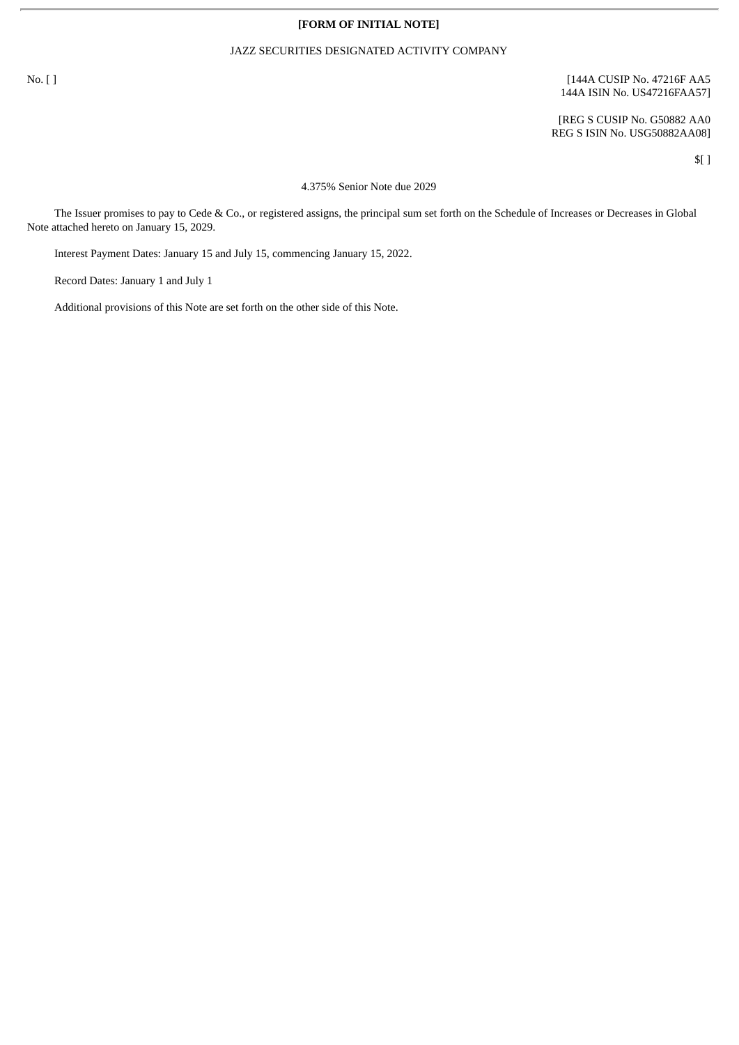**[FORM OF INITIAL NOTE]**

JAZZ SECURITIES DESIGNATED ACTIVITY COMPANY

No. [ ]

[144A CUSIP No. 47216F AA5
144A ISIN No. US47216FAA57]

[REG S CUSIP No. G50882 AA0
REG S ISIN No. USG50882AA08]

$[ ]

4.375% Senior Note due 2029

The Issuer promises to pay to Cede & Co., or registered assigns, the principal sum set forth on the Schedule of Increases or Decreases in Global Note attached hereto on January 15, 2029.

Interest Payment Dates: January 15 and July 15, commencing January 15, 2022.

Record Dates: January 1 and July 1

Additional provisions of this Note are set forth on the other side of this Note.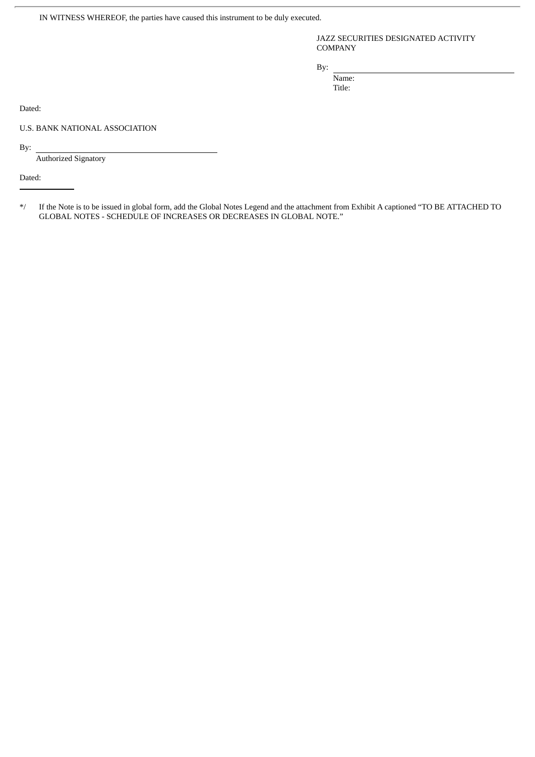IN WITNESS WHEREOF, the parties have caused this instrument to be duly executed.

JAZZ SECURITIES DESIGNATED ACTIVITY COMPANY

By: \_\_\_\_\_\_\_\_\_\_\_\_\_\_\_\_\_\_\_\_\_\_\_\_\_\_\_\_\_\_\_\_

Name:

Title:

Dated:

U.S. BANK NATIONAL ASSOCIATION

By: \_\_\_\_\_\_\_\_\_\_\_\_\_\_\_\_\_\_\_\_\_\_\_\_\_\_\_\_\_\_\_\_

Authorized Signatory

Dated:

---

*/ If the Note is to be issued in global form, add the Global Notes Legend and the attachment from Exhibit A captioned "TO BE ATTACHED TO GLOBAL NOTES - SCHEDULE OF INCREASES OR DECREASES IN GLOBAL NOTE."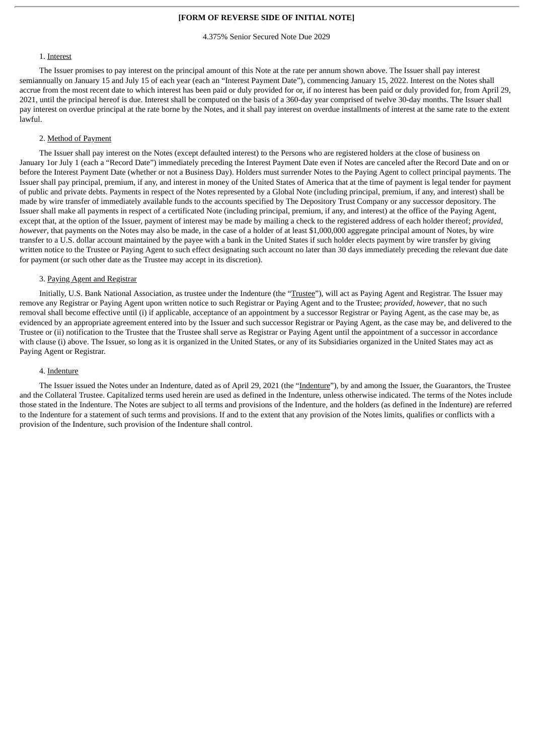**[FORM OF REVERSE SIDE OF INITIAL NOTE]**

4.375% Senior Secured Note Due 2029

1. Interest

The Issuer promises to pay interest on the principal amount of this Note at the rate per annum shown above. The Issuer shall pay interest semiannually on January 15 and July 15 of each year (each an "Interest Payment Date"), commencing January 15, 2022. Interest on the Notes shall accrue from the most recent date to which interest has been paid or duly provided for or, if no interest has been paid or duly provided for, from April 29, 2021, until the principal hereof is due. Interest shall be computed on the basis of a 360-day year comprised of twelve 30-day months. The Issuer shall pay interest on overdue principal at the rate borne by the Notes, and it shall pay interest on overdue installments of interest at the same rate to the extent lawful.

2. Method of Payment

The Issuer shall pay interest on the Notes (except defaulted interest) to the Persons who are registered holders at the close of business on January 1or July 1 (each a "Record Date") immediately preceding the Interest Payment Date even if Notes are canceled after the Record Date and on or before the Interest Payment Date (whether or not a Business Day). Holders must surrender Notes to the Paying Agent to collect principal payments. The Issuer shall pay principal, premium, if any, and interest in money of the United States of America that at the time of payment is legal tender for payment of public and private debts. Payments in respect of the Notes represented by a Global Note (including principal, premium, if any, and interest) shall be made by wire transfer of immediately available funds to the accounts specified by The Depository Trust Company or any successor depository. The Issuer shall make all payments in respect of a certificated Note (including principal, premium, if any, and interest) at the office of the Paying Agent, except that, at the option of the Issuer, payment of interest may be made by mailing a check to the registered address of each holder thereof; *provided*, *however*, that payments on the Notes may also be made, in the case of a holder of at least $1,000,000 aggregate principal amount of Notes, by wire transfer to a U.S. dollar account maintained by the payee with a bank in the United States if such holder elects payment by wire transfer by giving written notice to the Trustee or Paying Agent to such effect designating such account no later than 30 days immediately preceding the relevant due date for payment (or such other date as the Trustee may accept in its discretion).

3. Paying Agent and Registrar

Initially, U.S. Bank National Association, as trustee under the Indenture (the "Trustee"), will act as Paying Agent and Registrar. The Issuer may remove any Registrar or Paying Agent upon written notice to such Registrar or Paying Agent and to the Trustee; *provided*, *however*, that no such removal shall become effective until (i) if applicable, acceptance of an appointment by a successor Registrar or Paying Agent, as the case may be, as evidenced by an appropriate agreement entered into by the Issuer and such successor Registrar or Paying Agent, as the case may be, and delivered to the Trustee or (ii) notification to the Trustee that the Trustee shall serve as Registrar or Paying Agent until the appointment of a successor in accordance with clause (i) above. The Issuer, so long as it is organized in the United States, or any of its Subsidiaries organized in the United States may act as Paying Agent or Registrar.

4. Indenture

The Issuer issued the Notes under an Indenture, dated as of April 29, 2021 (the "Indenture"), by and among the Issuer, the Guarantors, the Trustee and the Collateral Trustee. Capitalized terms used herein are used as defined in the Indenture, unless otherwise indicated. The terms of the Notes include those stated in the Indenture. The Notes are subject to all terms and provisions of the Indenture, and the holders (as defined in the Indenture) are referred to the Indenture for a statement of such terms and provisions. If and to the extent that any provision of the Notes limits, qualifies or conflicts with a provision of the Indenture, such provision of the Indenture shall control.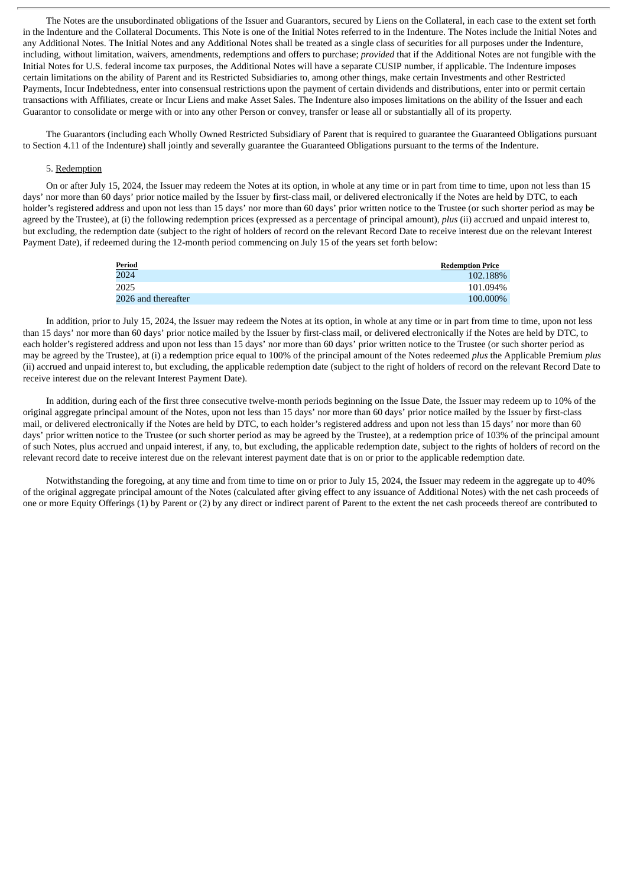The Notes are the unsubordinated obligations of the Issuer and Guarantors, secured by Liens on the Collateral, in each case to the extent set forth in the Indenture and the Collateral Documents. This Note is one of the Initial Notes referred to in the Indenture. The Notes include the Initial Notes and any Additional Notes. The Initial Notes and any Additional Notes shall be treated as a single class of securities for all purposes under the Indenture, including, without limitation, waivers, amendments, redemptions and offers to purchase; *provided* that if the Additional Notes are not fungible with the Initial Notes for U.S. federal income tax purposes, the Additional Notes will have a separate CUSIP number, if applicable. The Indenture imposes certain limitations on the ability of Parent and its Restricted Subsidiaries to, among other things, make certain Investments and other Restricted Payments, Incur Indebtedness, enter into consensual restrictions upon the payment of certain dividends and distributions, enter into or permit certain transactions with Affiliates, create or Incur Liens and make Asset Sales. The Indenture also imposes limitations on the ability of the Issuer and each Guarantor to consolidate or merge with or into any other Person or convey, transfer or lease all or substantially all of its property.

The Guarantors (including each Wholly Owned Restricted Subsidiary of Parent that is required to guarantee the Guaranteed Obligations pursuant to Section 4.11 of the Indenture) shall jointly and severally guarantee the Guaranteed Obligations pursuant to the terms of the Indenture.

5. Redemption

On or after July 15, 2024, the Issuer may redeem the Notes at its option, in whole at any time or in part from time to time, upon not less than 15 days' nor more than 60 days' prior notice mailed by the Issuer by first-class mail, or delivered electronically if the Notes are held by DTC, to each holder's registered address and upon not less than 15 days' nor more than 60 days' prior written notice to the Trustee (or such shorter period as may be agreed by the Trustee), at (i) the following redemption prices (expressed as a percentage of principal amount), *plus* (ii) accrued and unpaid interest to, but excluding, the redemption date (subject to the right of holders of record on the relevant Record Date to receive interest due on the relevant Interest Payment Date), if redeemed during the 12-month period commencing on July 15 of the years set forth below:

| Period | Redemption Price |
|---|---|
| 2024 | 102.188% |
| 2025 | 101.094% |
| 2026 and thereafter | 100.000% |

In addition, prior to July 15, 2024, the Issuer may redeem the Notes at its option, in whole at any time or in part from time to time, upon not less than 15 days' nor more than 60 days' prior notice mailed by the Issuer by first-class mail, or delivered electronically if the Notes are held by DTC, to each holder's registered address and upon not less than 15 days' nor more than 60 days' prior written notice to the Trustee (or such shorter period as may be agreed by the Trustee), at (i) a redemption price equal to 100% of the principal amount of the Notes redeemed *plus* the Applicable Premium *plus* (ii) accrued and unpaid interest to, but excluding, the applicable redemption date (subject to the right of holders of record on the relevant Record Date to receive interest due on the relevant Interest Payment Date).

In addition, during each of the first three consecutive twelve-month periods beginning on the Issue Date, the Issuer may redeem up to 10% of the original aggregate principal amount of the Notes, upon not less than 15 days' nor more than 60 days' prior notice mailed by the Issuer by first-class mail, or delivered electronically if the Notes are held by DTC, to each holder's registered address and upon not less than 15 days' nor more than 60 days' prior written notice to the Trustee (or such shorter period as may be agreed by the Trustee), at a redemption price of 103% of the principal amount of such Notes, plus accrued and unpaid interest, if any, to, but excluding, the applicable redemption date, subject to the rights of holders of record on the relevant record date to receive interest due on the relevant interest payment date that is on or prior to the applicable redemption date.

Notwithstanding the foregoing, at any time and from time to time on or prior to July 15, 2024, the Issuer may redeem in the aggregate up to 40% of the original aggregate principal amount of the Notes (calculated after giving effect to any issuance of Additional Notes) with the net cash proceeds of one or more Equity Offerings (1) by Parent or (2) by any direct or indirect parent of Parent to the extent the net cash proceeds thereof are contributed to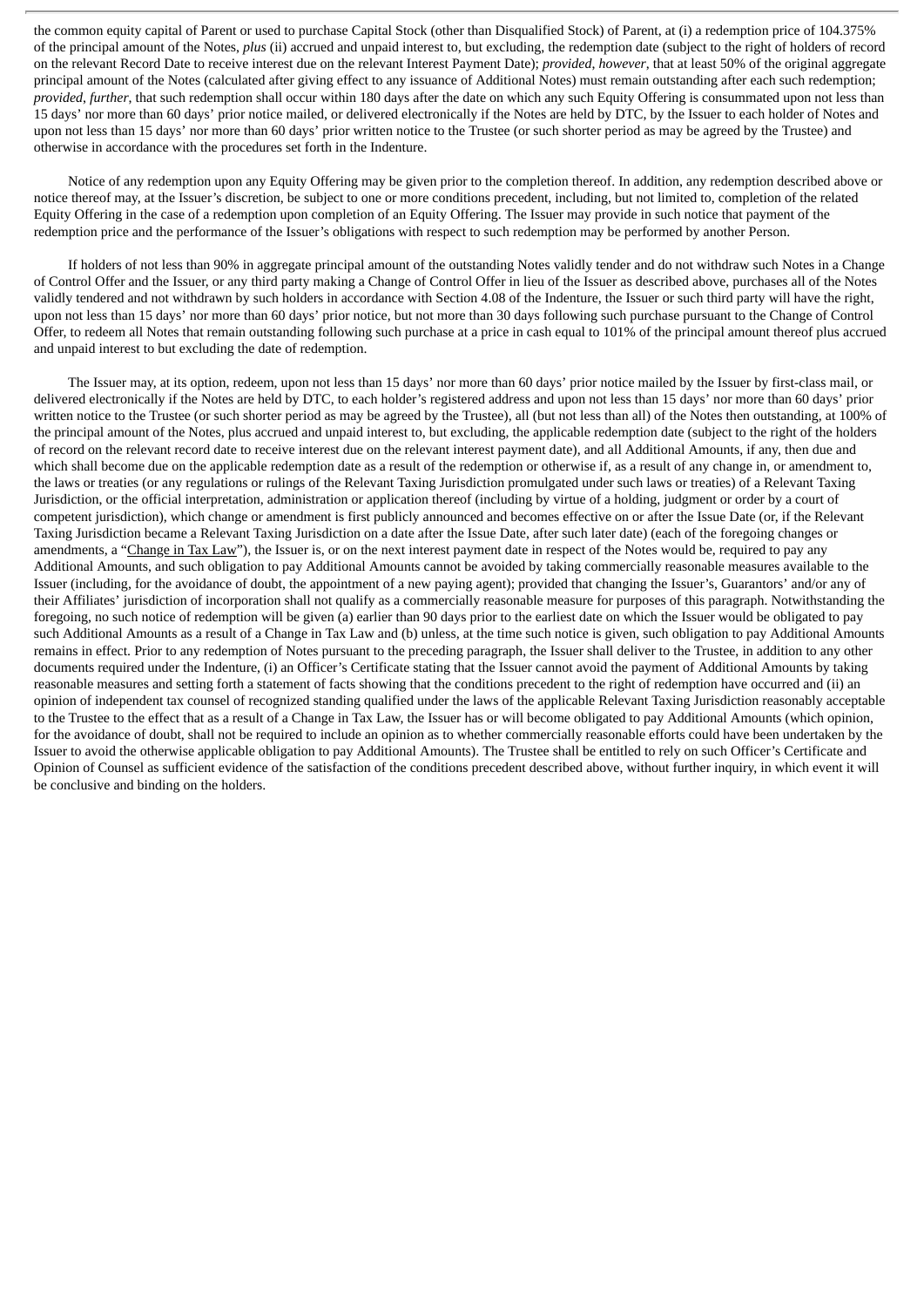the common equity capital of Parent or used to purchase Capital Stock (other than Disqualified Stock) of Parent, at (i) a redemption price of 104.375% of the principal amount of the Notes, *plus* (ii) accrued and unpaid interest to, but excluding, the redemption date (subject to the right of holders of record on the relevant Record Date to receive interest due on the relevant Interest Payment Date); *provided*, *however*, that at least 50% of the original aggregate principal amount of the Notes (calculated after giving effect to any issuance of Additional Notes) must remain outstanding after each such redemption; *provided*, *further*, that such redemption shall occur within 180 days after the date on which any such Equity Offering is consummated upon not less than 15 days' nor more than 60 days' prior notice mailed, or delivered electronically if the Notes are held by DTC, by the Issuer to each holder of Notes and upon not less than 15 days' nor more than 60 days' prior written notice to the Trustee (or such shorter period as may be agreed by the Trustee) and otherwise in accordance with the procedures set forth in the Indenture.

Notice of any redemption upon any Equity Offering may be given prior to the completion thereof. In addition, any redemption described above or notice thereof may, at the Issuer's discretion, be subject to one or more conditions precedent, including, but not limited to, completion of the related Equity Offering in the case of a redemption upon completion of an Equity Offering. The Issuer may provide in such notice that payment of the redemption price and the performance of the Issuer's obligations with respect to such redemption may be performed by another Person.

If holders of not less than 90% in aggregate principal amount of the outstanding Notes validly tender and do not withdraw such Notes in a Change of Control Offer and the Issuer, or any third party making a Change of Control Offer in lieu of the Issuer as described above, purchases all of the Notes validly tendered and not withdrawn by such holders in accordance with Section 4.08 of the Indenture, the Issuer or such third party will have the right, upon not less than 15 days' nor more than 60 days' prior notice, but not more than 30 days following such purchase pursuant to the Change of Control Offer, to redeem all Notes that remain outstanding following such purchase at a price in cash equal to 101% of the principal amount thereof plus accrued and unpaid interest to but excluding the date of redemption.

The Issuer may, at its option, redeem, upon not less than 15 days' nor more than 60 days' prior notice mailed by the Issuer by first-class mail, or delivered electronically if the Notes are held by DTC, to each holder's registered address and upon not less than 15 days' nor more than 60 days' prior written notice to the Trustee (or such shorter period as may be agreed by the Trustee), all (but not less than all) of the Notes then outstanding, at 100% of the principal amount of the Notes, plus accrued and unpaid interest to, but excluding, the applicable redemption date (subject to the right of the holders of record on the relevant record date to receive interest due on the relevant interest payment date), and all Additional Amounts, if any, then due and which shall become due on the applicable redemption date as a result of the redemption or otherwise if, as a result of any change in, or amendment to, the laws or treaties (or any regulations or rulings of the Relevant Taxing Jurisdiction promulgated under such laws or treaties) of a Relevant Taxing Jurisdiction, or the official interpretation, administration or application thereof (including by virtue of a holding, judgment or order by a court of competent jurisdiction), which change or amendment is first publicly announced and becomes effective on or after the Issue Date (or, if the Relevant Taxing Jurisdiction became a Relevant Taxing Jurisdiction on a date after the Issue Date, after such later date) (each of the foregoing changes or amendments, a "Change in Tax Law"), the Issuer is, or on the next interest payment date in respect of the Notes would be, required to pay any Additional Amounts, and such obligation to pay Additional Amounts cannot be avoided by taking commercially reasonable measures available to the Issuer (including, for the avoidance of doubt, the appointment of a new paying agent); provided that changing the Issuer's, Guarantors' and/or any of their Affiliates' jurisdiction of incorporation shall not qualify as a commercially reasonable measure for purposes of this paragraph. Notwithstanding the foregoing, no such notice of redemption will be given (a) earlier than 90 days prior to the earliest date on which the Issuer would be obligated to pay such Additional Amounts as a result of a Change in Tax Law and (b) unless, at the time such notice is given, such obligation to pay Additional Amounts remains in effect. Prior to any redemption of Notes pursuant to the preceding paragraph, the Issuer shall deliver to the Trustee, in addition to any other documents required under the Indenture, (i) an Officer's Certificate stating that the Issuer cannot avoid the payment of Additional Amounts by taking reasonable measures and setting forth a statement of facts showing that the conditions precedent to the right of redemption have occurred and (ii) an opinion of independent tax counsel of recognized standing qualified under the laws of the applicable Relevant Taxing Jurisdiction reasonably acceptable to the Trustee to the effect that as a result of a Change in Tax Law, the Issuer has or will become obligated to pay Additional Amounts (which opinion, for the avoidance of doubt, shall not be required to include an opinion as to whether commercially reasonable efforts could have been undertaken by the Issuer to avoid the otherwise applicable obligation to pay Additional Amounts). The Trustee shall be entitled to rely on such Officer's Certificate and Opinion of Counsel as sufficient evidence of the satisfaction of the conditions precedent described above, without further inquiry, in which event it will be conclusive and binding on the holders.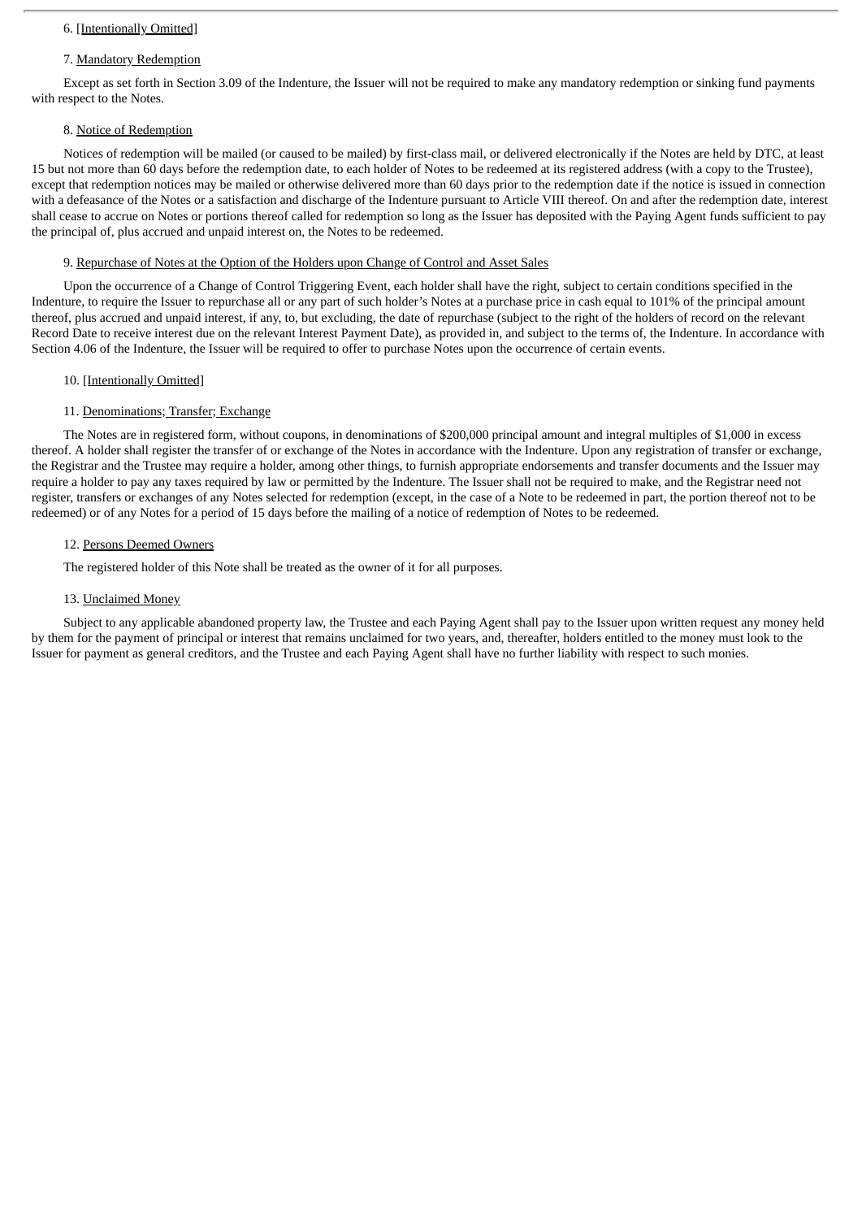6. [Intentionally Omitted]

7. Mandatory Redemption

Except as set forth in Section 3.09 of the Indenture, the Issuer will not be required to make any mandatory redemption or sinking fund payments with respect to the Notes.

8. Notice of Redemption

Notices of redemption will be mailed (or caused to be mailed) by first-class mail, or delivered electronically if the Notes are held by DTC, at least 15 but not more than 60 days before the redemption date, to each holder of Notes to be redeemed at its registered address (with a copy to the Trustee), except that redemption notices may be mailed or otherwise delivered more than 60 days prior to the redemption date if the notice is issued in connection with a defeasance of the Notes or a satisfaction and discharge of the Indenture pursuant to Article VIII thereof. On and after the redemption date, interest shall cease to accrue on Notes or portions thereof called for redemption so long as the Issuer has deposited with the Paying Agent funds sufficient to pay the principal of, plus accrued and unpaid interest on, the Notes to be redeemed.

9. Repurchase of Notes at the Option of the Holders upon Change of Control and Asset Sales

Upon the occurrence of a Change of Control Triggering Event, each holder shall have the right, subject to certain conditions specified in the Indenture, to require the Issuer to repurchase all or any part of such holder's Notes at a purchase price in cash equal to 101% of the principal amount thereof, plus accrued and unpaid interest, if any, to, but excluding, the date of repurchase (subject to the right of the holders of record on the relevant Record Date to receive interest due on the relevant Interest Payment Date), as provided in, and subject to the terms of, the Indenture. In accordance with Section 4.06 of the Indenture, the Issuer will be required to offer to purchase Notes upon the occurrence of certain events.

10. [Intentionally Omitted]

11. Denominations; Transfer; Exchange

The Notes are in registered form, without coupons, in denominations of $200,000 principal amount and integral multiples of $1,000 in excess thereof. A holder shall register the transfer of or exchange of the Notes in accordance with the Indenture. Upon any registration of transfer or exchange, the Registrar and the Trustee may require a holder, among other things, to furnish appropriate endorsements and transfer documents and the Issuer may require a holder to pay any taxes required by law or permitted by the Indenture. The Issuer shall not be required to make, and the Registrar need not register, transfers or exchanges of any Notes selected for redemption (except, in the case of a Note to be redeemed in part, the portion thereof not to be redeemed) or of any Notes for a period of 15 days before the mailing of a notice of redemption of Notes to be redeemed.

12. Persons Deemed Owners

The registered holder of this Note shall be treated as the owner of it for all purposes.

13. Unclaimed Money

Subject to any applicable abandoned property law, the Trustee and each Paying Agent shall pay to the Issuer upon written request any money held by them for the payment of principal or interest that remains unclaimed for two years, and, thereafter, holders entitled to the money must look to the Issuer for payment as general creditors, and the Trustee and each Paying Agent shall have no further liability with respect to such monies.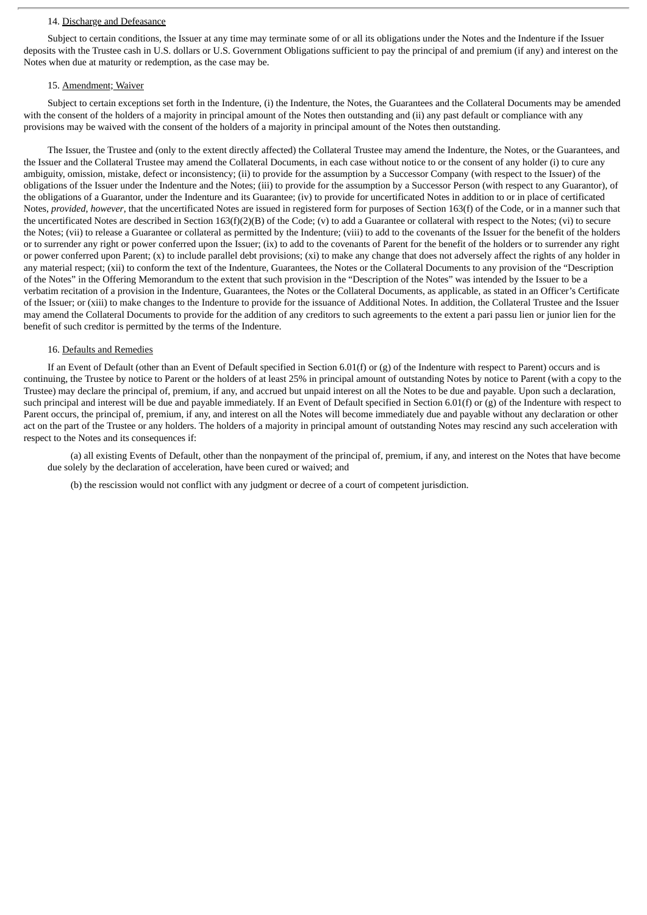14. Discharge and Defeasance

Subject to certain conditions, the Issuer at any time may terminate some of or all its obligations under the Notes and the Indenture if the Issuer deposits with the Trustee cash in U.S. dollars or U.S. Government Obligations sufficient to pay the principal of and premium (if any) and interest on the Notes when due at maturity or redemption, as the case may be.

15. Amendment; Waiver

Subject to certain exceptions set forth in the Indenture, (i) the Indenture, the Notes, the Guarantees and the Collateral Documents may be amended with the consent of the holders of a majority in principal amount of the Notes then outstanding and (ii) any past default or compliance with any provisions may be waived with the consent of the holders of a majority in principal amount of the Notes then outstanding.

The Issuer, the Trustee and (only to the extent directly affected) the Collateral Trustee may amend the Indenture, the Notes, or the Guarantees, and the Issuer and the Collateral Trustee may amend the Collateral Documents, in each case without notice to or the consent of any holder (i) to cure any ambiguity, omission, mistake, defect or inconsistency; (ii) to provide for the assumption by a Successor Company (with respect to the Issuer) of the obligations of the Issuer under the Indenture and the Notes; (iii) to provide for the assumption by a Successor Person (with respect to any Guarantor), of the obligations of a Guarantor, under the Indenture and its Guarantee; (iv) to provide for uncertificated Notes in addition to or in place of certificated Notes, *provided*, *however*, that the uncertificated Notes are issued in registered form for purposes of Section 163(f) of the Code, or in a manner such that the uncertificated Notes are described in Section 163(f)(2)(B) of the Code; (v) to add a Guarantee or collateral with respect to the Notes; (vi) to secure the Notes; (vii) to release a Guarantee or collateral as permitted by the Indenture; (viii) to add to the covenants of the Issuer for the benefit of the holders or to surrender any right or power conferred upon the Issuer; (ix) to add to the covenants of Parent for the benefit of the holders or to surrender any right or power conferred upon Parent; (x) to include parallel debt provisions; (xi) to make any change that does not adversely affect the rights of any holder in any material respect; (xii) to conform the text of the Indenture, Guarantees, the Notes or the Collateral Documents to any provision of the "Description of the Notes" in the Offering Memorandum to the extent that such provision in the "Description of the Notes" was intended by the Issuer to be a verbatim recitation of a provision in the Indenture, Guarantees, the Notes or the Collateral Documents, as applicable, as stated in an Officer's Certificate of the Issuer; or (xiii) to make changes to the Indenture to provide for the issuance of Additional Notes. In addition, the Collateral Trustee and the Issuer may amend the Collateral Documents to provide for the addition of any creditors to such agreements to the extent a pari passu lien or junior lien for the benefit of such creditor is permitted by the terms of the Indenture.

16. Defaults and Remedies

If an Event of Default (other than an Event of Default specified in Section 6.01(f) or (g) of the Indenture with respect to Parent) occurs and is continuing, the Trustee by notice to Parent or the holders of at least 25% in principal amount of outstanding Notes by notice to Parent (with a copy to the Trustee) may declare the principal of, premium, if any, and accrued but unpaid interest on all the Notes to be due and payable. Upon such a declaration, such principal and interest will be due and payable immediately. If an Event of Default specified in Section 6.01(f) or (g) of the Indenture with respect to Parent occurs, the principal of, premium, if any, and interest on all the Notes will become immediately due and payable without any declaration or other act on the part of the Trustee or any holders. The holders of a majority in principal amount of outstanding Notes may rescind any such acceleration with respect to the Notes and its consequences if:

(a) all existing Events of Default, other than the nonpayment of the principal of, premium, if any, and interest on the Notes that have become due solely by the declaration of acceleration, have been cured or waived; and

(b) the rescission would not conflict with any judgment or decree of a court of competent jurisdiction.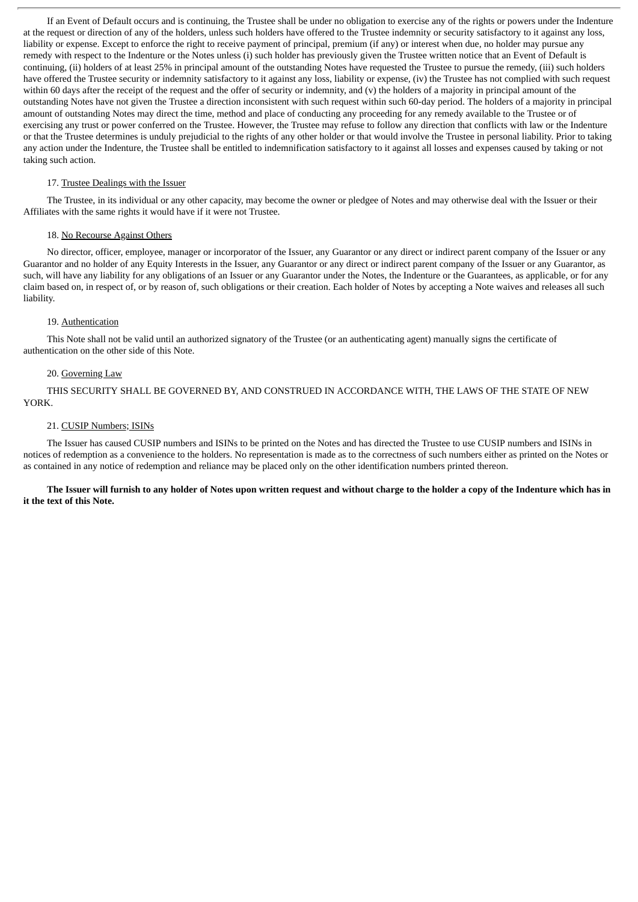If an Event of Default occurs and is continuing, the Trustee shall be under no obligation to exercise any of the rights or powers under the Indenture at the request or direction of any of the holders, unless such holders have offered to the Trustee indemnity or security satisfactory to it against any loss, liability or expense. Except to enforce the right to receive payment of principal, premium (if any) or interest when due, no holder may pursue any remedy with respect to the Indenture or the Notes unless (i) such holder has previously given the Trustee written notice that an Event of Default is continuing, (ii) holders of at least 25% in principal amount of the outstanding Notes have requested the Trustee to pursue the remedy, (iii) such holders have offered the Trustee security or indemnity satisfactory to it against any loss, liability or expense, (iv) the Trustee has not complied with such request within 60 days after the receipt of the request and the offer of security or indemnity, and (v) the holders of a majority in principal amount of the outstanding Notes have not given the Trustee a direction inconsistent with such request within such 60-day period. The holders of a majority in principal amount of outstanding Notes may direct the time, method and place of conducting any proceeding for any remedy available to the Trustee or of exercising any trust or power conferred on the Trustee. However, the Trustee may refuse to follow any direction that conflicts with law or the Indenture or that the Trustee determines is unduly prejudicial to the rights of any other holder or that would involve the Trustee in personal liability. Prior to taking any action under the Indenture, the Trustee shall be entitled to indemnification satisfactory to it against all losses and expenses caused by taking or not taking such action.

17. Trustee Dealings with the Issuer

The Trustee, in its individual or any other capacity, may become the owner or pledgee of Notes and may otherwise deal with the Issuer or their Affiliates with the same rights it would have if it were not Trustee.

18. No Recourse Against Others

No director, officer, employee, manager or incorporator of the Issuer, any Guarantor or any direct or indirect parent company of the Issuer or any Guarantor and no holder of any Equity Interests in the Issuer, any Guarantor or any direct or indirect parent company of the Issuer or any Guarantor, as such, will have any liability for any obligations of an Issuer or any Guarantor under the Notes, the Indenture or the Guarantees, as applicable, or for any claim based on, in respect of, or by reason of, such obligations or their creation. Each holder of Notes by accepting a Note waives and releases all such liability.

19. Authentication

This Note shall not be valid until an authorized signatory of the Trustee (or an authenticating agent) manually signs the certificate of authentication on the other side of this Note.

20. Governing Law

THIS SECURITY SHALL BE GOVERNED BY, AND CONSTRUED IN ACCORDANCE WITH, THE LAWS OF THE STATE OF NEW YORK.

21. CUSIP Numbers; ISINs

The Issuer has caused CUSIP numbers and ISINs to be printed on the Notes and has directed the Trustee to use CUSIP numbers and ISINs in notices of redemption as a convenience to the holders. No representation is made as to the correctness of such numbers either as printed on the Notes or as contained in any notice of redemption and reliance may be placed only on the other identification numbers printed thereon.

**The Issuer will furnish to any holder of Notes upon written request and without charge to the holder a copy of the Indenture which has in it the text of this Note.**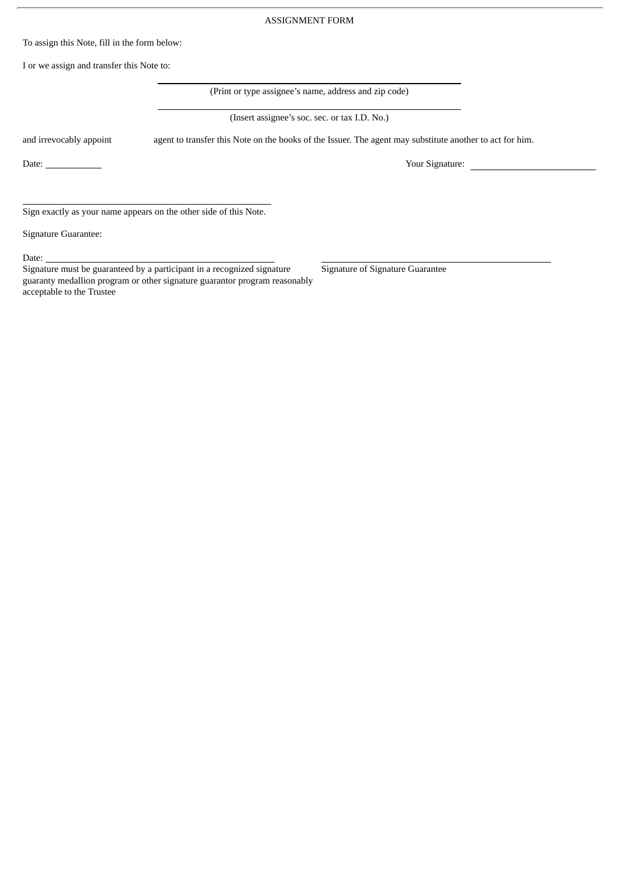ASSIGNMENT FORM

To assign this Note, fill in the form below:

I or we assign and transfer this Note to:

\_\_\_\_\_\_\_\_\_\_\_\_\_\_\_\_\_\_\_\_\_\_\_\_\_\_\_\_\_\_\_\_\_\_\_\_\_\_\_\_
(Print or type assignee's name, address and zip code)

\_\_\_\_\_\_\_\_\_\_\_\_\_\_\_\_\_\_\_\_\_\_\_\_\_\_\_\_\_\_\_\_\_\_\_\_\_\_\_\_
(Insert assignee's soc. sec. or tax I.D. No.)

and irrevocably appoint agent to transfer this Note on the books of the Issuer. The agent may substitute another to act for him.

Date: \_\_\_\_\_\_\_\_\_\_ Your Signature: \_\_\_\_\_\_\_\_\_\_\_\_\_\_\_\_\_\_\_\_

\_\_\_\_\_\_\_\_\_\_\_\_\_\_\_\_\_\_\_\_\_\_\_\_\_\_\_\_\_\_\_\_\_\_\_\_\_\_\_\_
Sign exactly as your name appears on the other side of this Note.

Signature Guarantee:

Date: \_\_\_\_\_\_\_\_\_\_\_\_\_\_\_\_\_\_\_\_\_\_\_\_\_\_\_\_\_\_\_\_\_\_\_\_\_\_\_\_
Signature must be guaranteed by a participant in a recognized signature guaranty medallion program or other signature guarantor program reasonably acceptable to the Trustee

\_\_\_\_\_\_\_\_\_\_\_\_\_\_\_\_\_\_\_\_\_\_\_\_\_\_\_\_\_\_\_\_\_\_\_\_\_\_\_\_
Signature of Signature Guarantee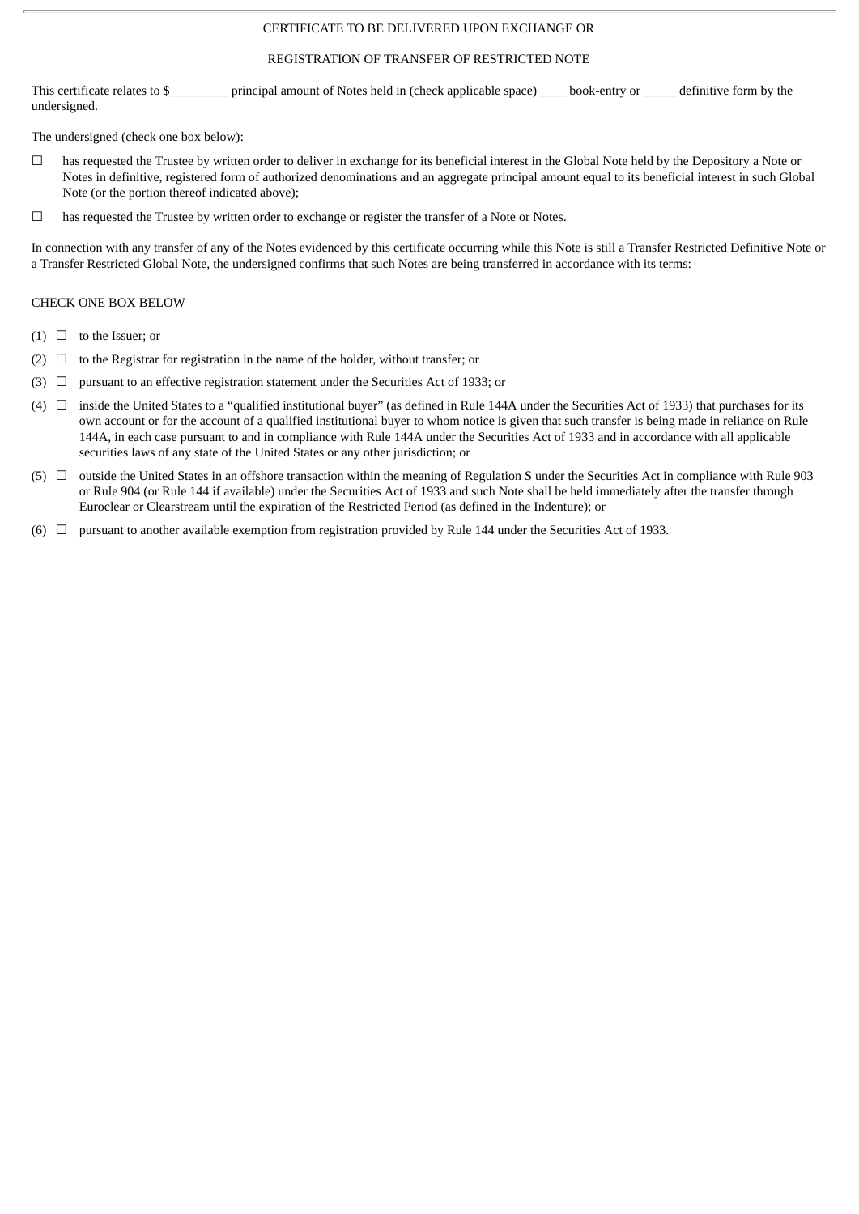CERTIFICATE TO BE DELIVERED UPON EXCHANGE OR

REGISTRATION OF TRANSFER OF RESTRICTED NOTE

This certificate relates to $_________ principal amount of Notes held in (check applicable space) ____ book-entry or _____ definitive form by the undersigned.

The undersigned (check one box below):

☐ has requested the Trustee by written order to deliver in exchange for its beneficial interest in the Global Note held by the Depository a Note or Notes in definitive, registered form of authorized denominations and an aggregate principal amount equal to its beneficial interest in such Global Note (or the portion thereof indicated above);

☐ has requested the Trustee by written order to exchange or register the transfer of a Note or Notes.

In connection with any transfer of any of the Notes evidenced by this certificate occurring while this Note is still a Transfer Restricted Definitive Note or a Transfer Restricted Global Note, the undersigned confirms that such Notes are being transferred in accordance with its terms:

CHECK ONE BOX BELOW

(1) ☐ to the Issuer; or

(2) ☐ to the Registrar for registration in the name of the holder, without transfer; or

(3) ☐ pursuant to an effective registration statement under the Securities Act of 1933; or

(4) ☐ inside the United States to a "qualified institutional buyer" (as defined in Rule 144A under the Securities Act of 1933) that purchases for its own account or for the account of a qualified institutional buyer to whom notice is given that such transfer is being made in reliance on Rule 144A, in each case pursuant to and in compliance with Rule 144A under the Securities Act of 1933 and in accordance with all applicable securities laws of any state of the United States or any other jurisdiction; or

(5) ☐ outside the United States in an offshore transaction within the meaning of Regulation S under the Securities Act in compliance with Rule 903 or Rule 904 (or Rule 144 if available) under the Securities Act of 1933 and such Note shall be held immediately after the transfer through Euroclear or Clearstream until the expiration of the Restricted Period (as defined in the Indenture); or

(6) ☐ pursuant to another available exemption from registration provided by Rule 144 under the Securities Act of 1933.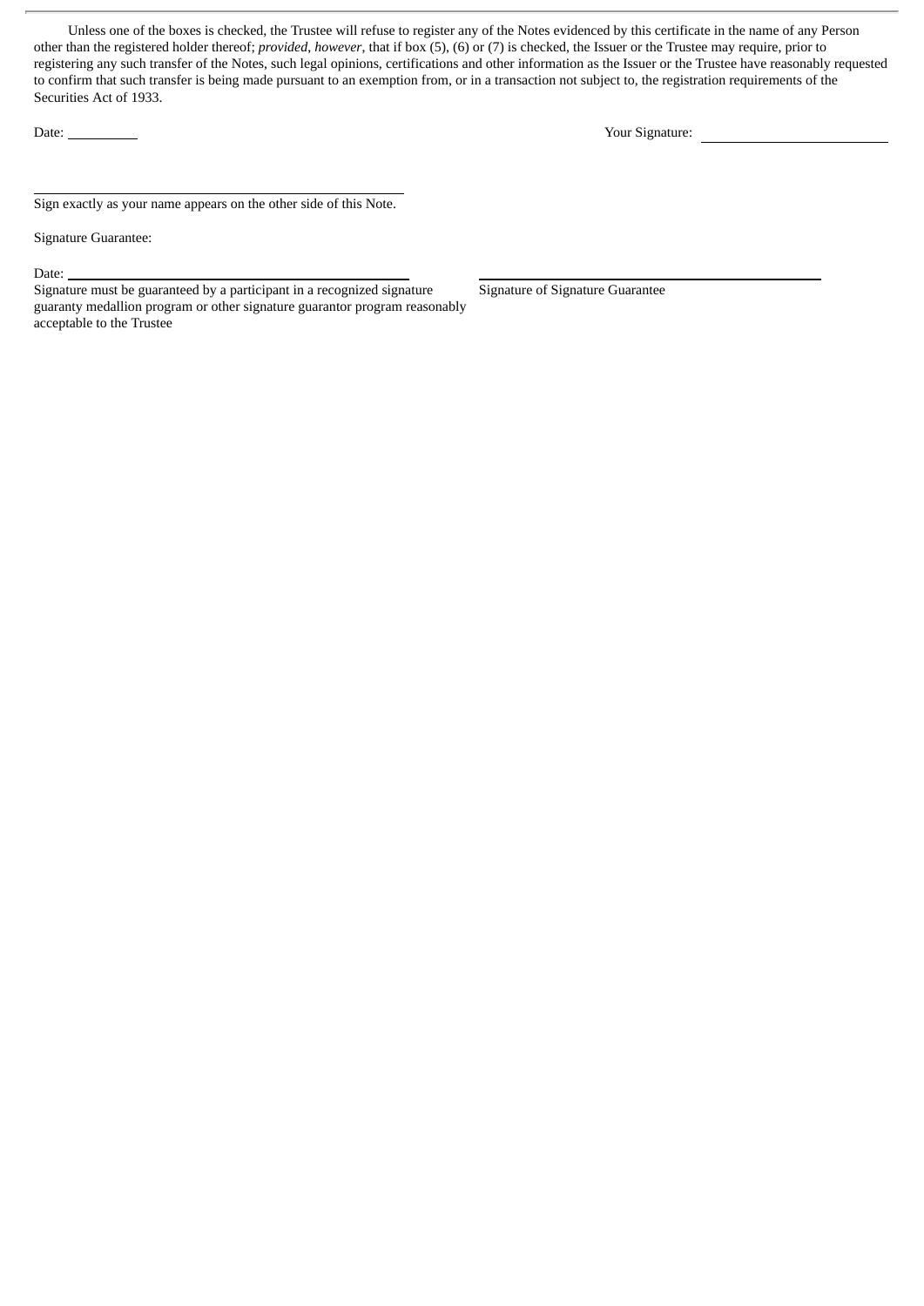Unless one of the boxes is checked, the Trustee will refuse to register any of the Notes evidenced by this certificate in the name of any Person other than the registered holder thereof; *provided*, *however*, that if box (5), (6) or (7) is checked, the Issuer or the Trustee may require, prior to registering any such transfer of the Notes, such legal opinions, certifications and other information as the Issuer or the Trustee have reasonably requested to confirm that such transfer is being made pursuant to an exemption from, or in a transaction not subject to, the registration requirements of the Securities Act of 1933.

Date: __________ Your Signature: __________________________

______________________________________________

Sign exactly as your name appears on the other side of this Note.

Signature Guarantee:

Date: ______________________________________________

Signature must be guaranteed by a participant in a recognized signature guaranty medallion program or other signature guarantor program reasonably acceptable to the Trustee

______________________________________________

Signature of Signature Guarantee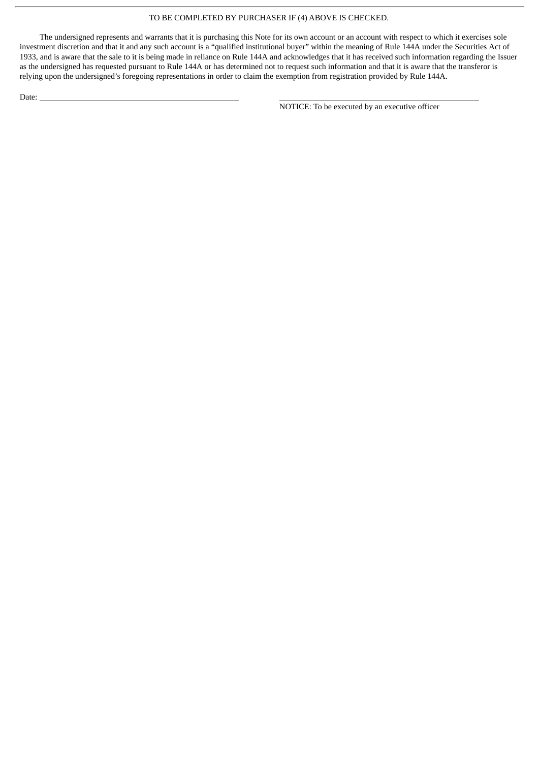TO BE COMPLETED BY PURCHASER IF (4) ABOVE IS CHECKED.

The undersigned represents and warrants that it is purchasing this Note for its own account or an account with respect to which it exercises sole investment discretion and that it and any such account is a "qualified institutional buyer" within the meaning of Rule 144A under the Securities Act of 1933, and is aware that the sale to it is being made in reliance on Rule 144A and acknowledges that it has received such information regarding the Issuer as the undersigned has requested pursuant to Rule 144A or has determined not to request such information and that it is aware that the transferor is relying upon the undersigned's foregoing representations in order to claim the exemption from registration provided by Rule 144A.

Date: \_\_\_\_\_\_\_\_\_\_\_\_\_\_\_\_\_\_\_\_\_\_\_\_\_\_\_\_\_\_\_\_\_\_\_\_\_\_\_\_

\_\_\_\_\_\_\_\_\_\_\_\_\_\_\_\_\_\_\_\_\_\_\_\_\_\_\_\_\_\_\_\_\_\_\_\_\_\_\_\_

NOTICE: To be executed by an executive officer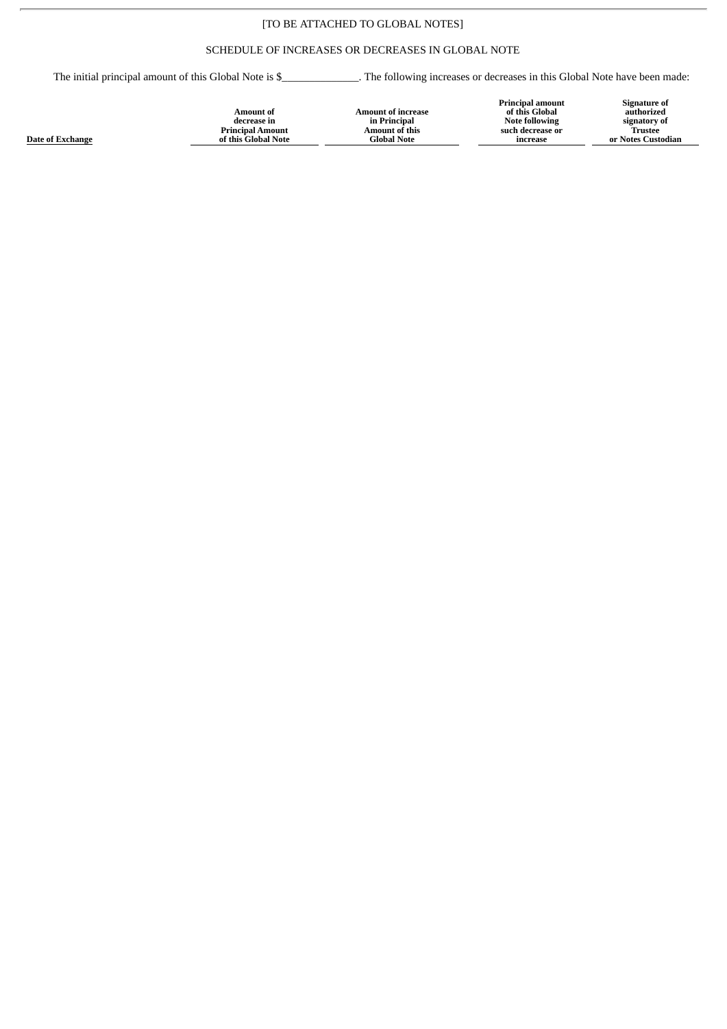[TO BE ATTACHED TO GLOBAL NOTES]

SCHEDULE OF INCREASES OR DECREASES IN GLOBAL NOTE

The initial principal amount of this Global Note is $______________. The following increases or decreases in this Global Note have been made:

| Date of Exchange | Amount of decrease in Principal Amount of this Global Note | Amount of increase in Principal Amount of this Global Note | Principal amount of this Global Note following such decrease or increase | Signature of authorized signatory of Trustee or Notes Custodian |
|---|---|---|---|---|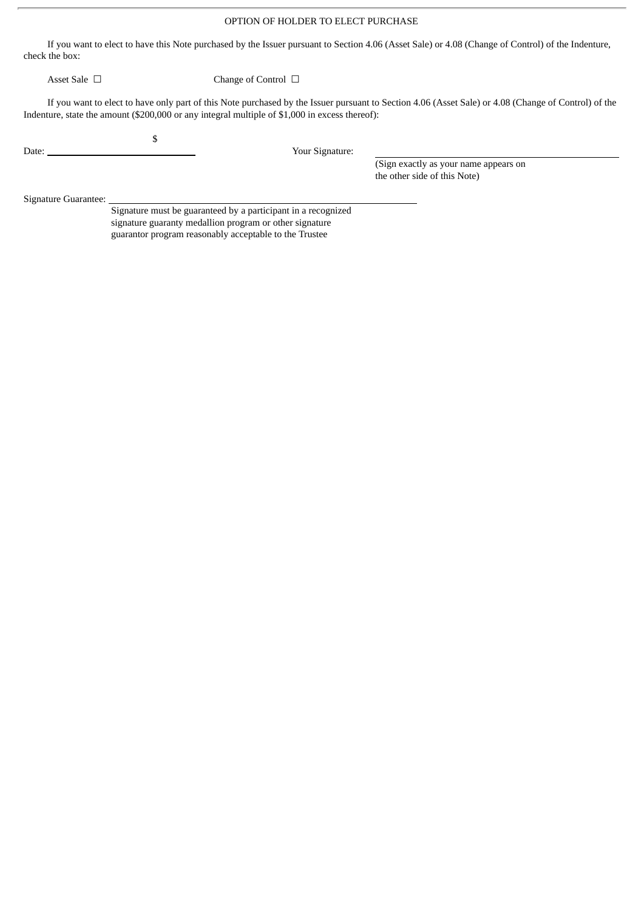OPTION OF HOLDER TO ELECT PURCHASE

If you want to elect to have this Note purchased by the Issuer pursuant to Section 4.06 (Asset Sale) or 4.08 (Change of Control) of the Indenture, check the box:

Asset Sale ☐ Change of Control ☐

If you want to elect to have only part of this Note purchased by the Issuer pursuant to Section 4.06 (Asset Sale) or 4.08 (Change of Control) of the Indenture, state the amount ($200,000 or any integral multiple of $1,000 in excess thereof):

$

Date: \_\_\_\_\_\_\_\_\_\_\_\_\_\_\_\_\_\_\_\_ Your Signature: \_\_\_\_\_\_\_\_\_\_\_\_\_\_\_\_\_\_\_\_

(Sign exactly as your name appears on the other side of this Note)

Signature Guarantee: \_\_\_\_\_\_\_\_\_\_\_\_\_\_\_\_\_\_\_\_

Signature must be guaranteed by a participant in a recognized signature guaranty medallion program or other signature guarantor program reasonably acceptable to the Trustee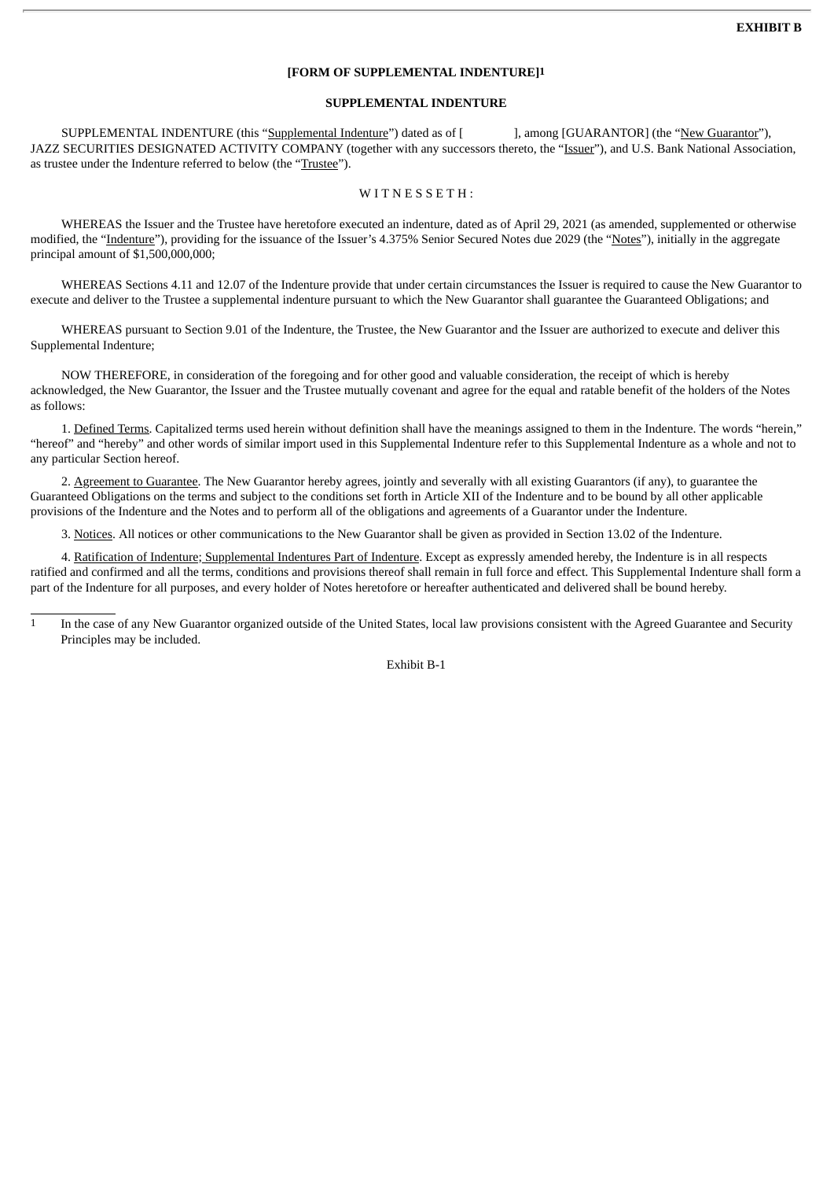**EXHIBIT B**

**[FORM OF SUPPLEMENTAL INDENTURE][1]**

**SUPPLEMENTAL INDENTURE**

SUPPLEMENTAL INDENTURE (this "Supplemental Indenture") dated as of [            ], among [GUARANTOR] (the "New Guarantor"), JAZZ SECURITIES DESIGNATED ACTIVITY COMPANY (together with any successors thereto, the "Issuer"), and U.S. Bank National Association, as trustee under the Indenture referred to below (the "Trustee").

W I T N E S S E T H :

WHEREAS the Issuer and the Trustee have heretofore executed an indenture, dated as of April 29, 2021 (as amended, supplemented or otherwise modified, the "Indenture"), providing for the issuance of the Issuer's 4.375% Senior Secured Notes due 2029 (the "Notes"), initially in the aggregate principal amount of $1,500,000,000;

WHEREAS Sections 4.11 and 12.07 of the Indenture provide that under certain circumstances the Issuer is required to cause the New Guarantor to execute and deliver to the Trustee a supplemental indenture pursuant to which the New Guarantor shall guarantee the Guaranteed Obligations; and

WHEREAS pursuant to Section 9.01 of the Indenture, the Trustee, the New Guarantor and the Issuer are authorized to execute and deliver this Supplemental Indenture;

NOW THEREFORE, in consideration of the foregoing and for other good and valuable consideration, the receipt of which is hereby acknowledged, the New Guarantor, the Issuer and the Trustee mutually covenant and agree for the equal and ratable benefit of the holders of the Notes as follows:

1. Defined Terms. Capitalized terms used herein without definition shall have the meanings assigned to them in the Indenture. The words "herein," "hereof" and "hereby" and other words of similar import used in this Supplemental Indenture refer to this Supplemental Indenture as a whole and not to any particular Section hereof.

2. Agreement to Guarantee. The New Guarantor hereby agrees, jointly and severally with all existing Guarantors (if any), to guarantee the Guaranteed Obligations on the terms and subject to the conditions set forth in Article XII of the Indenture and to be bound by all other applicable provisions of the Indenture and the Notes and to perform all of the obligations and agreements of a Guarantor under the Indenture.

3. Notices. All notices or other communications to the New Guarantor shall be given as provided in Section 13.02 of the Indenture.

4. Ratification of Indenture; Supplemental Indentures Part of Indenture. Except as expressly amended hereby, the Indenture is in all respects ratified and confirmed and all the terms, conditions and provisions thereof shall remain in full force and effect. This Supplemental Indenture shall form a part of the Indenture for all purposes, and every holder of Notes heretofore or hereafter authenticated and delivered shall be bound hereby.

[1] In the case of any New Guarantor organized outside of the United States, local law provisions consistent with the Agreed Guarantee and Security Principles may be included.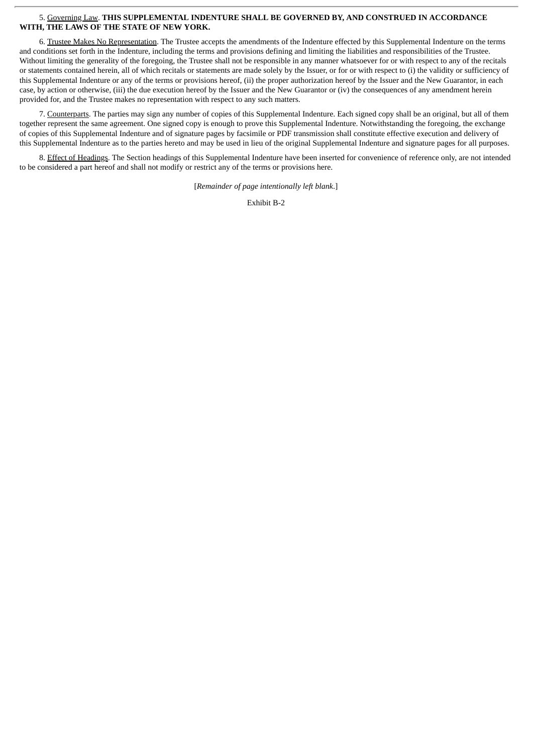5. Governing Law. **THIS SUPPLEMENTAL INDENTURE SHALL BE GOVERNED BY, AND CONSTRUED IN ACCORDANCE WITH, THE LAWS OF THE STATE OF NEW YORK.**

6. Trustee Makes No Representation. The Trustee accepts the amendments of the Indenture effected by this Supplemental Indenture on the terms and conditions set forth in the Indenture, including the terms and provisions defining and limiting the liabilities and responsibilities of the Trustee. Without limiting the generality of the foregoing, the Trustee shall not be responsible in any manner whatsoever for or with respect to any of the recitals or statements contained herein, all of which recitals or statements are made solely by the Issuer, or for or with respect to (i) the validity or sufficiency of this Supplemental Indenture or any of the terms or provisions hereof, (ii) the proper authorization hereof by the Issuer and the New Guarantor, in each case, by action or otherwise, (iii) the due execution hereof by the Issuer and the New Guarantor or (iv) the consequences of any amendment herein provided for, and the Trustee makes no representation with respect to any such matters.

7. Counterparts. The parties may sign any number of copies of this Supplemental Indenture. Each signed copy shall be an original, but all of them together represent the same agreement. One signed copy is enough to prove this Supplemental Indenture. Notwithstanding the foregoing, the exchange of copies of this Supplemental Indenture and of signature pages by facsimile or PDF transmission shall constitute effective execution and delivery of this Supplemental Indenture as to the parties hereto and may be used in lieu of the original Supplemental Indenture and signature pages for all purposes.

8. Effect of Headings. The Section headings of this Supplemental Indenture have been inserted for convenience of reference only, are not intended to be considered a part hereof and shall not modify or restrict any of the terms or provisions here.

[*Remainder of page intentionally left blank.*]

Exhibit B-2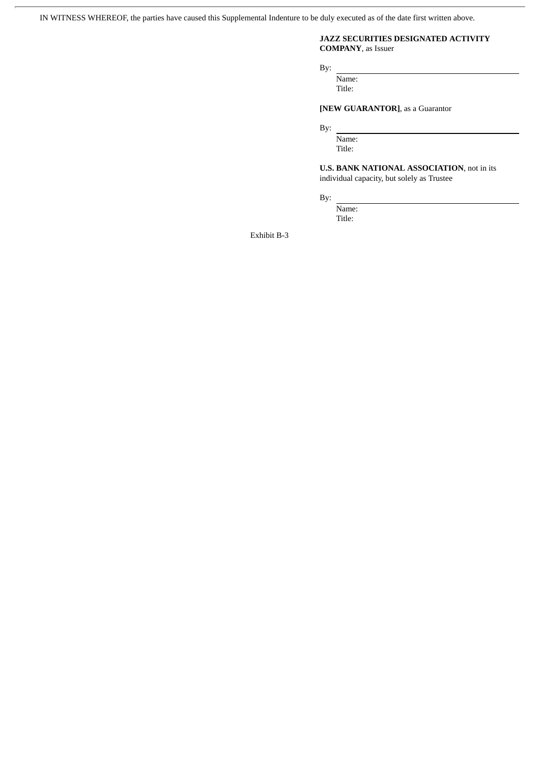IN WITNESS WHEREOF, the parties have caused this Supplemental Indenture to be duly executed as of the date first written above.

**JAZZ SECURITIES DESIGNATED ACTIVITY COMPANY**, as Issuer

By: \_\_\_\_\_\_\_\_\_\_\_\_\_\_\_\_\_\_\_\_\_\_\_\_\_\_\_\_\_\_
Name:
Title:

**[NEW GUARANTOR]**, as a Guarantor

By: \_\_\_\_\_\_\_\_\_\_\_\_\_\_\_\_\_\_\_\_\_\_\_\_\_\_\_\_\_\_
Name:
Title:

**U.S. BANK NATIONAL ASSOCIATION**, not in its individual capacity, but solely as Trustee

By: \_\_\_\_\_\_\_\_\_\_\_\_\_\_\_\_\_\_\_\_\_\_\_\_\_\_\_\_\_\_
Name:
Title:

Exhibit B-3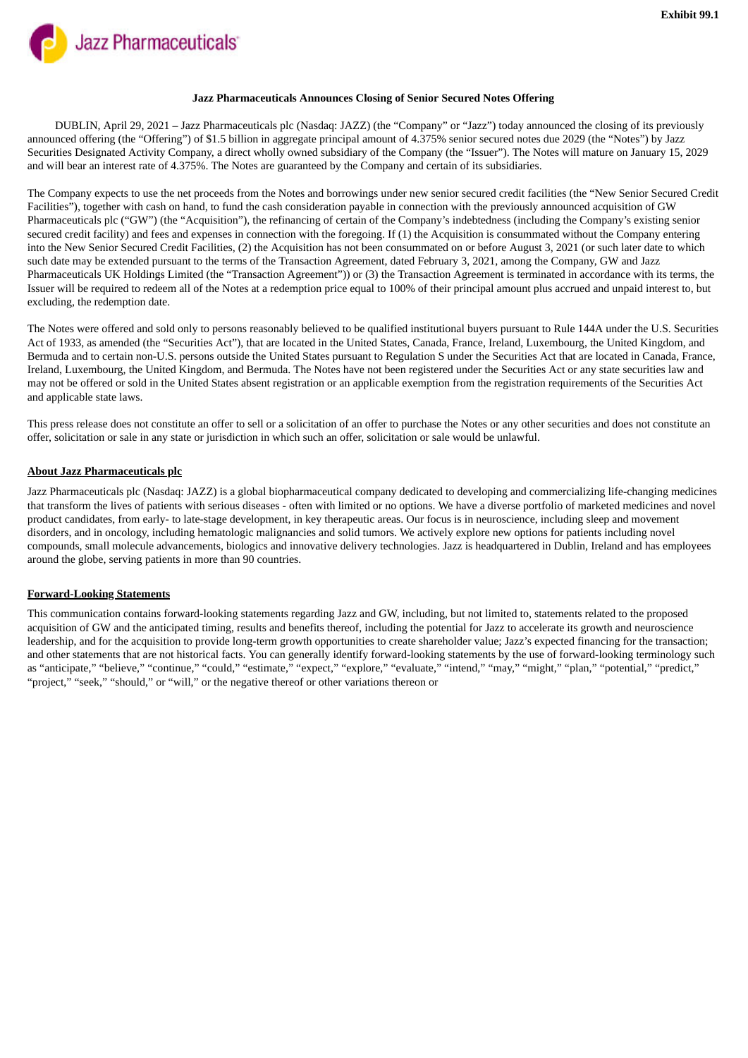**Exhibit 99.1**

Jazz Pharmaceuticals

**Jazz Pharmaceuticals Announces Closing of Senior Secured Notes Offering**

DUBLIN, April 29, 2021 – Jazz Pharmaceuticals plc (Nasdaq: JAZZ) (the "Company" or "Jazz") today announced the closing of its previously announced offering (the "Offering") of $1.5 billion in aggregate principal amount of 4.375% senior secured notes due 2029 (the "Notes") by Jazz Securities Designated Activity Company, a direct wholly owned subsidiary of the Company (the "Issuer"). The Notes will mature on January 15, 2029 and will bear an interest rate of 4.375%. The Notes are guaranteed by the Company and certain of its subsidiaries.

The Company expects to use the net proceeds from the Notes and borrowings under new senior secured credit facilities (the "New Senior Secured Credit Facilities"), together with cash on hand, to fund the cash consideration payable in connection with the previously announced acquisition of GW Pharmaceuticals plc ("GW") (the "Acquisition"), the refinancing of certain of the Company's indebtedness (including the Company's existing senior secured credit facility) and fees and expenses in connection with the foregoing. If (1) the Acquisition is consummated without the Company entering into the New Senior Secured Credit Facilities, (2) the Acquisition has not been consummated on or before August 3, 2021 (or such later date to which such date may be extended pursuant to the terms of the Transaction Agreement, dated February 3, 2021, among the Company, GW and Jazz Pharmaceuticals UK Holdings Limited (the "Transaction Agreement")) or (3) the Transaction Agreement is terminated in accordance with its terms, the Issuer will be required to redeem all of the Notes at a redemption price equal to 100% of their principal amount plus accrued and unpaid interest to, but excluding, the redemption date.

The Notes were offered and sold only to persons reasonably believed to be qualified institutional buyers pursuant to Rule 144A under the U.S. Securities Act of 1933, as amended (the "Securities Act"), that are located in the United States, Canada, France, Ireland, Luxembourg, the United Kingdom, and Bermuda and to certain non-U.S. persons outside the United States pursuant to Regulation S under the Securities Act that are located in Canada, France, Ireland, Luxembourg, the United Kingdom, and Bermuda. The Notes have not been registered under the Securities Act or any state securities law and may not be offered or sold in the United States absent registration or an applicable exemption from the registration requirements of the Securities Act and applicable state laws.

This press release does not constitute an offer to sell or a solicitation of an offer to purchase the Notes or any other securities and does not constitute an offer, solicitation or sale in any state or jurisdiction in which such an offer, solicitation or sale would be unlawful.

**About Jazz Pharmaceuticals plc**

Jazz Pharmaceuticals plc (Nasdaq: JAZZ) is a global biopharmaceutical company dedicated to developing and commercializing life-changing medicines that transform the lives of patients with serious diseases - often with limited or no options. We have a diverse portfolio of marketed medicines and novel product candidates, from early- to late-stage development, in key therapeutic areas. Our focus is in neuroscience, including sleep and movement disorders, and in oncology, including hematologic malignancies and solid tumors. We actively explore new options for patients including novel compounds, small molecule advancements, biologics and innovative delivery technologies. Jazz is headquartered in Dublin, Ireland and has employees around the globe, serving patients in more than 90 countries.

**Forward-Looking Statements**

This communication contains forward-looking statements regarding Jazz and GW, including, but not limited to, statements related to the proposed acquisition of GW and the anticipated timing, results and benefits thereof, including the potential for Jazz to accelerate its growth and neuroscience leadership, and for the acquisition to provide long-term growth opportunities to create shareholder value; Jazz's expected financing for the transaction; and other statements that are not historical facts. You can generally identify forward-looking statements by the use of forward-looking terminology such as "anticipate," "believe," "continue," "could," "estimate," "expect," "explore," "evaluate," "intend," "may," "might," "plan," "potential," "predict," "project," "seek," "should," or "will," or the negative thereof or other variations thereon or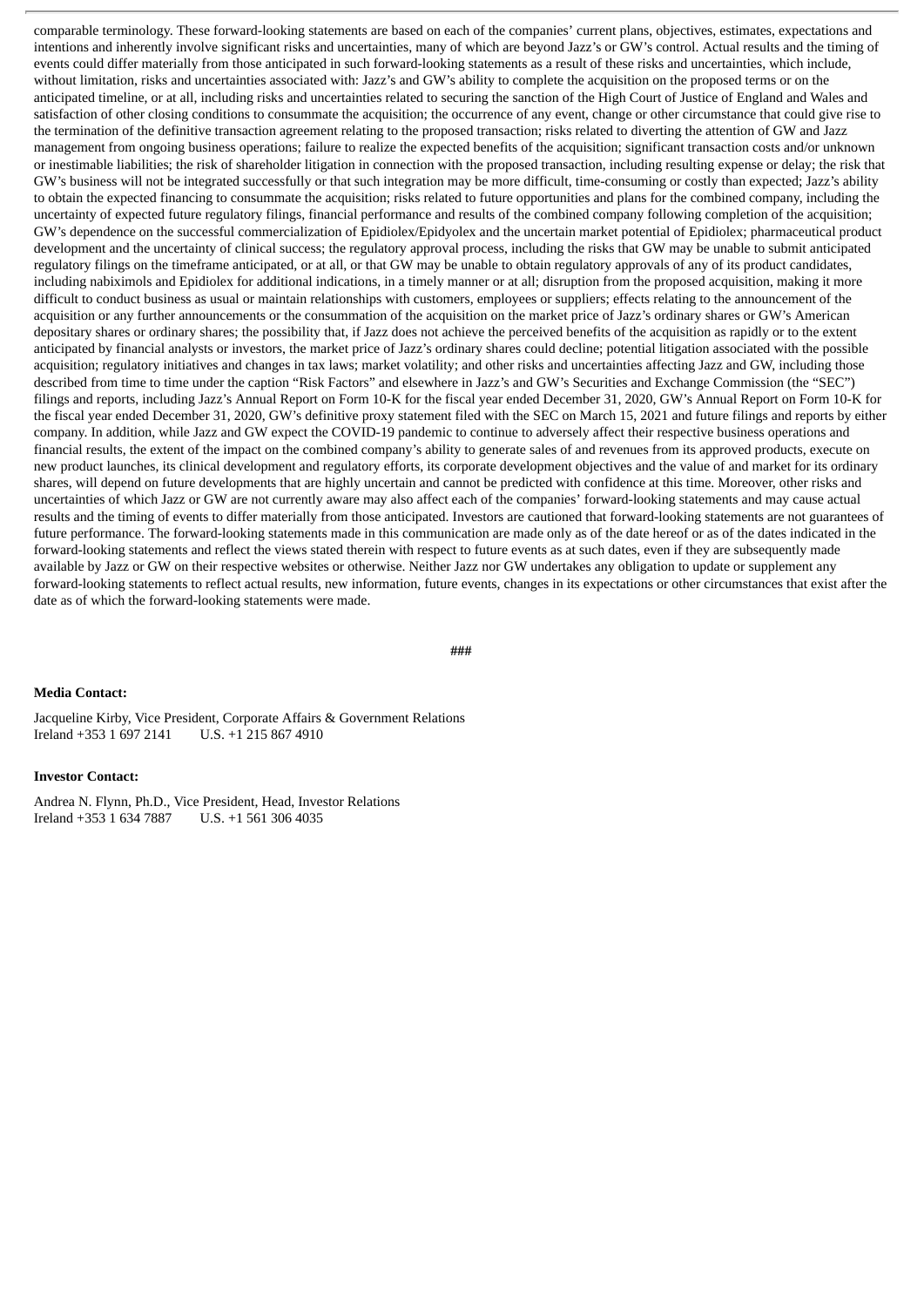comparable terminology. These forward-looking statements are based on each of the companies' current plans, objectives, estimates, expectations and intentions and inherently involve significant risks and uncertainties, many of which are beyond Jazz's or GW's control. Actual results and the timing of events could differ materially from those anticipated in such forward-looking statements as a result of these risks and uncertainties, which include, without limitation, risks and uncertainties associated with: Jazz's and GW's ability to complete the acquisition on the proposed terms or on the anticipated timeline, or at all, including risks and uncertainties related to securing the sanction of the High Court of Justice of England and Wales and satisfaction of other closing conditions to consummate the acquisition; the occurrence of any event, change or other circumstance that could give rise to the termination of the definitive transaction agreement relating to the proposed transaction; risks related to diverting the attention of GW and Jazz management from ongoing business operations; failure to realize the expected benefits of the acquisition; significant transaction costs and/or unknown or inestimable liabilities; the risk of shareholder litigation in connection with the proposed transaction, including resulting expense or delay; the risk that GW's business will not be integrated successfully or that such integration may be more difficult, time-consuming or costly than expected; Jazz's ability to obtain the expected financing to consummate the acquisition; risks related to future opportunities and plans for the combined company, including the uncertainty of expected future regulatory filings, financial performance and results of the combined company following completion of the acquisition; GW's dependence on the successful commercialization of Epidiolex/Epidyolex and the uncertain market potential of Epidiolex; pharmaceutical product development and the uncertainty of clinical success; the regulatory approval process, including the risks that GW may be unable to submit anticipated regulatory filings on the timeframe anticipated, or at all, or that GW may be unable to obtain regulatory approvals of any of its product candidates, including nabiximols and Epidiolex for additional indications, in a timely manner or at all; disruption from the proposed acquisition, making it more difficult to conduct business as usual or maintain relationships with customers, employees or suppliers; effects relating to the announcement of the acquisition or any further announcements or the consummation of the acquisition on the market price of Jazz's ordinary shares or GW's American depositary shares or ordinary shares; the possibility that, if Jazz does not achieve the perceived benefits of the acquisition as rapidly or to the extent anticipated by financial analysts or investors, the market price of Jazz's ordinary shares could decline; potential litigation associated with the possible acquisition; regulatory initiatives and changes in tax laws; market volatility; and other risks and uncertainties affecting Jazz and GW, including those described from time to time under the caption "Risk Factors" and elsewhere in Jazz's and GW's Securities and Exchange Commission (the "SEC") filings and reports, including Jazz's Annual Report on Form 10-K for the fiscal year ended December 31, 2020, GW's Annual Report on Form 10-K for the fiscal year ended December 31, 2020, GW's definitive proxy statement filed with the SEC on March 15, 2021 and future filings and reports by either company. In addition, while Jazz and GW expect the COVID-19 pandemic to continue to adversely affect their respective business operations and financial results, the extent of the impact on the combined company's ability to generate sales of and revenues from its approved products, execute on new product launches, its clinical development and regulatory efforts, its corporate development objectives and the value of and market for its ordinary shares, will depend on future developments that are highly uncertain and cannot be predicted with confidence at this time. Moreover, other risks and uncertainties of which Jazz or GW are not currently aware may also affect each of the companies' forward-looking statements and may cause actual results and the timing of events to differ materially from those anticipated. Investors are cautioned that forward-looking statements are not guarantees of future performance. The forward-looking statements made in this communication are made only as of the date hereof or as of the dates indicated in the forward-looking statements and reflect the views stated therein with respect to future events as at such dates, even if they are subsequently made available by Jazz or GW on their respective websites or otherwise. Neither Jazz nor GW undertakes any obligation to update or supplement any forward-looking statements to reflect actual results, new information, future events, changes in its expectations or other circumstances that exist after the date as of which the forward-looking statements were made.

###

**Media Contact:**

Jacqueline Kirby, Vice President, Corporate Affairs & Government Relations
Ireland +353 1 697 2141     U.S. +1 215 867 4910

**Investor Contact:**

Andrea N. Flynn, Ph.D., Vice President, Head, Investor Relations
Ireland +353 1 634 7887     U.S. +1 561 306 4035